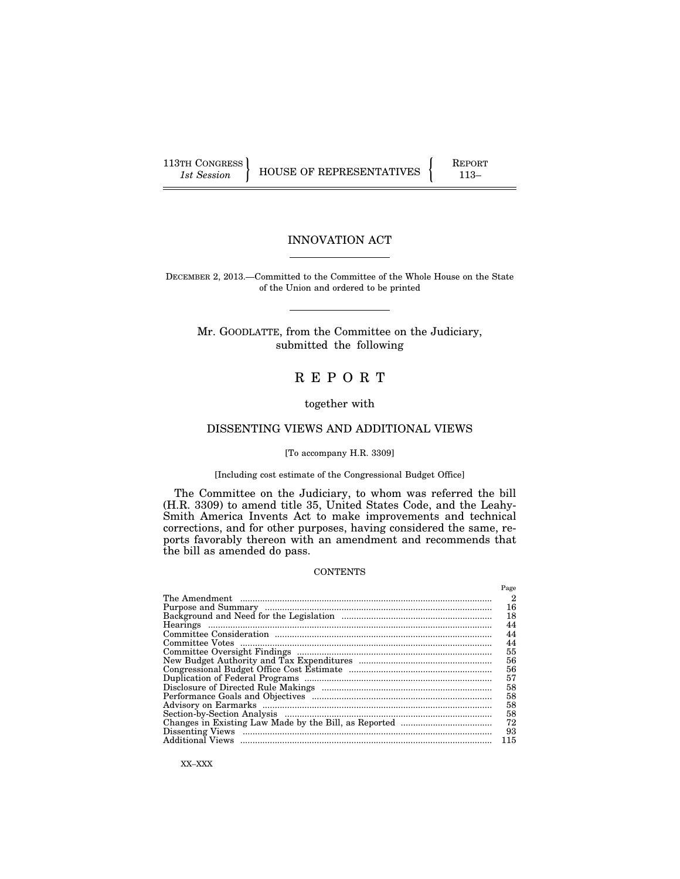113TH CONGRESS
*1st Session*

HOUSE OF REPRESENTATIVES

REPORT
113–

# INNOVATION ACT

DECEMBER 2, 2013.—Committed to the Committee of the Whole House on the State of the Union and ordered to be printed

Mr. GOODLATTE, from the Committee on the Judiciary, submitted the following

# R E P O R T

together with

## DISSENTING VIEWS AND ADDITIONAL VIEWS

[To accompany H.R. 3309]

[Including cost estimate of the Congressional Budget Office]

The Committee on the Judiciary, to whom was referred the bill (H.R. 3309) to amend title 35, United States Code, and the Leahy-Smith America Invents Act to make improvements and technical corrections, and for other purposes, having considered the same, reports favorably thereon with an amendment and recommends that the bill as amended do pass.

CONTENTS

| | Page |
|---|---|
| The Amendment | 2 |
| Purpose and Summary | 16 |
| Background and Need for the Legislation | 18 |
| Hearings | 44 |
| Committee Consideration | 44 |
| Committee Votes | 44 |
| Committee Oversight Findings | 55 |
| New Budget Authority and Tax Expenditures | 56 |
| Congressional Budget Office Cost Estimate | 56 |
| Duplication of Federal Programs | 57 |
| Disclosure of Directed Rule Makings | 58 |
| Performance Goals and Objectives | 58 |
| Advisory on Earmarks | 58 |
| Section-by-Section Analysis | 58 |
| Changes in Existing Law Made by the Bill, as Reported | 72 |
| Dissenting Views | 93 |
| Additional Views | 115 |

XX–XXX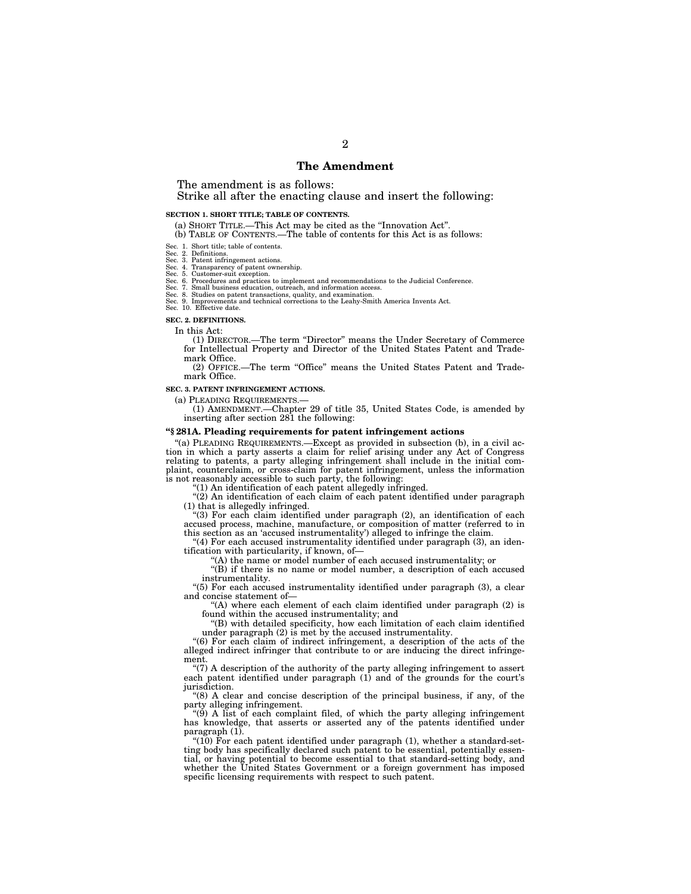## The Amendment

The amendment is as follows:

Strike all after the enacting clause and insert the following:

**SECTION 1. SHORT TITLE; TABLE OF CONTENTS.**

(a) SHORT TITLE.—This Act may be cited as the "Innovation Act".

(b) TABLE OF CONTENTS.—The table of contents for this Act is as follows:

Sec. 1. Short title; table of contents.
Sec. 2. Definitions.
Sec. 3. Patent infringement actions.
Sec. 4. Transparency of patent ownership.
Sec. 5. Customer-suit exception.
Sec. 6. Procedures and practices to implement and recommendations to the Judicial Conference.
Sec. 7. Small business education, outreach, and information access.
Sec. 8. Studies on patent transactions, quality, and examination.
Sec. 9. Improvements and technical corrections to the Leahy-Smith America Invents Act.
Sec. 10. Effective date.

**SEC. 2. DEFINITIONS.**

In this Act:

(1) DIRECTOR.—The term "Director" means the Under Secretary of Commerce for Intellectual Property and Director of the United States Patent and Trademark Office.

(2) OFFICE.—The term "Office" means the United States Patent and Trademark Office.

**SEC. 3. PATENT INFRINGEMENT ACTIONS.**

(a) PLEADING REQUIREMENTS.—

(1) AMENDMENT.—Chapter 29 of title 35, United States Code, is amended by inserting after section 281 the following:

**"§ 281A. Pleading requirements for patent infringement actions**

"(a) PLEADING REQUIREMENTS.—Except as provided in subsection (b), in a civil action in which a party asserts a claim for relief arising under any Act of Congress relating to patents, a party alleging infringement shall include in the initial complaint, counterclaim, or cross-claim for patent infringement, unless the information is not reasonably accessible to such party, the following:

"(1) An identification of each patent allegedly infringed.

"(2) An identification of each claim of each patent identified under paragraph (1) that is allegedly infringed.

"(3) For each claim identified under paragraph (2), an identification of each accused process, machine, manufacture, or composition of matter (referred to in this section as an 'accused instrumentality') alleged to infringe the claim.

"(4) For each accused instrumentality identified under paragraph (3), an identification with particularity, if known, of—

"(A) the name or model number of each accused instrumentality; or

"(B) if there is no name or model number, a description of each accused instrumentality.

"(5) For each accused instrumentality identified under paragraph (3), a clear and concise statement of—

"(A) where each element of each claim identified under paragraph (2) is found within the accused instrumentality; and

"(B) with detailed specificity, how each limitation of each claim identified under paragraph (2) is met by the accused instrumentality.

"(6) For each claim of indirect infringement, a description of the acts of the alleged indirect infringer that contribute to or are inducing the direct infringement.

"(7) A description of the authority of the party alleging infringement to assert each patent identified under paragraph (1) and of the grounds for the court's jurisdiction.

"(8) A clear and concise description of the principal business, if any, of the party alleging infringement.

"(9) A list of each complaint filed, of which the party alleging infringement has knowledge, that asserts or asserted any of the patents identified under paragraph (1).

"(10) For each patent identified under paragraph (1), whether a standard-setting body has specifically declared such patent to be essential, potentially essential, or having potential to become essential to that standard-setting body, and whether the United States Government or a foreign government has imposed specific licensing requirements with respect to such patent.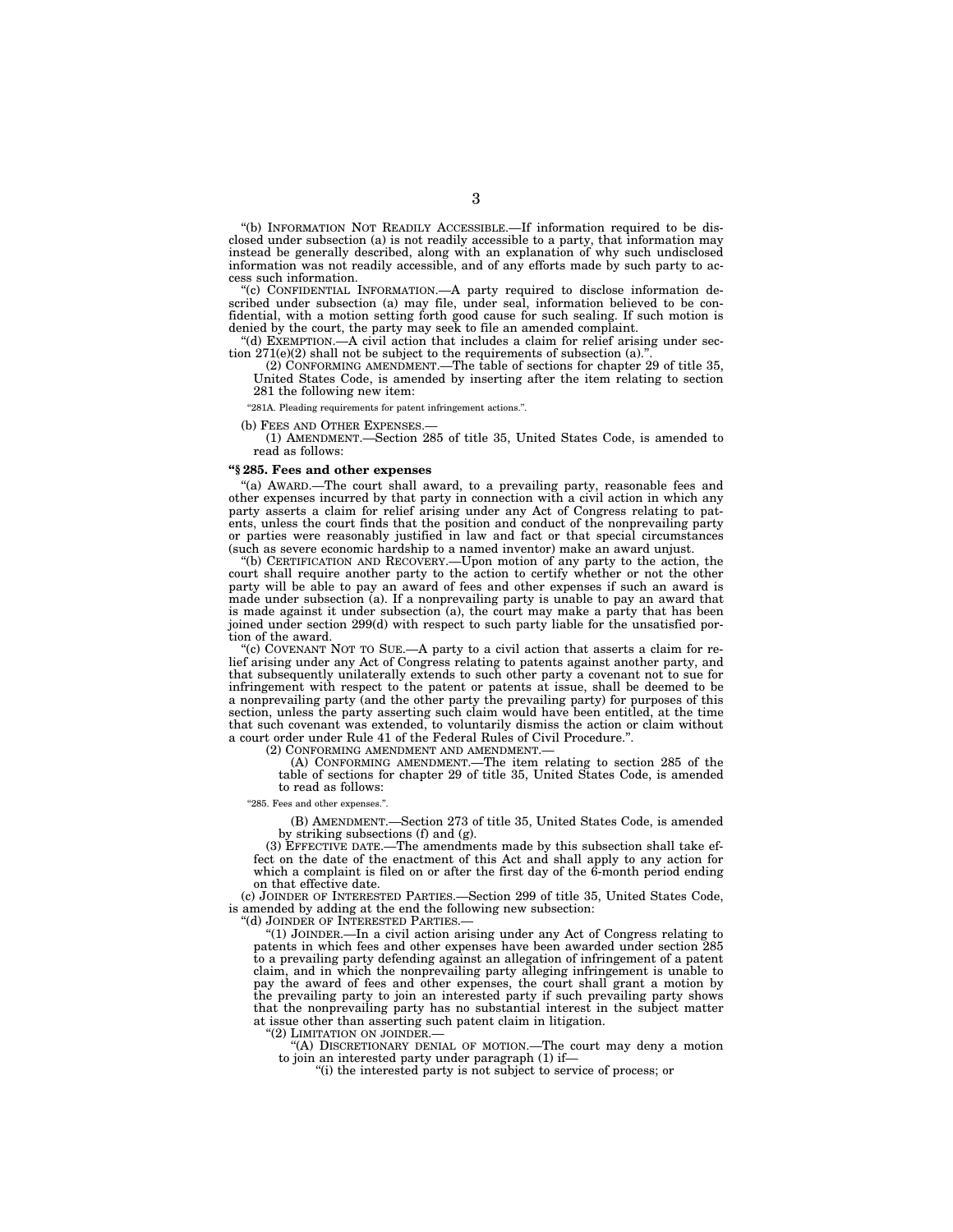"(b) INFORMATION NOT READILY ACCESSIBLE.—If information required to be disclosed under subsection (a) is not readily accessible to a party, that information may instead be generally described, along with an explanation of why such undisclosed information was not readily accessible, and of any efforts made by such party to access such information.

"(c) CONFIDENTIAL INFORMATION.—A party required to disclose information described under subsection (a) may file, under seal, information believed to be confidential, with a motion setting forth good cause for such sealing. If such motion is denied by the court, the party may seek to file an amended complaint.

"(d) EXEMPTION.—A civil action that includes a claim for relief arising under section 271(e)(2) shall not be subject to the requirements of subsection (a).".

(2) CONFORMING AMENDMENT.—The table of sections for chapter 29 of title 35, United States Code, is amended by inserting after the item relating to section 281 the following new item:

"281A. Pleading requirements for patent infringement actions.".

(b) FEES AND OTHER EXPENSES.—

(1) AMENDMENT.—Section 285 of title 35, United States Code, is amended to read as follows:

**"§ 285. Fees and other expenses**

"(a) AWARD.—The court shall award, to a prevailing party, reasonable fees and other expenses incurred by that party in connection with a civil action in which any party asserts a claim for relief arising under any Act of Congress relating to patents, unless the court finds that the position and conduct of the nonprevailing party or parties were reasonably justified in law and fact or that special circumstances (such as severe economic hardship to a named inventor) make an award unjust.

"(b) CERTIFICATION AND RECOVERY.—Upon motion of any party to the action, the court shall require another party to the action to certify whether or not the other party will be able to pay an award of fees and other expenses if such an award is made under subsection (a). If a nonprevailing party is unable to pay an award that is made against it under subsection (a), the court may make a party that has been joined under section 299(d) with respect to such party liable for the unsatisfied portion of the award.

"(c) COVENANT NOT TO SUE.—A party to a civil action that asserts a claim for relief arising under any Act of Congress relating to patents against another party, and that subsequently unilaterally extends to such other party a covenant not to sue for infringement with respect to the patent or patents at issue, shall be deemed to be a nonprevailing party (and the other party the prevailing party) for purposes of this section, unless the party asserting such claim would have been entitled, at the time that such covenant was extended, to voluntarily dismiss the action or claim without a court order under Rule 41 of the Federal Rules of Civil Procedure.".

(2) CONFORMING AMENDMENT AND AMENDMENT.—

(A) CONFORMING AMENDMENT.—The item relating to section 285 of the table of sections for chapter 29 of title 35, United States Code, is amended to read as follows:

"285. Fees and other expenses.".

(B) AMENDMENT.—Section 273 of title 35, United States Code, is amended by striking subsections (f) and (g).

(3) EFFECTIVE DATE.—The amendments made by this subsection shall take effect on the date of the enactment of this Act and shall apply to any action for which a complaint is filed on or after the first day of the 6-month period ending on that effective date.

(c) JOINDER OF INTERESTED PARTIES.—Section 299 of title 35, United States Code, is amended by adding at the end the following new subsection:

"(d) JOINDER OF INTERESTED PARTIES.—

"(1) JOINDER.—In a civil action arising under any Act of Congress relating to patents in which fees and other expenses have been awarded under section 285 to a prevailing party defending against an allegation of infringement of a patent claim, and in which the nonprevailing party alleging infringement is unable to pay the award of fees and other expenses, the court shall grant a motion by the prevailing party to join an interested party if such prevailing party shows that the nonprevailing party has no substantial interest in the subject matter at issue other than asserting such patent claim in litigation.

"(2) LIMITATION ON JOINDER.—

"(A) DISCRETIONARY DENIAL OF MOTION.—The court may deny a motion to join an interested party under paragraph (1) if—

"(i) the interested party is not subject to service of process; or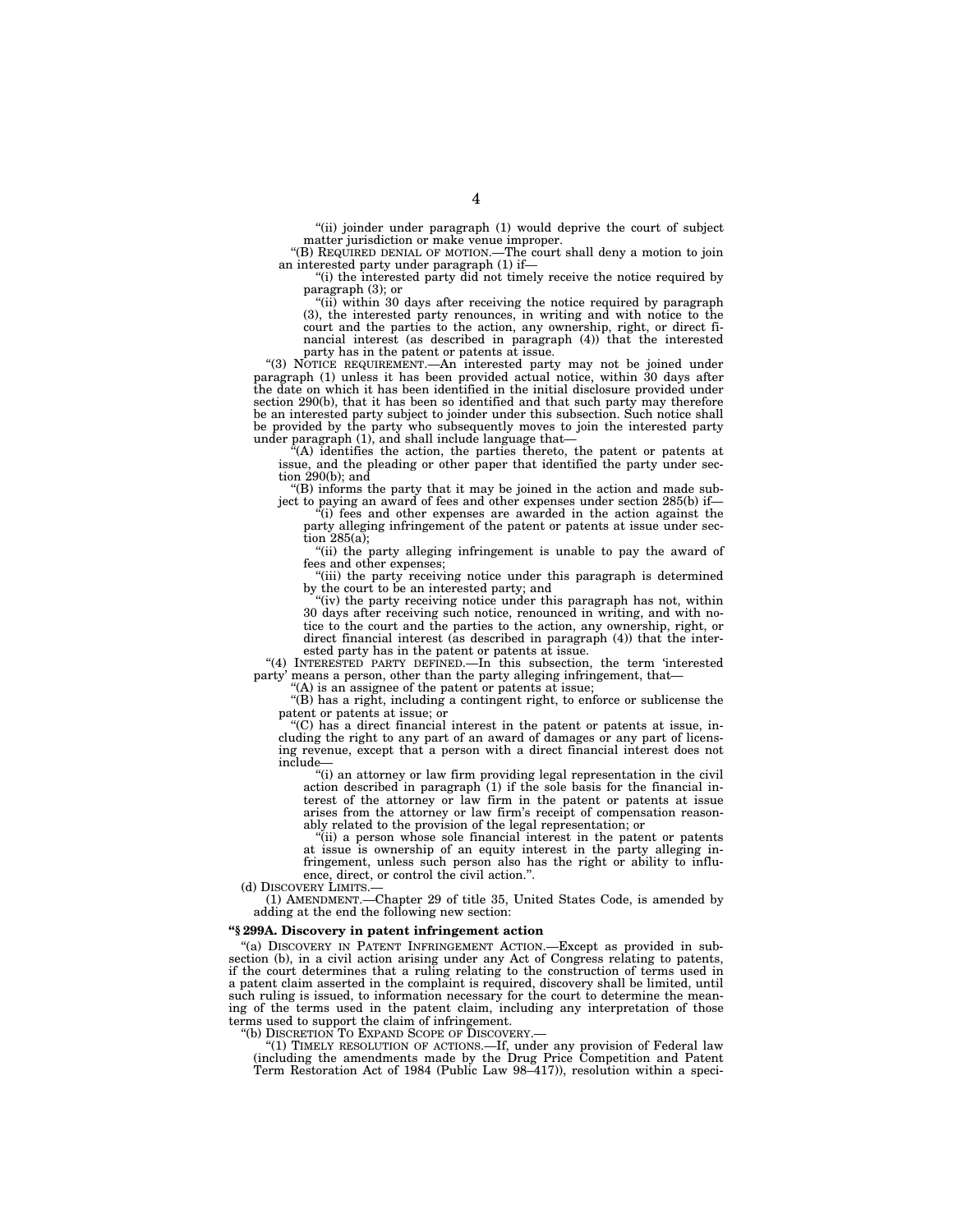"(ii) joinder under paragraph (1) would deprive the court of subject matter jurisdiction or make venue improper.

"(B) REQUIRED DENIAL OF MOTION.—The court shall deny a motion to join an interested party under paragraph (1) if—

"(i) the interested party did not timely receive the notice required by paragraph (3); or

"(ii) within 30 days after receiving the notice required by paragraph (3), the interested party renounces, in writing and with notice to the court and the parties to the action, any ownership, right, or direct financial interest (as described in paragraph (4)) that the interested party has in the patent or patents at issue.

"(3) NOTICE REQUIREMENT.—An interested party may not be joined under paragraph (1) unless it has been provided actual notice, within 30 days after the date on which it has been identified in the initial disclosure provided under section 290(b), that it has been so identified and that such party may therefore be an interested party subject to joinder under this subsection. Such notice shall be provided by the party who subsequently moves to join the interested party under paragraph (1), and shall include language that—

"(A) identifies the action, the parties thereto, the patent or patents at issue, and the pleading or other paper that identified the party under section 290(b); and

"(B) informs the party that it may be joined in the action and made subject to paying an award of fees and other expenses under section 285(b) if—

"(i) fees and other expenses are awarded in the action against the party alleging infringement of the patent or patents at issue under section 285(a);

"(ii) the party alleging infringement is unable to pay the award of fees and other expenses;

"(iii) the party receiving notice under this paragraph is determined by the court to be an interested party; and

"(iv) the party receiving notice under this paragraph has not, within 30 days after receiving such notice, renounced in writing, and with notice to the court and the parties to the action, any ownership, right, or direct financial interest (as described in paragraph (4)) that the interested party has in the patent or patents at issue.

"(4) INTERESTED PARTY DEFINED.—In this subsection, the term 'interested party' means a person, other than the party alleging infringement, that—

"(A) is an assignee of the patent or patents at issue;

"(B) has a right, including a contingent right, to enforce or sublicense the patent or patents at issue; or

"(C) has a direct financial interest in the patent or patents at issue, including the right to any part of an award of damages or any part of licensing revenue, except that a person with a direct financial interest does not include—

"(i) an attorney or law firm providing legal representation in the civil action described in paragraph (1) if the sole basis for the financial interest of the attorney or law firm in the patent or patents at issue arises from the attorney or law firm's receipt of compensation reasonably related to the provision of the legal representation; or

"(ii) a person whose sole financial interest in the patent or patents at issue is ownership of an equity interest in the party alleging infringement, unless such person also has the right or ability to influence, direct, or control the civil action.".

(d) DISCOVERY LIMITS.—

(1) AMENDMENT.—Chapter 29 of title 35, United States Code, is amended by adding at the end the following new section:

**"§ 299A. Discovery in patent infringement action**

"(a) DISCOVERY IN PATENT INFRINGEMENT ACTION.—Except as provided in subsection (b), in a civil action arising under any Act of Congress relating to patents, if the court determines that a ruling relating to the construction of terms used in a patent claim asserted in the complaint is required, discovery shall be limited, until such ruling is issued, to information necessary for the court to determine the meaning of the terms used in the patent claim, including any interpretation of those terms used to support the claim of infringement.

"(b) DISCRETION TO EXPAND SCOPE OF DISCOVERY.—

"(1) TIMELY RESOLUTION OF ACTIONS.—If, under any provision of Federal law (including the amendments made by the Drug Price Competition and Patent Term Restoration Act of 1984 (Public Law 98–417)), resolution within a speci-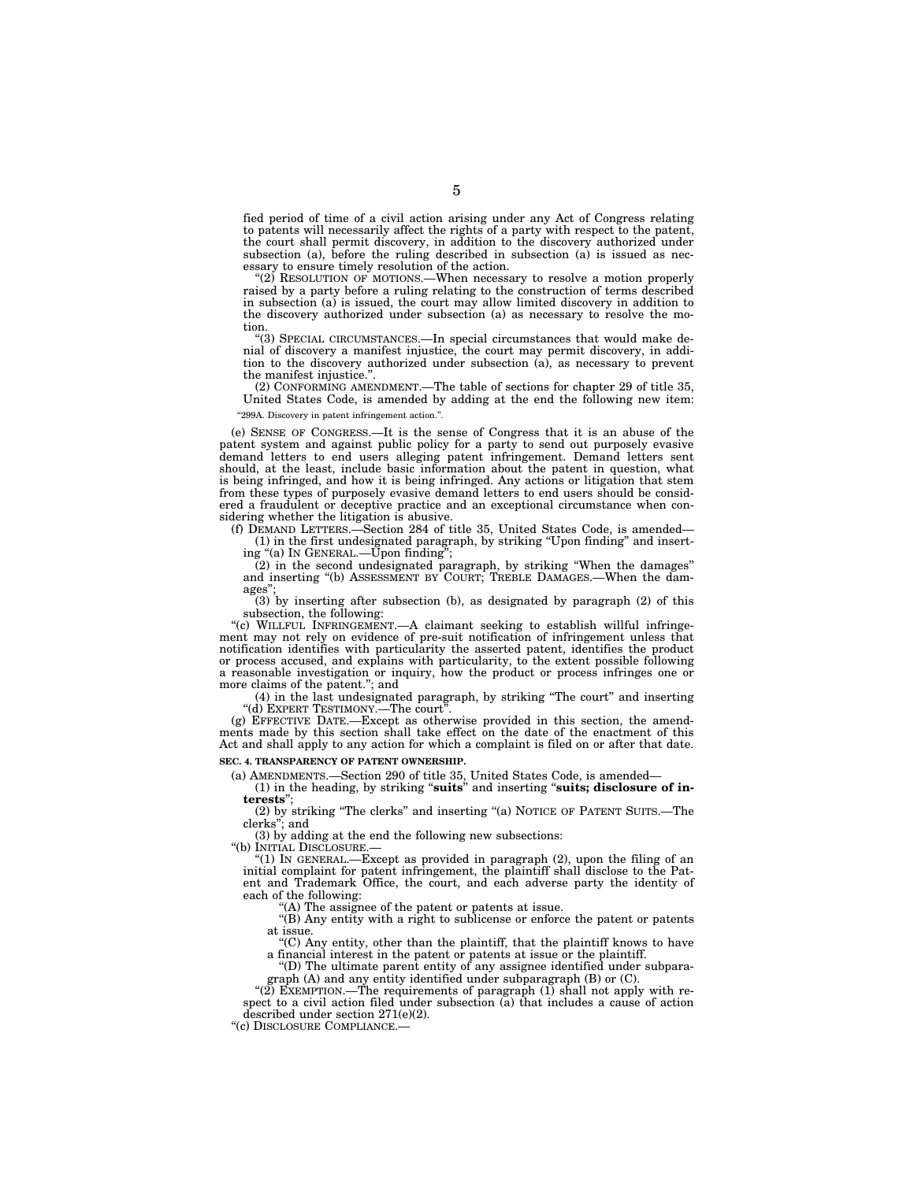fied period of time of a civil action arising under any Act of Congress relating to patents will necessarily affect the rights of a party with respect to the patent, the court shall permit discovery, in addition to the discovery authorized under subsection (a), before the ruling described in subsection (a) is issued as necessary to ensure timely resolution of the action.

"(2) RESOLUTION OF MOTIONS.—When necessary to resolve a motion properly raised by a party before a ruling relating to the construction of terms described in subsection (a) is issued, the court may allow limited discovery in addition to the discovery authorized under subsection (a) as necessary to resolve the motion.

"(3) SPECIAL CIRCUMSTANCES.—In special circumstances that would make denial of discovery a manifest injustice, the court may permit discovery, in addition to the discovery authorized under subsection (a), as necessary to prevent the manifest injustice.".

(2) CONFORMING AMENDMENT.—The table of sections for chapter 29 of title 35, United States Code, is amended by adding at the end the following new item:

"299A. Discovery in patent infringement action.".

(e) SENSE OF CONGRESS.—It is the sense of Congress that it is an abuse of the patent system and against public policy for a party to send out purposely evasive demand letters to end users alleging patent infringement. Demand letters sent should, at the least, include basic information about the patent in question, what is being infringed, and how it is being infringed. Any actions or litigation that stem from these types of purposely evasive demand letters to end users should be considered a fraudulent or deceptive practice and an exceptional circumstance when considering whether the litigation is abusive.

(f) DEMAND LETTERS.—Section 284 of title 35, United States Code, is amended—

(1) in the first undesignated paragraph, by striking "Upon finding" and inserting "(a) IN GENERAL.—Upon finding";

(2) in the second undesignated paragraph, by striking "When the damages" and inserting "(b) ASSESSMENT BY COURT; TREBLE DAMAGES.—When the damages";

(3) by inserting after subsection (b), as designated by paragraph (2) of this subsection, the following:

"(c) WILLFUL INFRINGEMENT.—A claimant seeking to establish willful infringement may not rely on evidence of pre-suit notification of infringement unless that notification identifies with particularity the asserted patent, identifies the product or process accused, and explains with particularity, to the extent possible following a reasonable investigation or inquiry, how the product or process infringes one or more claims of the patent."; and

(4) in the last undesignated paragraph, by striking "The court" and inserting "(d) EXPERT TESTIMONY.—The court".

(g) EFFECTIVE DATE.—Except as otherwise provided in this section, the amendments made by this section shall take effect on the date of the enactment of this Act and shall apply to any action for which a complaint is filed on or after that date.

**SEC. 4. TRANSPARENCY OF PATENT OWNERSHIP.**

(a) AMENDMENTS.—Section 290 of title 35, United States Code, is amended—

(1) in the heading, by striking "**suits**" and inserting "**suits; disclosure of interests**";

(2) by striking "The clerks" and inserting "(a) NOTICE OF PATENT SUITS.—The clerks"; and

(3) by adding at the end the following new subsections:

"(b) INITIAL DISCLOSURE.—

"(1) IN GENERAL.—Except as provided in paragraph (2), upon the filing of an initial complaint for patent infringement, the plaintiff shall disclose to the Patent and Trademark Office, the court, and each adverse party the identity of each of the following:

"(A) The assignee of the patent or patents at issue.

"(B) Any entity with a right to sublicense or enforce the patent or patents at issue.

"(C) Any entity, other than the plaintiff, that the plaintiff knows to have a financial interest in the patent or patents at issue or the plaintiff.

"(D) The ultimate parent entity of any assignee identified under subparagraph (A) and any entity identified under subparagraph (B) or (C).

"(2) EXEMPTION.—The requirements of paragraph (1) shall not apply with respect to a civil action filed under subsection (a) that includes a cause of action described under section 271(e)(2).

"(c) DISCLOSURE COMPLIANCE.—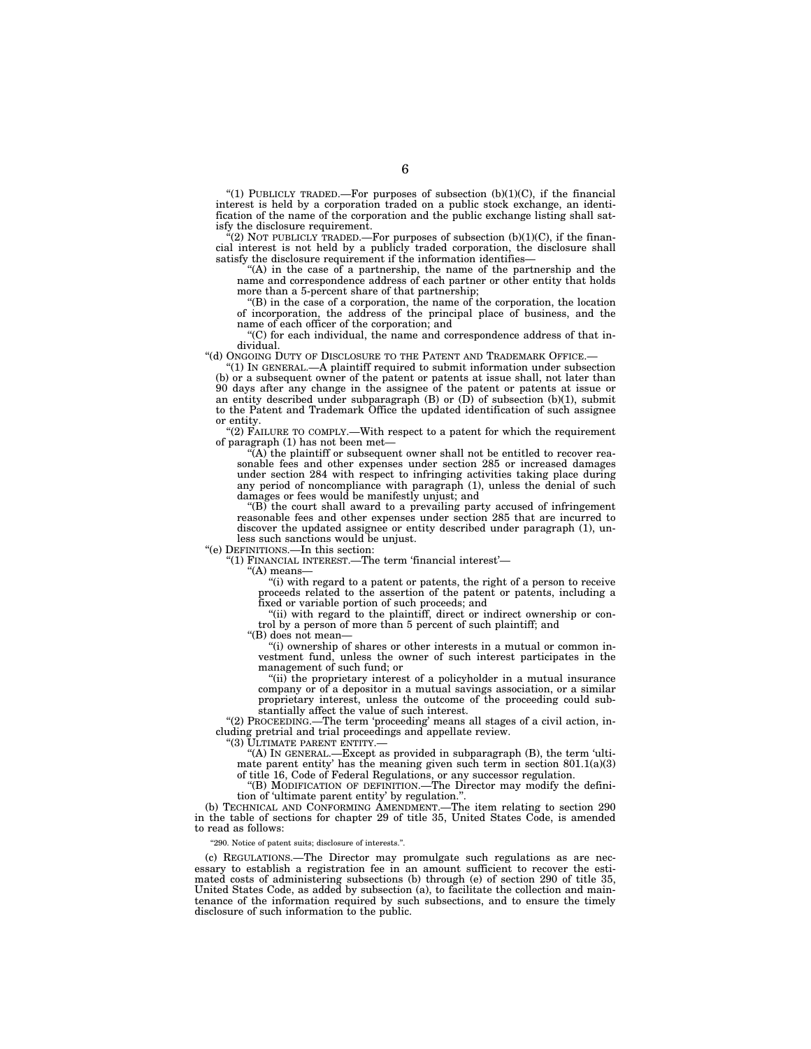"(1) PUBLICLY TRADED.—For purposes of subsection (b)(1)(C), if the financial interest is held by a corporation traded on a public stock exchange, an identification of the name of the corporation and the public exchange listing shall satisfy the disclosure requirement.

"(2) NOT PUBLICLY TRADED.—For purposes of subsection (b)(1)(C), if the financial interest is not held by a publicly traded corporation, the disclosure shall satisfy the disclosure requirement if the information identifies—

"(A) in the case of a partnership, the name of the partnership and the name and correspondence address of each partner or other entity that holds more than a 5-percent share of that partnership;

"(B) in the case of a corporation, the name of the corporation, the location of incorporation, the address of the principal place of business, and the name of each officer of the corporation; and

"(C) for each individual, the name and correspondence address of that individual.

"(d) ONGOING DUTY OF DISCLOSURE TO THE PATENT AND TRADEMARK OFFICE.—

"(1) IN GENERAL.—A plaintiff required to submit information under subsection (b) or a subsequent owner of the patent or patents at issue shall, not later than 90 days after any change in the assignee of the patent or patents at issue or an entity described under subparagraph (B) or (D) of subsection (b)(1), submit to the Patent and Trademark Office the updated identification of such assignee or entity.

"(2) FAILURE TO COMPLY.—With respect to a patent for which the requirement of paragraph (1) has not been met—

"(A) the plaintiff or subsequent owner shall not be entitled to recover reasonable fees and other expenses under section 285 or increased damages under section 284 with respect to infringing activities taking place during any period of noncompliance with paragraph (1), unless the denial of such damages or fees would be manifestly unjust; and

"(B) the court shall award to a prevailing party accused of infringement reasonable fees and other expenses under section 285 that are incurred to discover the updated assignee or entity described under paragraph (1), unless such sanctions would be unjust.

"(e) DEFINITIONS.—In this section:

"(1) FINANCIAL INTEREST.—The term 'financial interest'—

"(A) means—

"(i) with regard to a patent or patents, the right of a person to receive proceeds related to the assertion of the patent or patents, including a fixed or variable portion of such proceeds; and

"(ii) with regard to the plaintiff, direct or indirect ownership or control by a person of more than 5 percent of such plaintiff; and

"(B) does not mean—

"(i) ownership of shares or other interests in a mutual or common investment fund, unless the owner of such interest participates in the management of such fund; or

"(ii) the proprietary interest of a policyholder in a mutual insurance company or of a depositor in a mutual savings association, or a similar proprietary interest, unless the outcome of the proceeding could substantially affect the value of such interest.

"(2) PROCEEDING.—The term 'proceeding' means all stages of a civil action, including pretrial and trial proceedings and appellate review.

"(3) ULTIMATE PARENT ENTITY.—

"(A) IN GENERAL.—Except as provided in subparagraph (B), the term 'ultimate parent entity' has the meaning given such term in section 801.1(a)(3) of title 16, Code of Federal Regulations, or any successor regulation.

"(B) MODIFICATION OF DEFINITION.—The Director may modify the definition of 'ultimate parent entity' by regulation.".

(b) TECHNICAL AND CONFORMING AMENDMENT.—The item relating to section 290 in the table of sections for chapter 29 of title 35, United States Code, is amended to read as follows:

"290. Notice of patent suits; disclosure of interests.".

(c) REGULATIONS.—The Director may promulgate such regulations as are necessary to establish a registration fee in an amount sufficient to recover the estimated costs of administering subsections (b) through (e) of section 290 of title 35, United States Code, as added by subsection (a), to facilitate the collection and maintenance of the information required by such subsections, and to ensure the timely disclosure of such information to the public.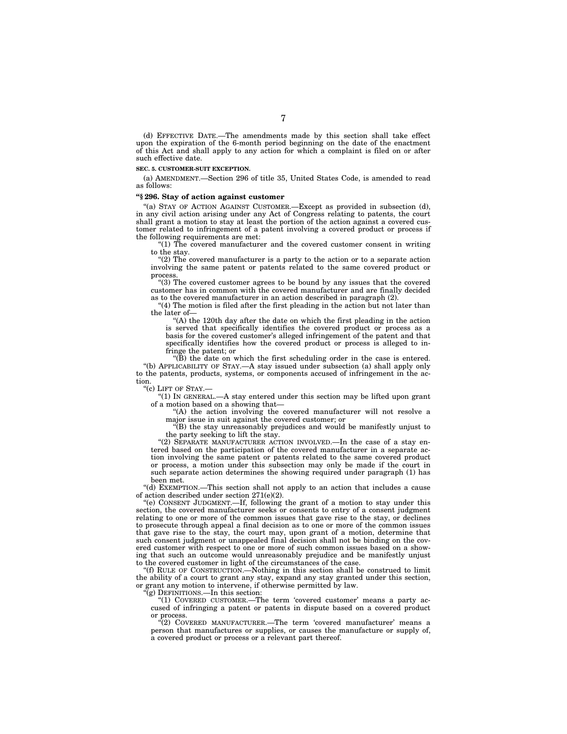(d) EFFECTIVE DATE.—The amendments made by this section shall take effect upon the expiration of the 6-month period beginning on the date of the enactment of this Act and shall apply to any action for which a complaint is filed on or after such effective date.

**SEC. 5. CUSTOMER-SUIT EXCEPTION.**

(a) AMENDMENT.—Section 296 of title 35, United States Code, is amended to read as follows:

**"§ 296. Stay of action against customer**

"(a) STAY OF ACTION AGAINST CUSTOMER.—Except as provided in subsection (d), in any civil action arising under any Act of Congress relating to patents, the court shall grant a motion to stay at least the portion of the action against a covered customer related to infringement of a patent involving a covered product or process if the following requirements are met:

"(1) The covered manufacturer and the covered customer consent in writing to the stay.

"(2) The covered manufacturer is a party to the action or to a separate action involving the same patent or patents related to the same covered product or process.

"(3) The covered customer agrees to be bound by any issues that the covered customer has in common with the covered manufacturer and are finally decided as to the covered manufacturer in an action described in paragraph (2).

"(4) The motion is filed after the first pleading in the action but not later than the later of—

"(A) the 120th day after the date on which the first pleading in the action is served that specifically identifies the covered product or process as a basis for the covered customer's alleged infringement of the patent and that specifically identifies how the covered product or process is alleged to infringe the patent; or

"(B) the date on which the first scheduling order in the case is entered.

"(b) APPLICABILITY OF STAY.—A stay issued under subsection (a) shall apply only to the patents, products, systems, or components accused of infringement in the action.

"(c) LIFT OF STAY.—

"(1) IN GENERAL.—A stay entered under this section may be lifted upon grant of a motion based on a showing that—

"(A) the action involving the covered manufacturer will not resolve a major issue in suit against the covered customer; or

"(B) the stay unreasonably prejudices and would be manifestly unjust to the party seeking to lift the stay.

"(2) SEPARATE MANUFACTURER ACTION INVOLVED.—In the case of a stay entered based on the participation of the covered manufacturer in a separate action involving the same patent or patents related to the same covered product or process, a motion under this subsection may only be made if the court in such separate action determines the showing required under paragraph (1) has been met.

"(d) EXEMPTION.—This section shall not apply to an action that includes a cause of action described under section 271(e)(2).

"(e) CONSENT JUDGMENT.—If, following the grant of a motion to stay under this section, the covered manufacturer seeks or consents to entry of a consent judgment relating to one or more of the common issues that gave rise to the stay, or declines to prosecute through appeal a final decision as to one or more of the common issues that gave rise to the stay, the court may, upon grant of a motion, determine that such consent judgment or unappealed final decision shall not be binding on the covered customer with respect to one or more of such common issues based on a showing that such an outcome would unreasonably prejudice and be manifestly unjust to the covered customer in light of the circumstances of the case.

"(f) RULE OF CONSTRUCTION.—Nothing in this section shall be construed to limit the ability of a court to grant any stay, expand any stay granted under this section, or grant any motion to intervene, if otherwise permitted by law.

"(g) DEFINITIONS.—In this section:

"(1) COVERED CUSTOMER.—The term 'covered customer' means a party accused of infringing a patent or patents in dispute based on a covered product or process.

"(2) COVERED MANUFACTURER.—The term 'covered manufacturer' means a person that manufactures or supplies, or causes the manufacture or supply of, a covered product or process or a relevant part thereof.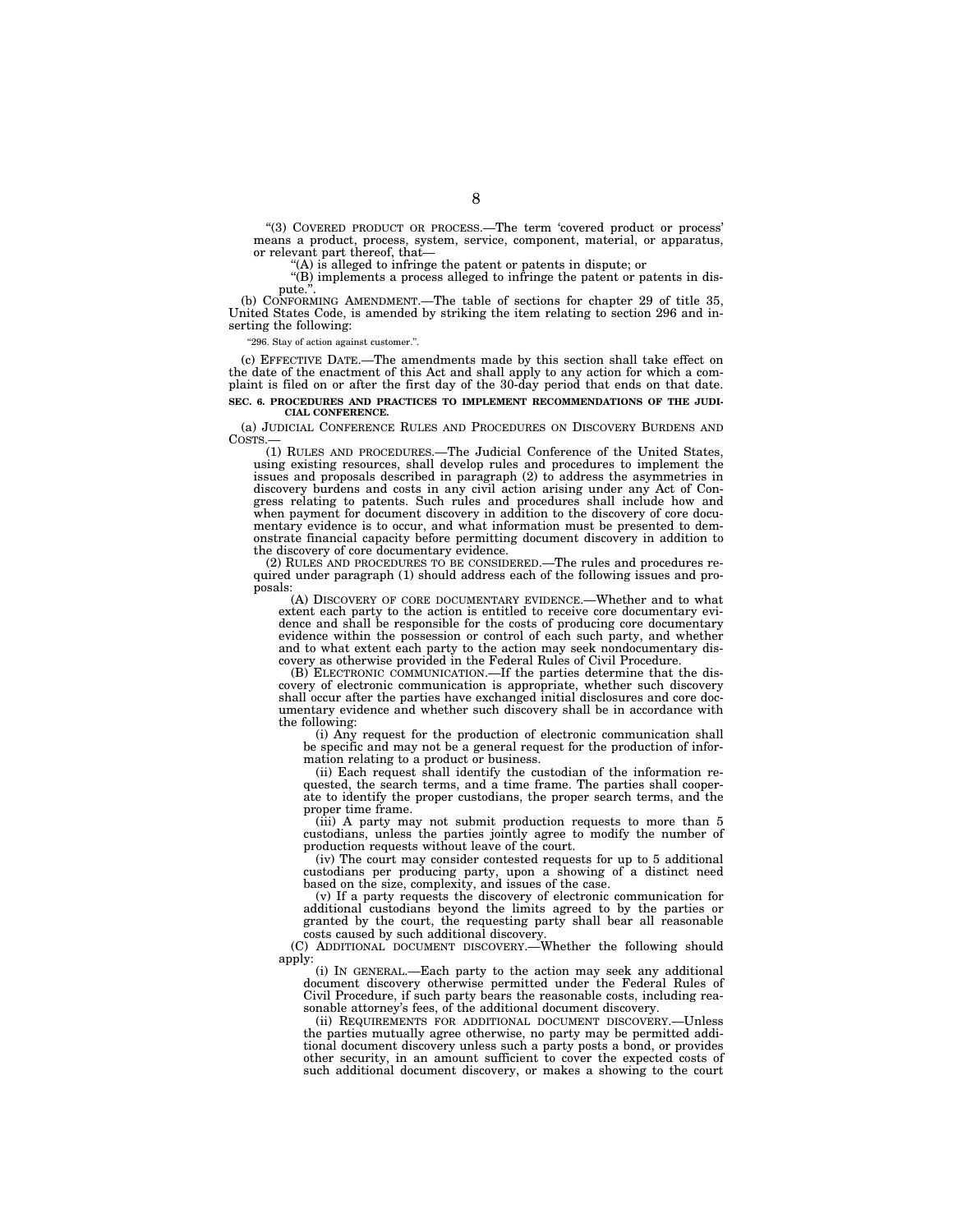"(3) COVERED PRODUCT OR PROCESS.—The term 'covered product or process' means a product, process, system, service, component, material, or apparatus, or relevant part thereof, that—

"(A) is alleged to infringe the patent or patents in dispute; or

"(B) implements a process alleged to infringe the patent or patents in dispute.".

(b) CONFORMING AMENDMENT.—The table of sections for chapter 29 of title 35, United States Code, is amended by striking the item relating to section 296 and inserting the following:

"296. Stay of action against customer.".

(c) EFFECTIVE DATE.—The amendments made by this section shall take effect on the date of the enactment of this Act and shall apply to any action for which a complaint is filed on or after the first day of the 30-day period that ends on that date.

**SEC. 6. PROCEDURES AND PRACTICES TO IMPLEMENT RECOMMENDATIONS OF THE JUDICIAL CONFERENCE.**

(a) JUDICIAL CONFERENCE RULES AND PROCEDURES ON DISCOVERY BURDENS AND COSTS.—

(1) RULES AND PROCEDURES.—The Judicial Conference of the United States, using existing resources, shall develop rules and procedures to implement the issues and proposals described in paragraph (2) to address the asymmetries in discovery burdens and costs in any civil action arising under any Act of Congress relating to patents. Such rules and procedures shall include how and when payment for document discovery in addition to the discovery of core documentary evidence is to occur, and what information must be presented to demonstrate financial capacity before permitting document discovery in addition to the discovery of core documentary evidence.

(2) RULES AND PROCEDURES TO BE CONSIDERED.—The rules and procedures required under paragraph (1) should address each of the following issues and proposals:

(A) DISCOVERY OF CORE DOCUMENTARY EVIDENCE.—Whether and to what extent each party to the action is entitled to receive core documentary evidence and shall be responsible for the costs of producing core documentary evidence within the possession or control of each such party, and whether and to what extent each party to the action may seek nondocumentary discovery as otherwise provided in the Federal Rules of Civil Procedure.

(B) ELECTRONIC COMMUNICATION.—If the parties determine that the discovery of electronic communication is appropriate, whether such discovery shall occur after the parties have exchanged initial disclosures and core documentary evidence and whether such discovery shall be in accordance with the following:

(i) Any request for the production of electronic communication shall be specific and may not be a general request for the production of information relating to a product or business.

(ii) Each request shall identify the custodian of the information requested, the search terms, and a time frame. The parties shall cooperate to identify the proper custodians, the proper search terms, and the proper time frame.

(iii) A party may not submit production requests to more than 5 custodians, unless the parties jointly agree to modify the number of production requests without leave of the court.

(iv) The court may consider contested requests for up to 5 additional custodians per producing party, upon a showing of a distinct need based on the size, complexity, and issues of the case.

(v) If a party requests the discovery of electronic communication for additional custodians beyond the limits agreed to by the parties or granted by the court, the requesting party shall bear all reasonable costs caused by such additional discovery.

(C) ADDITIONAL DOCUMENT DISCOVERY.—Whether the following should apply:

(i) IN GENERAL.—Each party to the action may seek any additional document discovery otherwise permitted under the Federal Rules of Civil Procedure, if such party bears the reasonable costs, including reasonable attorney's fees, of the additional document discovery.

(ii) REQUIREMENTS FOR ADDITIONAL DOCUMENT DISCOVERY.—Unless the parties mutually agree otherwise, no party may be permitted additional document discovery unless such a party posts a bond, or provides other security, in an amount sufficient to cover the expected costs of such additional document discovery, or makes a showing to the court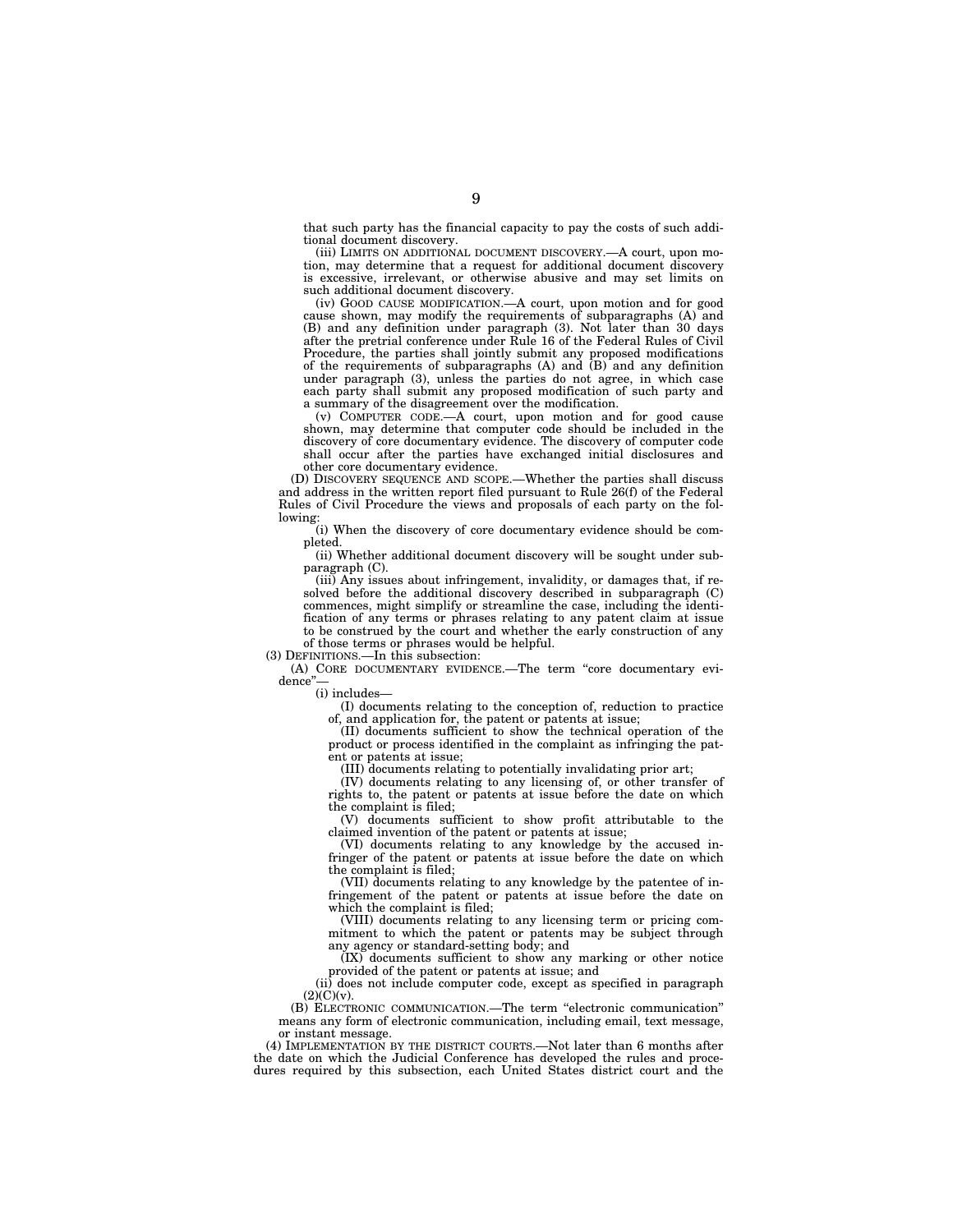that such party has the financial capacity to pay the costs of such additional document discovery.

(iii) LIMITS ON ADDITIONAL DOCUMENT DISCOVERY.—A court, upon motion, may determine that a request for additional document discovery is excessive, irrelevant, or otherwise abusive and may set limits on such additional document discovery.

(iv) GOOD CAUSE MODIFICATION.—A court, upon motion and for good cause shown, may modify the requirements of subparagraphs (A) and (B) and any definition under paragraph (3). Not later than 30 days after the pretrial conference under Rule 16 of the Federal Rules of Civil Procedure, the parties shall jointly submit any proposed modifications of the requirements of subparagraphs (A) and (B) and any definition under paragraph (3), unless the parties do not agree, in which case each party shall submit any proposed modification of such party and a summary of the disagreement over the modification.

(v) COMPUTER CODE.—A court, upon motion and for good cause shown, may determine that computer code should be included in the discovery of core documentary evidence. The discovery of computer code shall occur after the parties have exchanged initial disclosures and other core documentary evidence.

(D) DISCOVERY SEQUENCE AND SCOPE.—Whether the parties shall discuss and address in the written report filed pursuant to Rule 26(f) of the Federal Rules of Civil Procedure the views and proposals of each party on the following:

(i) When the discovery of core documentary evidence should be completed.

(ii) Whether additional document discovery will be sought under subparagraph (C).

(iii) Any issues about infringement, invalidity, or damages that, if resolved before the additional discovery described in subparagraph (C) commences, might simplify or streamline the case, including the identification of any terms or phrases relating to any patent claim at issue to be construed by the court and whether the early construction of any of those terms or phrases would be helpful.

(3) DEFINITIONS.—In this subsection:

(A) CORE DOCUMENTARY EVIDENCE.—The term "core documentary evidence"—

(i) includes—

(I) documents relating to the conception of, reduction to practice of, and application for, the patent or patents at issue;

(II) documents sufficient to show the technical operation of the product or process identified in the complaint as infringing the patent or patents at issue;

(III) documents relating to potentially invalidating prior art;

(IV) documents relating to any licensing of, or other transfer of rights to, the patent or patents at issue before the date on which the complaint is filed;

(V) documents sufficient to show profit attributable to the claimed invention of the patent or patents at issue;

(VI) documents relating to any knowledge by the accused infringer of the patent or patents at issue before the date on which the complaint is filed;

(VII) documents relating to any knowledge by the patentee of infringement of the patent or patents at issue before the date on which the complaint is filed;

(VIII) documents relating to any licensing term or pricing commitment to which the patent or patents may be subject through any agency or standard-setting body; and

(IX) documents sufficient to show any marking or other notice provided of the patent or patents at issue; and

(ii) does not include computer code, except as specified in paragraph (2)(C)(v).

(B) ELECTRONIC COMMUNICATION.—The term "electronic communication" means any form of electronic communication, including email, text message, or instant message.

(4) IMPLEMENTATION BY THE DISTRICT COURTS.—Not later than 6 months after the date on which the Judicial Conference has developed the rules and procedures required by this subsection, each United States district court and the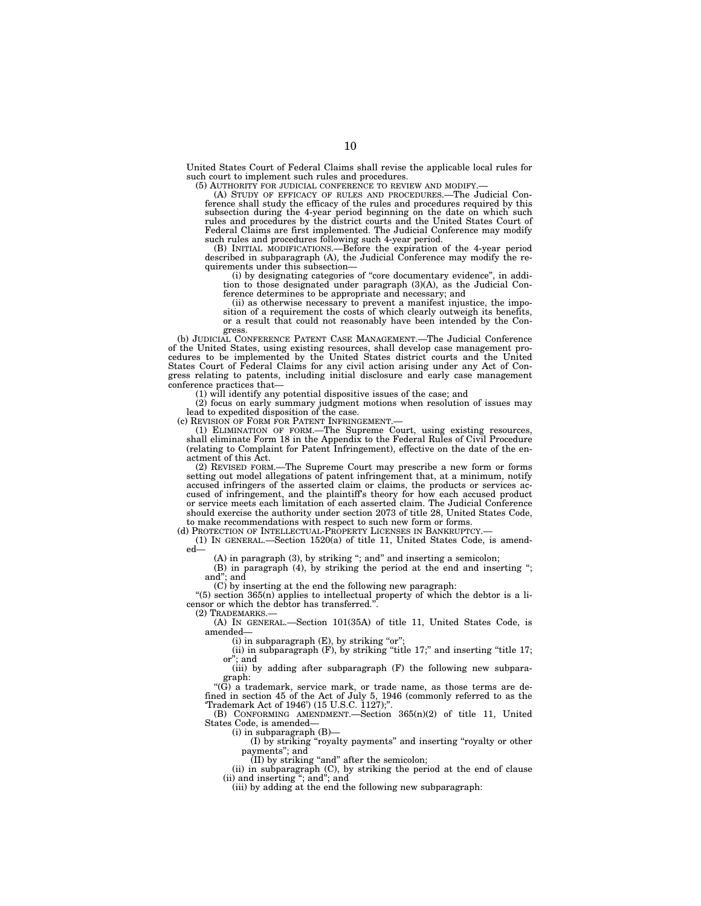United States Court of Federal Claims shall revise the applicable local rules for such court to implement such rules and procedures.

(5) AUTHORITY FOR JUDICIAL CONFERENCE TO REVIEW AND MODIFY.—

(A) STUDY OF EFFICACY OF RULES AND PROCEDURES.—The Judicial Conference shall study the efficacy of the rules and procedures required by this subsection during the 4-year period beginning on the date on which such rules and procedures by the district courts and the United States Court of Federal Claims are first implemented. The Judicial Conference may modify such rules and procedures following such 4-year period.

(B) INITIAL MODIFICATIONS.—Before the expiration of the 4-year period described in subparagraph (A), the Judicial Conference may modify the requirements under this subsection—

(i) by designating categories of "core documentary evidence", in addition to those designated under paragraph (3)(A), as the Judicial Conference determines to be appropriate and necessary; and

(ii) as otherwise necessary to prevent a manifest injustice, the imposition of a requirement the costs of which clearly outweigh its benefits, or a result that could not reasonably have been intended by the Congress.

(b) JUDICIAL CONFERENCE PATENT CASE MANAGEMENT.—The Judicial Conference of the United States, using existing resources, shall develop case management procedures to be implemented by the United States district courts and the United States Court of Federal Claims for any civil action arising under any Act of Congress relating to patents, including initial disclosure and early case management conference practices that—

(1) will identify any potential dispositive issues of the case; and

(2) focus on early summary judgment motions when resolution of issues may lead to expedited disposition of the case.

(c) REVISION OF FORM FOR PATENT INFRINGEMENT.—

(1) ELIMINATION OF FORM.—The Supreme Court, using existing resources, shall eliminate Form 18 in the Appendix to the Federal Rules of Civil Procedure (relating to Complaint for Patent Infringement), effective on the date of the enactment of this Act.

(2) REVISED FORM.—The Supreme Court may prescribe a new form or forms setting out model allegations of patent infringement that, at a minimum, notify accused infringers of the asserted claim or claims, the products or services accused of infringement, and the plaintiff's theory for how each accused product or service meets each limitation of each asserted claim. The Judicial Conference should exercise the authority under section 2073 of title 28, United States Code, to make recommendations with respect to such new form or forms.

(d) PROTECTION OF INTELLECTUAL-PROPERTY LICENSES IN BANKRUPTCY.—

(1) IN GENERAL.—Section 1520(a) of title 11, United States Code, is amended—

(A) in paragraph (3), by striking "; and" and inserting a semicolon;

(B) in paragraph (4), by striking the period at the end and inserting "; and"; and

(C) by inserting at the end the following new paragraph:

"(5) section 365(n) applies to intellectual property of which the debtor is a licensor or which the debtor has transferred.".

(2) TRADEMARKS.—

(A) IN GENERAL.—Section 101(35A) of title 11, United States Code, is amended—

(i) in subparagraph (E), by striking "or";

(ii) in subparagraph (F), by striking "title 17;" and inserting "title 17; or"; and

(iii) by adding after subparagraph (F) the following new subparagraph:

"(G) a trademark, service mark, or trade name, as those terms are defined in section 45 of the Act of July 5, 1946 (commonly referred to as the 'Trademark Act of 1946') (15 U.S.C. 1127);".

(B) CONFORMING AMENDMENT.—Section 365(n)(2) of title 11, United States Code, is amended—

(i) in subparagraph (B)—

(I) by striking "royalty payments" and inserting "royalty or other payments"; and

(II) by striking "and" after the semicolon;

(ii) in subparagraph (C), by striking the period at the end of clause (ii) and inserting "; and"; and

(iii) by adding at the end the following new subparagraph: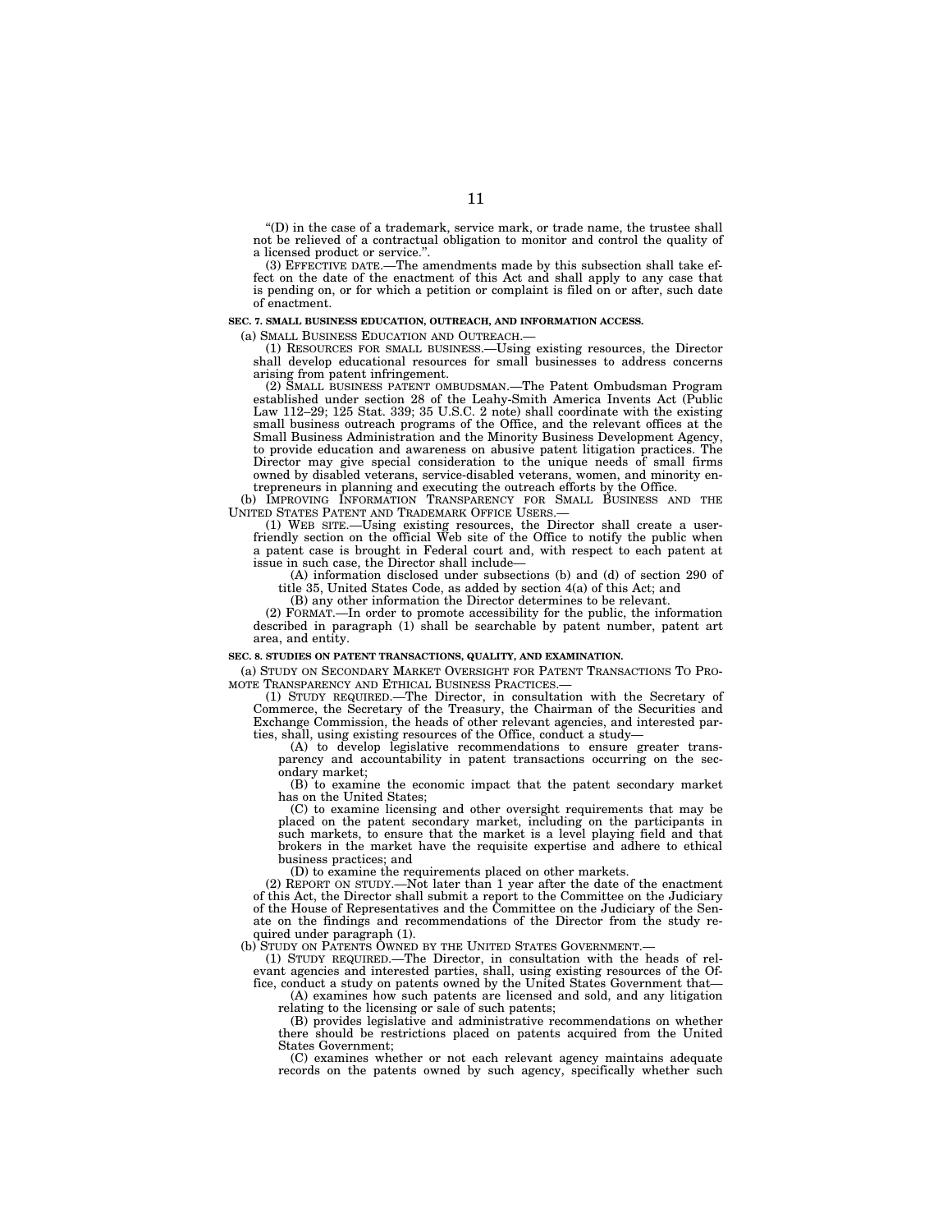"(D) in the case of a trademark, service mark, or trade name, the trustee shall not be relieved of a contractual obligation to monitor and control the quality of a licensed product or service.".

(3) EFFECTIVE DATE.—The amendments made by this subsection shall take effect on the date of the enactment of this Act and shall apply to any case that is pending on, or for which a petition or complaint is filed on or after, such date of enactment.

**SEC. 7. SMALL BUSINESS EDUCATION, OUTREACH, AND INFORMATION ACCESS.**

(a) SMALL BUSINESS EDUCATION AND OUTREACH.—

(1) RESOURCES FOR SMALL BUSINESS.—Using existing resources, the Director shall develop educational resources for small businesses to address concerns arising from patent infringement.

(2) SMALL BUSINESS PATENT OMBUDSMAN.—The Patent Ombudsman Program established under section 28 of the Leahy-Smith America Invents Act (Public Law 112–29; 125 Stat. 339; 35 U.S.C. 2 note) shall coordinate with the existing small business outreach programs of the Office, and the relevant offices at the Small Business Administration and the Minority Business Development Agency, to provide education and awareness on abusive patent litigation practices. The Director may give special consideration to the unique needs of small firms owned by disabled veterans, service-disabled veterans, women, and minority entrepreneurs in planning and executing the outreach efforts by the Office.

(b) IMPROVING INFORMATION TRANSPARENCY FOR SMALL BUSINESS AND THE UNITED STATES PATENT AND TRADEMARK OFFICE USERS.—

(1) WEB SITE.—Using existing resources, the Director shall create a user-friendly section on the official Web site of the Office to notify the public when a patent case is brought in Federal court and, with respect to each patent at issue in such case, the Director shall include—

(A) information disclosed under subsections (b) and (d) of section 290 of title 35, United States Code, as added by section 4(a) of this Act; and

(B) any other information the Director determines to be relevant.

(2) FORMAT.—In order to promote accessibility for the public, the information described in paragraph (1) shall be searchable by patent number, patent art area, and entity.

**SEC. 8. STUDIES ON PATENT TRANSACTIONS, QUALITY, AND EXAMINATION.**

(a) STUDY ON SECONDARY MARKET OVERSIGHT FOR PATENT TRANSACTIONS TO PROMOTE TRANSPARENCY AND ETHICAL BUSINESS PRACTICES.—

(1) STUDY REQUIRED.—The Director, in consultation with the Secretary of Commerce, the Secretary of the Treasury, the Chairman of the Securities and Exchange Commission, the heads of other relevant agencies, and interested parties, shall, using existing resources of the Office, conduct a study—

(A) to develop legislative recommendations to ensure greater transparency and accountability in patent transactions occurring on the secondary market;

(B) to examine the economic impact that the patent secondary market has on the United States;

(C) to examine licensing and other oversight requirements that may be placed on the patent secondary market, including on the participants in such markets, to ensure that the market is a level playing field and that brokers in the market have the requisite expertise and adhere to ethical business practices; and

(D) to examine the requirements placed on other markets.

(2) REPORT ON STUDY.—Not later than 1 year after the date of the enactment of this Act, the Director shall submit a report to the Committee on the Judiciary of the House of Representatives and the Committee on the Judiciary of the Senate on the findings and recommendations of the Director from the study required under paragraph (1).

(b) STUDY ON PATENTS OWNED BY THE UNITED STATES GOVERNMENT.—

(1) STUDY REQUIRED.—The Director, in consultation with the heads of relevant agencies and interested parties, shall, using existing resources of the Office, conduct a study on patents owned by the United States Government that—

(A) examines how such patents are licensed and sold, and any litigation relating to the licensing or sale of such patents;

(B) provides legislative and administrative recommendations on whether there should be restrictions placed on patents acquired from the United States Government;

(C) examines whether or not each relevant agency maintains adequate records on the patents owned by such agency, specifically whether such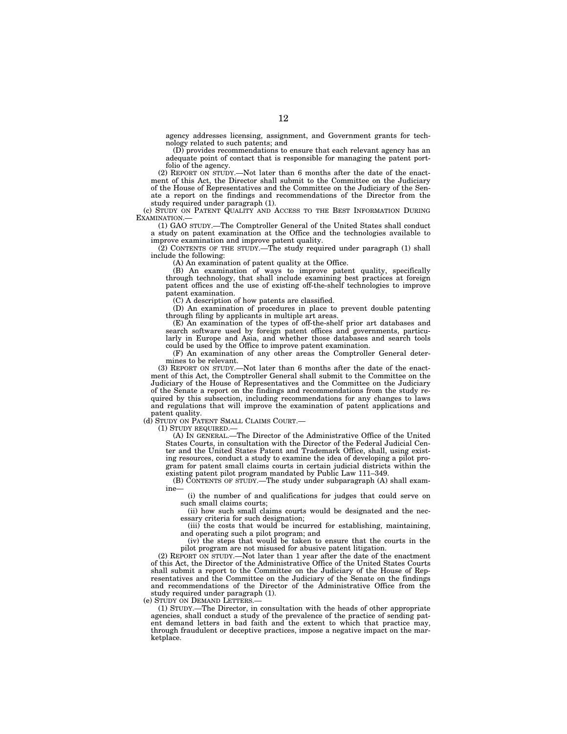agency addresses licensing, assignment, and Government grants for technology related to such patents; and

(D) provides recommendations to ensure that each relevant agency has an adequate point of contact that is responsible for managing the patent portfolio of the agency.

(2) REPORT ON STUDY.—Not later than 6 months after the date of the enactment of this Act, the Director shall submit to the Committee on the Judiciary of the House of Representatives and the Committee on the Judiciary of the Senate a report on the findings and recommendations of the Director from the study required under paragraph (1).

(c) STUDY ON PATENT QUALITY AND ACCESS TO THE BEST INFORMATION DURING EXAMINATION.—

(1) GAO STUDY.—The Comptroller General of the United States shall conduct a study on patent examination at the Office and the technologies available to improve examination and improve patent quality.

(2) CONTENTS OF THE STUDY.—The study required under paragraph (1) shall include the following:

(A) An examination of patent quality at the Office.

(B) An examination of ways to improve patent quality, specifically through technology, that shall include examining best practices at foreign patent offices and the use of existing off-the-shelf technologies to improve patent examination.

(C) A description of how patents are classified.

(D) An examination of procedures in place to prevent double patenting through filing by applicants in multiple art areas.

(E) An examination of the types of off-the-shelf prior art databases and search software used by foreign patent offices and governments, particularly in Europe and Asia, and whether those databases and search tools could be used by the Office to improve patent examination.

(F) An examination of any other areas the Comptroller General determines to be relevant.

(3) REPORT ON STUDY.—Not later than 6 months after the date of the enactment of this Act, the Comptroller General shall submit to the Committee on the Judiciary of the House of Representatives and the Committee on the Judiciary of the Senate a report on the findings and recommendations from the study required by this subsection, including recommendations for any changes to laws and regulations that will improve the examination of patent applications and patent quality.

(d) STUDY ON PATENT SMALL CLAIMS COURT.—

(1) STUDY REQUIRED.—

(A) IN GENERAL.—The Director of the Administrative Office of the United States Courts, in consultation with the Director of the Federal Judicial Center and the United States Patent and Trademark Office, shall, using existing resources, conduct a study to examine the idea of developing a pilot program for patent small claims courts in certain judicial districts within the existing patent pilot program mandated by Public Law 111–349.

(B) CONTENTS OF STUDY.—The study under subparagraph (A) shall examine—

(i) the number of and qualifications for judges that could serve on such small claims courts;

(ii) how such small claims courts would be designated and the necessary criteria for such designation;

(iii) the costs that would be incurred for establishing, maintaining, and operating such a pilot program; and

(iv) the steps that would be taken to ensure that the courts in the pilot program are not misused for abusive patent litigation.

(2) REPORT ON STUDY.—Not later than 1 year after the date of the enactment of this Act, the Director of the Administrative Office of the United States Courts shall submit a report to the Committee on the Judiciary of the House of Representatives and the Committee on the Judiciary of the Senate on the findings and recommendations of the Director of the Administrative Office from the study required under paragraph (1).

(e) STUDY ON DEMAND LETTERS.—

(1) STUDY.—The Director, in consultation with the heads of other appropriate agencies, shall conduct a study of the prevalence of the practice of sending patent demand letters in bad faith and the extent to which that practice may, through fraudulent or deceptive practices, impose a negative impact on the marketplace.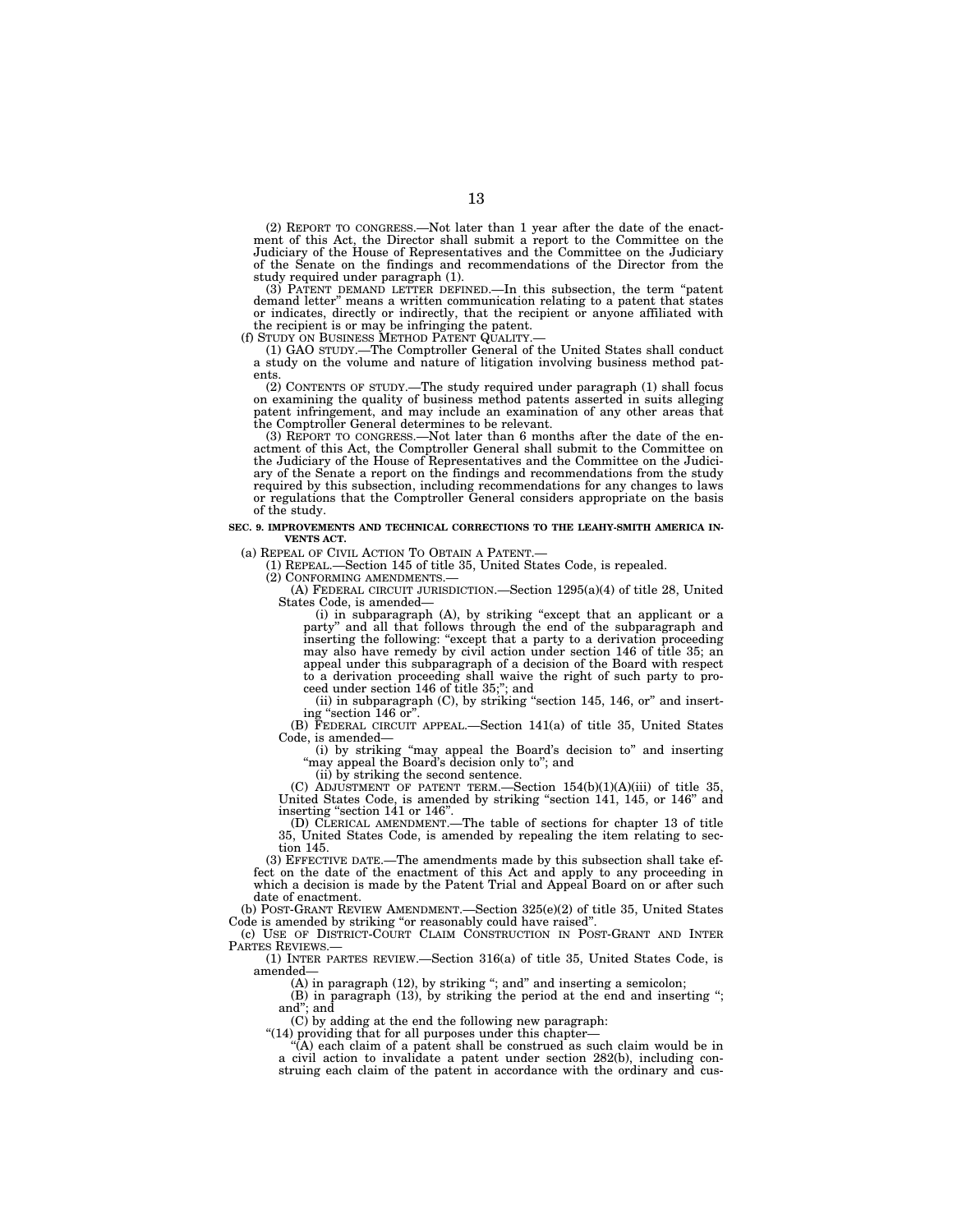(2) REPORT TO CONGRESS.—Not later than 1 year after the date of the enactment of this Act, the Director shall submit a report to the Committee on the Judiciary of the House of Representatives and the Committee on the Judiciary of the Senate on the findings and recommendations of the Director from the study required under paragraph (1).

(3) PATENT DEMAND LETTER DEFINED.—In this subsection, the term "patent demand letter" means a written communication relating to a patent that states or indicates, directly or indirectly, that the recipient or anyone affiliated with the recipient is or may be infringing the patent.

(f) STUDY ON BUSINESS METHOD PATENT QUALITY.—

(1) GAO STUDY.—The Comptroller General of the United States shall conduct a study on the volume and nature of litigation involving business method patents.

(2) CONTENTS OF STUDY.—The study required under paragraph (1) shall focus on examining the quality of business method patents asserted in suits alleging patent infringement, and may include an examination of any other areas that the Comptroller General determines to be relevant.

(3) REPORT TO CONGRESS.—Not later than 6 months after the date of the enactment of this Act, the Comptroller General shall submit to the Committee on the Judiciary of the House of Representatives and the Committee on the Judiciary of the Senate a report on the findings and recommendations from the study required by this subsection, including recommendations for any changes to laws or regulations that the Comptroller General considers appropriate on the basis of the study.

**SEC. 9. IMPROVEMENTS AND TECHNICAL CORRECTIONS TO THE LEAHY-SMITH AMERICA INVENTS ACT.**

(a) REPEAL OF CIVIL ACTION TO OBTAIN A PATENT.—

(1) REPEAL.—Section 145 of title 35, United States Code, is repealed.

(2) CONFORMING AMENDMENTS.—

(A) FEDERAL CIRCUIT JURISDICTION.—Section 1295(a)(4) of title 28, United States Code, is amended—

(i) in subparagraph (A), by striking "except that an applicant or a party" and all that follows through the end of the subparagraph and inserting the following: "except that a party to a derivation proceeding may also have remedy by civil action under section 146 of title 35; an appeal under this subparagraph of a decision of the Board with respect to a derivation proceeding shall waive the right of such party to proceed under section 146 of title 35;"; and

(ii) in subparagraph (C), by striking "section 145, 146, or" and inserting "section 146 or".

(B) FEDERAL CIRCUIT APPEAL.—Section 141(a) of title 35, United States Code, is amended—

(i) by striking "may appeal the Board's decision to" and inserting "may appeal the Board's decision only to"; and

(ii) by striking the second sentence.

(C) ADJUSTMENT OF PATENT TERM.—Section 154(b)(1)(A)(iii) of title 35, United States Code, is amended by striking "section 141, 145, or 146" and inserting "section 141 or 146".

(D) CLERICAL AMENDMENT.—The table of sections for chapter 13 of title 35, United States Code, is amended by repealing the item relating to section 145.

(3) EFFECTIVE DATE.—The amendments made by this subsection shall take effect on the date of the enactment of this Act and apply to any proceeding in which a decision is made by the Patent Trial and Appeal Board on or after such date of enactment.

(b) POST-GRANT REVIEW AMENDMENT.—Section 325(e)(2) of title 35, United States Code is amended by striking "or reasonably could have raised".

(c) USE OF DISTRICT-COURT CLAIM CONSTRUCTION IN POST-GRANT AND INTER PARTES REVIEWS.—

(1) INTER PARTES REVIEW.—Section 316(a) of title 35, United States Code, is amended—

(A) in paragraph (12), by striking "; and" and inserting a semicolon;

(B) in paragraph (13), by striking the period at the end and inserting "; and"; and

(C) by adding at the end the following new paragraph:

"(14) providing that for all purposes under this chapter—

"(A) each claim of a patent shall be construed as such claim would be in a civil action to invalidate a patent under section 282(b), including construing each claim of the patent in accordance with the ordinary and cus-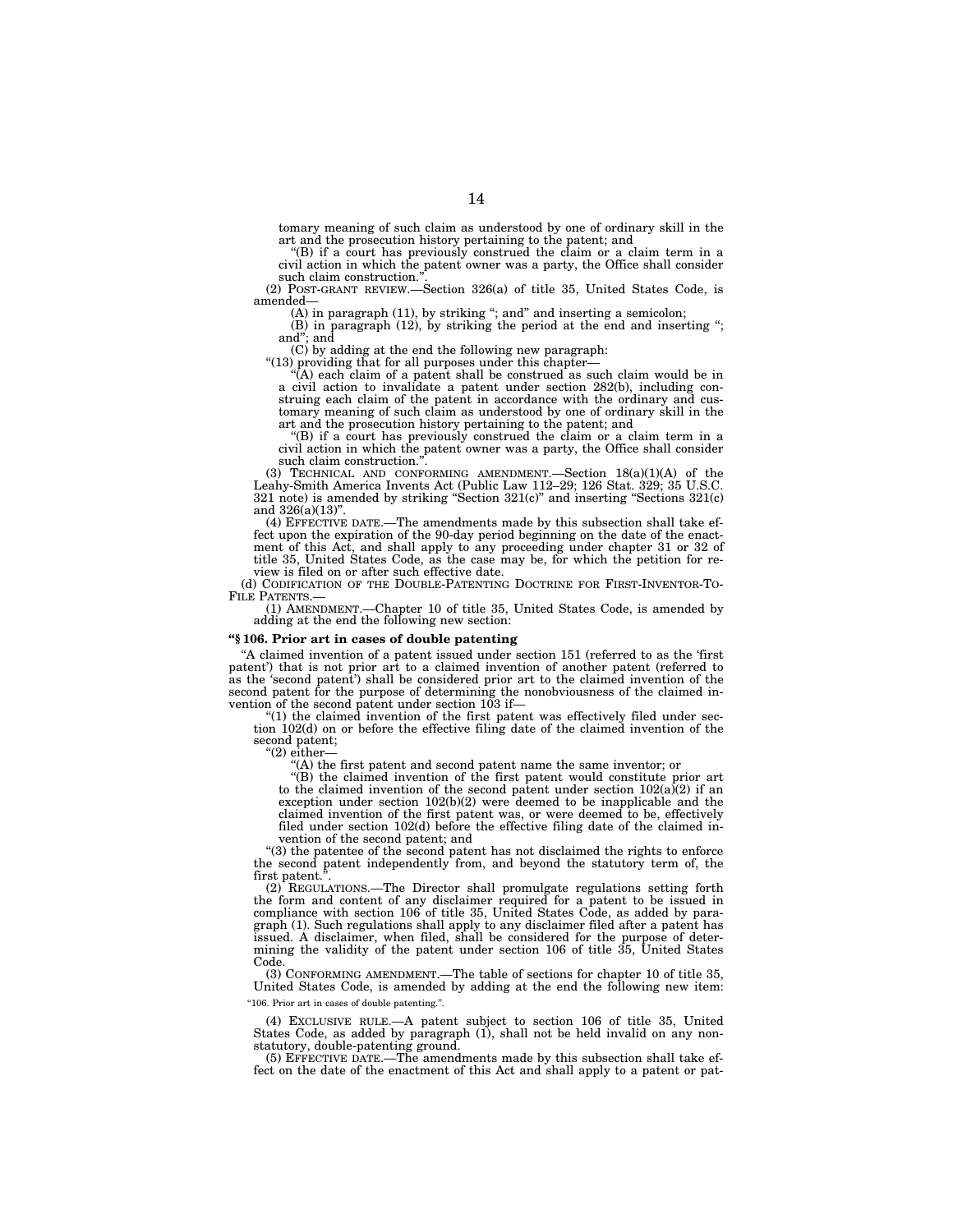tomary meaning of such claim as understood by one of ordinary skill in the art and the prosecution history pertaining to the patent; and

"(B) if a court has previously construed the claim or a claim term in a civil action in which the patent owner was a party, the Office shall consider such claim construction.".

(2) POST-GRANT REVIEW.—Section 326(a) of title 35, United States Code, is amended—

(A) in paragraph (11), by striking "; and" and inserting a semicolon;

(B) in paragraph (12), by striking the period at the end and inserting "; and"; and

(C) by adding at the end the following new paragraph:

"(13) providing that for all purposes under this chapter—

"(A) each claim of a patent shall be construed as such claim would be in a civil action to invalidate a patent under section 282(b), including construing each claim of the patent in accordance with the ordinary and customary meaning of such claim as understood by one of ordinary skill in the art and the prosecution history pertaining to the patent; and

"(B) if a court has previously construed the claim or a claim term in a civil action in which the patent owner was a party, the Office shall consider such claim construction.".

(3) TECHNICAL AND CONFORMING AMENDMENT.—Section 18(a)(1)(A) of the Leahy-Smith America Invents Act (Public Law 112–29; 126 Stat. 329; 35 U.S.C. 321 note) is amended by striking "Section 321(c)" and inserting "Sections 321(c) and 326(a)(13)".

(4) EFFECTIVE DATE.—The amendments made by this subsection shall take effect upon the expiration of the 90-day period beginning on the date of the enactment of this Act, and shall apply to any proceeding under chapter 31 or 32 of title 35, United States Code, as the case may be, for which the petition for review is filed on or after such effective date.

(d) CODIFICATION OF THE DOUBLE-PATENTING DOCTRINE FOR FIRST-INVENTOR-TO-FILE PATENTS.—

(1) AMENDMENT.—Chapter 10 of title 35, United States Code, is amended by adding at the end the following new section:

**"§ 106. Prior art in cases of double patenting**

"A claimed invention of a patent issued under section 151 (referred to as the 'first patent') that is not prior art to a claimed invention of another patent (referred to as the 'second patent') shall be considered prior art to the claimed invention of the second patent for the purpose of determining the nonobviousness of the claimed invention of the second patent under section 103 if—

"(1) the claimed invention of the first patent was effectively filed under section 102(d) on or before the effective filing date of the claimed invention of the second patent;

"(2) either—

"(A) the first patent and second patent name the same inventor; or

"(B) the claimed invention of the first patent would constitute prior art to the claimed invention of the second patent under section 102(a)(2) if an exception under section 102(b)(2) were deemed to be inapplicable and the claimed invention of the first patent was, or were deemed to be, effectively filed under section 102(d) before the effective filing date of the claimed invention of the second patent; and

"(3) the patentee of the second patent has not disclaimed the rights to enforce the second patent independently from, and beyond the statutory term of, the first patent.".

(2) REGULATIONS.—The Director shall promulgate regulations setting forth the form and content of any disclaimer required for a patent to be issued in compliance with section 106 of title 35, United States Code, as added by paragraph (1). Such regulations shall apply to any disclaimer filed after a patent has issued. A disclaimer, when filed, shall be considered for the purpose of determining the validity of the patent under section 106 of title 35, United States Code.

(3) CONFORMING AMENDMENT.—The table of sections for chapter 10 of title 35, United States Code, is amended by adding at the end the following new item:

"106. Prior art in cases of double patenting.".

(4) EXCLUSIVE RULE.—A patent subject to section 106 of title 35, United States Code, as added by paragraph (1), shall not be held invalid on any nonstatutory, double-patenting ground.

(5) EFFECTIVE DATE.—The amendments made by this subsection shall take effect on the date of the enactment of this Act and shall apply to a patent or pat-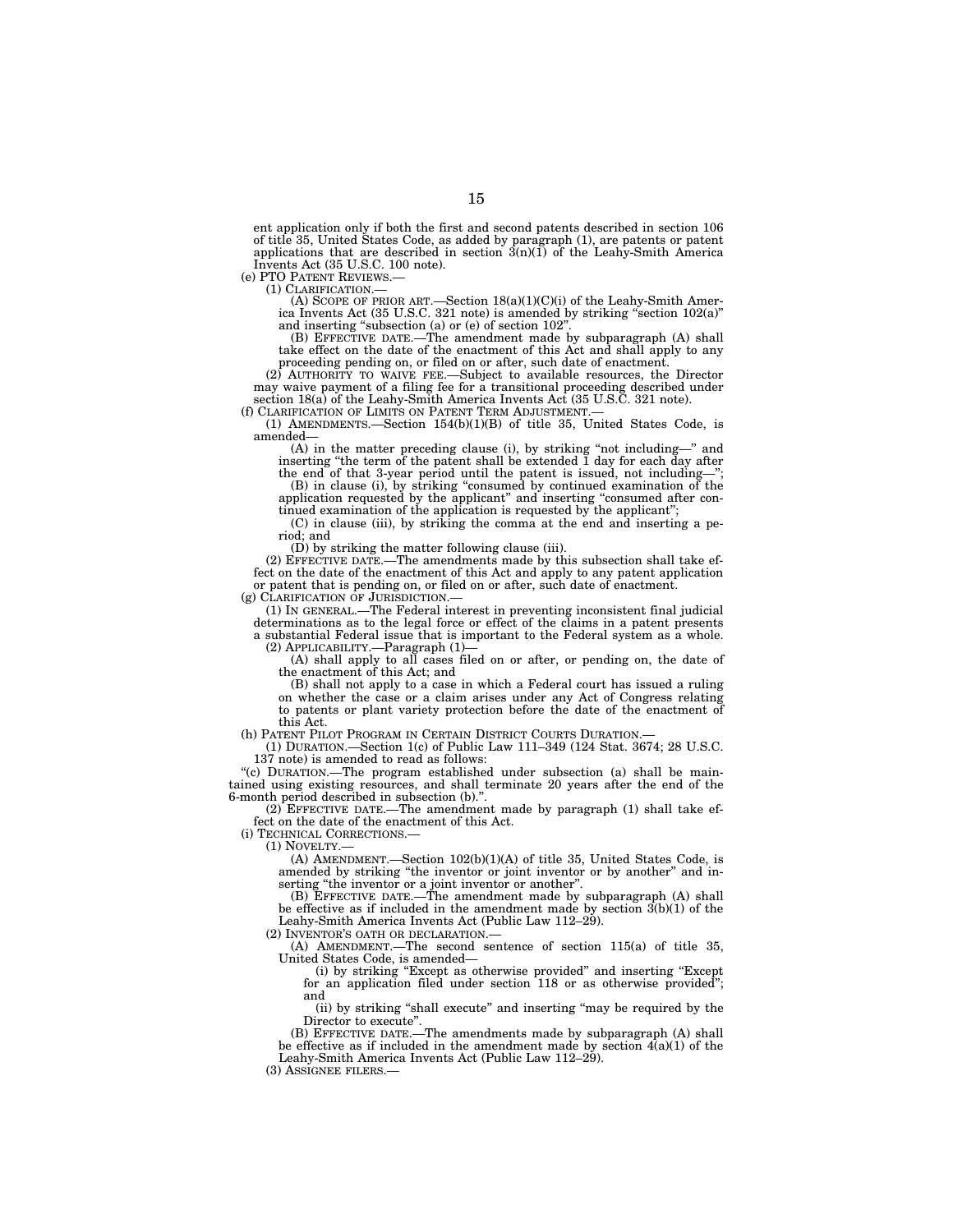ent application only if both the first and second patents described in section 106 of title 35, United States Code, as added by paragraph (1), are patents or patent applications that are described in section 3(n)(1) of the Leahy-Smith America Invents Act (35 U.S.C. 100 note).

(e) PTO PATENT REVIEWS.—

(1) CLARIFICATION.—

(A) SCOPE OF PRIOR ART.—Section 18(a)(1)(C)(i) of the Leahy-Smith America Invents Act (35 U.S.C. 321 note) is amended by striking "section 102(a)" and inserting "subsection (a) or (e) of section 102".

(B) EFFECTIVE DATE.—The amendment made by subparagraph (A) shall take effect on the date of the enactment of this Act and shall apply to any proceeding pending on, or filed on or after, such date of enactment.

(2) AUTHORITY TO WAIVE FEE.—Subject to available resources, the Director may waive payment of a filing fee for a transitional proceeding described under section 18(a) of the Leahy-Smith America Invents Act (35 U.S.C. 321 note).

(f) CLARIFICATION OF LIMITS ON PATENT TERM ADJUSTMENT.—

(1) AMENDMENTS.—Section 154(b)(1)(B) of title 35, United States Code, is amended—

(A) in the matter preceding clause (i), by striking "not including—" and inserting "the term of the patent shall be extended 1 day for each day after the end of that 3-year period until the patent is issued, not including—";

(B) in clause (i), by striking "consumed by continued examination of the application requested by the applicant" and inserting "consumed after continued examination of the application is requested by the applicant";

(C) in clause (iii), by striking the comma at the end and inserting a period; and

(D) by striking the matter following clause (iii).

(2) EFFECTIVE DATE.—The amendments made by this subsection shall take effect on the date of the enactment of this Act and apply to any patent application or patent that is pending on, or filed on or after, such date of enactment.

(g) CLARIFICATION OF JURISDICTION.—

(1) IN GENERAL.—The Federal interest in preventing inconsistent final judicial determinations as to the legal force or effect of the claims in a patent presents a substantial Federal issue that is important to the Federal system as a whole.

(2) APPLICABILITY.—Paragraph (1)—

(A) shall apply to all cases filed on or after, or pending on, the date of the enactment of this Act; and

(B) shall not apply to a case in which a Federal court has issued a ruling on whether the case or a claim arises under any Act of Congress relating to patents or plant variety protection before the date of the enactment of this Act.

(h) PATENT PILOT PROGRAM IN CERTAIN DISTRICT COURTS DURATION.—

(1) DURATION.—Section 1(c) of Public Law 111–349 (124 Stat. 3674; 28 U.S.C. 137 note) is amended to read as follows:

"(c) DURATION.—The program established under subsection (a) shall be maintained using existing resources, and shall terminate 20 years after the end of the 6-month period described in subsection (b).".

(2) EFFECTIVE DATE.—The amendment made by paragraph (1) shall take effect on the date of the enactment of this Act.

(i) TECHNICAL CORRECTIONS.—

(1) NOVELTY.—

(A) AMENDMENT.—Section 102(b)(1)(A) of title 35, United States Code, is amended by striking "the inventor or joint inventor or by another" and inserting "the inventor or a joint inventor or another".

(B) EFFECTIVE DATE.—The amendment made by subparagraph (A) shall be effective as if included in the amendment made by section 3(b)(1) of the Leahy-Smith America Invents Act (Public Law 112–29).

(2) INVENTOR'S OATH OR DECLARATION.—

(A) AMENDMENT.—The second sentence of section 115(a) of title 35, United States Code, is amended—

(i) by striking "Except as otherwise provided" and inserting "Except for an application filed under section 118 or as otherwise provided"; and

(ii) by striking "shall execute" and inserting "may be required by the Director to execute".

(B) EFFECTIVE DATE.—The amendments made by subparagraph (A) shall be effective as if included in the amendment made by section 4(a)(1) of the Leahy-Smith America Invents Act (Public Law 112–29).

(3) ASSIGNEE FILERS.—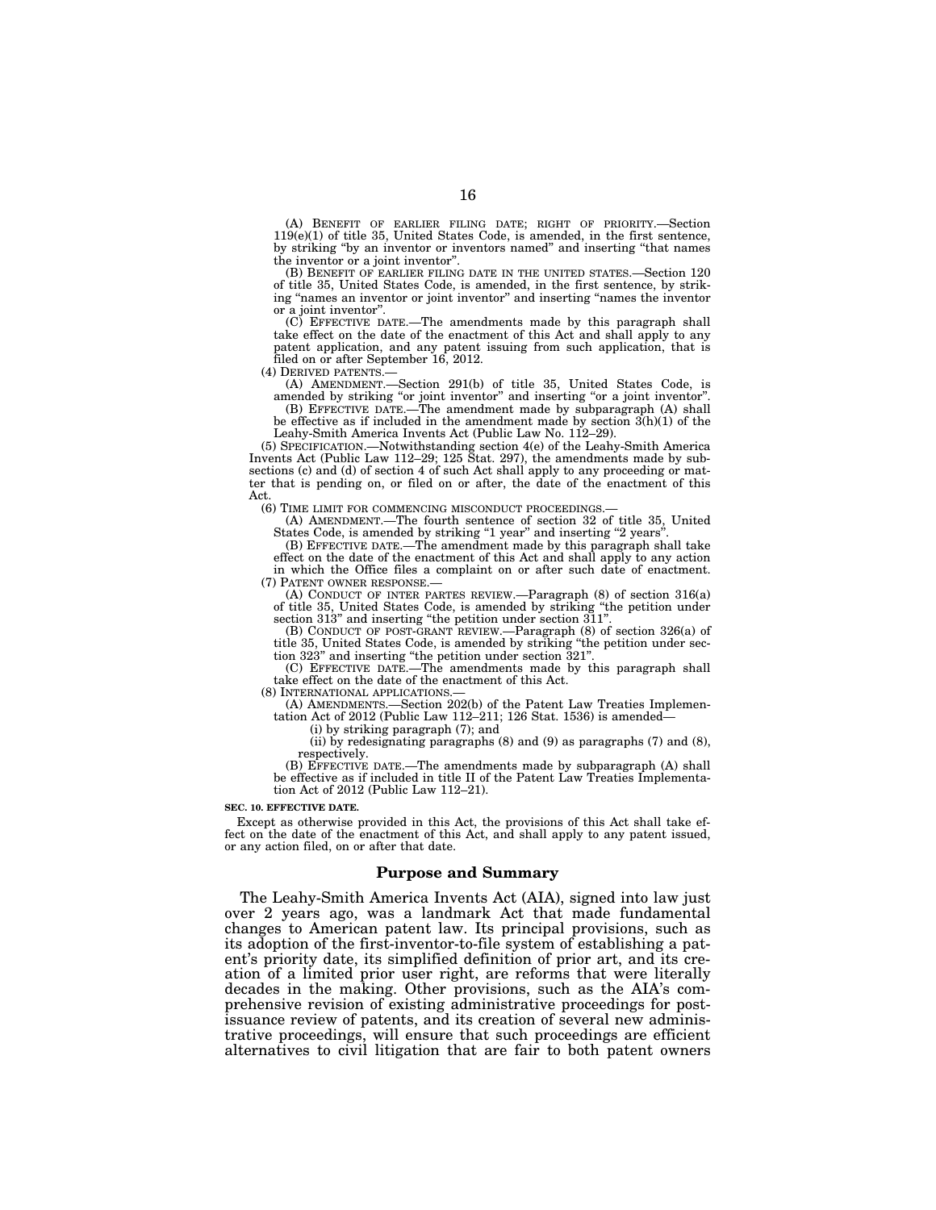(A) BENEFIT OF EARLIER FILING DATE; RIGHT OF PRIORITY.—Section 119(e)(1) of title 35, United States Code, is amended, in the first sentence, by striking "by an inventor or inventors named" and inserting "that names the inventor or a joint inventor".

(B) BENEFIT OF EARLIER FILING DATE IN THE UNITED STATES.—Section 120 of title 35, United States Code, is amended, in the first sentence, by striking "names an inventor or joint inventor" and inserting "names the inventor or a joint inventor".

(C) EFFECTIVE DATE.—The amendments made by this paragraph shall take effect on the date of the enactment of this Act and shall apply to any patent application, and any patent issuing from such application, that is filed on or after September 16, 2012.

(4) DERIVED PATENTS.—

(A) AMENDMENT.—Section 291(b) of title 35, United States Code, is amended by striking "or joint inventor" and inserting "or a joint inventor".

(B) EFFECTIVE DATE.—The amendment made by subparagraph (A) shall be effective as if included in the amendment made by section 3(h)(1) of the Leahy-Smith America Invents Act (Public Law No. 112–29).

(5) SPECIFICATION.—Notwithstanding section 4(e) of the Leahy-Smith America Invents Act (Public Law 112–29; 125 Stat. 297), the amendments made by subsections (c) and (d) of section 4 of such Act shall apply to any proceeding or matter that is pending on, or filed on or after, the date of the enactment of this Act.

(6) TIME LIMIT FOR COMMENCING MISCONDUCT PROCEEDINGS.—

(A) AMENDMENT.—The fourth sentence of section 32 of title 35, United States Code, is amended by striking "1 year" and inserting "2 years".

(B) EFFECTIVE DATE.—The amendment made by this paragraph shall take effect on the date of the enactment of this Act and shall apply to any action in which the Office files a complaint on or after such date of enactment.

(7) PATENT OWNER RESPONSE.—

(A) CONDUCT OF INTER PARTES REVIEW.—Paragraph (8) of section 316(a) of title 35, United States Code, is amended by striking "the petition under section 313" and inserting "the petition under section 311".

(B) CONDUCT OF POST-GRANT REVIEW.—Paragraph (8) of section 326(a) of title 35, United States Code, is amended by striking "the petition under section 323" and inserting "the petition under section 321".

(C) EFFECTIVE DATE.—The amendments made by this paragraph shall take effect on the date of the enactment of this Act.

(8) INTERNATIONAL APPLICATIONS.—

(A) AMENDMENTS.—Section 202(b) of the Patent Law Treaties Implementation Act of 2012 (Public Law 112–211; 126 Stat. 1536) is amended—

(i) by striking paragraph (7); and

(ii) by redesignating paragraphs (8) and (9) as paragraphs (7) and (8), respectively.

(B) EFFECTIVE DATE.—The amendments made by subparagraph (A) shall be effective as if included in title II of the Patent Law Treaties Implementation Act of 2012 (Public Law 112–21).

**SEC. 10. EFFECTIVE DATE.**

Except as otherwise provided in this Act, the provisions of this Act shall take effect on the date of the enactment of this Act, and shall apply to any patent issued, or any action filed, on or after that date.

## Purpose and Summary

The Leahy-Smith America Invents Act (AIA), signed into law just over 2 years ago, was a landmark Act that made fundamental changes to American patent law. Its principal provisions, such as its adoption of the first-inventor-to-file system of establishing a patent's priority date, its simplified definition of prior art, and its creation of a limited prior user right, are reforms that were literally decades in the making. Other provisions, such as the AIA's comprehensive revision of existing administrative proceedings for post-issuance review of patents, and its creation of several new administrative proceedings, will ensure that such proceedings are efficient alternatives to civil litigation that are fair to both patent owners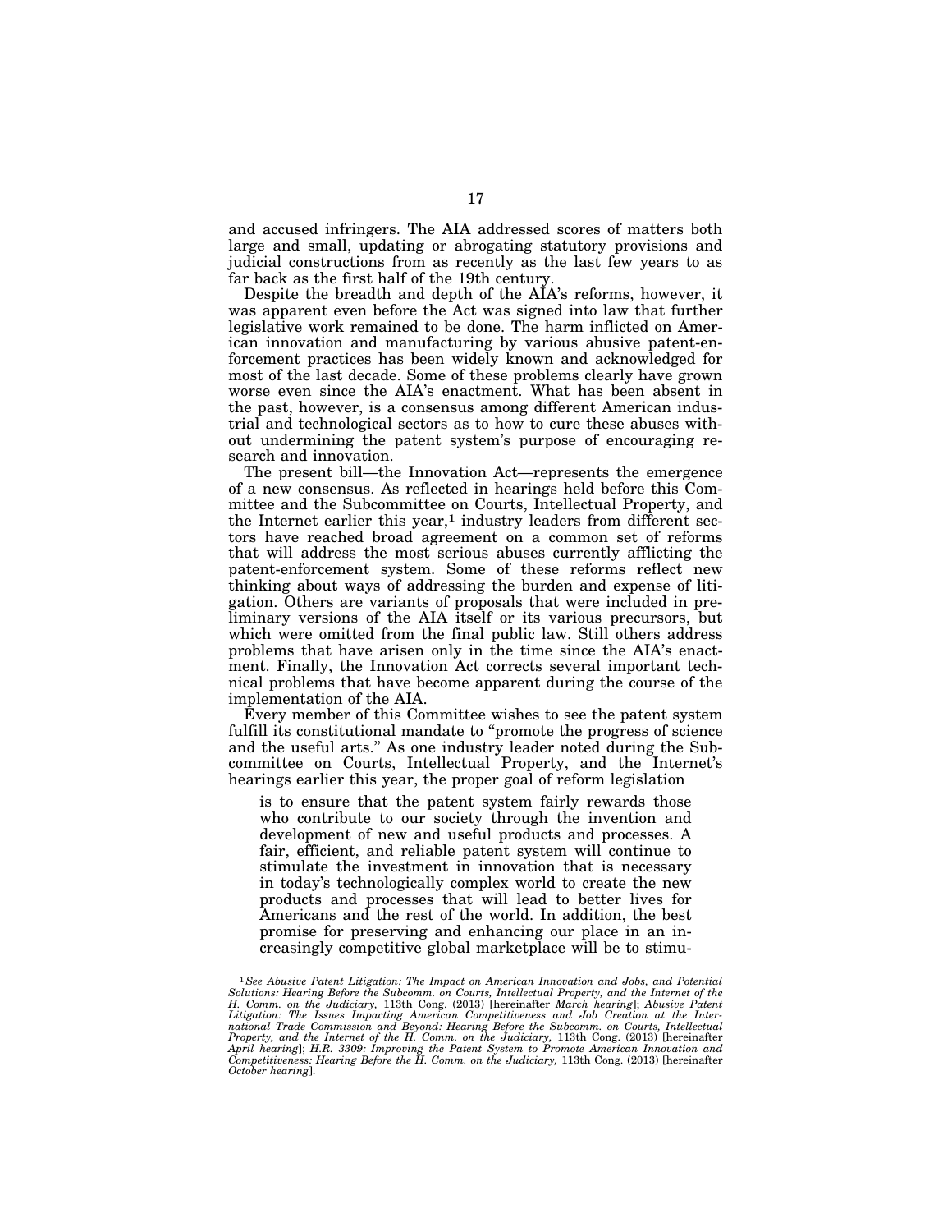and accused infringers. The AIA addressed scores of matters both large and small, updating or abrogating statutory provisions and judicial constructions from as recently as the last few years to as far back as the first half of the 19th century.

Despite the breadth and depth of the AIA's reforms, however, it was apparent even before the Act was signed into law that further legislative work remained to be done. The harm inflicted on American innovation and manufacturing by various abusive patent-enforcement practices has been widely known and acknowledged for most of the last decade. Some of these problems clearly have grown worse even since the AIA's enactment. What has been absent in the past, however, is a consensus among different American industrial and technological sectors as to how to cure these abuses without undermining the patent system's purpose of encouraging research and innovation.

The present bill—the Innovation Act—represents the emergence of a new consensus. As reflected in hearings held before this Committee and the Subcommittee on Courts, Intellectual Property, and the Internet earlier this year,[1] industry leaders from different sectors have reached broad agreement on a common set of reforms that will address the most serious abuses currently afflicting the patent-enforcement system. Some of these reforms reflect new thinking about ways of addressing the burden and expense of litigation. Others are variants of proposals that were included in preliminary versions of the AIA itself or its various precursors, but which were omitted from the final public law. Still others address problems that have arisen only in the time since the AIA's enactment. Finally, the Innovation Act corrects several important technical problems that have become apparent during the course of the implementation of the AIA.

Every member of this Committee wishes to see the patent system fulfill its constitutional mandate to "promote the progress of science and the useful arts." As one industry leader noted during the Subcommittee on Courts, Intellectual Property, and the Internet's hearings earlier this year, the proper goal of reform legislation

> is to ensure that the patent system fairly rewards those who contribute to our society through the invention and development of new and useful products and processes. A fair, efficient, and reliable patent system will continue to stimulate the investment in innovation that is necessary in today's technologically complex world to create the new products and processes that will lead to better lives for Americans and the rest of the world. In addition, the best promise for preserving and enhancing our place in an increasingly competitive global marketplace will be to stimu-

---

[1] *See Abusive Patent Litigation: The Impact on American Innovation and Jobs, and Potential Solutions: Hearing Before the Subcomm. on Courts, Intellectual Property, and the Internet of the H. Comm. on the Judiciary,* 113th Cong. (2013) [hereinafter *March hearing*]; *Abusive Patent Litigation: The Issues Impacting American Competitiveness and Job Creation at the International Trade Commission and Beyond: Hearing Before the Subcomm. on Courts, Intellectual Property, and the Internet of the H. Comm. on the Judiciary,* 113th Cong. (2013) [hereinafter *April hearing*]; *H.R. 3309: Improving the Patent System to Promote American Innovation and Competitiveness: Hearing Before the H. Comm. on the Judiciary,* 113th Cong. (2013) [hereinafter *October hearing*].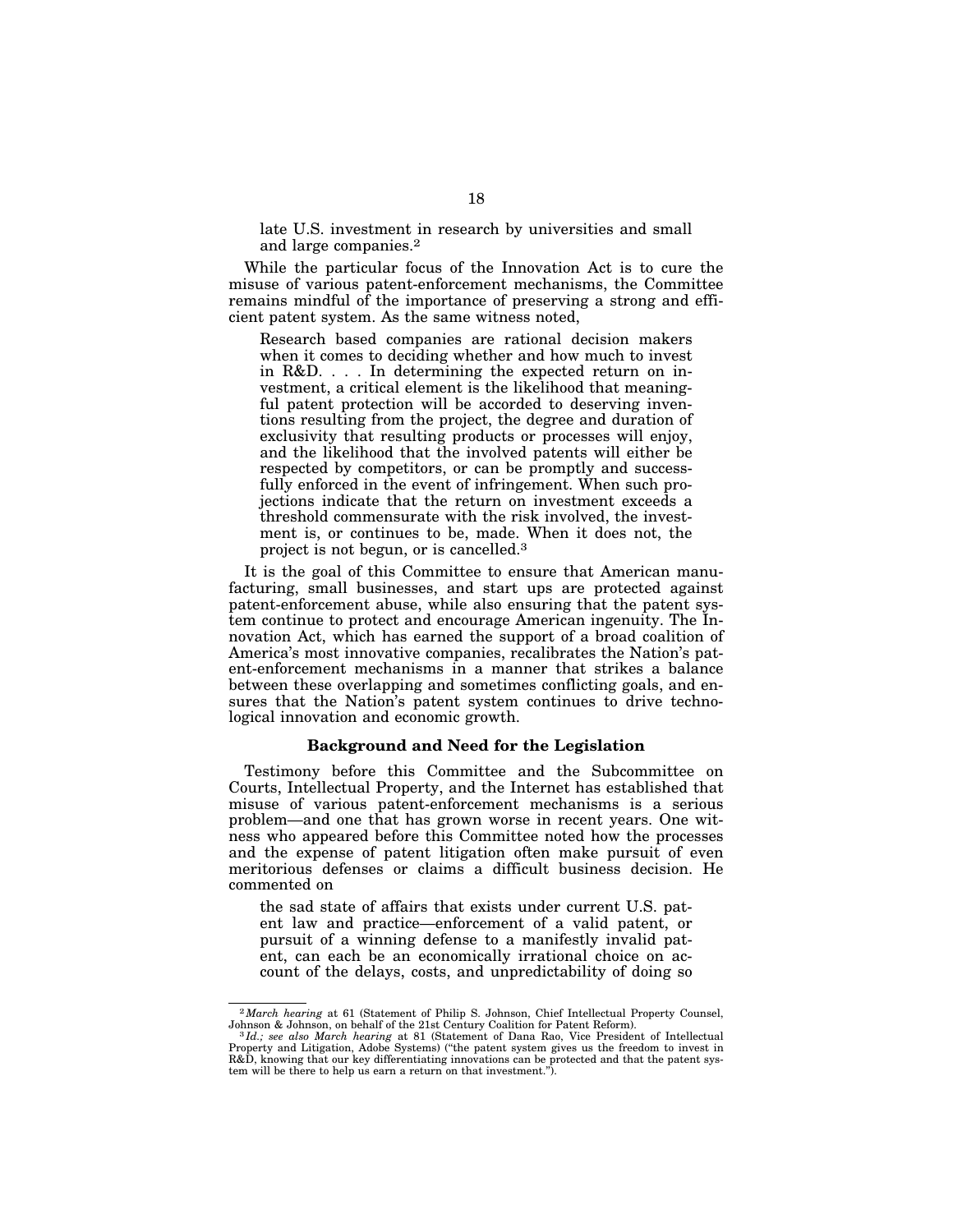late U.S. investment in research by universities and small and large companies.[2]

While the particular focus of the Innovation Act is to cure the misuse of various patent-enforcement mechanisms, the Committee remains mindful of the importance of preserving a strong and efficient patent system. As the same witness noted,

> Research based companies are rational decision makers when it comes to deciding whether and how much to invest in R&D. . . . In determining the expected return on investment, a critical element is the likelihood that meaningful patent protection will be accorded to deserving inventions resulting from the project, the degree and duration of exclusivity that resulting products or processes will enjoy, and the likelihood that the involved patents will either be respected by competitors, or can be promptly and successfully enforced in the event of infringement. When such projections indicate that the return on investment exceeds a threshold commensurate with the risk involved, the investment is, or continues to be, made. When it does not, the project is not begun, or is cancelled.[3]

It is the goal of this Committee to ensure that American manufacturing, small businesses, and start ups are protected against patent-enforcement abuse, while also ensuring that the patent system continue to protect and encourage American ingenuity. The Innovation Act, which has earned the support of a broad coalition of America's most innovative companies, recalibrates the Nation's patent-enforcement mechanisms in a manner that strikes a balance between these overlapping and sometimes conflicting goals, and ensures that the Nation's patent system continues to drive technological innovation and economic growth.

### Background and Need for the Legislation

Testimony before this Committee and the Subcommittee on Courts, Intellectual Property, and the Internet has established that misuse of various patent-enforcement mechanisms is a serious problem—and one that has grown worse in recent years. One witness who appeared before this Committee noted how the processes and the expense of patent litigation often make pursuit of even meritorious defenses or claims a difficult business decision. He commented on

> the sad state of affairs that exists under current U.S. patent law and practice—enforcement of a valid patent, or pursuit of a winning defense to a manifestly invalid patent, can each be an economically irrational choice on account of the delays, costs, and unpredictability of doing so

---

[2] *March hearing* at 61 (Statement of Philip S. Johnson, Chief Intellectual Property Counsel, Johnson & Johnson, on behalf of the 21st Century Coalition for Patent Reform).

[3] *Id.; see also March hearing* at 81 (Statement of Dana Rao, Vice President of Intellectual Property and Litigation, Adobe Systems) ("the patent system gives us the freedom to invest in R&D, knowing that our key differentiating innovations can be protected and that the patent system will be there to help us earn a return on that investment.").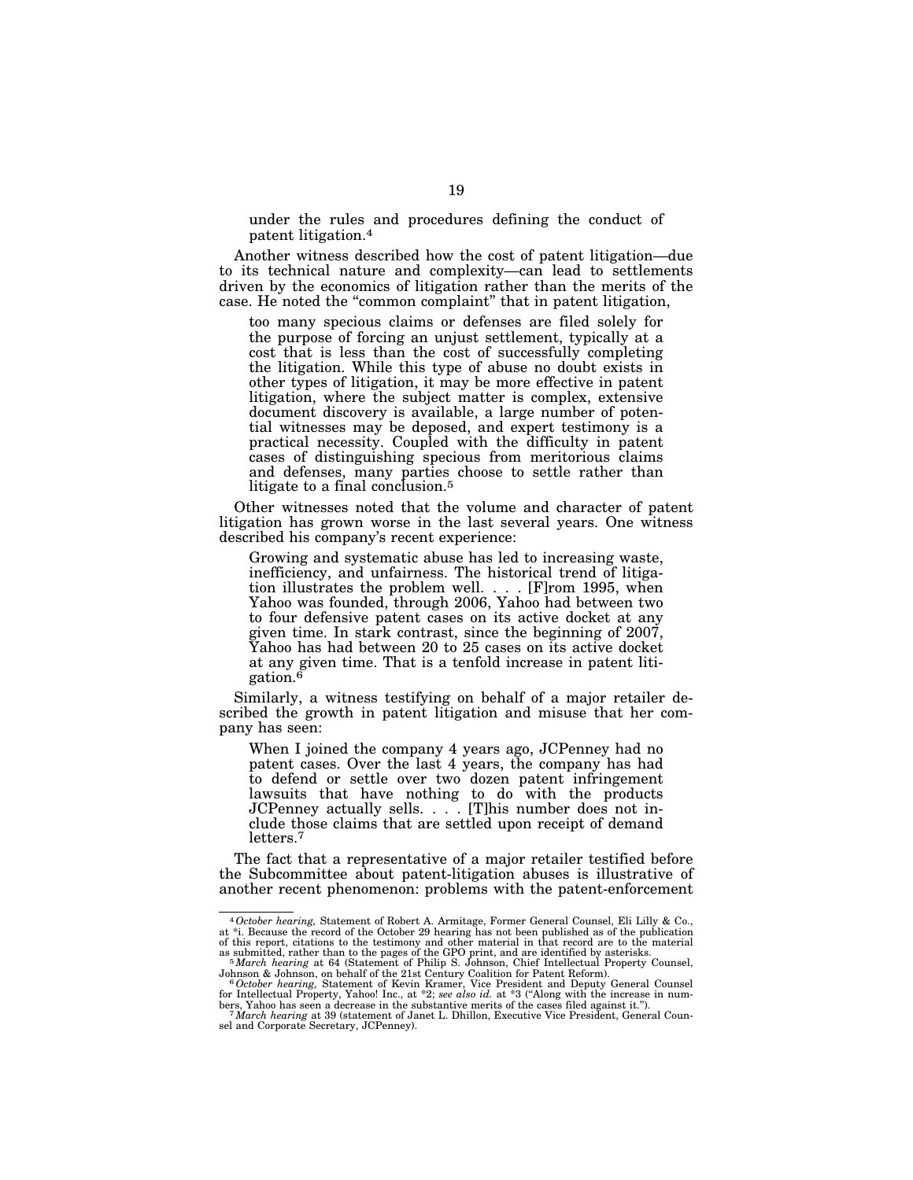> under the rules and procedures defining the conduct of patent litigation.[4]

Another witness described how the cost of patent litigation—due to its technical nature and complexity—can lead to settlements driven by the economics of litigation rather than the merits of the case. He noted the "common complaint" that in patent litigation,

> too many specious claims or defenses are filed solely for the purpose of forcing an unjust settlement, typically at a cost that is less than the cost of successfully completing the litigation. While this type of abuse no doubt exists in other types of litigation, it may be more effective in patent litigation, where the subject matter is complex, extensive document discovery is available, a large number of potential witnesses may be deposed, and expert testimony is a practical necessity. Coupled with the difficulty in patent cases of distinguishing specious from meritorious claims and defenses, many parties choose to settle rather than litigate to a final conclusion.[5]

Other witnesses noted that the volume and character of patent litigation has grown worse in the last several years. One witness described his company's recent experience:

> Growing and systematic abuse has led to increasing waste, inefficiency, and unfairness. The historical trend of litigation illustrates the problem well. . . . [F]rom 1995, when Yahoo was founded, through 2006, Yahoo had between two to four defensive patent cases on its active docket at any given time. In stark contrast, since the beginning of 2007, Yahoo has had between 20 to 25 cases on its active docket at any given time. That is a tenfold increase in patent litigation.[6]

Similarly, a witness testifying on behalf of a major retailer described the growth in patent litigation and misuse that her company has seen:

> When I joined the company 4 years ago, JCPenney had no patent cases. Over the last 4 years, the company has had to defend or settle over two dozen patent infringement lawsuits that have nothing to do with the products JCPenney actually sells. . . . [T]his number does not include those claims that are settled upon receipt of demand letters.[7]

The fact that a representative of a major retailer testified before the Subcommittee about patent-litigation abuses is illustrative of another recent phenomenon: problems with the patent-enforcement

---

[4] *October hearing,* Statement of Robert A. Armitage, Former General Counsel, Eli Lilly & Co., at *i. Because the record of the October 29 hearing has not been published as of the publication of this report, citations to the testimony and other material in that record are to the material as submitted, rather than to the pages of the GPO print, and are identified by asterisks.

[5] *March hearing* at 64 (Statement of Philip S. Johnson, Chief Intellectual Property Counsel, Johnson & Johnson, on behalf of the 21st Century Coalition for Patent Reform).

[6] *October hearing,* Statement of Kevin Kramer, Vice President and Deputy General Counsel for Intellectual Property, Yahoo! Inc., at *2; *see also id.* at *3 ("Along with the increase in numbers, Yahoo has seen a decrease in the substantive merits of the cases filed against it.").

[7] *March hearing* at 39 (statement of Janet L. Dhillon, Executive Vice President, General Counsel and Corporate Secretary, JCPenney).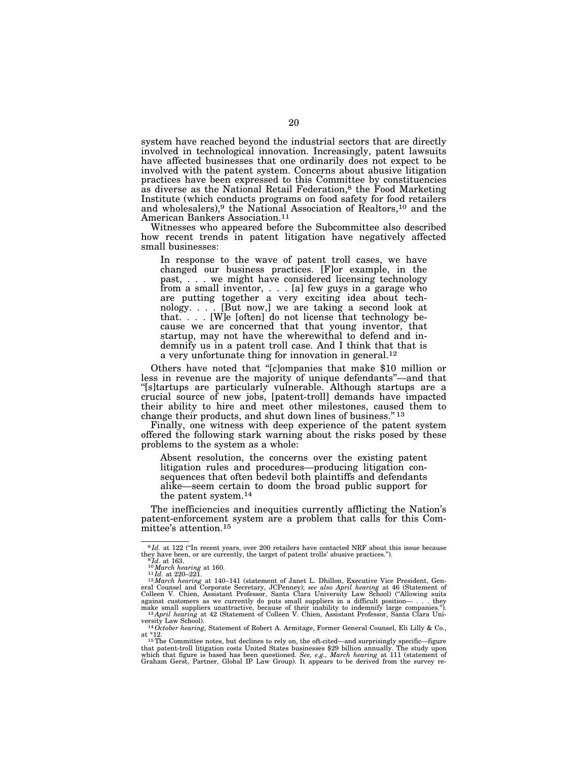system have reached beyond the industrial sectors that are directly involved in technological innovation. Increasingly, patent lawsuits have affected businesses that one ordinarily does not expect to be involved with the patent system. Concerns about abusive litigation practices have been expressed to this Committee by constituencies as diverse as the National Retail Federation,[8] the Food Marketing Institute (which conducts programs on food safety for food retailers and wholesalers),[9] the National Association of Realtors,[10] and the American Bankers Association.[11]

Witnesses who appeared before the Subcommittee also described how recent trends in patent litigation have negatively affected small businesses:

> In response to the wave of patent troll cases, we have changed our business practices. [F]or example, in the past, . . . we might have considered licensing technology from a small inventor, . . . [a] few guys in a garage who are putting together a very exciting idea about technology. . . . [But now,] we are taking a second look at that. . . . [W]e [often] do not license that technology because we are concerned that that young inventor, that startup, may not have the wherewithal to defend and indemnify us in a patent troll case. And I think that that is a very unfortunate thing for innovation in general.[12]

Others have noted that "[c]ompanies that make $10 million or less in revenue are the majority of unique defendants"—and that "[s]tartups are particularly vulnerable. Although startups are a crucial source of new jobs, [patent-troll] demands have impacted their ability to hire and meet other milestones, caused them to change their products, and shut down lines of business."[13]

Finally, one witness with deep experience of the patent system offered the following stark warning about the risks posed by these problems to the system as a whole:

> Absent resolution, the concerns over the existing patent litigation rules and procedures—producing litigation consequences that often bedevil both plaintiffs and defendants alike—seem certain to doom the broad public support for the patent system.[14]

The inefficiencies and inequities currently afflicting the Nation's patent-enforcement system are a problem that calls for this Committee's attention.[15]

---

[8] *Id.* at 122 ("In recent years, over 200 retailers have contacted NRF about this issue because they have been, or are currently, the target of patent trolls' abusive practices.").

[9] *Id.* at 163.

[10] *March hearing* at 160.

[11] *Id.* at 220–221.

[12] *March hearing* at 140–141 (statement of Janet L. Dhillon, Executive Vice President, General Counsel and Corporate Secretary, JCPenney); *see also April hearing* at 46 (Statement of Colleen V. Chien, Assistant Professor, Santa Clara University Law School) ("Allowing suits against customers as we currently do puts small suppliers in a difficult position— . . . they make small suppliers unattractive, because of their inability to indemnify large companies.").

[13] *April hearing* at 42 (Statement of Colleen V. Chien, Assistant Professor, Santa Clara University Law School).

[14] *October hearing,* Statement of Robert A. Armitage, Former General Counsel, Eli Lilly & Co., at *12.

[15] The Committee notes, but declines to rely on, the oft-cited—and surprisingly specific—figure that patent-troll litigation costs United States businesses $29 billion annually. The study upon which that figure is based has been questioned. *See, e.g., March hearing* at 111 (statement of Graham Gerst, Partner, Global IP Law Group). It appears to be derived from the survey re-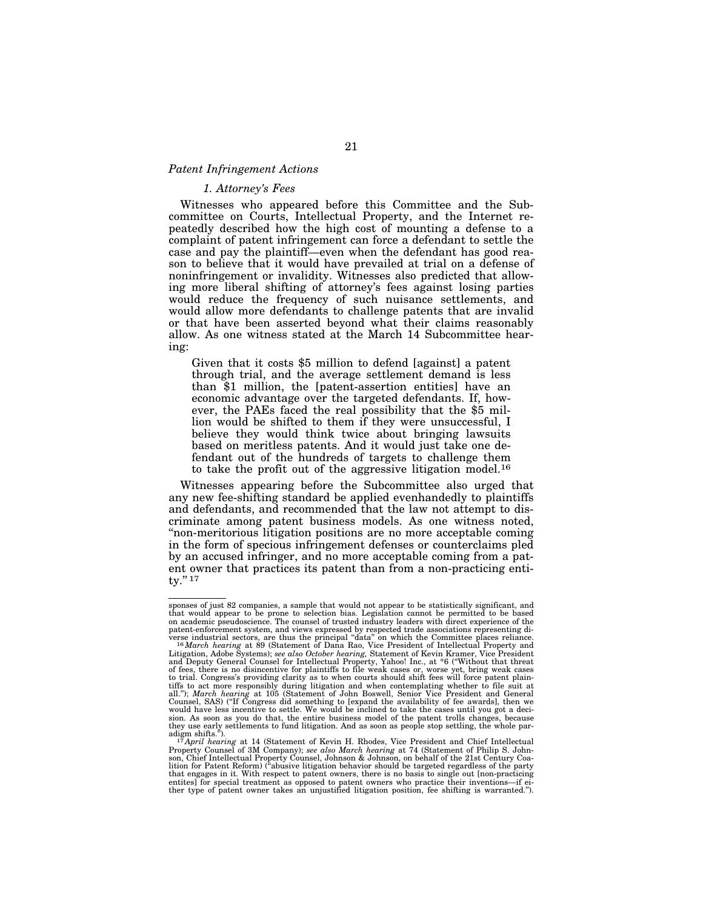*Patent Infringement Actions*

*1. Attorney's Fees*

Witnesses who appeared before this Committee and the Subcommittee on Courts, Intellectual Property, and the Internet repeatedly described how the high cost of mounting a defense to a complaint of patent infringement can force a defendant to settle the case and pay the plaintiff—even when the defendant has good reason to believe that it would have prevailed at trial on a defense of noninfringement or invalidity. Witnesses also predicted that allowing more liberal shifting of attorney's fees against losing parties would reduce the frequency of such nuisance settlements, and would allow more defendants to challenge patents that are invalid or that have been asserted beyond what their claims reasonably allow. As one witness stated at the March 14 Subcommittee hearing:

> Given that it costs $5 million to defend [against] a patent through trial, and the average settlement demand is less than $1 million, the [patent-assertion entities] have an economic advantage over the targeted defendants. If, however, the PAEs faced the real possibility that the $5 million would be shifted to them if they were unsuccessful, I believe they would think twice about bringing lawsuits based on meritless patents. And it would just take one defendant out of the hundreds of targets to challenge them to take the profit out of the aggressive litigation model.[16]

Witnesses appearing before the Subcommittee also urged that any new fee-shifting standard be applied evenhandedly to plaintiffs and defendants, and recommended that the law not attempt to discriminate among patent business models. As one witness noted, "non-meritorious litigation positions are no more acceptable coming in the form of specious infringement defenses or counterclaims pled by an accused infringer, and no more acceptable coming from a patent owner that practices its patent than from a non-practicing entity."[17]

---

sponses of just 82 companies, a sample that would not appear to be statistically significant, and that would appear to be prone to selection bias. Legislation cannot be permitted to be based on academic pseudoscience. The counsel of trusted industry leaders with direct experience of the patent-enforcement system, and views expressed by respected trade associations representing diverse industrial sectors, are thus the principal "data" on which the Committee places reliance.

[16] *March hearing* at 89 (Statement of Dana Rao, Vice President of Intellectual Property and Litigation, Adobe Systems); *see also October hearing,* Statement of Kevin Kramer, Vice President and Deputy General Counsel for Intellectual Property, Yahoo! Inc., at *6 ("Without that threat of fees, there is no disincentive for plaintiffs to file weak cases or, worse yet, bring weak cases to trial. Congress's providing clarity as to when courts should shift fees will force patent plaintiffs to act more responsibly during litigation and when contemplating whether to file suit at all."); *March hearing* at 105 (Statement of John Boswell, Senior Vice President and General Counsel, SAS) ("If Congress did something to [expand the availability of fee awards], then we would have less incentive to settle. We would be inclined to take the cases until you got a decision. As soon as you do that, the entire business model of the patent trolls changes, because they use early settlements to fund litigation. And as soon as people stop settling, the whole paradigm shifts.").

[17] *April hearing* at 14 (Statement of Kevin H. Rhodes, Vice President and Chief Intellectual Property Counsel of 3M Company); *see also March hearing* at 74 (Statement of Philip S. Johnson, Chief Intellectual Property Counsel, Johnson & Johnson, on behalf of the 21st Century Coalition for Patent Reform) ("abusive litigation behavior should be targeted regardless of the party that engages in it. With respect to patent owners, there is no basis to single out [non-practicing entites] for special treatment as opposed to patent owners who practice their inventions—if either type of patent owner takes an unjustified litigation position, fee shifting is warranted.").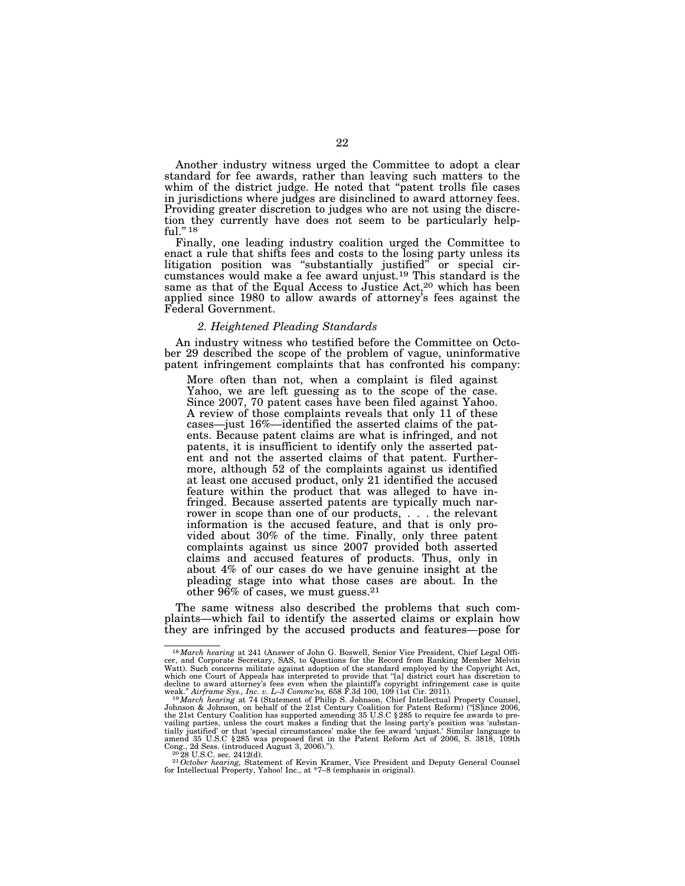Another industry witness urged the Committee to adopt a clear standard for fee awards, rather than leaving such matters to the whim of the district judge. He noted that "patent trolls file cases in jurisdictions where judges are disinclined to award attorney fees. Providing greater discretion to judges who are not using the discretion they currently have does not seem to be particularly helpful." [18]

Finally, one leading industry coalition urged the Committee to enact a rule that shifts fees and costs to the losing party unless its litigation position was "substantially justified" or special circumstances would make a fee award unjust.[19] This standard is the same as that of the Equal Access to Justice Act,[20] which has been applied since 1980 to allow awards of attorney's fees against the Federal Government.

### *2. Heightened Pleading Standards*

An industry witness who testified before the Committee on October 29 described the scope of the problem of vague, uninformative patent infringement complaints that has confronted his company:

> More often than not, when a complaint is filed against Yahoo, we are left guessing as to the scope of the case. Since 2007, 70 patent cases have been filed against Yahoo. A review of those complaints reveals that only 11 of these cases—just 16%—identified the asserted claims of the patents. Because patent claims are what is infringed, and not patents, it is insufficient to identify only the asserted patent and not the asserted claims of that patent. Furthermore, although 52 of the complaints against us identified at least one accused product, only 21 identified the accused feature within the product that was alleged to have infringed. Because asserted patents are typically much narrower in scope than one of our products, . . . the relevant information is the accused feature, and that is only provided about 30% of the time. Finally, only three patent complaints against us since 2007 provided both asserted claims and accused features of products. Thus, only in about 4% of our cases do we have genuine insight at the pleading stage into what those cases are about. In the other 96% of cases, we must guess.[21]

The same witness also described the problems that such complaints—which fail to identify the asserted claims or explain how they are infringed by the accused products and features—pose for

---

[18] *March hearing* at 241 (Answer of John G. Boswell, Senior Vice President, Chief Legal Officer, and Corporate Secretary, SAS, to Questions for the Record from Ranking Member Melvin Watt). Such concerns militate against adoption of the standard employed by the Copyright Act, which one Court of Appeals has interpreted to provide that "[a] district court has discretion to decline to award attorney's fees even when the plaintiff's copyright infringement case is quite weak." *Airframe Sys., Inc. v. L–3 Commc'ns,* 658 F.3d 100, 109 (1st Cir. 2011).

[19] *March hearing* at 74 (Statement of Philip S. Johnson, Chief Intellectual Property Counsel, Johnson & Johnson, on behalf of the 21st Century Coalition for Patent Reform) ("[S]ince 2006, the 21st Century Coalition has supported amending 35 U.S.C § 285 to require fee awards to prevailing parties, unless the court makes a finding that the losing party's position was 'substantially justified' or that 'special circumstances' make the fee award 'unjust.' Similar language to amend 35 U.S.C § 285 was proposed first in the Patent Reform Act of 2006, S. 3818, 109th Cong., 2d Sess. (introduced August 3, 2006).").

[20] 28 U.S.C. sec. 2412(d).

[21] *October hearing,* Statement of Kevin Kramer, Vice President and Deputy General Counsel for Intellectual Property, Yahoo! Inc., at *7–8 (emphasis in original).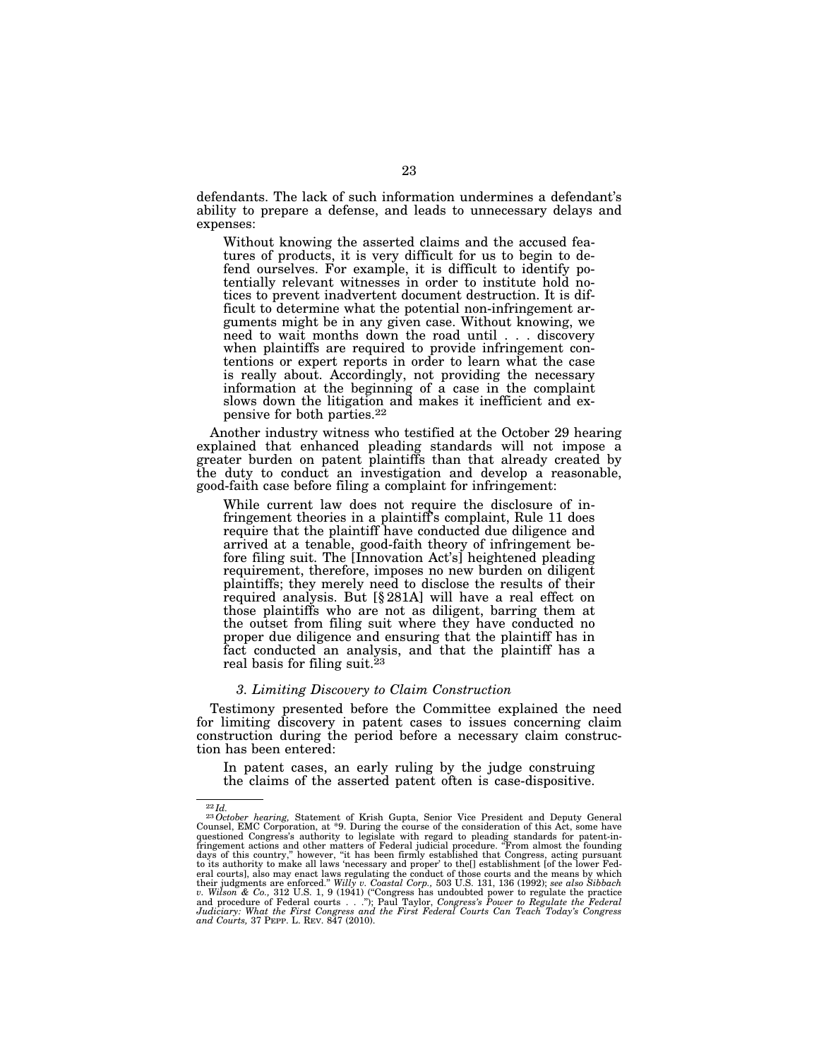defendants. The lack of such information undermines a defendant's ability to prepare a defense, and leads to unnecessary delays and expenses:

> Without knowing the asserted claims and the accused features of products, it is very difficult for us to begin to defend ourselves. For example, it is difficult to identify potentially relevant witnesses in order to institute hold notices to prevent inadvertent document destruction. It is difficult to determine what the potential non-infringement arguments might be in any given case. Without knowing, we need to wait months down the road until . . . discovery when plaintiffs are required to provide infringement contentions or expert reports in order to learn what the case is really about. Accordingly, not providing the necessary information at the beginning of a case in the complaint slows down the litigation and makes it inefficient and expensive for both parties.[22]

Another industry witness who testified at the October 29 hearing explained that enhanced pleading standards will not impose a greater burden on patent plaintiffs than that already created by the duty to conduct an investigation and develop a reasonable, good-faith case before filing a complaint for infringement:

> While current law does not require the disclosure of infringement theories in a plaintiff's complaint, Rule 11 does require that the plaintiff have conducted due diligence and arrived at a tenable, good-faith theory of infringement before filing suit. The [Innovation Act's] heightened pleading requirement, therefore, imposes no new burden on diligent plaintiffs; they merely need to disclose the results of their required analysis. But [§ 281A] will have a real effect on those plaintiffs who are not as diligent, barring them at the outset from filing suit where they have conducted no proper due diligence and ensuring that the plaintiff has in fact conducted an analysis, and that the plaintiff has a real basis for filing suit.[23]

### *3. Limiting Discovery to Claim Construction*

Testimony presented before the Committee explained the need for limiting discovery in patent cases to issues concerning claim construction during the period before a necessary claim construction has been entered:

> In patent cases, an early ruling by the judge construing the claims of the asserted patent often is case-dispositive.

---

[22] *Id.*

[23] *October hearing,* Statement of Krish Gupta, Senior Vice President and Deputy General Counsel, EMC Corporation, at *9. During the course of the consideration of this Act, some have questioned Congress's authority to legislate with regard to pleading standards for patent-infringement actions and other matters of Federal judicial procedure. "From almost the founding days of this country," however, "it has been firmly established that Congress, acting pursuant to its authority to make all laws 'necessary and proper' to the[] establishment [of the lower Federal courts], also may enact laws regulating the conduct of those courts and the means by which their judgments are enforced." *Willy v. Coastal Corp.,* 503 U.S. 131, 136 (1992); *see also Sibbach v. Wilson & Co.,* 312 U.S. 1, 9 (1941) ("Congress has undoubted power to regulate the practice and procedure of Federal courts . . ."); Paul Taylor, *Congress's Power to Regulate the Federal Judiciary: What the First Congress and the First Federal Courts Can Teach Today's Congress and Courts,* 37 PEPP. L. REV. 847 (2010).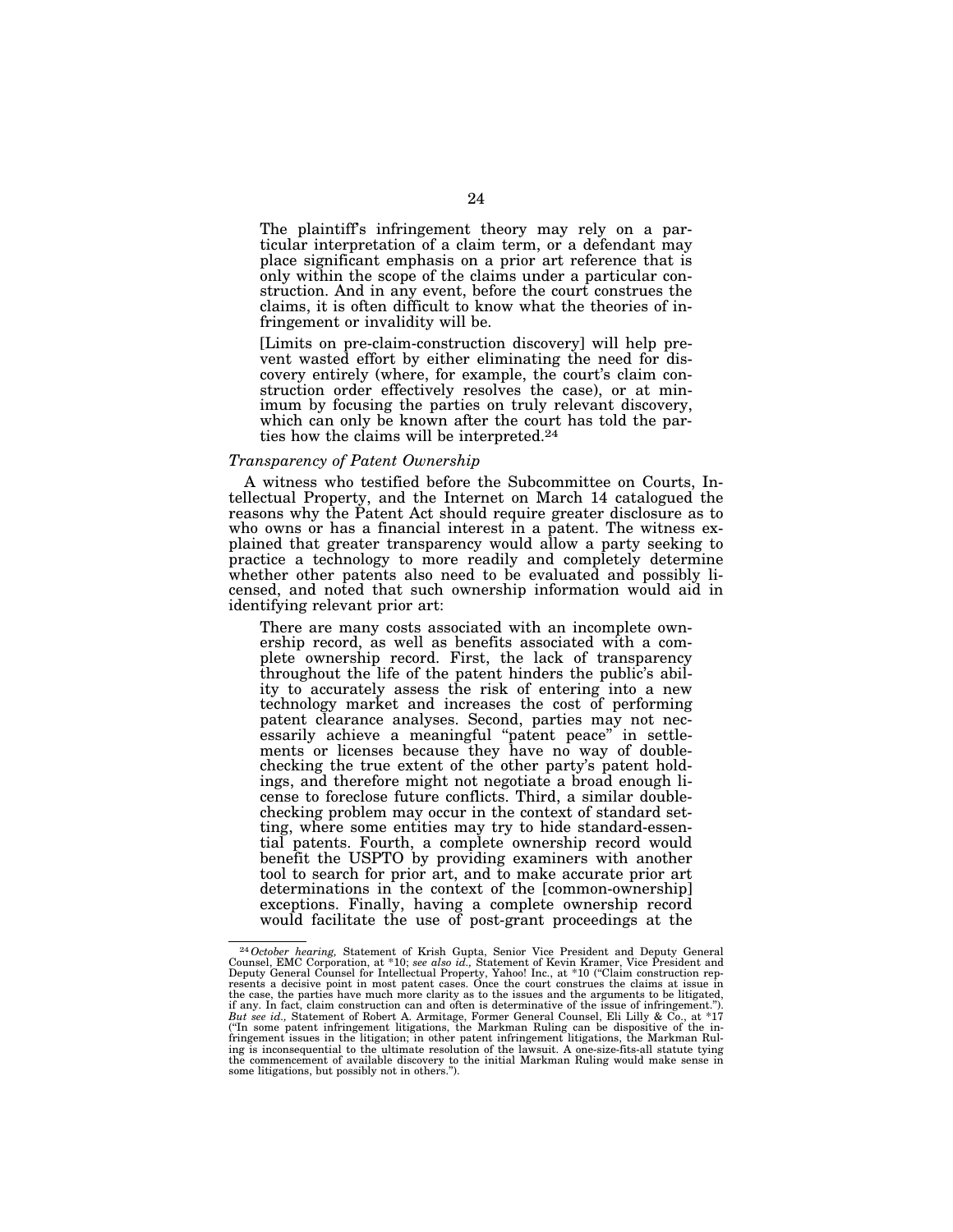> The plaintiff's infringement theory may rely on a particular interpretation of a claim term, or a defendant may place significant emphasis on a prior art reference that is only within the scope of the claims under a particular construction. And in any event, before the court construes the claims, it is often difficult to know what the theories of infringement or invalidity will be.
>
> [Limits on pre-claim-construction discovery] will help prevent wasted effort by either eliminating the need for discovery entirely (where, for example, the court's claim construction order effectively resolves the case), or at minimum by focusing the parties on truly relevant discovery, which can only be known after the court has told the parties how the claims will be interpreted.[24]

*Transparency of Patent Ownership*

A witness who testified before the Subcommittee on Courts, Intellectual Property, and the Internet on March 14 catalogued the reasons why the Patent Act should require greater disclosure as to who owns or has a financial interest in a patent. The witness explained that greater transparency would allow a party seeking to practice a technology to more readily and completely determine whether other patents also need to be evaluated and possibly licensed, and noted that such ownership information would aid in identifying relevant prior art:

> There are many costs associated with an incomplete ownership record, as well as benefits associated with a complete ownership record. First, the lack of transparency throughout the life of the patent hinders the public's ability to accurately assess the risk of entering into a new technology market and increases the cost of performing patent clearance analyses. Second, parties may not necessarily achieve a meaningful "patent peace" in settlements or licenses because they have no way of double-checking the true extent of the other party's patent holdings, and therefore might not negotiate a broad enough license to foreclose future conflicts. Third, a similar double-checking problem may occur in the context of standard setting, where some entities may try to hide standard-essential patents. Fourth, a complete ownership record would benefit the USPTO by providing examiners with another tool to search for prior art, and to make accurate prior art determinations in the context of the [common-ownership] exceptions. Finally, having a complete ownership record would facilitate the use of post-grant proceedings at the

---

[24] *October hearing,* Statement of Krish Gupta, Senior Vice President and Deputy General Counsel, EMC Corporation, at *10; *see also id.,* Statement of Kevin Kramer, Vice President and Deputy General Counsel for Intellectual Property, Yahoo! Inc., at *10 ("Claim construction represents a decisive point in most patent cases. Once the court construes the claims at issue in the case, the parties have much more clarity as to the issues and the arguments to be litigated, if any. In fact, claim construction can and often is determinative of the issue of infringement."). *But see id.,* Statement of Robert A. Armitage, Former General Counsel, Eli Lilly & Co., at *17 ("In some patent infringement litigations, the Markman Ruling can be dispositive of the infringement issues in the litigation; in other patent infringement litigations, the Markman Ruling is inconsequential to the ultimate resolution of the lawsuit. A one-size-fits-all statute tying the commencement of available discovery to the initial Markman Ruling would make sense in some litigations, but possibly not in others.").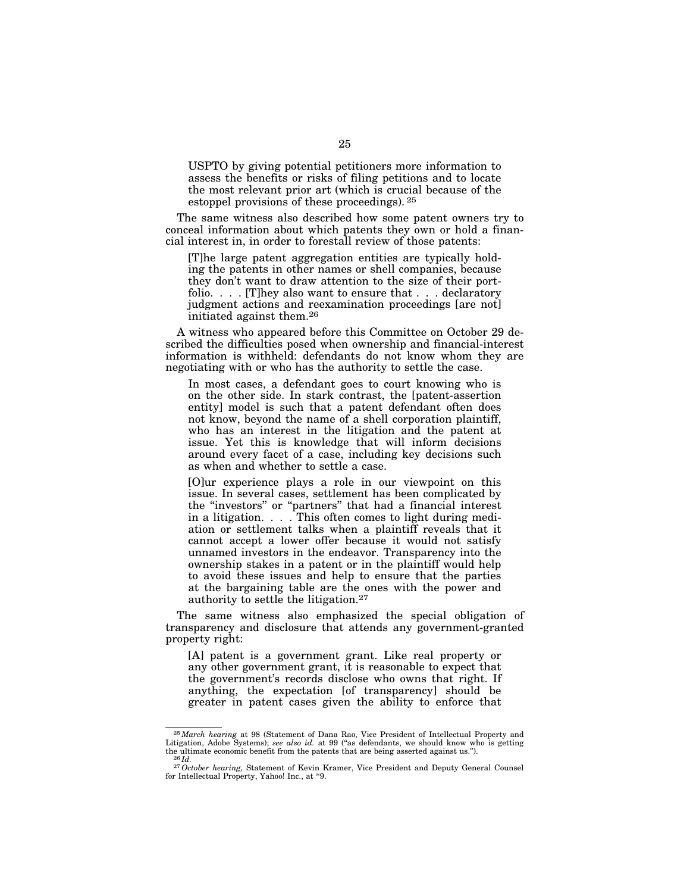> USPTO by giving potential petitioners more information to assess the benefits or risks of filing petitions and to locate the most relevant prior art (which is crucial because of the estoppel provisions of these proceedings).[25]

The same witness also described how some patent owners try to conceal information about which patents they own or hold a financial interest in, in order to forestall review of those patents:

> [T]he large patent aggregation entities are typically holding the patents in other names or shell companies, because they don't want to draw attention to the size of their portfolio. . . . [T]hey also want to ensure that . . . declaratory judgment actions and reexamination proceedings [are not] initiated against them.[26]

A witness who appeared before this Committee on October 29 described the difficulties posed when ownership and financial-interest information is withheld: defendants do not know whom they are negotiating with or who has the authority to settle the case.

> In most cases, a defendant goes to court knowing who is on the other side. In stark contrast, the [patent-assertion entity] model is such that a patent defendant often does not know, beyond the name of a shell corporation plaintiff, who has an interest in the litigation and the patent at issue. Yet this is knowledge that will inform decisions around every facet of a case, including key decisions such as when and whether to settle a case.
>
> [O]ur experience plays a role in our viewpoint on this issue. In several cases, settlement has been complicated by the "investors" or "partners" that had a financial interest in a litigation. . . . This often comes to light during mediation or settlement talks when a plaintiff reveals that it cannot accept a lower offer because it would not satisfy unnamed investors in the endeavor. Transparency into the ownership stakes in a patent or in the plaintiff would help to avoid these issues and help to ensure that the parties at the bargaining table are the ones with the power and authority to settle the litigation.[27]

The same witness also emphasized the special obligation of transparency and disclosure that attends any government-granted property right:

> [A] patent is a government grant. Like real property or any other government grant, it is reasonable to expect that the government's records disclose who owns that right. If anything, the expectation [of transparency] should be greater in patent cases given the ability to enforce that

---

[25] *March hearing* at 98 (Statement of Dana Rao, Vice President of Intellectual Property and Litigation, Adobe Systems); *see also id.* at 99 ("as defendants, we should know who is getting the ultimate economic benefit from the patents that are being asserted against us.").

[26] *Id.*

[27] *October hearing,* Statement of Kevin Kramer, Vice President and Deputy General Counsel for Intellectual Property, Yahoo! Inc., at *9.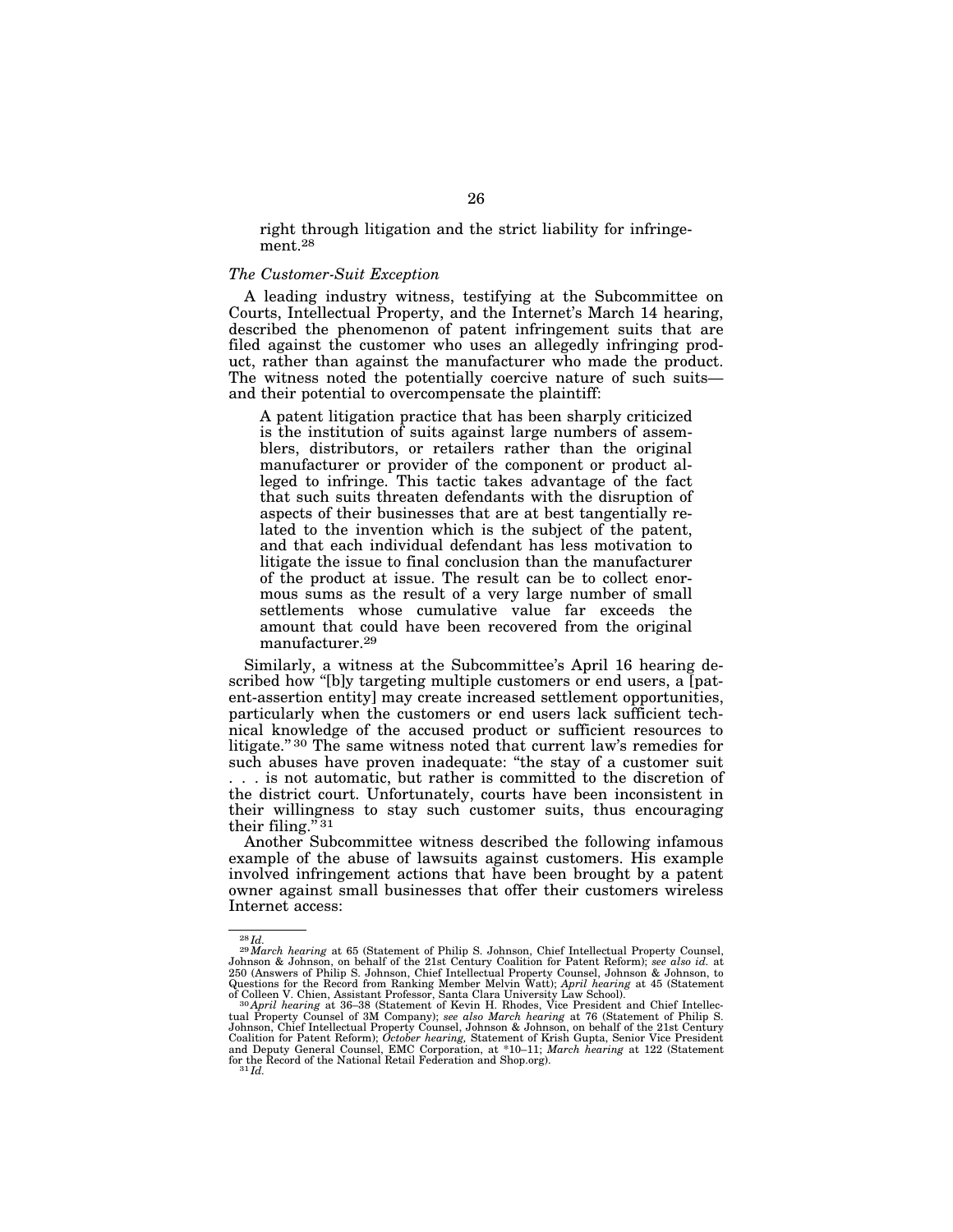right through litigation and the strict liability for infringement.[28]

*The Customer-Suit Exception*

A leading industry witness, testifying at the Subcommittee on Courts, Intellectual Property, and the Internet's March 14 hearing, described the phenomenon of patent infringement suits that are filed against the customer who uses an allegedly infringing product, rather than against the manufacturer who made the product. The witness noted the potentially coercive nature of such suits—and their potential to overcompensate the plaintiff:

> A patent litigation practice that has been sharply criticized is the institution of suits against large numbers of assemblers, distributors, or retailers rather than the original manufacturer or provider of the component or product alleged to infringe. This tactic takes advantage of the fact that such suits threaten defendants with the disruption of aspects of their businesses that are at best tangentially related to the invention which is the subject of the patent, and that each individual defendant has less motivation to litigate the issue to final conclusion than the manufacturer of the product at issue. The result can be to collect enormous sums as the result of a very large number of small settlements whose cumulative value far exceeds the amount that could have been recovered from the original manufacturer.[29]

Similarly, a witness at the Subcommittee's April 16 hearing described how "[b]y targeting multiple customers or end users, a [patent-assertion entity] may create increased settlement opportunities, particularly when the customers or end users lack sufficient technical knowledge of the accused product or sufficient resources to litigate."[30] The same witness noted that current law's remedies for such abuses have proven inadequate: "the stay of a customer suit . . . is not automatic, but rather is committed to the discretion of the district court. Unfortunately, courts have been inconsistent in their willingness to stay such customer suits, thus encouraging their filing."[31]

Another Subcommittee witness described the following infamous example of the abuse of lawsuits against customers. His example involved infringement actions that have been brought by a patent owner against small businesses that offer their customers wireless Internet access:

---

[28] *Id.*

[29] *March hearing* at 65 (Statement of Philip S. Johnson, Chief Intellectual Property Counsel, Johnson & Johnson, on behalf of the 21st Century Coalition for Patent Reform); *see also id.* at 250 (Answers of Philip S. Johnson, Chief Intellectual Property Counsel, Johnson & Johnson, to Questions for the Record from Ranking Member Melvin Watt); *April hearing* at 45 (Statement of Colleen V. Chien, Assistant Professor, Santa Clara University Law School).

[30] *April hearing* at 36–38 (Statement of Kevin H. Rhodes, Vice President and Chief Intellectual Property Counsel of 3M Company); *see also March hearing* at 76 (Statement of Philip S. Johnson, Chief Intellectual Property Counsel, Johnson & Johnson, on behalf of the 21st Century Coalition for Patent Reform); *October hearing,* Statement of Krish Gupta, Senior Vice President and Deputy General Counsel, EMC Corporation, at *10–11; *March hearing* at 122 (Statement for the Record of the National Retail Federation and Shop.org).

[31] *Id.*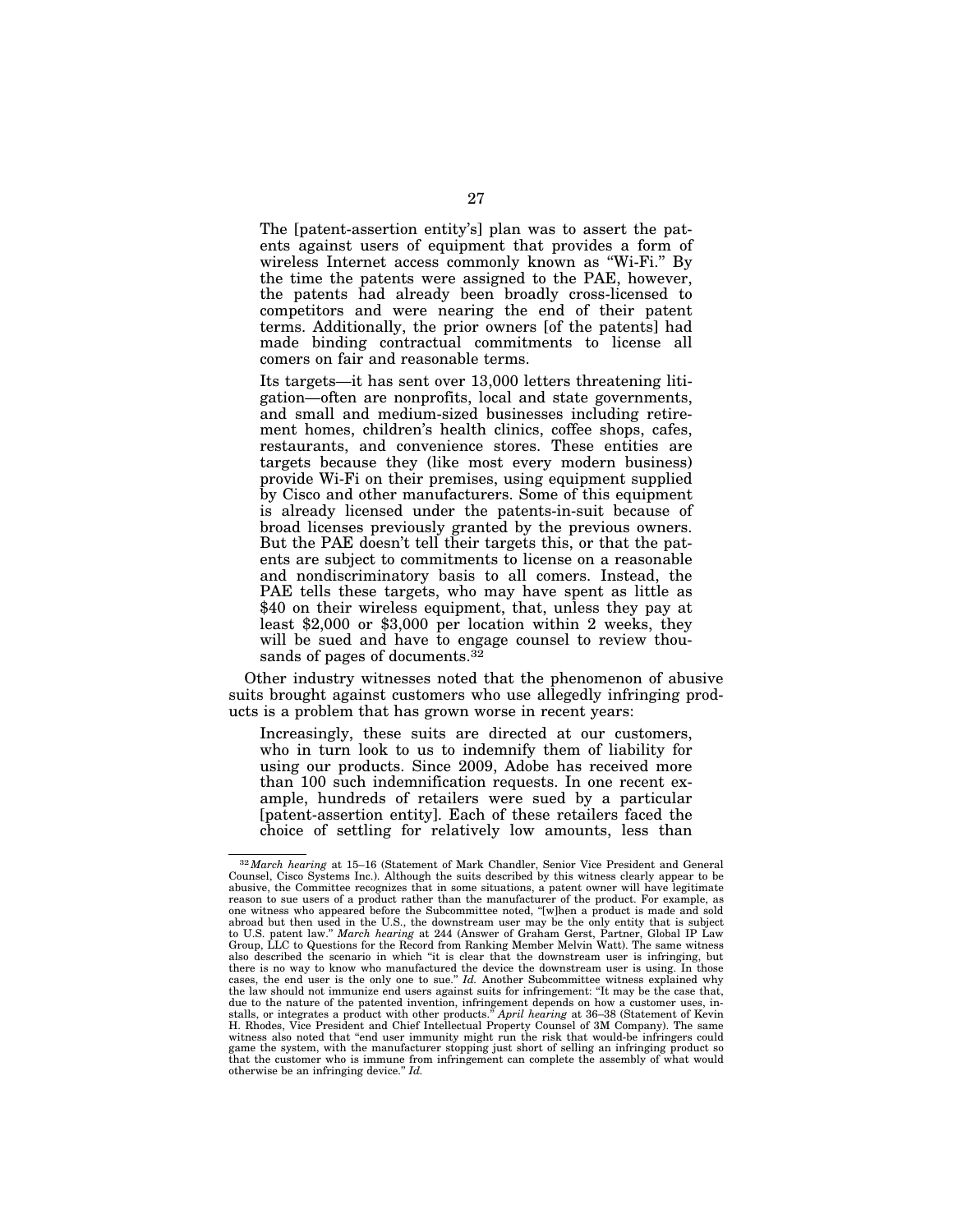> The [patent-assertion entity's] plan was to assert the patents against users of equipment that provides a form of wireless Internet access commonly known as "Wi-Fi." By the time the patents were assigned to the PAE, however, the patents had already been broadly cross-licensed to competitors and were nearing the end of their patent terms. Additionally, the prior owners [of the patents] had made binding contractual commitments to license all comers on fair and reasonable terms.
>
> Its targets—it has sent over 13,000 letters threatening litigation—often are nonprofits, local and state governments, and small and medium-sized businesses including retirement homes, children's health clinics, coffee shops, cafes, restaurants, and convenience stores. These entities are targets because they (like most every modern business) provide Wi-Fi on their premises, using equipment supplied by Cisco and other manufacturers. Some of this equipment is already licensed under the patents-in-suit because of broad licenses previously granted by the previous owners. But the PAE doesn't tell their targets this, or that the patents are subject to commitments to license on a reasonable and nondiscriminatory basis to all comers. Instead, the PAE tells these targets, who may have spent as little as $40 on their wireless equipment, that, unless they pay at least $2,000 or $3,000 per location within 2 weeks, they will be sued and have to engage counsel to review thousands of pages of documents.[32]

Other industry witnesses noted that the phenomenon of abusive suits brought against customers who use allegedly infringing products is a problem that has grown worse in recent years:

> Increasingly, these suits are directed at our customers, who in turn look to us to indemnify them of liability for using our products. Since 2009, Adobe has received more than 100 such indemnification requests. In one recent example, hundreds of retailers were sued by a particular [patent-assertion entity]. Each of these retailers faced the choice of settling for relatively low amounts, less than

---

[32] *March hearing* at 15–16 (Statement of Mark Chandler, Senior Vice President and General Counsel, Cisco Systems Inc.). Although the suits described by this witness clearly appear to be abusive, the Committee recognizes that in some situations, a patent owner will have legitimate reason to sue users of a product rather than the manufacturer of the product. For example, as one witness who appeared before the Subcommittee noted, "[w]hen a product is made and sold abroad but then used in the U.S., the downstream user may be the only entity that is subject to U.S. patent law." *March hearing* at 244 (Answer of Graham Gerst, Partner, Global IP Law Group, LLC to Questions for the Record from Ranking Member Melvin Watt). The same witness also described the scenario in which "it is clear that the downstream user is infringing, but there is no way to know who manufactured the device the downstream user is using. In those cases, the end user is the only one to sue." *Id.* Another Subcommittee witness explained why the law should not immunize end users against suits for infringement: "It may be the case that, due to the nature of the patented invention, infringement depends on how a customer uses, installs, or integrates a product with other products." *April hearing* at 36–38 (Statement of Kevin H. Rhodes, Vice President and Chief Intellectual Property Counsel of 3M Company). The same witness also noted that "end user immunity might run the risk that would-be infringers could game the system, with the manufacturer stopping just short of selling an infringing product so that the customer who is immune from infringement can complete the assembly of what would otherwise be an infringing device." *Id.*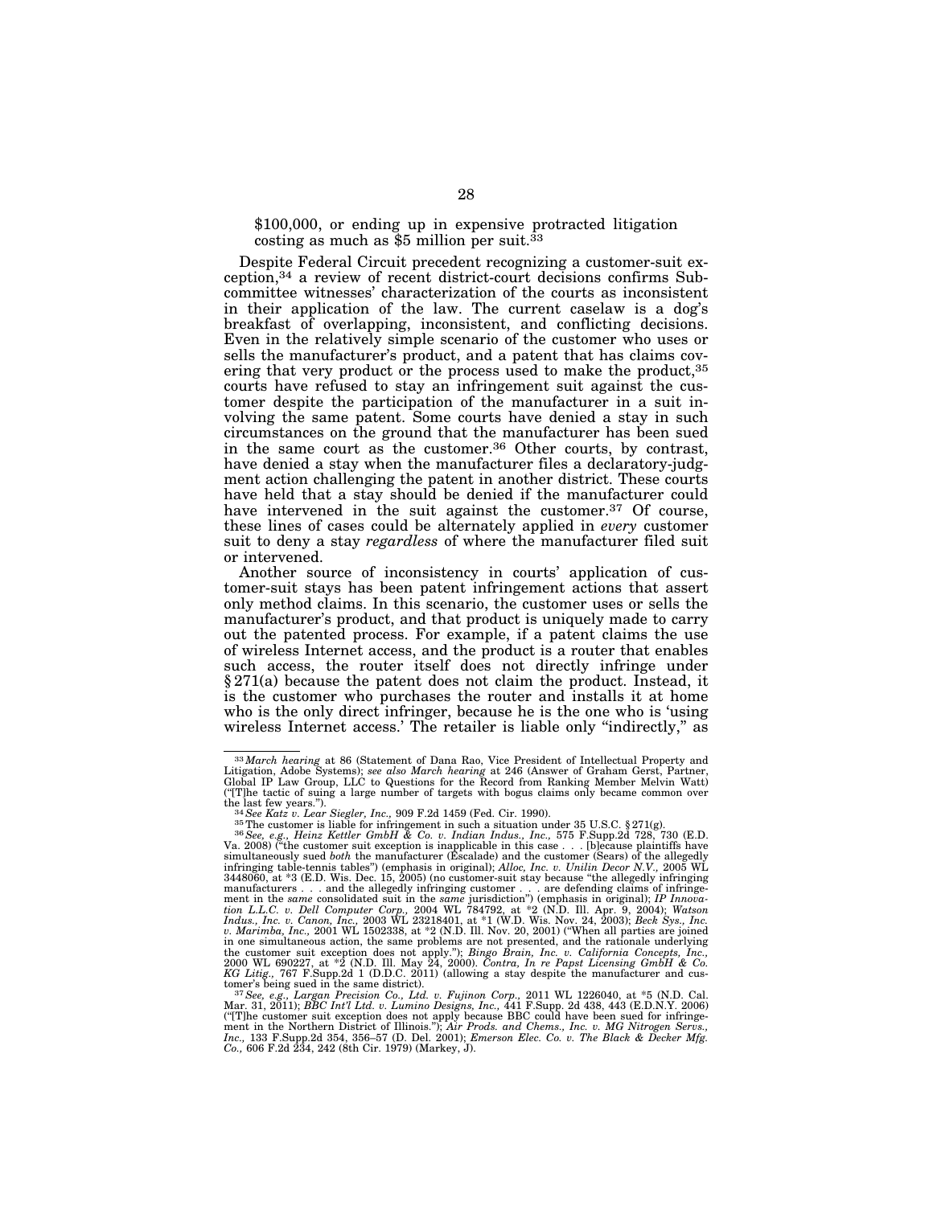$100,000, or ending up in expensive protracted litigation costing as much as $5 million per suit.[33]

Despite Federal Circuit precedent recognizing a customer-suit exception,[34] a review of recent district-court decisions confirms Subcommittee witnesses' characterization of the courts as inconsistent in their application of the law. The current caselaw is a dog's breakfast of overlapping, inconsistent, and conflicting decisions. Even in the relatively simple scenario of the customer who uses or sells the manufacturer's product, and a patent that has claims covering that very product or the process used to make the product,[35] courts have refused to stay an infringement suit against the customer despite the participation of the manufacturer in a suit involving the same patent. Some courts have denied a stay in such circumstances on the ground that the manufacturer has been sued in the same court as the customer.[36] Other courts, by contrast, have denied a stay when the manufacturer files a declaratory-judgment action challenging the patent in another district. These courts have held that a stay should be denied if the manufacturer could have intervened in the suit against the customer.[37] Of course, these lines of cases could be alternately applied in *every* customer suit to deny a stay *regardless* of where the manufacturer filed suit or intervened.

Another source of inconsistency in courts' application of customer-suit stays has been patent infringement actions that assert only method claims. In this scenario, the customer uses or sells the manufacturer's product, and that product is uniquely made to carry out the patented process. For example, if a patent claims the use of wireless Internet access, and the product is a router that enables such access, the router itself does not directly infringe under § 271(a) because the patent does not claim the product. Instead, it is the customer who purchases the router and installs it at home who is the only direct infringer, because he is the one who is 'using wireless Internet access.' The retailer is liable only "indirectly," as

---

[33] *March hearing* at 86 (Statement of Dana Rao, Vice President of Intellectual Property and Litigation, Adobe Systems); *see also March hearing* at 246 (Answer of Graham Gerst, Partner, Global IP Law Group, LLC to Questions for the Record from Ranking Member Melvin Watt) ("[T]he tactic of suing a large number of targets with bogus claims only became common over the last few years.").

[34] *See Katz v. Lear Siegler, Inc.,* 909 F.2d 1459 (Fed. Cir. 1990).

[35] The customer is liable for infringement in such a situation under 35 U.S.C. § 271(g).

[36] *See, e.g., Heinz Kettler GmbH & Co. v. Indian Indus., Inc.,* 575 F.Supp.2d 728, 730 (E.D. Va. 2008) ("the customer suit exception is inapplicable in this case . . . [b]ecause plaintiffs have simultaneously sued *both* the manufacturer (Escalade) and the customer (Sears) of the allegedly infringing table-tennis tables") (emphasis in original); *Alloc, Inc. v. Unilin Decor N.V.,* 2005 WL 3448060, at *3 (E.D. Wis. Dec. 15, 2005) (no customer-suit stay because "the allegedly infringing manufacturers . . . and the allegedly infringing customer . . . are defending claims of infringement in the *same* consolidated suit in the *same* jurisdiction") (emphasis in original); *IP Innovation L.L.C. v. Dell Computer Corp.,* 2004 WL 784792, at *2 (N.D. Ill. Apr. 9, 2004); *Watson Indus., Inc. v. Canon, Inc.,* 2003 WL 23218401, at *1 (W.D. Wis. Nov. 24, 2003); *Beck Sys., Inc. v. Marimba, Inc.,* 2001 WL 1502338, at *2 (N.D. Ill. Nov. 20, 2001) ("When all parties are joined in one simultaneous action, the same problems are not presented, and the rationale underlying the customer suit exception does not apply."); *Bingo Brain, Inc. v. California Concepts, Inc.,* 2000 WL 690227, at *2 (N.D. Ill. May 24, 2000). *Contra, In re Papst Licensing GmbH & Co. KG Litig.,* 767 F.Supp.2d 1 (D.D.C. 2011) (allowing a stay despite the manufacturer and customer's being sued in the same district).

[37] *See, e.g., Largan Precision Co., Ltd. v. Fujinon Corp.,* 2011 WL 1226040, at *5 (N.D. Cal. Mar. 31, 2011); *BBC Int'l Ltd. v. Lumino Designs, Inc.,* 441 F.Supp. 2d 438, 443 (E.D.N.Y. 2006) ("[T]he customer suit exception does not apply because BBC could have been sued for infringement in the Northern District of Illinois."); *Air Prods. and Chems., Inc. v. MG Nitrogen Servs., Inc.,* 133 F.Supp.2d 354, 356–57 (D. Del. 2001); *Emerson Elec. Co. v. The Black & Decker Mfg. Co.,* 606 F.2d 234, 242 (8th Cir. 1979) (Markey, J).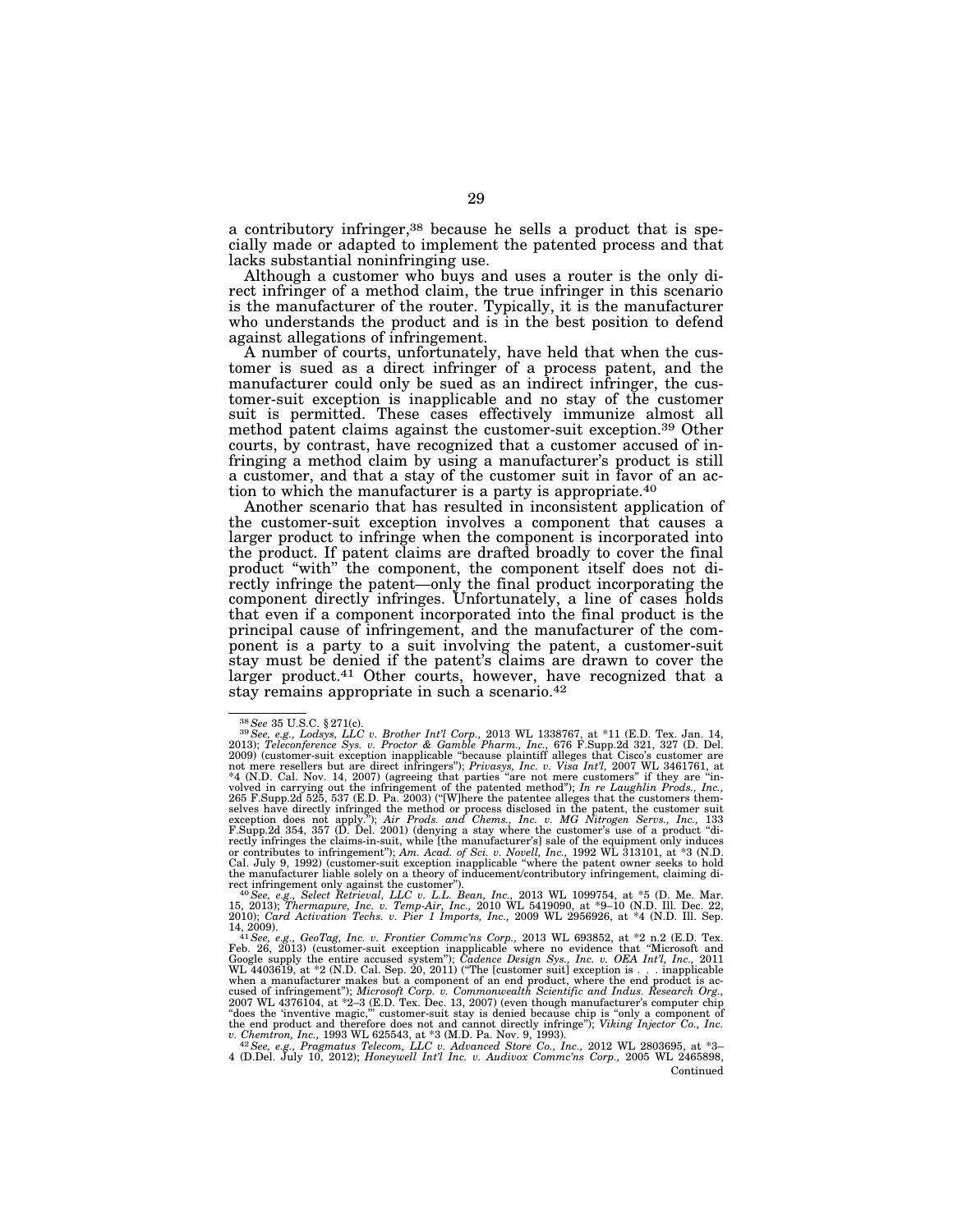a contributory infringer,[38] because he sells a product that is specially made or adapted to implement the patented process and that lacks substantial noninfringing use.

Although a customer who buys and uses a router is the only direct infringer of a method claim, the true infringer in this scenario is the manufacturer of the router. Typically, it is the manufacturer who understands the product and is in the best position to defend against allegations of infringement.

A number of courts, unfortunately, have held that when the customer is sued as a direct infringer of a process patent, and the manufacturer could only be sued as an indirect infringer, the customer-suit exception is inapplicable and no stay of the customer suit is permitted. These cases effectively immunize almost all method patent claims against the customer-suit exception.[39] Other courts, by contrast, have recognized that a customer accused of infringing a method claim by using a manufacturer's product is still a customer, and that a stay of the customer suit in favor of an action to which the manufacturer is a party is appropriate.[40]

Another scenario that has resulted in inconsistent application of the customer-suit exception involves a component that causes a larger product to infringe when the component is incorporated into the product. If patent claims are drafted broadly to cover the final product "with" the component, the component itself does not directly infringe the patent—only the final product incorporating the component directly infringes. Unfortunately, a line of cases holds that even if a component incorporated into the final product is the principal cause of infringement, and the manufacturer of the component is a party to a suit involving the patent, a customer-suit stay must be denied if the patent's claims are drawn to cover the larger product.[41] Other courts, however, have recognized that a stay remains appropriate in such a scenario.[42]

---

[38] *See* 35 U.S.C. §271(c).

[39] *See, e.g., Lodsys, LLC v. Brother Int'l Corp.*, 2013 WL 1338767, at *11 (E.D. Tex. Jan. 14, 2013); *Teleconference Sys. v. Proctor & Gamble Pharm., Inc.*, 676 F.Supp.2d 321, 327 (D. Del. 2009) (customer-suit exception inapplicable "because plaintiff alleges that Cisco's customer are not mere resellers but are direct infringers"); *Privasys, Inc. v. Visa Int'l*, 2007 WL 3461761, at *4 (N.D. Cal. Nov. 14, 2007) (agreeing that parties "are not mere customers" if they are "involved in carrying out the infringement of the patented method"); *In re Laughlin Prods., Inc.*, 265 F.Supp.2d 525, 537 (E.D. Pa. 2003) ("[W]here the patentee alleges that the customers themselves have directly infringed the method or process disclosed in the patent, the customer suit exception does not apply."); *Air Prods. and Chems., Inc. v. MG Nitrogen Servs., Inc.*, 133 F.Supp.2d 354, 357 (D. Del. 2001) (denying a stay where the customer's use of a product "directly infringes the claims-in-suit, while [the manufacturer's] sale of the equipment only induces or contributes to infringement"); *Am. Acad. of Sci. v. Novell, Inc.*, 1992 WL 313101, at *3 (N.D. Cal. July 9, 1992) (customer-suit exception inapplicable "where the patent owner seeks to hold the manufacturer liable solely on a theory of inducement/contributory infringement, claiming direct infringement only against the customer").

[40] *See, e.g., Select Retrieval, LLC v. L.L. Bean, Inc.*, 2013 WL 1099754, at *5 (D. Me. Mar. 15, 2013); *Thermapure, Inc. v. Temp-Air, Inc.*, 2010 WL 5419090, at *9–10 (N.D. Ill. Dec. 22, 2010); *Card Activation Techs. v. Pier 1 Imports, Inc.*, 2009 WL 2956926, at *4 (N.D. Ill. Sep. 14, 2009).

[41] *See, e.g., GeoTag, Inc. v. Frontier Commc'ns Corp.*, 2013 WL 693852, at *2 n.2 (E.D. Tex. Feb. 26, 2013) (customer-suit exception inapplicable where no evidence that "Microsoft and Google supply the entire accused system"); *Cadence Design Sys., Inc. v. OEA Int'l, Inc.*, 2011 WL 4403619, at *2 (N.D. Cal. Sep. 20, 2011) ("The [customer suit] exception is . . . inapplicable when a manufacturer makes but a component of an end product, where the end product is accused of infringement"); *Microsoft Corp. v. Commonwealth Scientific and Indus. Research Org.*, 2007 WL 4376104, at *2–3 (E.D. Tex. Dec. 13, 2007) (even though manufacturer's computer chip "does the 'inventive magic,'" customer-suit stay is denied because chip is "only a component of the end product and therefore does not and cannot directly infringe"); *Viking Injector Co., Inc. v. Chemtron, Inc.*, 1993 WL 625543, at *3 (M.D. Pa. Nov. 9, 1993).

[42] *See, e.g., Pragmatus Telecom, LLC v. Advanced Store Co., Inc.*, 2012 WL 2803695, at *3–4 (D.Del. July 10, 2012); *Honeywell Int'l Inc. v. Audivox Commc'ns Corp.*, 2005 WL 2465898,

Continued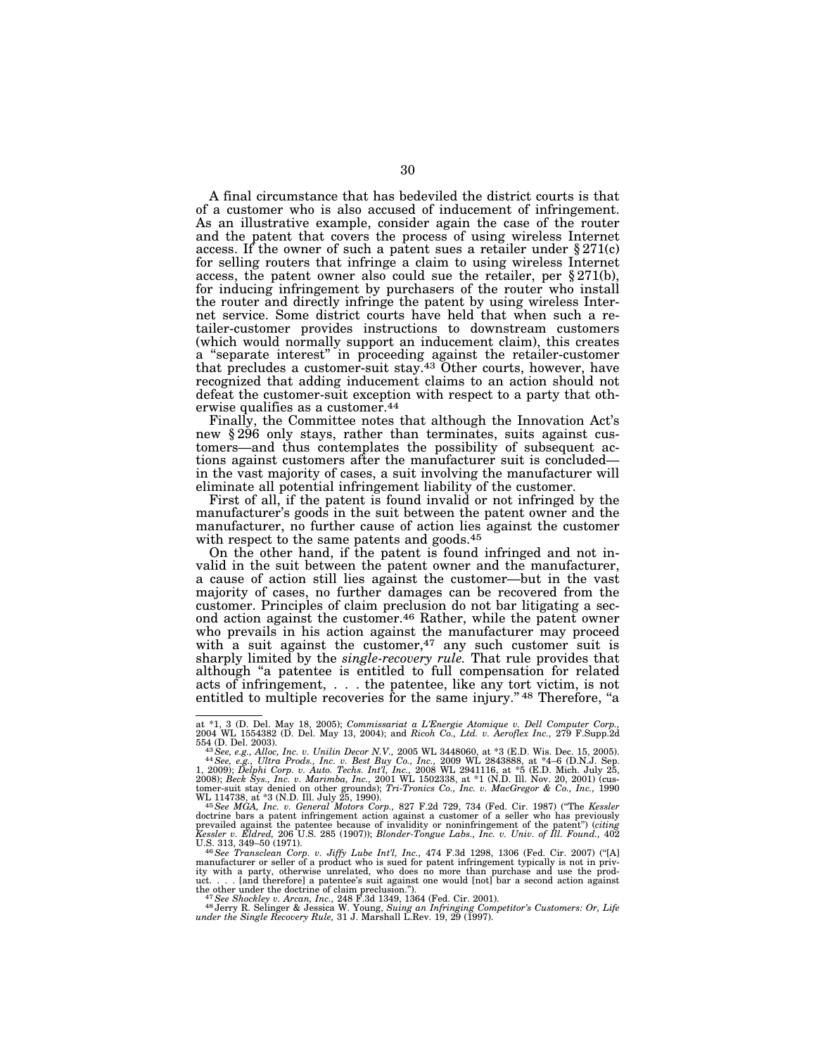A final circumstance that has bedeviled the district courts is that of a customer who is also accused of inducement of infringement. As an illustrative example, consider again the case of the router and the patent that covers the process of using wireless Internet access. If the owner of such a patent sues a retailer under § 271(c) for selling routers that infringe a claim to using wireless Internet access, the patent owner also could sue the retailer, per § 271(b), for inducing infringement by purchasers of the router who install the router and directly infringe the patent by using wireless Internet service. Some district courts have held that when such a retailer-customer provides instructions to downstream customers (which would normally support an inducement claim), this creates a "separate interest" in proceeding against the retailer-customer that precludes a customer-suit stay.[43] Other courts, however, have recognized that adding inducement claims to an action should not defeat the customer-suit exception with respect to a party that otherwise qualifies as a customer.[44]

Finally, the Committee notes that although the Innovation Act's new § 296 only stays, rather than terminates, suits against customers—and thus contemplates the possibility of subsequent actions against customers after the manufacturer suit is concluded—in the vast majority of cases, a suit involving the manufacturer will eliminate all potential infringement liability of the customer.

First of all, if the patent is found invalid or not infringed by the manufacturer's goods in the suit between the patent owner and the manufacturer, no further cause of action lies against the customer with respect to the same patents and goods.[45]

On the other hand, if the patent is found infringed and not invalid in the suit between the patent owner and the manufacturer, a cause of action still lies against the customer—but in the vast majority of cases, no further damages can be recovered from the customer. Principles of claim preclusion do not bar litigating a second action against the customer.[46] Rather, while the patent owner who prevails in his action against the manufacturer may proceed with a suit against the customer,[47] any such customer suit is sharply limited by the *single-recovery rule.* That rule provides that although "a patentee is entitled to full compensation for related acts of infringement, . . . the patentee, like any tort victim, is not entitled to multiple recoveries for the same injury." [48] Therefore, "a

---

at *1, 3 (D. Del. May 18, 2005); *Commissariat a L'Energie Atomique v. Dell Computer Corp.,* 2004 WL 1554382 (D. Del. May 13, 2004); and *Ricoh Co., Ltd. v. Aeroflex Inc.,* 279 F.Supp.2d 554 (D. Del. 2003).

[43] *See, e.g., Alloc, Inc. v. Unilin Decor N.V.,* 2005 WL 3448060, at *3 (E.D. Wis. Dec. 15, 2005).

[44] *See, e.g., Ultra Prods., Inc. v. Best Buy Co., Inc.,* 2009 WL 2843888, at *4–6 (D.N.J. Sep. 1, 2009); *Delphi Corp. v. Auto. Techs. Int'l, Inc.,* 2008 WL 2941116, at *5 (E.D. Mich. July 25, 2008); *Beck Sys., Inc. v. Marimba, Inc.,* 2001 WL 1502338, at *1 (N.D. Ill. Nov. 20, 2001) (customer-suit stay denied on other grounds); *Tri-Tronics Co., Inc. v. MacGregor & Co., Inc.,* 1990 WL 114738, at *3 (N.D. Ill. July 25, 1990).

[45] *See MGA, Inc. v. General Motors Corp.,* 827 F.2d 729, 734 (Fed. Cir. 1987) ("The *Kessler* doctrine bars a patent infringement action against a customer of a seller who has previously prevailed against the patentee because of invalidity or noninfringement of the patent") (*citing Kessler v. Eldred,* 206 U.S. 285 (1907)); *Blonder-Tongue Labs., Inc. v. Univ. of Ill. Found.,* 402 U.S. 313, 349–50 (1971).

[46] *See Transclean Corp. v. Jiffy Lube Int'l, Inc.,* 474 F.3d 1298, 1306 (Fed. Cir. 2007) ("[A] manufacturer or seller of a product who is sued for patent infringement typically is not in privity with a party, otherwise unrelated, who does no more than purchase and use the product. . . . [and therefore] a patentee's suit against one would [not] bar a second action against the other under the doctrine of claim preclusion.").

[47] *See Shockley v. Arcan, Inc.,* 248 F.3d 1349, 1364 (Fed. Cir. 2001).

[48] Jerry R. Selinger & Jessica W. Young, *Suing an Infringing Competitor's Customers: Or, Life under the Single Recovery Rule,* 31 J. Marshall L.Rev. 19, 29 (1997).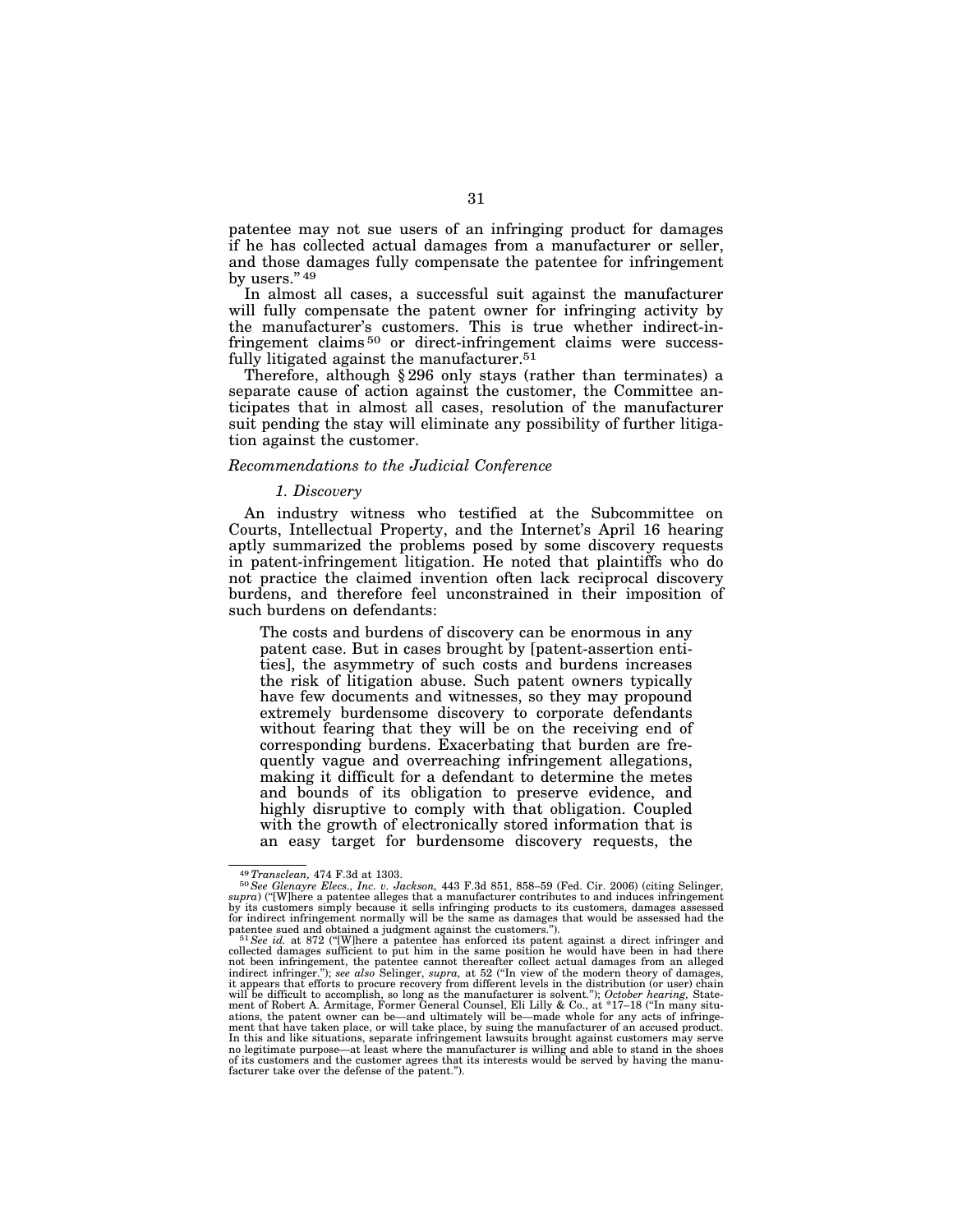patentee may not sue users of an infringing product for damages if he has collected actual damages from a manufacturer or seller, and those damages fully compensate the patentee for infringement by users." [49]

In almost all cases, a successful suit against the manufacturer will fully compensate the patent owner for infringing activity by the manufacturer's customers. This is true whether indirect-infringement claims [50] or direct-infringement claims were successfully litigated against the manufacturer.[51]

Therefore, although § 296 only stays (rather than terminates) a separate cause of action against the customer, the Committee anticipates that in almost all cases, resolution of the manufacturer suit pending the stay will eliminate any possibility of further litigation against the customer.

*Recommendations to the Judicial Conference*

*1. Discovery*

An industry witness who testified at the Subcommittee on Courts, Intellectual Property, and the Internet's April 16 hearing aptly summarized the problems posed by some discovery requests in patent-infringement litigation. He noted that plaintiffs who do not practice the claimed invention often lack reciprocal discovery burdens, and therefore feel unconstrained in their imposition of such burdens on defendants:

> The costs and burdens of discovery can be enormous in any patent case. But in cases brought by [patent-assertion entities], the asymmetry of such costs and burdens increases the risk of litigation abuse. Such patent owners typically have few documents and witnesses, so they may propound extremely burdensome discovery to corporate defendants without fearing that they will be on the receiving end of corresponding burdens. Exacerbating that burden are frequently vague and overreaching infringement allegations, making it difficult for a defendant to determine the metes and bounds of its obligation to preserve evidence, and highly disruptive to comply with that obligation. Coupled with the growth of electronically stored information that is an easy target for burdensome discovery requests, the

---

[49] *Transclean,* 474 F.3d at 1303.

[50] *See Glenayre Elecs., Inc. v. Jackson,* 443 F.3d 851, 858–59 (Fed. Cir. 2006) (citing Selinger, *supra*) ("[W]here a patentee alleges that a manufacturer contributes to and induces infringement by its customers simply because it sells infringing products to its customers, damages assessed for indirect infringement normally will be the same as damages that would be assessed had the patentee sued and obtained a judgment against the customers.").

[51] *See id.* at 872 ("[W]here a patentee has enforced its patent against a direct infringer and collected damages sufficient to put him in the same position he would have been in had there not been infringement, the patentee cannot thereafter collect actual damages from an alleged indirect infringer."); *see also* Selinger, *supra,* at 52 ("In view of the modern theory of damages, it appears that efforts to procure recovery from different levels in the distribution (or user) chain will be difficult to accomplish, so long as the manufacturer is solvent."); *October hearing,* Statement of Robert A. Armitage, Former General Counsel, Eli Lilly & Co., at *17–18 ("In many situations, the patent owner can be—and ultimately will be—made whole for any acts of infringement that have taken place, or will take place, by suing the manufacturer of an accused product. In this and like situations, separate infringement lawsuits brought against customers may serve no legitimate purpose—at least where the manufacturer is willing and able to stand in the shoes of its customers and the customer agrees that its interests would be served by having the manufacturer take over the defense of the patent.").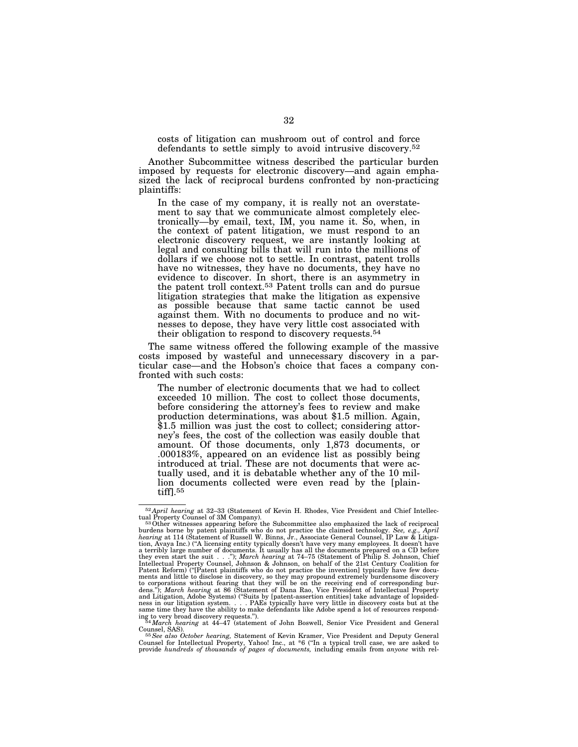costs of litigation can mushroom out of control and force defendants to settle simply to avoid intrusive discovery.[52]

Another Subcommittee witness described the particular burden imposed by requests for electronic discovery—and again emphasized the lack of reciprocal burdens confronted by non-practicing plaintiffs:

> In the case of my company, it is really not an overstatement to say that we communicate almost completely electronically—by email, text, IM, you name it. So, when, in the context of patent litigation, we must respond to an electronic discovery request, we are instantly looking at legal and consulting bills that will run into the millions of dollars if we choose not to settle. In contrast, patent trolls have no witnesses, they have no documents, they have no evidence to discover. In short, there is an asymmetry in the patent troll context.[53] Patent trolls can and do pursue litigation strategies that make the litigation as expensive as possible because that same tactic cannot be used against them. With no documents to produce and no witnesses to depose, they have very little cost associated with their obligation to respond to discovery requests.[54]

The same witness offered the following example of the massive costs imposed by wasteful and unnecessary discovery in a particular case—and the Hobson's choice that faces a company confronted with such costs:

> The number of electronic documents that we had to collect exceeded 10 million. The cost to collect those documents, before considering the attorney's fees to review and make production determinations, was about $1.5 million. Again, $1.5 million was just the cost to collect; considering attorney's fees, the cost of the collection was easily double that amount. Of those documents, only 1,873 documents, or .000183%, appeared on an evidence list as possibly being introduced at trial. These are not documents that were actually used, and it is debatable whether any of the 10 million documents collected were even read by the [plaintiff].[55]

---

[52] *April hearing* at 32–33 (Statement of Kevin H. Rhodes, Vice President and Chief Intellectual Property Counsel of 3M Company).

[53] Other witnesses appearing before the Subcommittee also emphasized the lack of reciprocal burdens borne by patent plaintiffs who do not practice the claimed technology. *See, e.g.*, *April hearing* at 114 (Statement of Russell W. Binns, Jr., Associate General Counsel, IP Law & Litigation, Avaya Inc.) ("A licensing entity typically doesn't have very many employees. It doesn't have a terribly large number of documents. It usually has all the documents prepared on a CD before they even start the suit . . ."); *March hearing* at 74–75 (Statement of Philip S. Johnson, Chief Intellectual Property Counsel, Johnson & Johnson, on behalf of the 21st Century Coalition for Patent Reform) ("[Patent plaintiffs who do not practice the invention] typically have few documents and little to disclose in discovery, so they may propound extremely burdensome discovery to corporations without fearing that they will be on the receiving end of corresponding burdens."); *March hearing* at 86 (Statement of Dana Rao, Vice President of Intellectual Property and Litigation, Adobe Systems) ("Suits by [patent-assertion entities] take advantage of lopsidedness in our litigation system. . . . PAEs typically have very little in discovery costs but at the same time they have the ability to make defendants like Adobe spend a lot of resources responding to very broad discovery requests.").

[54] *March hearing* at 44–47 (statement of John Boswell, Senior Vice President and General Counsel, SAS).

[55] *See also October hearing*, Statement of Kevin Kramer, Vice President and Deputy General Counsel for Intellectual Property, Yahoo! Inc., at *6 ("In a typical troll case, we are asked to provide *hundreds of thousands of pages of documents,* including emails from *anyone* with rel-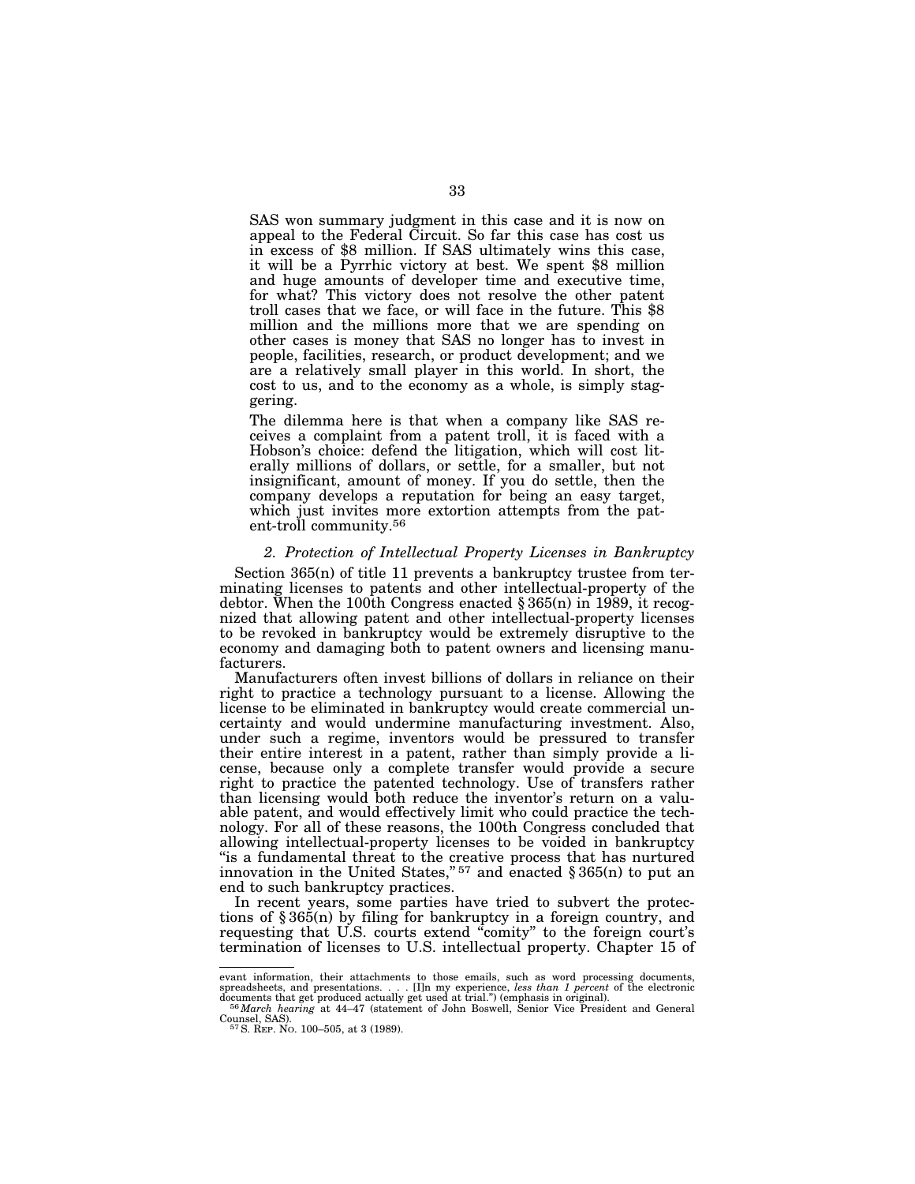> SAS won summary judgment in this case and it is now on appeal to the Federal Circuit. So far this case has cost us in excess of $8 million. If SAS ultimately wins this case, it will be a Pyrrhic victory at best. We spent $8 million and huge amounts of developer time and executive time, for what? This victory does not resolve the other patent troll cases that we face, or will face in the future. This $8 million and the millions more that we are spending on other cases is money that SAS no longer has to invest in people, facilities, research, or product development; and we are a relatively small player in this world. In short, the cost to us, and to the economy as a whole, is simply staggering.
>
> The dilemma here is that when a company like SAS receives a complaint from a patent troll, it is faced with a Hobson's choice: defend the litigation, which will cost literally millions of dollars, or settle, for a smaller, but not insignificant, amount of money. If you do settle, then the company develops a reputation for being an easy target, which just invites more extortion attempts from the patent-troll community.[56]

*2. Protection of Intellectual Property Licenses in Bankruptcy*

Section 365(n) of title 11 prevents a bankruptcy trustee from terminating licenses to patents and other intellectual-property of the debtor. When the 100th Congress enacted § 365(n) in 1989, it recognized that allowing patent and other intellectual-property licenses to be revoked in bankruptcy would be extremely disruptive to the economy and damaging both to patent owners and licensing manufacturers.

Manufacturers often invest billions of dollars in reliance on their right to practice a technology pursuant to a license. Allowing the license to be eliminated in bankruptcy would create commercial uncertainty and would undermine manufacturing investment. Also, under such a regime, inventors would be pressured to transfer their entire interest in a patent, rather than simply provide a license, because only a complete transfer would provide a secure right to practice the patented technology. Use of transfers rather than licensing would both reduce the inventor's return on a valuable patent, and would effectively limit who could practice the technology. For all of these reasons, the 100th Congress concluded that allowing intellectual-property licenses to be voided in bankruptcy "is a fundamental threat to the creative process that has nurtured innovation in the United States,"[57] and enacted § 365(n) to put an end to such bankruptcy practices.

In recent years, some parties have tried to subvert the protections of § 365(n) by filing for bankruptcy in a foreign country, and requesting that U.S. courts extend "comity" to the foreign court's termination of licenses to U.S. intellectual property. Chapter 15 of

---

evant information, their attachments to those emails, such as word processing documents, spreadsheets, and presentations. . . . [I]n my experience, *less than 1 percent* of the electronic documents that get produced actually get used at trial.") (emphasis in original).

[56] *March hearing* at 44–47 (statement of John Boswell, Senior Vice President and General Counsel, SAS).

[57] S. Rep. No. 100–505, at 3 (1989).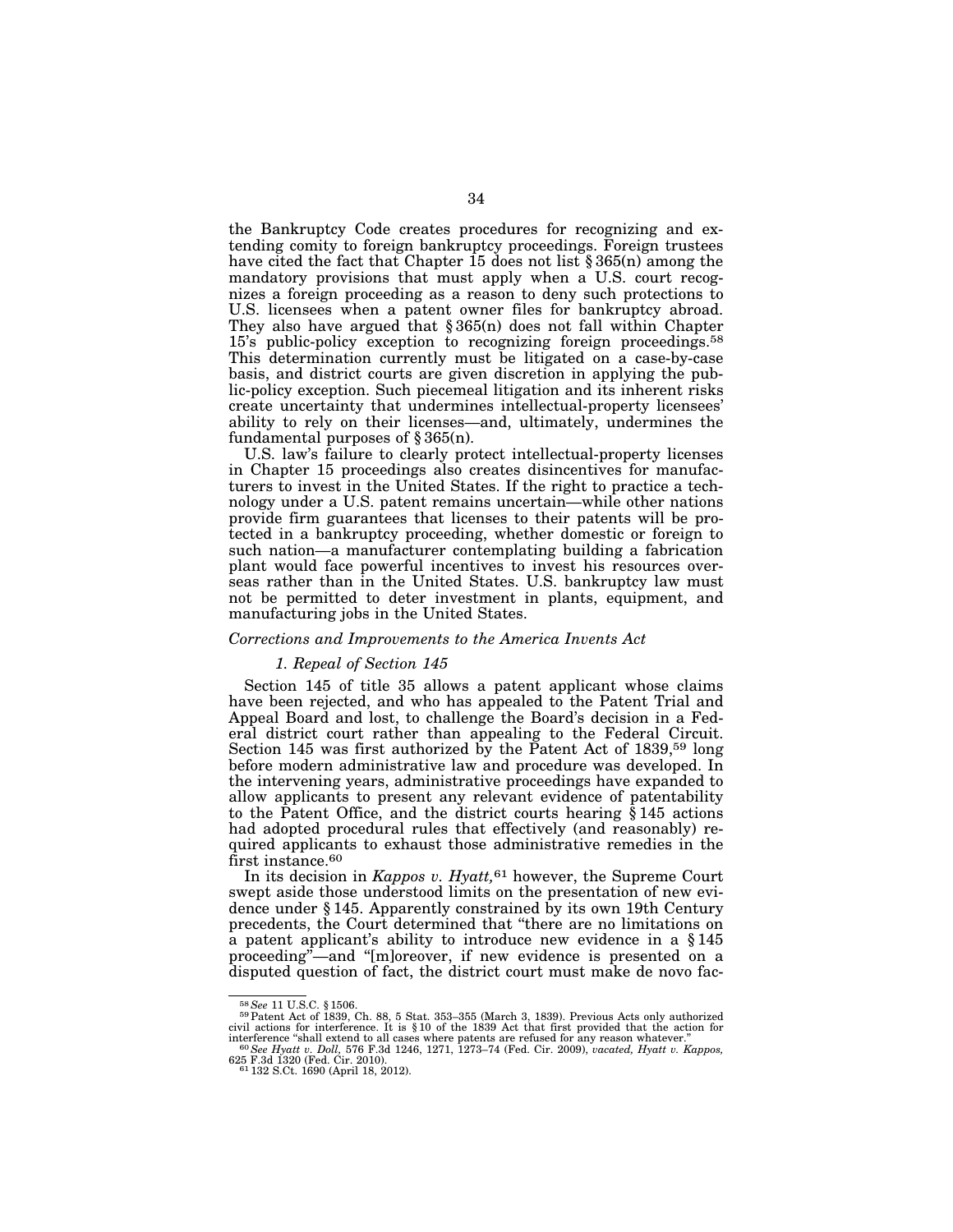the Bankruptcy Code creates procedures for recognizing and extending comity to foreign bankruptcy proceedings. Foreign trustees have cited the fact that Chapter 15 does not list § 365(n) among the mandatory provisions that must apply when a U.S. court recognizes a foreign proceeding as a reason to deny such protections to U.S. licensees when a patent owner files for bankruptcy abroad. They also have argued that § 365(n) does not fall within Chapter 15's public-policy exception to recognizing foreign proceedings.[58] This determination currently must be litigated on a case-by-case basis, and district courts are given discretion in applying the public-policy exception. Such piecemeal litigation and its inherent risks create uncertainty that undermines intellectual-property licensees' ability to rely on their licenses—and, ultimately, undermines the fundamental purposes of § 365(n).

U.S. law's failure to clearly protect intellectual-property licenses in Chapter 15 proceedings also creates disincentives for manufacturers to invest in the United States. If the right to practice a technology under a U.S. patent remains uncertain—while other nations provide firm guarantees that licenses to their patents will be protected in a bankruptcy proceeding, whether domestic or foreign to such nation—a manufacturer contemplating building a fabrication plant would face powerful incentives to invest his resources overseas rather than in the United States. U.S. bankruptcy law must not be permitted to deter investment in plants, equipment, and manufacturing jobs in the United States.

*Corrections and Improvements to the America Invents Act*

*1. Repeal of Section 145*

Section 145 of title 35 allows a patent applicant whose claims have been rejected, and who has appealed to the Patent Trial and Appeal Board and lost, to challenge the Board's decision in a Federal district court rather than appealing to the Federal Circuit. Section 145 was first authorized by the Patent Act of 1839,[59] long before modern administrative law and procedure was developed. In the intervening years, administrative proceedings have expanded to allow applicants to present any relevant evidence of patentability to the Patent Office, and the district courts hearing § 145 actions had adopted procedural rules that effectively (and reasonably) required applicants to exhaust those administrative remedies in the first instance.[60]

In its decision in *Kappos v. Hyatt,*[61] however, the Supreme Court swept aside those understood limits on the presentation of new evidence under § 145. Apparently constrained by its own 19th Century precedents, the Court determined that "there are no limitations on a patent applicant's ability to introduce new evidence in a § 145 proceeding"—and "[m]oreover, if new evidence is presented on a disputed question of fact, the district court must make de novo fac-

---

[58] *See* 11 U.S.C. § 1506.

[59] Patent Act of 1839, Ch. 88, 5 Stat. 353–355 (March 3, 1839). Previous Acts only authorized civil actions for interference. It is § 10 of the 1839 Act that first provided that the action for interference "shall extend to all cases where patents are refused for any reason whatever."

[60] *See Hyatt v. Doll*, 576 F.3d 1246, 1271, 1273–74 (Fed. Cir. 2009), *vacated, Hyatt v. Kappos,* 625 F.3d 1320 (Fed. Cir. 2010).

[61] 132 S.Ct. 1690 (April 18, 2012).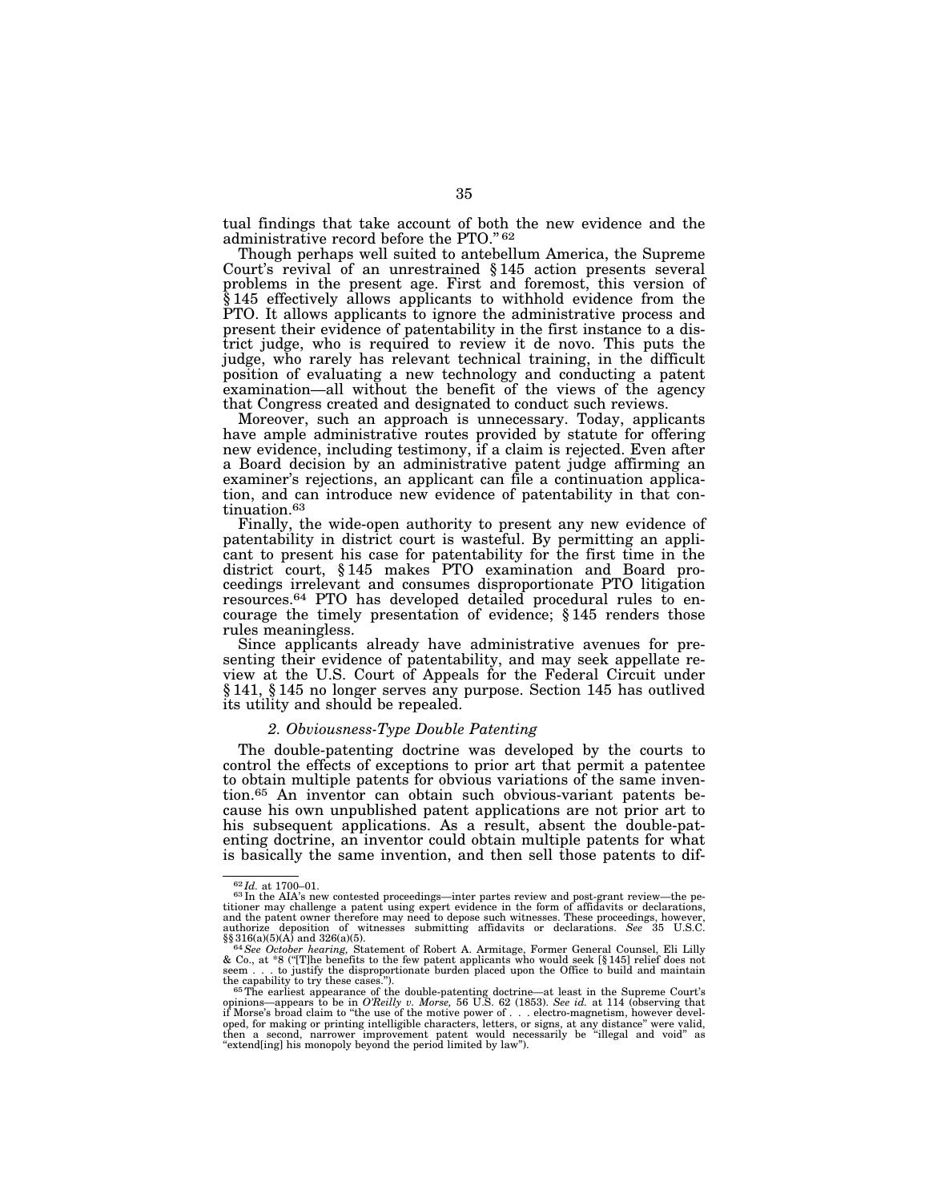tual findings that take account of both the new evidence and the administrative record before the PTO."[62]

Though perhaps well suited to antebellum America, the Supreme Court's revival of an unrestrained § 145 action presents several problems in the present age. First and foremost, this version of § 145 effectively allows applicants to withhold evidence from the PTO. It allows applicants to ignore the administrative process and present their evidence of patentability in the first instance to a district judge, who is required to review it de novo. This puts the judge, who rarely has relevant technical training, in the difficult position of evaluating a new technology and conducting a patent examination—all without the benefit of the views of the agency that Congress created and designated to conduct such reviews.

Moreover, such an approach is unnecessary. Today, applicants have ample administrative routes provided by statute for offering new evidence, including testimony, if a claim is rejected. Even after a Board decision by an administrative patent judge affirming an examiner's rejections, an applicant can file a continuation application, and can introduce new evidence of patentability in that continuation.[63]

Finally, the wide-open authority to present any new evidence of patentability in district court is wasteful. By permitting an applicant to present his case for patentability for the first time in the district court, § 145 makes PTO examination and Board proceedings irrelevant and consumes disproportionate PTO litigation resources.[64] PTO has developed detailed procedural rules to encourage the timely presentation of evidence; § 145 renders those rules meaningless.

Since applicants already have administrative avenues for presenting their evidence of patentability, and may seek appellate review at the U.S. Court of Appeals for the Federal Circuit under § 141, § 145 no longer serves any purpose. Section 145 has outlived its utility and should be repealed.

### *2. Obviousness-Type Double Patenting*

The double-patenting doctrine was developed by the courts to control the effects of exceptions to prior art that permit a patentee to obtain multiple patents for obvious variations of the same invention.[65] An inventor can obtain such obvious-variant patents because his own unpublished patent applications are not prior art to his subsequent applications. As a result, absent the double-patenting doctrine, an inventor could obtain multiple patents for what is basically the same invention, and then sell those patents to dif-

---

[62] *Id.* at 1700–01.

[63] In the AIA's new contested proceedings—inter partes review and post-grant review—the petitioner may challenge a patent using expert evidence in the form of affidavits or declarations, and the patent owner therefore may need to depose such witnesses. These proceedings, however, authorize deposition of witnesses submitting affidavits or declarations. *See* 35 U.S.C. §§ 316(a)(5)(A) and 326(a)(5).

[64] *See October hearing,* Statement of Robert A. Armitage, Former General Counsel, Eli Lilly & Co., at *8 ("[T]he benefits to the few patent applicants who would seek [§ 145] relief does not seem . . . to justify the disproportionate burden placed upon the Office to build and maintain the capability to try these cases.").

[65] The earliest appearance of the double-patenting doctrine—at least in the Supreme Court's opinions—appears to be in *O'Reilly v. Morse,* 56 U.S. 62 (1853). *See id.* at 114 (observing that if Morse's broad claim to "the use of the motive power of . . . electro-magnetism, however developed, for making or printing intelligible characters, letters, or signs, at any distance" were valid, then a second, narrower improvement patent would necessarily be "illegal and void" as "extend[ing] his monopoly beyond the period limited by law").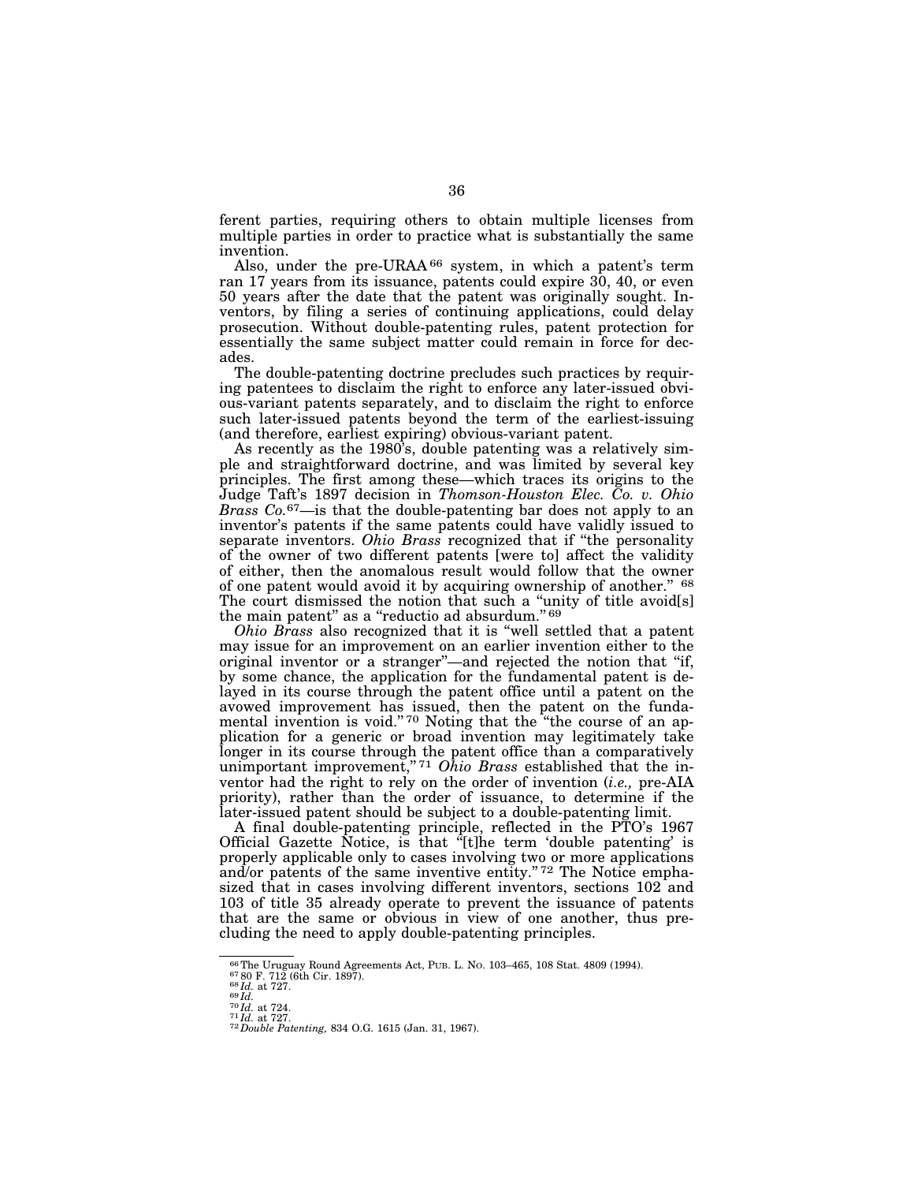ferent parties, requiring others to obtain multiple licenses from multiple parties in order to practice what is substantially the same invention.

Also, under the pre-URAA[66] system, in which a patent's term ran 17 years from its issuance, patents could expire 30, 40, or even 50 years after the date that the patent was originally sought. Inventors, by filing a series of continuing applications, could delay prosecution. Without double-patenting rules, patent protection for essentially the same subject matter could remain in force for decades.

The double-patenting doctrine precludes such practices by requiring patentees to disclaim the right to enforce any later-issued obvious-variant patents separately, and to disclaim the right to enforce such later-issued patents beyond the term of the earliest-issuing (and therefore, earliest expiring) obvious-variant patent.

As recently as the 1980's, double patenting was a relatively simple and straightforward doctrine, and was limited by several key principles. The first among these—which traces its origins to the Judge Taft's 1897 decision in *Thomson-Houston Elec. Co. v. Ohio Brass Co.*[67]—is that the double-patenting bar does not apply to an inventor's patents if the same patents could have validly issued to separate inventors. *Ohio Brass* recognized that if "the personality of the owner of two different patents [were to] affect the validity of either, then the anomalous result would follow that the owner of one patent would avoid it by acquiring ownership of another." [68] The court dismissed the notion that such a "unity of title avoid[s] the main patent" as a "reductio ad absurdum." [69]

*Ohio Brass* also recognized that it is "well settled that a patent may issue for an improvement on an earlier invention either to the original inventor or a stranger"—and rejected the notion that "if, by some chance, the application for the fundamental patent is delayed in its course through the patent office until a patent on the avowed improvement has issued, then the patent on the fundamental invention is void." [70] Noting that the "the course of an application for a generic or broad invention may legitimately take longer in its course through the patent office than a comparatively unimportant improvement," [71] *Ohio Brass* established that the inventor had the right to rely on the order of invention (*i.e.,* pre-AIA priority), rather than the order of issuance, to determine if the later-issued patent should be subject to a double-patenting limit.

A final double-patenting principle, reflected in the PTO's 1967 Official Gazette Notice, is that "[t]he term 'double patenting' is properly applicable only to cases involving two or more applications and/or patents of the same inventive entity." [72] The Notice emphasized that in cases involving different inventors, sections 102 and 103 of title 35 already operate to prevent the issuance of patents that are the same or obvious in view of one another, thus precluding the need to apply double-patenting principles.

---

[66] The Uruguay Round Agreements Act, PUB. L. NO. 103–465, 108 Stat. 4809 (1994).
[67] 80 F. 712 (6th Cir. 1897).
[68] *Id.* at 727.
[69] *Id.*
[70] *Id.* at 724.
[71] *Id.* at 727.
[72] *Double Patenting,* 834 O.G. 1615 (Jan. 31, 1967).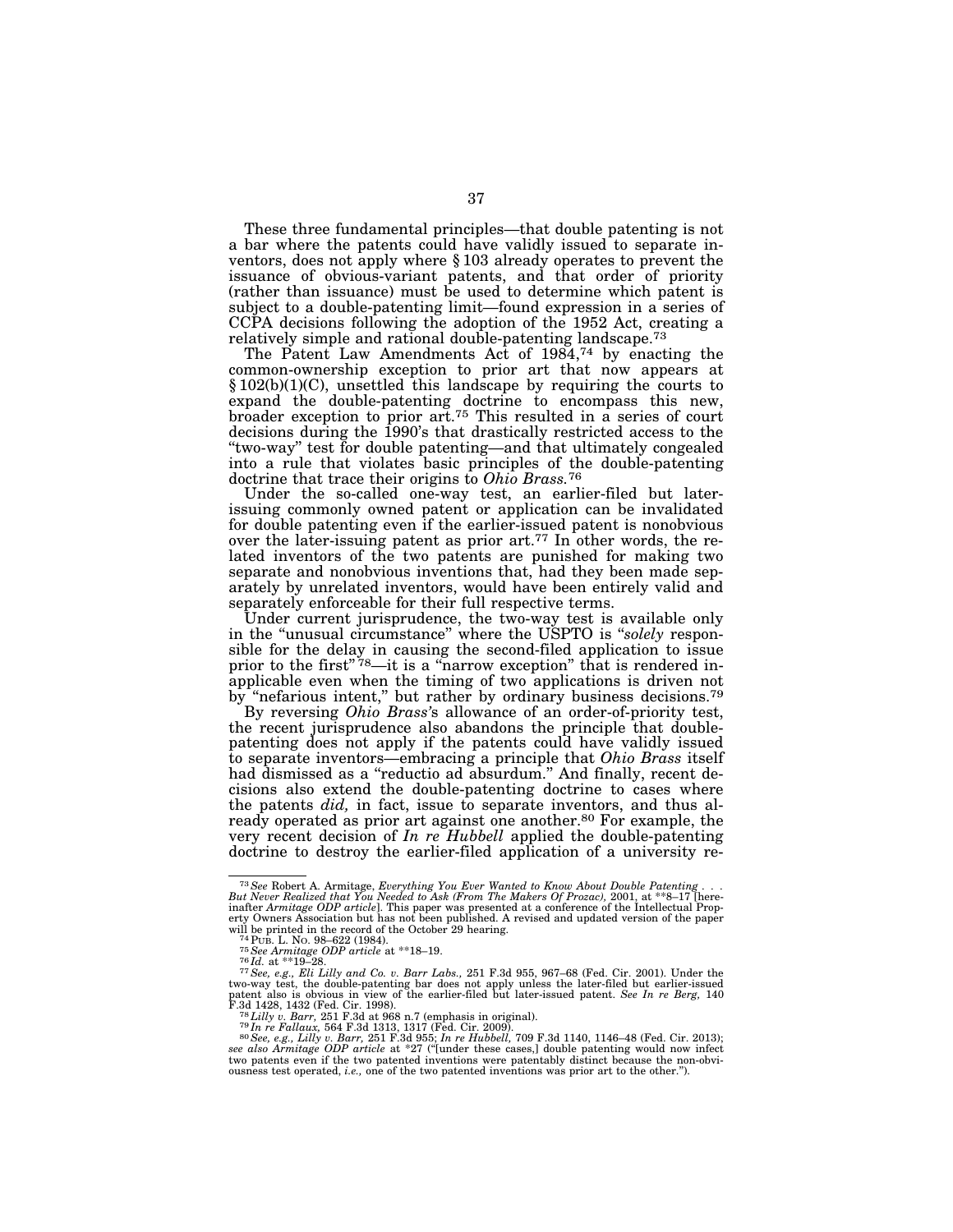These three fundamental principles—that double patenting is not a bar where the patents could have validly issued to separate inventors, does not apply where § 103 already operates to prevent the issuance of obvious-variant patents, and that order of priority (rather than issuance) must be used to determine which patent is subject to a double-patenting limit—found expression in a series of CCPA decisions following the adoption of the 1952 Act, creating a relatively simple and rational double-patenting landscape.[73]

The Patent Law Amendments Act of 1984,[74] by enacting the common-ownership exception to prior art that now appears at § 102(b)(1)(C), unsettled this landscape by requiring the courts to expand the double-patenting doctrine to encompass this new, broader exception to prior art.[75] This resulted in a series of court decisions during the 1990's that drastically restricted access to the "two-way" test for double patenting—and that ultimately congealed into a rule that violates basic principles of the double-patenting doctrine that trace their origins to *Ohio Brass.*[76]

Under the so-called one-way test, an earlier-filed but later-issuing commonly owned patent or application can be invalidated for double patenting even if the earlier-issued patent is nonobvious over the later-issuing patent as prior art.[77] In other words, the related inventors of the two patents are punished for making two separate and nonobvious inventions that, had they been made separately by unrelated inventors, would have been entirely valid and separately enforceable for their full respective terms.

Under current jurisprudence, the two-way test is available only in the "unusual circumstance" where the USPTO is "*solely* responsible for the delay in causing the second-filed application to issue prior to the first"[78]—it is a "narrow exception" that is rendered inapplicable even when the timing of two applications is driven not by "nefarious intent," but rather by ordinary business decisions.[79]

By reversing *Ohio Brass's* allowance of an order-of-priority test, the recent jurisprudence also abandons the principle that double-patenting does not apply if the patents could have validly issued to separate inventors—embracing a principle that *Ohio Brass* itself had dismissed as a "reductio ad absurdum." And finally, recent decisions also extend the double-patenting doctrine to cases where the patents *did,* in fact, issue to separate inventors, and thus already operated as prior art against one another.[80] For example, the very recent decision of *In re Hubbell* applied the double-patenting doctrine to destroy the earlier-filed application of a university re-

---

[73] *See* Robert A. Armitage, *Everything You Ever Wanted to Know About Double Patenting . . . But Never Realized that You Needed to Ask (From The Makers Of Prozac),* 2001, at **8–17 [hereinafter *Armitage ODP article*]. This paper was presented at a conference of the Intellectual Property Owners Association but has not been published. A revised and updated version of the paper will be printed in the record of the October 29 hearing.

[74] PUB. L. NO. 98–622 (1984).

[75] *See Armitage ODP article* at **18–19.

[76] *Id.* at **19–28.

[77] *See, e.g., Eli Lilly and Co. v. Barr Labs.,* 251 F.3d 955, 967–68 (Fed. Cir. 2001). Under the two-way test, the double-patenting bar does not apply unless the later-filed but earlier-issued patent also is obvious in view of the earlier-filed but later-issued patent. *See In re Berg,* 140 F.3d 1428, 1432 (Fed. Cir. 1998).

[78] *Lilly v. Barr,* 251 F.3d at 968 n.7 (emphasis in original).

[79] *In re Fallaux,* 564 F.3d 1313, 1317 (Fed. Cir. 2009).

[80] *See, e.g., Lilly v. Barr,* 251 F.3d 955; *In re Hubbell,* 709 F.3d 1140, 1146–48 (Fed. Cir. 2013); *see also Armitage ODP article* at *27 ("[under these cases,] double patenting would now infect two patents even if the two patented inventions were patentably distinct because the non-obviousness test operated, *i.e.,* one of the two patented inventions was prior art to the other.").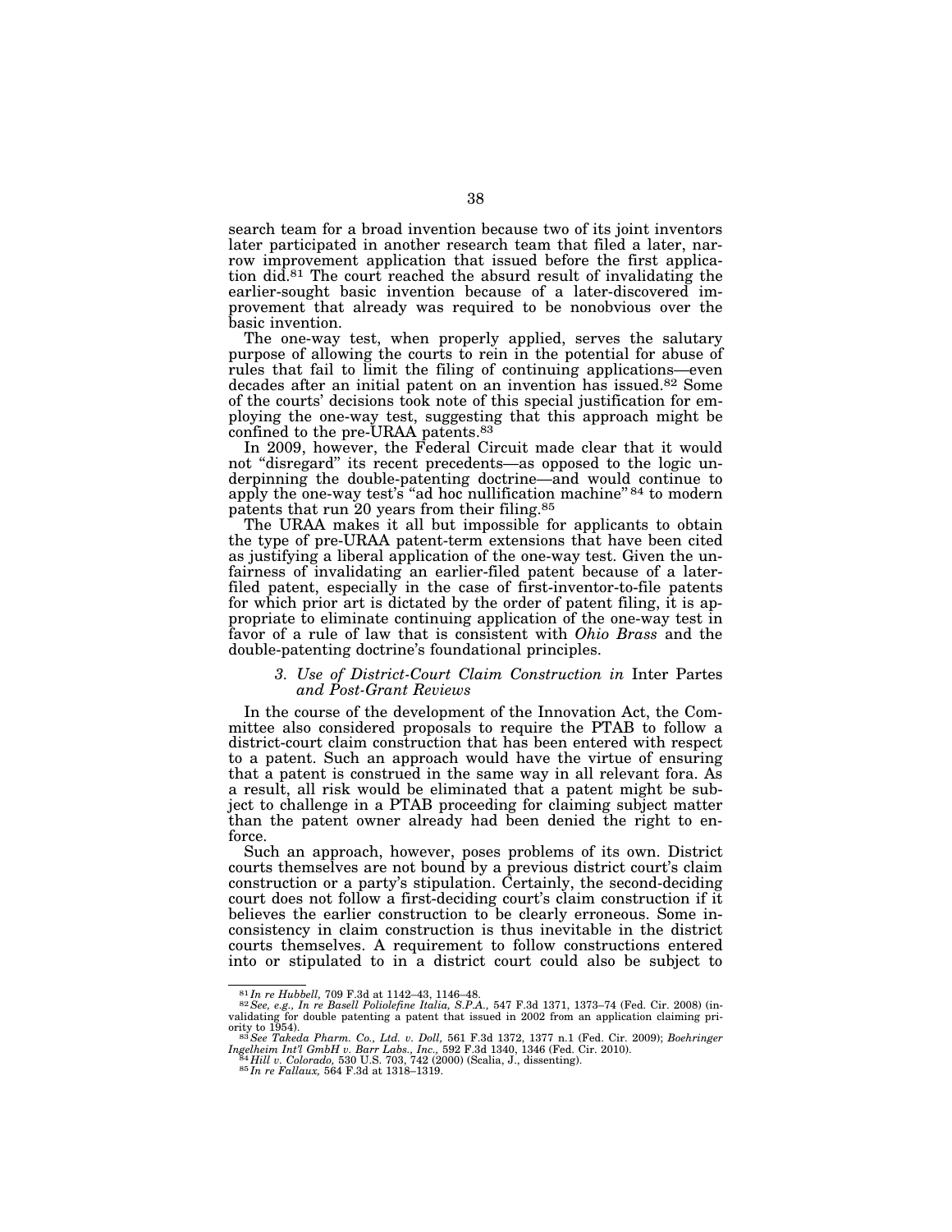search team for a broad invention because two of its joint inventors later participated in another research team that filed a later, narrow improvement application that issued before the first application did.[81] The court reached the absurd result of invalidating the earlier-sought basic invention because of a later-discovered improvement that already was required to be nonobvious over the basic invention.

The one-way test, when properly applied, serves the salutary purpose of allowing the courts to rein in the potential for abuse of rules that fail to limit the filing of continuing applications—even decades after an initial patent on an invention has issued.[82] Some of the courts' decisions took note of this special justification for employing the one-way test, suggesting that this approach might be confined to the pre-URAA patents.[83]

In 2009, however, the Federal Circuit made clear that it would not "disregard" its recent precedents—as opposed to the logic underpinning the double-patenting doctrine—and would continue to apply the one-way test's "ad hoc nullification machine"[84] to modern patents that run 20 years from their filing.[85]

The URAA makes it all but impossible for applicants to obtain the type of pre-URAA patent-term extensions that have been cited as justifying a liberal application of the one-way test. Given the unfairness of invalidating an earlier-filed patent because of a later-filed patent, especially in the case of first-inventor-to-file patents for which prior art is dictated by the order of patent filing, it is appropriate to eliminate continuing application of the one-way test in favor of a rule of law that is consistent with *Ohio Brass* and the double-patenting doctrine's foundational principles.

### *3. Use of District-Court Claim Construction in* Inter Partes *and Post-Grant Reviews*

In the course of the development of the Innovation Act, the Committee also considered proposals to require the PTAB to follow a district-court claim construction that has been entered with respect to a patent. Such an approach would have the virtue of ensuring that a patent is construed in the same way in all relevant fora. As a result, all risk would be eliminated that a patent might be subject to challenge in a PTAB proceeding for claiming subject matter than the patent owner already had been denied the right to enforce.

Such an approach, however, poses problems of its own. District courts themselves are not bound by a previous district court's claim construction or a party's stipulation. Certainly, the second-deciding court does not follow a first-deciding court's claim construction if it believes the earlier construction to be clearly erroneous. Some inconsistency in claim construction is thus inevitable in the district courts themselves. A requirement to follow constructions entered into or stipulated to in a district court could also be subject to

---

[81] *In re Hubbell,* 709 F.3d at 1142–43, 1146–48.

[82] *See, e.g., In re Basell Poliolefine Italia, S.P.A.,* 547 F.3d 1371, 1373–74 (Fed. Cir. 2008) (invalidating for double patenting a patent that issued in 2002 from an application claiming priority to 1954).

[83] *See Takeda Pharm. Co., Ltd. v. Doll,* 561 F.3d 1372, 1377 n.1 (Fed. Cir. 2009); *Boehringer Ingelheim Int'l GmbH v. Barr Labs., Inc.,* 592 F.3d 1340, 1346 (Fed. Cir. 2010).

[84] *Hill v. Colorado,* 530 U.S. 703, 742 (2000) (Scalia, J., dissenting).

[85] *In re Fallaux,* 564 F.3d at 1318–1319.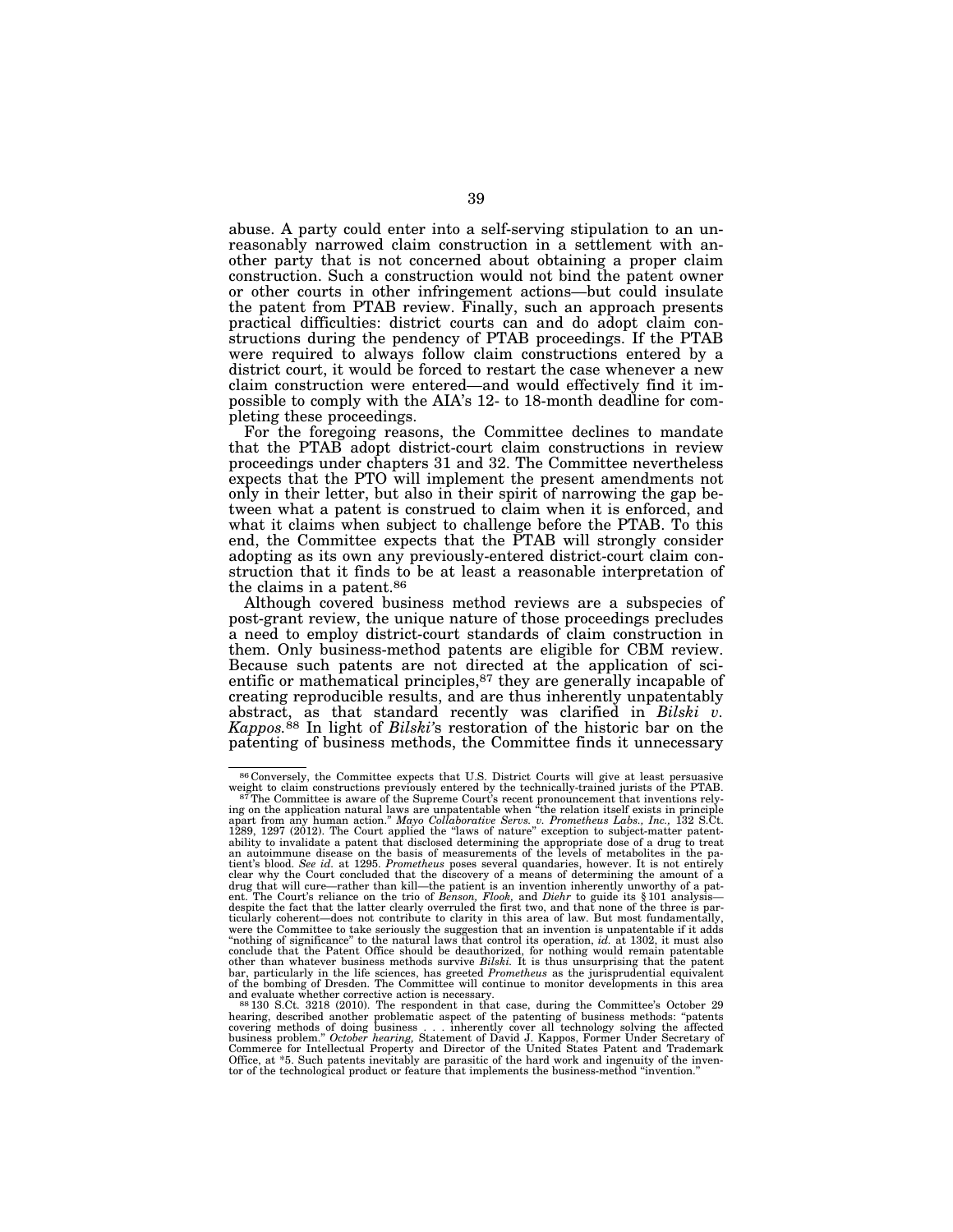abuse. A party could enter into a self-serving stipulation to an unreasonably narrowed claim construction in a settlement with another party that is not concerned about obtaining a proper claim construction. Such a construction would not bind the patent owner or other courts in other infringement actions—but could insulate the patent from PTAB review. Finally, such an approach presents practical difficulties: district courts can and do adopt claim constructions during the pendency of PTAB proceedings. If the PTAB were required to always follow claim constructions entered by a district court, it would be forced to restart the case whenever a new claim construction were entered—and would effectively find it impossible to comply with the AIA's 12- to 18-month deadline for completing these proceedings.

For the foregoing reasons, the Committee declines to mandate that the PTAB adopt district-court claim constructions in review proceedings under chapters 31 and 32. The Committee nevertheless expects that the PTO will implement the present amendments not only in their letter, but also in their spirit of narrowing the gap between what a patent is construed to claim when it is enforced, and what it claims when subject to challenge before the PTAB. To this end, the Committee expects that the PTAB will strongly consider adopting as its own any previously-entered district-court claim construction that it finds to be at least a reasonable interpretation of the claims in a patent.[86]

Although covered business method reviews are a subspecies of post-grant review, the unique nature of those proceedings precludes a need to employ district-court standards of claim construction in them. Only business-method patents are eligible for CBM review. Because such patents are not directed at the application of scientific or mathematical principles,[87] they are generally incapable of creating reproducible results, and are thus inherently unpatentably abstract, as that standard recently was clarified in *Bilski v. Kappos.*[88] In light of *Bilski*'s restoration of the historic bar on the patenting of business methods, the Committee finds it unnecessary

---

[86] Conversely, the Committee expects that U.S. District Courts will give at least persuasive weight to claim constructions previously entered by the technically-trained jurists of the PTAB.

[87] The Committee is aware of the Supreme Court's recent pronouncement that inventions relying on the application natural laws are unpatentable when "the relation itself exists in principle apart from any human action." *Mayo Collaborative Servs. v. Prometheus Labs., Inc.,* 132 S.Ct. 1289, 1297 (2012). The Court applied the "laws of nature" exception to subject-matter patentability to invalidate a patent that disclosed determining the appropriate dose of a drug to treat an autoimmune disease on the basis of measurements of the levels of metabolites in the patient's blood. *See id.* at 1295. *Prometheus* poses several quandaries, however. It is not entirely clear why the Court concluded that the discovery of a means of determining the amount of a drug that will cure—rather than kill—the patient is an invention inherently unworthy of a patent. The Court's reliance on the trio of *Benson, Flook,* and *Diehr* to guide its § 101 analysis—despite the fact that the latter clearly overruled the first two, and that none of the three is particularly coherent—does not contribute to clarity in this area of law. But most fundamentally, were the Committee to take seriously the suggestion that an invention is unpatentable if it adds "nothing of significance" to the natural laws that control its operation, *id.* at 1302, it must also conclude that the Patent Office should be deauthorized, for nothing would remain patentable other than whatever business methods survive *Bilski.* It is thus unsurprising that the patent bar, particularly in the life sciences, has greeted *Prometheus* as the jurisprudential equivalent of the bombing of Dresden. The Committee will continue to monitor developments in this area and evaluate whether corrective action is necessary.

[88] 130 S.Ct. 3218 (2010). The respondent in that case, during the Committee's October 29 hearing, described another problematic aspect of the patenting of business methods: "patents covering methods of doing business . . . inherently cover all technology solving the affected business problem." *October hearing,* Statement of David J. Kappos, Former Under Secretary of Commerce for Intellectual Property and Director of the United States Patent and Trademark Office, at *5. Such patents inevitably are parasitic of the hard work and ingenuity of the inventor of the technological product or feature that implements the business-method "invention."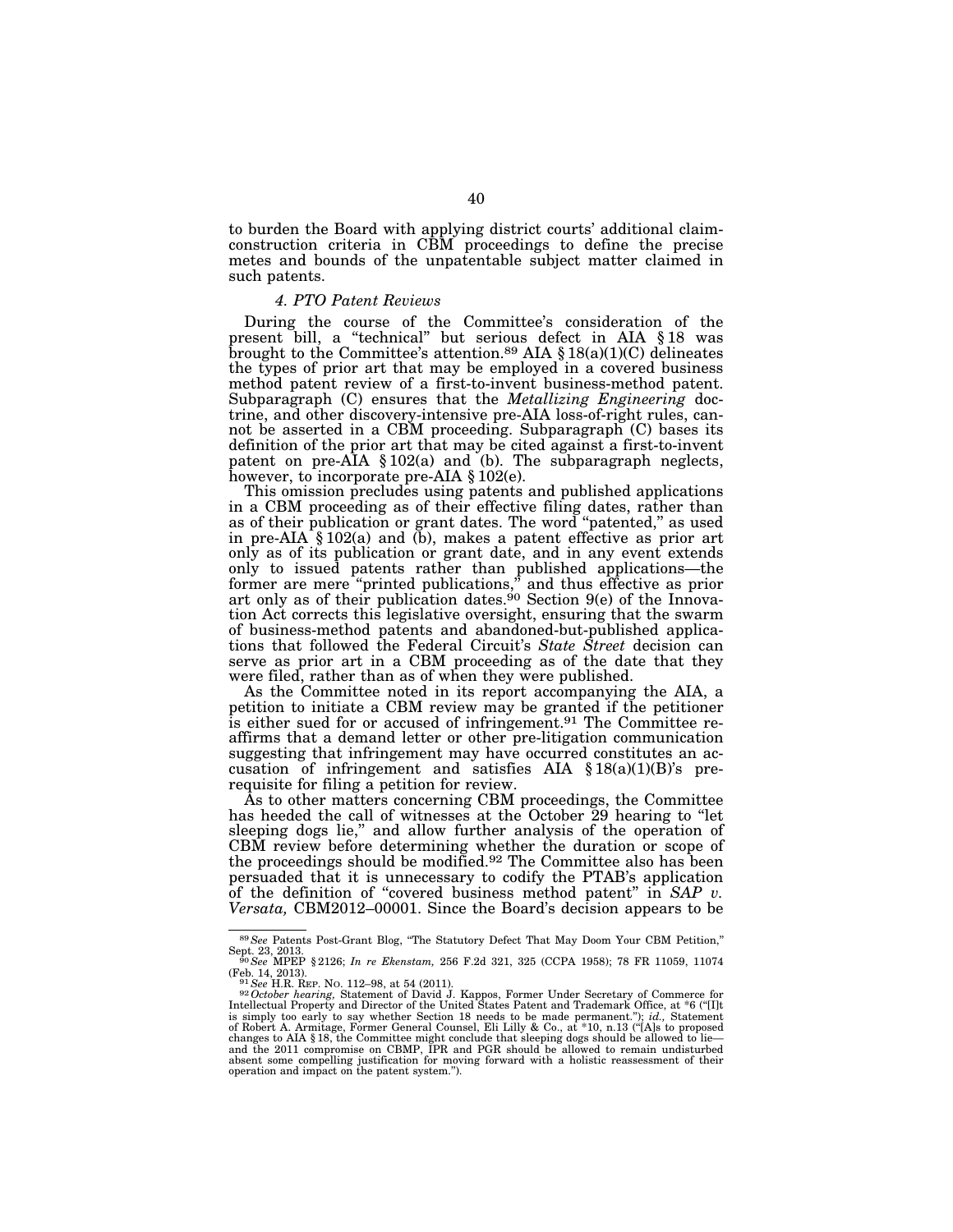to burden the Board with applying district courts' additional claim-construction criteria in CBM proceedings to define the precise metes and bounds of the unpatentable subject matter claimed in such patents.

#### *4. PTO Patent Reviews*

During the course of the Committee's consideration of the present bill, a "technical" but serious defect in AIA § 18 was brought to the Committee's attention.[89] AIA § 18(a)(1)(C) delineates the types of prior art that may be employed in a covered business method patent review of a first-to-invent business-method patent. Subparagraph (C) ensures that the *Metallizing Engineering* doctrine, and other discovery-intensive pre-AIA loss-of-right rules, cannot be asserted in a CBM proceeding. Subparagraph (C) bases its definition of the prior art that may be cited against a first-to-invent patent on pre-AIA § 102(a) and (b). The subparagraph neglects, however, to incorporate pre-AIA § 102(e).

This omission precludes using patents and published applications in a CBM proceeding as of their effective filing dates, rather than as of their publication or grant dates. The word "patented," as used in pre-AIA § 102(a) and (b), makes a patent effective as prior art only as of its publication or grant date, and in any event extends only to issued patents rather than published applications—the former are mere "printed publications," and thus effective as prior art only as of their publication dates.[90] Section 9(e) of the Innovation Act corrects this legislative oversight, ensuring that the swarm of business-method patents and abandoned-but-published applications that followed the Federal Circuit's *State Street* decision can serve as prior art in a CBM proceeding as of the date that they were filed, rather than as of when they were published.

As the Committee noted in its report accompanying the AIA, a petition to initiate a CBM review may be granted if the petitioner is either sued for or accused of infringement.[91] The Committee reaffirms that a demand letter or other pre-litigation communication suggesting that infringement may have occurred constitutes an accusation of infringement and satisfies AIA § 18(a)(1)(B)'s prerequisite for filing a petition for review.

As to other matters concerning CBM proceedings, the Committee has heeded the call of witnesses at the October 29 hearing to "let sleeping dogs lie," and allow further analysis of the operation of CBM review before determining whether the duration or scope of the proceedings should be modified.[92] The Committee also has been persuaded that it is unnecessary to codify the PTAB's application of the definition of "covered business method patent" in *SAP v. Versata,* CBM2012–00001. Since the Board's decision appears to be

---

[89] *See* Patents Post-Grant Blog, "The Statutory Defect That May Doom Your CBM Petition," Sept. 23, 2013.

[90] *See* MPEP § 2126; *In re Ekenstam,* 256 F.2d 321, 325 (CCPA 1958); 78 FR 11059, 11074 (Feb. 14, 2013).

[91] *See* H.R. REP. NO. 112–98, at 54 (2011).

[92] *October hearing,* Statement of David J. Kappos, Former Under Secretary of Commerce for Intellectual Property and Director of the United States Patent and Trademark Office, at *6 ("[I]t is simply too early to say whether Section 18 needs to be made permanent."); *id.,* Statement of Robert A. Armitage, Former General Counsel, Eli Lilly & Co., at *10, n.13 ("[A]s to proposed changes to AIA § 18, the Committee might conclude that sleeping dogs should be allowed to lie—and the 2011 compromise on CBMP, IPR and PGR should be allowed to remain undisturbed absent some compelling justification for moving forward with a holistic reassessment of their operation and impact on the patent system.").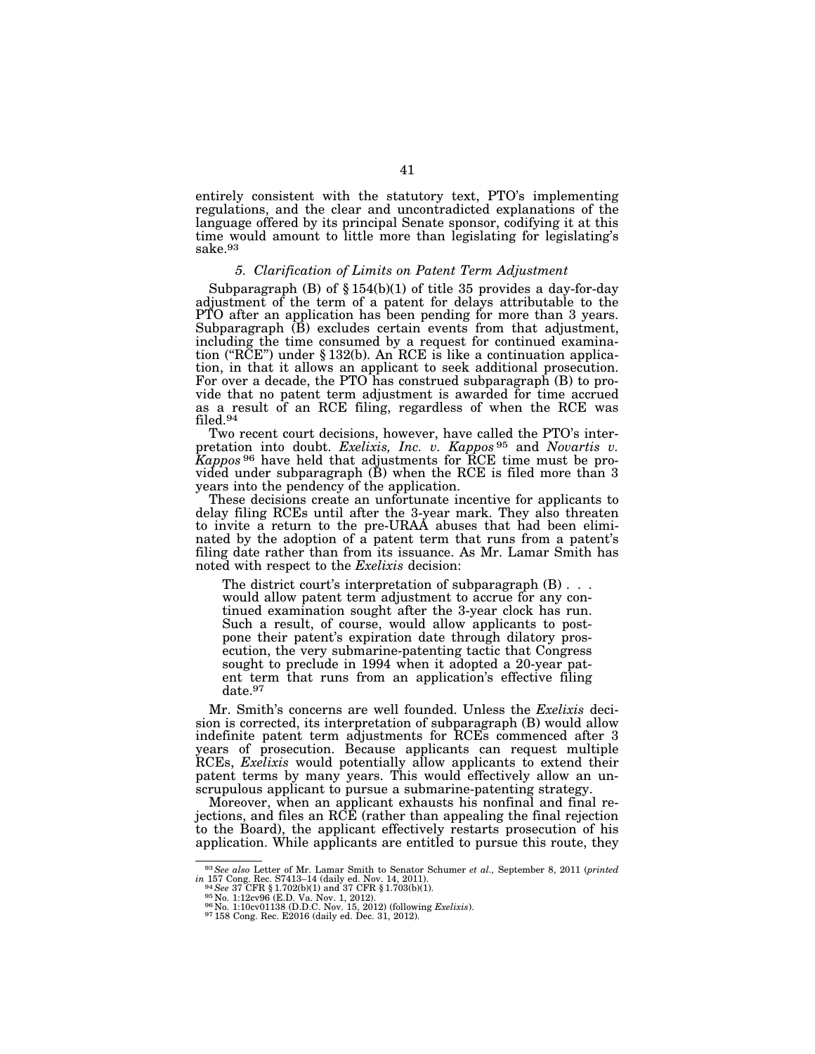entirely consistent with the statutory text, PTO's implementing regulations, and the clear and uncontradicted explanations of the language offered by its principal Senate sponsor, codifying it at this time would amount to little more than legislating for legislating's sake.[93]

### *5. Clarification of Limits on Patent Term Adjustment*

Subparagraph (B) of § 154(b)(1) of title 35 provides a day-for-day adjustment of the term of a patent for delays attributable to the PTO after an application has been pending for more than 3 years. Subparagraph (B) excludes certain events from that adjustment, including the time consumed by a request for continued examination ("RCE") under § 132(b). An RCE is like a continuation application, in that it allows an applicant to seek additional prosecution. For over a decade, the PTO has construed subparagraph (B) to provide that no patent term adjustment is awarded for time accrued as a result of an RCE filing, regardless of when the RCE was filed.[94]

Two recent court decisions, however, have called the PTO's interpretation into doubt. *Exelixis, Inc. v. Kappos*[95] and *Novartis v. Kappos*[96] have held that adjustments for RCE time must be provided under subparagraph (B) when the RCE is filed more than 3 years into the pendency of the application.

These decisions create an unfortunate incentive for applicants to delay filing RCEs until after the 3-year mark. They also threaten to invite a return to the pre-URAA abuses that had been eliminated by the adoption of a patent term that runs from a patent's filing date rather than from its issuance. As Mr. Lamar Smith has noted with respect to the *Exelixis* decision:

> The district court's interpretation of subparagraph (B) . . . would allow patent term adjustment to accrue for any continued examination sought after the 3-year clock has run. Such a result, of course, would allow applicants to postpone their patent's expiration date through dilatory prosecution, the very submarine-patenting tactic that Congress sought to preclude in 1994 when it adopted a 20-year patent term that runs from an application's effective filing date.[97]

Mr. Smith's concerns are well founded. Unless the *Exelixis* decision is corrected, its interpretation of subparagraph (B) would allow indefinite patent term adjustments for RCEs commenced after 3 years of prosecution. Because applicants can request multiple RCEs, *Exelixis* would potentially allow applicants to extend their patent terms by many years. This would effectively allow an unscrupulous applicant to pursue a submarine-patenting strategy.

Moreover, when an applicant exhausts his nonfinal and final rejections, and files an RCE (rather than appealing the final rejection to the Board), the applicant effectively restarts prosecution of his application. While applicants are entitled to pursue this route, they

---

[93] *See also* Letter of Mr. Lamar Smith to Senator Schumer *et al.,* September 8, 2011 (*printed in* 157 Cong. Rec. S7413–14 (daily ed. Nov. 14, 2011).

[94] *See* 37 CFR § 1.702(b)(1) and 37 CFR § 1.703(b)(1).

[95] No. 1:12cv96 (E.D. Va. Nov. 1, 2012).

[96] No. 1:10cv01138 (D.D.C. Nov. 15, 2012) (following *Exelixis*).

[97] 158 Cong. Rec. E2016 (daily ed. Dec. 31, 2012).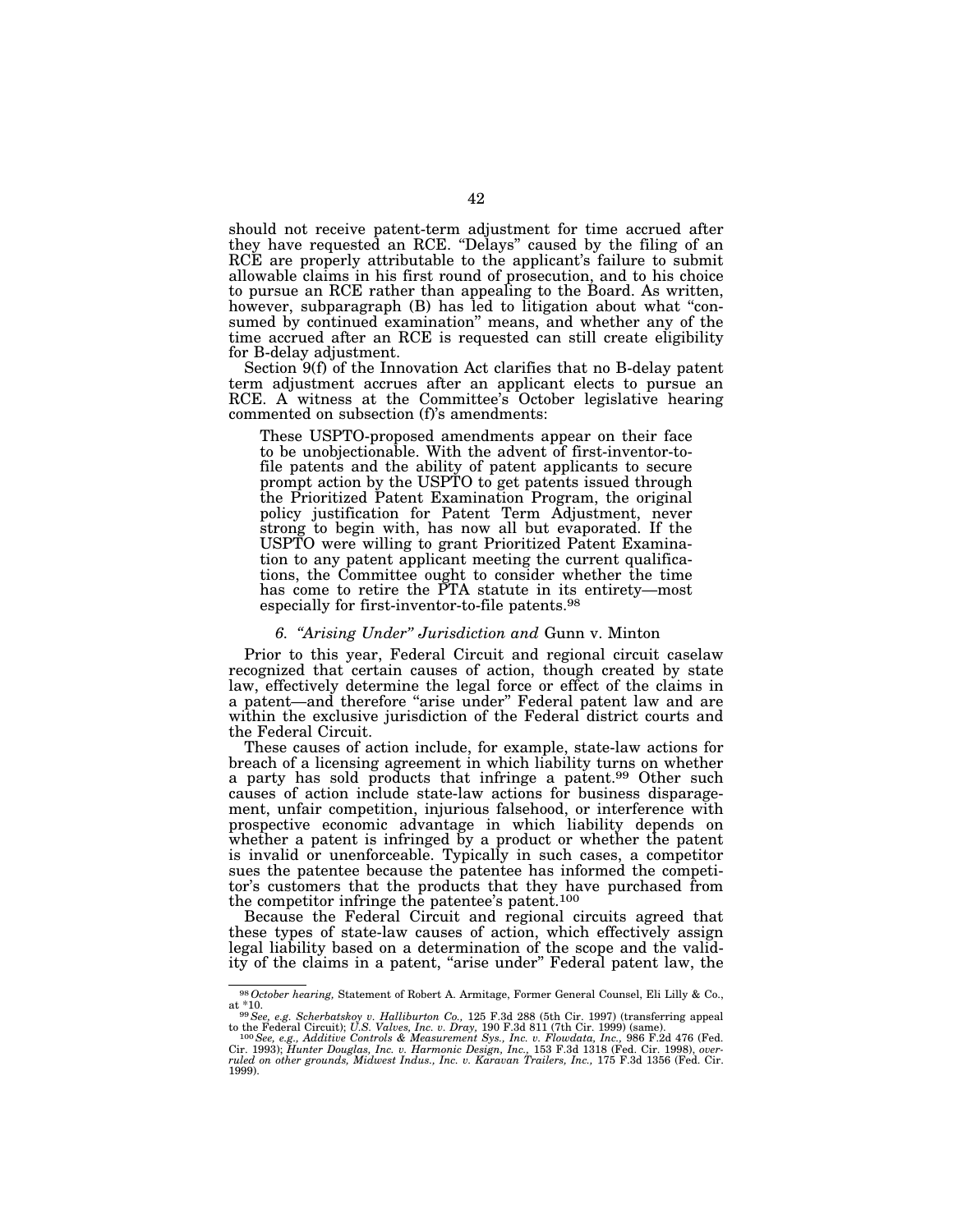should not receive patent-term adjustment for time accrued after they have requested an RCE. "Delays" caused by the filing of an RCE are properly attributable to the applicant's failure to submit allowable claims in his first round of prosecution, and to his choice to pursue an RCE rather than appealing to the Board. As written, however, subparagraph (B) has led to litigation about what "consumed by continued examination" means, and whether any of the time accrued after an RCE is requested can still create eligibility for B-delay adjustment.

Section 9(f) of the Innovation Act clarifies that no B-delay patent term adjustment accrues after an applicant elects to pursue an RCE. A witness at the Committee's October legislative hearing commented on subsection (f)'s amendments:

> These USPTO-proposed amendments appear on their face to be unobjectionable. With the advent of first-inventor-to-file patents and the ability of patent applicants to secure prompt action by the USPTO to get patents issued through the Prioritized Patent Examination Program, the original policy justification for Patent Term Adjustment, never strong to begin with, has now all but evaporated. If the USPTO were willing to grant Prioritized Patent Examination to any patent applicant meeting the current qualifications, the Committee ought to consider whether the time has come to retire the PTA statute in its entirety—most especially for first-inventor-to-file patents.[98]

### 6. *"Arising Under" Jurisdiction and* Gunn v. Minton

Prior to this year, Federal Circuit and regional circuit caselaw recognized that certain causes of action, though created by state law, effectively determine the legal force or effect of the claims in a patent—and therefore "arise under" Federal patent law and are within the exclusive jurisdiction of the Federal district courts and the Federal Circuit.

These causes of action include, for example, state-law actions for breach of a licensing agreement in which liability turns on whether a party has sold products that infringe a patent.[99] Other such causes of action include state-law actions for business disparagement, unfair competition, injurious falsehood, or interference with prospective economic advantage in which liability depends on whether a patent is infringed by a product or whether the patent is invalid or unenforceable. Typically in such cases, a competitor sues the patentee because the patentee has informed the competitor's customers that the products that they have purchased from the competitor infringe the patentee's patent.[100]

Because the Federal Circuit and regional circuits agreed that these types of state-law causes of action, which effectively assign legal liability based on a determination of the scope and the validity of the claims in a patent, "arise under" Federal patent law, the

---

[98] *October hearing,* Statement of Robert A. Armitage, Former General Counsel, Eli Lilly & Co., at *10.

[99] *See, e.g. Scherbatskoy v. Halliburton Co.,* 125 F.3d 288 (5th Cir. 1997) (transferring appeal to the Federal Circuit); *U.S. Valves, Inc. v. Dray,* 190 F.3d 811 (7th Cir. 1999) (same).

[100] *See, e.g., Additive Controls & Measurement Sys., Inc. v. Flowdata, Inc.,* 986 F.2d 476 (Fed. Cir. 1993); *Hunter Douglas, Inc. v. Harmonic Design, Inc.,* 153 F.3d 1318 (Fed. Cir. 1998), *overruled on other grounds, Midwest Indus., Inc. v. Karavan Trailers, Inc.,* 175 F.3d 1356 (Fed. Cir. 1999).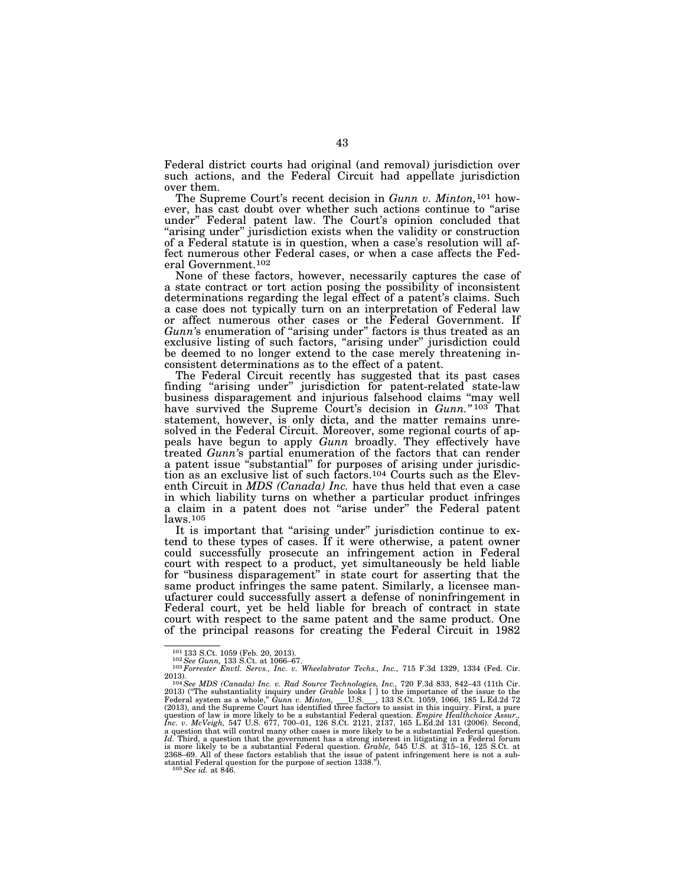Federal district courts had original (and removal) jurisdiction over such actions, and the Federal Circuit had appellate jurisdiction over them.

The Supreme Court's recent decision in *Gunn v. Minton,*[101] however, has cast doubt over whether such actions continue to "arise under" Federal patent law. The Court's opinion concluded that "arising under" jurisdiction exists when the validity or construction of a Federal statute is in question, when a case's resolution will affect numerous other Federal cases, or when a case affects the Federal Government.[102]

None of these factors, however, necessarily captures the case of a state contract or tort action posing the possibility of inconsistent determinations regarding the legal effect of a patent's claims. Such a case does not typically turn on an interpretation of Federal law or affect numerous other cases or the Federal Government. If *Gunn'*s enumeration of "arising under" factors is thus treated as an exclusive listing of such factors, "arising under" jurisdiction could be deemed to no longer extend to the case merely threatening inconsistent determinations as to the effect of a patent.

The Federal Circuit recently has suggested that its past cases finding "arising under" jurisdiction for patent-related state-law business disparagement and injurious falsehood claims "may well have survived the Supreme Court's decision in *Gunn.*"[103] That statement, however, is only dicta, and the matter remains unresolved in the Federal Circuit. Moreover, some regional courts of appeals have begun to apply *Gunn* broadly. They effectively have treated *Gunn'*s partial enumeration of the factors that can render a patent issue "substantial" for purposes of arising under jurisdiction as an exclusive list of such factors.[104] Courts such as the Eleventh Circuit in ***MDS (Canada) Inc.*** have thus held that even a case in which liability turns on whether a particular product infringes a claim in a patent does not "arise under" the Federal patent laws.[105]

It is important that "arising under" jurisdiction continue to extend to these types of cases. If it were otherwise, a patent owner could successfully prosecute an infringement action in Federal court with respect to a product, yet simultaneously be held liable for "business disparagement" in state court for asserting that the same product infringes the same patent. Similarly, a licensee manufacturer could successfully assert a defense of noninfringement in Federal court, yet be held liable for breach of contract in state court with respect to the same patent and the same product. One of the principal reasons for creating the Federal Circuit in 1982

---

[101] 133 S.Ct. 1059 (Feb. 20, 2013).

[102] *See Gunn,* 133 S.Ct. at 1066–67.

[103] *Forrester Envtl. Servs., Inc. v. Wheelabrator Techs., Inc.,* 715 F.3d 1329, 1334 (Fed. Cir. 2013).

[104] *See MDS (Canada) Inc. v. Rad Source Technologies, Inc.,* 720 F.3d 833, 842–43 (11th Cir. 2013) ("The substantiality inquiry under *Grable* looks [ ] to the importance of the issue to the Federal system as a whole," *Gunn v. Minton,* ___U.S.___, 133 S.Ct. 1059, 1066, 185 L.Ed.2d 72 (2013), and the Supreme Court has identified three factors to assist in this inquiry. First, a pure question of law is more likely to be a substantial Federal question. *Empire Healthchoice Assur., Inc. v. McVeigh,* 547 U.S. 677, 700–01, 126 S.Ct. 2121, 2137, 165 L.Ed.2d 131 (2006). Second, a question that will control many other cases is more likely to be a substantial Federal question. *Id.* Third, a question that the government has a strong interest in litigating in a Federal forum is more likely to be a substantial Federal question. *Grable,* 545 U.S. at 315–16, 125 S.Ct. at 2368–69. All of these factors establish that the issue of patent infringement here is not a substantial Federal question for the purpose of section 1338.").

[105] *See id.* at 846.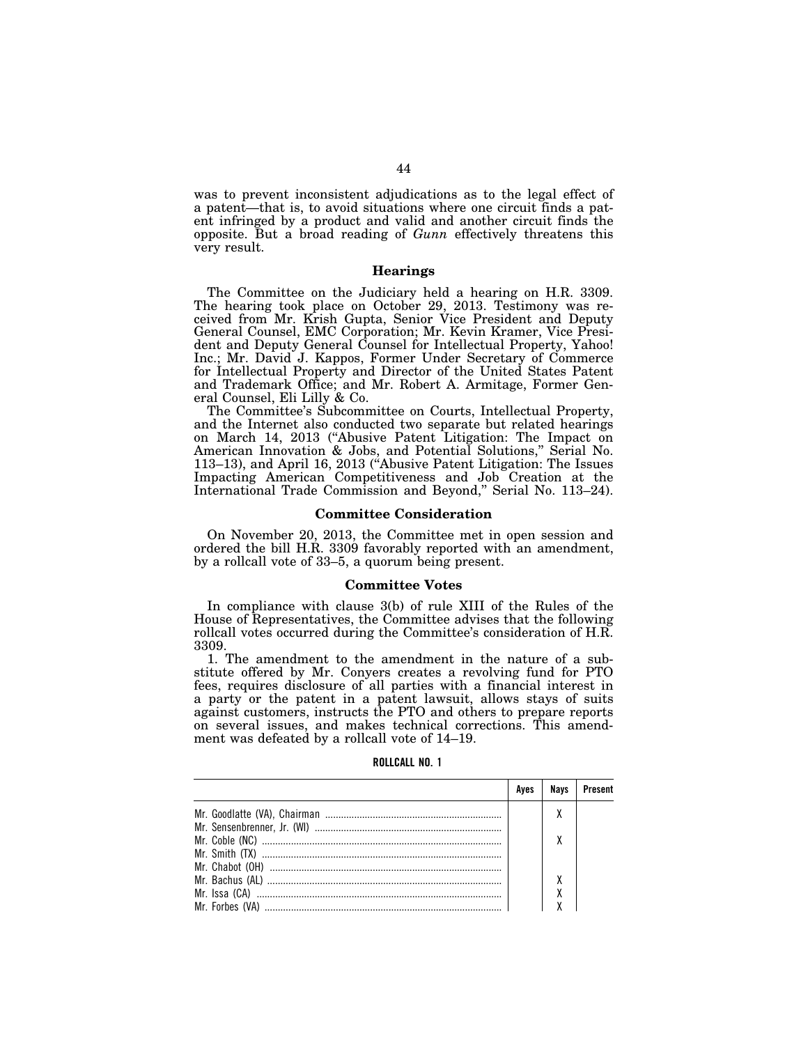was to prevent inconsistent adjudications as to the legal effect of a patent—that is, to avoid situations where one circuit finds a patent infringed by a product and valid and another circuit finds the opposite. But a broad reading of *Gunn* effectively threatens this very result.

### Hearings

The Committee on the Judiciary held a hearing on H.R. 3309. The hearing took place on October 29, 2013. Testimony was received from Mr. Krish Gupta, Senior Vice President and Deputy General Counsel, EMC Corporation; Mr. Kevin Kramer, Vice President and Deputy General Counsel for Intellectual Property, Yahoo! Inc.; Mr. David J. Kappos, Former Under Secretary of Commerce for Intellectual Property and Director of the United States Patent and Trademark Office; and Mr. Robert A. Armitage, Former General Counsel, Eli Lilly & Co.

The Committee's Subcommittee on Courts, Intellectual Property, and the Internet also conducted two separate but related hearings on March 14, 2013 ("Abusive Patent Litigation: The Impact on American Innovation & Jobs, and Potential Solutions," Serial No. 113–13), and April 16, 2013 ("Abusive Patent Litigation: The Issues Impacting American Competitiveness and Job Creation at the International Trade Commission and Beyond," Serial No. 113–24).

### Committee Consideration

On November 20, 2013, the Committee met in open session and ordered the bill H.R. 3309 favorably reported with an amendment, by a rollcall vote of 33–5, a quorum being present.

### Committee Votes

In compliance with clause 3(b) of rule XIII of the Rules of the House of Representatives, the Committee advises that the following rollcall votes occurred during the Committee's consideration of H.R. 3309.

1. The amendment to the amendment in the nature of a substitute offered by Mr. Conyers creates a revolving fund for PTO fees, requires disclosure of all parties with a financial interest in a party or the patent in a patent lawsuit, allows stays of suits against customers, instructs the PTO and others to prepare reports on several issues, and makes technical corrections. This amendment was defeated by a rollcall vote of 14–19.

ROLLCALL NO. 1

| | Ayes | Nays | Present |
|---|---|---|---|
| Mr. Goodlatte (VA), Chairman | | X | |
| Mr. Sensenbrenner, Jr. (WI) | | | |
| Mr. Coble (NC) | | X | |
| Mr. Smith (TX) | | | |
| Mr. Chabot (OH) | | | |
| Mr. Bachus (AL) | | X | |
| Mr. Issa (CA) | | X | |
| Mr. Forbes (VA) | | X | |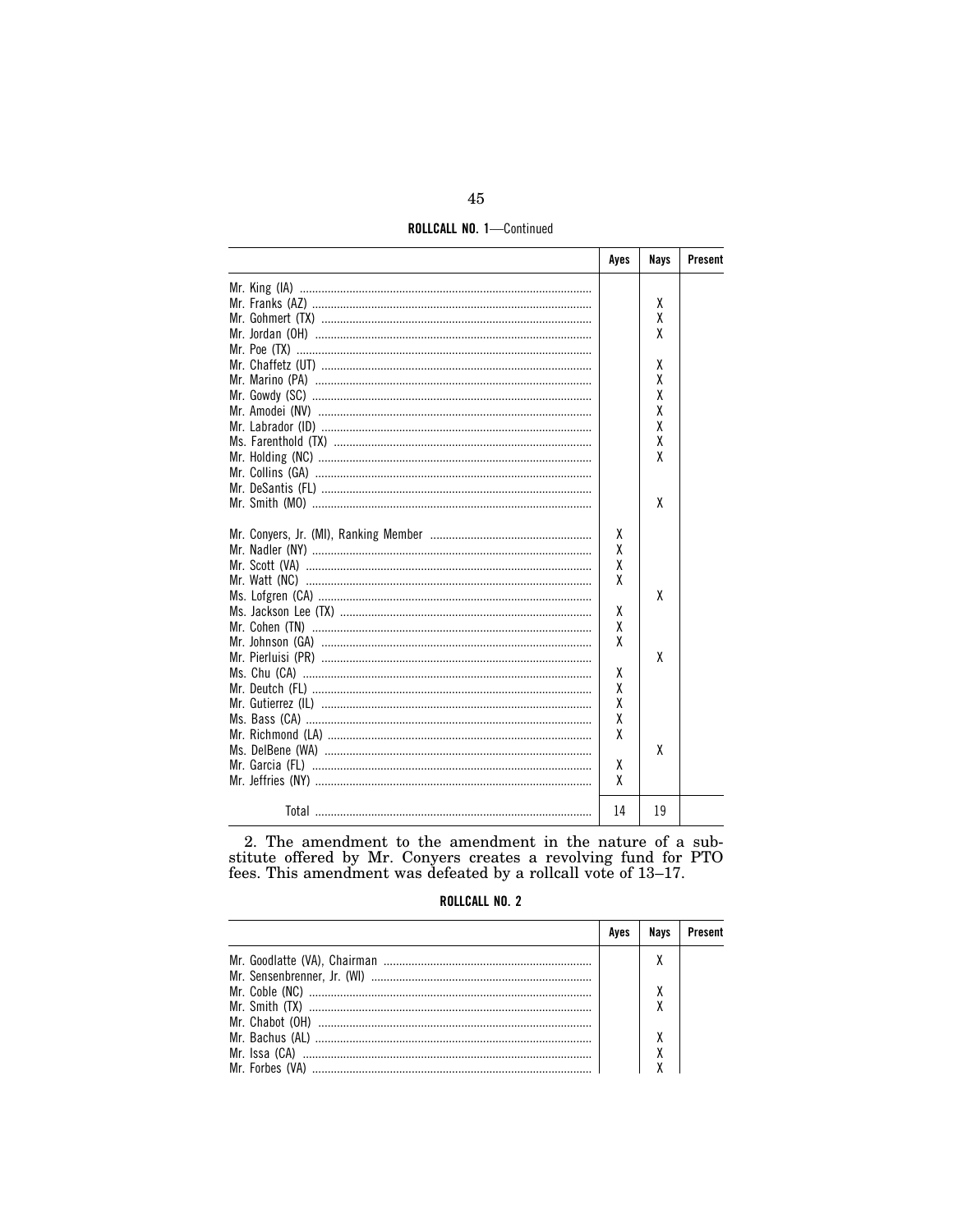**ROLLCALL NO. 1**—Continued

| | Ayes | Nays | Present |
|---|---|---|---|
| Mr. King (IA) | | | |
| Mr. Franks (AZ) | | X | |
| Mr. Gohmert (TX) | | X | |
| Mr. Jordan (OH) | | X | |
| Mr. Poe (TX) | | | |
| Mr. Chaffetz (UT) | | X | |
| Mr. Marino (PA) | | X | |
| Mr. Gowdy (SC) | | X | |
| Mr. Amodei (NV) | | X | |
| Mr. Labrador (ID) | | X | |
| Ms. Farenthold (TX) | | X | |
| Mr. Holding (NC) | | X | |
| Mr. Collins (GA) | | | |
| Mr. DeSantis (FL) | | | |
| Mr. Smith (MO) | | X | |
| | | | |
| Mr. Conyers, Jr. (MI), Ranking Member | X | | |
| Mr. Nadler (NY) | X | | |
| Mr. Scott (VA) | X | | |
| Mr. Watt (NC) | X | | |
| Ms. Lofgren (CA) | | X | |
| Ms. Jackson Lee (TX) | X | | |
| Mr. Cohen (TN) | X | | |
| Mr. Johnson (GA) | X | | |
| Mr. Pierluisi (PR) | | X | |
| Ms. Chu (CA) | X | | |
| Mr. Deutch (FL) | X | | |
| Mr. Gutierrez (IL) | X | | |
| Ms. Bass (CA) | X | | |
| Mr. Richmond (LA) | X | | |
| Ms. DelBene (WA) | | X | |
| Mr. Garcia (FL) | X | | |
| Mr. Jeffries (NY) | X | | |
| Total | 14 | 19 | |

2. The amendment to the amendment in the nature of a substitute offered by Mr. Conyers creates a revolving fund for PTO fees. This amendment was defeated by a rollcall vote of 13–17.

**ROLLCALL NO. 2**

| | Ayes | Nays | Present |
|---|---|---|---|
| Mr. Goodlatte (VA), Chairman | | X | |
| Mr. Sensenbrenner, Jr. (WI) | | | |
| Mr. Coble (NC) | | X | |
| Mr. Smith (TX) | | X | |
| Mr. Chabot (OH) | | | |
| Mr. Bachus (AL) | | X | |
| Mr. Issa (CA) | | X | |
| Mr. Forbes (VA) | | X | |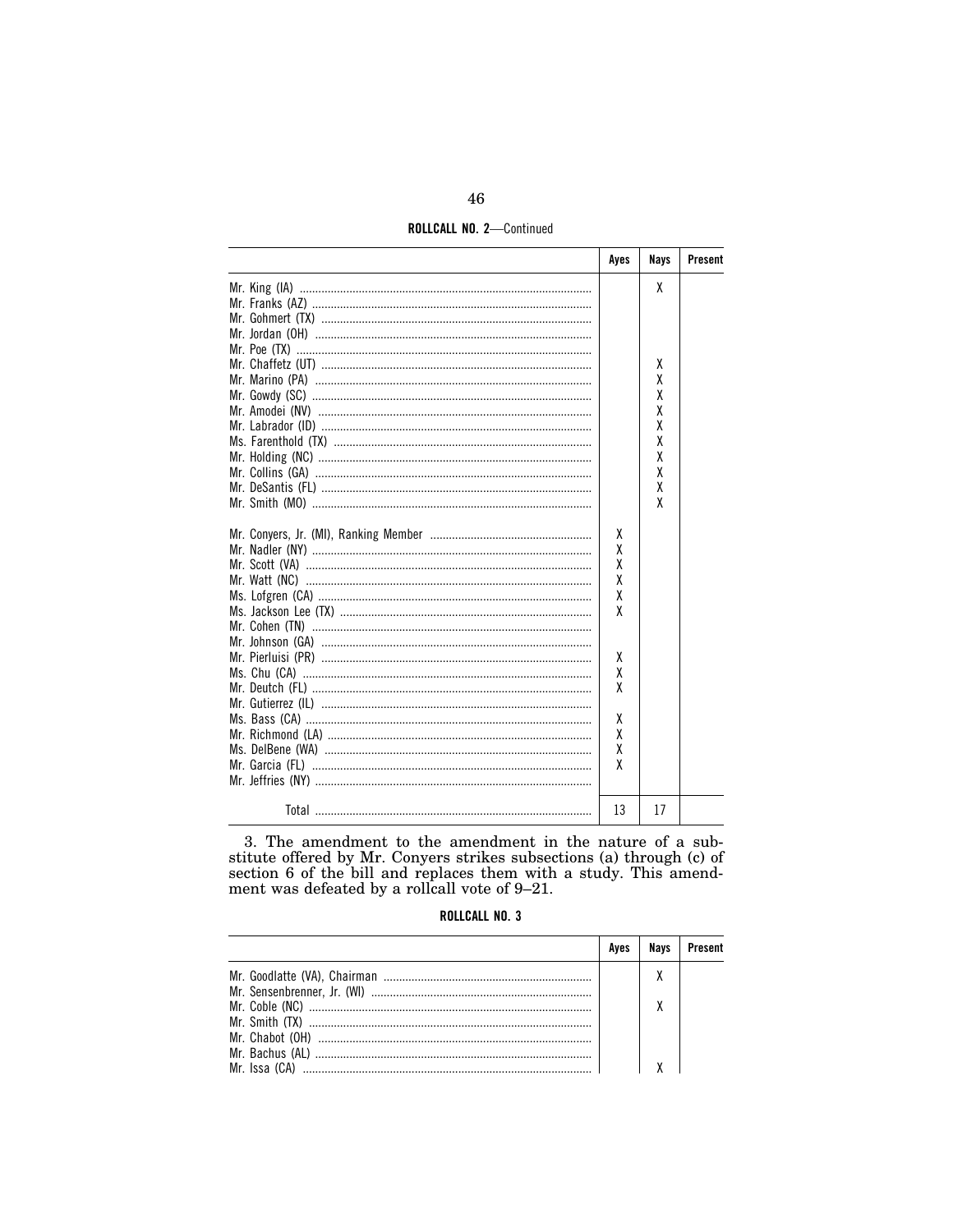**ROLLCALL NO. 2**—Continued

| | Ayes | Nays | Present |
|---|---|---|---|
| Mr. King (IA) | | X | |
| Mr. Franks (AZ) | | | |
| Mr. Gohmert (TX) | | | |
| Mr. Jordan (OH) | | | |
| Mr. Poe (TX) | | | |
| Mr. Chaffetz (UT) | | X | |
| Mr. Marino (PA) | | X | |
| Mr. Gowdy (SC) | | X | |
| Mr. Amodei (NV) | | X | |
| Mr. Labrador (ID) | | X | |
| Ms. Farenthold (TX) | | X | |
| Mr. Holding (NC) | | X | |
| Mr. Collins (GA) | | X | |
| Mr. DeSantis (FL) | | X | |
| Mr. Smith (MO) | | X | |
| Mr. Conyers, Jr. (MI), Ranking Member | X | | |
| Mr. Nadler (NY) | X | | |
| Mr. Scott (VA) | X | | |
| Mr. Watt (NC) | X | | |
| Ms. Lofgren (CA) | X | | |
| Ms. Jackson Lee (TX) | X | | |
| Mr. Cohen (TN) | | | |
| Mr. Johnson (GA) | | | |
| Mr. Pierluisi (PR) | X | | |
| Ms. Chu (CA) | X | | |
| Mr. Deutch (FL) | X | | |
| Mr. Gutierrez (IL) | | | |
| Ms. Bass (CA) | X | | |
| Mr. Richmond (LA) | X | | |
| Ms. DelBene (WA) | X | | |
| Mr. Garcia (FL) | X | | |
| Mr. Jeffries (NY) | | | |
| Total | 13 | 17 | |

3. The amendment to the amendment in the nature of a substitute offered by Mr. Conyers strikes subsections (a) through (c) of section 6 of the bill and replaces them with a study. This amendment was defeated by a rollcall vote of 9–21.

**ROLLCALL NO. 3**

| | Ayes | Nays | Present |
|---|---|---|---|
| Mr. Goodlatte (VA), Chairman | | X | |
| Mr. Sensenbrenner, Jr. (WI) | | | |
| Mr. Coble (NC) | | X | |
| Mr. Smith (TX) | | | |
| Mr. Chabot (OH) | | | |
| Mr. Bachus (AL) | | | |
| Mr. Issa (CA) | | X | |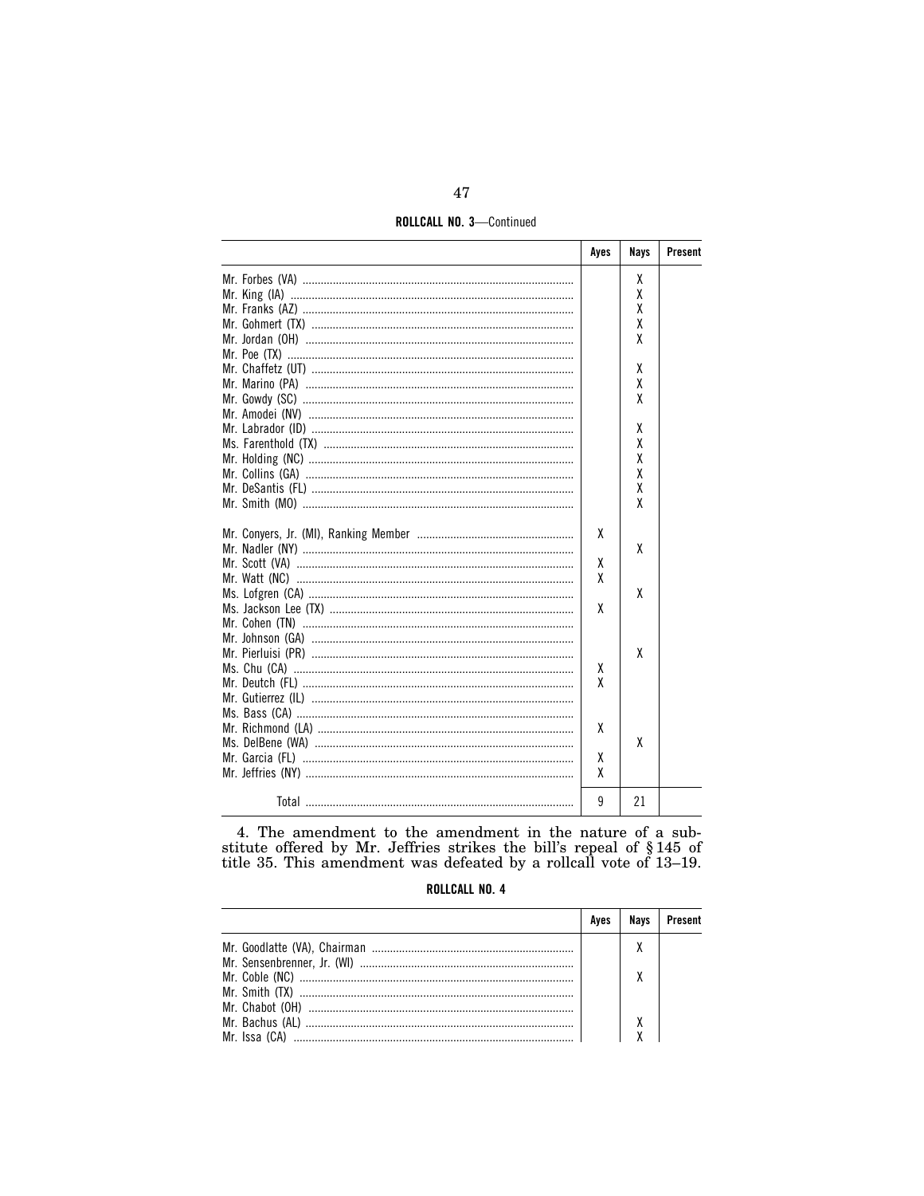**ROLLCALL NO. 3—Continued**

| | Ayes | Nays | Present |
|---|---|---|---|
| Mr. Forbes (VA) | | X | |
| Mr. King (IA) | | X | |
| Mr. Franks (AZ) | | X | |
| Mr. Gohmert (TX) | | X | |
| Mr. Jordan (OH) | | X | |
| Mr. Poe (TX) | | | |
| Mr. Chaffetz (UT) | | X | |
| Mr. Marino (PA) | | X | |
| Mr. Gowdy (SC) | | X | |
| Mr. Amodei (NV) | | | |
| Mr. Labrador (ID) | | X | |
| Ms. Farenthold (TX) | | X | |
| Mr. Holding (NC) | | X | |
| Mr. Collins (GA) | | X | |
| Mr. DeSantis (FL) | | X | |
| Mr. Smith (MO) | | X | |
| Mr. Conyers, Jr. (MI), Ranking Member | X | | |
| Mr. Nadler (NY) | | X | |
| Mr. Scott (VA) | X | | |
| Mr. Watt (NC) | X | | |
| Ms. Lofgren (CA) | | X | |
| Ms. Jackson Lee (TX) | X | | |
| Mr. Cohen (TN) | | | |
| Mr. Johnson (GA) | | | |
| Mr. Pierluisi (PR) | | X | |
| Ms. Chu (CA) | X | | |
| Mr. Deutch (FL) | X | | |
| Mr. Gutierrez (IL) | | | |
| Ms. Bass (CA) | | | |
| Mr. Richmond (LA) | X | | |
| Ms. DelBene (WA) | | X | |
| Mr. Garcia (FL) | X | | |
| Mr. Jeffries (NY) | X | | |
| Total | 9 | 21 | |

4. The amendment to the amendment in the nature of a substitute offered by Mr. Jeffries strikes the bill's repeal of § 145 of title 35. This amendment was defeated by a rollcall vote of 13–19.

**ROLLCALL NO. 4**

| | Ayes | Nays | Present |
|---|---|---|---|
| Mr. Goodlatte (VA), Chairman | | X | |
| Mr. Sensenbrenner, Jr. (WI) | | | |
| Mr. Coble (NC) | | X | |
| Mr. Smith (TX) | | | |
| Mr. Chabot (OH) | | | |
| Mr. Bachus (AL) | | X | |
| Mr. Issa (CA) | | X | |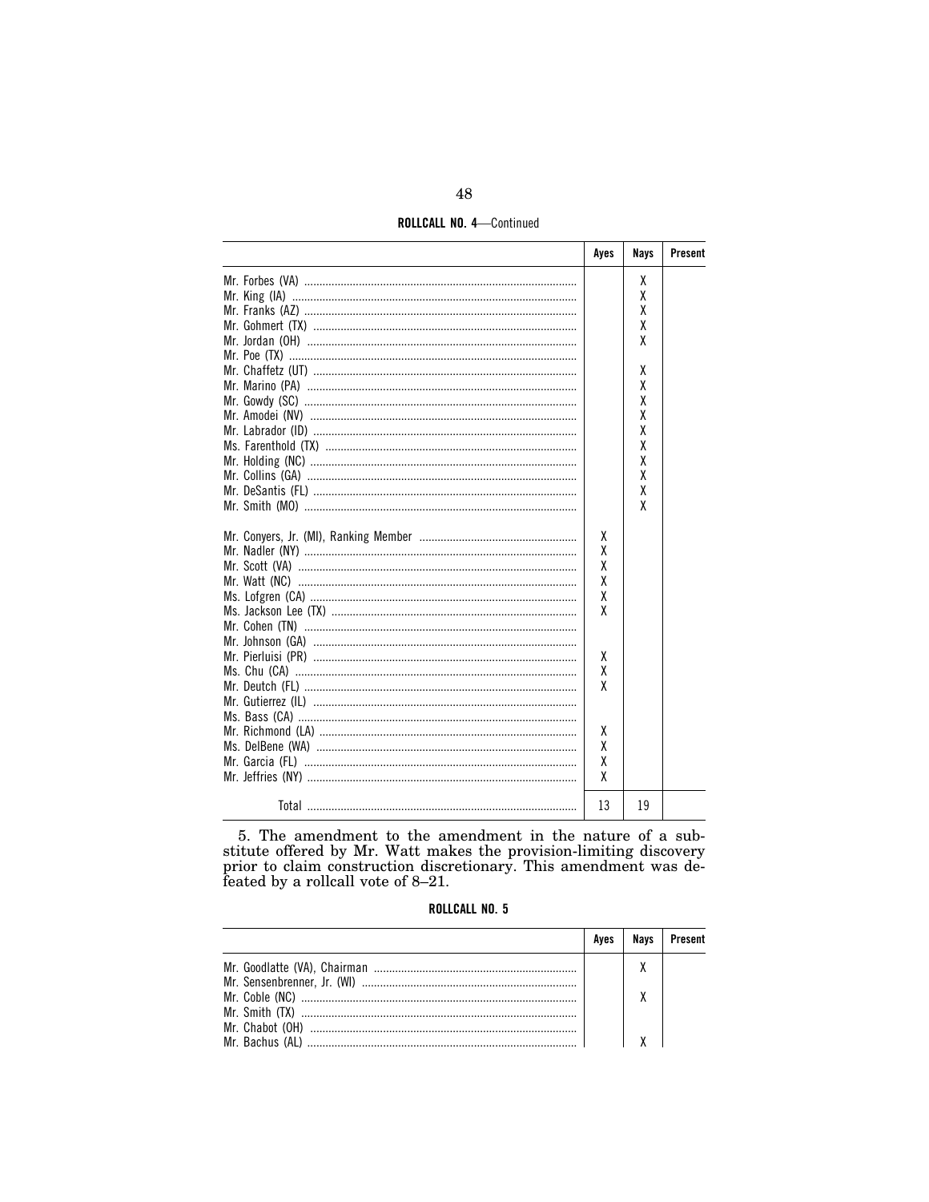**ROLLCALL NO. 4**—Continued

| | Ayes | Nays | Present |
|---|---|---|---|
| Mr. Forbes (VA) | | X | |
| Mr. King (IA) | | X | |
| Mr. Franks (AZ) | | X | |
| Mr. Gohmert (TX) | | X | |
| Mr. Jordan (OH) | | X | |
| Mr. Poe (TX) | | | |
| Mr. Chaffetz (UT) | | X | |
| Mr. Marino (PA) | | X | |
| Mr. Gowdy (SC) | | X | |
| Mr. Amodei (NV) | | X | |
| Mr. Labrador (ID) | | X | |
| Ms. Farenthold (TX) | | X | |
| Mr. Holding (NC) | | X | |
| Mr. Collins (GA) | | X | |
| Mr. DeSantis (FL) | | X | |
| Mr. Smith (MO) | | X | |
| Mr. Conyers, Jr. (MI), Ranking Member | X | | |
| Mr. Nadler (NY) | X | | |
| Mr. Scott (VA) | X | | |
| Mr. Watt (NC) | X | | |
| Ms. Lofgren (CA) | X | | |
| Ms. Jackson Lee (TX) | X | | |
| Mr. Cohen (TN) | | | |
| Mr. Johnson (GA) | | | |
| Mr. Pierluisi (PR) | X | | |
| Ms. Chu (CA) | X | | |
| Mr. Deutch (FL) | X | | |
| Mr. Gutierrez (IL) | | | |
| Ms. Bass (CA) | | | |
| Mr. Richmond (LA) | X | | |
| Ms. DelBene (WA) | X | | |
| Mr. Garcia (FL) | X | | |
| Mr. Jeffries (NY) | X | | |
| Total | 13 | 19 | |

5. The amendment to the amendment in the nature of a substitute offered by Mr. Watt makes the provision-limiting discovery prior to claim construction discretionary. This amendment was defeated by a rollcall vote of 8–21.

**ROLLCALL NO. 5**

| | Ayes | Nays | Present |
|---|---|---|---|
| Mr. Goodlatte (VA), Chairman | | X | |
| Mr. Sensenbrenner, Jr. (WI) | | | |
| Mr. Coble (NC) | | X | |
| Mr. Smith (TX) | | | |
| Mr. Chabot (OH) | | | |
| Mr. Bachus (AL) | | X | |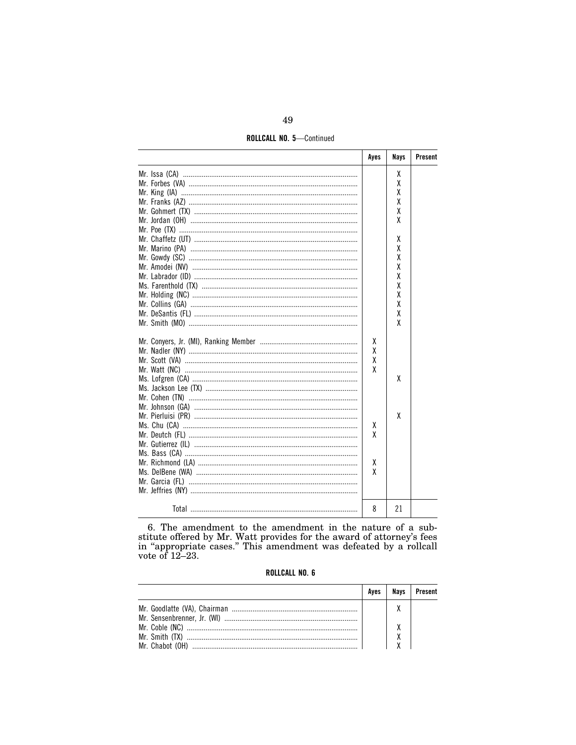**ROLLCALL NO. 5**—Continued

| | Ayes | Nays | Present |
|---|---|---|---|
| Mr. Issa (CA) | | X | |
| Mr. Forbes (VA) | | X | |
| Mr. King (IA) | | X | |
| Mr. Franks (AZ) | | X | |
| Mr. Gohmert (TX) | | X | |
| Mr. Jordan (OH) | | X | |
| Mr. Poe (TX) | | | |
| Mr. Chaffetz (UT) | | X | |
| Mr. Marino (PA) | | X | |
| Mr. Gowdy (SC) | | X | |
| Mr. Amodei (NV) | | X | |
| Mr. Labrador (ID) | | X | |
| Ms. Farenthold (TX) | | X | |
| Mr. Holding (NC) | | X | |
| Mr. Collins (GA) | | X | |
| Mr. DeSantis (FL) | | X | |
| Mr. Smith (MO) | | X | |
| Mr. Conyers, Jr. (MI), Ranking Member | X | | |
| Mr. Nadler (NY) | X | | |
| Mr. Scott (VA) | X | | |
| Mr. Watt (NC) | X | | |
| Ms. Lofgren (CA) | | X | |
| Ms. Jackson Lee (TX) | | | |
| Mr. Cohen (TN) | | | |
| Mr. Johnson (GA) | | | |
| Mr. Pierluisi (PR) | | X | |
| Ms. Chu (CA) | X | | |
| Mr. Deutch (FL) | X | | |
| Mr. Gutierrez (IL) | | | |
| Ms. Bass (CA) | | | |
| Mr. Richmond (LA) | X | | |
| Ms. DelBene (WA) | X | | |
| Mr. Garcia (FL) | | | |
| Mr. Jeffries (NY) | | | |
| Total | 8 | 21 | |

6. The amendment to the amendment in the nature of a substitute offered by Mr. Watt provides for the award of attorney's fees in "appropriate cases." This amendment was defeated by a rollcall vote of 12–23.

**ROLLCALL NO. 6**

| | Ayes | Nays | Present |
|---|---|---|---|
| Mr. Goodlatte (VA), Chairman | | X | |
| Mr. Sensenbrenner, Jr. (WI) | | | |
| Mr. Coble (NC) | | X | |
| Mr. Smith (TX) | | X | |
| Mr. Chabot (OH) | | X | |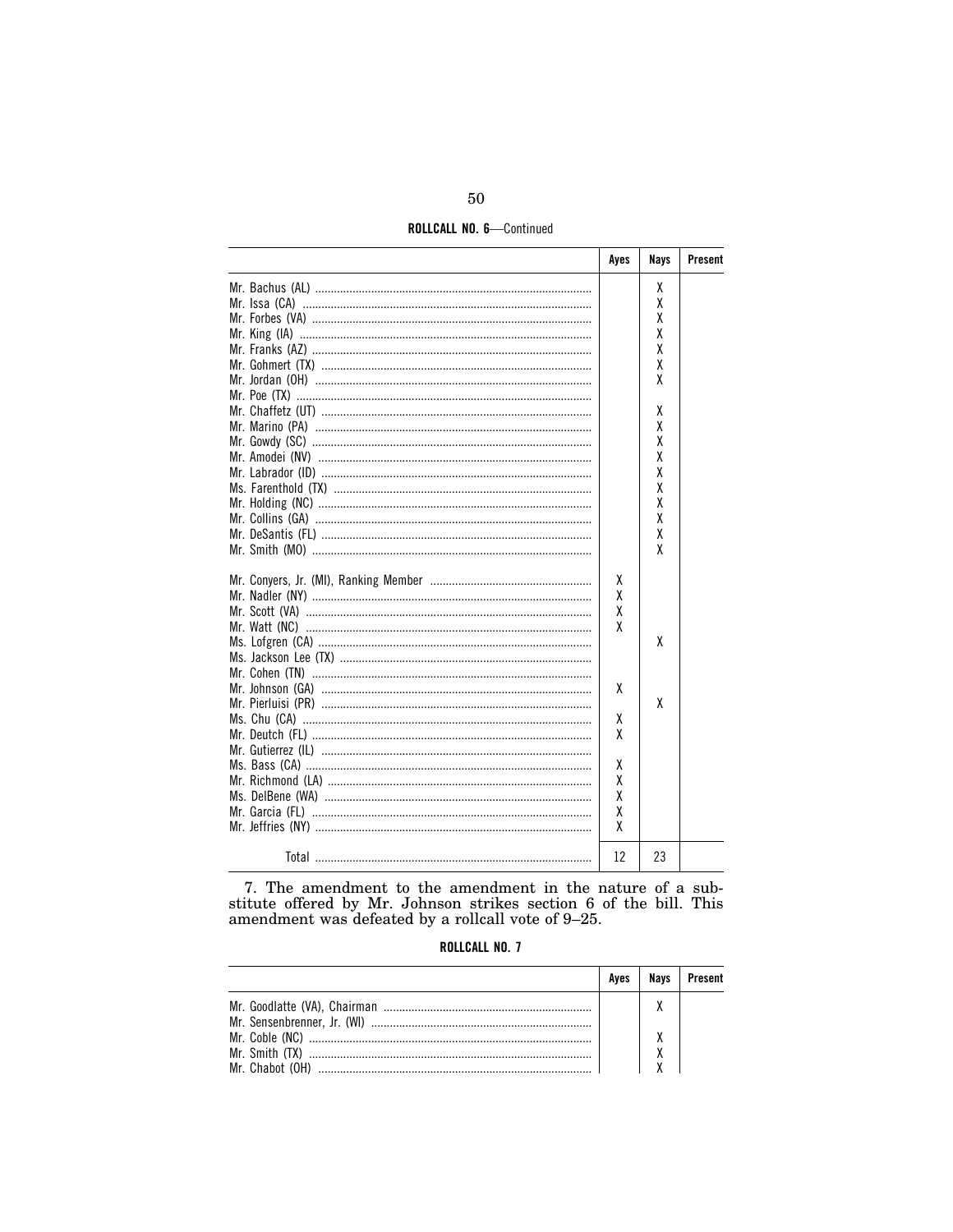**ROLLCALL NO. 6**—Continued

| | Ayes | Nays | Present |
|---|---|---|---|
| Mr. Bachus (AL) | | X | |
| Mr. Issa (CA) | | X | |
| Mr. Forbes (VA) | | X | |
| Mr. King (IA) | | X | |
| Mr. Franks (AZ) | | X | |
| Mr. Gohmert (TX) | | X | |
| Mr. Jordan (OH) | | X | |
| Mr. Poe (TX) | | | |
| Mr. Chaffetz (UT) | | X | |
| Mr. Marino (PA) | | X | |
| Mr. Gowdy (SC) | | X | |
| Mr. Amodei (NV) | | X | |
| Mr. Labrador (ID) | | X | |
| Ms. Farenthold (TX) | | X | |
| Mr. Holding (NC) | | X | |
| Mr. Collins (GA) | | X | |
| Mr. DeSantis (FL) | | X | |
| Mr. Smith (MO) | | X | |
| Mr. Conyers, Jr. (MI), Ranking Member | X | | |
| Mr. Nadler (NY) | X | | |
| Mr. Scott (VA) | X | | |
| Mr. Watt (NC) | X | | |
| Ms. Lofgren (CA) | | X | |
| Ms. Jackson Lee (TX) | | | |
| Mr. Cohen (TN) | | | |
| Mr. Johnson (GA) | X | | |
| Mr. Pierluisi (PR) | | X | |
| Ms. Chu (CA) | X | | |
| Mr. Deutch (FL) | X | | |
| Mr. Gutierrez (IL) | | | |
| Ms. Bass (CA) | X | | |
| Mr. Richmond (LA) | X | | |
| Ms. DelBene (WA) | X | | |
| Mr. Garcia (FL) | X | | |
| Mr. Jeffries (NY) | X | | |
| Total | 12 | 23 | |

7. The amendment to the amendment in the nature of a substitute offered by Mr. Johnson strikes section 6 of the bill. This amendment was defeated by a rollcall vote of 9–25.

**ROLLCALL NO. 7**

| | Ayes | Nays | Present |
|---|---|---|---|
| Mr. Goodlatte (VA), Chairman | | X | |
| Mr. Sensenbrenner, Jr. (WI) | | | |
| Mr. Coble (NC) | | X | |
| Mr. Smith (TX) | | X | |
| Mr. Chabot (OH) | | X | |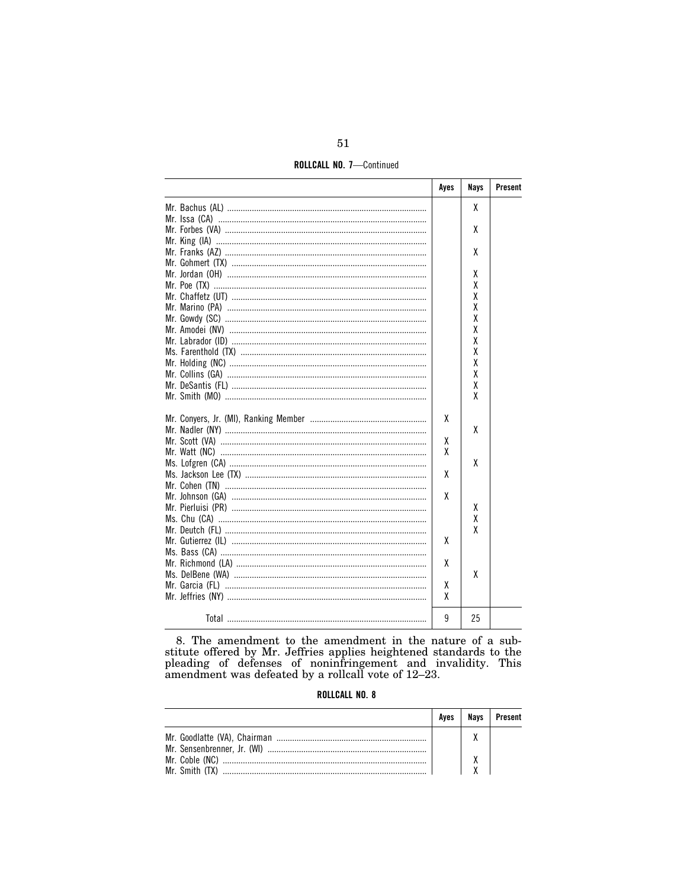**ROLLCALL NO. 7**—Continued

| | Ayes | Nays | Present |
|---|---|---|---|
| Mr. Bachus (AL) | | X | |
| Mr. Issa (CA) | | | |
| Mr. Forbes (VA) | | X | |
| Mr. King (IA) | | | |
| Mr. Franks (AZ) | | X | |
| Mr. Gohmert (TX) | | | |
| Mr. Jordan (OH) | | X | |
| Mr. Poe (TX) | | X | |
| Mr. Chaffetz (UT) | | X | |
| Mr. Marino (PA) | | X | |
| Mr. Gowdy (SC) | | X | |
| Mr. Amodei (NV) | | X | |
| Mr. Labrador (ID) | | X | |
| Ms. Farenthold (TX) | | X | |
| Mr. Holding (NC) | | X | |
| Mr. Collins (GA) | | X | |
| Mr. DeSantis (FL) | | X | |
| Mr. Smith (MO) | | X | |
| | | | |
| Mr. Conyers, Jr. (MI), Ranking Member | X | | |
| Mr. Nadler (NY) | | X | |
| Mr. Scott (VA) | X | | |
| Mr. Watt (NC) | X | | |
| Ms. Lofgren (CA) | | X | |
| Ms. Jackson Lee (TX) | X | | |
| Mr. Cohen (TN) | | | |
| Mr. Johnson (GA) | X | | |
| Mr. Pierluisi (PR) | | X | |
| Ms. Chu (CA) | | X | |
| Mr. Deutch (FL) | | X | |
| Mr. Gutierrez (IL) | X | | |
| Ms. Bass (CA) | | | |
| Mr. Richmond (LA) | X | | |
| Ms. DelBene (WA) | | X | |
| Mr. Garcia (FL) | X | | |
| Mr. Jeffries (NY) | X | | |
| Total | 9 | 25 | |

8. The amendment to the amendment in the nature of a substitute offered by Mr. Jeffries applies heightened standards to the pleading of defenses of noninfringement and invalidity. This amendment was defeated by a rollcall vote of 12–23.

**ROLLCALL NO. 8**

| | Ayes | Nays | Present |
|---|---|---|---|
| Mr. Goodlatte (VA), Chairman | | X | |
| Mr. Sensenbrenner, Jr. (WI) | | | |
| Mr. Coble (NC) | | X | |
| Mr. Smith (TX) | | X | |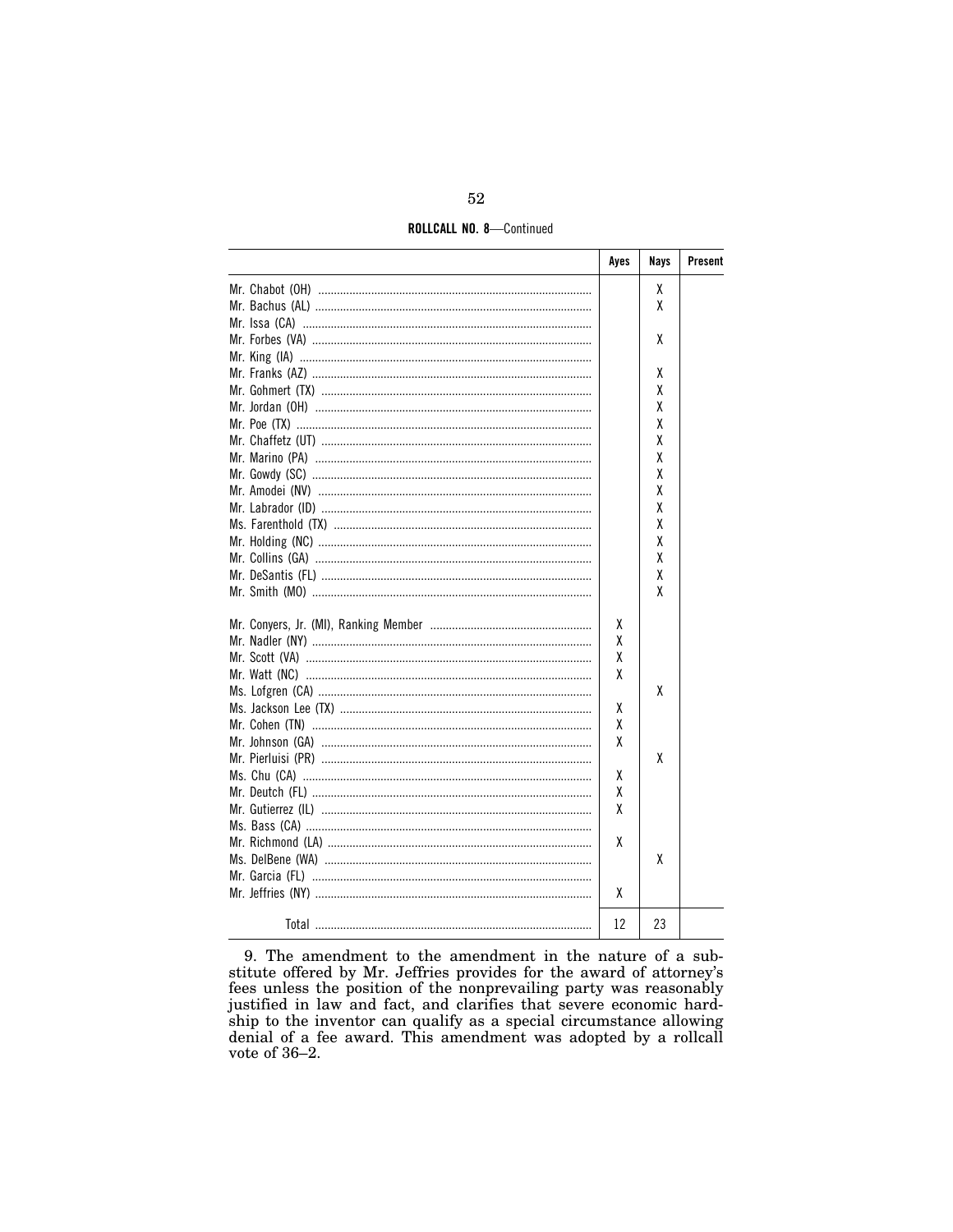**ROLLCALL NO. 8**—Continued

| | Ayes | Nays | Present |
|---|---|---|---|
| Mr. Chabot (OH) | | X | |
| Mr. Bachus (AL) | | X | |
| Mr. Issa (CA) | | | |
| Mr. Forbes (VA) | | X | |
| Mr. King (IA) | | | |
| Mr. Franks (AZ) | | X | |
| Mr. Gohmert (TX) | | X | |
| Mr. Jordan (OH) | | X | |
| Mr. Poe (TX) | | X | |
| Mr. Chaffetz (UT) | | X | |
| Mr. Marino (PA) | | X | |
| Mr. Gowdy (SC) | | X | |
| Mr. Amodei (NV) | | X | |
| Mr. Labrador (ID) | | X | |
| Ms. Farenthold (TX) | | X | |
| Mr. Holding (NC) | | X | |
| Mr. Collins (GA) | | X | |
| Mr. DeSantis (FL) | | X | |
| Mr. Smith (MO) | | X | |
| Mr. Conyers, Jr. (MI), Ranking Member | X | | |
| Mr. Nadler (NY) | X | | |
| Mr. Scott (VA) | X | | |
| Mr. Watt (NC) | X | | |
| Ms. Lofgren (CA) | | X | |
| Ms. Jackson Lee (TX) | X | | |
| Mr. Cohen (TN) | X | | |
| Mr. Johnson (GA) | X | | |
| Mr. Pierluisi (PR) | | X | |
| Ms. Chu (CA) | X | | |
| Mr. Deutch (FL) | X | | |
| Mr. Gutierrez (IL) | X | | |
| Ms. Bass (CA) | | | |
| Mr. Richmond (LA) | X | | |
| Ms. DelBene (WA) | | X | |
| Mr. Garcia (FL) | | | |
| Mr. Jeffries (NY) | X | | |
| Total | 12 | 23 | |

9. The amendment to the amendment in the nature of a substitute offered by Mr. Jeffries provides for the award of attorney's fees unless the position of the nonprevailing party was reasonably justified in law and fact, and clarifies that severe economic hardship to the inventor can qualify as a special circumstance allowing denial of a fee award. This amendment was adopted by a rollcall vote of 36–2.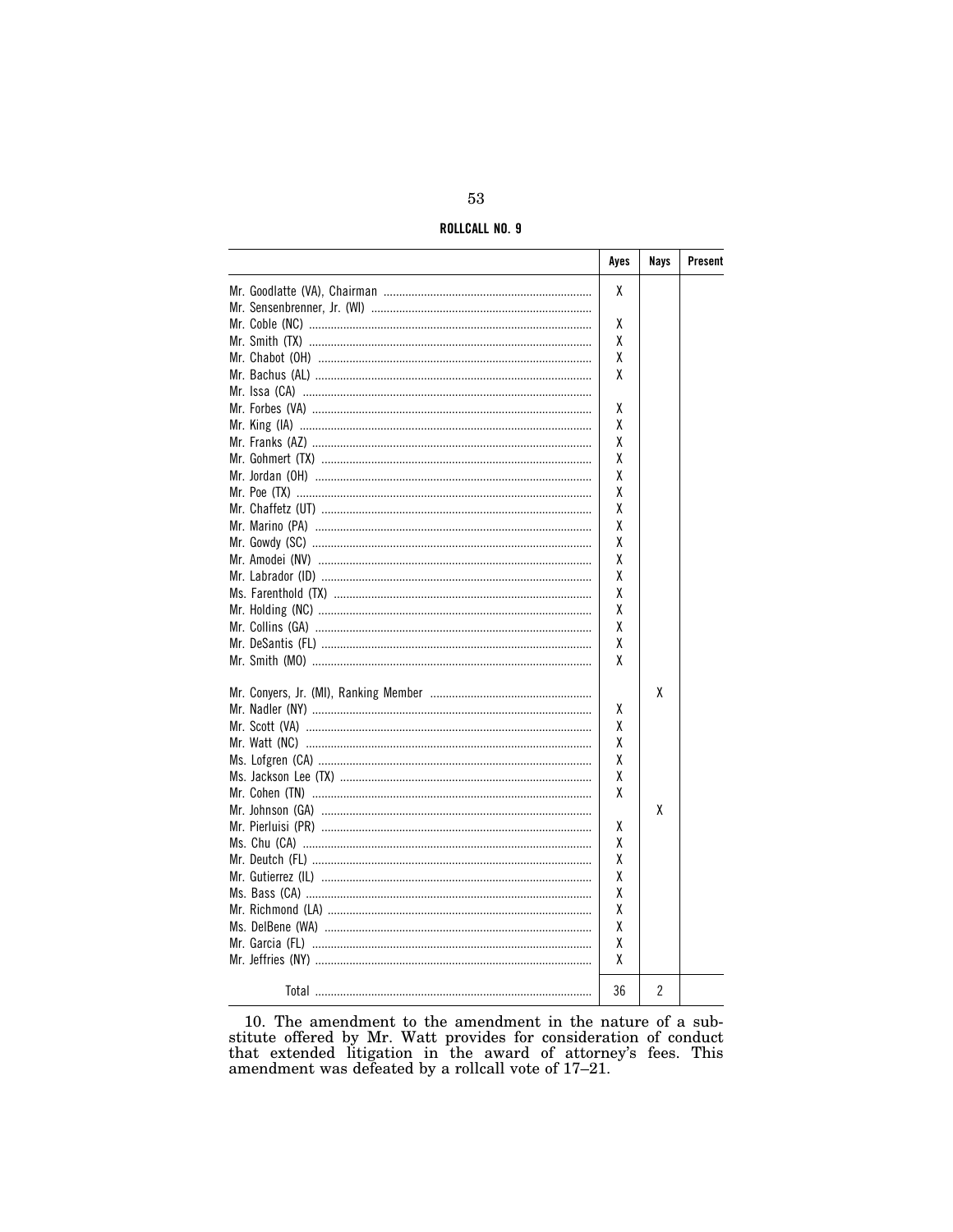**ROLLCALL NO. 9**

| | Ayes | Nays | Present |
|---|---|---|---|
| Mr. Goodlatte (VA), Chairman | X | | |
| Mr. Sensenbrenner, Jr. (WI) | | | |
| Mr. Coble (NC) | X | | |
| Mr. Smith (TX) | X | | |
| Mr. Chabot (OH) | X | | |
| Mr. Bachus (AL) | X | | |
| Mr. Issa (CA) | | | |
| Mr. Forbes (VA) | X | | |
| Mr. King (IA) | X | | |
| Mr. Franks (AZ) | X | | |
| Mr. Gohmert (TX) | X | | |
| Mr. Jordan (OH) | X | | |
| Mr. Poe (TX) | X | | |
| Mr. Chaffetz (UT) | X | | |
| Mr. Marino (PA) | X | | |
| Mr. Gowdy (SC) | X | | |
| Mr. Amodei (NV) | X | | |
| Mr. Labrador (ID) | X | | |
| Ms. Farenthold (TX) | X | | |
| Mr. Holding (NC) | X | | |
| Mr. Collins (GA) | X | | |
| Mr. DeSantis (FL) | X | | |
| Mr. Smith (MO) | X | | |
| Mr. Conyers, Jr. (MI), Ranking Member | | X | |
| Mr. Nadler (NY) | X | | |
| Mr. Scott (VA) | X | | |
| Mr. Watt (NC) | X | | |
| Ms. Lofgren (CA) | X | | |
| Ms. Jackson Lee (TX) | X | | |
| Mr. Cohen (TN) | X | | |
| Mr. Johnson (GA) | | X | |
| Mr. Pierluisi (PR) | X | | |
| Ms. Chu (CA) | X | | |
| Mr. Deutch (FL) | X | | |
| Mr. Gutierrez (IL) | X | | |
| Ms. Bass (CA) | X | | |
| Mr. Richmond (LA) | X | | |
| Ms. DelBene (WA) | X | | |
| Mr. Garcia (FL) | X | | |
| Mr. Jeffries (NY) | X | | |
| Total | 36 | 2 | |

10. The amendment to the amendment in the nature of a substitute offered by Mr. Watt provides for consideration of conduct that extended litigation in the award of attorney's fees. This amendment was defeated by a rollcall vote of 17–21.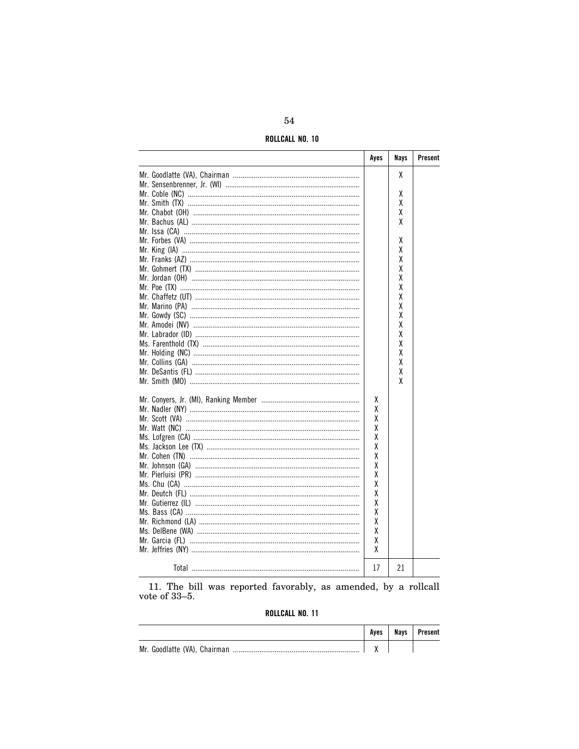**ROLLCALL NO. 10**

| | Ayes | Nays | Present |
|---|---|---|---|
| Mr. Goodlatte (VA), Chairman | | X | |
| Mr. Sensenbrenner, Jr. (WI) | | | |
| Mr. Coble (NC) | | X | |
| Mr. Smith (TX) | | X | |
| Mr. Chabot (OH) | | X | |
| Mr. Bachus (AL) | | X | |
| Mr. Issa (CA) | | | |
| Mr. Forbes (VA) | | X | |
| Mr. King (IA) | | X | |
| Mr. Franks (AZ) | | X | |
| Mr. Gohmert (TX) | | X | |
| Mr. Jordan (OH) | | X | |
| Mr. Poe (TX) | | X | |
| Mr. Chaffetz (UT) | | X | |
| Mr. Marino (PA) | | X | |
| Mr. Gowdy (SC) | | X | |
| Mr. Amodei (NV) | | X | |
| Mr. Labrador (ID) | | X | |
| Ms. Farenthold (TX) | | X | |
| Mr. Holding (NC) | | X | |
| Mr. Collins (GA) | | X | |
| Mr. DeSantis (FL) | | X | |
| Mr. Smith (MO) | | X | |
| Mr. Conyers, Jr. (MI), Ranking Member | X | | |
| Mr. Nadler (NY) | X | | |
| Mr. Scott (VA) | X | | |
| Mr. Watt (NC) | X | | |
| Ms. Lofgren (CA) | X | | |
| Ms. Jackson Lee (TX) | X | | |
| Mr. Cohen (TN) | X | | |
| Mr. Johnson (GA) | X | | |
| Mr. Pierluisi (PR) | X | | |
| Ms. Chu (CA) | X | | |
| Mr. Deutch (FL) | X | | |
| Mr. Gutierrez (IL) | X | | |
| Ms. Bass (CA) | X | | |
| Mr. Richmond (LA) | X | | |
| Ms. DelBene (WA) | X | | |
| Mr. Garcia (FL) | X | | |
| Mr. Jeffries (NY) | X | | |
| Total | 17 | 21 | |

11. The bill was reported favorably, as amended, by a rollcall vote of 33–5.

**ROLLCALL NO. 11**

| | Ayes | Nays | Present |
|---|---|---|---|
| Mr. Goodlatte (VA), Chairman | X | | |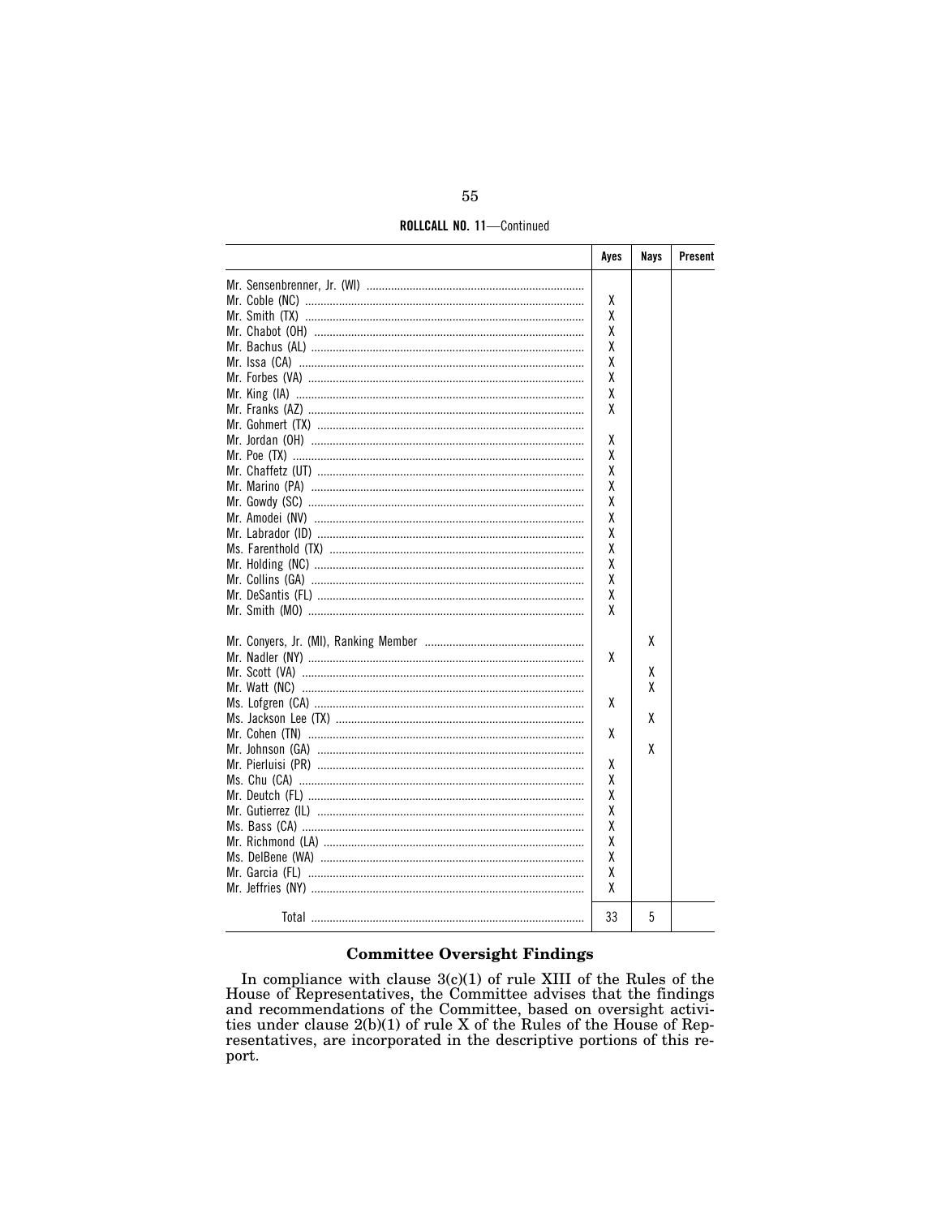**ROLLCALL NO. 11**—Continued

| | Ayes | Nays | Present |
|---|---|---|---|
| Mr. Sensenbrenner, Jr. (WI) | | | |
| Mr. Coble (NC) | X | | |
| Mr. Smith (TX) | X | | |
| Mr. Chabot (OH) | X | | |
| Mr. Bachus (AL) | X | | |
| Mr. Issa (CA) | X | | |
| Mr. Forbes (VA) | X | | |
| Mr. King (IA) | X | | |
| Mr. Franks (AZ) | X | | |
| Mr. Gohmert (TX) | | | |
| Mr. Jordan (OH) | X | | |
| Mr. Poe (TX) | X | | |
| Mr. Chaffetz (UT) | X | | |
| Mr. Marino (PA) | X | | |
| Mr. Gowdy (SC) | X | | |
| Mr. Amodei (NV) | X | | |
| Mr. Labrador (ID) | X | | |
| Ms. Farenthold (TX) | X | | |
| Mr. Holding (NC) | X | | |
| Mr. Collins (GA) | X | | |
| Mr. DeSantis (FL) | X | | |
| Mr. Smith (MO) | X | | |
| Mr. Conyers, Jr. (MI), Ranking Member | | X | |
| Mr. Nadler (NY) | X | | |
| Mr. Scott (VA) | | X | |
| Mr. Watt (NC) | | X | |
| Ms. Lofgren (CA) | X | | |
| Ms. Jackson Lee (TX) | | X | |
| Mr. Cohen (TN) | X | | |
| Mr. Johnson (GA) | | X | |
| Mr. Pierluisi (PR) | X | | |
| Ms. Chu (CA) | X | | |
| Mr. Deutch (FL) | X | | |
| Mr. Gutierrez (IL) | X | | |
| Ms. Bass (CA) | X | | |
| Mr. Richmond (LA) | X | | |
| Ms. DelBene (WA) | X | | |
| Mr. Garcia (FL) | X | | |
| Mr. Jeffries (NY) | X | | |
| Total | 33 | 5 | |

## Committee Oversight Findings

In compliance with clause 3(c)(1) of rule XIII of the Rules of the House of Representatives, the Committee advises that the findings and recommendations of the Committee, based on oversight activities under clause 2(b)(1) of rule X of the Rules of the House of Representatives, are incorporated in the descriptive portions of this report.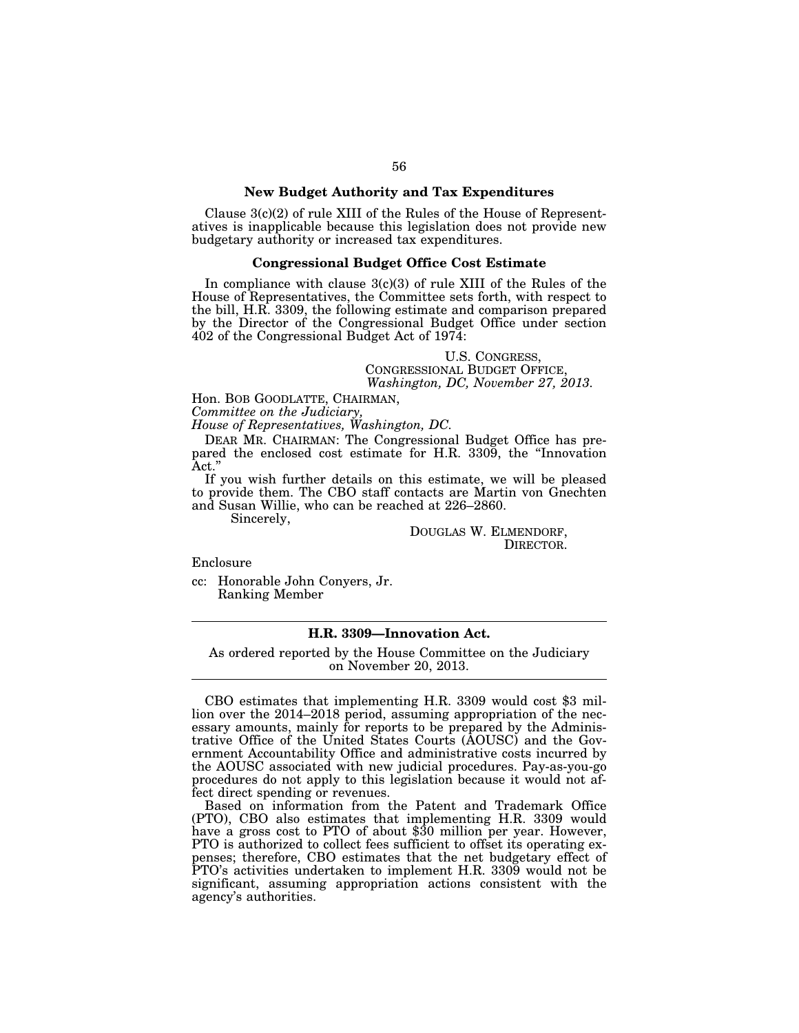### New Budget Authority and Tax Expenditures

Clause 3(c)(2) of rule XIII of the Rules of the House of Representatives is inapplicable because this legislation does not provide new budgetary authority or increased tax expenditures.

### Congressional Budget Office Cost Estimate

In compliance with clause 3(c)(3) of rule XIII of the Rules of the House of Representatives, the Committee sets forth, with respect to the bill, H.R. 3309, the following estimate and comparison prepared by the Director of the Congressional Budget Office under section 402 of the Congressional Budget Act of 1974:

U.S. CONGRESS,
CONGRESSIONAL BUDGET OFFICE,
*Washington, DC, November 27, 2013.*

Hon. BOB GOODLATTE, CHAIRMAN,
*Committee on the Judiciary,*
*House of Representatives, Washington, DC.*

DEAR MR. CHAIRMAN: The Congressional Budget Office has prepared the enclosed cost estimate for H.R. 3309, the "Innovation Act."

If you wish further details on this estimate, we will be pleased to provide them. The CBO staff contacts are Martin von Gnechten and Susan Willie, who can be reached at 226–2860.

Sincerely,

DOUGLAS W. ELMENDORF,
DIRECTOR.

Enclosure

cc: Honorable John Conyers, Jr.
Ranking Member

---

### H.R. 3309—Innovation Act.

As ordered reported by the House Committee on the Judiciary on November 20, 2013.

---

CBO estimates that implementing H.R. 3309 would cost $3 million over the 2014–2018 period, assuming appropriation of the necessary amounts, mainly for reports to be prepared by the Administrative Office of the United States Courts (AOUSC) and the Government Accountability Office and administrative costs incurred by the AOUSC associated with new judicial procedures. Pay-as-you-go procedures do not apply to this legislation because it would not affect direct spending or revenues.

Based on information from the Patent and Trademark Office (PTO), CBO also estimates that implementing H.R. 3309 would have a gross cost to PTO of about $30 million per year. However, PTO is authorized to collect fees sufficient to offset its operating expenses; therefore, CBO estimates that the net budgetary effect of PTO's activities undertaken to implement H.R. 3309 would not be significant, assuming appropriation actions consistent with the agency's authorities.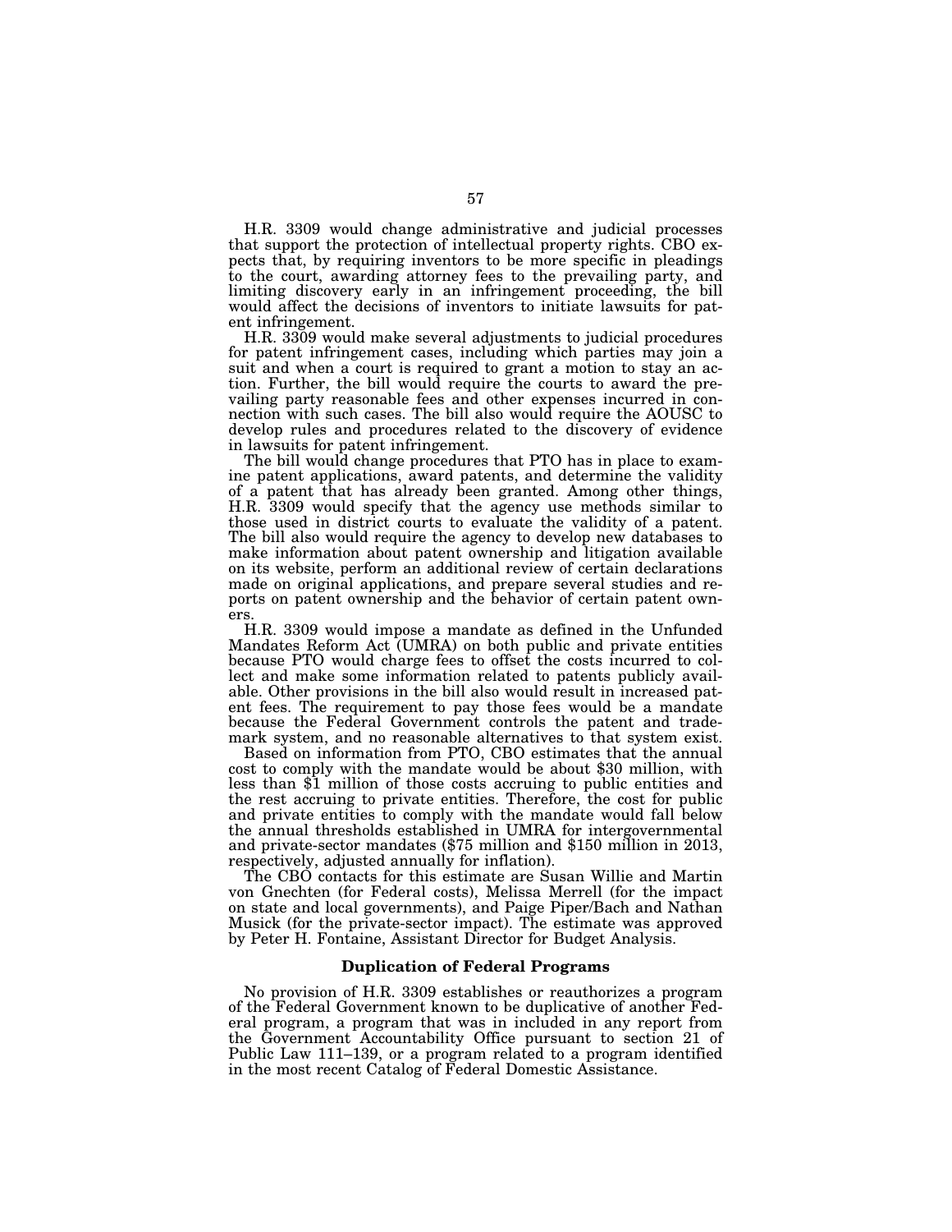H.R. 3309 would change administrative and judicial processes that support the protection of intellectual property rights. CBO expects that, by requiring inventors to be more specific in pleadings to the court, awarding attorney fees to the prevailing party, and limiting discovery early in an infringement proceeding, the bill would affect the decisions of inventors to initiate lawsuits for patent infringement.

H.R. 3309 would make several adjustments to judicial procedures for patent infringement cases, including which parties may join a suit and when a court is required to grant a motion to stay an action. Further, the bill would require the courts to award the prevailing party reasonable fees and other expenses incurred in connection with such cases. The bill also would require the AOUSC to develop rules and procedures related to the discovery of evidence in lawsuits for patent infringement.

The bill would change procedures that PTO has in place to examine patent applications, award patents, and determine the validity of a patent that has already been granted. Among other things, H.R. 3309 would specify that the agency use methods similar to those used in district courts to evaluate the validity of a patent. The bill also would require the agency to develop new databases to make information about patent ownership and litigation available on its website, perform an additional review of certain declarations made on original applications, and prepare several studies and reports on patent ownership and the behavior of certain patent owners.

H.R. 3309 would impose a mandate as defined in the Unfunded Mandates Reform Act (UMRA) on both public and private entities because PTO would charge fees to offset the costs incurred to collect and make some information related to patents publicly available. Other provisions in the bill also would result in increased patent fees. The requirement to pay those fees would be a mandate because the Federal Government controls the patent and trademark system, and no reasonable alternatives to that system exist.

Based on information from PTO, CBO estimates that the annual cost to comply with the mandate would be about $30 million, with less than $1 million of those costs accruing to public entities and the rest accruing to private entities. Therefore, the cost for public and private entities to comply with the mandate would fall below the annual thresholds established in UMRA for intergovernmental and private-sector mandates ($75 million and $150 million in 2013, respectively, adjusted annually for inflation).

The CBO contacts for this estimate are Susan Willie and Martin von Gnechten (for Federal costs), Melissa Merrell (for the impact on state and local governments), and Paige Piper/Bach and Nathan Musick (for the private-sector impact). The estimate was approved by Peter H. Fontaine, Assistant Director for Budget Analysis.

**Duplication of Federal Programs**

No provision of H.R. 3309 establishes or reauthorizes a program of the Federal Government known to be duplicative of another Federal program, a program that was in included in any report from the Government Accountability Office pursuant to section 21 of Public Law 111–139, or a program related to a program identified in the most recent Catalog of Federal Domestic Assistance.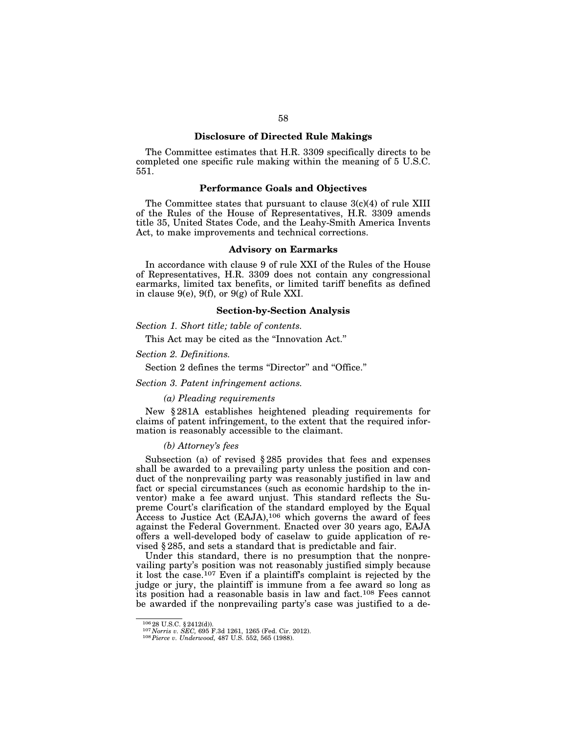### Disclosure of Directed Rule Makings

The Committee estimates that H.R. 3309 specifically directs to be completed one specific rule making within the meaning of 5 U.S.C. 551.

### Performance Goals and Objectives

The Committee states that pursuant to clause 3(c)(4) of rule XIII of the Rules of the House of Representatives, H.R. 3309 amends title 35, United States Code, and the Leahy-Smith America Invents Act, to make improvements and technical corrections.

### Advisory on Earmarks

In accordance with clause 9 of rule XXI of the Rules of the House of Representatives, H.R. 3309 does not contain any congressional earmarks, limited tax benefits, or limited tariff benefits as defined in clause 9(e), 9(f), or 9(g) of Rule XXI.

### Section-by-Section Analysis

*Section 1. Short title; table of contents.*

This Act may be cited as the "Innovation Act."

*Section 2. Definitions.*

Section 2 defines the terms "Director" and "Office."

*Section 3. Patent infringement actions.*

*(a) Pleading requirements*

New § 281A establishes heightened pleading requirements for claims of patent infringement, to the extent that the required information is reasonably accessible to the claimant.

*(b) Attorney's fees*

Subsection (a) of revised § 285 provides that fees and expenses shall be awarded to a prevailing party unless the position and conduct of the nonprevailing party was reasonably justified in law and fact or special circumstances (such as economic hardship to the inventor) make a fee award unjust. This standard reflects the Supreme Court's clarification of the standard employed by the Equal Access to Justice Act (EAJA),[106] which governs the award of fees against the Federal Government. Enacted over 30 years ago, EAJA offers a well-developed body of caselaw to guide application of revised § 285, and sets a standard that is predictable and fair.

Under this standard, there is no presumption that the nonprevailing party's position was not reasonably justified simply because it lost the case.[107] Even if a plaintiff's complaint is rejected by the judge or jury, the plaintiff is immune from a fee award so long as its position had a reasonable basis in law and fact.[108] Fees cannot be awarded if the nonprevailing party's case was justified to a de-

[106] 28 U.S.C. § 2412(d)).
[107] *Norris v. SEC,* 695 F.3d 1261, 1265 (Fed. Cir. 2012).
[108] *Pierce v. Underwood,* 487 U.S. 552, 565 (1988).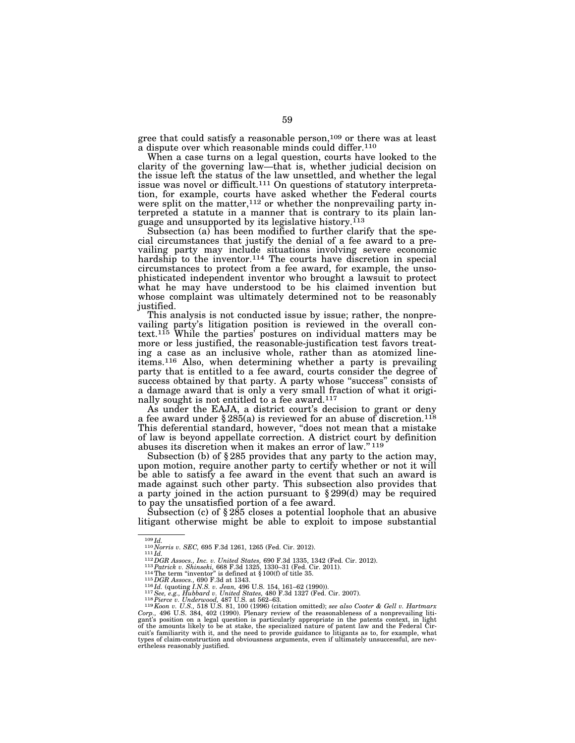gree that could satisfy a reasonable person,[109] or there was at least a dispute over which reasonable minds could differ.[110]

When a case turns on a legal question, courts have looked to the clarity of the governing law—that is, whether judicial decision on the issue left the status of the law unsettled, and whether the legal issue was novel or difficult.[111] On questions of statutory interpretation, for example, courts have asked whether the Federal courts were split on the matter,[112] or whether the nonprevailing party interpreted a statute in a manner that is contrary to its plain language and unsupported by its legislative history.[113]

Subsection (a) has been modified to further clarify that the special circumstances that justify the denial of a fee award to a prevailing party may include situations involving severe economic hardship to the inventor.[114] The courts have discretion in special circumstances to protect from a fee award, for example, the unsophisticated independent inventor who brought a lawsuit to protect what he may have understood to be his claimed invention but whose complaint was ultimately determined not to be reasonably justified.

This analysis is not conducted issue by issue; rather, the nonprevailing party's litigation position is reviewed in the overall context.[115] While the parties' postures on individual matters may be more or less justified, the reasonable-justification test favors treating a case as an inclusive whole, rather than as atomized line-items.[116] Also, when determining whether a party is prevailing party that is entitled to a fee award, courts consider the degree of success obtained by that party. A party whose "success" consists of a damage award that is only a very small fraction of what it originally sought is not entitled to a fee award.[117]

As under the EAJA, a district court's decision to grant or deny a fee award under § 285(a) is reviewed for an abuse of discretion.[118] This deferential standard, however, "does not mean that a mistake of law is beyond appellate correction. A district court by definition abuses its discretion when it makes an error of law."[119]

Subsection (b) of § 285 provides that any party to the action may, upon motion, require another party to certify whether or not it will be able to satisfy a fee award in the event that such an award is made against such other party. This subsection also provides that a party joined in the action pursuant to § 299(d) may be required to pay the unsatisfied portion of a fee award.

Subsection (c) of § 285 closes a potential loophole that an abusive litigant otherwise might be able to exploit to impose substantial

---

[109] *Id.*
[110] *Norris v. SEC,* 695 F.3d 1261, 1265 (Fed. Cir. 2012).
[111] *Id.*
[112] *DGR Assocs., Inc. v. United States,* 690 F.3d 1335, 1342 (Fed. Cir. 2012).
[113] *Patrick v. Shinseki,* 668 F.3d 1325, 1330–31 (Fed. Cir. 2011).
[114] The term "inventor" is defined at § 100(f) of title 35.
[115] *DGR Assocs.,* 690 F.3d at 1343.
[116] *Id.* (quoting *I.N.S. v. Jean,* 496 U.S. 154, 161–62 (1990)).
[117] *See, e.g., Hubbard v. United States,* 480 F.3d 1327 (Fed. Cir. 2007).
[118] *Pierce v. Underwood,* 487 U.S. at 562–63.
[119] *Koon v. U.S.,* 518 U.S. 81, 100 (1996) (citation omitted); *see also Cooter & Gell v. Hartmarx Corp.,* 496 U.S. 384, 402 (1990). Plenary review of the reasonableness of a nonprevailing litigant's position on a legal question is particularly appropriate in the patents context, in light of the amounts likely to be at stake, the specialized nature of patent law and the Federal Circuit's familiarity with it, and the need to provide guidance to litigants as to, for example, what types of claim-construction and obviousness arguments, even if ultimately unsuccessful, are nevertheless reasonably justified.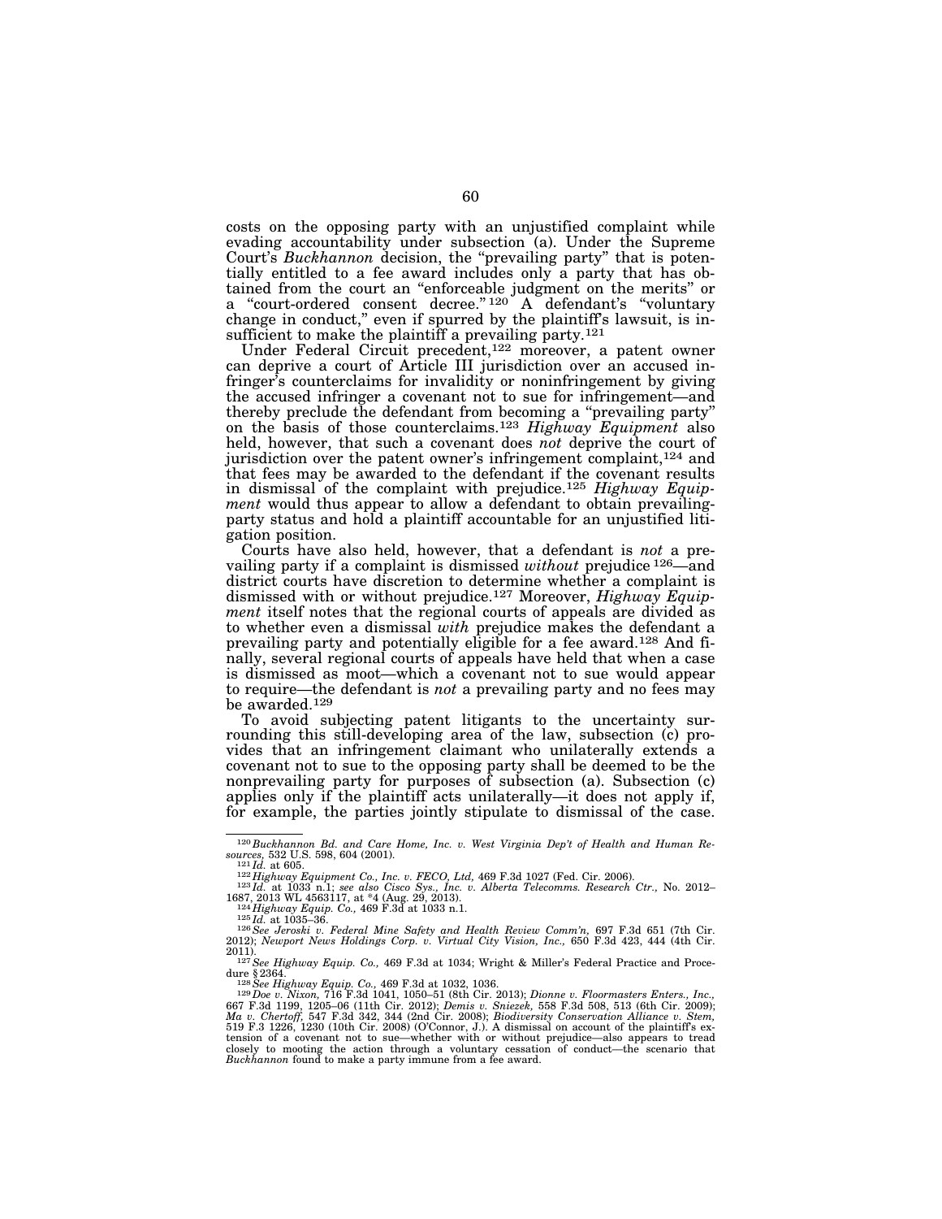costs on the opposing party with an unjustified complaint while evading accountability under subsection (a). Under the Supreme Court's *Buckhannon* decision, the "prevailing party" that is potentially entitled to a fee award includes only a party that has obtained from the court an "enforceable judgment on the merits" or a "court-ordered consent decree."[120] A defendant's "voluntary change in conduct," even if spurred by the plaintiff's lawsuit, is insufficient to make the plaintiff a prevailing party.[121]

Under Federal Circuit precedent,[122] moreover, a patent owner can deprive a court of Article III jurisdiction over an accused infringer's counterclaims for invalidity or noninfringement by giving the accused infringer a covenant not to sue for infringement—and thereby preclude the defendant from becoming a "prevailing party" on the basis of those counterclaims.[123] *Highway Equipment* also held, however, that such a covenant does *not* deprive the court of jurisdiction over the patent owner's infringement complaint,[124] and that fees may be awarded to the defendant if the covenant results in dismissal of the complaint with prejudice.[125] *Highway Equipment* would thus appear to allow a defendant to obtain prevailing-party status and hold a plaintiff accountable for an unjustified litigation position.

Courts have also held, however, that a defendant is *not* a prevailing party if a complaint is dismissed *without* prejudice[126]—and district courts have discretion to determine whether a complaint is dismissed with or without prejudice.[127] Moreover, *Highway Equipment* itself notes that the regional courts of appeals are divided as to whether even a dismissal *with* prejudice makes the defendant a prevailing party and potentially eligible for a fee award.[128] And finally, several regional courts of appeals have held that when a case is dismissed as moot—which a covenant not to sue would appear to require—the defendant is *not* a prevailing party and no fees may be awarded.[129]

To avoid subjecting patent litigants to the uncertainty surrounding this still-developing area of the law, subsection (c) provides that an infringement claimant who unilaterally extends a covenant not to sue to the opposing party shall be deemed to be the nonprevailing party for purposes of subsection (a). Subsection (c) applies only if the plaintiff acts unilaterally—it does not apply if, for example, the parties jointly stipulate to dismissal of the case.

---

[120] *Buckhannon Bd. and Care Home, Inc. v. West Virginia Dep't of Health and Human Resources,* 532 U.S. 598, 604 (2001).

[121] *Id.* at 605.

[122] *Highway Equipment Co., Inc. v. FECO, Ltd,* 469 F.3d 1027 (Fed. Cir. 2006).

[123] *Id.* at 1033 n.1; *see also Cisco Sys., Inc. v. Alberta Telecomms. Research Ctr.,* No. 2012–1687, 2013 WL 4563117, at *4 (Aug. 29, 2013).

[124] *Highway Equip. Co.,* 469 F.3d at 1033 n.1.

[125] *Id.* at 1035–36.

[126] *See Jeroski v. Federal Mine Safety and Health Review Comm'n,* 697 F.3d 651 (7th Cir. 2012); *Newport News Holdings Corp. v. Virtual City Vision, Inc.,* 650 F.3d 423, 444 (4th Cir. 2011).

[127] *See Highway Equip. Co.,* 469 F.3d at 1034; Wright & Miller's Federal Practice and Procedure § 2364.

[128] *See Highway Equip. Co.,* 469 F.3d at 1032, 1036.

[129] *Doe v. Nixon,* 716 F.3d 1041, 1050–51 (8th Cir. 2013); *Dionne v. Floormasters Enters., Inc.,* 667 F.3d 1199, 1205–06 (11th Cir. 2012); *Demis v. Sniezek,* 558 F.3d 508, 513 (6th Cir. 2009); *Ma v. Chertoff,* 547 F.3d 342, 344 (2nd Cir. 2008); *Biodiversity Conservation Alliance v. Stem,* 519 F.3 1226, 1230 (10th Cir. 2008) (O'Connor, J.). A dismissal on account of the plaintiff's extension of a covenant not to sue—whether with or without prejudice—also appears to tread closely to mooting the action through a voluntary cessation of conduct—the scenario that *Buckhannon* found to make a party immune from a fee award.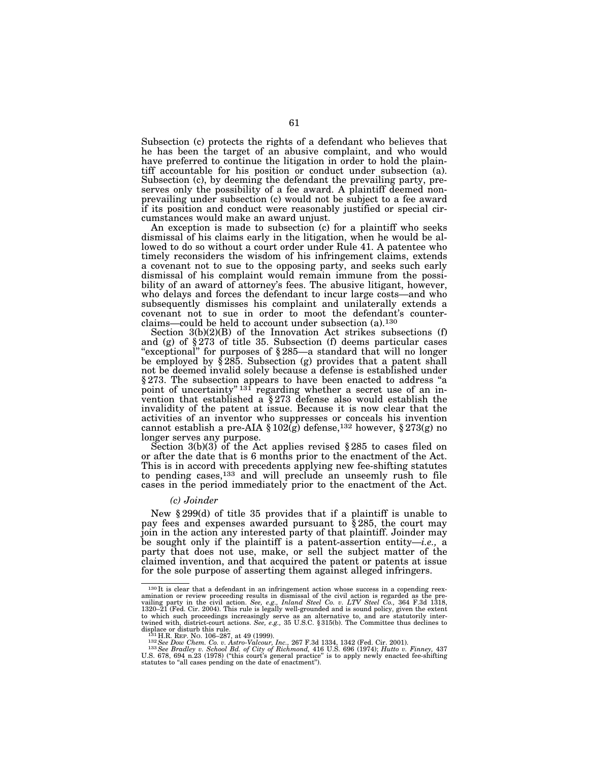Subsection (c) protects the rights of a defendant who believes that he has been the target of an abusive complaint, and who would have preferred to continue the litigation in order to hold the plaintiff accountable for his position or conduct under subsection (a). Subsection (c), by deeming the defendant the prevailing party, preserves only the possibility of a fee award. A plaintiff deemed non-prevailing under subsection (c) would not be subject to a fee award if its position and conduct were reasonably justified or special circumstances would make an award unjust.

An exception is made to subsection (c) for a plaintiff who seeks dismissal of his claims early in the litigation, when he would be allowed to do so without a court order under Rule 41. A patentee who timely reconsiders the wisdom of his infringement claims, extends a covenant not to sue to the opposing party, and seeks such early dismissal of his complaint would remain immune from the possibility of an award of attorney's fees. The abusive litigant, however, who delays and forces the defendant to incur large costs—and who subsequently dismisses his complaint and unilaterally extends a covenant not to sue in order to moot the defendant's counterclaims—could be held to account under subsection (a).[130]

Section 3(b)(2)(B) of the Innovation Act strikes subsections (f) and (g) of § 273 of title 35. Subsection (f) deems particular cases "exceptional" for purposes of § 285—a standard that will no longer be employed by § 285. Subsection (g) provides that a patent shall not be deemed invalid solely because a defense is established under § 273. The subsection appears to have been enacted to address "a point of uncertainty"[131] regarding whether a secret use of an invention that established a § 273 defense also would establish the invalidity of the patent at issue. Because it is now clear that the activities of an inventor who suppresses or conceals his invention cannot establish a pre-AIA § 102(g) defense,[132] however, § 273(g) no longer serves any purpose.

Section 3(b)(3) of the Act applies revised § 285 to cases filed on or after the date that is 6 months prior to the enactment of the Act. This is in accord with precedents applying new fee-shifting statutes to pending cases,[133] and will preclude an unseemly rush to file cases in the period immediately prior to the enactment of the Act.

### *(c) Joinder*

New § 299(d) of title 35 provides that if a plaintiff is unable to pay fees and expenses awarded pursuant to § 285, the court may join in the action any interested party of that plaintiff. Joinder may be sought only if the plaintiff is a patent-assertion entity—*i.e.,* a party that does not use, make, or sell the subject matter of the claimed invention, and that acquired the patent or patents at issue for the sole purpose of asserting them against alleged infringers.

---

[130] It is clear that a defendant in an infringement action whose success in a copending reexamination or review proceeding results in dismissal of the civil action is regarded as the prevailing party in the civil action. *See, e.g., Inland Steel Co. v. LTV Steel Co.,* 364 F.3d 1318, 1320–21 (Fed. Cir. 2004). This rule is legally well-grounded and is sound policy, given the extent to which such proceedings increasingly serve as an alternative to, and are statutorily intertwined with, district-court actions. *See, e.g.,* 35 U.S.C. § 315(b). The Committee thus declines to displace or disturb this rule.

[131] H.R. REP. NO. 106–287, at 49 (1999).

[132] *See Dow Chem. Co. v. Astro-Valcour, Inc.,* 267 F.3d 1334, 1342 (Fed. Cir. 2001).

[133] *See Bradley v. School Bd. of City of Richmond,* 416 U.S. 696 (1974); *Hutto v. Finney,* 437 U.S. 678, 694 n.23 (1978) ("this court's general practice" is to apply newly enacted fee-shifting statutes to "all cases pending on the date of enactment").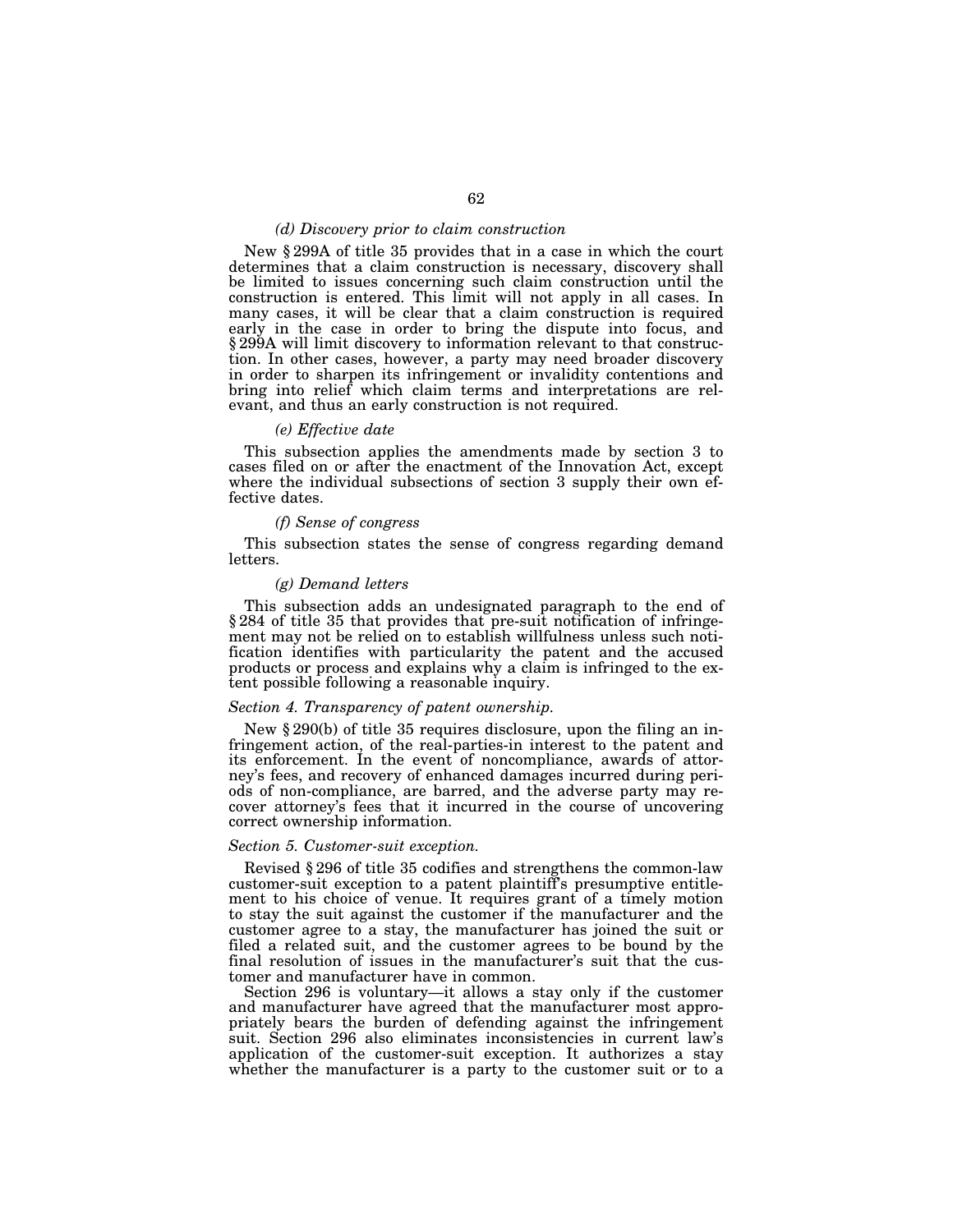*(d) Discovery prior to claim construction*

New § 299A of title 35 provides that in a case in which the court determines that a claim construction is necessary, discovery shall be limited to issues concerning such claim construction until the construction is entered. This limit will not apply in all cases. In many cases, it will be clear that a claim construction is required early in the case in order to bring the dispute into focus, and § 299A will limit discovery to information relevant to that construction. In other cases, however, a party may need broader discovery in order to sharpen its infringement or invalidity contentions and bring into relief which claim terms and interpretations are relevant, and thus an early construction is not required.

*(e) Effective date*

This subsection applies the amendments made by section 3 to cases filed on or after the enactment of the Innovation Act, except where the individual subsections of section 3 supply their own effective dates.

*(f) Sense of congress*

This subsection states the sense of congress regarding demand letters.

*(g) Demand letters*

This subsection adds an undesignated paragraph to the end of § 284 of title 35 that provides that pre-suit notification of infringement may not be relied on to establish willfulness unless such notification identifies with particularity the patent and the accused products or process and explains why a claim is infringed to the extent possible following a reasonable inquiry.

*Section 4. Transparency of patent ownership.*

New § 290(b) of title 35 requires disclosure, upon the filing an infringement action, of the real-parties-in interest to the patent and its enforcement. In the event of noncompliance, awards of attorney's fees, and recovery of enhanced damages incurred during periods of non-compliance, are barred, and the adverse party may recover attorney's fees that it incurred in the course of uncovering correct ownership information.

*Section 5. Customer-suit exception.*

Revised § 296 of title 35 codifies and strengthens the common-law customer-suit exception to a patent plaintiff's presumptive entitlement to his choice of venue. It requires grant of a timely motion to stay the suit against the customer if the manufacturer and the customer agree to a stay, the manufacturer has joined the suit or filed a related suit, and the customer agrees to be bound by the final resolution of issues in the manufacturer's suit that the customer and manufacturer have in common.

Section 296 is voluntary—it allows a stay only if the customer and manufacturer have agreed that the manufacturer most appropriately bears the burden of defending against the infringement suit. Section 296 also eliminates inconsistencies in current law's application of the customer-suit exception. It authorizes a stay whether the manufacturer is a party to the customer suit or to a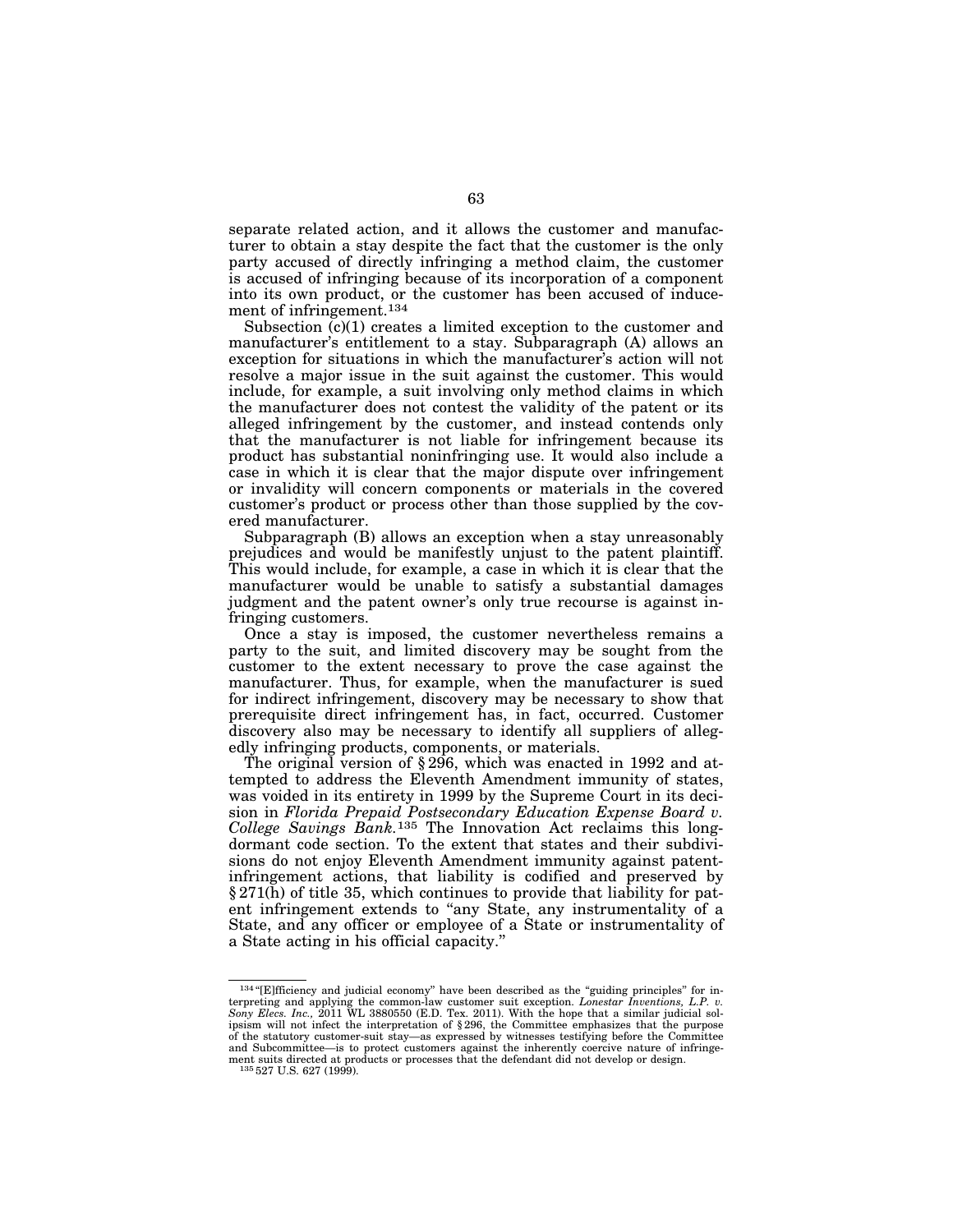separate related action, and it allows the customer and manufacturer to obtain a stay despite the fact that the customer is the only party accused of directly infringing a method claim, the customer is accused of infringing because of its incorporation of a component into its own product, or the customer has been accused of inducement of infringement.[134]

Subsection (c)(1) creates a limited exception to the customer and manufacturer's entitlement to a stay. Subparagraph (A) allows an exception for situations in which the manufacturer's action will not resolve a major issue in the suit against the customer. This would include, for example, a suit involving only method claims in which the manufacturer does not contest the validity of the patent or its alleged infringement by the customer, and instead contends only that the manufacturer is not liable for infringement because its product has substantial noninfringing use. It would also include a case in which it is clear that the major dispute over infringement or invalidity will concern components or materials in the covered customer's product or process other than those supplied by the covered manufacturer.

Subparagraph (B) allows an exception when a stay unreasonably prejudices and would be manifestly unjust to the patent plaintiff. This would include, for example, a case in which it is clear that the manufacturer would be unable to satisfy a substantial damages judgment and the patent owner's only true recourse is against infringing customers.

Once a stay is imposed, the customer nevertheless remains a party to the suit, and limited discovery may be sought from the customer to the extent necessary to prove the case against the manufacturer. Thus, for example, when the manufacturer is sued for indirect infringement, discovery may be necessary to show that prerequisite direct infringement has, in fact, occurred. Customer discovery also may be necessary to identify all suppliers of allegedly infringing products, components, or materials.

The original version of § 296, which was enacted in 1992 and attempted to address the Eleventh Amendment immunity of states, was voided in its entirety in 1999 by the Supreme Court in its decision in *Florida Prepaid Postsecondary Education Expense Board v. College Savings Bank.*[135] The Innovation Act reclaims this long-dormant code section. To the extent that states and their subdivisions do not enjoy Eleventh Amendment immunity against patent-infringement actions, that liability is codified and preserved by § 271(h) of title 35, which continues to provide that liability for patent infringement extends to "any State, any instrumentality of a State, and any officer or employee of a State or instrumentality of a State acting in his official capacity."

---

[134] "[E]fficiency and judicial economy" have been described as the "guiding principles" for interpreting and applying the common-law customer suit exception. *Lonestar Inventions, L.P. v. Sony Elecs. Inc.*, 2011 WL 3880550 (E.D. Tex. 2011). With the hope that a similar judicial solipsism will not infect the interpretation of § 296, the Committee emphasizes that the purpose of the statutory customer-suit stay—as expressed by witnesses testifying before the Committee and Subcommittee—is to protect customers against the inherently coercive nature of infringement suits directed at products or processes that the defendant did not develop or design.

[135] 527 U.S. 627 (1999).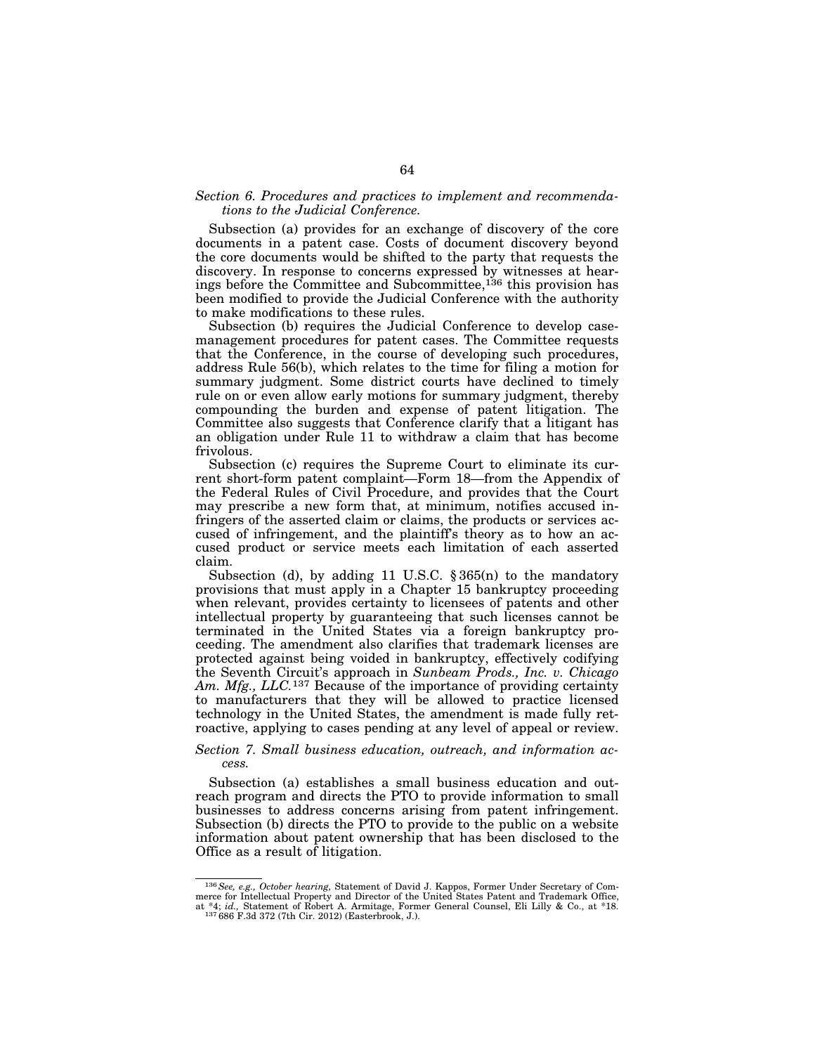*Section 6. Procedures and practices to implement and recommendations to the Judicial Conference.*

Subsection (a) provides for an exchange of discovery of the core documents in a patent case. Costs of document discovery beyond the core documents would be shifted to the party that requests the discovery. In response to concerns expressed by witnesses at hearings before the Committee and Subcommittee,[136] this provision has been modified to provide the Judicial Conference with the authority to make modifications to these rules.

Subsection (b) requires the Judicial Conference to develop case-management procedures for patent cases. The Committee requests that the Conference, in the course of developing such procedures, address Rule 56(b), which relates to the time for filing a motion for summary judgment. Some district courts have declined to timely rule on or even allow early motions for summary judgment, thereby compounding the burden and expense of patent litigation. The Committee also suggests that Conference clarify that a litigant has an obligation under Rule 11 to withdraw a claim that has become frivolous.

Subsection (c) requires the Supreme Court to eliminate its current short-form patent complaint—Form 18—from the Appendix of the Federal Rules of Civil Procedure, and provides that the Court may prescribe a new form that, at minimum, notifies accused infringers of the asserted claim or claims, the products or services accused of infringement, and the plaintiff's theory as to how an accused product or service meets each limitation of each asserted claim.

Subsection (d), by adding 11 U.S.C. § 365(n) to the mandatory provisions that must apply in a Chapter 15 bankruptcy proceeding when relevant, provides certainty to licensees of patents and other intellectual property by guaranteeing that such licenses cannot be terminated in the United States via a foreign bankruptcy proceeding. The amendment also clarifies that trademark licenses are protected against being voided in bankruptcy, effectively codifying the Seventh Circuit's approach in *Sunbeam Prods., Inc. v. Chicago Am. Mfg., LLC.*[137] Because of the importance of providing certainty to manufacturers that they will be allowed to practice licensed technology in the United States, the amendment is made fully retroactive, applying to cases pending at any level of appeal or review.

*Section 7. Small business education, outreach, and information access.*

Subsection (a) establishes a small business education and outreach program and directs the PTO to provide information to small businesses to address concerns arising from patent infringement. Subsection (b) directs the PTO to provide to the public on a website information about patent ownership that has been disclosed to the Office as a result of litigation.

---

[136] *See, e.g., October hearing,* Statement of David J. Kappos, Former Under Secretary of Commerce for Intellectual Property and Director of the United States Patent and Trademark Office, at *4; *id.,* Statement of Robert A. Armitage, Former General Counsel, Eli Lilly & Co., at *18.

[137] 686 F.3d 372 (7th Cir. 2012) (Easterbrook, J.).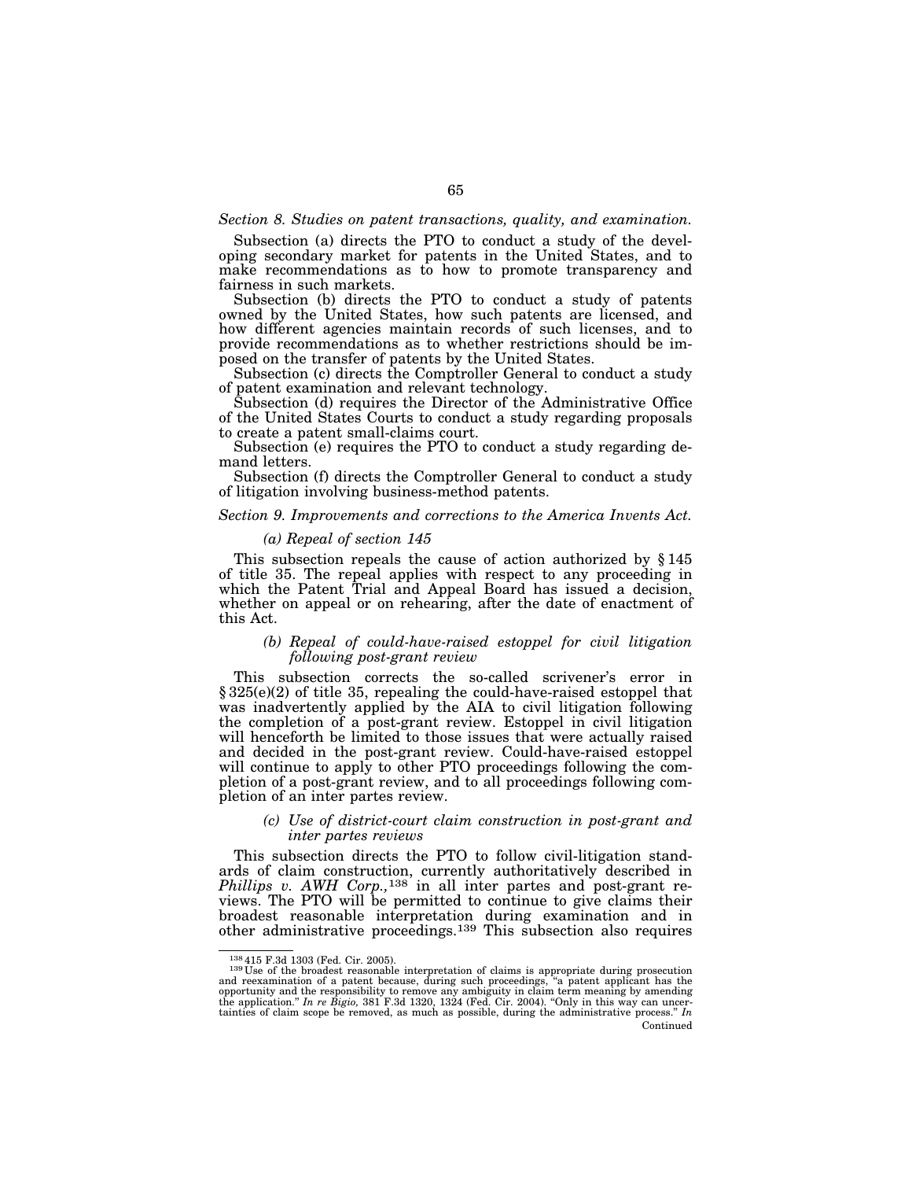*Section 8. Studies on patent transactions, quality, and examination.*

Subsection (a) directs the PTO to conduct a study of the developing secondary market for patents in the United States, and to make recommendations as to how to promote transparency and fairness in such markets.

Subsection (b) directs the PTO to conduct a study of patents owned by the United States, how such patents are licensed, and how different agencies maintain records of such licenses, and to provide recommendations as to whether restrictions should be imposed on the transfer of patents by the United States.

Subsection (c) directs the Comptroller General to conduct a study of patent examination and relevant technology.

Subsection (d) requires the Director of the Administrative Office of the United States Courts to conduct a study regarding proposals to create a patent small-claims court.

Subsection (e) requires the PTO to conduct a study regarding demand letters.

Subsection (f) directs the Comptroller General to conduct a study of litigation involving business-method patents.

*Section 9. Improvements and corrections to the America Invents Act.*

*(a) Repeal of section 145*

This subsection repeals the cause of action authorized by § 145 of title 35. The repeal applies with respect to any proceeding in which the Patent Trial and Appeal Board has issued a decision, whether on appeal or on rehearing, after the date of enactment of this Act.

*(b) Repeal of could-have-raised estoppel for civil litigation following post-grant review*

This subsection corrects the so-called scrivener's error in § 325(e)(2) of title 35, repealing the could-have-raised estoppel that was inadvertently applied by the AIA to civil litigation following the completion of a post-grant review. Estoppel in civil litigation will henceforth be limited to those issues that were actually raised and decided in the post-grant review. Could-have-raised estoppel will continue to apply to other PTO proceedings following the completion of a post-grant review, and to all proceedings following completion of an inter partes review.

*(c) Use of district-court claim construction in post-grant and inter partes reviews*

This subsection directs the PTO to follow civil-litigation standards of claim construction, currently authoritatively described in *Phillips v. AWH Corp.,*[138] in all inter partes and post-grant reviews. The PTO will be permitted to continue to give claims their broadest reasonable interpretation during examination and in other administrative proceedings.[139] This subsection also requires

---

[138] 415 F.3d 1303 (Fed. Cir. 2005).

[139] Use of the broadest reasonable interpretation of claims is appropriate during prosecution and reexamination of a patent because, during such proceedings, "a patent applicant has the opportunity and the responsibility to remove any ambiguity in claim term meaning by amending the application." *In re Bigio,* 381 F.3d 1320, 1324 (Fed. Cir. 2004). "Only in this way can uncertainties of claim scope be removed, as much as possible, during the administrative process." *In*

Continued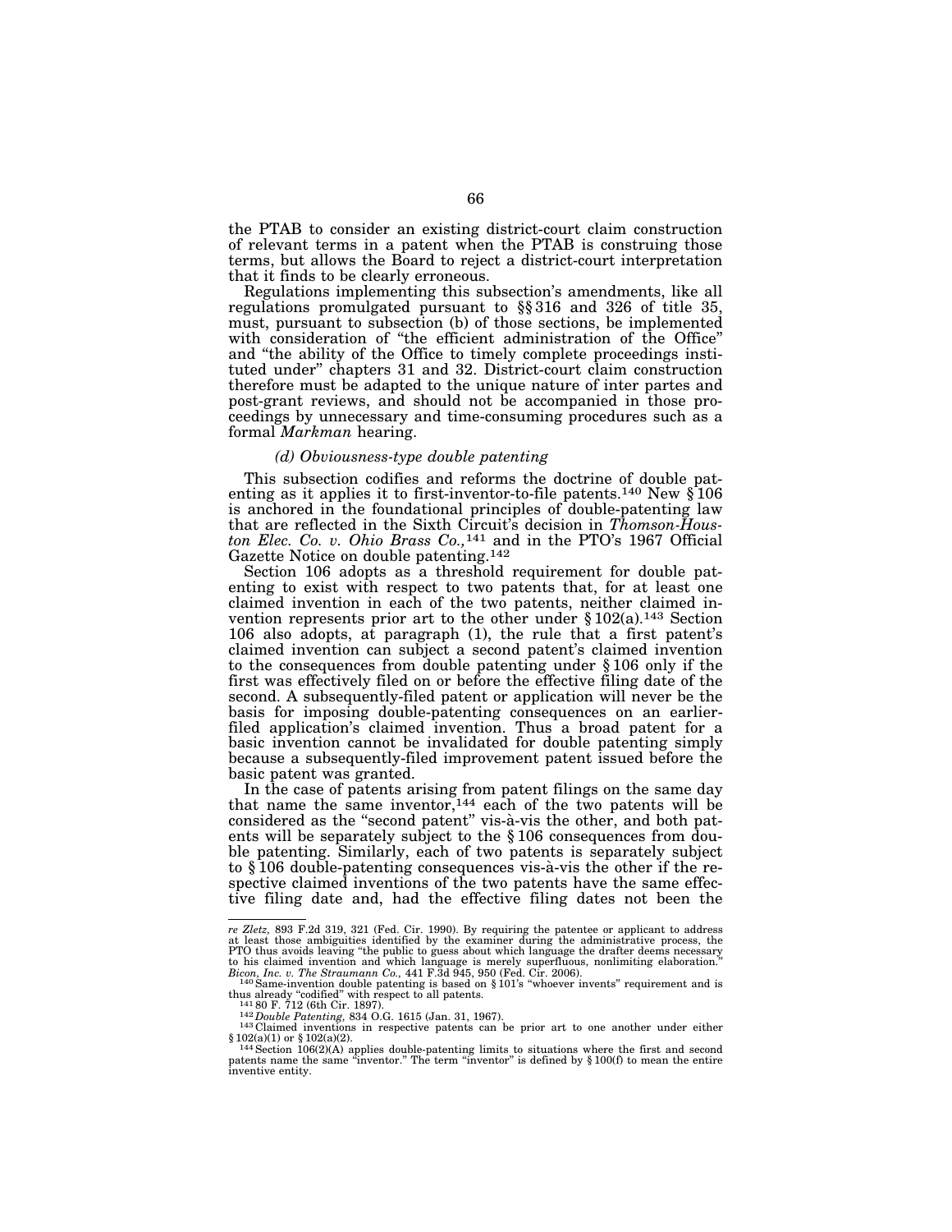the PTAB to consider an existing district-court claim construction of relevant terms in a patent when the PTAB is construing those terms, but allows the Board to reject a district-court interpretation that it finds to be clearly erroneous.

Regulations implementing this subsection's amendments, like all regulations promulgated pursuant to §§ 316 and 326 of title 35, must, pursuant to subsection (b) of those sections, be implemented with consideration of "the efficient administration of the Office" and "the ability of the Office to timely complete proceedings instituted under" chapters 31 and 32. District-court claim construction therefore must be adapted to the unique nature of inter partes and post-grant reviews, and should not be accompanied in those proceedings by unnecessary and time-consuming procedures such as a formal *Markman* hearing.

*(d) Obviousness-type double patenting*

This subsection codifies and reforms the doctrine of double patenting as it applies it to first-inventor-to-file patents.[140] New § 106 is anchored in the foundational principles of double-patenting law that are reflected in the Sixth Circuit's decision in *Thomson-Houston Elec. Co. v. Ohio Brass Co.,*[141] and in the PTO's 1967 Official Gazette Notice on double patenting.[142]

Section 106 adopts as a threshold requirement for double patenting to exist with respect to two patents that, for at least one claimed invention in each of the two patents, neither claimed invention represents prior art to the other under § 102(a).[143] Section 106 also adopts, at paragraph (1), the rule that a first patent's claimed invention can subject a second patent's claimed invention to the consequences from double patenting under § 106 only if the first was effectively filed on or before the effective filing date of the second. A subsequently-filed patent or application will never be the basis for imposing double-patenting consequences on an earlier-filed application's claimed invention. Thus a broad patent for a basic invention cannot be invalidated for double patenting simply because a subsequently-filed improvement patent issued before the basic patent was granted.

In the case of patents arising from patent filings on the same day that name the same inventor,[144] each of the two patents will be considered as the "second patent" vis-à-vis the other, and both patents will be separately subject to the § 106 consequences from double patenting. Similarly, each of two patents is separately subject to § 106 double-patenting consequences vis-à-vis the other if the respective claimed inventions of the two patents have the same effective filing date and, had the effective filing dates not been the

---

*re Zletz,* 893 F.2d 319, 321 (Fed. Cir. 1990). By requiring the patentee or applicant to address at least those ambiguities identified by the examiner during the administrative process, the PTO thus avoids leaving "the public to guess about which language the drafter deems necessary to his claimed invention and which language is merely superfluous, nonlimiting elaboration." *Bicon, Inc. v. The Straumann Co.,* 441 F.3d 945, 950 (Fed. Cir. 2006).

[140] Same-invention double patenting is based on § 101's "whoever invents" requirement and is thus already "codified" with respect to all patents.

[141] 80 F. 712 (6th Cir. 1897).

[142] *Double Patenting,* 834 O.G. 1615 (Jan. 31, 1967).

[143] Claimed inventions in respective patents can be prior art to one another under either § 102(a)(1) or § 102(a)(2).

[144] Section 106(2)(A) applies double-patenting limits to situations where the first and second patents name the same "inventor." The term "inventor" is defined by § 100(f) to mean the entire inventive entity.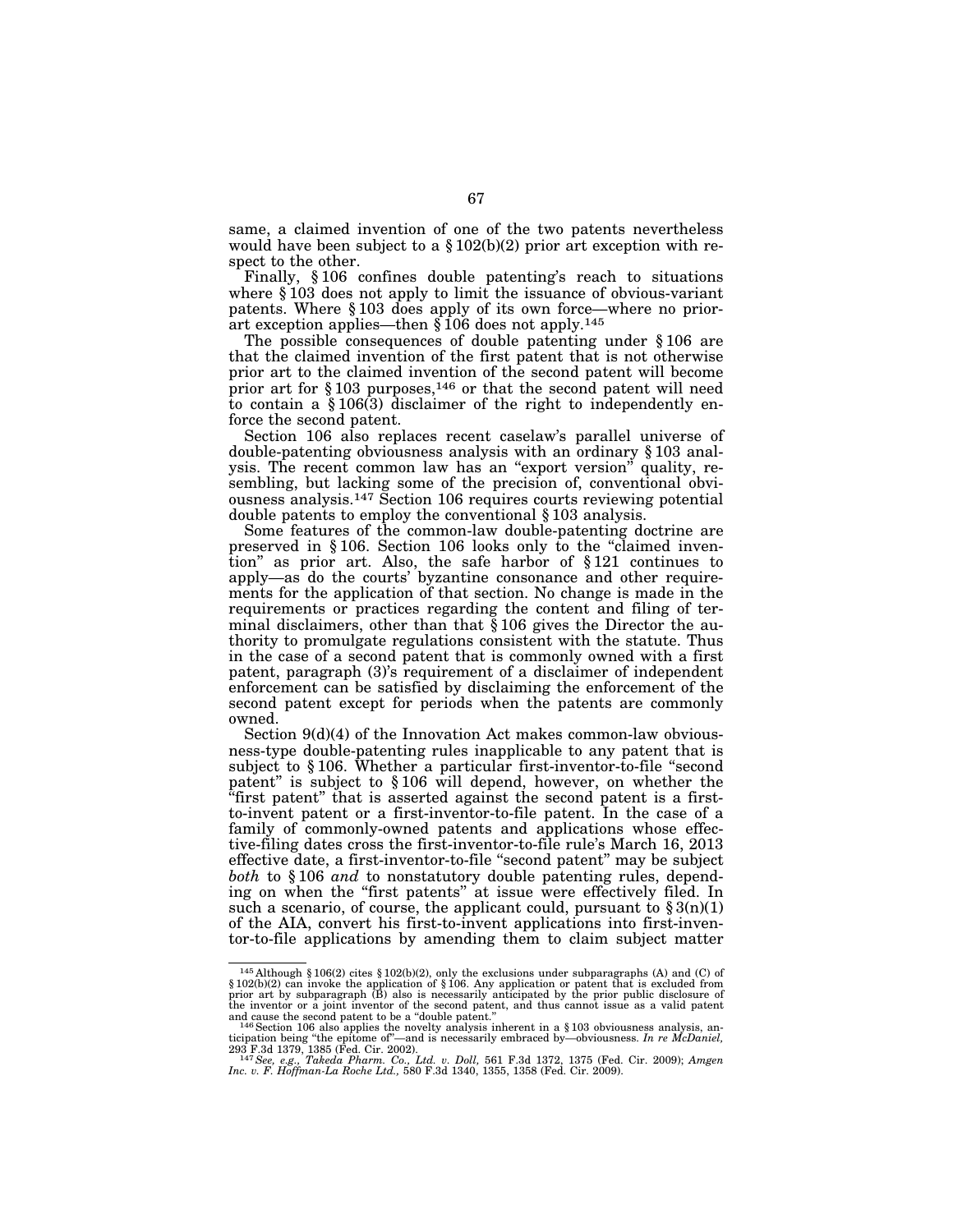same, a claimed invention of one of the two patents nevertheless would have been subject to a § 102(b)(2) prior art exception with respect to the other.

Finally, § 106 confines double patenting's reach to situations where § 103 does not apply to limit the issuance of obvious-variant patents. Where § 103 does apply of its own force—where no prior-art exception applies—then § 106 does not apply.[145]

The possible consequences of double patenting under § 106 are that the claimed invention of the first patent that is not otherwise prior art to the claimed invention of the second patent will become prior art for § 103 purposes,[146] or that the second patent will need to contain a § 106(3) disclaimer of the right to independently enforce the second patent.

Section 106 also replaces recent caselaw's parallel universe of double-patenting obviousness analysis with an ordinary § 103 analysis. The recent common law has an "export version" quality, resembling, but lacking some of the precision of, conventional obviousness analysis.[147] Section 106 requires courts reviewing potential double patents to employ the conventional § 103 analysis.

Some features of the common-law double-patenting doctrine are preserved in § 106. Section 106 looks only to the "claimed invention" as prior art. Also, the safe harbor of § 121 continues to apply—as do the courts' byzantine consonance and other requirements for the application of that section. No change is made in the requirements or practices regarding the content and filing of terminal disclaimers, other than that § 106 gives the Director the authority to promulgate regulations consistent with the statute. Thus in the case of a second patent that is commonly owned with a first patent, paragraph (3)'s requirement of a disclaimer of independent enforcement can be satisfied by disclaiming the enforcement of the second patent except for periods when the patents are commonly owned.

Section 9(d)(4) of the Innovation Act makes common-law obviousness-type double-patenting rules inapplicable to any patent that is subject to § 106. Whether a particular first-inventor-to-file "second patent" is subject to § 106 will depend, however, on whether the "first patent" that is asserted against the second patent is a first-to-invent patent or a first-inventor-to-file patent. In the case of a family of commonly-owned patents and applications whose effective-filing dates cross the first-inventor-to-file rule's March 16, 2013 effective date, a first-inventor-to-file "second patent" may be subject *both* to § 106 *and* to nonstatutory double patenting rules, depending on when the "first patents" at issue were effectively filed. In such a scenario, of course, the applicant could, pursuant to § 3(n)(1) of the AIA, convert his first-to-invent applications into first-inventor-to-file applications by amending them to claim subject matter

---

[145] Although § 106(2) cites § 102(b)(2), only the exclusions under subparagraphs (A) and (C) of § 102(b)(2) can invoke the application of § 106. Any application or patent that is excluded from prior art by subparagraph (B) also is necessarily anticipated by the prior public disclosure of the inventor or a joint inventor of the second patent, and thus cannot issue as a valid patent and cause the second patent to be a "double patent."

[146] Section 106 also applies the novelty analysis inherent in a § 103 obviousness analysis, anticipation being "the epitome of"—and is necessarily embraced by—obviousness. *In re McDaniel,* 293 F.3d 1379, 1385 (Fed. Cir. 2002).

[147] *See, e.g., Takeda Pharm. Co., Ltd. v. Doll,* 561 F.3d 1372, 1375 (Fed. Cir. 2009); *Amgen Inc. v. F. Hoffman-La Roche Ltd.,* 580 F.3d 1340, 1355, 1358 (Fed. Cir. 2009).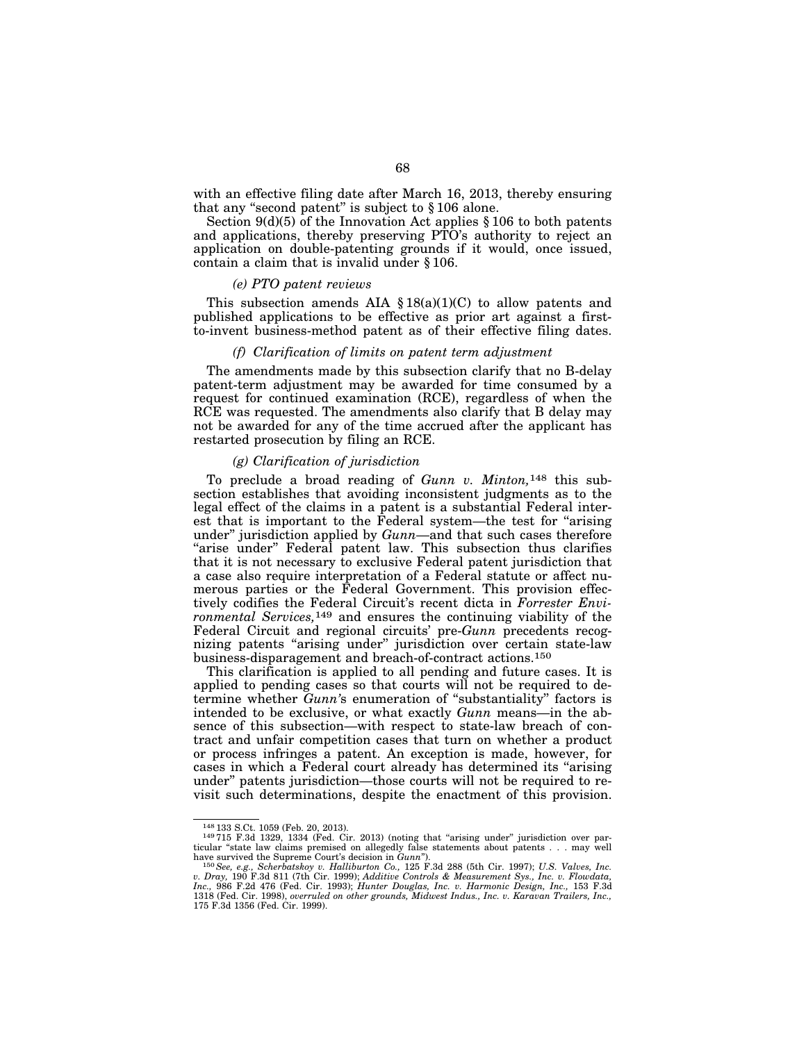with an effective filing date after March 16, 2013, thereby ensuring that any "second patent" is subject to § 106 alone.

Section 9(d)(5) of the Innovation Act applies § 106 to both patents and applications, thereby preserving PTO's authority to reject an application on double-patenting grounds if it would, once issued, contain a claim that is invalid under § 106.

#### *(e) PTO patent reviews*

This subsection amends AIA § 18(a)(1)(C) to allow patents and published applications to be effective as prior art against a first-to-invent business-method patent as of their effective filing dates.

#### *(f) Clarification of limits on patent term adjustment*

The amendments made by this subsection clarify that no B-delay patent-term adjustment may be awarded for time consumed by a request for continued examination (RCE), regardless of when the RCE was requested. The amendments also clarify that B delay may not be awarded for any of the time accrued after the applicant has restarted prosecution by filing an RCE.

#### *(g) Clarification of jurisdiction*

To preclude a broad reading of *Gunn v. Minton,*[148] this subsection establishes that avoiding inconsistent judgments as to the legal effect of the claims in a patent is a substantial Federal interest that is important to the Federal system—the test for "arising under" jurisdiction applied by *Gunn*—and that such cases therefore "arise under" Federal patent law. This subsection thus clarifies that it is not necessary to exclusive Federal patent jurisdiction that a case also require interpretation of a Federal statute or affect numerous parties or the Federal Government. This provision effectively codifies the Federal Circuit's recent dicta in *Forrester Environmental Services,*[149] and ensures the continuing viability of the Federal Circuit and regional circuits' pre-*Gunn* precedents recognizing patents "arising under" jurisdiction over certain state-law business-disparagement and breach-of-contract actions.[150]

This clarification is applied to all pending and future cases. It is applied to pending cases so that courts will not be required to determine whether *Gunn'*s enumeration of "substantiality" factors is intended to be exclusive, or what exactly *Gunn* means—in the absence of this subsection—with respect to state-law breach of contract and unfair competition cases that turn on whether a product or process infringes a patent. An exception is made, however, for cases in which a Federal court already has determined its "arising under" patents jurisdiction—those courts will not be required to revisit such determinations, despite the enactment of this provision.

---

[148] 133 S.Ct. 1059 (Feb. 20, 2013).

[149] 715 F.3d 1329, 1334 (Fed. Cir. 2013) (noting that "arising under" jurisdiction over particular "state law claims premised on allegedly false statements about patents . . . may well have survived the Supreme Court's decision in *Gunn*").

[150] *See, e.g., Scherbatskoy v. Halliburton Co.,* 125 F.3d 288 (5th Cir. 1997); *U.S. Valves, Inc. v. Dray,* 190 F.3d 811 (7th Cir. 1999); *Additive Controls & Measurement Sys., Inc. v. Flowdata, Inc.,* 986 F.2d 476 (Fed. Cir. 1993); *Hunter Douglas, Inc. v. Harmonic Design, Inc.,* 153 F.3d 1318 (Fed. Cir. 1998), *overruled on other grounds, Midwest Indus., Inc. v. Karavan Trailers, Inc.,* 175 F.3d 1356 (Fed. Cir. 1999).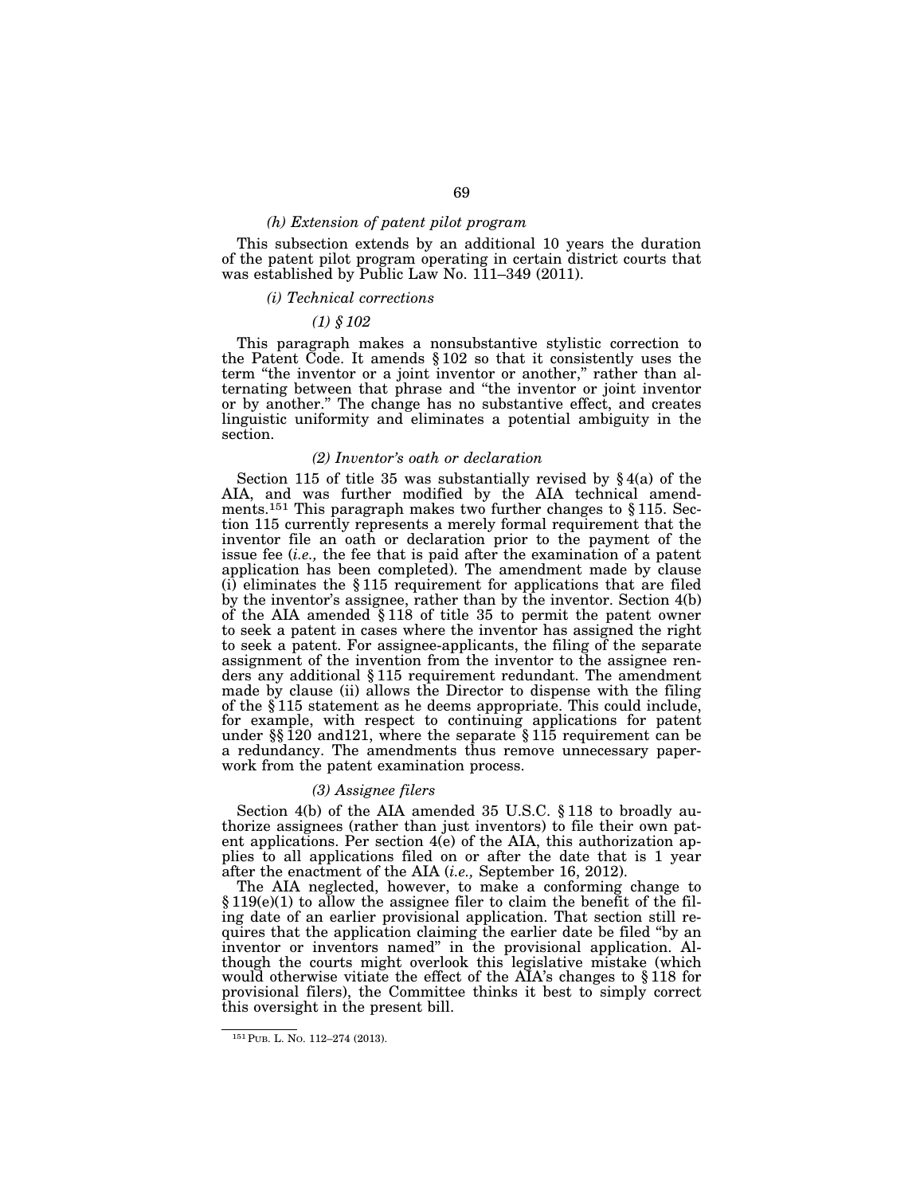*(h) Extension of patent pilot program*

This subsection extends by an additional 10 years the duration of the patent pilot program operating in certain district courts that was established by Public Law No. 111–349 (2011).

*(i) Technical corrections*

*(1) § 102*

This paragraph makes a nonsubstantive stylistic correction to the Patent Code. It amends § 102 so that it consistently uses the term "the inventor or a joint inventor or another," rather than alternating between that phrase and "the inventor or joint inventor or by another." The change has no substantive effect, and creates linguistic uniformity and eliminates a potential ambiguity in the section.

*(2) Inventor's oath or declaration*

Section 115 of title 35 was substantially revised by § 4(a) of the AIA, and was further modified by the AIA technical amendments.[151] This paragraph makes two further changes to § 115. Section 115 currently represents a merely formal requirement that the inventor file an oath or declaration prior to the payment of the issue fee (*i.e.,* the fee that is paid after the examination of a patent application has been completed). The amendment made by clause (i) eliminates the § 115 requirement for applications that are filed by the inventor's assignee, rather than by the inventor. Section 4(b) of the AIA amended § 118 of title 35 to permit the patent owner to seek a patent in cases where the inventor has assigned the right to seek a patent. For assignee-applicants, the filing of the separate assignment of the invention from the inventor to the assignee renders any additional § 115 requirement redundant. The amendment made by clause (ii) allows the Director to dispense with the filing of the § 115 statement as he deems appropriate. This could include, for example, with respect to continuing applications for patent under §§ 120 and121, where the separate § 115 requirement can be a redundancy. The amendments thus remove unnecessary paperwork from the patent examination process.

*(3) Assignee filers*

Section 4(b) of the AIA amended 35 U.S.C. § 118 to broadly authorize assignees (rather than just inventors) to file their own patent applications. Per section 4(e) of the AIA, this authorization applies to all applications filed on or after the date that is 1 year after the enactment of the AIA (*i.e.,* September 16, 2012).

The AIA neglected, however, to make a conforming change to § 119(e)(1) to allow the assignee filer to claim the benefit of the filing date of an earlier provisional application. That section still requires that the application claiming the earlier date be filed "by an inventor or inventors named" in the provisional application. Although the courts might overlook this legislative mistake (which would otherwise vitiate the effect of the AIA's changes to § 118 for provisional filers), the Committee thinks it best to simply correct this oversight in the present bill.

[151] PUB. L. NO. 112–274 (2013).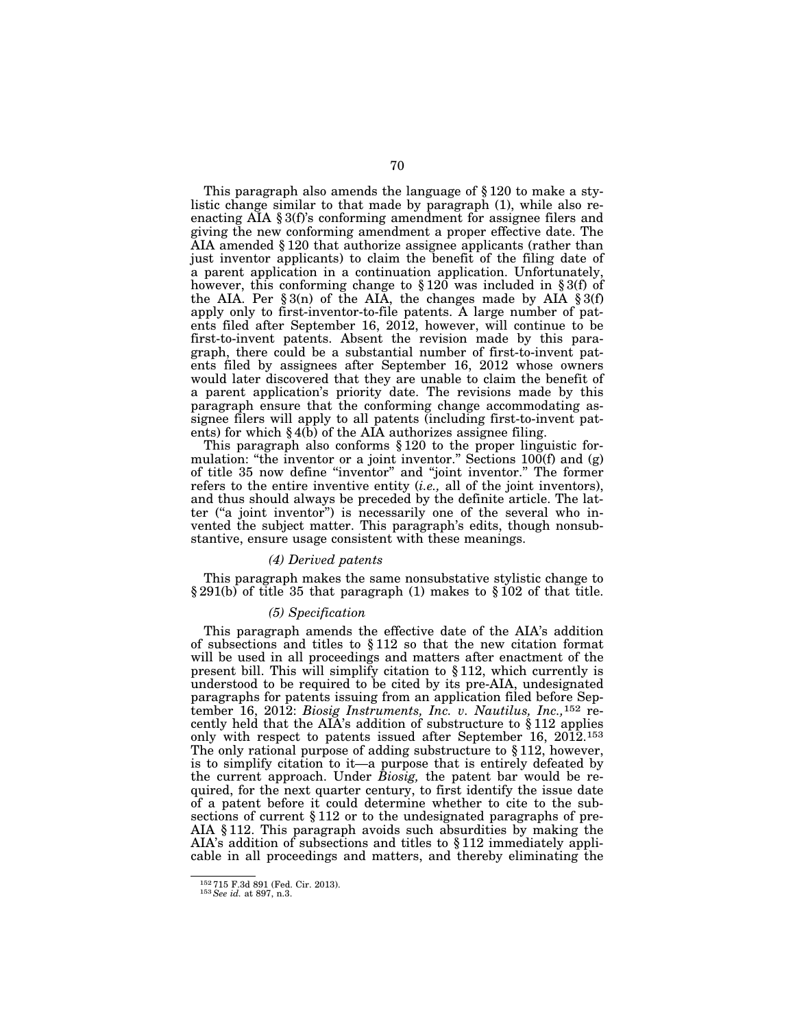This paragraph also amends the language of § 120 to make a stylistic change similar to that made by paragraph (1), while also reenacting AIA § 3(f)'s conforming amendment for assignee filers and giving the new conforming amendment a proper effective date. The AIA amended § 120 that authorize assignee applicants (rather than just inventor applicants) to claim the benefit of the filing date of a parent application in a continuation application. Unfortunately, however, this conforming change to § 120 was included in § 3(f) of the AIA. Per § 3(n) of the AIA, the changes made by AIA § 3(f) apply only to first-inventor-to-file patents. A large number of patents filed after September 16, 2012, however, will continue to be first-to-invent patents. Absent the revision made by this paragraph, there could be a substantial number of first-to-invent patents filed by assignees after September 16, 2012 whose owners would later discovered that they are unable to claim the benefit of a parent application's priority date. The revisions made by this paragraph ensure that the conforming change accommodating assignee filers will apply to all patents (including first-to-invent patents) for which § 4(b) of the AIA authorizes assignee filing.

This paragraph also conforms § 120 to the proper linguistic formulation: "the inventor or a joint inventor." Sections 100(f) and (g) of title 35 now define "inventor" and "joint inventor." The former refers to the entire inventive entity (*i.e.,* all of the joint inventors), and thus should always be preceded by the definite article. The latter ("a joint inventor") is necessarily one of the several who invented the subject matter. This paragraph's edits, though nonsubstantive, ensure usage consistent with these meanings.

#### *(4) Derived patents*

This paragraph makes the same nonsubstative stylistic change to § 291(b) of title 35 that paragraph (1) makes to § 102 of that title.

#### *(5) Specification*

This paragraph amends the effective date of the AIA's addition of subsections and titles to § 112 so that the new citation format will be used in all proceedings and matters after enactment of the present bill. This will simplify citation to § 112, which currently is understood to be required to be cited by its pre-AIA, undesignated paragraphs for patents issuing from an application filed before September 16, 2012: *Biosig Instruments, Inc. v. Nautilus, Inc.,*[152] recently held that the AIA's addition of substructure to § 112 applies only with respect to patents issued after September 16, 2012.[153] The only rational purpose of adding substructure to § 112, however, is to simplify citation to it—a purpose that is entirely defeated by the current approach. Under *Biosig,* the patent bar would be required, for the next quarter century, to first identify the issue date of a patent before it could determine whether to cite to the subsections of current § 112 or to the undesignated paragraphs of pre-AIA § 112. This paragraph avoids such absurdities by making the AIA's addition of subsections and titles to § 112 immediately applicable in all proceedings and matters, and thereby eliminating the

[152] 715 F.3d 891 (Fed. Cir. 2013).
[153] *See id.* at 897, n.3.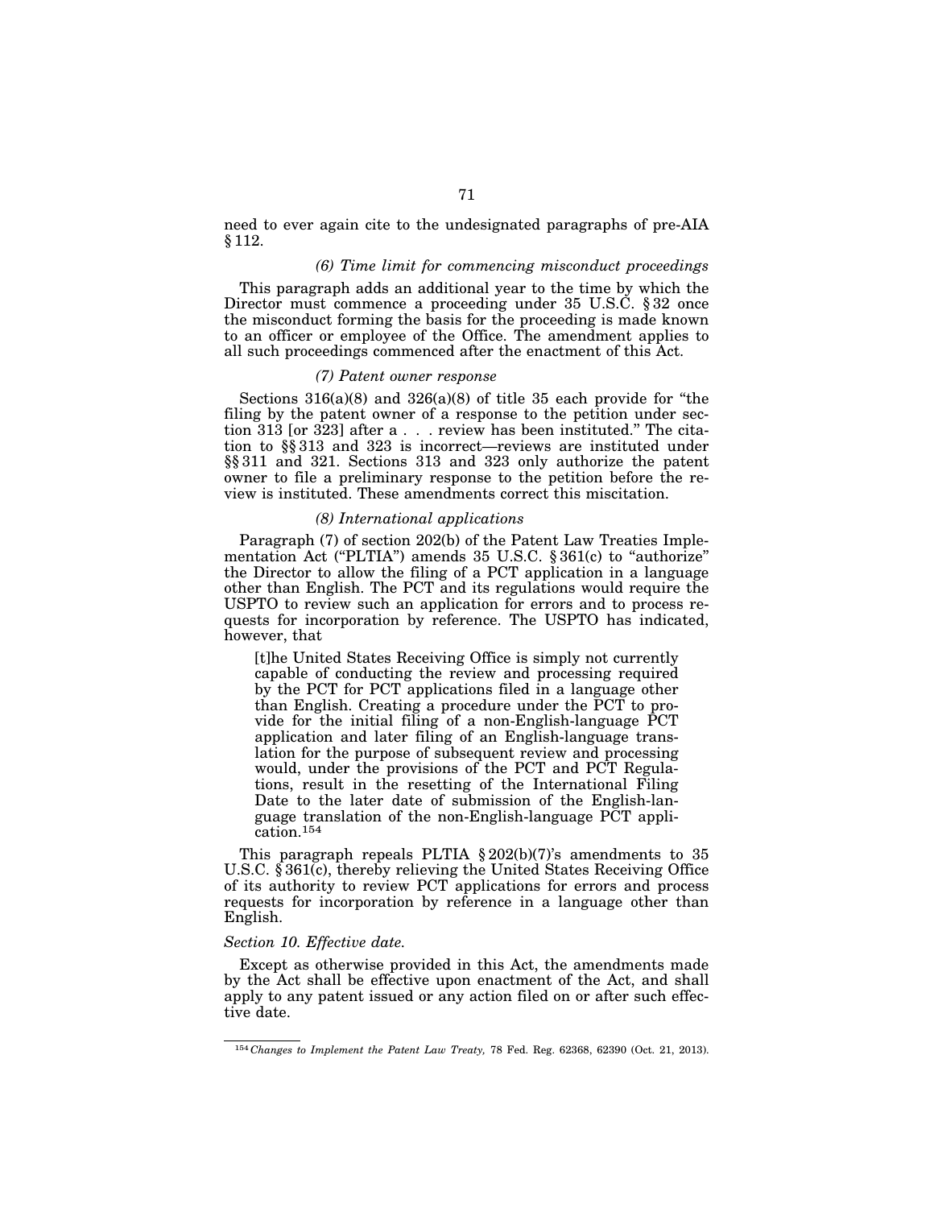need to ever again cite to the undesignated paragraphs of pre-AIA § 112.

*(6) Time limit for commencing misconduct proceedings*

This paragraph adds an additional year to the time by which the Director must commence a proceeding under 35 U.S.C. § 32 once the misconduct forming the basis for the proceeding is made known to an officer or employee of the Office. The amendment applies to all such proceedings commenced after the enactment of this Act.

*(7) Patent owner response*

Sections 316(a)(8) and 326(a)(8) of title 35 each provide for "the filing by the patent owner of a response to the petition under section 313 [or 323] after a . . . review has been instituted." The citation to §§ 313 and 323 is incorrect—reviews are instituted under §§ 311 and 321. Sections 313 and 323 only authorize the patent owner to file a preliminary response to the petition before the review is instituted. These amendments correct this miscitation.

*(8) International applications*

Paragraph (7) of section 202(b) of the Patent Law Treaties Implementation Act ("PLTIA") amends 35 U.S.C. § 361(c) to "authorize" the Director to allow the filing of a PCT application in a language other than English. The PCT and its regulations would require the USPTO to review such an application for errors and to process requests for incorporation by reference. The USPTO has indicated, however, that

> [t]he United States Receiving Office is simply not currently capable of conducting the review and processing required by the PCT for PCT applications filed in a language other than English. Creating a procedure under the PCT to provide for the initial filing of a non-English-language PCT application and later filing of an English-language translation for the purpose of subsequent review and processing would, under the provisions of the PCT and PCT Regulations, result in the resetting of the International Filing Date to the later date of submission of the English-language translation of the non-English-language PCT application.[154]

This paragraph repeals PLTIA § 202(b)(7)'s amendments to 35 U.S.C. § 361(c), thereby relieving the United States Receiving Office of its authority to review PCT applications for errors and process requests for incorporation by reference in a language other than English.

*Section 10. Effective date.*

Except as otherwise provided in this Act, the amendments made by the Act shall be effective upon enactment of the Act, and shall apply to any patent issued or any action filed on or after such effective date.

---

[154] *Changes to Implement the Patent Law Treaty,* 78 Fed. Reg. 62368, 62390 (Oct. 21, 2013).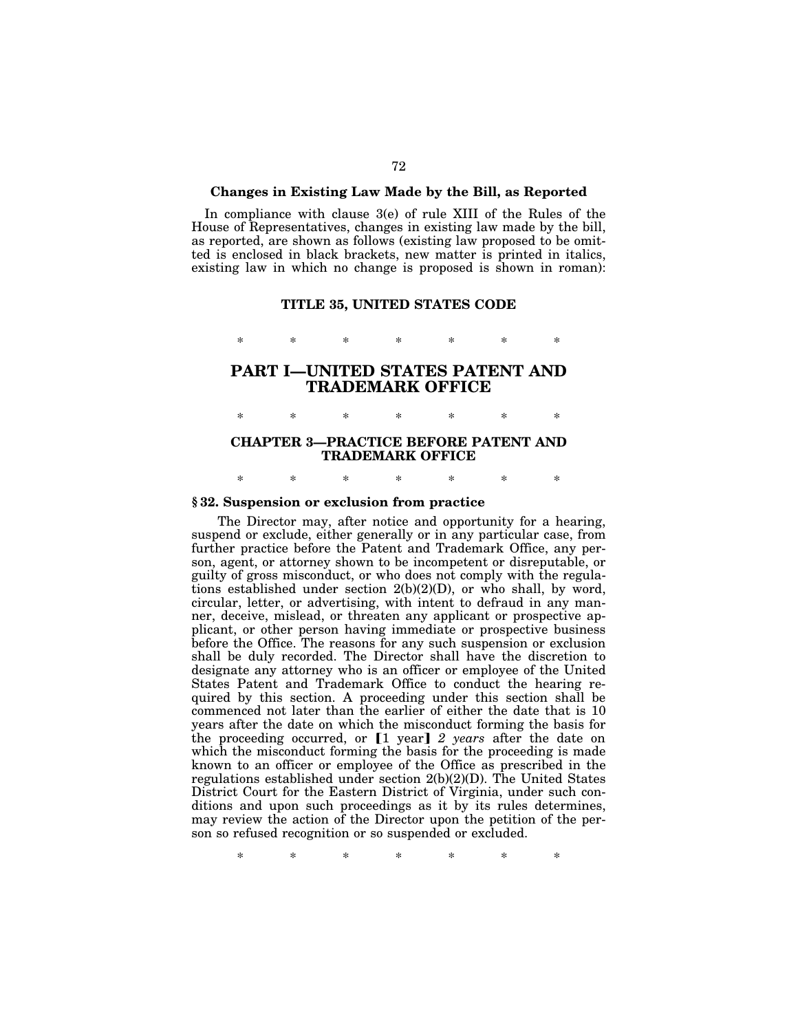### Changes in Existing Law Made by the Bill, as Reported

In compliance with clause 3(e) of rule XIII of the Rules of the House of Representatives, changes in existing law made by the bill, as reported, are shown as follows (existing law proposed to be omitted is enclosed in black brackets, new matter is printed in italics, existing law in which no change is proposed is shown in roman):

## TITLE 35, UNITED STATES CODE

\* \* \* \* \* \* \*

## PART I—UNITED STATES PATENT AND TRADEMARK OFFICE

\* \* \* \* \* \* \*

### CHAPTER 3—PRACTICE BEFORE PATENT AND TRADEMARK OFFICE

\* \* \* \* \* \* \*

**§ 32. Suspension or exclusion from practice**

The Director may, after notice and opportunity for a hearing, suspend or exclude, either generally or in any particular case, from further practice before the Patent and Trademark Office, any person, agent, or attorney shown to be incompetent or disreputable, or guilty of gross misconduct, or who does not comply with the regulations established under section 2(b)(2)(D), or who shall, by word, circular, letter, or advertising, with intent to defraud in any manner, deceive, mislead, or threaten any applicant or prospective applicant, or other person having immediate or prospective business before the Office. The reasons for any such suspension or exclusion shall be duly recorded. The Director shall have the discretion to designate any attorney who is an officer or employee of the United States Patent and Trademark Office to conduct the hearing required by this section. A proceeding under this section shall be commenced not later than the earlier of either the date that is 10 years after the date on which the misconduct forming the basis for the proceeding occurred, or ⟦1 year⟧ *2 years* after the date on which the misconduct forming the basis for the proceeding is made known to an officer or employee of the Office as prescribed in the regulations established under section 2(b)(2)(D). The United States District Court for the Eastern District of Virginia, under such conditions and upon such proceedings as it by its rules determines, may review the action of the Director upon the petition of the person so refused recognition or so suspended or excluded.

\* \* \* \* \* \* \*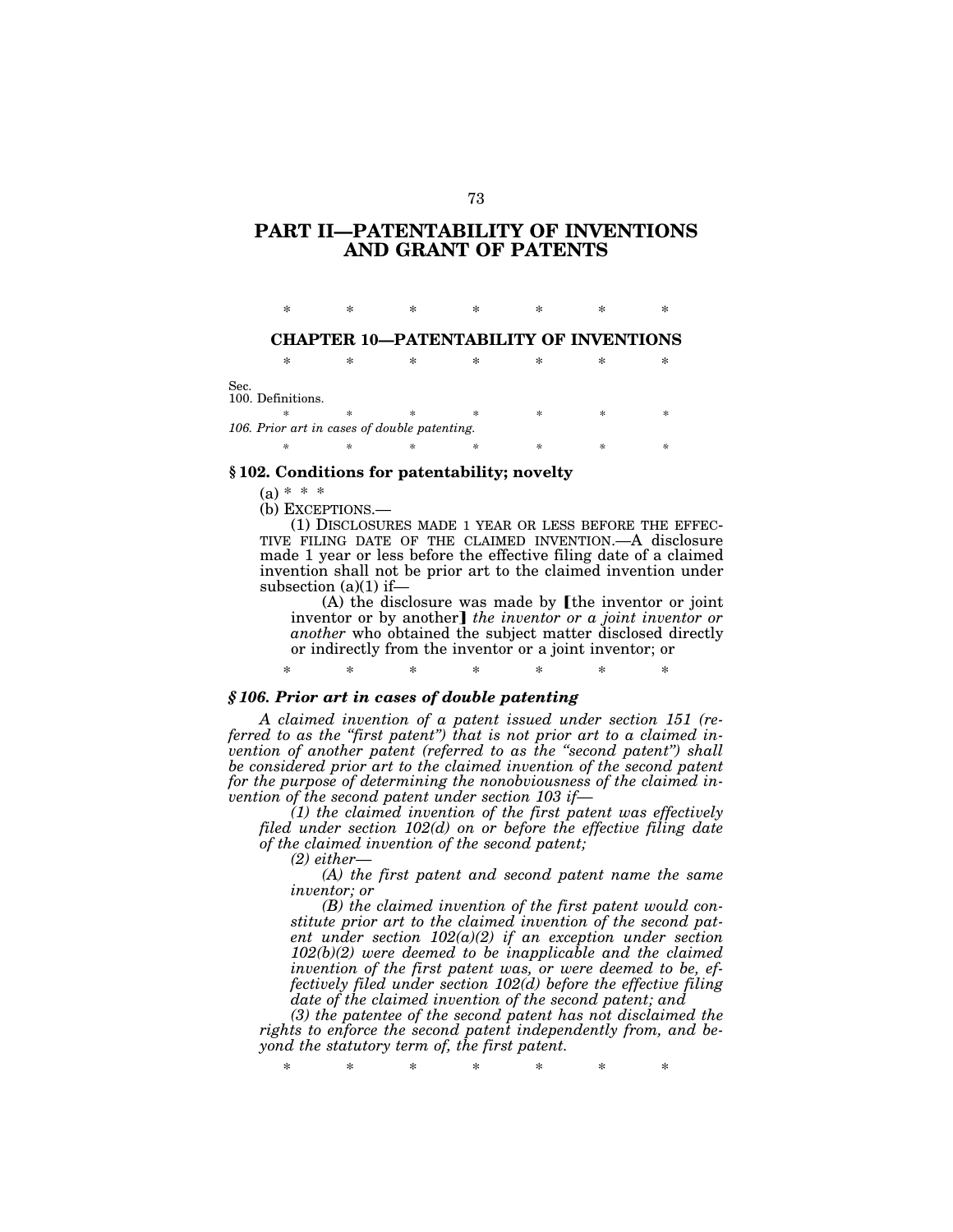# PART II—PATENTABILITY OF INVENTIONS AND GRANT OF PATENTS

\* \* \* \* \* \* \*

## CHAPTER 10—PATENTABILITY OF INVENTIONS

\* \* \* \* \* \* \*

Sec.
100. Definitions.

\* \* \* \* \* \* \*

*106. Prior art in cases of double patenting.*

\* \* \* \* \* \* \*

### § 102. Conditions for patentability; novelty

(a) * * *

(b) EXCEPTIONS.—

(1) DISCLOSURES MADE 1 YEAR OR LESS BEFORE THE EFFECTIVE FILING DATE OF THE CLAIMED INVENTION.—A disclosure made 1 year or less before the effective filing date of a claimed invention shall not be prior art to the claimed invention under subsection (a)(1) if—

(A) the disclosure was made by [the inventor or joint inventor or by another] *the inventor or a joint inventor or another* who obtained the subject matter disclosed directly or indirectly from the inventor or a joint inventor; or

\* \* \* \* \* \* \*

### *§ 106. Prior art in cases of double patenting*

*A claimed invention of a patent issued under section 151 (referred to as the "first patent") that is not prior art to a claimed invention of another patent (referred to as the "second patent") shall be considered prior art to the claimed invention of the second patent for the purpose of determining the nonobviousness of the claimed invention of the second patent under section 103 if—*

*(1) the claimed invention of the first patent was effectively filed under section 102(d) on or before the effective filing date of the claimed invention of the second patent;*

*(2) either—*

*(A) the first patent and second patent name the same inventor; or*

*(B) the claimed invention of the first patent would constitute prior art to the claimed invention of the second patent under section 102(a)(2) if an exception under section 102(b)(2) were deemed to be inapplicable and the claimed invention of the first patent was, or were deemed to be, effectively filed under section 102(d) before the effective filing date of the claimed invention of the second patent; and*

*(3) the patentee of the second patent has not disclaimed the rights to enforce the second patent independently from, and beyond the statutory term of, the first patent.*

\* \* \* \* \* \* \*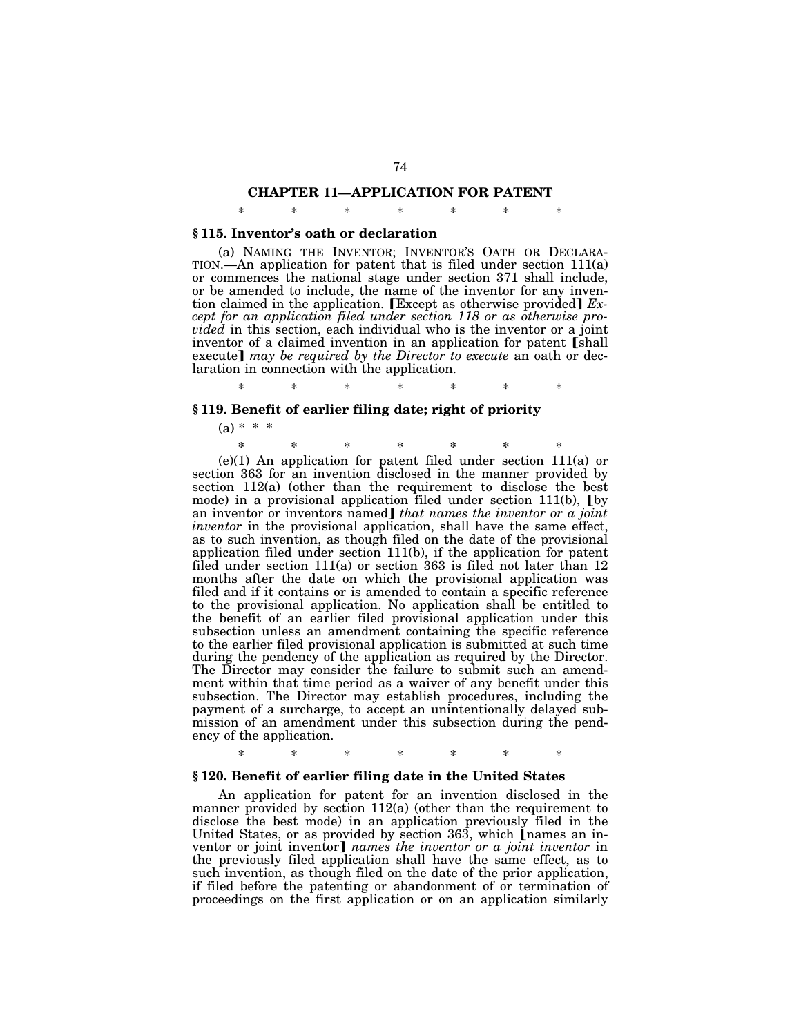## CHAPTER 11—APPLICATION FOR PATENT

\* \* \* \* \* \* \*

### § 115. Inventor's oath or declaration

(a) NAMING THE INVENTOR; INVENTOR'S OATH OR DECLARATION.—An application for patent that is filed under section 111(a) or commences the national stage under section 371 shall include, or be amended to include, the name of the inventor for any invention claimed in the application. ⟦Except as otherwise provided⟧ *Except for an application filed under section 118 or as otherwise provided* in this section, each individual who is the inventor or a joint inventor of a claimed invention in an application for patent ⟦shall execute⟧ *may be required by the Director to execute* an oath or declaration in connection with the application.

\* \* \* \* \* \* \*

### § 119. Benefit of earlier filing date; right of priority

(a) \* \* \*

\* \* \* \* \* \* \*

(e)(1) An application for patent filed under section 111(a) or section 363 for an invention disclosed in the manner provided by section 112(a) (other than the requirement to disclose the best mode) in a provisional application filed under section 111(b), ⟦by an inventor or inventors named⟧ *that names the inventor or a joint inventor* in the provisional application, shall have the same effect, as to such invention, as though filed on the date of the provisional application filed under section 111(b), if the application for patent filed under section 111(a) or section 363 is filed not later than 12 months after the date on which the provisional application was filed and if it contains or is amended to contain a specific reference to the provisional application. No application shall be entitled to the benefit of an earlier filed provisional application under this subsection unless an amendment containing the specific reference to the earlier filed provisional application is submitted at such time during the pendency of the application as required by the Director. The Director may consider the failure to submit such an amendment within that time period as a waiver of any benefit under this subsection. The Director may establish procedures, including the payment of a surcharge, to accept an unintentionally delayed submission of an amendment under this subsection during the pendency of the application.

\* \* \* \* \* \* \*

### § 120. Benefit of earlier filing date in the United States

An application for patent for an invention disclosed in the manner provided by section 112(a) (other than the requirement to disclose the best mode) in an application previously filed in the United States, or as provided by section 363, which ⟦names an inventor or joint inventor⟧ *names the inventor or a joint inventor* in the previously filed application shall have the same effect, as to such invention, as though filed on the date of the prior application, if filed before the patenting or abandonment of or termination of proceedings on the first application or on an application similarly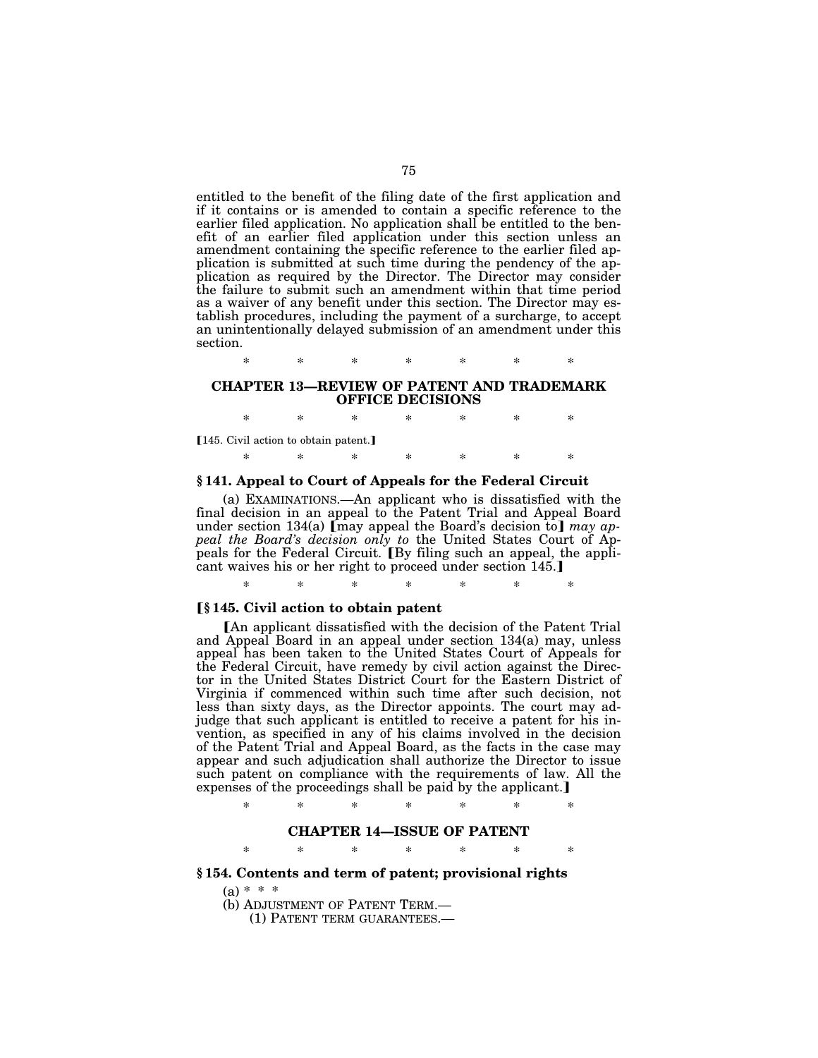entitled to the benefit of the filing date of the first application and if it contains or is amended to contain a specific reference to the earlier filed application. No application shall be entitled to the benefit of an earlier filed application under this section unless an amendment containing the specific reference to the earlier filed application is submitted at such time during the pendency of the application as required by the Director. The Director may consider the failure to submit such an amendment within that time period as a waiver of any benefit under this section. The Director may establish procedures, including the payment of a surcharge, to accept an unintentionally delayed submission of an amendment under this section.

\* \* \* \* \* \* \*

## CHAPTER 13—REVIEW OF PATENT AND TRADEMARK OFFICE DECISIONS

\* \* \* \* \* \* \*

【145. Civil action to obtain patent.】

\* \* \* \* \* \* \*

### § 141. Appeal to Court of Appeals for the Federal Circuit

(a) EXAMINATIONS.—An applicant who is dissatisfied with the final decision in an appeal to the Patent Trial and Appeal Board under section 134(a) 【may appeal the Board's decision to】 *may appeal the Board's decision only to* the United States Court of Appeals for the Federal Circuit. 【By filing such an appeal, the applicant waives his or her right to proceed under section 145.】

\* \* \* \* \* \* \*

### 【§ 145. Civil action to obtain patent

【An applicant dissatisfied with the decision of the Patent Trial and Appeal Board in an appeal under section 134(a) may, unless appeal has been taken to the United States Court of Appeals for the Federal Circuit, have remedy by civil action against the Director in the United States District Court for the Eastern District of Virginia if commenced within such time after such decision, not less than sixty days, as the Director appoints. The court may adjudge that such applicant is entitled to receive a patent for his invention, as specified in any of his claims involved in the decision of the Patent Trial and Appeal Board, as the facts in the case may appear and such adjudication shall authorize the Director to issue such patent on compliance with the requirements of law. All the expenses of the proceedings shall be paid by the applicant.】

\* \* \* \* \* \* \*

## CHAPTER 14—ISSUE OF PATENT

\* \* \* \* \* \* \*

### § 154. Contents and term of patent; provisional rights

(a) \* \* \*

(b) ADJUSTMENT OF PATENT TERM.—

(1) PATENT TERM GUARANTEES.—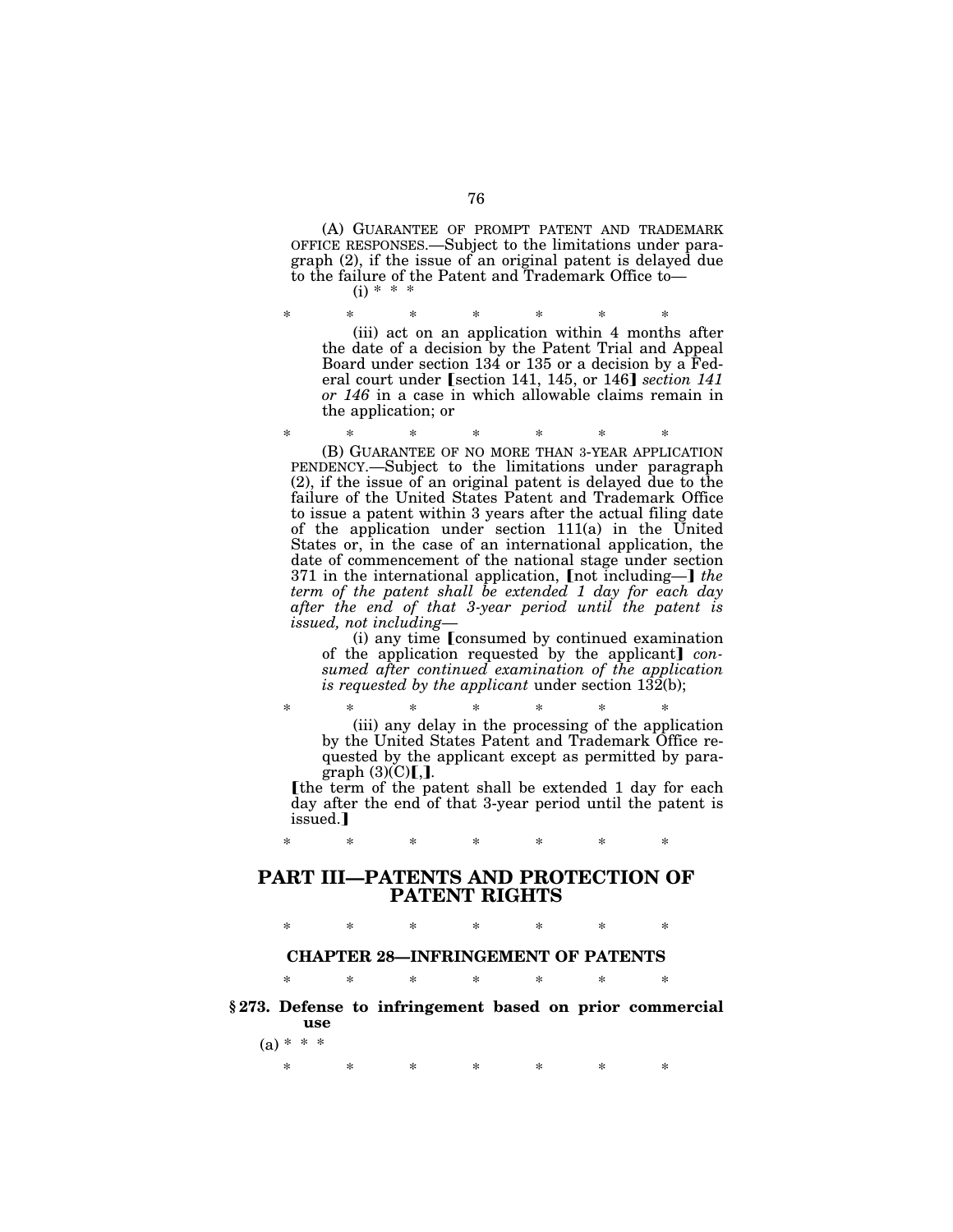(A) GUARANTEE OF PROMPT PATENT AND TRADEMARK OFFICE RESPONSES.—Subject to the limitations under paragraph (2), if the issue of an original patent is delayed due to the failure of the Patent and Trademark Office to—

(i) * * *

\* \* \* \* \* \* \*

(iii) act on an application within 4 months after the date of a decision by the Patent Trial and Appeal Board under section 134 or 135 or a decision by a Federal court under ❲section 141, 145, or 146❳ *section 141 or 146* in a case in which allowable claims remain in the application; or

\* \* \* \* \* \* \*

(B) GUARANTEE OF NO MORE THAN 3-YEAR APPLICATION PENDENCY.—Subject to the limitations under paragraph (2), if the issue of an original patent is delayed due to the failure of the United States Patent and Trademark Office to issue a patent within 3 years after the actual filing date of the application under section 111(a) in the United States or, in the case of an international application, the date of commencement of the national stage under section 371 in the international application, ❲not including—❳ *the term of the patent shall be extended 1 day for each day after the end of that 3-year period until the patent is issued, not including—*

(i) any time ❲consumed by continued examination of the application requested by the applicant❳ *consumed after continued examination of the application is requested by the applicant* under section 132(b);

\* \* \* \* \* \* \*

(iii) any delay in the processing of the application by the United States Patent and Trademark Office requested by the applicant except as permitted by paragraph (3)(C)❲,❳.

❲the term of the patent shall be extended 1 day for each day after the end of that 3-year period until the patent is issued.❳

\* \* \* \* \* \* \*

## PART III—PATENTS AND PROTECTION OF PATENT RIGHTS

\* \* \* \* \* \* \*

### CHAPTER 28—INFRINGEMENT OF PATENTS

\* \* \* \* \* \* \*

**§ 273. Defense to infringement based on prior commercial use**

(a) * * *

\* \* \* \* \* \* \*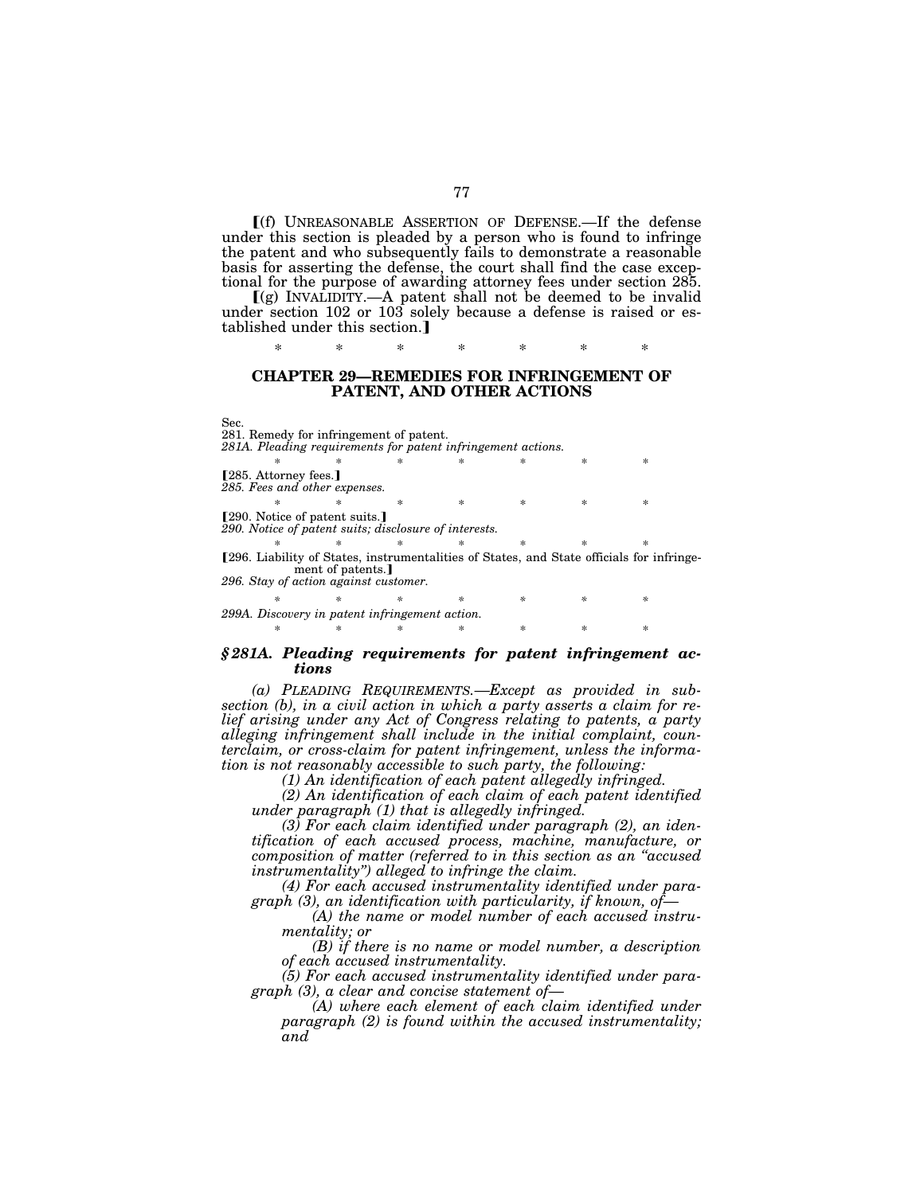⟦(f) UNREASONABLE ASSERTION OF DEFENSE.—If the defense under this section is pleaded by a person who is found to infringe the patent and who subsequently fails to demonstrate a reasonable basis for asserting the defense, the court shall find the case exceptional for the purpose of awarding attorney fees under section 285.

⟦(g) INVALIDITY.—A patent shall not be deemed to be invalid under section 102 or 103 solely because a defense is raised or established under this section.⟧

\* \* \* \* \* \* \*

## CHAPTER 29—REMEDIES FOR INFRINGEMENT OF PATENT, AND OTHER ACTIONS

Sec.
281. Remedy for infringement of patent.
*281A. Pleading requirements for patent infringement actions.*

\* \* \* \* \* \* \*

⟦285. Attorney fees.⟧
*285. Fees and other expenses.*

\* \* \* \* \* \* \*

⟦290. Notice of patent suits.⟧
*290. Notice of patent suits; disclosure of interests.*

\* \* \* \* \* \* \*

⟦296. Liability of States, instrumentalities of States, and State officials for infringement of patents.⟧
*296. Stay of action against customer.*

\* \* \* \* \* \* \*

*299A. Discovery in patent infringement action.*

\* \* \* \* \* \* \*

### *§281A. Pleading requirements for patent infringement actions*

*(a) PLEADING REQUIREMENTS.—Except as provided in subsection (b), in a civil action in which a party asserts a claim for relief arising under any Act of Congress relating to patents, a party alleging infringement shall include in the initial complaint, counterclaim, or cross-claim for patent infringement, unless the information is not reasonably accessible to such party, the following:*

*(1) An identification of each patent allegedly infringed.*

*(2) An identification of each claim of each patent identified under paragraph (1) that is allegedly infringed.*

*(3) For each claim identified under paragraph (2), an identification of each accused process, machine, manufacture, or composition of matter (referred to in this section as an "accused instrumentality") alleged to infringe the claim.*

*(4) For each accused instrumentality identified under paragraph (3), an identification with particularity, if known, of—*

*(A) the name or model number of each accused instrumentality; or*

*(B) if there is no name or model number, a description of each accused instrumentality.*

*(5) For each accused instrumentality identified under paragraph (3), a clear and concise statement of—*

*(A) where each element of each claim identified under paragraph (2) is found within the accused instrumentality; and*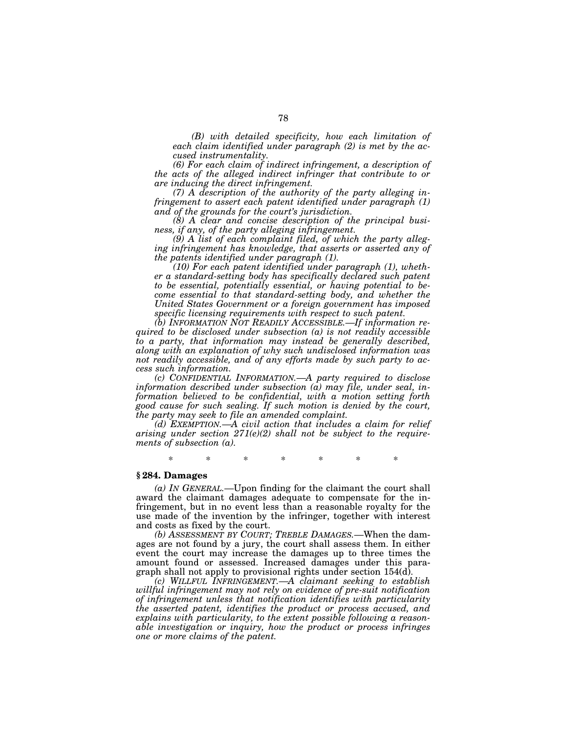*(B) with detailed specificity, how each limitation of each claim identified under paragraph (2) is met by the accused instrumentality.*

*(6) For each claim of indirect infringement, a description of the acts of the alleged indirect infringer that contribute to or are inducing the direct infringement.*

*(7) A description of the authority of the party alleging infringement to assert each patent identified under paragraph (1) and of the grounds for the court's jurisdiction.*

*(8) A clear and concise description of the principal business, if any, of the party alleging infringement.*

*(9) A list of each complaint filed, of which the party alleging infringement has knowledge, that asserts or asserted any of the patents identified under paragraph (1).*

*(10) For each patent identified under paragraph (1), whether a standard-setting body has specifically declared such patent to be essential, potentially essential, or having potential to become essential to that standard-setting body, and whether the United States Government or a foreign government has imposed specific licensing requirements with respect to such patent.*

*(b) INFORMATION NOT READILY ACCESSIBLE.—If information required to be disclosed under subsection (a) is not readily accessible to a party, that information may instead be generally described, along with an explanation of why such undisclosed information was not readily accessible, and of any efforts made by such party to access such information.*

*(c) CONFIDENTIAL INFORMATION.—A party required to disclose information described under subsection (a) may file, under seal, information believed to be confidential, with a motion setting forth good cause for such sealing. If such motion is denied by the court, the party may seek to file an amended complaint.*

*(d) EXEMPTION.—A civil action that includes a claim for relief arising under section 271(e)(2) shall not be subject to the requirements of subsection (a).*

\* \* \* \* \* \* \*

### § 284. Damages

*(a) IN GENERAL.*—Upon finding for the claimant the court shall award the claimant damages adequate to compensate for the infringement, but in no event less than a reasonable royalty for the use made of the invention by the infringer, together with interest and costs as fixed by the court.

*(b) ASSESSMENT BY COURT; TREBLE DAMAGES.*—When the damages are not found by a jury, the court shall assess them. In either event the court may increase the damages up to three times the amount found or assessed. Increased damages under this paragraph shall not apply to provisional rights under section 154(d).

*(c) WILLFUL INFRINGEMENT.—A claimant seeking to establish willful infringement may not rely on evidence of pre-suit notification of infringement unless that notification identifies with particularity the asserted patent, identifies the product or process accused, and explains with particularity, to the extent possible following a reasonable investigation or inquiry, how the product or process infringes one or more claims of the patent.*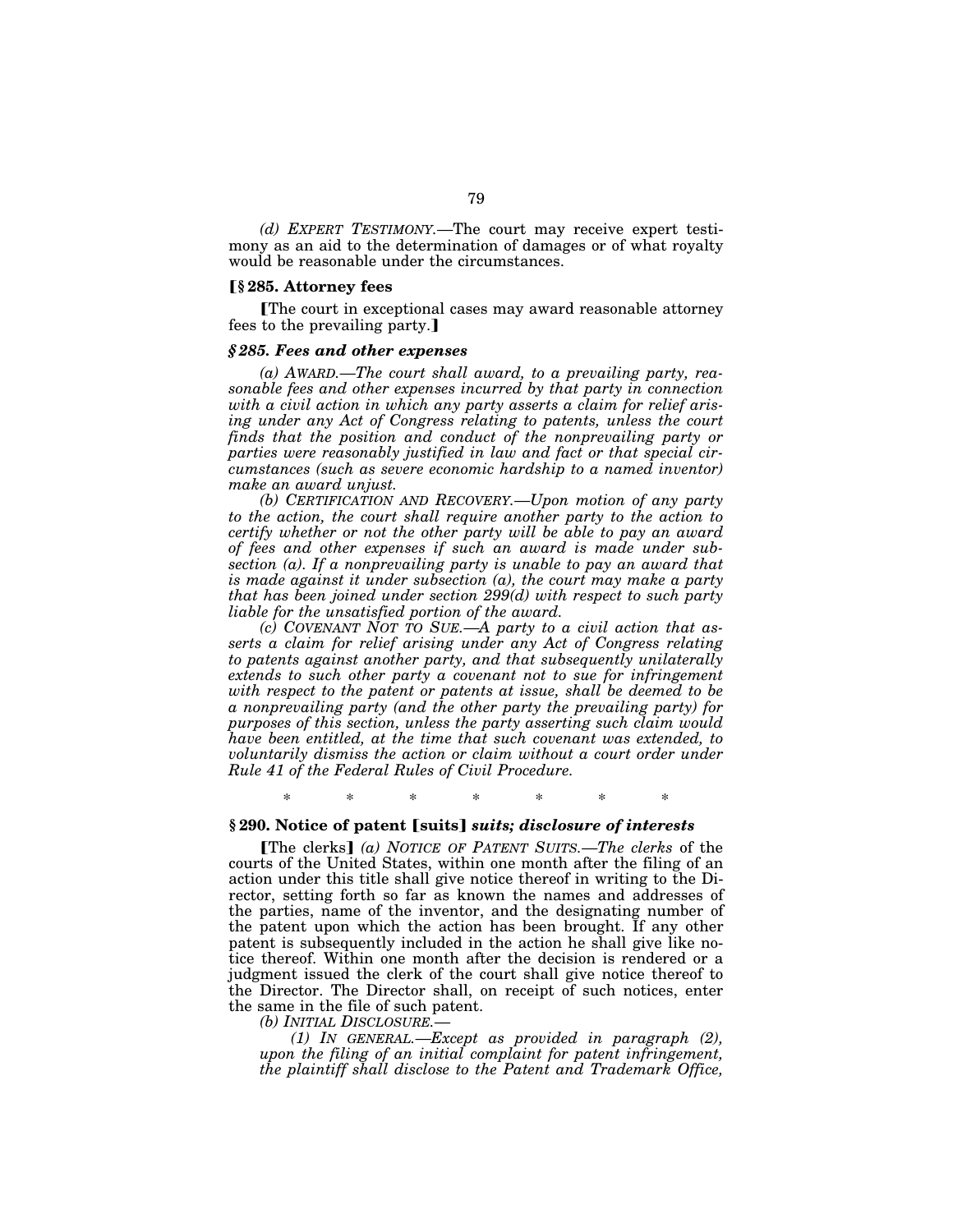*(d) EXPERT TESTIMONY.*—The court may receive expert testimony as an aid to the determination of damages or of what royalty would be reasonable under the circumstances.

**[§ 285. Attorney fees**

[The court in exceptional cases may award reasonable attorney fees to the prevailing party.]

***§ 285. Fees and other expenses***

*(a) AWARD.—The court shall award, to a prevailing party, reasonable fees and other expenses incurred by that party in connection with a civil action in which any party asserts a claim for relief arising under any Act of Congress relating to patents, unless the court finds that the position and conduct of the nonprevailing party or parties were reasonably justified in law and fact or that special circumstances (such as severe economic hardship to a named inventor) make an award unjust.*

*(b) CERTIFICATION AND RECOVERY.—Upon motion of any party to the action, the court shall require another party to the action to certify whether or not the other party will be able to pay an award of fees and other expenses if such an award is made under subsection (a). If a nonprevailing party is unable to pay an award that is made against it under subsection (a), the court may make a party that has been joined under section 299(d) with respect to such party liable for the unsatisfied portion of the award.*

*(c) COVENANT NOT TO SUE.—A party to a civil action that asserts a claim for relief arising under any Act of Congress relating to patents against another party, and that subsequently unilaterally extends to such other party a covenant not to sue for infringement with respect to the patent or patents at issue, shall be deemed to be a nonprevailing party (and the other party the prevailing party) for purposes of this section, unless the party asserting such claim would have been entitled, at the time that such covenant was extended, to voluntarily dismiss the action or claim without a court order under Rule 41 of the Federal Rules of Civil Procedure.*

\* \* \* \* \* \* \*

**§ 290. Notice of patent [suits]** ***suits; disclosure of interests***

[The clerks] *(a) NOTICE OF PATENT SUITS.—The clerks* of the courts of the United States, within one month after the filing of an action under this title shall give notice thereof in writing to the Director, setting forth so far as known the names and addresses of the parties, name of the inventor, and the designating number of the patent upon which the action has been brought. If any other patent is subsequently included in the action he shall give like notice thereof. Within one month after the decision is rendered or a judgment issued the clerk of the court shall give notice thereof to the Director. The Director shall, on receipt of such notices, enter the same in the file of such patent.

*(b) INITIAL DISCLOSURE.—*

*(1) IN GENERAL.—Except as provided in paragraph (2), upon the filing of an initial complaint for patent infringement, the plaintiff shall disclose to the Patent and Trademark Office,*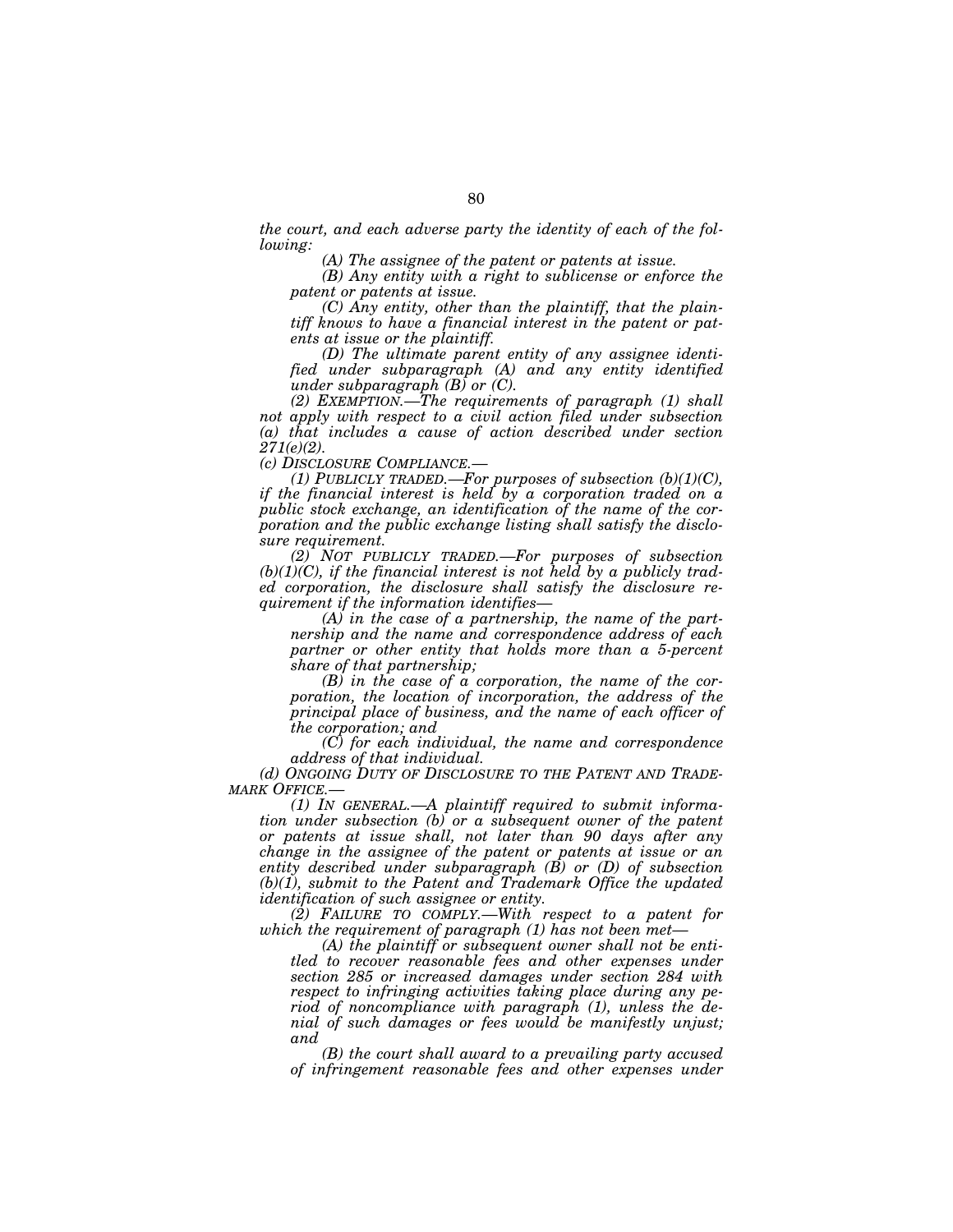*the court, and each adverse party the identity of each of the following:*

*(A) The assignee of the patent or patents at issue.*

*(B) Any entity with a right to sublicense or enforce the patent or patents at issue.*

*(C) Any entity, other than the plaintiff, that the plaintiff knows to have a financial interest in the patent or patents at issue or the plaintiff.*

*(D) The ultimate parent entity of any assignee identified under subparagraph (A) and any entity identified under subparagraph (B) or (C).*

*(2) EXEMPTION.—The requirements of paragraph (1) shall not apply with respect to a civil action filed under subsection (a) that includes a cause of action described under section 271(e)(2).*

*(c) DISCLOSURE COMPLIANCE.—*

*(1) PUBLICLY TRADED.—For purposes of subsection (b)(1)(C), if the financial interest is held by a corporation traded on a public stock exchange, an identification of the name of the corporation and the public exchange listing shall satisfy the disclosure requirement.*

*(2) NOT PUBLICLY TRADED.—For purposes of subsection (b)(1)(C), if the financial interest is not held by a publicly traded corporation, the disclosure shall satisfy the disclosure requirement if the information identifies—*

*(A) in the case of a partnership, the name of the partnership and the name and correspondence address of each partner or other entity that holds more than a 5-percent share of that partnership;*

*(B) in the case of a corporation, the name of the corporation, the location of incorporation, the address of the principal place of business, and the name of each officer of the corporation; and*

*(C) for each individual, the name and correspondence address of that individual.*

*(d) ONGOING DUTY OF DISCLOSURE TO THE PATENT AND TRADEMARK OFFICE.—*

*(1) IN GENERAL.—A plaintiff required to submit information under subsection (b) or a subsequent owner of the patent or patents at issue shall, not later than 90 days after any change in the assignee of the patent or patents at issue or an entity described under subparagraph (B) or (D) of subsection (b)(1), submit to the Patent and Trademark Office the updated identification of such assignee or entity.*

*(2) FAILURE TO COMPLY.—With respect to a patent for which the requirement of paragraph (1) has not been met—*

*(A) the plaintiff or subsequent owner shall not be entitled to recover reasonable fees and other expenses under section 285 or increased damages under section 284 with respect to infringing activities taking place during any period of noncompliance with paragraph (1), unless the denial of such damages or fees would be manifestly unjust; and*

*(B) the court shall award to a prevailing party accused of infringement reasonable fees and other expenses under*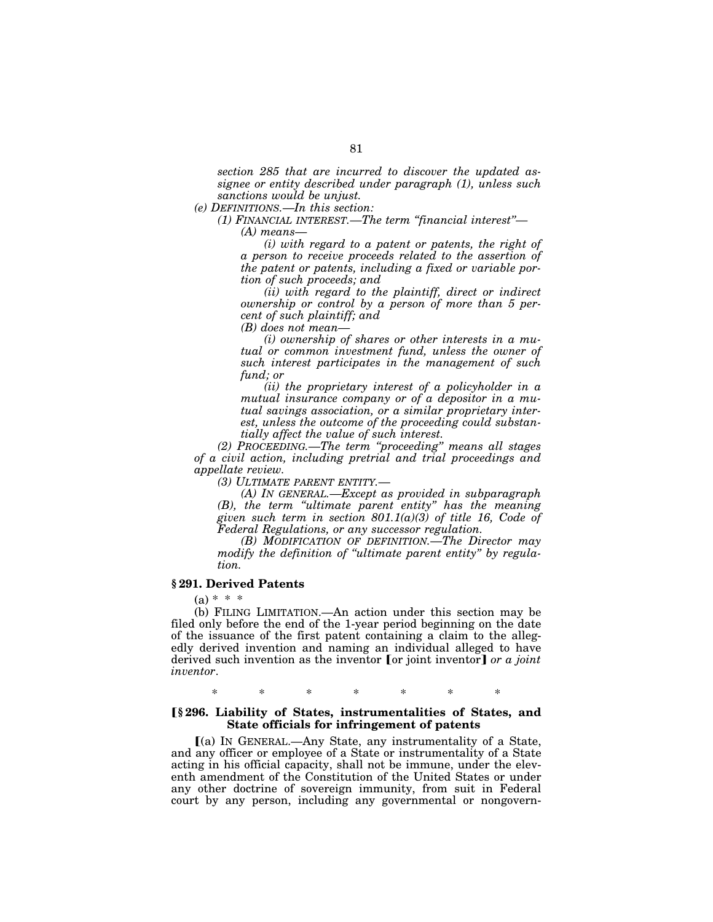*section 285 that are incurred to discover the updated assignee or entity described under paragraph (1), unless such sanctions would be unjust.*

*(e) DEFINITIONS.—In this section:*

*(1) FINANCIAL INTEREST.—The term "financial interest"—*

*(A) means—*

*(i) with regard to a patent or patents, the right of a person to receive proceeds related to the assertion of the patent or patents, including a fixed or variable portion of such proceeds; and*

*(ii) with regard to the plaintiff, direct or indirect ownership or control by a person of more than 5 percent of such plaintiff; and*

*(B) does not mean—*

*(i) ownership of shares or other interests in a mutual or common investment fund, unless the owner of such interest participates in the management of such fund; or*

*(ii) the proprietary interest of a policyholder in a mutual insurance company or of a depositor in a mutual savings association, or a similar proprietary interest, unless the outcome of the proceeding could substantially affect the value of such interest.*

*(2) PROCEEDING.—The term "proceeding" means all stages of a civil action, including pretrial and trial proceedings and appellate review.*

*(3) ULTIMATE PARENT ENTITY.—*

*(A) IN GENERAL.—Except as provided in subparagraph (B), the term "ultimate parent entity" has the meaning given such term in section 801.1(a)(3) of title 16, Code of Federal Regulations, or any successor regulation.*

*(B) MODIFICATION OF DEFINITION.—The Director may modify the definition of "ultimate parent entity" by regulation.*

### § 291. Derived Patents

(a) * * *

(b) FILING LIMITATION.—An action under this section may be filed only before the end of the 1-year period beginning on the date of the issuance of the first patent containing a claim to the allegedly derived invention and naming an individual alleged to have derived such invention as the inventor [or joint inventor] *or a joint inventor*.

\* \* \* \* \* \* \*

### [§ 296. Liability of States, instrumentalities of States, and State officials for infringement of patents

[(a) IN GENERAL.—Any State, any instrumentality of a State, and any officer or employee of a State or instrumentality of a State acting in his official capacity, shall not be immune, under the eleventh amendment of the Constitution of the United States or under any other doctrine of sovereign immunity, from suit in Federal court by any person, including any governmental or nongovern-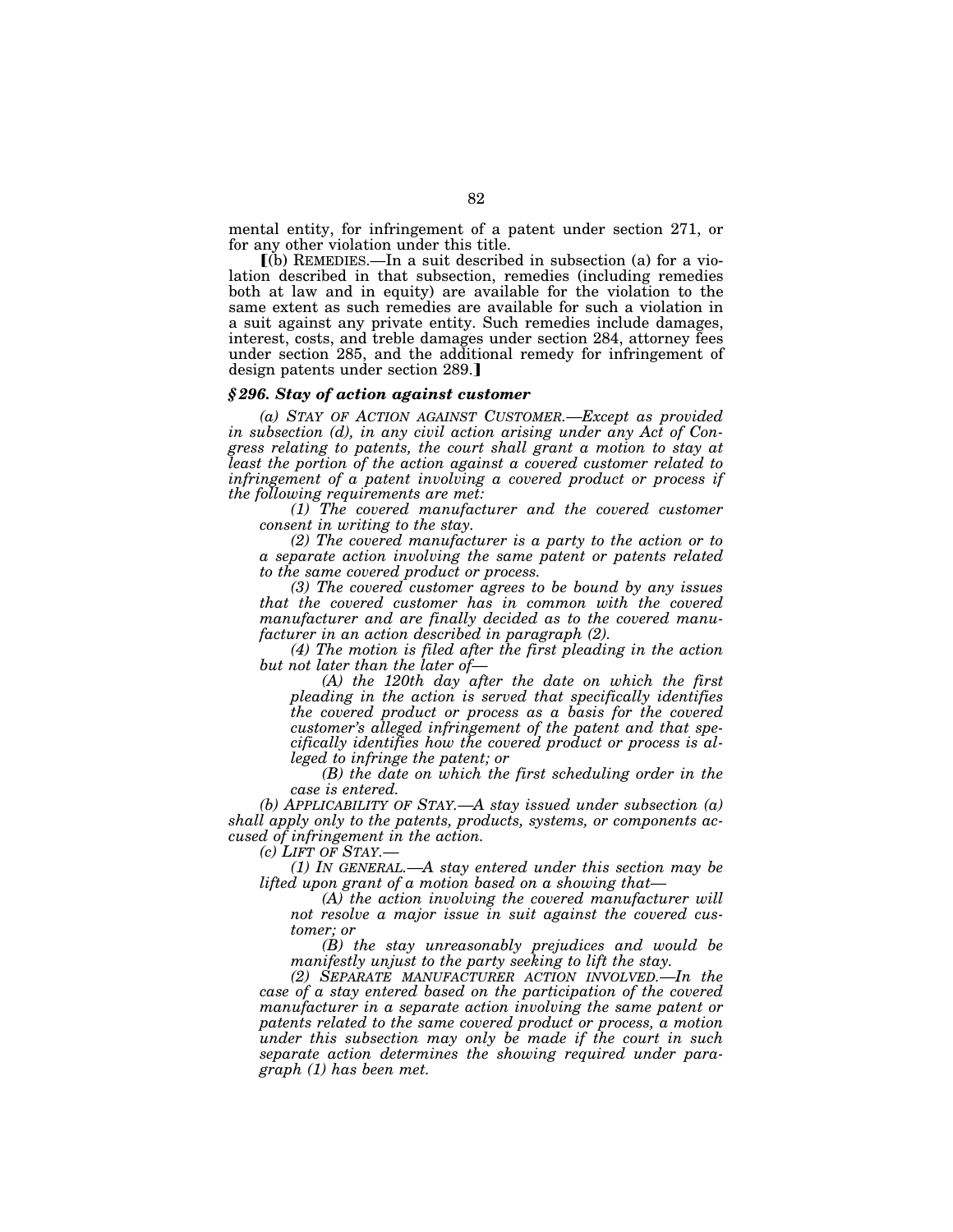mental entity, for infringement of a patent under section 271, or for any other violation under this title.

[(b) REMEDIES.—In a suit described in subsection (a) for a violation described in that subsection, remedies (including remedies both at law and in equity) are available for the violation to the same extent as such remedies are available for such a violation in a suit against any private entity. Such remedies include damages, interest, costs, and treble damages under section 284, attorney fees under section 285, and the additional remedy for infringement of design patents under section 289.]

### *§ 296. Stay of action against customer*

*(a) STAY OF ACTION AGAINST CUSTOMER.—Except as provided in subsection (d), in any civil action arising under any Act of Congress relating to patents, the court shall grant a motion to stay at least the portion of the action against a covered customer related to infringement of a patent involving a covered product or process if the following requirements are met:*

*(1) The covered manufacturer and the covered customer consent in writing to the stay.*

*(2) The covered manufacturer is a party to the action or to a separate action involving the same patent or patents related to the same covered product or process.*

*(3) The covered customer agrees to be bound by any issues that the covered customer has in common with the covered manufacturer and are finally decided as to the covered manufacturer in an action described in paragraph (2).*

*(4) The motion is filed after the first pleading in the action but not later than the later of—*

*(A) the 120th day after the date on which the first pleading in the action is served that specifically identifies the covered product or process as a basis for the covered customer's alleged infringement of the patent and that specifically identifies how the covered product or process is alleged to infringe the patent; or*

*(B) the date on which the first scheduling order in the case is entered.*

*(b) APPLICABILITY OF STAY.—A stay issued under subsection (a) shall apply only to the patents, products, systems, or components accused of infringement in the action.*

*(c) LIFT OF STAY.—*

*(1) IN GENERAL.—A stay entered under this section may be lifted upon grant of a motion based on a showing that—*

*(A) the action involving the covered manufacturer will not resolve a major issue in suit against the covered customer; or*

*(B) the stay unreasonably prejudices and would be manifestly unjust to the party seeking to lift the stay.*

*(2) SEPARATE MANUFACTURER ACTION INVOLVED.—In the case of a stay entered based on the participation of the covered manufacturer in a separate action involving the same patent or patents related to the same covered product or process, a motion under this subsection may only be made if the court in such separate action determines the showing required under paragraph (1) has been met.*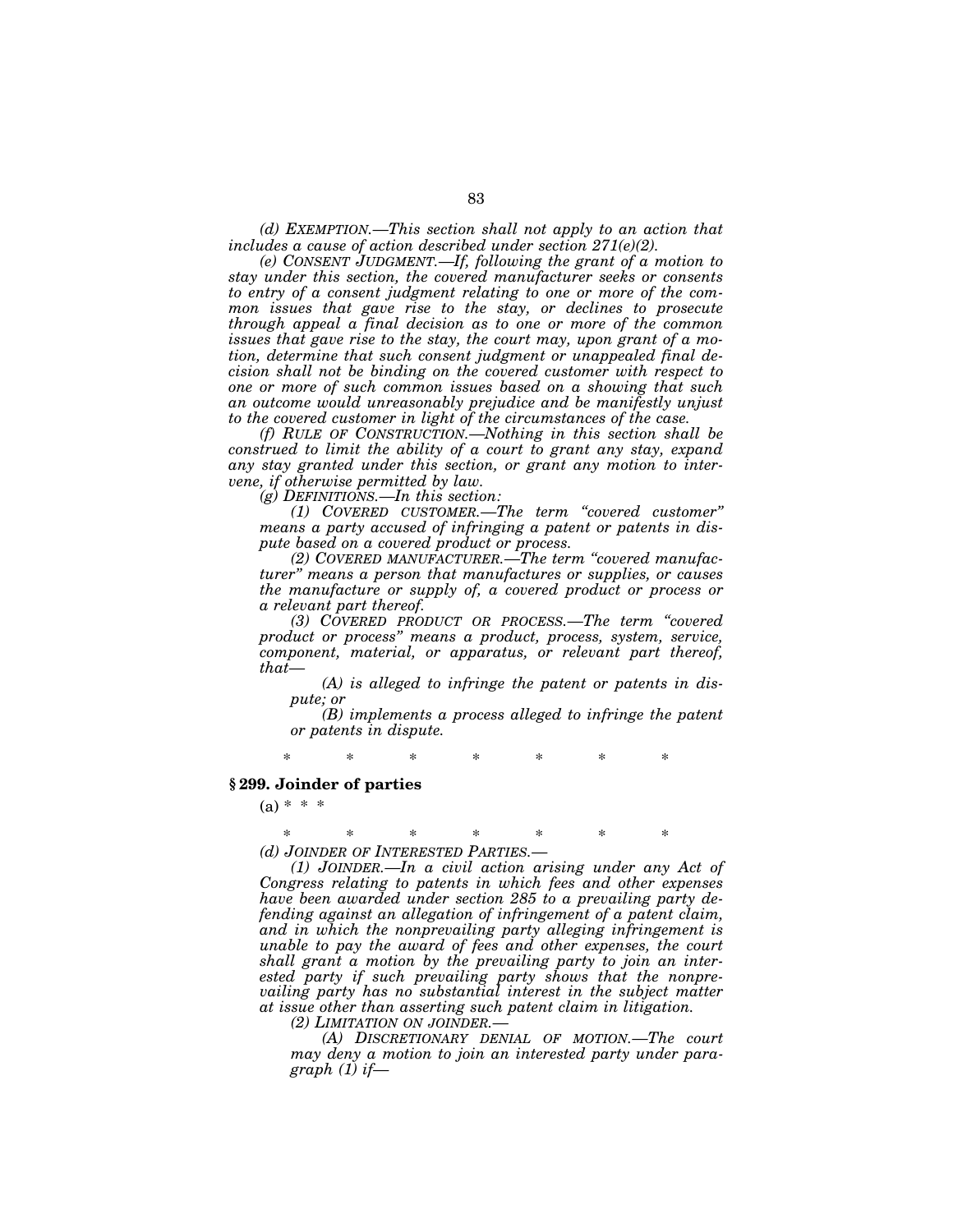*(d) EXEMPTION.—This section shall not apply to an action that includes a cause of action described under section 271(e)(2).*

*(e) CONSENT JUDGMENT.—If, following the grant of a motion to stay under this section, the covered manufacturer seeks or consents to entry of a consent judgment relating to one or more of the common issues that gave rise to the stay, or declines to prosecute through appeal a final decision as to one or more of the common issues that gave rise to the stay, the court may, upon grant of a motion, determine that such consent judgment or unappealed final decision shall not be binding on the covered customer with respect to one or more of such common issues based on a showing that such an outcome would unreasonably prejudice and be manifestly unjust to the covered customer in light of the circumstances of the case.*

*(f) RULE OF CONSTRUCTION.—Nothing in this section shall be construed to limit the ability of a court to grant any stay, expand any stay granted under this section, or grant any motion to intervene, if otherwise permitted by law.*

*(g) DEFINITIONS.—In this section:*

*(1) COVERED CUSTOMER.—The term "covered customer" means a party accused of infringing a patent or patents in dispute based on a covered product or process.*

*(2) COVERED MANUFACTURER.—The term "covered manufacturer" means a person that manufactures or supplies, or causes the manufacture or supply of, a covered product or process or a relevant part thereof.*

*(3) COVERED PRODUCT OR PROCESS.—The term "covered product or process" means a product, process, system, service, component, material, or apparatus, or relevant part thereof, that—*

*(A) is alleged to infringe the patent or patents in dispute; or*

*(B) implements a process alleged to infringe the patent or patents in dispute.*

\* \* \* \* \* \* \*

**§ 299. Joinder of parties**

(a) \* \* \*

\* \* \* \* \* \* \*

*(d) JOINDER OF INTERESTED PARTIES.—*

*(1) JOINDER.—In a civil action arising under any Act of Congress relating to patents in which fees and other expenses have been awarded under section 285 to a prevailing party defending against an allegation of infringement of a patent claim, and in which the nonprevailing party alleging infringement is unable to pay the award of fees and other expenses, the court shall grant a motion by the prevailing party to join an interested party if such prevailing party shows that the nonprevailing party has no substantial interest in the subject matter at issue other than asserting such patent claim in litigation.*

*(2) LIMITATION ON JOINDER.—*

*(A) DISCRETIONARY DENIAL OF MOTION.—The court may deny a motion to join an interested party under paragraph (1) if—*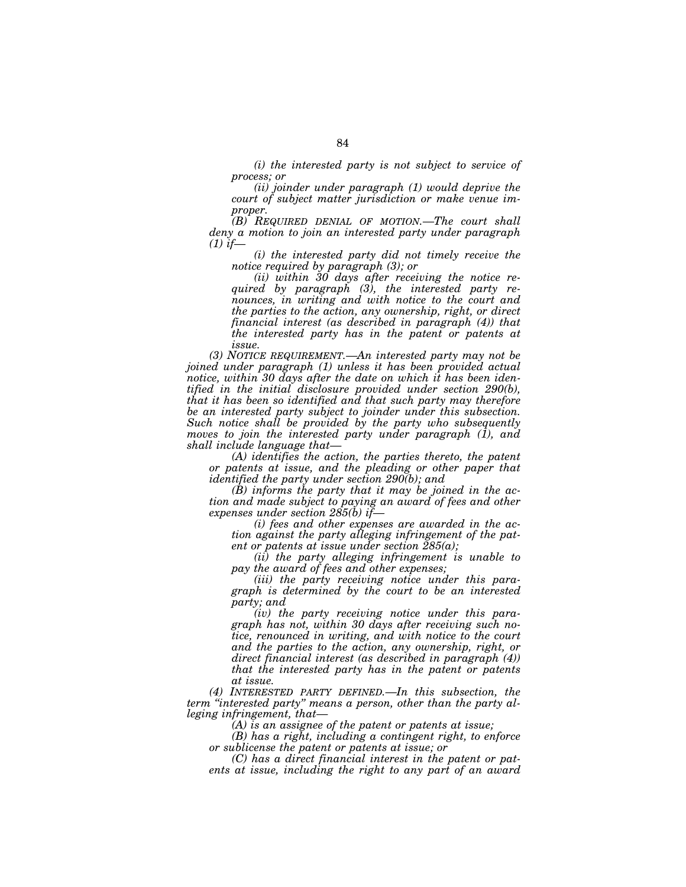*(i) the interested party is not subject to service of process; or*

*(ii) joinder under paragraph (1) would deprive the court of subject matter jurisdiction or make venue improper.*

*(B) REQUIRED DENIAL OF MOTION.—The court shall deny a motion to join an interested party under paragraph (1) if—*

*(i) the interested party did not timely receive the notice required by paragraph (3); or*

*(ii) within 30 days after receiving the notice required by paragraph (3), the interested party renounces, in writing and with notice to the court and the parties to the action, any ownership, right, or direct financial interest (as described in paragraph (4)) that the interested party has in the patent or patents at issue.*

*(3) NOTICE REQUIREMENT.—An interested party may not be joined under paragraph (1) unless it has been provided actual notice, within 30 days after the date on which it has been identified in the initial disclosure provided under section 290(b), that it has been so identified and that such party may therefore be an interested party subject to joinder under this subsection. Such notice shall be provided by the party who subsequently moves to join the interested party under paragraph (1), and shall include language that—*

*(A) identifies the action, the parties thereto, the patent or patents at issue, and the pleading or other paper that identified the party under section 290(b); and*

*(B) informs the party that it may be joined in the action and made subject to paying an award of fees and other expenses under section 285(b) if—*

*(i) fees and other expenses are awarded in the action against the party alleging infringement of the patent or patents at issue under section 285(a);*

*(ii) the party alleging infringement is unable to pay the award of fees and other expenses;*

*(iii) the party receiving notice under this paragraph is determined by the court to be an interested party; and*

*(iv) the party receiving notice under this paragraph has not, within 30 days after receiving such notice, renounced in writing, and with notice to the court and the parties to the action, any ownership, right, or direct financial interest (as described in paragraph (4)) that the interested party has in the patent or patents at issue.*

*(4) INTERESTED PARTY DEFINED.—In this subsection, the term "interested party" means a person, other than the party alleging infringement, that—*

*(A) is an assignee of the patent or patents at issue;*

*(B) has a right, including a contingent right, to enforce or sublicense the patent or patents at issue; or*

*(C) has a direct financial interest in the patent or patents at issue, including the right to any part of an award*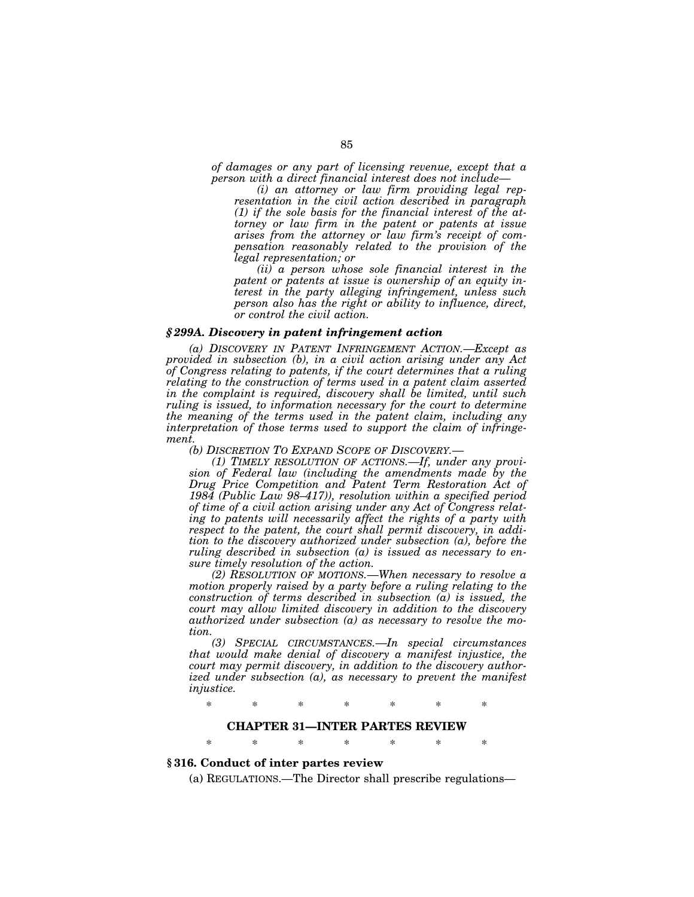*of damages or any part of licensing revenue, except that a person with a direct financial interest does not include—*

*(i) an attorney or law firm providing legal representation in the civil action described in paragraph (1) if the sole basis for the financial interest of the attorney or law firm in the patent or patents at issue arises from the attorney or law firm's receipt of compensation reasonably related to the provision of the legal representation; or*

*(ii) a person whose sole financial interest in the patent or patents at issue is ownership of an equity interest in the party alleging infringement, unless such person also has the right or ability to influence, direct, or control the civil action.*

### *§299A. Discovery in patent infringement action*

*(a) DISCOVERY IN PATENT INFRINGEMENT ACTION.—Except as provided in subsection (b), in a civil action arising under any Act of Congress relating to patents, if the court determines that a ruling relating to the construction of terms used in a patent claim asserted in the complaint is required, discovery shall be limited, until such ruling is issued, to information necessary for the court to determine the meaning of the terms used in the patent claim, including any interpretation of those terms used to support the claim of infringement.*

*(b) DISCRETION TO EXPAND SCOPE OF DISCOVERY.—*

*(1) TIMELY RESOLUTION OF ACTIONS.—If, under any provision of Federal law (including the amendments made by the Drug Price Competition and Patent Term Restoration Act of 1984 (Public Law 98–417)), resolution within a specified period of time of a civil action arising under any Act of Congress relating to patents will necessarily affect the rights of a party with respect to the patent, the court shall permit discovery, in addition to the discovery authorized under subsection (a), before the ruling described in subsection (a) is issued as necessary to ensure timely resolution of the action.*

*(2) RESOLUTION OF MOTIONS.—When necessary to resolve a motion properly raised by a party before a ruling relating to the construction of terms described in subsection (a) is issued, the court may allow limited discovery in addition to the discovery authorized under subsection (a) as necessary to resolve the motion.*

*(3) SPECIAL CIRCUMSTANCES.—In special circumstances that would make denial of discovery a manifest injustice, the court may permit discovery, in addition to the discovery authorized under subsection (a), as necessary to prevent the manifest injustice.*

\* \* \* \* \* \* \*

## CHAPTER 31—INTER PARTES REVIEW

\* \* \* \* \* \* \*

### §316. Conduct of inter partes review

(a) REGULATIONS.—The Director shall prescribe regulations—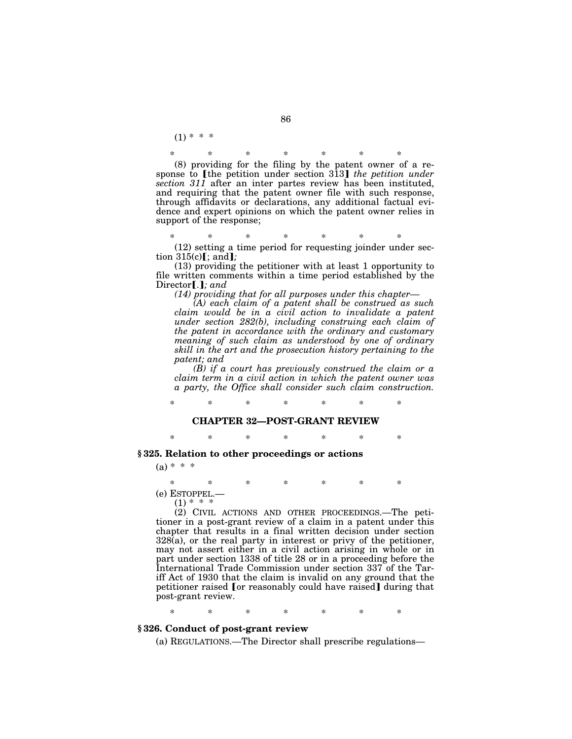(1) * * *

\* \* \* \* \* \* \*

(8) providing for the filing by the patent owner of a response to 【the petition under section 313】 *the petition under section 311* after an inter partes review has been instituted, and requiring that the patent owner file with such response, through affidavits or declarations, any additional factual evidence and expert opinions on which the patent owner relies in support of the response;

\* \* \* \* \* \* \*

(12) setting a time period for requesting joinder under section 315(c)【; and】*;*

(13) providing the petitioner with at least 1 opportunity to file written comments within a time period established by the Director【.】*; and*

*(14) providing that for all purposes under this chapter—*

*(A) each claim of a patent shall be construed as such claim would be in a civil action to invalidate a patent under section 282(b), including construing each claim of the patent in accordance with the ordinary and customary meaning of such claim as understood by one of ordinary skill in the art and the prosecution history pertaining to the patent; and*

*(B) if a court has previously construed the claim or a claim term in a civil action in which the patent owner was a party, the Office shall consider such claim construction.*

\* \* \* \* \* \* \*

## CHAPTER 32—POST-GRANT REVIEW

\* \* \* \* \* \* \*

### § 325. Relation to other proceedings or actions

(a) * * *

\* \* \* \* \* \* \*

(e) ESTOPPEL.—

(1) * * *

(2) CIVIL ACTIONS AND OTHER PROCEEDINGS.—The petitioner in a post-grant review of a claim in a patent under this chapter that results in a final written decision under section 328(a), or the real party in interest or privy of the petitioner, may not assert either in a civil action arising in whole or in part under section 1338 of title 28 or in a proceeding before the International Trade Commission under section 337 of the Tariff Act of 1930 that the claim is invalid on any ground that the petitioner raised 【or reasonably could have raised】 during that post-grant review.

\* \* \* \* \* \* \*

### § 326. Conduct of post-grant review

(a) REGULATIONS.—The Director shall prescribe regulations—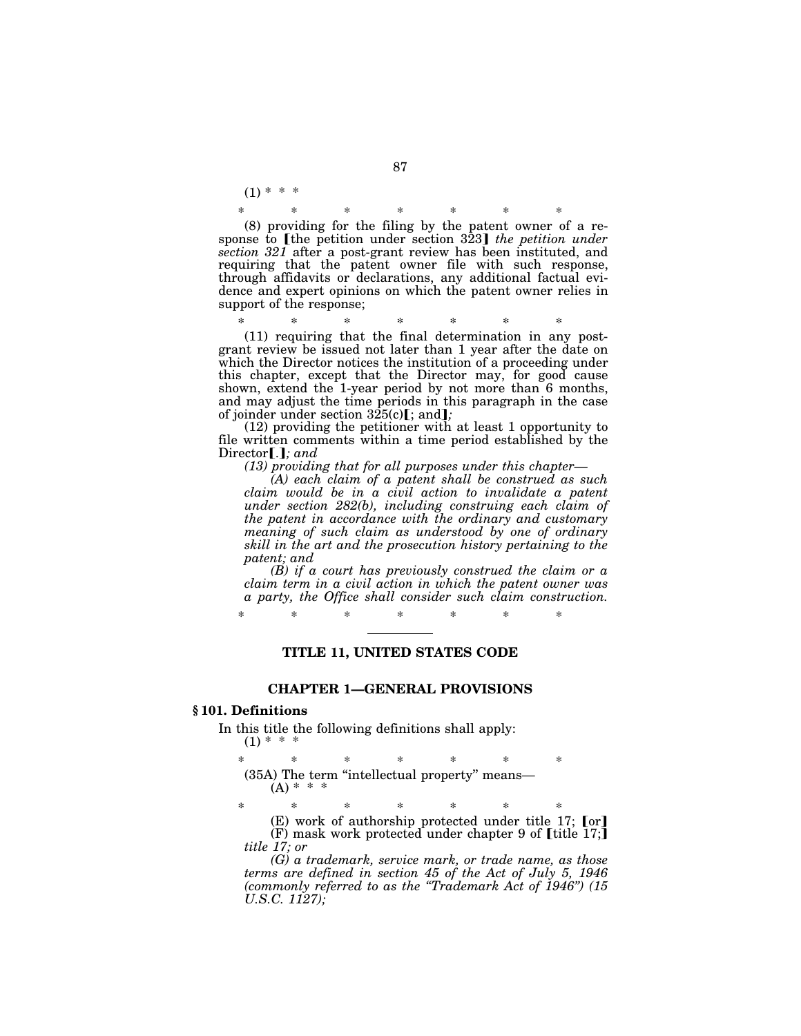(1) * * *

\*       \*       \*       \*       \*       \*       \*

(8) providing for the filing by the patent owner of a response to [the petition under section 323] *the petition under section 321* after a post-grant review has been instituted, and requiring that the patent owner file with such response, through affidavits or declarations, any additional factual evidence and expert opinions on which the patent owner relies in support of the response;

\*       \*       \*       \*       \*       \*       \*

(11) requiring that the final determination in any post-grant review be issued not later than 1 year after the date on which the Director notices the institution of a proceeding under this chapter, except that the Director may, for good cause shown, extend the 1-year period by not more than 6 months, and may adjust the time periods in this paragraph in the case of joinder under section 325(c)[; and]*;*

(12) providing the petitioner with at least 1 opportunity to file written comments within a time period established by the Director[.]*; and*

*(13) providing that for all purposes under this chapter—*

*(A) each claim of a patent shall be construed as such claim would be in a civil action to invalidate a patent under section 282(b), including construing each claim of the patent in accordance with the ordinary and customary meaning of such claim as understood by one of ordinary skill in the art and the prosecution history pertaining to the patent; and*

*(B) if a court has previously construed the claim or a claim term in a civil action in which the patent owner was a party, the Office shall consider such claim construction.*

\*       \*       \*       \*       \*       \*       \*

---

## TITLE 11, UNITED STATES CODE

### CHAPTER 1—GENERAL PROVISIONS

**§ 101. Definitions**

In this title the following definitions shall apply:

(1) * * *

\*       \*       \*       \*       \*       \*       \*

(35A) The term "intellectual property" means—

(A) * * *

\*       \*       \*       \*       \*       \*       \*

(E) work of authorship protected under title 17; [or]

(F) mask work protected under chapter 9 of [title 17;] *title 17; or*

*(G) a trademark, service mark, or trade name, as those terms are defined in section 45 of the Act of July 5, 1946 (commonly referred to as the "Trademark Act of 1946") (15 U.S.C. 1127);*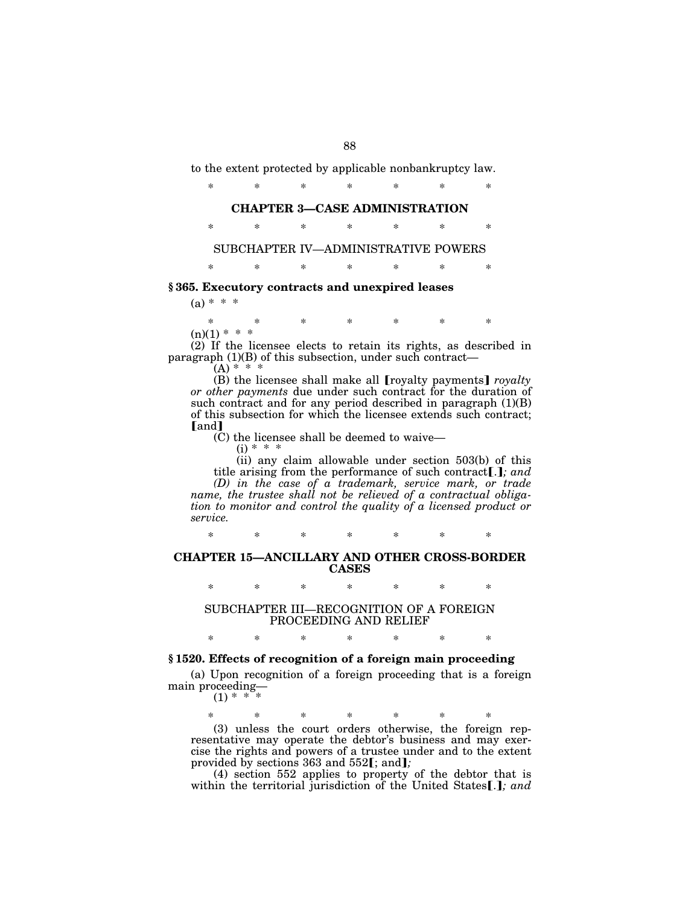to the extent protected by applicable nonbankruptcy law.

\* \* \* \* \* \* \*

## CHAPTER 3—CASE ADMINISTRATION

\* \* \* \* \* \* \*

### SUBCHAPTER IV—ADMINISTRATIVE POWERS

\* \* \* \* \* \* \*

**§ 365. Executory contracts and unexpired leases**

(a) \* \* \*

\* \* \* \* \* \* \*

(n)(1) \* \* \*

(2) If the licensee elects to retain its rights, as described in paragraph (1)(B) of this subsection, under such contract—

(A) \* \* \*

(B) the licensee shall make all ⟦royalty payments⟧ *royalty or other payments* due under such contract for the duration of such contract and for any period described in paragraph (1)(B) of this subsection for which the licensee extends such contract; ⟦and⟧

(C) the licensee shall be deemed to waive—

(i) \* \* \*

(ii) any claim allowable under section 503(b) of this title arising from the performance of such contract⟦.⟧*; and*

*(D) in the case of a trademark, service mark, or trade name, the trustee shall not be relieved of a contractual obligation to monitor and control the quality of a licensed product or service.*

\* \* \* \* \* \* \*

## CHAPTER 15—ANCILLARY AND OTHER CROSS-BORDER CASES

\* \* \* \* \* \* \*

### SUBCHAPTER III—RECOGNITION OF A FOREIGN PROCEEDING AND RELIEF

\* \* \* \* \* \* \*

**§ 1520. Effects of recognition of a foreign main proceeding**

(a) Upon recognition of a foreign proceeding that is a foreign main proceeding—

(1) \* \* \*

\* \* \* \* \* \* \*

(3) unless the court orders otherwise, the foreign representative may operate the debtor's business and may exercise the rights and powers of a trustee under and to the extent provided by sections 363 and 552⟦; and⟧*;*

(4) section 552 applies to property of the debtor that is within the territorial jurisdiction of the United States⟦.⟧*; and*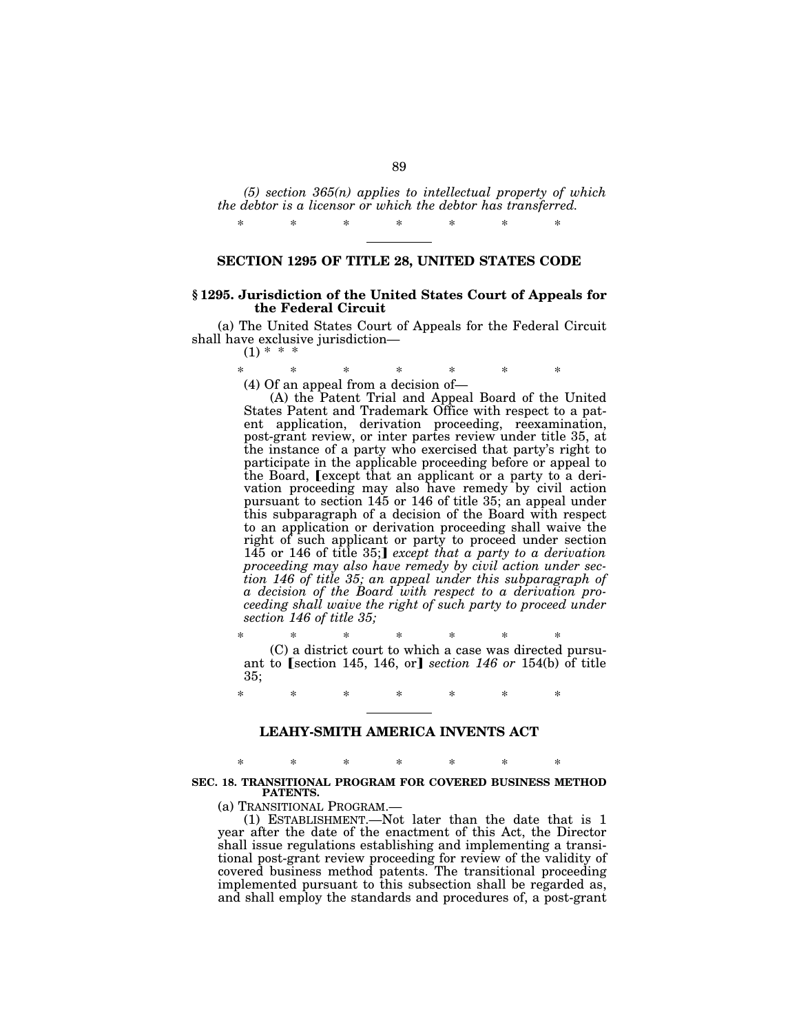*(5) section 365(n) applies to intellectual property of which the debtor is a licensor or which the debtor has transferred.*

\* \* \* \* \* \* \*

---

## SECTION 1295 OF TITLE 28, UNITED STATES CODE

### § 1295. Jurisdiction of the United States Court of Appeals for the Federal Circuit

(a) The United States Court of Appeals for the Federal Circuit shall have exclusive jurisdiction—

(1) \* \* \*

\* \* \* \* \* \* \*

(4) Of an appeal from a decision of—

(A) the Patent Trial and Appeal Board of the United States Patent and Trademark Office with respect to a patent application, derivation proceeding, reexamination, post-grant review, or inter partes review under title 35, at the instance of a party who exercised that party's right to participate in the applicable proceeding before or appeal to the Board, 【except that an applicant or a party to a derivation proceeding may also have remedy by civil action pursuant to section 145 or 146 of title 35; an appeal under this subparagraph of a decision of the Board with respect to an application or derivation proceeding shall waive the right of such applicant or party to proceed under section 145 or 146 of title 35;】 *except that a party to a derivation proceeding may also have remedy by civil action under section 146 of title 35; an appeal under this subparagraph of a decision of the Board with respect to a derivation proceeding shall waive the right of such party to proceed under section 146 of title 35;*

\* \* \* \* \* \* \*

(C) a district court to which a case was directed pursuant to 【section 145, 146, or】 *section 146 or* 154(b) of title 35;

\* \* \* \* \* \* \*

---

## LEAHY-SMITH AMERICA INVENTS ACT

\* \* \* \* \* \* \*

### SEC. 18. TRANSITIONAL PROGRAM FOR COVERED BUSINESS METHOD PATENTS.

(a) TRANSITIONAL PROGRAM.—

(1) ESTABLISHMENT.—Not later than the date that is 1 year after the date of the enactment of this Act, the Director shall issue regulations establishing and implementing a transitional post-grant review proceeding for review of the validity of covered business method patents. The transitional proceeding implemented pursuant to this subsection shall be regarded as, and shall employ the standards and procedures of, a post-grant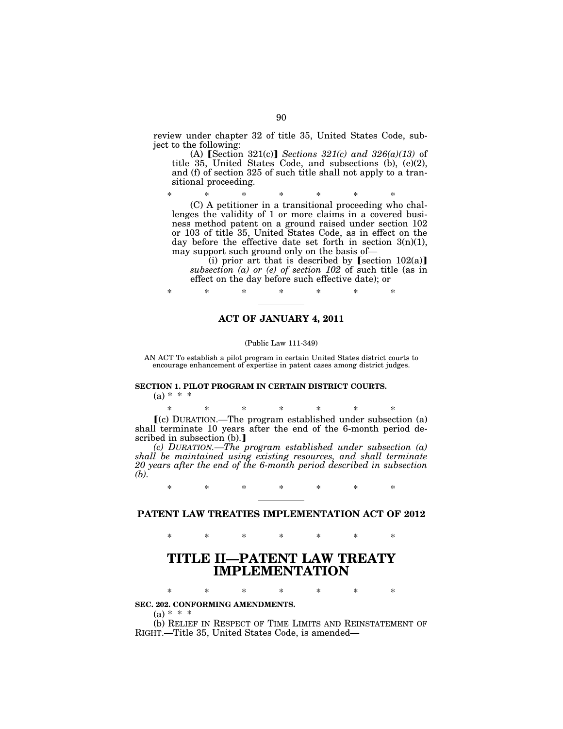review under chapter 32 of title 35, United States Code, subject to the following:

(A) [Section 321(c)] *Sections 321(c) and 326(a)(13)* of title 35, United States Code, and subsections (b), (e)(2), and (f) of section 325 of such title shall not apply to a transitional proceeding.

\* \* \* \* \* \* \*

(C) A petitioner in a transitional proceeding who challenges the validity of 1 or more claims in a covered business method patent on a ground raised under section 102 or 103 of title 35, United States Code, as in effect on the day before the effective date set forth in section 3(n)(1), may support such ground only on the basis of—

(i) prior art that is described by [section 102(a)] *subsection (a) or (e) of section 102* of such title (as in effect on the day before such effective date); or

\* \* \* \* \* \* \*

---

## ACT OF JANUARY 4, 2011

(Public Law 111-349)

AN ACT To establish a pilot program in certain United States district courts to encourage enhancement of expertise in patent cases among district judges.

**SECTION 1. PILOT PROGRAM IN CERTAIN DISTRICT COURTS.**

(a) \* \* \*

\* \* \* \* \* \* \*

[(c) DURATION.—The program established under subsection (a) shall terminate 10 years after the end of the 6-month period described in subsection (b).]

*(c) DURATION.—The program established under subsection (a) shall be maintained using existing resources, and shall terminate 20 years after the end of the 6-month period described in subsection (b).*

\* \* \* \* \* \* \*

---

## PATENT LAW TREATIES IMPLEMENTATION ACT OF 2012

\* \* \* \* \* \* \*

# TITLE II—PATENT LAW TREATY IMPLEMENTATION

\* \* \* \* \* \* \*

**SEC. 202. CONFORMING AMENDMENTS.**

(a) \* \* \*

(b) RELIEF IN RESPECT OF TIME LIMITS AND REINSTATEMENT OF RIGHT.—Title 35, United States Code, is amended—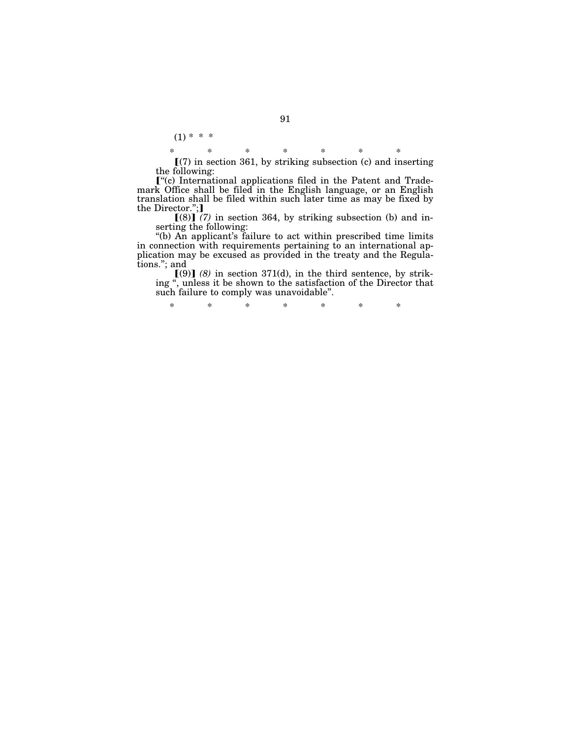(1) * * *

\*       \*       \*       \*       \*       \*       \*

⟦(7) in section 361, by striking subsection (c) and inserting the following:

⟦"(c) International applications filed in the Patent and Trademark Office shall be filed in the English language, or an English translation shall be filed within such later time as may be fixed by the Director.";⟧

⟦(8)⟧ *(7)* in section 364, by striking subsection (b) and inserting the following:

"(b) An applicant's failure to act within prescribed time limits in connection with requirements pertaining to an international application may be excused as provided in the treaty and the Regulations."; and

⟦(9)⟧ *(8)* in section 371(d), in the third sentence, by striking ", unless it be shown to the satisfaction of the Director that such failure to comply was unavoidable".

\*       \*       \*       \*       \*       \*       \*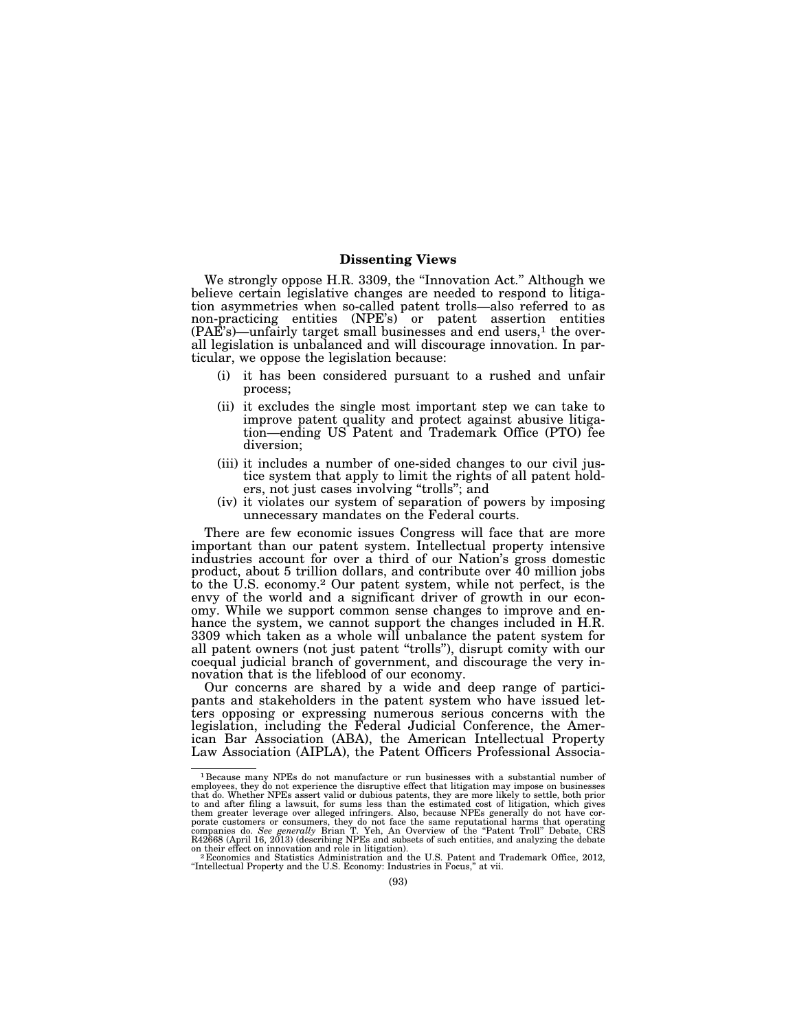## Dissenting Views

We strongly oppose H.R. 3309, the "Innovation Act." Although we believe certain legislative changes are needed to respond to litigation asymmetries when so-called patent trolls—also referred to as non-practicing entities (NPE's) or patent assertion entities (PAE's)—unfairly target small businesses and end users,[1] the overall legislation is unbalanced and will discourage innovation. In particular, we oppose the legislation because:

(i) it has been considered pursuant to a rushed and unfair process;

(ii) it excludes the single most important step we can take to improve patent quality and protect against abusive litigation—ending US Patent and Trademark Office (PTO) fee diversion;

(iii) it includes a number of one-sided changes to our civil justice system that apply to limit the rights of all patent holders, not just cases involving "trolls"; and

(iv) it violates our system of separation of powers by imposing unnecessary mandates on the Federal courts.

There are few economic issues Congress will face that are more important than our patent system. Intellectual property intensive industries account for over a third of our Nation's gross domestic product, about 5 trillion dollars, and contribute over 40 million jobs to the U.S. economy.[2] Our patent system, while not perfect, is the envy of the world and a significant driver of growth in our economy. While we support common sense changes to improve and enhance the system, we cannot support the changes included in H.R. 3309 which taken as a whole will unbalance the patent system for all patent owners (not just patent "trolls"), disrupt comity with our coequal judicial branch of government, and discourage the very innovation that is the lifeblood of our economy.

Our concerns are shared by a wide and deep range of participants and stakeholders in the patent system who have issued letters opposing or expressing numerous serious concerns with the legislation, including the Federal Judicial Conference, the American Bar Association (ABA), the American Intellectual Property Law Association (AIPLA), the Patent Officers Professional Associa-

---

[1] Because many NPEs do not manufacture or run businesses with a substantial number of employees, they do not experience the disruptive effect that litigation may impose on businesses that do. Whether NPEs assert valid or dubious patents, they are more likely to settle, both prior to and after filing a lawsuit, for sums less than the estimated cost of litigation, which gives them greater leverage over alleged infringers. Also, because NPEs generally do not have corporate customers or consumers, they do not face the same reputational harms that operating companies do. *See generally* Brian T. Yeh, An Overview of the "Patent Troll" Debate, CRS R42668 (April 16, 2013) (describing NPEs and subsets of such entities, and analyzing the debate on their effect on innovation and role in litigation).

[2] Economics and Statistics Administration and the U.S. Patent and Trademark Office, 2012, "Intellectual Property and the U.S. Economy: Industries in Focus," at vii.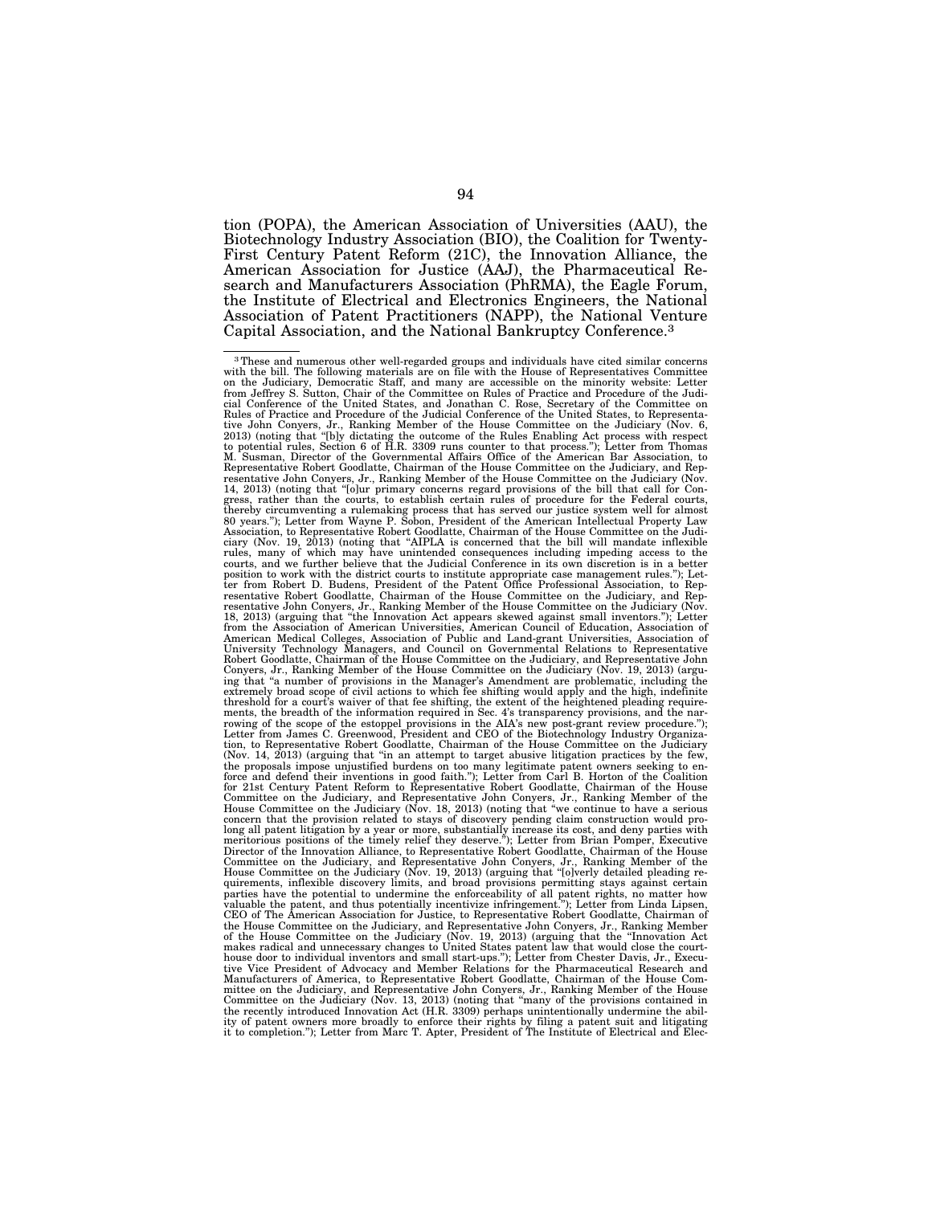tion (POPA), the American Association of Universities (AAU), the Biotechnology Industry Association (BIO), the Coalition for Twenty-First Century Patent Reform (21C), the Innovation Alliance, the American Association for Justice (AAJ), the Pharmaceutical Research and Manufacturers Association (PhRMA), the Eagle Forum, the Institute of Electrical and Electronics Engineers, the National Association of Patent Practitioners (NAPP), the National Venture Capital Association, and the National Bankruptcy Conference.[3]

---

[3] These and numerous other well-regarded groups and individuals have cited similar concerns with the bill. The following materials are on file with the House of Representatives Committee on the Judiciary, Democratic Staff, and many are accessible on the minority website: Letter from Jeffrey S. Sutton, Chair of the Committee on Rules of Practice and Procedure of the Judicial Conference of the United States, and Jonathan C. Rose, Secretary of the Committee on Rules of Practice and Procedure of the Judicial Conference of the United States, to Representative John Conyers, Jr., Ranking Member of the House Committee on the Judiciary (Nov. 6, 2013) (noting that "[b]y dictating the outcome of the Rules Enabling Act process with respect to potential rules, Section 6 of H.R. 3309 runs counter to that process."); Letter from Thomas M. Susman, Director of the Governmental Affairs Office of the American Bar Association, to Representative Robert Goodlatte, Chairman of the House Committee on the Judiciary, and Representative John Conyers, Jr., Ranking Member of the House Committee on the Judiciary (Nov. 14, 2013) (noting that "[o]ur primary concerns regard provisions of the bill that call for Congress, rather than the courts, to establish certain rules of procedure for the Federal courts, thereby circumventing a rulemaking process that has served our justice system well for almost 80 years."); Letter from Wayne P. Sobon, President of the American Intellectual Property Law Association, to Representative Robert Goodlatte, Chairman of the House Committee on the Judiciary (Nov. 19, 2013) (noting that "AIPLA is concerned that the bill will mandate inflexible rules, many of which may have unintended consequences including impeding access to the courts, and we further believe that the Judicial Conference in its own discretion is in a better position to work with the district courts to institute appropriate case management rules."); Letter from Robert D. Budens, President of the Patent Office Professional Association, to Representative Robert Goodlatte, Chairman of the House Committee on the Judiciary, and Representative John Conyers, Jr., Ranking Member of the House Committee on the Judiciary (Nov. 18, 2013) (arguing that "the Innovation Act appears skewed against small inventors."); Letter from the Association of American Universities, American Council of Education, Association of American Medical Colleges, Association of Public and Land-grant Universities, Association of University Technology Managers, and Council on Governmental Relations to Representative Robert Goodlatte, Chairman of the House Committee on the Judiciary, and Representative John Conyers, Jr., Ranking Member of the House Committee on the Judiciary (Nov. 19, 2013) (arguing that "a number of provisions in the Manager's Amendment are problematic, including the extremely broad scope of civil actions to which fee shifting would apply and the high, indefinite threshold for a court's waiver of that fee shifting, the extent of the heightened pleading requirements, the breadth of the information required in Sec. 4's transparency provisions, and the narrowing of the scope of the estoppel provisions in the AIA's new post-grant review procedure."); Letter from James C. Greenwood, President and CEO of the Biotechnology Industry Organization, to Representative Robert Goodlatte, Chairman of the House Committee on the Judiciary (Nov. 14, 2013) (arguing that "in an attempt to target abusive litigation practices by the few, the proposals impose unjustified burdens on too many legitimate patent owners seeking to enforce and defend their inventions in good faith."); Letter from Carl B. Horton of the Coalition for 21st Century Patent Reform to Representative Robert Goodlatte, Chairman of the House Committee on the Judiciary, and Representative John Conyers, Jr., Ranking Member of the House Committee on the Judiciary (Nov. 18, 2013) (noting that "we continue to have a serious concern that the provision related to stays of discovery pending claim construction would prolong all patent litigation by a year or more, substantially increase its cost, and deny parties with meritorious positions of the timely relief they deserve."); Letter from Brian Pomper, Executive Director of the Innovation Alliance, to Representative Robert Goodlatte, Chairman of the House Committee on the Judiciary, and Representative John Conyers, Jr., Ranking Member of the House Committee on the Judiciary (Nov. 19, 2013) (arguing that "[o]verly detailed pleading requirements, inflexible discovery limits, and broad provisions permitting stays against certain parties have the potential to undermine the enforceability of all patent rights, no matter how valuable the patent, and thus potentially incentivize infringement."); Letter from Linda Lipsen, CEO of The American Association for Justice, to Representative Robert Goodlatte, Chairman of the House Committee on the Judiciary, and Representative John Conyers, Jr., Ranking Member of the House Committee on the Judiciary (Nov. 19, 2013) (arguing that the "Innovation Act makes radical and unnecessary changes to United States patent law that would close the courthouse door to individual inventors and small start-ups."); Letter from Chester Davis, Jr., Executive Vice President of Advocacy and Member Relations for the Pharmaceutical Research and Manufacturers of America, to Representative Robert Goodlatte, Chairman of the House Committee on the Judiciary, and Representative John Conyers, Jr., Ranking Member of the House Committee on the Judiciary (Nov. 13, 2013) (noting that "many of the provisions contained in the recently introduced Innovation Act (H.R. 3309) perhaps unintentionally undermine the ability of patent owners more broadly to enforce their rights by filing a patent suit and litigating it to completion."); Letter from Marc T. Apter, President of The Institute of Electrical and Elec-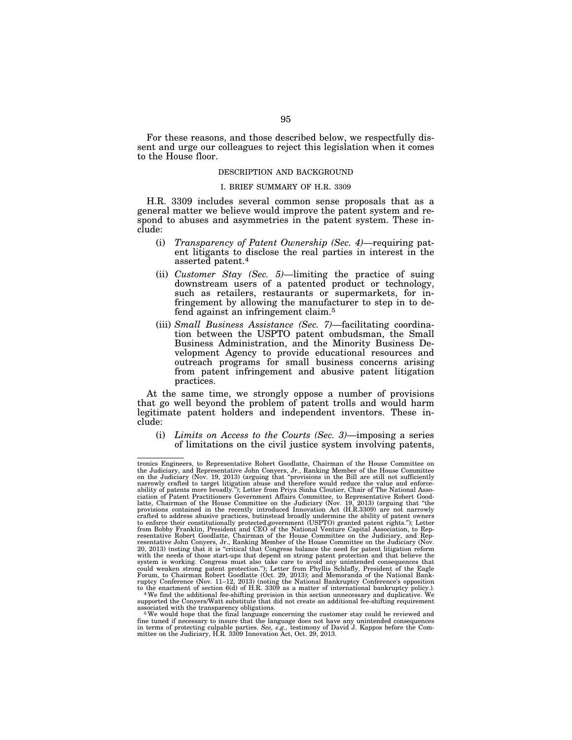For these reasons, and those described below, we respectfully dissent and urge our colleagues to reject this legislation when it comes to the House floor.

## DESCRIPTION AND BACKGROUND

### I. BRIEF SUMMARY OF H.R. 3309

H.R. 3309 includes several common sense proposals that as a general matter we believe would improve the patent system and respond to abuses and asymmetries in the patent system. These include:

- (i) *Transparency of Patent Ownership (Sec. 4)*—requiring patent litigants to disclose the real parties in interest in the asserted patent.[4]
- (ii) *Customer Stay (Sec. 5)*—limiting the practice of suing downstream users of a patented product or technology, such as retailers, restaurants or supermarkets, for infringement by allowing the manufacturer to step in to defend against an infringement claim.[5]
- (iii) *Small Business Assistance (Sec. 7)*—facilitating coordination between the USPTO patent ombudsman, the Small Business Administration, and the Minority Business Development Agency to provide educational resources and outreach programs for small business concerns arising from patent infringement and abusive patent litigation practices.

At the same time, we strongly oppose a number of provisions that go well beyond the problem of patent trolls and would harm legitimate patent holders and independent inventors. These include:

- (i) *Limits on Access to the Courts (Sec. 3)*—imposing a series of limitations on the civil justice system involving patents,

---

tronics Engineers, to Representative Robert Goodlatte, Chairman of the House Committee on the Judiciary, and Representative John Conyers, Jr., Ranking Member of the House Committee on the Judiciary (Nov. 19, 2013) (arguing that "provisions in the Bill are still not sufficiently narrowly crafted to target litigation abuse and therefore would reduce the value and enforceability of patents more broadly."); Letter from Priya Sinha Cloutier, Chair of The National Association of Patent Practitioners Government Affairs Committee, to Representative Robert Goodlatte, Chairman of the House Committee on the Judiciary (Nov. 19, 2013) (arguing that "the provisions contained in the recently introduced Innovation Act (H.R.3309) are not narrowly crafted to address abusive practices, butinstead broadly undermine the ability of patent owners to enforce their constitutionally protected,government (USPTO) granted patent rights."); Letter from Bobby Franklin, President and CEO of the National Venture Capital Association, to Representative Robert Goodlatte, Chairman of the House Committee on the Judiciary, and Representative John Conyers, Jr., Ranking Member of the House Committee on the Judiciary (Nov. 20, 2013) (noting that it is "critical that Congress balance the need for patent litigation reform with the needs of those start-ups that depend on strong patent protection and that believe the system is working. Congress must also take care to avoid any unintended consequences that could weaken strong patent protection."); Letter from Phyllis Schlafly, President of the Eagle Forum, to Chairman Robert Goodlatte (Oct. 29, 2013); and Memoranda of the National Bankruptcy Conference (Nov. 11–12, 2013) (noting the National Bankruptcy Conference's opposition to the enactment of section 6(d) of H.R. 3309 as a matter of international bankruptcy policy.).

[4] We find the additional fee-shifting provision in this section unnecessary and duplicative. We supported the Conyers/Watt substitute that did not create an additional fee-shifting requirement associated with the transparency obligations.

[5] We would hope that the final language concerning the customer stay could be reviewed and fine tuned if necessary to insure that the language does not have any unintended consequences in terms of protecting culpable parties. *See, e.g.*, testimony of David J. Kappos before the Committee on the Judiciary, H.R. 3309 Innovation Act, Oct. 29, 2013.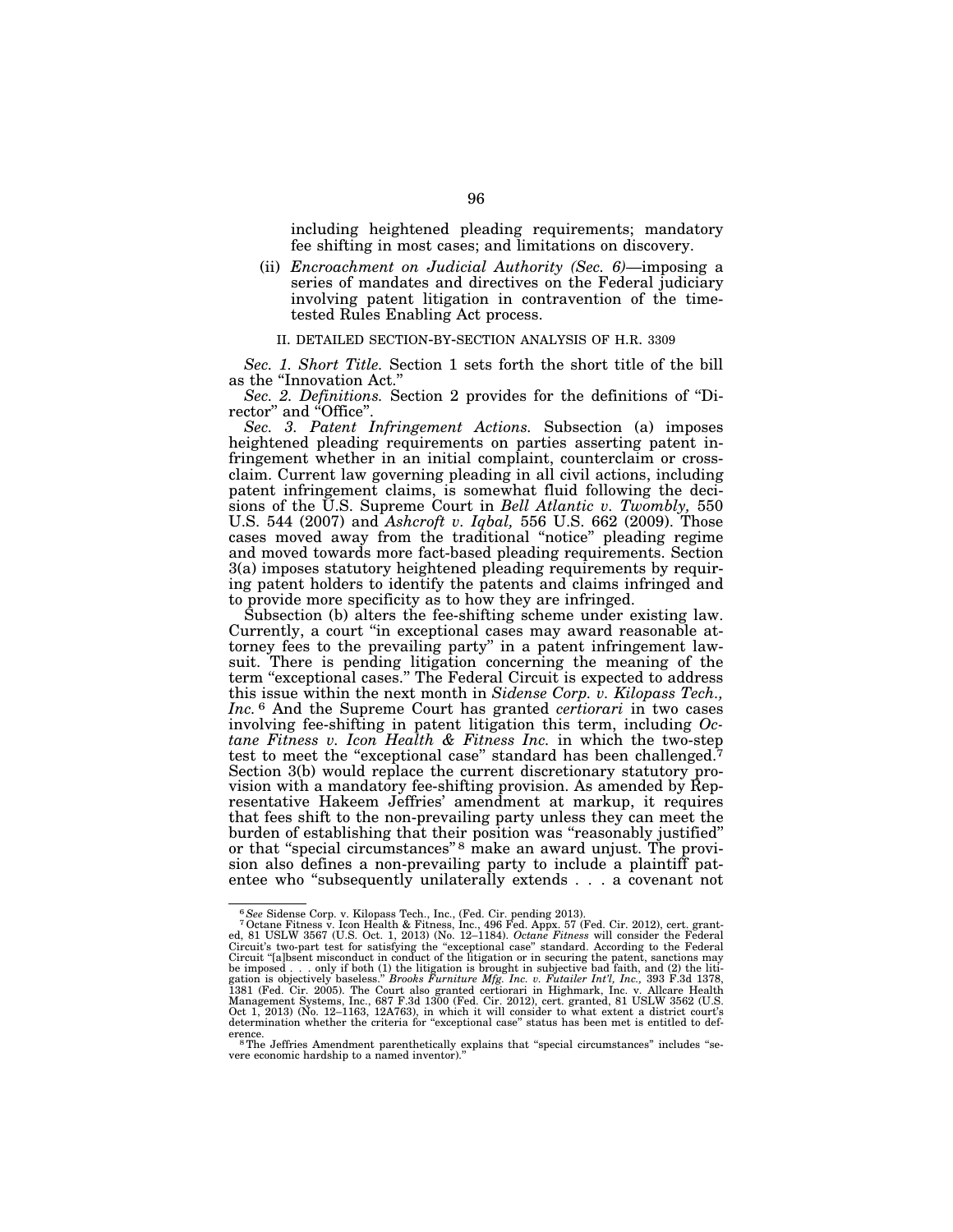including heightened pleading requirements; mandatory fee shifting in most cases; and limitations on discovery.

(ii) *Encroachment on Judicial Authority (Sec. 6)*—imposing a series of mandates and directives on the Federal judiciary involving patent litigation in contravention of the time-tested Rules Enabling Act process.

II. DETAILED SECTION-BY-SECTION ANALYSIS OF H.R. 3309

*Sec. 1. Short Title.* Section 1 sets forth the short title of the bill as the "Innovation Act."

*Sec. 2. Definitions.* Section 2 provides for the definitions of "Director" and "Office".

*Sec. 3. Patent Infringement Actions.* Subsection (a) imposes heightened pleading requirements on parties asserting patent infringement whether in an initial complaint, counterclaim or cross-claim. Current law governing pleading in all civil actions, including patent infringement claims, is somewhat fluid following the decisions of the U.S. Supreme Court in *Bell Atlantic v. Twombly,* 550 U.S. 544 (2007) and *Ashcroft v. Iqbal,* 556 U.S. 662 (2009). Those cases moved away from the traditional "notice" pleading regime and moved towards more fact-based pleading requirements. Section 3(a) imposes statutory heightened pleading requirements by requiring patent holders to identify the patents and claims infringed and to provide more specificity as to how they are infringed.

Subsection (b) alters the fee-shifting scheme under existing law. Currently, a court "in exceptional cases may award reasonable attorney fees to the prevailing party" in a patent infringement lawsuit. There is pending litigation concerning the meaning of the term "exceptional cases." The Federal Circuit is expected to address this issue within the next month in *Sidense Corp. v. Kilopass Tech., Inc.* [6] And the Supreme Court has granted *certiorari* in two cases involving fee-shifting in patent litigation this term, including *Octane Fitness v. Icon Health & Fitness Inc.* in which the two-step test to meet the "exceptional case" standard has been challenged.[7] Section 3(b) would replace the current discretionary statutory provision with a mandatory fee-shifting provision. As amended by Representative Hakeem Jeffries' amendment at markup, it requires that fees shift to the non-prevailing party unless they can meet the burden of establishing that their position was "reasonably justified" or that "special circumstances"[8] make an award unjust. The provision also defines a non-prevailing party to include a plaintiff patentee who "subsequently unilaterally extends . . . a covenant not

---

[6] *See* Sidense Corp. v. Kilopass Tech., Inc., (Fed. Cir. pending 2013).

[7] Octane Fitness v. Icon Health & Fitness, Inc., 496 Fed. Appx. 57 (Fed. Cir. 2012), cert. granted, 81 USLW 3567 (U.S. Oct. 1, 2013) (No. 12–1184). *Octane Fitness* will consider the Federal Circuit's two-part test for satisfying the "exceptional case" standard. According to the Federal Circuit "[a]bsent misconduct in conduct of the litigation or in securing the patent, sanctions may be imposed . . . only if both (1) the litigation is brought in subjective bad faith, and (2) the litigation is objectively baseless." *Brooks Furniture Mfg. Inc. v. Futailer Int'l, Inc.,* 393 F.3d 1378, 1381 (Fed. Cir. 2005). The Court also granted certiorari in Highmark, Inc. v. Allcare Health Management Systems, Inc., 687 F.3d 1300 (Fed. Cir. 2012), cert. granted, 81 USLW 3562 (U.S. Oct 1, 2013) (No. 12–1163, 12A763), in which it will consider to what extent a district court's determination whether the criteria for "exceptional case" status has been met is entitled to deference.

[8] The Jeffries Amendment parenthetically explains that "special circumstances" includes "severe economic hardship to a named inventor)."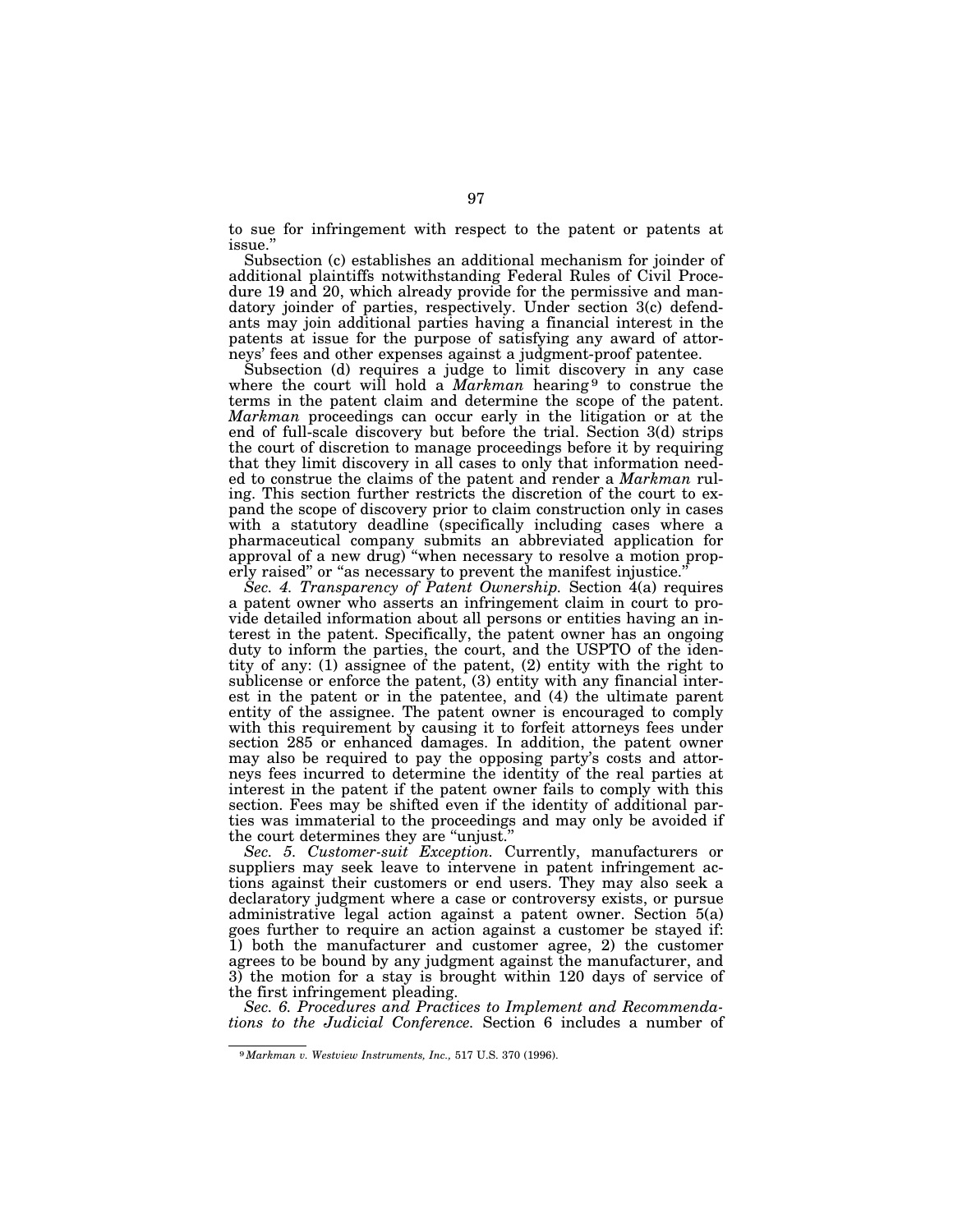to sue for infringement with respect to the patent or patents at issue."

Subsection (c) establishes an additional mechanism for joinder of additional plaintiffs notwithstanding Federal Rules of Civil Procedure 19 and 20, which already provide for the permissive and mandatory joinder of parties, respectively. Under section 3(c) defendants may join additional parties having a financial interest in the patents at issue for the purpose of satisfying any award of attorneys' fees and other expenses against a judgment-proof patentee.

Subsection (d) requires a judge to limit discovery in any case where the court will hold a *Markman* hearing[9] to construe the terms in the patent claim and determine the scope of the patent. *Markman* proceedings can occur early in the litigation or at the end of full-scale discovery but before the trial. Section 3(d) strips the court of discretion to manage proceedings before it by requiring that they limit discovery in all cases to only that information needed to construe the claims of the patent and render a *Markman* ruling. This section further restricts the discretion of the court to expand the scope of discovery prior to claim construction only in cases with a statutory deadline (specifically including cases where a pharmaceutical company submits an abbreviated application for approval of a new drug) "when necessary to resolve a motion properly raised" or "as necessary to prevent the manifest injustice."

*Sec. 4. Transparency of Patent Ownership.* Section 4(a) requires a patent owner who asserts an infringement claim in court to provide detailed information about all persons or entities having an interest in the patent. Specifically, the patent owner has an ongoing duty to inform the parties, the court, and the USPTO of the identity of any: (1) assignee of the patent, (2) entity with the right to sublicense or enforce the patent, (3) entity with any financial interest in the patent or in the patentee, and (4) the ultimate parent entity of the assignee. The patent owner is encouraged to comply with this requirement by causing it to forfeit attorneys fees under section 285 or enhanced damages. In addition, the patent owner may also be required to pay the opposing party's costs and attorneys fees incurred to determine the identity of the real parties at interest in the patent if the patent owner fails to comply with this section. Fees may be shifted even if the identity of additional parties was immaterial to the proceedings and may only be avoided if the court determines they are "unjust."

*Sec. 5. Customer-suit Exception.* Currently, manufacturers or suppliers may seek leave to intervene in patent infringement actions against their customers or end users. They may also seek a declaratory judgment where a case or controversy exists, or pursue administrative legal action against a patent owner. Section 5(a) goes further to require an action against a customer be stayed if: 1) both the manufacturer and customer agree, 2) the customer agrees to be bound by any judgment against the manufacturer, and 3) the motion for a stay is brought within 120 days of service of the first infringement pleading.

*Sec. 6. Procedures and Practices to Implement and Recommendations to the Judicial Conference.* Section 6 includes a number of

---

[9] *Markman v. Westview Instruments, Inc.,* 517 U.S. 370 (1996).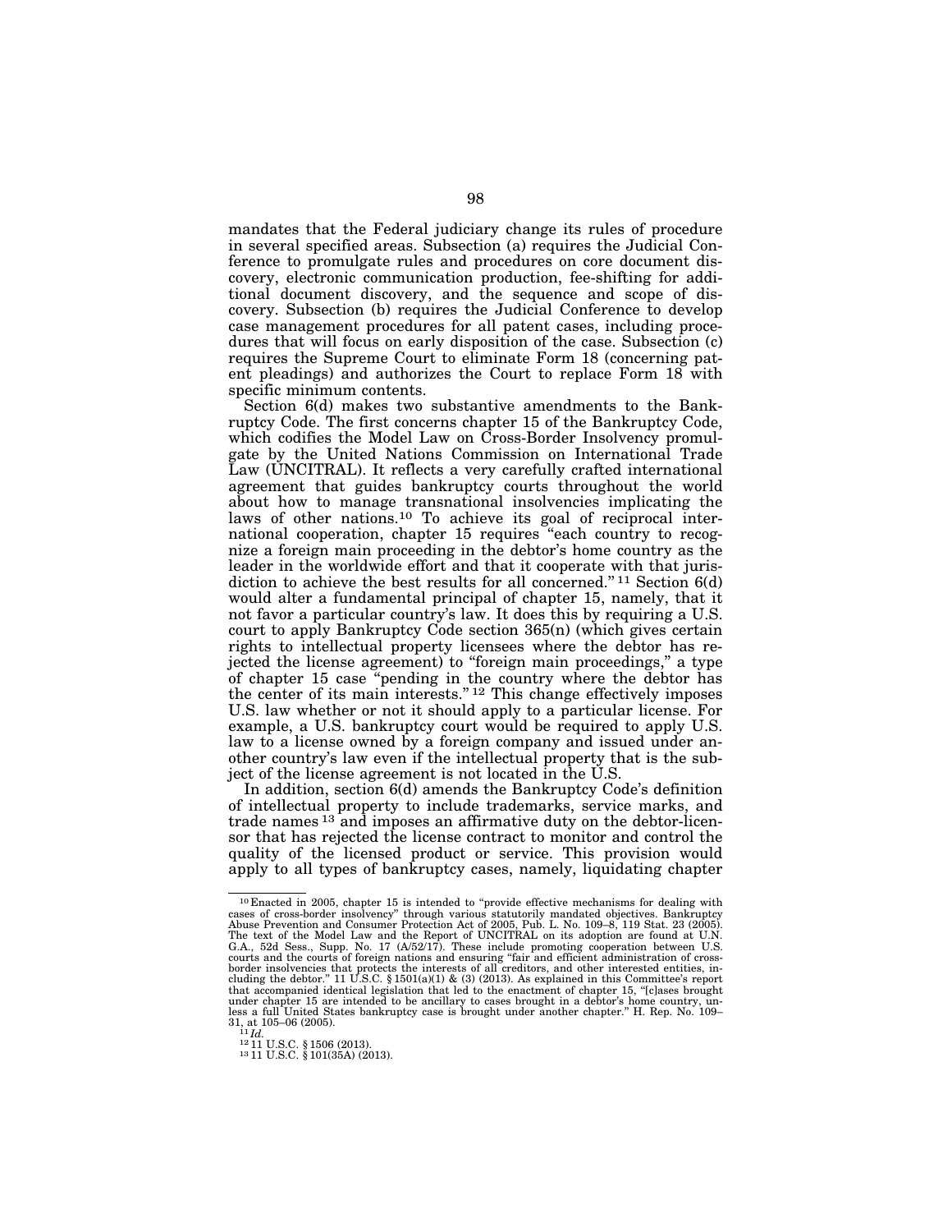mandates that the Federal judiciary change its rules of procedure in several specified areas. Subsection (a) requires the Judicial Conference to promulgate rules and procedures on core document discovery, electronic communication production, fee-shifting for additional document discovery, and the sequence and scope of discovery. Subsection (b) requires the Judicial Conference to develop case management procedures for all patent cases, including procedures that will focus on early disposition of the case. Subsection (c) requires the Supreme Court to eliminate Form 18 (concerning patent pleadings) and authorizes the Court to replace Form 18 with specific minimum contents.

Section 6(d) makes two substantive amendments to the Bankruptcy Code. The first concerns chapter 15 of the Bankruptcy Code, which codifies the Model Law on Cross-Border Insolvency promulgate by the United Nations Commission on International Trade Law (UNCITRAL). It reflects a very carefully crafted international agreement that guides bankruptcy courts throughout the world about how to manage transnational insolvencies implicating the laws of other nations.[10] To achieve its goal of reciprocal international cooperation, chapter 15 requires "each country to recognize a foreign main proceeding in the debtor's home country as the leader in the worldwide effort and that it cooperate with that jurisdiction to achieve the best results for all concerned."[11] Section 6(d) would alter a fundamental principal of chapter 15, namely, that it not favor a particular country's law. It does this by requiring a U.S. court to apply Bankruptcy Code section 365(n) (which gives certain rights to intellectual property licensees where the debtor has rejected the license agreement) to "foreign main proceedings," a type of chapter 15 case "pending in the country where the debtor has the center of its main interests."[12] This change effectively imposes U.S. law whether or not it should apply to a particular license. For example, a U.S. bankruptcy court would be required to apply U.S. law to a license owned by a foreign company and issued under another country's law even if the intellectual property that is the subject of the license agreement is not located in the U.S.

In addition, section 6(d) amends the Bankruptcy Code's definition of intellectual property to include trademarks, service marks, and trade names[13] and imposes an affirmative duty on the debtor-licensor that has rejected the license contract to monitor and control the quality of the licensed product or service. This provision would apply to all types of bankruptcy cases, namely, liquidating chapter

---

[10] Enacted in 2005, chapter 15 is intended to "provide effective mechanisms for dealing with cases of cross-border insolvency" through various statutorily mandated objectives. Bankruptcy Abuse Prevention and Consumer Protection Act of 2005, Pub. L. No. 109–8, 119 Stat. 23 (2005). The text of the Model Law and the Report of UNCITRAL on its adoption are found at U.N. G.A., 52d Sess., Supp. No. 17 (A/52/17). These include promoting cooperation between U.S. courts and the courts of foreign nations and ensuring "fair and efficient administration of cross-border insolvencies that protects the interests of all creditors, and other interested entities, including the debtor." 11 U.S.C. § 1501(a)(1) & (3) (2013). As explained in this Committee's report that accompanied identical legislation that led to the enactment of chapter 15, "[c]ases brought under chapter 15 are intended to be ancillary to cases brought in a debtor's home country, unless a full United States bankruptcy case is brought under another chapter." H. Rep. No. 109–31, at 105–06 (2005).

[11] *Id.*

[12] 11 U.S.C. § 1506 (2013).

[13] 11 U.S.C. § 101(35A) (2013).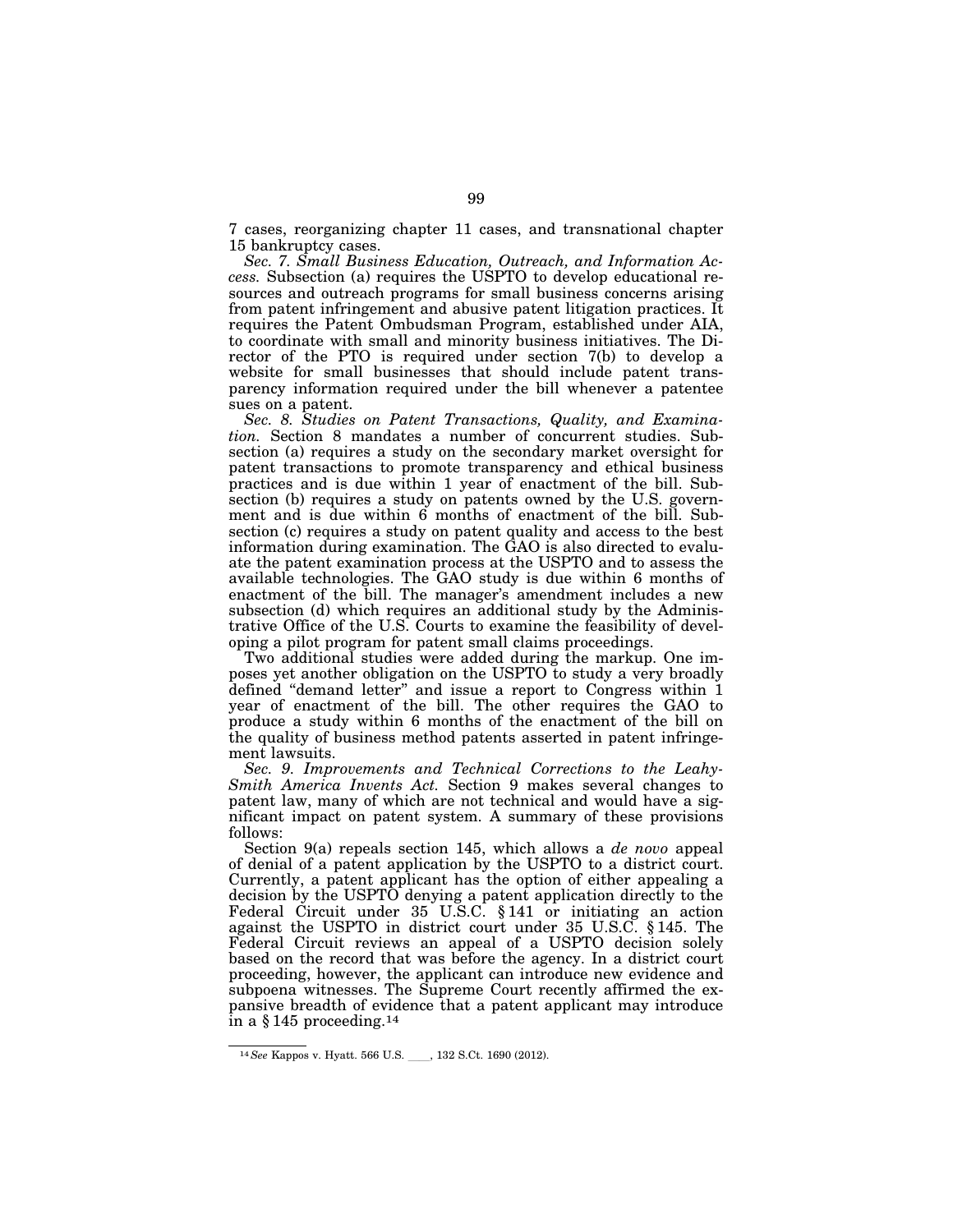7 cases, reorganizing chapter 11 cases, and transnational chapter 15 bankruptcy cases.

*Sec. 7. Small Business Education, Outreach, and Information Access.* Subsection (a) requires the USPTO to develop educational resources and outreach programs for small business concerns arising from patent infringement and abusive patent litigation practices. It requires the Patent Ombudsman Program, established under AIA, to coordinate with small and minority business initiatives. The Director of the PTO is required under section 7(b) to develop a website for small businesses that should include patent transparency information required under the bill whenever a patentee sues on a patent.

*Sec. 8. Studies on Patent Transactions, Quality, and Examination.* Section 8 mandates a number of concurrent studies. Subsection (a) requires a study on the secondary market oversight for patent transactions to promote transparency and ethical business practices and is due within 1 year of enactment of the bill. Subsection (b) requires a study on patents owned by the U.S. government and is due within 6 months of enactment of the bill. Subsection (c) requires a study on patent quality and access to the best information during examination. The GAO is also directed to evaluate the patent examination process at the USPTO and to assess the available technologies. The GAO study is due within 6 months of enactment of the bill. The manager's amendment includes a new subsection (d) which requires an additional study by the Administrative Office of the U.S. Courts to examine the feasibility of developing a pilot program for patent small claims proceedings.

Two additional studies were added during the markup. One imposes yet another obligation on the USPTO to study a very broadly defined "demand letter" and issue a report to Congress within 1 year of enactment of the bill. The other requires the GAO to produce a study within 6 months of the enactment of the bill on the quality of business method patents asserted in patent infringement lawsuits.

*Sec. 9. Improvements and Technical Corrections to the Leahy-Smith America Invents Act.* Section 9 makes several changes to patent law, many of which are not technical and would have a significant impact on patent system. A summary of these provisions follows:

Section 9(a) repeals section 145, which allows a *de novo* appeal of denial of a patent application by the USPTO to a district court. Currently, a patent applicant has the option of either appealing a decision by the USPTO denying a patent application directly to the Federal Circuit under 35 U.S.C. § 141 or initiating an action against the USPTO in district court under 35 U.S.C. § 145. The Federal Circuit reviews an appeal of a USPTO decision solely based on the record that was before the agency. In a district court proceeding, however, the applicant can introduce new evidence and subpoena witnesses. The Supreme Court recently affirmed the expansive breadth of evidence that a patent applicant may introduce in a § 145 proceeding.[14]

---

[14] *See* Kappos v. Hyatt. 566 U.S. ___, 132 S.Ct. 1690 (2012).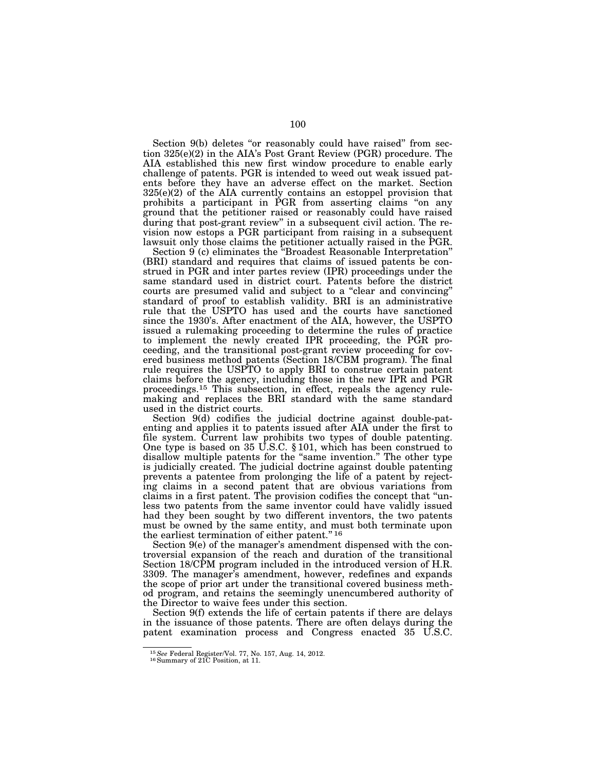Section 9(b) deletes "or reasonably could have raised" from section 325(e)(2) in the AIA's Post Grant Review (PGR) procedure. The AIA established this new first window procedure to enable early challenge of patents. PGR is intended to weed out weak issued patents before they have an adverse effect on the market. Section 325(e)(2) of the AIA currently contains an estoppel provision that prohibits a participant in PGR from asserting claims "on any ground that the petitioner raised or reasonably could have raised during that post-grant review" in a subsequent civil action. The revision now estops a PGR participant from raising in a subsequent lawsuit only those claims the petitioner actually raised in the PGR.

Section 9 (c) eliminates the "Broadest Reasonable Interpretation" (BRI) standard and requires that claims of issued patents be construed in PGR and inter partes review (IPR) proceedings under the same standard used in district court. Patents before the district courts are presumed valid and subject to a "clear and convincing" standard of proof to establish validity. BRI is an administrative rule that the USPTO has used and the courts have sanctioned since the 1930's. After enactment of the AIA, however, the USPTO issued a rulemaking proceeding to determine the rules of practice to implement the newly created IPR proceeding, the PGR proceeding, and the transitional post-grant review proceeding for covered business method patents (Section 18/CBM program). The final rule requires the USPTO to apply BRI to construe certain patent claims before the agency, including those in the new IPR and PGR proceedings.[15] This subsection, in effect, repeals the agency rulemaking and replaces the BRI standard with the same standard used in the district courts.

Section 9(d) codifies the judicial doctrine against double-patenting and applies it to patents issued after AIA under the first to file system. Current law prohibits two types of double patenting. One type is based on 35 U.S.C. § 101, which has been construed to disallow multiple patents for the "same invention." The other type is judicially created. The judicial doctrine against double patenting prevents a patentee from prolonging the life of a patent by rejecting claims in a second patent that are obvious variations from claims in a first patent. The provision codifies the concept that "unless two patents from the same inventor could have validly issued had they been sought by two different inventors, the two patents must be owned by the same entity, and must both terminate upon the earliest termination of either patent."[16]

Section 9(e) of the manager's amendment dispensed with the controversial expansion of the reach and duration of the transitional Section 18/CPM program included in the introduced version of H.R. 3309. The manager's amendment, however, redefines and expands the scope of prior art under the transitional covered business method program, and retains the seemingly unencumbered authority of the Director to waive fees under this section.

Section 9(f) extends the life of certain patents if there are delays in the issuance of those patents. There are often delays during the patent examination process and Congress enacted 35 U.S.C.

---

[15] *See* Federal Register/Vol. 77, No. 157, Aug. 14, 2012.

[16] Summary of 21C Position, at 11.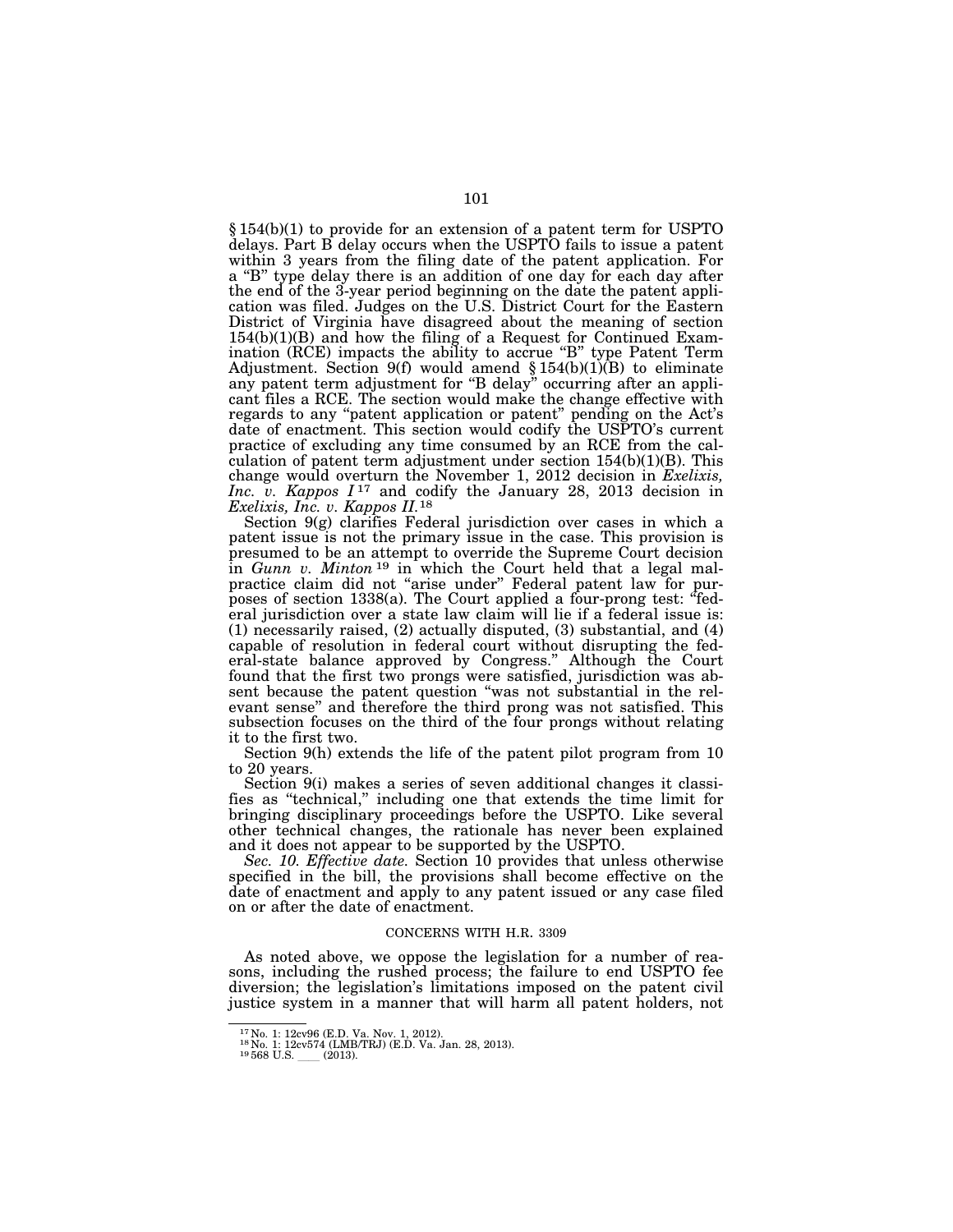§ 154(b)(1) to provide for an extension of a patent term for USPTO delays. Part B delay occurs when the USPTO fails to issue a patent within 3 years from the filing date of the patent application. For a "B" type delay there is an addition of one day for each day after the end of the 3-year period beginning on the date the patent application was filed. Judges on the U.S. District Court for the Eastern District of Virginia have disagreed about the meaning of section 154(b)(1)(B) and how the filing of a Request for Continued Examination (RCE) impacts the ability to accrue "B" type Patent Term Adjustment. Section 9(f) would amend § 154(b)(1)(B) to eliminate any patent term adjustment for "B delay" occurring after an applicant files a RCE. The section would make the change effective with regards to any "patent application or patent" pending on the Act's date of enactment. This section would codify the USPTO's current practice of excluding any time consumed by an RCE from the calculation of patent term adjustment under section 154(b)(1)(B). This change would overturn the November 1, 2012 decision in *Exelixis, Inc. v. Kappos I*[17] and codify the January 28, 2013 decision in *Exelixis, Inc. v. Kappos II.*[18]

Section 9(g) clarifies Federal jurisdiction over cases in which a patent issue is not the primary issue in the case. This provision is presumed to be an attempt to override the Supreme Court decision in *Gunn v. Minton*[19] in which the Court held that a legal malpractice claim did not "arise under" Federal patent law for purposes of section 1338(a). The Court applied a four-prong test: "federal jurisdiction over a state law claim will lie if a federal issue is: (1) necessarily raised, (2) actually disputed, (3) substantial, and (4) capable of resolution in federal court without disrupting the federal-state balance approved by Congress." Although the Court found that the first two prongs were satisfied, jurisdiction was absent because the patent question "was not substantial in the relevant sense" and therefore the third prong was not satisfied. This subsection focuses on the third of the four prongs without relating it to the first two.

Section 9(h) extends the life of the patent pilot program from 10 to 20 years.

Section 9(i) makes a series of seven additional changes it classifies as "technical," including one that extends the time limit for bringing disciplinary proceedings before the USPTO. Like several other technical changes, the rationale has never been explained and it does not appear to be supported by the USPTO.

*Sec. 10. Effective date.* Section 10 provides that unless otherwise specified in the bill, the provisions shall become effective on the date of enactment and apply to any patent issued or any case filed on or after the date of enactment.

## CONCERNS WITH H.R. 3309

As noted above, we oppose the legislation for a number of reasons, including the rushed process; the failure to end USPTO fee diversion; the legislation's limitations imposed on the patent civil justice system in a manner that will harm all patent holders, not

---

[17] No. 1: 12cv96 (E.D. Va. Nov. 1, 2012).

[18] No. 1: 12cv574 (LMB/TRJ) (E.D. Va. Jan. 28, 2013).

[19] 568 U.S. \_\_\_\_ (2013).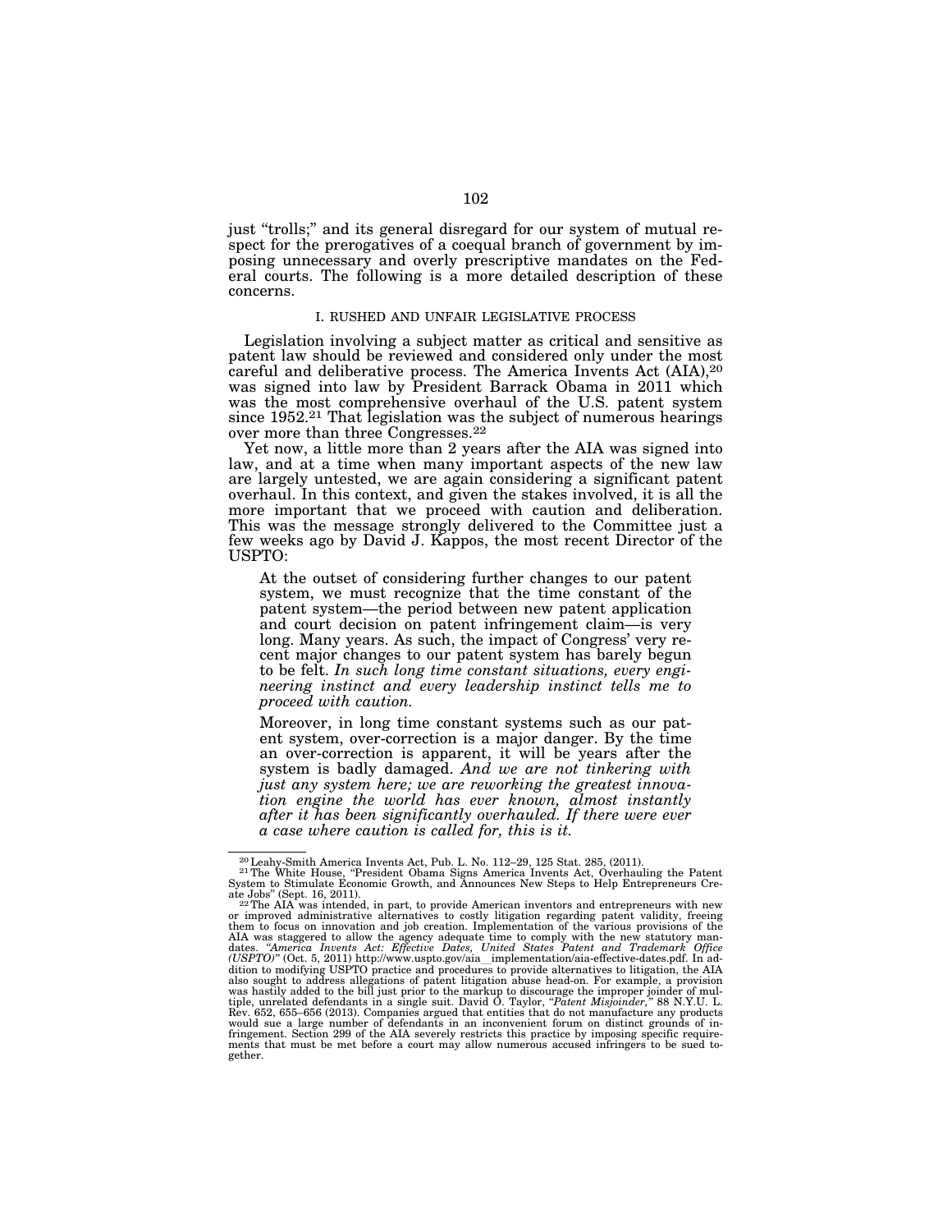just "trolls;" and its general disregard for our system of mutual respect for the prerogatives of a coequal branch of government by imposing unnecessary and overly prescriptive mandates on the Federal courts. The following is a more detailed description of these concerns.

## I. RUSHED AND UNFAIR LEGISLATIVE PROCESS

Legislation involving a subject matter as critical and sensitive as patent law should be reviewed and considered only under the most careful and deliberative process. The America Invents Act (AIA),[20] was signed into law by President Barrack Obama in 2011 which was the most comprehensive overhaul of the U.S. patent system since 1952.[21] That legislation was the subject of numerous hearings over more than three Congresses.[22]

Yet now, a little more than 2 years after the AIA was signed into law, and at a time when many important aspects of the new law are largely untested, we are again considering a significant patent overhaul. In this context, and given the stakes involved, it is all the more important that we proceed with caution and deliberation. This was the message strongly delivered to the Committee just a few weeks ago by David J. Kappos, the most recent Director of the USPTO:

> At the outset of considering further changes to our patent system, we must recognize that the time constant of the patent system—the period between new patent application and court decision on patent infringement claim—is very long. Many years. As such, the impact of Congress' very recent major changes to our patent system has barely begun to be felt. *In such long time constant situations, every engineering instinct and every leadership instinct tells me to proceed with caution.*
>
> Moreover, in long time constant systems such as our patent system, over-correction is a major danger. By the time an over-correction is apparent, it will be years after the system is badly damaged. *And we are not tinkering with just any system here; we are reworking the greatest innovation engine the world has ever known, almost instantly after it has been significantly overhauled. If there were ever a case where caution is called for, this is it.*

---

[20] Leahy-Smith America Invents Act, Pub. L. No. 112–29, 125 Stat. 285, (2011).

[21] The White House, "President Obama Signs America Invents Act, Overhauling the Patent System to Stimulate Economic Growth, and Announces New Steps to Help Entrepreneurs Create Jobs" (Sept. 16, 2011).

[22] The AIA was intended, in part, to provide American inventors and entrepreneurs with new or improved administrative alternatives to costly litigation regarding patent validity, freeing them to focus on innovation and job creation. Implementation of the various provisions of the AIA was staggered to allow the agency adequate time to comply with the new statutory mandates. *"America Invents Act: Effective Dates, United States Patent and Trademark Office (USPTO)"* (Oct. 5, 2011) http://www.uspto.gov/aia__implementation/aia-effective-dates.pdf. In addition to modifying USPTO practice and procedures to provide alternatives to litigation, the AIA also sought to address allegations of patent litigation abuse head-on. For example, a provision was hastily added to the bill just prior to the markup to discourage the improper joinder of multiple, unrelated defendants in a single suit. David O. Taylor, *"Patent Misjoinder,"* 88 N.Y.U. L. Rev. 652, 655–656 (2013). Companies argued that entities that do not manufacture any products would sue a large number of defendants in an inconvenient forum on distinct grounds of infringement. Section 299 of the AIA severely restricts this practice by imposing specific requirements that must be met before a court may allow numerous accused infringers to be sued together.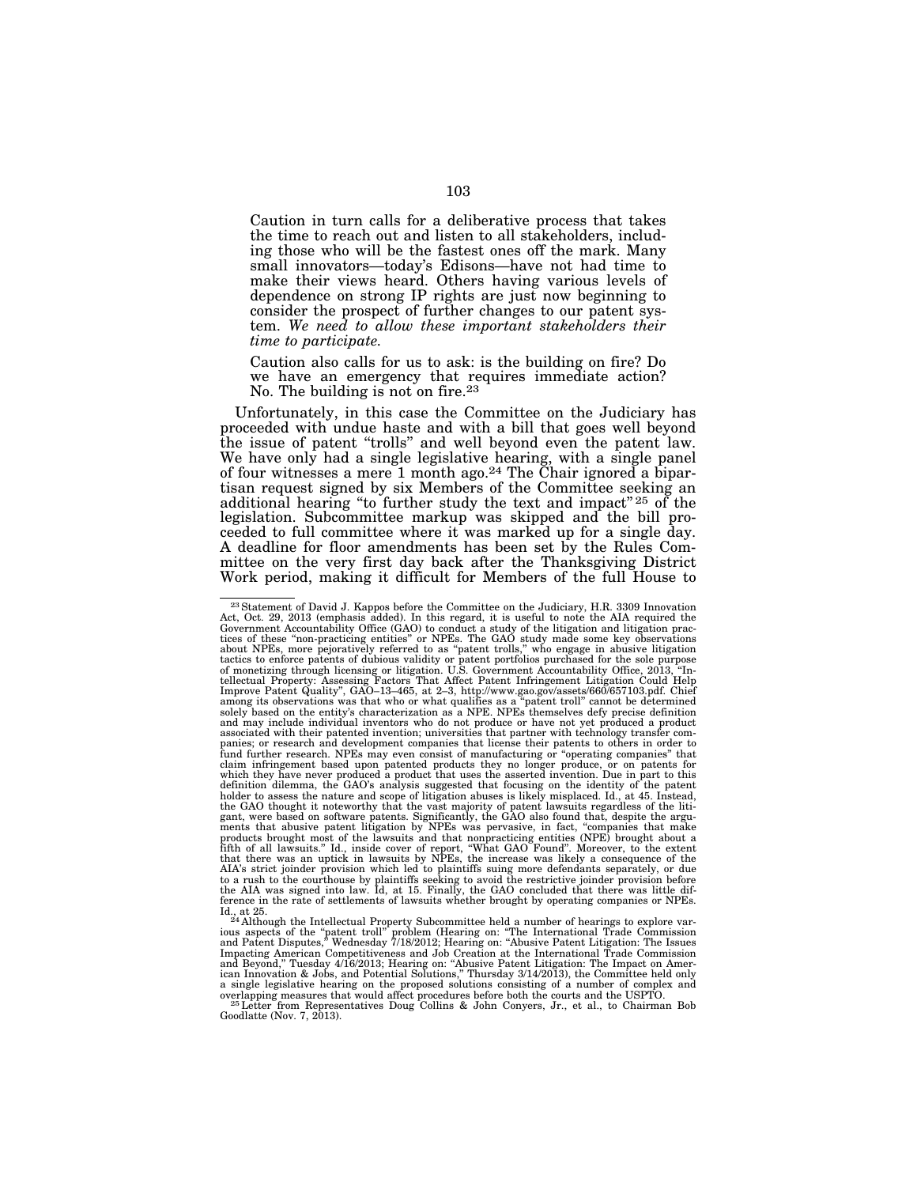> Caution in turn calls for a deliberative process that takes the time to reach out and listen to all stakeholders, including those who will be the fastest ones off the mark. Many small innovators—today's Edisons—have not had time to make their views heard. Others having various levels of dependence on strong IP rights are just now beginning to consider the prospect of further changes to our patent system. *We need to allow these important stakeholders their time to participate.*
>
> Caution also calls for us to ask: is the building on fire? Do we have an emergency that requires immediate action? No. The building is not on fire.[23]

Unfortunately, in this case the Committee on the Judiciary has proceeded with undue haste and with a bill that goes well beyond the issue of patent "trolls" and well beyond even the patent law. We have only had a single legislative hearing, with a single panel of four witnesses a mere 1 month ago.[24] The Chair ignored a bipartisan request signed by six Members of the Committee seeking an additional hearing "to further study the text and impact"[25] of the legislation. Subcommittee markup was skipped and the bill proceeded to full committee where it was marked up for a single day. A deadline for floor amendments has been set by the Rules Committee on the very first day back after the Thanksgiving District Work period, making it difficult for Members of the full House to

---

[23] Statement of David J. Kappos before the Committee on the Judiciary, H.R. 3309 Innovation Act, Oct. 29, 2013 (emphasis added). In this regard, it is useful to note the AIA required the Government Accountability Office (GAO) to conduct a study of the litigation and litigation practices of these "non-practicing entities" or NPEs. The GAO study made some key observations about NPEs, more pejoratively referred to as "patent trolls," who engage in abusive litigation tactics to enforce patents of dubious validity or patent portfolios purchased for the sole purpose of monetizing through licensing or litigation. U.S. Government Accountability Office, 2013, "Intellectual Property: Assessing Factors That Affect Patent Infringement Litigation Could Help Improve Patent Quality", GAO–13–465, at 2–3, http://www.gao.gov/assets/660/657103.pdf. Chief among its observations was that who or what qualifies as a "patent troll" cannot be determined solely based on the entity's characterization as a NPE. NPEs themselves defy precise definition and may include individual inventors who do not produce or have not yet produced a product associated with their patented invention; universities that partner with technology transfer companies; or research and development companies that license their patents to others in order to fund further research. NPEs may even consist of manufacturing or "operating companies" that claim infringement based upon patented products they no longer produce, or on patents for which they have never produced a product that uses the asserted invention. Due in part to this definition dilemma, the GAO's analysis suggested that focusing on the identity of the patent holder to assess the nature and scope of litigation abuses is likely misplaced. Id., at 45. Instead, the GAO thought it noteworthy that the vast majority of patent lawsuits regardless of the litigant, were based on software patents. Significantly, the GAO also found that, despite the arguments that abusive patent litigation by NPEs was pervasive, in fact, "companies that make products brought most of the lawsuits and that nonpracticing entities (NPE) brought about a fifth of all lawsuits." Id., inside cover of report, "What GAO Found". Moreover, to the extent that there was an uptick in lawsuits by NPEs, the increase was likely a consequence of the AIA's strict joinder provision which led to plaintiffs suing more defendants separately, or due to a rush to the courthouse by plaintiffs seeking to avoid the restrictive joinder provision before the AIA was signed into law. Id, at 15. Finally, the GAO concluded that there was little difference in the rate of settlements of lawsuits whether brought by operating companies or NPEs. Id., at 25.

[24] Although the Intellectual Property Subcommittee held a number of hearings to explore various aspects of the "patent troll" problem (Hearing on: "The International Trade Commission and Patent Disputes," Wednesday 7/18/2012; Hearing on: "Abusive Patent Litigation: The Issues Impacting American Competitiveness and Job Creation at the International Trade Commission and Beyond," Tuesday 4/16/2013; Hearing on: "Abusive Patent Litigation: The Impact on American Innovation & Jobs, and Potential Solutions," Thursday 3/14/2013), the Committee held only a single legislative hearing on the proposed solutions consisting of a number of complex and overlapping measures that would affect procedures before both the courts and the USPTO.

[25] Letter from Representatives Doug Collins & John Conyers, Jr., et al., to Chairman Bob Goodlatte (Nov. 7, 2013).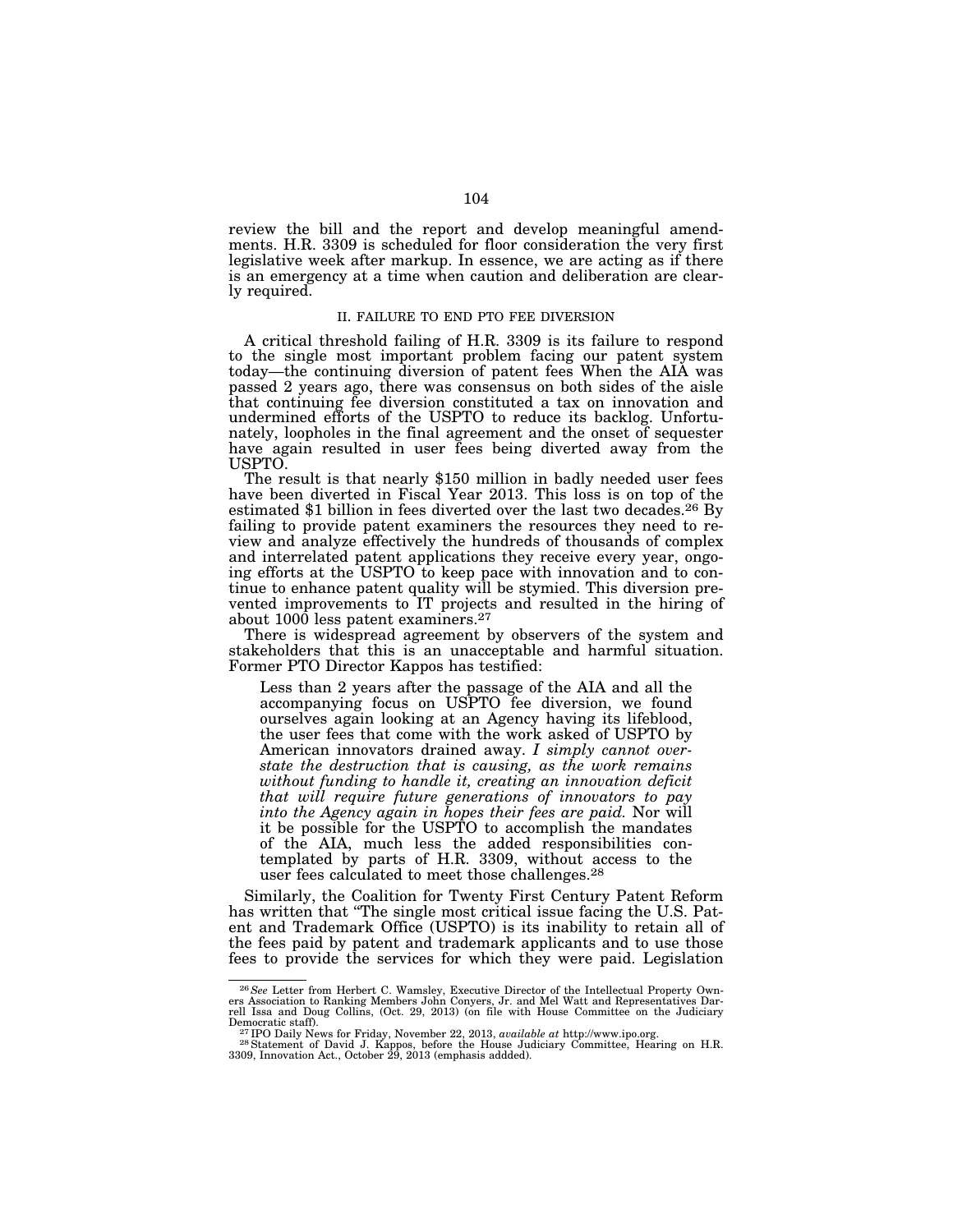review the bill and the report and develop meaningful amendments. H.R. 3309 is scheduled for floor consideration the very first legislative week after markup. In essence, we are acting as if there is an emergency at a time when caution and deliberation are clearly required.

## II. FAILURE TO END PTO FEE DIVERSION

A critical threshold failing of H.R. 3309 is its failure to respond to the single most important problem facing our patent system today—the continuing diversion of patent fees When the AIA was passed 2 years ago, there was consensus on both sides of the aisle that continuing fee diversion constituted a tax on innovation and undermined efforts of the USPTO to reduce its backlog. Unfortunately, loopholes in the final agreement and the onset of sequester have again resulted in user fees being diverted away from the USPTO.

The result is that nearly $150 million in badly needed user fees have been diverted in Fiscal Year 2013. This loss is on top of the estimated $1 billion in fees diverted over the last two decades.[26] By failing to provide patent examiners the resources they need to review and analyze effectively the hundreds of thousands of complex and interrelated patent applications they receive every year, ongoing efforts at the USPTO to keep pace with innovation and to continue to enhance patent quality will be stymied. This diversion prevented improvements to IT projects and resulted in the hiring of about 1000 less patent examiners.[27]

There is widespread agreement by observers of the system and stakeholders that this is an unacceptable and harmful situation. Former PTO Director Kappos has testified:

> Less than 2 years after the passage of the AIA and all the accompanying focus on USPTO fee diversion, we found ourselves again looking at an Agency having its lifeblood, the user fees that come with the work asked of USPTO by American innovators drained away. *I simply cannot overstate the destruction that is causing, as the work remains without funding to handle it, creating an innovation deficit that will require future generations of innovators to pay into the Agency again in hopes their fees are paid.* Nor will it be possible for the USPTO to accomplish the mandates of the AIA, much less the added responsibilities contemplated by parts of H.R. 3309, without access to the user fees calculated to meet those challenges.[28]

Similarly, the Coalition for Twenty First Century Patent Reform has written that "The single most critical issue facing the U.S. Patent and Trademark Office (USPTO) is its inability to retain all of the fees paid by patent and trademark applicants and to use those fees to provide the services for which they were paid. Legislation

---

[26] *See* Letter from Herbert C. Wamsley, Executive Director of the Intellectual Property Owners Association to Ranking Members John Conyers, Jr. and Mel Watt and Representatives Darrell Issa and Doug Collins, (Oct. 29, 2013) (on file with House Committee on the Judiciary Democratic staff).

[27] IPO Daily News for Friday, November 22, 2013, *available at* http://www.ipo.org.

[28] Statement of David J. Kappos, before the House Judiciary Committee, Hearing on H.R. 3309, Innovation Act., October 29, 2013 (emphasis addded).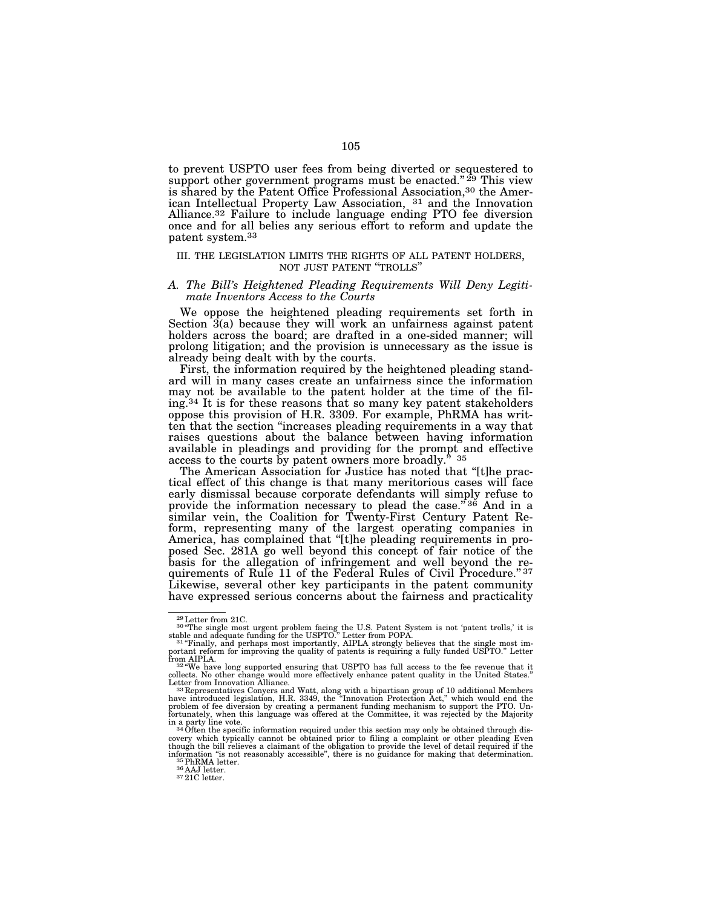to prevent USPTO user fees from being diverted or sequestered to support other government programs must be enacted." [29] This view is shared by the Patent Office Professional Association,[30] the American Intellectual Property Law Association, [31] and the Innovation Alliance.[32] Failure to include language ending PTO fee diversion once and for all belies any serious effort to reform and update the patent system.[33]

## III. THE LEGISLATION LIMITS THE RIGHTS OF ALL PATENT HOLDERS, NOT JUST PATENT "TROLLS"

### *A. The Bill's Heightened Pleading Requirements Will Deny Legitimate Inventors Access to the Courts*

We oppose the heightened pleading requirements set forth in Section 3(a) because they will work an unfairness against patent holders across the board; are drafted in a one-sided manner; will prolong litigation; and the provision is unnecessary as the issue is already being dealt with by the courts.

First, the information required by the heightened pleading standard will in many cases create an unfairness since the information may not be available to the patent holder at the time of the filing.[34] It is for these reasons that so many key patent stakeholders oppose this provision of H.R. 3309. For example, PhRMA has written that the section "increases pleading requirements in a way that raises questions about the balance between having information available in pleadings and providing for the prompt and effective access to the courts by patent owners more broadly." [35]

The American Association for Justice has noted that "[t]he practical effect of this change is that many meritorious cases will face early dismissal because corporate defendants will simply refuse to provide the information necessary to plead the case." [36] And in a similar vein, the Coalition for Twenty-First Century Patent Reform, representing many of the largest operating companies in America, has complained that "[t]he pleading requirements in proposed Sec. 281A go well beyond this concept of fair notice of the basis for the allegation of infringement and well beyond the requirements of Rule 11 of the Federal Rules of Civil Procedure." [37] Likewise, several other key participants in the patent community have expressed serious concerns about the fairness and practicality

---

[29] Letter from 21C.

[30] "The single most urgent problem facing the U.S. Patent System is not 'patent trolls,' it is stable and adequate funding for the USPTO." Letter from POPA.

[31] "Finally, and perhaps most importantly, AIPLA strongly believes that the single most important reform for improving the quality of patents is requiring a fully funded USPTO." Letter from AIPLA.

[32] "We have long supported ensuring that USPTO has full access to the fee revenue that it collects. No other change would more effectively enhance patent quality in the United States." Letter from Innovation Alliance.

[33] Representatives Conyers and Watt, along with a bipartisan group of 10 additional Members have introduced legislation, H.R. 3349, the "Innovation Protection Act," which would end the problem of fee diversion by creating a permanent funding mechanism to support the PTO. Unfortunately, when this language was offered at the Committee, it was rejected by the Majority in a party line vote.

[34] Often the specific information required under this section may only be obtained through discovery which typically cannot be obtained prior to filing a complaint or other pleading Even though the bill relieves a claimant of the obligation to provide the level of detail required if the information "is not reasonably accessible", there is no guidance for making that determination.

[35] PhRMA letter.

[36] AAJ letter.

[37] 21C letter.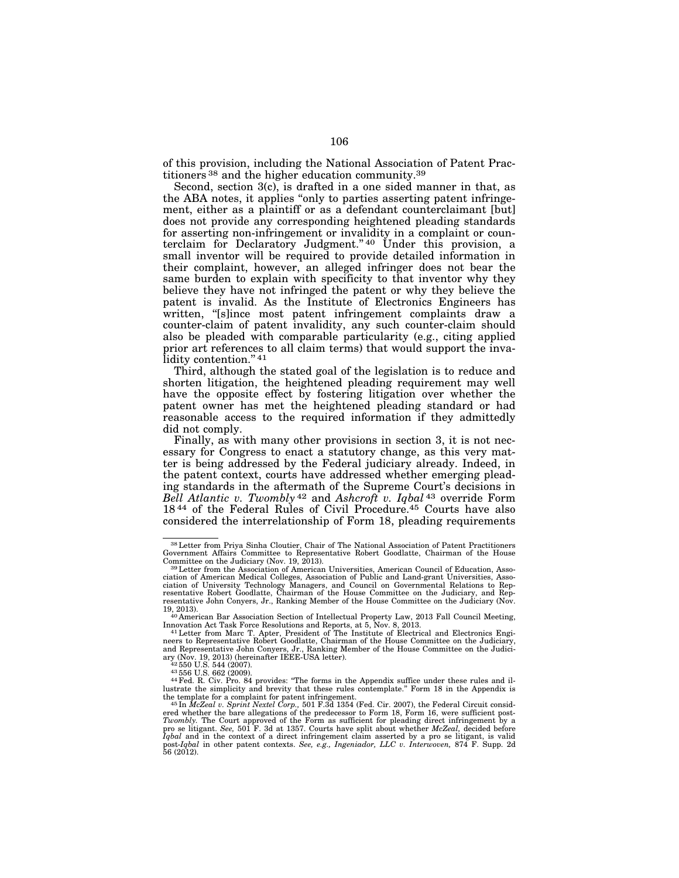of this provision, including the National Association of Patent Practitioners [38] and the higher education community.[39]

Second, section 3(c), is drafted in a one sided manner in that, as the ABA notes, it applies "only to parties asserting patent infringement, either as a plaintiff or as a defendant counterclaimant [but] does not provide any corresponding heightened pleading standards for asserting non-infringement or invalidity in a complaint or counterclaim for Declaratory Judgment." [40] Under this provision, a small inventor will be required to provide detailed information in their complaint, however, an alleged infringer does not bear the same burden to explain with specificity to that inventor why they believe they have not infringed the patent or why they believe the patent is invalid. As the Institute of Electronics Engineers has written, "[s]ince most patent infringement complaints draw a counter-claim of patent invalidity, any such counter-claim should also be pleaded with comparable particularity (e.g., citing applied prior art references to all claim terms) that would support the invalidity contention." [41]

Third, although the stated goal of the legislation is to reduce and shorten litigation, the heightened pleading requirement may well have the opposite effect by fostering litigation over whether the patent owner has met the heightened pleading standard or had reasonable access to the required information if they admittedly did not comply.

Finally, as with many other provisions in section 3, it is not necessary for Congress to enact a statutory change, as this very matter is being addressed by the Federal judiciary already. Indeed, in the patent context, courts have addressed whether emerging pleading standards in the aftermath of the Supreme Court's decisions in *Bell Atlantic v. Twombly* [42] and *Ashcroft v. Iqbal* [43] override Form 18 [44] of the Federal Rules of Civil Procedure.[45] Courts have also considered the interrelationship of Form 18, pleading requirements

---

[38] Letter from Priya Sinha Cloutier, Chair of The National Association of Patent Practitioners Government Affairs Committee to Representative Robert Goodlatte, Chairman of the House Committee on the Judiciary (Nov. 19, 2013).

[39] Letter from the Association of American Universities, American Council of Education, Association of American Medical Colleges, Association of Public and Land-grant Universities, Association of University Technology Managers, and Council on Governmental Relations to Representative Robert Goodlatte, Chairman of the House Committee on the Judiciary, and Representative John Conyers, Jr., Ranking Member of the House Committee on the Judiciary (Nov. 19, 2013).

[40] American Bar Association Section of Intellectual Property Law, 2013 Fall Council Meeting, Innovation Act Task Force Resolutions and Reports, at 5, Nov. 8, 2013.

[41] Letter from Marc T. Apter, President of The Institute of Electrical and Electronics Engineers to Representative Robert Goodlatte, Chairman of the House Committee on the Judiciary, and Representative John Conyers, Jr., Ranking Member of the House Committee on the Judiciary (Nov. 19, 2013) (hereinafter IEEE-USA letter).

[42] 550 U.S. 544 (2007).

[43] 556 U.S. 662 (2009).

[44] Fed. R. Civ. Pro. 84 provides: "The forms in the Appendix suffice under these rules and illustrate the simplicity and brevity that these rules contemplate." Form 18 in the Appendix is the template for a complaint for patent infringement.

[45] In *McZeal v. Sprint Nextel Corp.,* 501 F.3d 1354 (Fed. Cir. 2007), the Federal Circuit considered whether the bare allegations of the predecessor to Form 18, Form 16, were sufficient post-*Twombly.* The Court approved of the Form as sufficient for pleading direct infringement by a pro se litigant. *See,* 501 F. 3d at 1357. Courts have split about whether *McZeal*, decided before *Iqbal* and in the context of a direct infringement claim asserted by a pro se litigant, is valid post-*Iqbal* in other patent contexts. *See, e.g., Ingeniador, LLC v. Interwoven,* 874 F. Supp. 2d 56 (2012).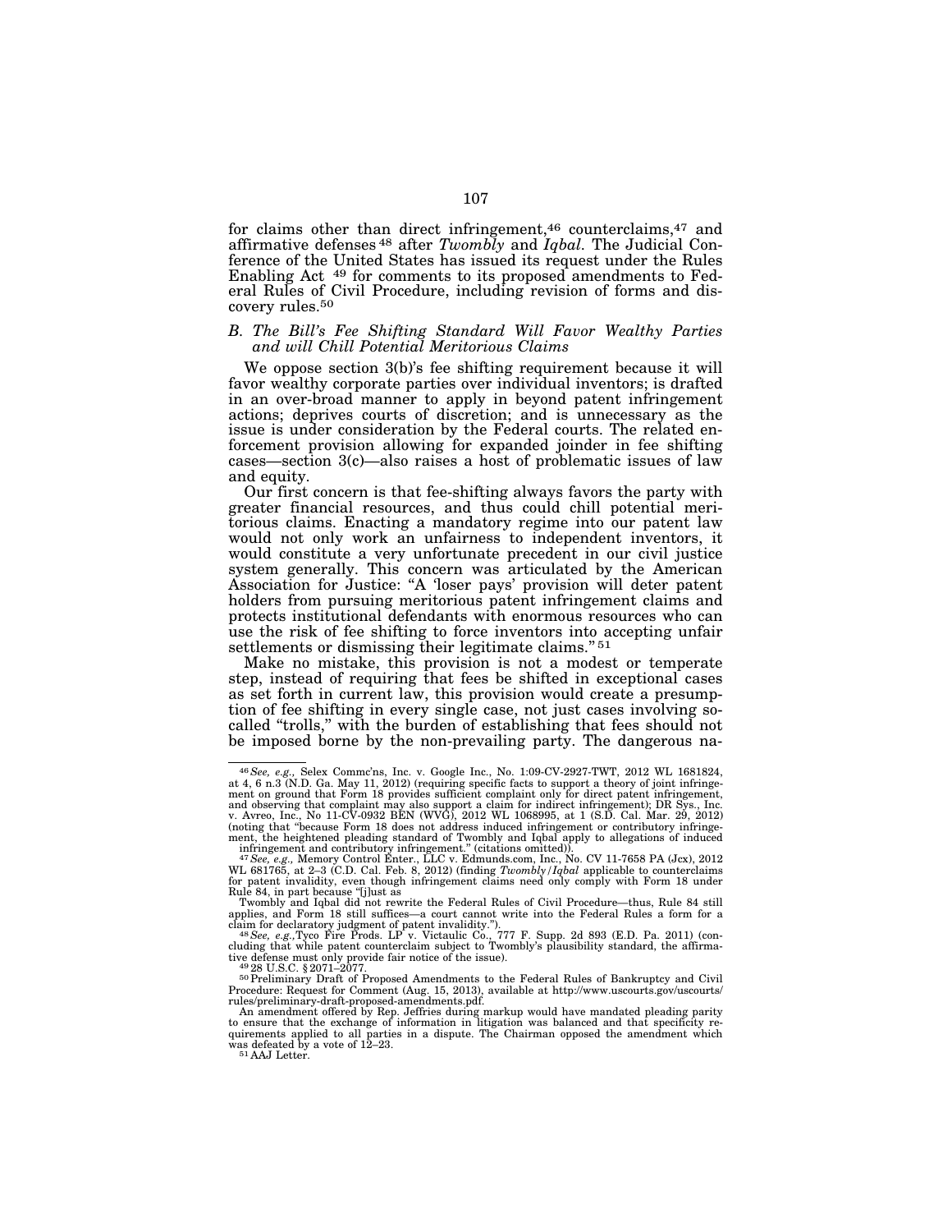for claims other than direct infringement,[46] counterclaims,[47] and affirmative defenses [48] after *Twombly* and *Iqbal*. The Judicial Conference of the United States has issued its request under the Rules Enabling Act [49] for comments to its proposed amendments to Federal Rules of Civil Procedure, including revision of forms and discovery rules.[50]

### *B. The Bill's Fee Shifting Standard Will Favor Wealthy Parties and will Chill Potential Meritorious Claims*

We oppose section 3(b)'s fee shifting requirement because it will favor wealthy corporate parties over individual inventors; is drafted in an over-broad manner to apply in beyond patent infringement actions; deprives courts of discretion; and is unnecessary as the issue is under consideration by the Federal courts. The related enforcement provision allowing for expanded joinder in fee shifting cases—section 3(c)—also raises a host of problematic issues of law and equity.

Our first concern is that fee-shifting always favors the party with greater financial resources, and thus could chill potential meritorious claims. Enacting a mandatory regime into our patent law would not only work an unfairness to independent inventors, it would constitute a very unfortunate precedent in our civil justice system generally. This concern was articulated by the American Association for Justice: "A 'loser pays' provision will deter patent holders from pursuing meritorious patent infringement claims and protects institutional defendants with enormous resources who can use the risk of fee shifting to force inventors into accepting unfair settlements or dismissing their legitimate claims." [51]

Make no mistake, this provision is not a modest or temperate step, instead of requiring that fees be shifted in exceptional cases as set forth in current law, this provision would create a presumption of fee shifting in every single case, not just cases involving so-called "trolls," with the burden of establishing that fees should not be imposed borne by the non-prevailing party. The dangerous na-

---

[46] *See, e.g.,* Selex Commc'ns, Inc. v. Google Inc., No. 1:09-CV-2927-TWT, 2012 WL 1681824, at 4, 6 n.3 (N.D. Ga. May 11, 2012) (requiring specific facts to support a theory of joint infringement on ground that Form 18 provides sufficient complaint only for direct patent infringement, and observing that complaint may also support a claim for indirect infringement); DR Sys., Inc. v. Avreo, Inc., No 11-CV-0932 BEN (WVG), 2012 WL 1068995, at 1 (S.D. Cal. Mar. 29, 2012) (noting that "because Form 18 does not address induced infringement or contributory infringement, the heightened pleading standard of Twombly and Iqbal apply to allegations of induced infringement and contributory infringement." (citations omitted)).

[47] *See, e.g.,* Memory Control Enter., LLC v. Edmunds.com, Inc., No. CV 11-7658 PA (Jcx), 2012 WL 681765, at 2–3 (C.D. Cal. Feb. 8, 2012) (finding *Twombly/Iqbal* applicable to counterclaims for patent invalidity, even though infringement claims need only comply with Form 18 under Rule 84, in part because "[j]ust as Twombly and Iqbal did not rewrite the Federal Rules of Civil Procedure—thus, Rule 84 still applies, and Form 18 still suffices—a court cannot write into the Federal Rules a form for a claim for declaratory judgment of patent invalidity.").

[48] *See, e.g.,*Tyco Fire Prods. LP v. Victaulic Co., 777 F. Supp. 2d 893 (E.D. Pa. 2011) (concluding that while patent counterclaim subject to Twombly's plausibility standard, the affirmative defense must only provide fair notice of the issue).

[49] 28 U.S.C. § 2071–2077.

[50] Preliminary Draft of Proposed Amendments to the Federal Rules of Bankruptcy and Civil Procedure: Request for Comment (Aug. 15, 2013), available at http://www.uscourts.gov/uscourts/rules/preliminary-draft-proposed-amendments.pdf.

An amendment offered by Rep. Jeffries during markup would have mandated pleading parity to ensure that the exchange of information in litigation was balanced and that specificity requirements applied to all parties in a dispute. The Chairman opposed the amendment which was defeated by a vote of 12–23.

[51] AAJ Letter.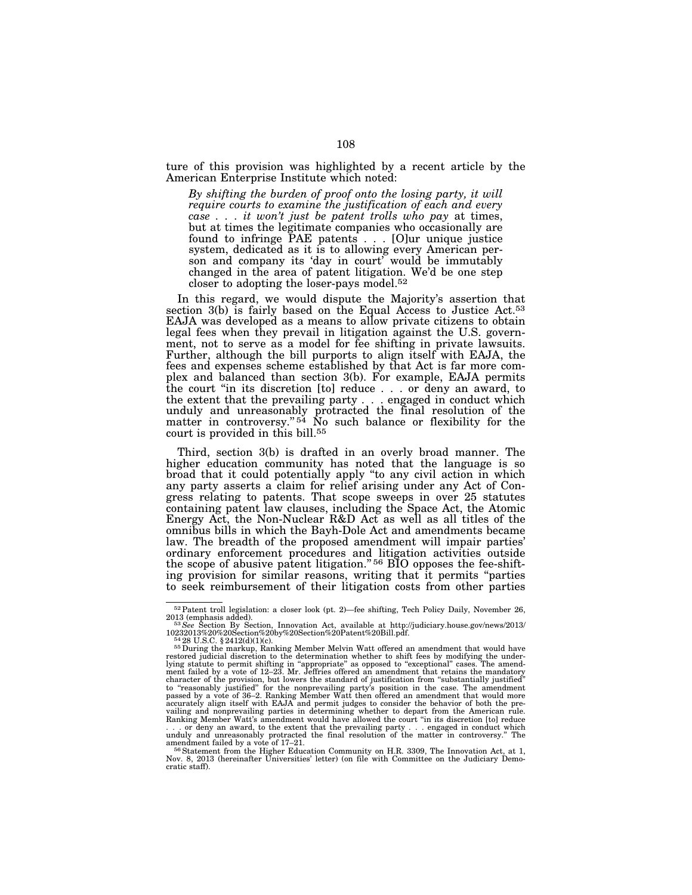ture of this provision was highlighted by a recent article by the American Enterprise Institute which noted:

> *By shifting the burden of proof onto the losing party, it will require courts to examine the justification of each and every case . . . it won't just be patent trolls who pay* at times, but at times the legitimate companies who occasionally are found to infringe PAE patents . . . [O]ur unique justice system, dedicated as it is to allowing every American person and company its 'day in court' would be immutably changed in the area of patent litigation. We'd be one step closer to adopting the loser-pays model.[52]

In this regard, we would dispute the Majority's assertion that section 3(b) is fairly based on the Equal Access to Justice Act.[53] EAJA was developed as a means to allow private citizens to obtain legal fees when they prevail in litigation against the U.S. government, not to serve as a model for fee shifting in private lawsuits. Further, although the bill purports to align itself with EAJA, the fees and expenses scheme established by that Act is far more complex and balanced than section 3(b). For example, EAJA permits the court "in its discretion [to] reduce . . . or deny an award, to the extent that the prevailing party . . . engaged in conduct which unduly and unreasonably protracted the final resolution of the matter in controversy."[54] No such balance or flexibility for the court is provided in this bill.[55]

Third, section 3(b) is drafted in an overly broad manner. The higher education community has noted that the language is so broad that it could potentially apply "to any civil action in which any party asserts a claim for relief arising under any Act of Congress relating to patents. That scope sweeps in over 25 statutes containing patent law clauses, including the Space Act, the Atomic Energy Act, the Non-Nuclear R&D Act as well as all titles of the omnibus bills in which the Bayh-Dole Act and amendments became law. The breadth of the proposed amendment will impair parties' ordinary enforcement procedures and litigation activities outside the scope of abusive patent litigation."[56] BIO opposes the fee-shifting provision for similar reasons, writing that it permits "parties to seek reimbursement of their litigation costs from other parties

---

[52] Patent troll legislation: a closer look (pt. 2)—fee shifting, Tech Policy Daily, November 26, 2013 (emphasis added).

[53] *See* Section By Section, Innovation Act, available at http://judiciary.house.gov/news/2013/10232013%20%20Section%20by%20Section%20Patent%20Bill.pdf.

[54] 28 U.S.C. § 2412(d)(1)(c).

[55] During the markup, Ranking Member Melvin Watt offered an amendment that would have restored judicial discretion to the determination whether to shift fees by modifying the underlying statute to permit shifting in "appropriate" as opposed to "exceptional" cases. The amendment failed by a vote of 12–23. Mr. Jeffries offered an amendment that retains the mandatory character of the provision, but lowers the standard of justification from "substantially justified" to "reasonably justified" for the nonprevailing party's position in the case. The amendment passed by a vote of 36–2. Ranking Member Watt then offered an amendment that would more accurately align itself with EAJA and permit judges to consider the behavior of both the prevailing and nonprevailing parties in determining whether to depart from the American rule. Ranking Member Watt's amendment would have allowed the court "in its discretion [to] reduce . . . or deny an award, to the extent that the prevailing party . . . engaged in conduct which unduly and unreasonably protracted the final resolution of the matter in controversy." The amendment failed by a vote of 17–21.

[56] Statement from the Higher Education Community on H.R. 3309, The Innovation Act, at 1, Nov. 8, 2013 (hereinafter Universities' letter) (on file with Committee on the Judiciary Democratic staff).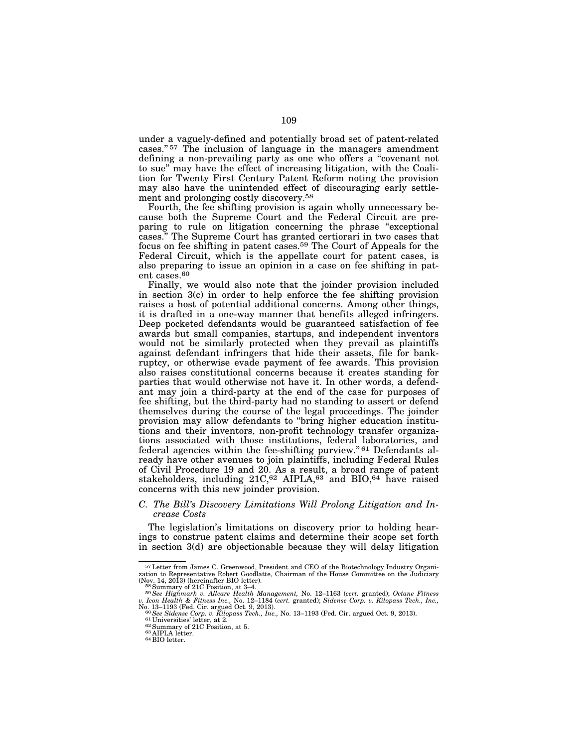under a vaguely-defined and potentially broad set of patent-related cases." [57] The inclusion of language in the managers amendment defining a non-prevailing party as one who offers a "covenant not to sue" may have the effect of increasing litigation, with the Coalition for Twenty First Century Patent Reform noting the provision may also have the unintended effect of discouraging early settlement and prolonging costly discovery.[58]

Fourth, the fee shifting provision is again wholly unnecessary because both the Supreme Court and the Federal Circuit are preparing to rule on litigation concerning the phrase "exceptional cases." The Supreme Court has granted certiorari in two cases that focus on fee shifting in patent cases.[59] The Court of Appeals for the Federal Circuit, which is the appellate court for patent cases, is also preparing to issue an opinion in a case on fee shifting in patent cases.[60]

Finally, we would also note that the joinder provision included in section 3(c) in order to help enforce the fee shifting provision raises a host of potential additional concerns. Among other things, it is drafted in a one-way manner that benefits alleged infringers. Deep pocketed defendants would be guaranteed satisfaction of fee awards but small companies, startups, and independent inventors would not be similarly protected when they prevail as plaintiffs against defendant infringers that hide their assets, file for bankruptcy, or otherwise evade payment of fee awards. This provision also raises constitutional concerns because it creates standing for parties that would otherwise not have it. In other words, a defendant may join a third-party at the end of the case for purposes of fee shifting, but the third-party had no standing to assert or defend themselves during the course of the legal proceedings. The joinder provision may allow defendants to "bring higher education institutions and their inventors, non-profit technology transfer organizations associated with those institutions, federal laboratories, and federal agencies within the fee-shifting purview." [61] Defendants already have other avenues to join plaintiffs, including Federal Rules of Civil Procedure 19 and 20. As a result, a broad range of patent stakeholders, including 21C,[62] AIPLA,[63] and BIO,[64] have raised concerns with this new joinder provision.

### *C. The Bill's Discovery Limitations Will Prolong Litigation and Increase Costs*

The legislation's limitations on discovery prior to holding hearings to construe patent claims and determine their scope set forth in section 3(d) are objectionable because they will delay litigation

---

[57] Letter from James C. Greenwood, President and CEO of the Biotechnology Industry Organization to Representative Robert Goodlatte, Chairman of the House Committee on the Judiciary (Nov. 14, 2013) (hereinafter BIO letter).

[58] Summary of 21C Position, at 3–4.

[59] *See Highmark v. Allcare Health Management,* No. 12–1163 (*cert.* granted); *Octane Fitness v. Icon Health & Fitness Inc.,* No. 12–1184 (*cert.* granted); *Sidense Corp. v. Kilopass Tech., Inc.,* No. 13–1193 (Fed. Cir. argued Oct. 9, 2013).

[60] *See Sidense Corp. v. Kilopass Tech., Inc.,* No. 13–1193 (Fed. Cir. argued Oct. 9, 2013).

[61] Universities' letter, at 2.

[62] Summary of 21C Position, at 5.

[63] AIPLA letter.

[64] BIO letter.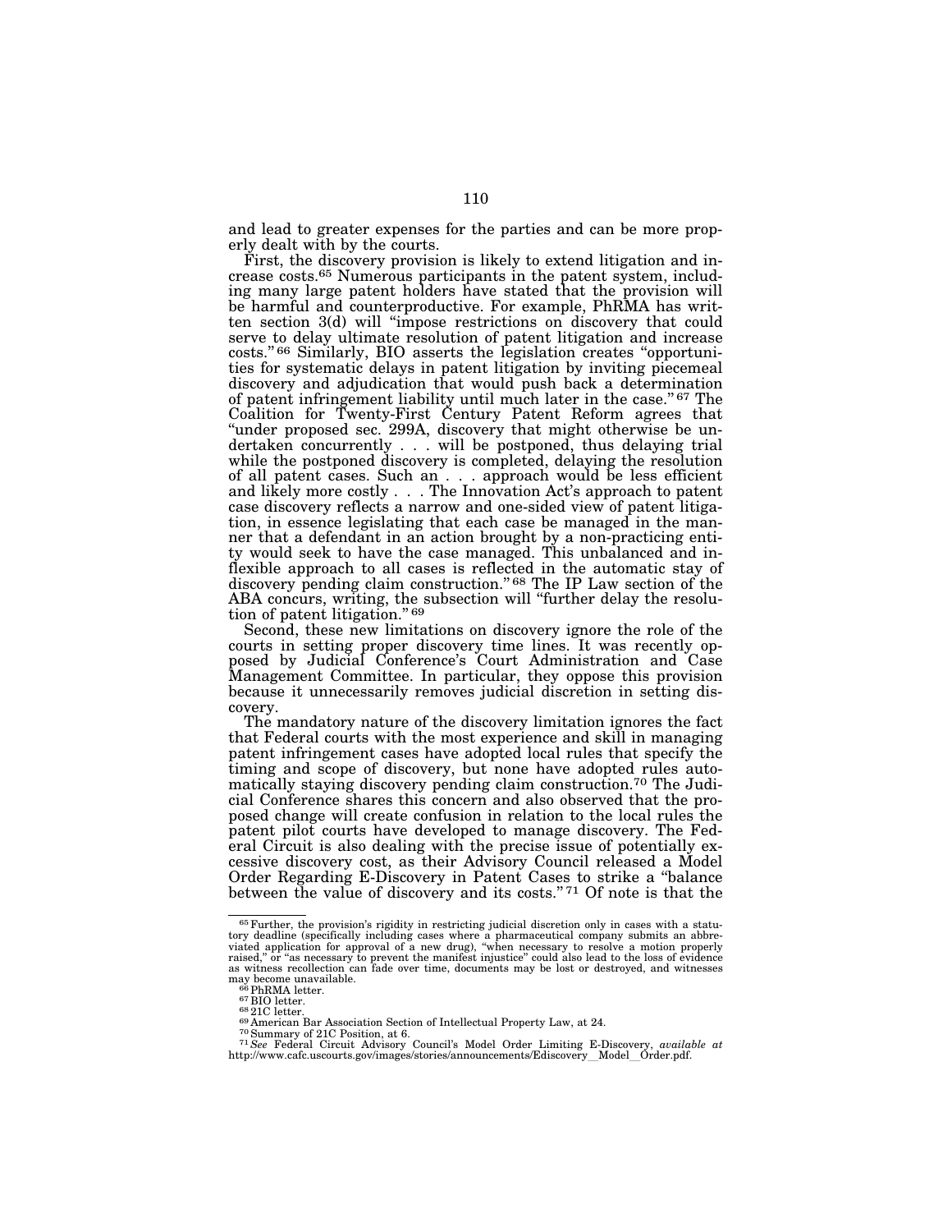and lead to greater expenses for the parties and can be more properly dealt with by the courts.

First, the discovery provision is likely to extend litigation and increase costs.[65] Numerous participants in the patent system, including many large patent holders have stated that the provision will be harmful and counterproductive. For example, PhRMA has written section 3(d) will "impose restrictions on discovery that could serve to delay ultimate resolution of patent litigation and increase costs."[66] Similarly, BIO asserts the legislation creates "opportunities for systematic delays in patent litigation by inviting piecemeal discovery and adjudication that would push back a determination of patent infringement liability until much later in the case."[67] The Coalition for Twenty-First Century Patent Reform agrees that "under proposed sec. 299A, discovery that might otherwise be undertaken concurrently . . . will be postponed, thus delaying trial while the postponed discovery is completed, delaying the resolution of all patent cases. Such an . . . approach would be less efficient and likely more costly . . . The Innovation Act's approach to patent case discovery reflects a narrow and one-sided view of patent litigation, in essence legislating that each case be managed in the manner that a defendant in an action brought by a non-practicing entity would seek to have the case managed. This unbalanced and inflexible approach to all cases is reflected in the automatic stay of discovery pending claim construction."[68] The IP Law section of the ABA concurs, writing, the subsection will "further delay the resolution of patent litigation."[69]

Second, these new limitations on discovery ignore the role of the courts in setting proper discovery time lines. It was recently opposed by Judicial Conference's Court Administration and Case Management Committee. In particular, they oppose this provision because it unnecessarily removes judicial discretion in setting discovery.

The mandatory nature of the discovery limitation ignores the fact that Federal courts with the most experience and skill in managing patent infringement cases have adopted local rules that specify the timing and scope of discovery, but none have adopted rules automatically staying discovery pending claim construction.[70] The Judicial Conference shares this concern and also observed that the proposed change will create confusion in relation to the local rules the patent pilot courts have developed to manage discovery. The Federal Circuit is also dealing with the precise issue of potentially excessive discovery cost, as their Advisory Council released a Model Order Regarding E-Discovery in Patent Cases to strike a "balance between the value of discovery and its costs."[71] Of note is that the

---

[65] Further, the provision's rigidity in restricting judicial discretion only in cases with a statutory deadline (specifically including cases where a pharmaceutical company submits an abbreviated application for approval of a new drug), "when necessary to resolve a motion properly raised," or "as necessary to prevent the manifest injustice" could also lead to the loss of evidence as witness recollection can fade over time, documents may be lost or destroyed, and witnesses may become unavailable.

[66] PhRMA letter.

[67] BIO letter.

[68] 21C letter.

[69] American Bar Association Section of Intellectual Property Law, at 24.

[70] Summary of 21C Position, at 6.

[71] *See* Federal Circuit Advisory Council's Model Order Limiting E-Discovery, *available at* http://www.cafc.uscourts.gov/images/stories/announcements/Ediscovery__Model__Order.pdf.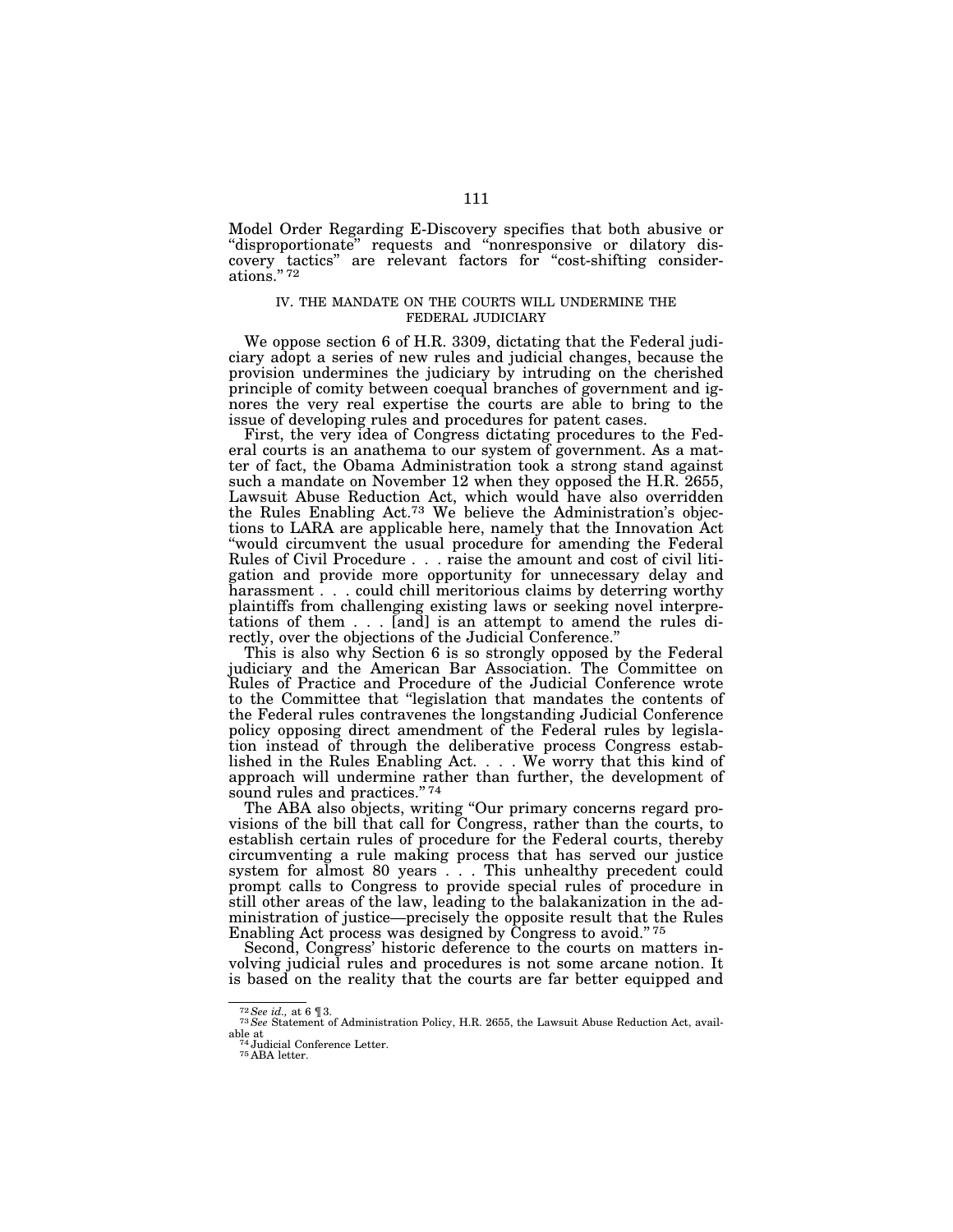Model Order Regarding E-Discovery specifies that both abusive or "disproportionate" requests and "nonresponsive or dilatory discovery tactics" are relevant factors for "cost-shifting considerations."[72]

## IV. THE MANDATE ON THE COURTS WILL UNDERMINE THE FEDERAL JUDICIARY

We oppose section 6 of H.R. 3309, dictating that the Federal judiciary adopt a series of new rules and judicial changes, because the provision undermines the judiciary by intruding on the cherished principle of comity between coequal branches of government and ignores the very real expertise the courts are able to bring to the issue of developing rules and procedures for patent cases.

First, the very idea of Congress dictating procedures to the Federal courts is an anathema to our system of government. As a matter of fact, the Obama Administration took a strong stand against such a mandate on November 12 when they opposed the H.R. 2655, Lawsuit Abuse Reduction Act, which would have also overridden the Rules Enabling Act.[73] We believe the Administration's objections to LARA are applicable here, namely that the Innovation Act "would circumvent the usual procedure for amending the Federal Rules of Civil Procedure . . . raise the amount and cost of civil litigation and provide more opportunity for unnecessary delay and harassment . . . could chill meritorious claims by deterring worthy plaintiffs from challenging existing laws or seeking novel interpretations of them . . . [and] is an attempt to amend the rules directly, over the objections of the Judicial Conference."

This is also why Section 6 is so strongly opposed by the Federal judiciary and the American Bar Association. The Committee on Rules of Practice and Procedure of the Judicial Conference wrote to the Committee that "legislation that mandates the contents of the Federal rules contravenes the longstanding Judicial Conference policy opposing direct amendment of the Federal rules by legislation instead of through the deliberative process Congress established in the Rules Enabling Act. . . . We worry that this kind of approach will undermine rather than further, the development of sound rules and practices."[74]

The ABA also objects, writing "Our primary concerns regard provisions of the bill that call for Congress, rather than the courts, to establish certain rules of procedure for the Federal courts, thereby circumventing a rule making process that has served our justice system for almost 80 years . . . This unhealthy precedent could prompt calls to Congress to provide special rules of procedure in still other areas of the law, leading to the balakanization in the administration of justice—precisely the opposite result that the Rules Enabling Act process was designed by Congress to avoid."[75]

Second, Congress' historic deference to the courts on matters involving judicial rules and procedures is not some arcane notion. It is based on the reality that the courts are far better equipped and

---

[72] *See id.,* at 6 ¶ 3.

[73] *See* Statement of Administration Policy, H.R. 2655, the Lawsuit Abuse Reduction Act, available at

[74] Judicial Conference Letter.

[75] ABA letter.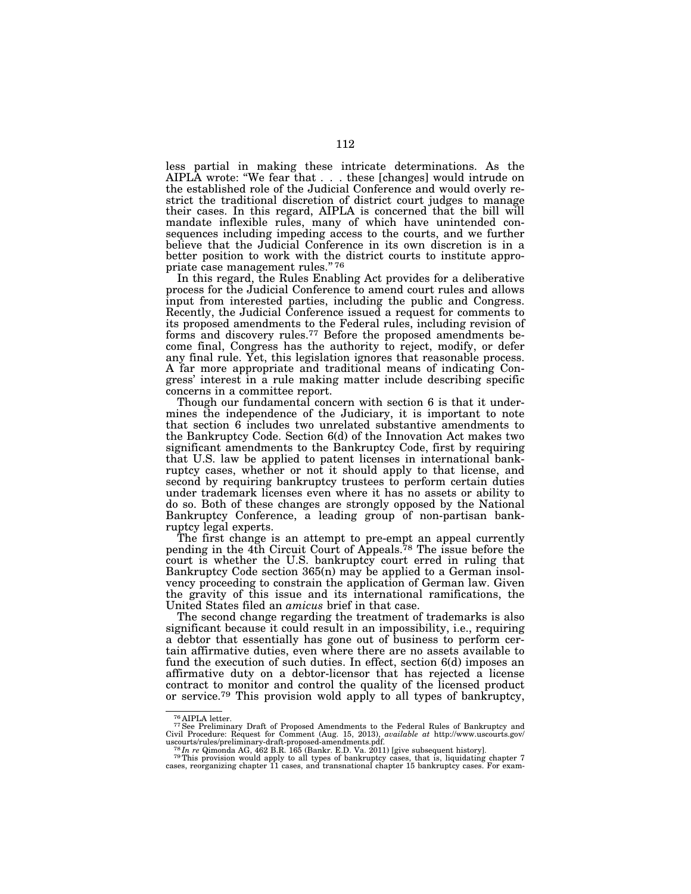less partial in making these intricate determinations. As the AIPLA wrote: "We fear that . . . these [changes] would intrude on the established role of the Judicial Conference and would overly restrict the traditional discretion of district court judges to manage their cases. In this regard, AIPLA is concerned that the bill will mandate inflexible rules, many of which have unintended consequences including impeding access to the courts, and we further believe that the Judicial Conference in its own discretion is in a better position to work with the district courts to institute appropriate case management rules."[76]

In this regard, the Rules Enabling Act provides for a deliberative process for the Judicial Conference to amend court rules and allows input from interested parties, including the public and Congress. Recently, the Judicial Conference issued a request for comments to its proposed amendments to the Federal rules, including revision of forms and discovery rules.[77] Before the proposed amendments become final, Congress has the authority to reject, modify, or defer any final rule. Yet, this legislation ignores that reasonable process. A far more appropriate and traditional means of indicating Congress' interest in a rule making matter include describing specific concerns in a committee report.

Though our fundamental concern with section 6 is that it undermines the independence of the Judiciary, it is important to note that section 6 includes two unrelated substantive amendments to the Bankruptcy Code. Section 6(d) of the Innovation Act makes two significant amendments to the Bankruptcy Code, first by requiring that U.S. law be applied to patent licenses in international bankruptcy cases, whether or not it should apply to that license, and second by requiring bankruptcy trustees to perform certain duties under trademark licenses even where it has no assets or ability to do so. Both of these changes are strongly opposed by the National Bankruptcy Conference, a leading group of non-partisan bankruptcy legal experts.

The first change is an attempt to pre-empt an appeal currently pending in the 4th Circuit Court of Appeals.[78] The issue before the court is whether the U.S. bankruptcy court erred in ruling that Bankruptcy Code section 365(n) may be applied to a German insolvency proceeding to constrain the application of German law. Given the gravity of this issue and its international ramifications, the United States filed an *amicus* brief in that case.

The second change regarding the treatment of trademarks is also significant because it could result in an impossibility, i.e., requiring a debtor that essentially has gone out of business to perform certain affirmative duties, even where there are no assets available to fund the execution of such duties. In effect, section 6(d) imposes an affirmative duty on a debtor-licensor that has rejected a license contract to monitor and control the quality of the licensed product or service.[79] This provision wold apply to all types of bankruptcy,

---

[76] AIPLA letter.

[77] See Preliminary Draft of Proposed Amendments to the Federal Rules of Bankruptcy and Civil Procedure: Request for Comment (Aug. 15, 2013), *available at* http://www.uscourts.gov/uscourts/rules/preliminary-draft-proposed-amendments.pdf.

[78] *In re* Qimonda AG, 462 B.R. 165 (Bankr. E.D. Va. 2011) [give subsequent history].

[79] This provision would apply to all types of bankruptcy cases, that is, liquidating chapter 7 cases, reorganizing chapter 11 cases, and transnational chapter 15 bankruptcy cases. For exam-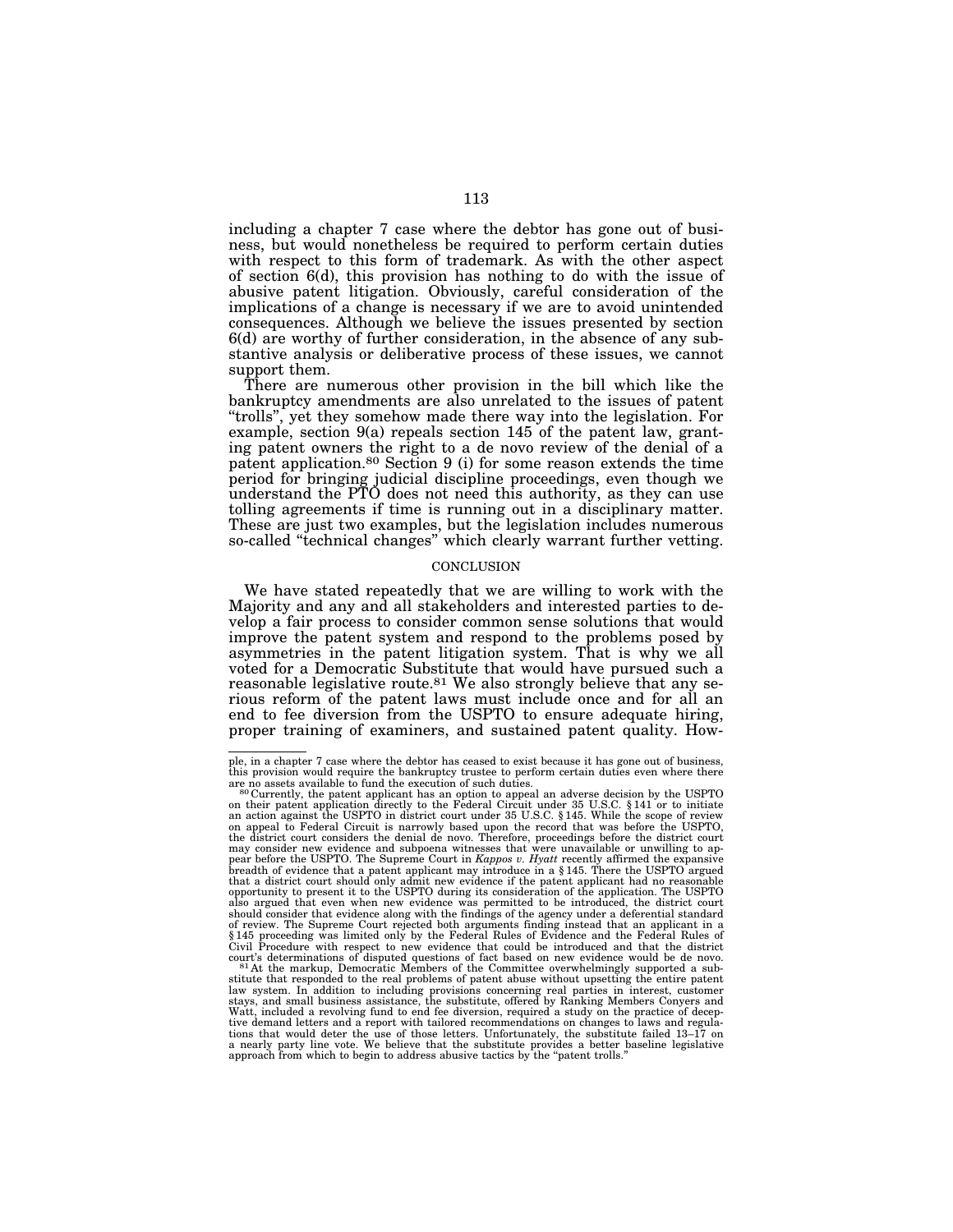including a chapter 7 case where the debtor has gone out of business, but would nonetheless be required to perform certain duties with respect to this form of trademark. As with the other aspect of section 6(d), this provision has nothing to do with the issue of abusive patent litigation. Obviously, careful consideration of the implications of a change is necessary if we are to avoid unintended consequences. Although we believe the issues presented by section 6(d) are worthy of further consideration, in the absence of any substantive analysis or deliberative process of these issues, we cannot support them.

There are numerous other provision in the bill which like the bankruptcy amendments are also unrelated to the issues of patent "trolls", yet they somehow made there way into the legislation. For example, section 9(a) repeals section 145 of the patent law, granting patent owners the right to a de novo review of the denial of a patent application.[80] Section 9 (i) for some reason extends the time period for bringing judicial discipline proceedings, even though we understand the PTO does not need this authority, as they can use tolling agreements if time is running out in a disciplinary matter. These are just two examples, but the legislation includes numerous so-called "technical changes" which clearly warrant further vetting.

## CONCLUSION

We have stated repeatedly that we are willing to work with the Majority and any and all stakeholders and interested parties to develop a fair process to consider common sense solutions that would improve the patent system and respond to the problems posed by asymmetries in the patent litigation system. That is why we all voted for a Democratic Substitute that would have pursued such a reasonable legislative route.[81] We also strongly believe that any serious reform of the patent laws must include once and for all an end to fee diversion from the USPTO to ensure adequate hiring, proper training of examiners, and sustained patent quality. How-

---

ple, in a chapter 7 case where the debtor has ceased to exist because it has gone out of business, this provision would require the bankruptcy trustee to perform certain duties even where there are no assets available to fund the execution of such duties.

[80] Currently, the patent applicant has an option to appeal an adverse decision by the USPTO on their patent application directly to the Federal Circuit under 35 U.S.C. § 141 or to initiate an action against the USPTO in district court under 35 U.S.C. § 145. While the scope of review on appeal to Federal Circuit is narrowly based upon the record that was before the USPTO, the district court considers the denial de novo. Therefore, proceedings before the district court may consider new evidence and subpoena witnesses that were unavailable or unwilling to appear before the USPTO. The Supreme Court in *Kappos v. Hyatt* recently affirmed the expansive breadth of evidence that a patent applicant may introduce in a § 145. There the USPTO argued that a district court should only admit new evidence if the patent applicant had no reasonable opportunity to present it to the USPTO during its consideration of the application. The USPTO also argued that even when new evidence was permitted to be introduced, the district court should consider that evidence along with the findings of the agency under a deferential standard of review. The Supreme Court rejected both arguments finding instead that an applicant in a § 145 proceeding was limited only by the Federal Rules of Evidence and the Federal Rules of Civil Procedure with respect to new evidence that could be introduced and that the district court's determinations of disputed questions of fact based on new evidence would be de novo.

[81] At the markup, Democratic Members of the Committee overwhelmingly supported a substitute that responded to the real problems of patent abuse without upsetting the entire patent law system. In addition to including provisions concerning real parties in interest, customer stays, and small business assistance, the substitute, offered by Ranking Members Conyers and Watt, included a revolving fund to end fee diversion, required a study on the practice of deceptive demand letters and a report with tailored recommendations on changes to laws and regulations that would deter the use of those letters. Unfortunately, the substitute failed 13–17 on a nearly party line vote. We believe that the substitute provides a better baseline legislative approach from which to begin to address abusive tactics by the "patent trolls."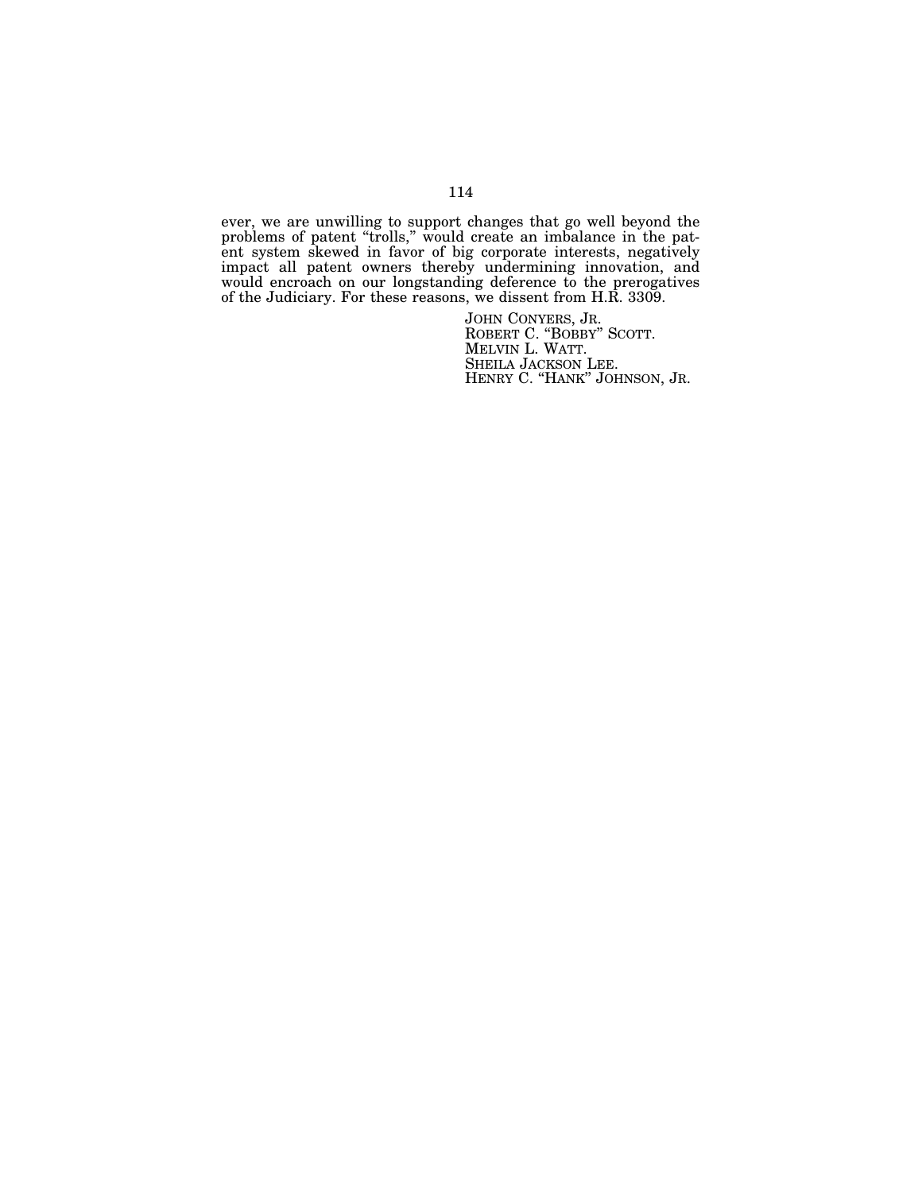ever, we are unwilling to support changes that go well beyond the problems of patent "trolls," would create an imbalance in the patent system skewed in favor of big corporate interests, negatively impact all patent owners thereby undermining innovation, and would encroach on our longstanding deference to the prerogatives of the Judiciary. For these reasons, we dissent from H.R. 3309.

JOHN CONYERS, JR.
ROBERT C. "BOBBY" SCOTT.
MELVIN L. WATT.
SHEILA JACKSON LEE.
HENRY C. "HANK" JOHNSON, JR.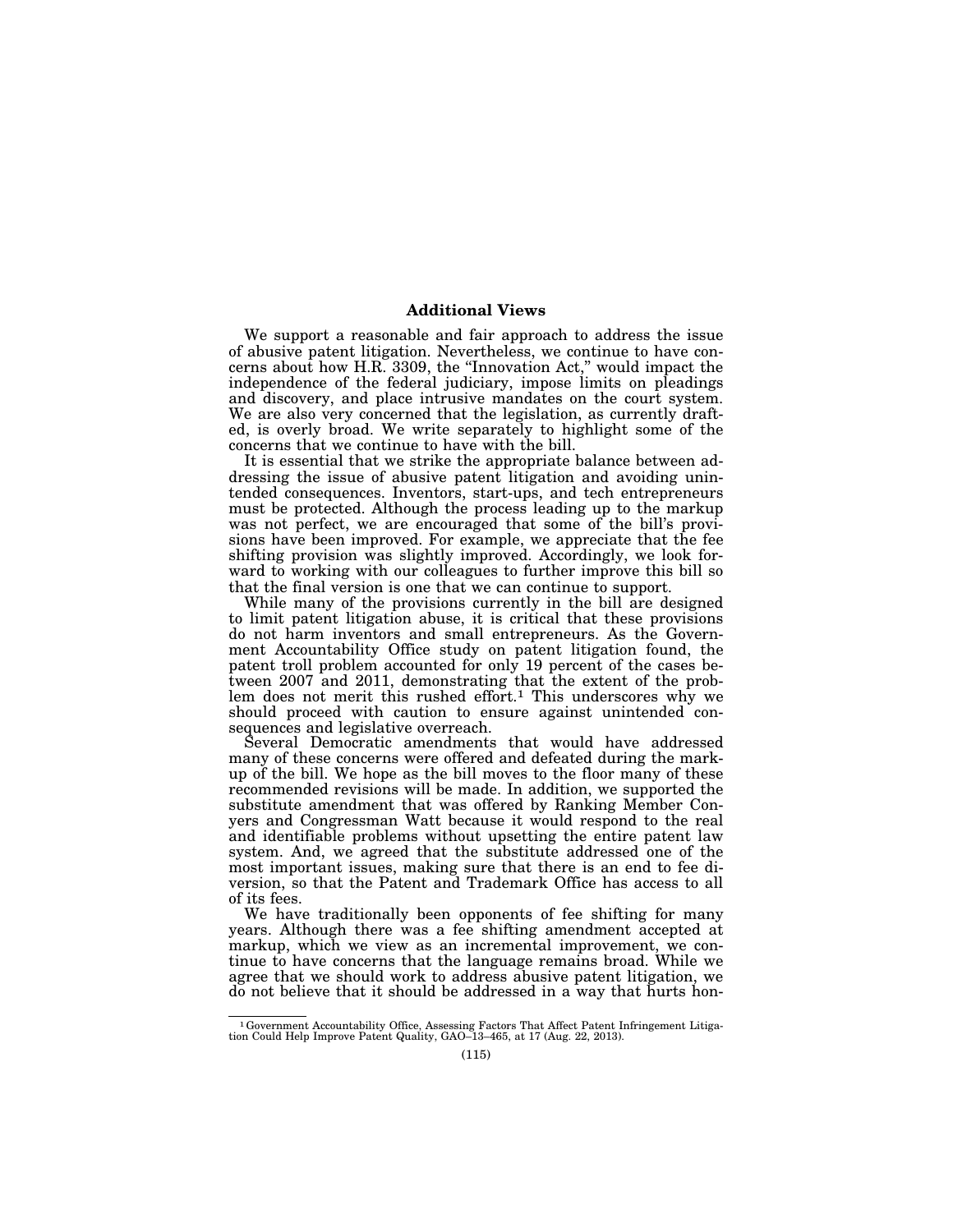## Additional Views

We support a reasonable and fair approach to address the issue of abusive patent litigation. Nevertheless, we continue to have concerns about how H.R. 3309, the "Innovation Act," would impact the independence of the federal judiciary, impose limits on pleadings and discovery, and place intrusive mandates on the court system. We are also very concerned that the legislation, as currently drafted, is overly broad. We write separately to highlight some of the concerns that we continue to have with the bill.

It is essential that we strike the appropriate balance between addressing the issue of abusive patent litigation and avoiding unintended consequences. Inventors, start-ups, and tech entrepreneurs must be protected. Although the process leading up to the markup was not perfect, we are encouraged that some of the bill's provisions have been improved. For example, we appreciate that the fee shifting provision was slightly improved. Accordingly, we look forward to working with our colleagues to further improve this bill so that the final version is one that we can continue to support.

While many of the provisions currently in the bill are designed to limit patent litigation abuse, it is critical that these provisions do not harm inventors and small entrepreneurs. As the Government Accountability Office study on patent litigation found, the patent troll problem accounted for only 19 percent of the cases between 2007 and 2011, demonstrating that the extent of the problem does not merit this rushed effort.[1] This underscores why we should proceed with caution to ensure against unintended consequences and legislative overreach.

Several Democratic amendments that would have addressed many of these concerns were offered and defeated during the markup of the bill. We hope as the bill moves to the floor many of these recommended revisions will be made. In addition, we supported the substitute amendment that was offered by Ranking Member Conyers and Congressman Watt because it would respond to the real and identifiable problems without upsetting the entire patent law system. And, we agreed that the substitute addressed one of the most important issues, making sure that there is an end to fee diversion, so that the Patent and Trademark Office has access to all of its fees.

We have traditionally been opponents of fee shifting for many years. Although there was a fee shifting amendment accepted at markup, which we view as an incremental improvement, we continue to have concerns that the language remains broad. While we agree that we should work to address abusive patent litigation, we do not believe that it should be addressed in a way that hurts hon-

[1] Government Accountability Office, Assessing Factors That Affect Patent Infringement Litigation Could Help Improve Patent Quality, GAO–13–465, at 17 (Aug. 22, 2013).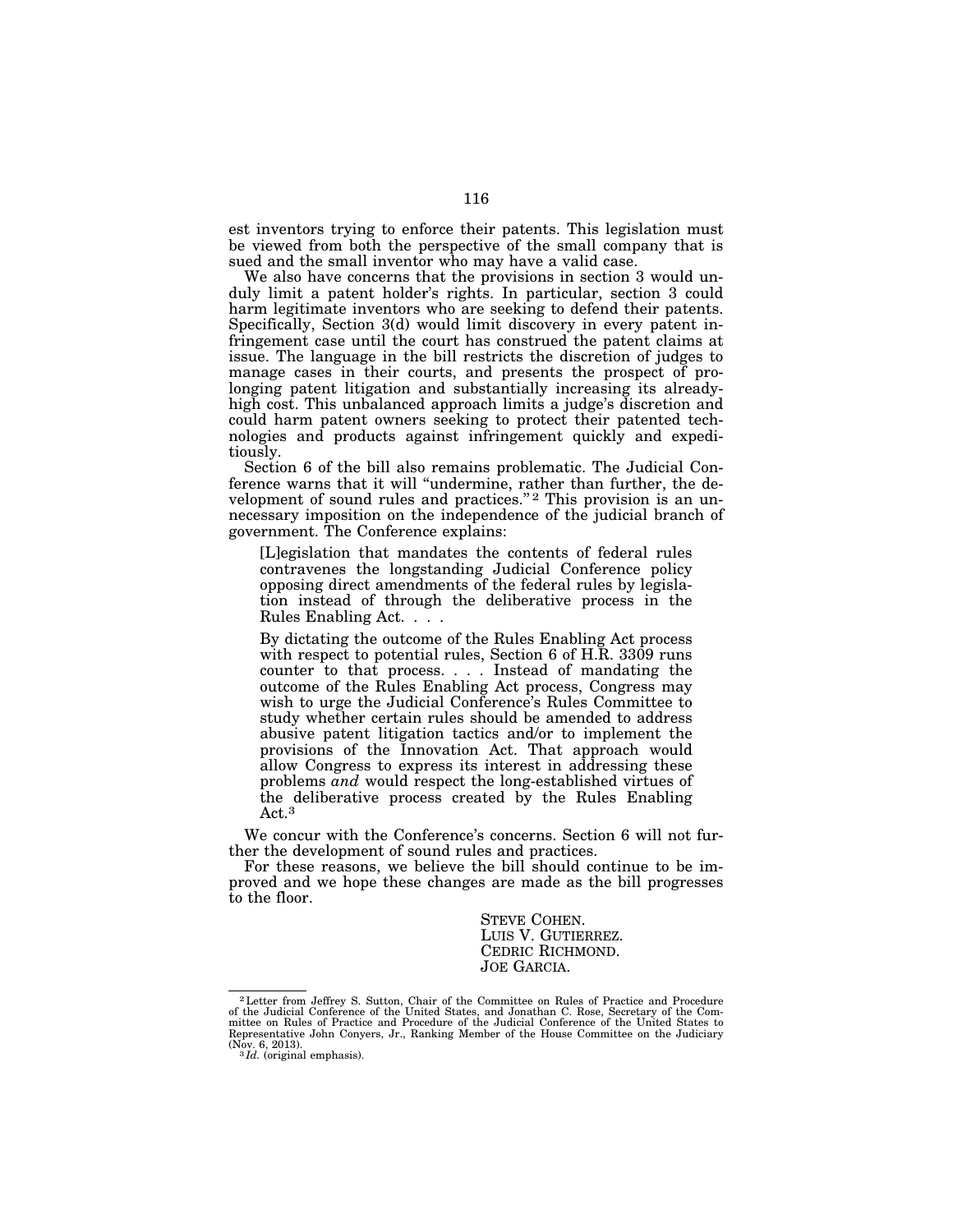est inventors trying to enforce their patents. This legislation must be viewed from both the perspective of the small company that is sued and the small inventor who may have a valid case.

We also have concerns that the provisions in section 3 would unduly limit a patent holder's rights. In particular, section 3 could harm legitimate inventors who are seeking to defend their patents. Specifically, Section 3(d) would limit discovery in every patent infringement case until the court has construed the patent claims at issue. The language in the bill restricts the discretion of judges to manage cases in their courts, and presents the prospect of prolonging patent litigation and substantially increasing its already-high cost. This unbalanced approach limits a judge's discretion and could harm patent owners seeking to protect their patented technologies and products against infringement quickly and expeditiously.

Section 6 of the bill also remains problematic. The Judicial Conference warns that it will "undermine, rather than further, the development of sound rules and practices."[2] This provision is an unnecessary imposition on the independence of the judicial branch of government. The Conference explains:

> [L]egislation that mandates the contents of federal rules contravenes the longstanding Judicial Conference policy opposing direct amendments of the federal rules by legislation instead of through the deliberative process in the Rules Enabling Act. . . .
>
> By dictating the outcome of the Rules Enabling Act process with respect to potential rules, Section 6 of H.R. 3309 runs counter to that process. . . . Instead of mandating the outcome of the Rules Enabling Act process, Congress may wish to urge the Judicial Conference's Rules Committee to study whether certain rules should be amended to address abusive patent litigation tactics and/or to implement the provisions of the Innovation Act. That approach would allow Congress to express its interest in addressing these problems *and* would respect the long-established virtues of the deliberative process created by the Rules Enabling Act.[3]

We concur with the Conference's concerns. Section 6 will not further the development of sound rules and practices.

For these reasons, we believe the bill should continue to be improved and we hope these changes are made as the bill progresses to the floor.

STEVE COHEN.
LUIS V. GUTIERREZ.
CEDRIC RICHMOND.
JOE GARCIA.

---

[2] Letter from Jeffrey S. Sutton, Chair of the Committee on Rules of Practice and Procedure of the Judicial Conference of the United States, and Jonathan C. Rose, Secretary of the Committee on Rules of Practice and Procedure of the Judicial Conference of the United States to Representative John Conyers, Jr., Ranking Member of the House Committee on the Judiciary (Nov. 6, 2013).

[3] *Id.* (original emphasis).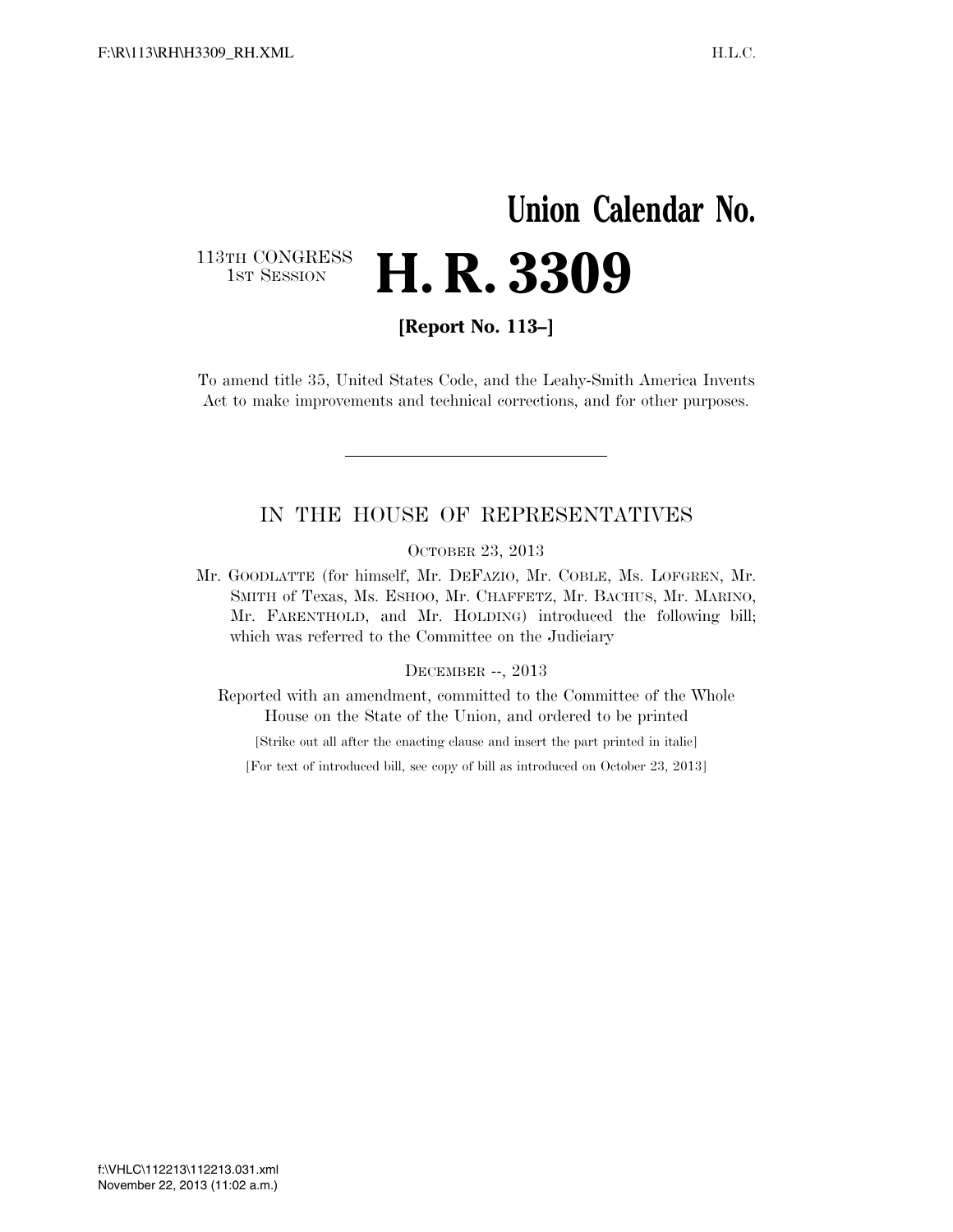# Union Calendar No.

113TH CONGRESS
1ST SESSION

# H. R. 3309

**[Report No. 113–]**

To amend title 35, United States Code, and the Leahy-Smith America Invents Act to make improvements and technical corrections, and for other purposes.

---

## IN THE HOUSE OF REPRESENTATIVES

OCTOBER 23, 2013

Mr. GOODLATTE (for himself, Mr. DEFAZIO, Mr. COBLE, Ms. LOFGREN, Mr. SMITH of Texas, Ms. ESHOO, Mr. CHAFFETZ, Mr. BACHUS, Mr. MARINO, Mr. FARENTHOLD, and Mr. HOLDING) introduced the following bill; which was referred to the Committee on the Judiciary

DECEMBER --, 2013

Reported with an amendment, committed to the Committee of the Whole House on the State of the Union, and ordered to be printed

[Strike out all after the enacting clause and insert the part printed in italic]

[For text of introduced bill, see copy of bill as introduced on October 23, 2013]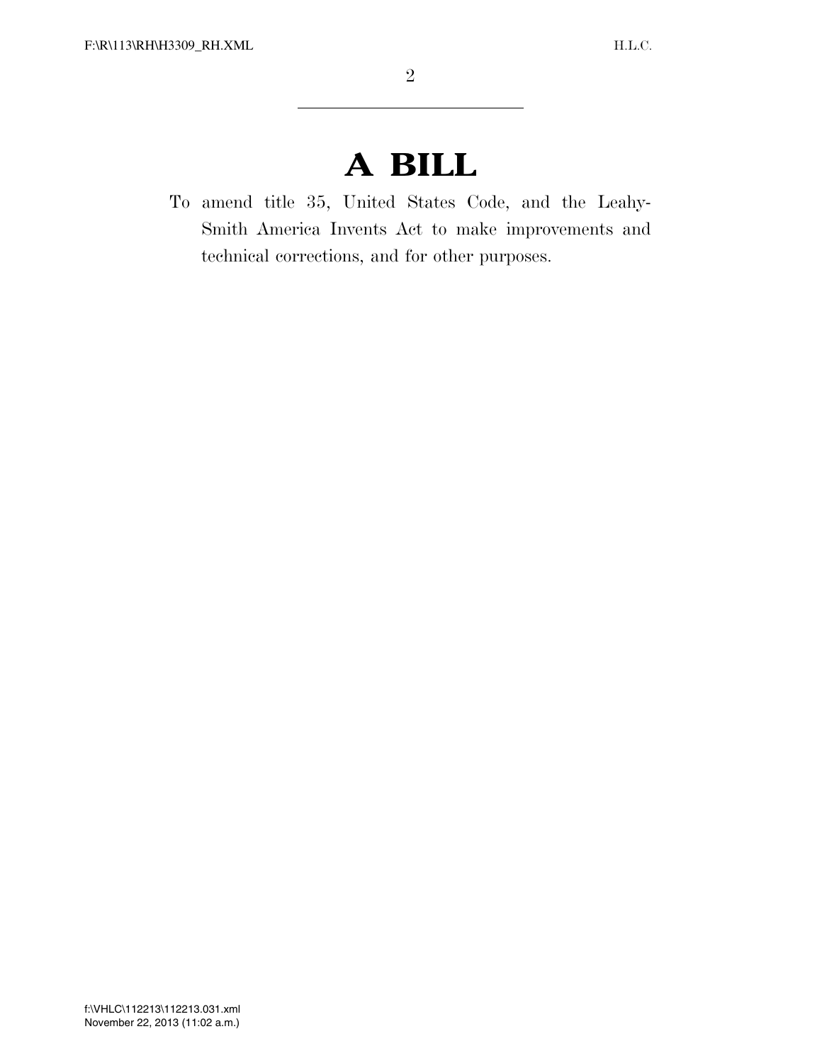# A BILL

To amend title 35, United States Code, and the Leahy-Smith America Invents Act to make improvements and technical corrections, and for other purposes.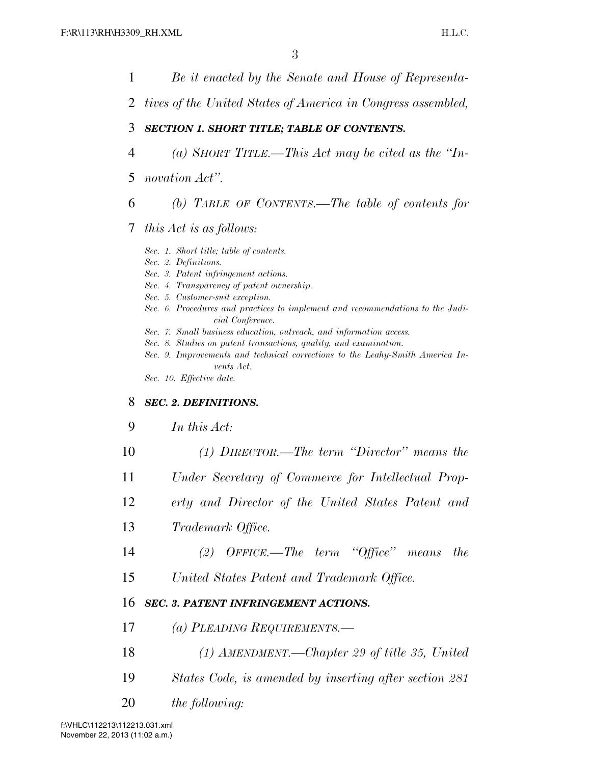*Be it enacted by the Senate and House of Representatives of the United States of America in Congress assembled,*

***SECTION 1. SHORT TITLE; TABLE OF CONTENTS.***

*(a) SHORT TITLE.—This Act may be cited as the "Innovation Act".*

*(b) TABLE OF CONTENTS.—The table of contents for this Act is as follows:*

*Sec. 1. Short title; table of contents.*
*Sec. 2. Definitions.*
*Sec. 3. Patent infringement actions.*
*Sec. 4. Transparency of patent ownership.*
*Sec. 5. Customer-suit exception.*
*Sec. 6. Procedures and practices to implement and recommendations to the Judicial Conference.*
*Sec. 7. Small business education, outreach, and information access.*
*Sec. 8. Studies on patent transactions, quality, and examination.*
*Sec. 9. Improvements and technical corrections to the Leahy-Smith America Invents Act.*
*Sec. 10. Effective date.*

***SEC. 2. DEFINITIONS.***

*In this Act:*

*(1) DIRECTOR.—The term "Director" means the Under Secretary of Commerce for Intellectual Property and Director of the United States Patent and Trademark Office.*

*(2) OFFICE.—The term "Office" means the United States Patent and Trademark Office.*

***SEC. 3. PATENT INFRINGEMENT ACTIONS.***

*(a) PLEADING REQUIREMENTS.—*

*(1) AMENDMENT.—Chapter 29 of title 35, United States Code, is amended by inserting after section 281 the following:*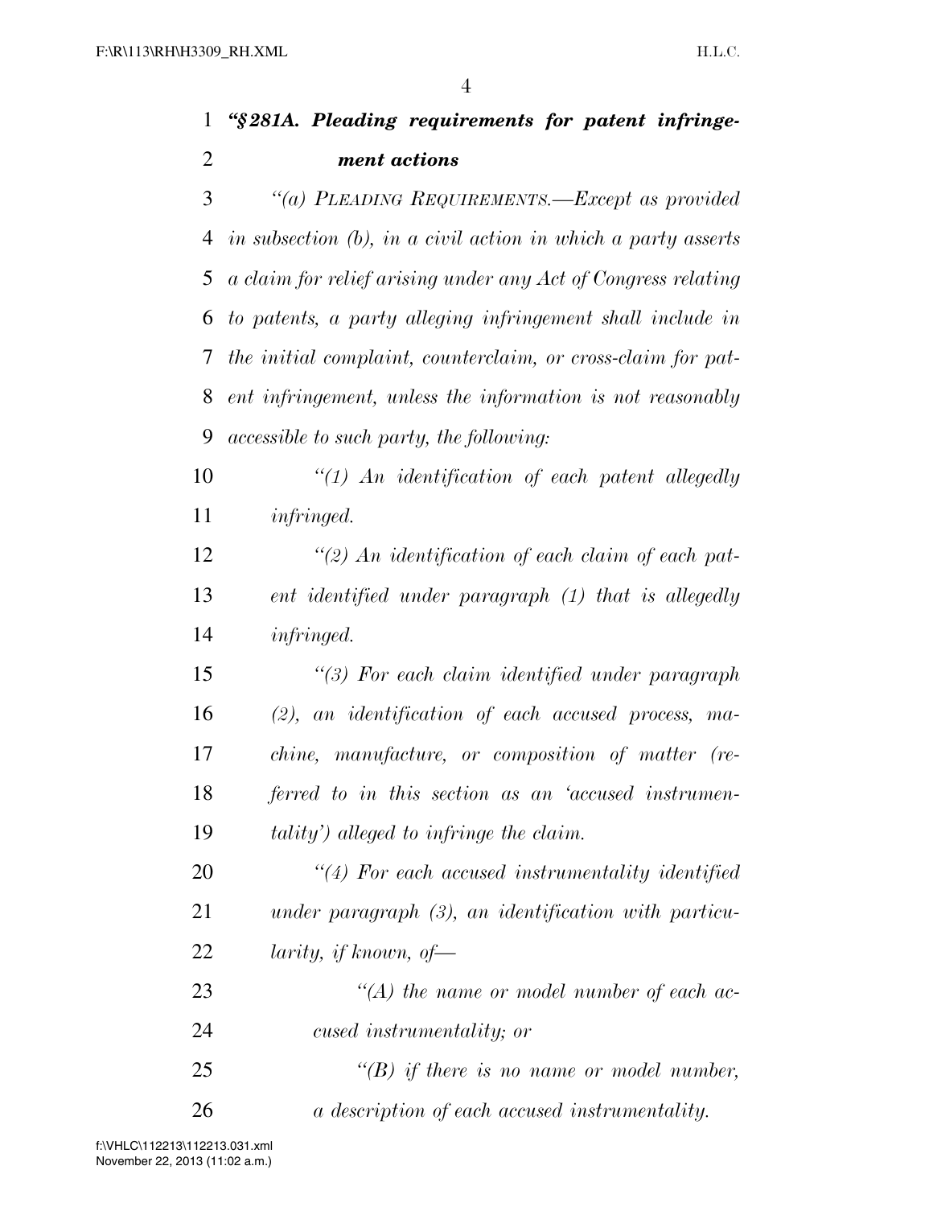*"§ 281A. Pleading requirements for patent infringement actions*

*"(a) PLEADING REQUIREMENTS.—Except as provided in subsection (b), in a civil action in which a party asserts a claim for relief arising under any Act of Congress relating to patents, a party alleging infringement shall include in the initial complaint, counterclaim, or cross-claim for patent infringement, unless the information is not reasonably accessible to such party, the following:*

*"(1) An identification of each patent allegedly infringed.*

*"(2) An identification of each claim of each patent identified under paragraph (1) that is allegedly infringed.*

*"(3) For each claim identified under paragraph (2), an identification of each accused process, machine, manufacture, or composition of matter (referred to in this section as an 'accused instrumentality') alleged to infringe the claim.*

*"(4) For each accused instrumentality identified under paragraph (3), an identification with particularity, if known, of—*

*"(A) the name or model number of each accused instrumentality; or*

*"(B) if there is no name or model number, a description of each accused instrumentality.*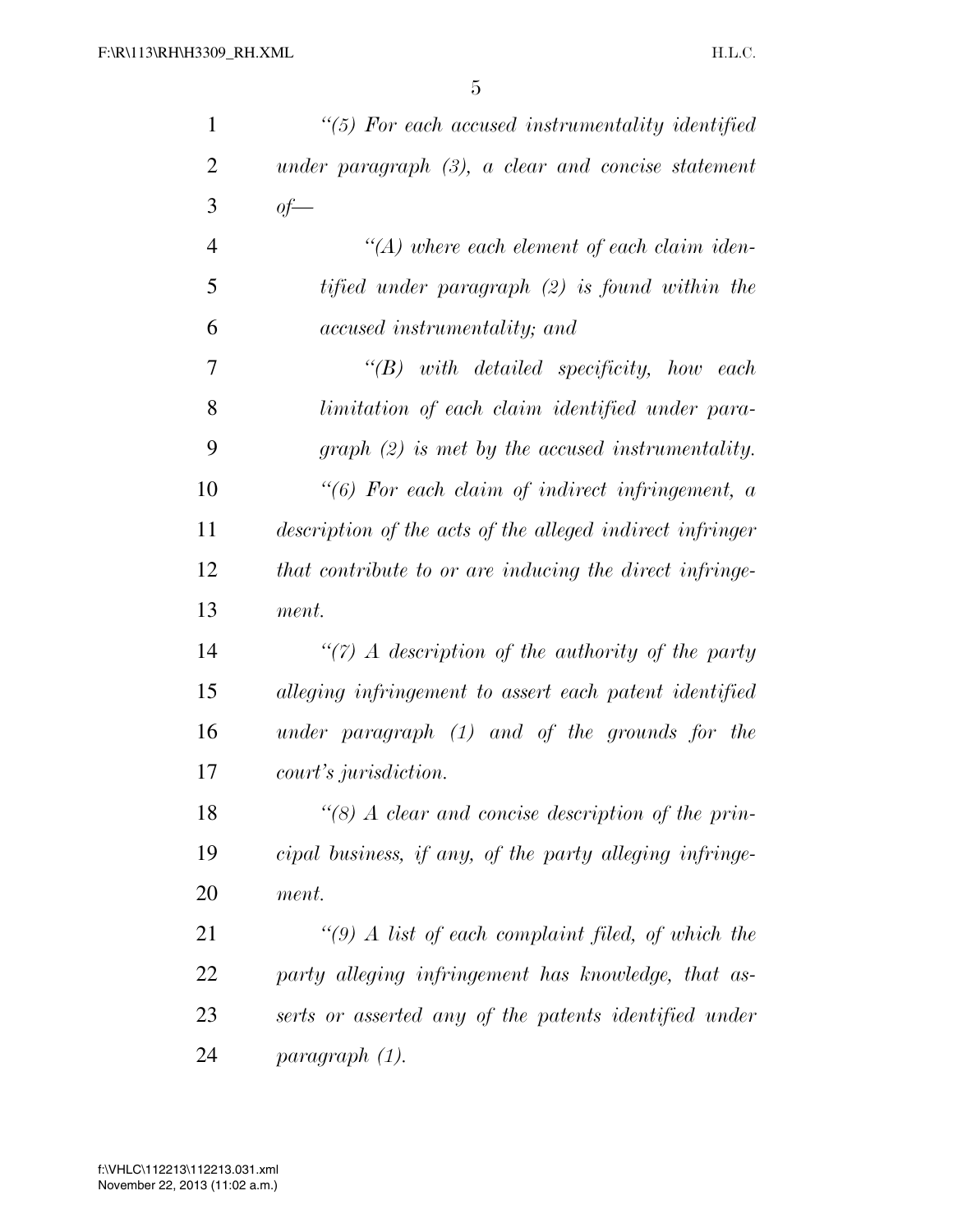*"(5) For each accused instrumentality identified under paragraph (3), a clear and concise statement of—*

*"(A) where each element of each claim identified under paragraph (2) is found within the accused instrumentality; and*

*"(B) with detailed specificity, how each limitation of each claim identified under paragraph (2) is met by the accused instrumentality.*

*"(6) For each claim of indirect infringement, a description of the acts of the alleged indirect infringer that contribute to or are inducing the direct infringement.*

*"(7) A description of the authority of the party alleging infringement to assert each patent identified under paragraph (1) and of the grounds for the court's jurisdiction.*

*"(8) A clear and concise description of the principal business, if any, of the party alleging infringement.*

*"(9) A list of each complaint filed, of which the party alleging infringement has knowledge, that asserts or asserted any of the patents identified under paragraph (1).*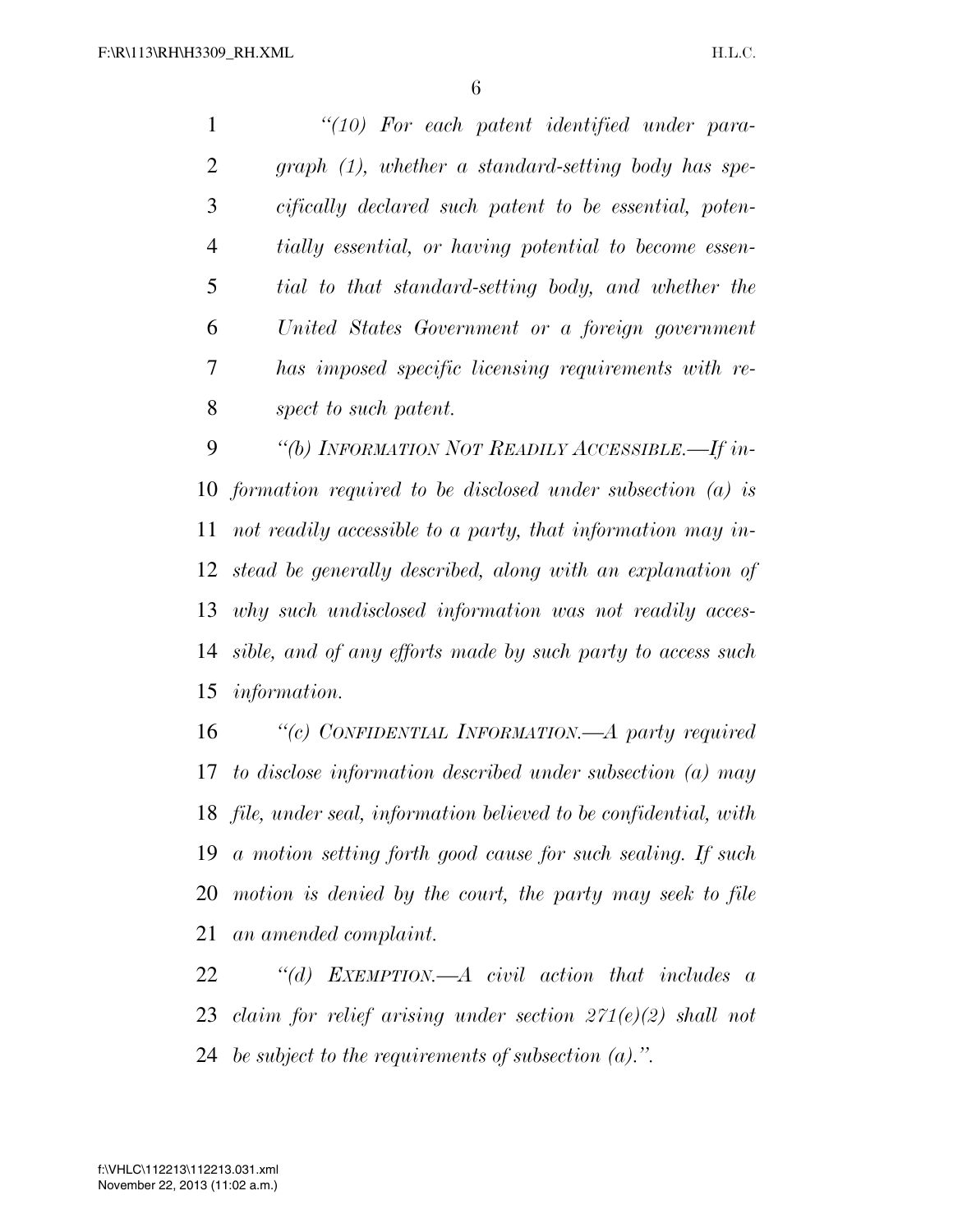*"(10) For each patent identified under paragraph (1), whether a standard-setting body has specifically declared such patent to be essential, potentially essential, or having potential to become essential to that standard-setting body, and whether the United States Government or a foreign government has imposed specific licensing requirements with respect to such patent.*

*"(b) INFORMATION NOT READILY ACCESSIBLE.—If information required to be disclosed under subsection (a) is not readily accessible to a party, that information may instead be generally described, along with an explanation of why such undisclosed information was not readily accessible, and of any efforts made by such party to access such information.*

*"(c) CONFIDENTIAL INFORMATION.—A party required to disclose information described under subsection (a) may file, under seal, information believed to be confidential, with a motion setting forth good cause for such sealing. If such motion is denied by the court, the party may seek to file an amended complaint.*

*"(d) EXEMPTION.—A civil action that includes a claim for relief arising under section 271(e)(2) shall not be subject to the requirements of subsection (a).".*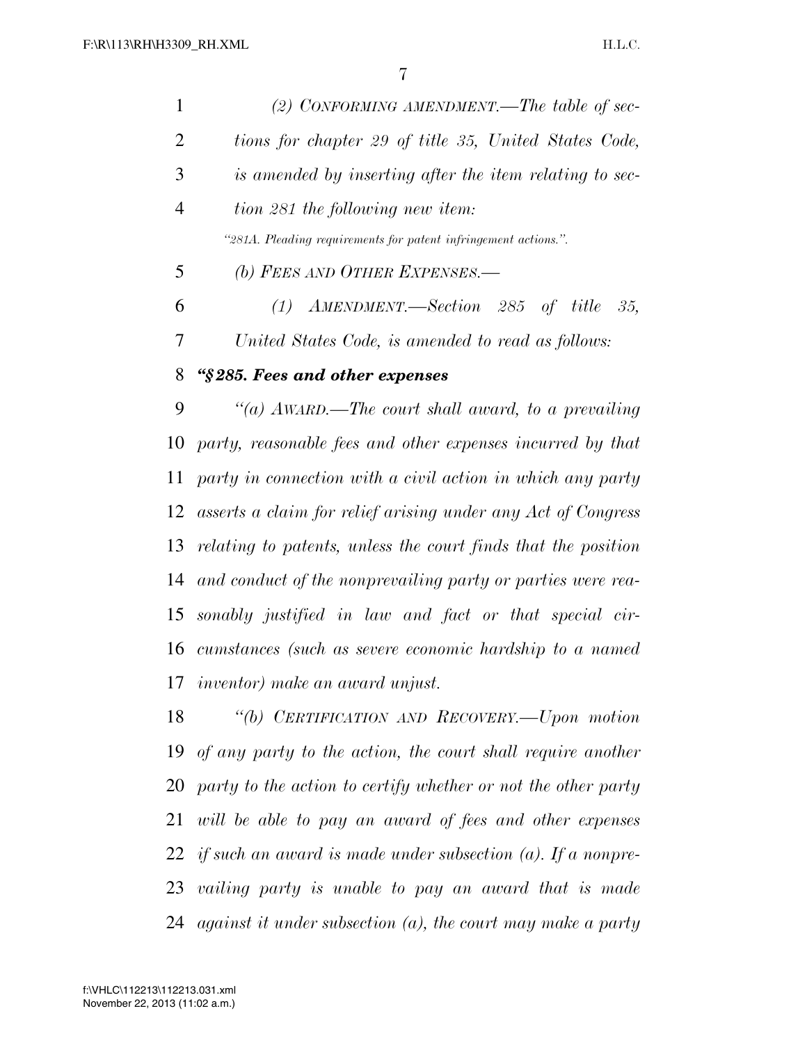*(2) CONFORMING AMENDMENT.—The table of sections for chapter 29 of title 35, United States Code, is amended by inserting after the item relating to section 281 the following new item:*

*"281A. Pleading requirements for patent infringement actions.".*

*(b) FEES AND OTHER EXPENSES.—*

*(1) AMENDMENT.—Section 285 of title 35, United States Code, is amended to read as follows:*

***"§285. Fees and other expenses***

*"(a) AWARD.—The court shall award, to a prevailing party, reasonable fees and other expenses incurred by that party in connection with a civil action in which any party asserts a claim for relief arising under any Act of Congress relating to patents, unless the court finds that the position and conduct of the nonprevailing party or parties were reasonably justified in law and fact or that special circumstances (such as severe economic hardship to a named inventor) make an award unjust.*

*"(b) CERTIFICATION AND RECOVERY.—Upon motion of any party to the action, the court shall require another party to the action to certify whether or not the other party will be able to pay an award of fees and other expenses if such an award is made under subsection (a). If a nonprevailing party is unable to pay an award that is made against it under subsection (a), the court may make a party*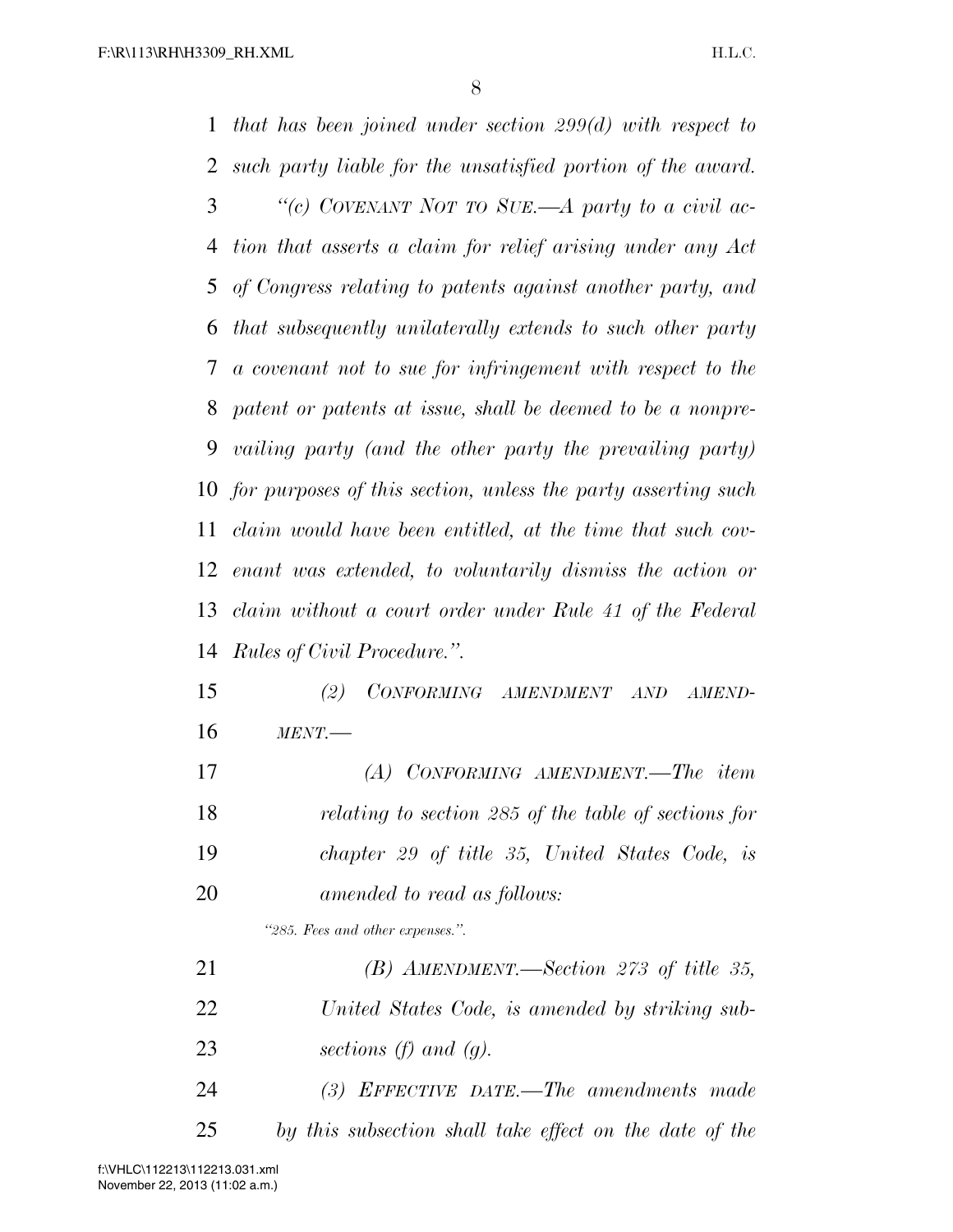*that has been joined under section 299(d) with respect to such party liable for the unsatisfied portion of the award.*

*"(c) COVENANT NOT TO SUE.—A party to a civil action that asserts a claim for relief arising under any Act of Congress relating to patents against another party, and that subsequently unilaterally extends to such other party a covenant not to sue for infringement with respect to the patent or patents at issue, shall be deemed to be a nonprevailing party (and the other party the prevailing party) for purposes of this section, unless the party asserting such claim would have been entitled, at the time that such covenant was extended, to voluntarily dismiss the action or claim without a court order under Rule 41 of the Federal Rules of Civil Procedure.".*

*(2) CONFORMING AMENDMENT AND AMENDMENT.—*

*(A) CONFORMING AMENDMENT.—The item relating to section 285 of the table of sections for chapter 29 of title 35, United States Code, is amended to read as follows:*

*"285. Fees and other expenses.".*

*(B) AMENDMENT.—Section 273 of title 35, United States Code, is amended by striking subsections (f) and (g).*

*(3) EFFECTIVE DATE.—The amendments made by this subsection shall take effect on the date of the*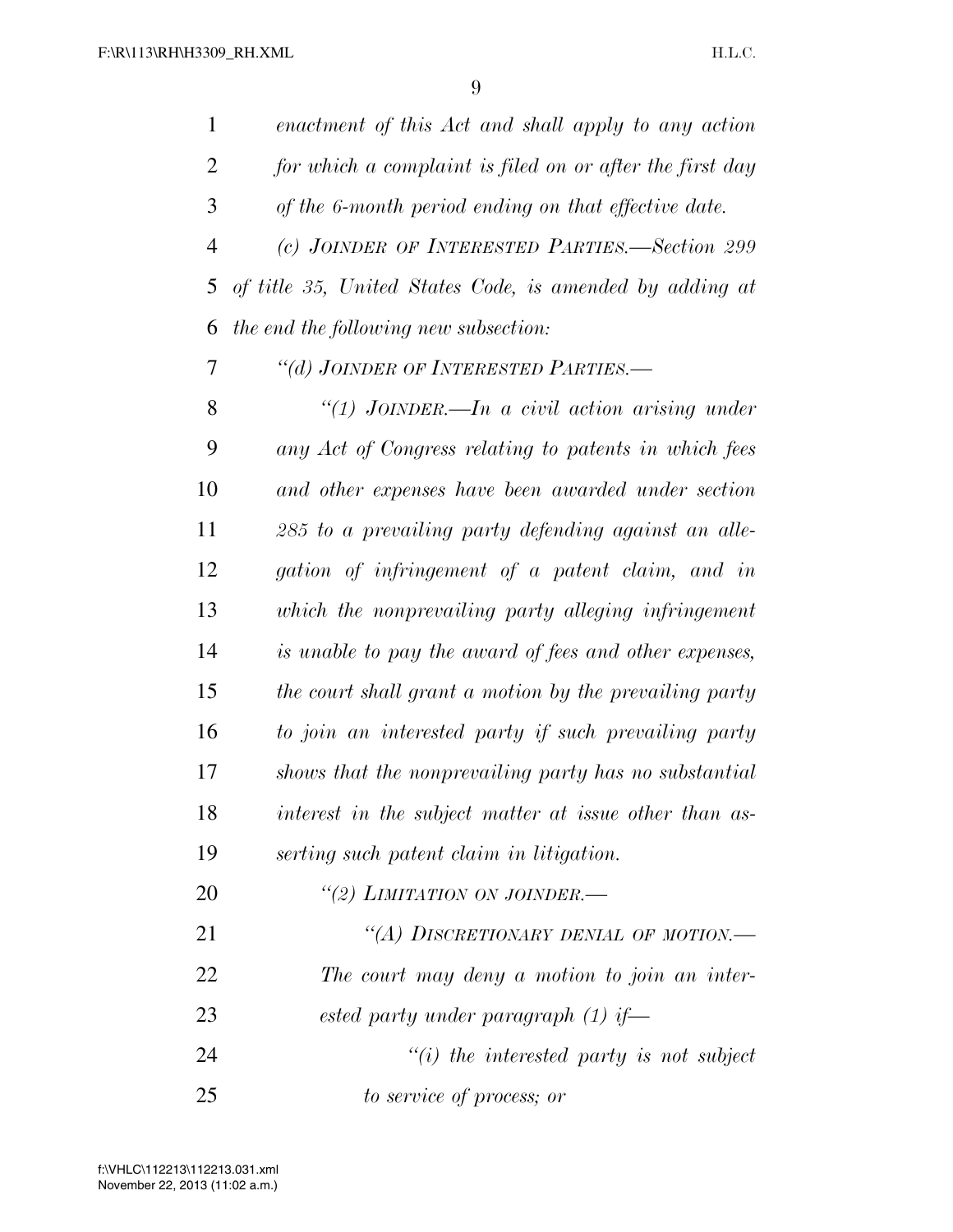*enactment of this Act and shall apply to any action for which a complaint is filed on or after the first day of the 6-month period ending on that effective date.*

*(c) JOINDER OF INTERESTED PARTIES.—Section 299 of title 35, United States Code, is amended by adding at the end the following new subsection:*

*"(d) JOINDER OF INTERESTED PARTIES.—*

*"(1) JOINDER.—In a civil action arising under any Act of Congress relating to patents in which fees and other expenses have been awarded under section 285 to a prevailing party defending against an allegation of infringement of a patent claim, and in which the nonprevailing party alleging infringement is unable to pay the award of fees and other expenses, the court shall grant a motion by the prevailing party to join an interested party if such prevailing party shows that the nonprevailing party has no substantial interest in the subject matter at issue other than asserting such patent claim in litigation.*

*"(2) LIMITATION ON JOINDER.—*

*"(A) DISCRETIONARY DENIAL OF MOTION.— The court may deny a motion to join an interested party under paragraph (1) if—*

*"(i) the interested party is not subject to service of process; or*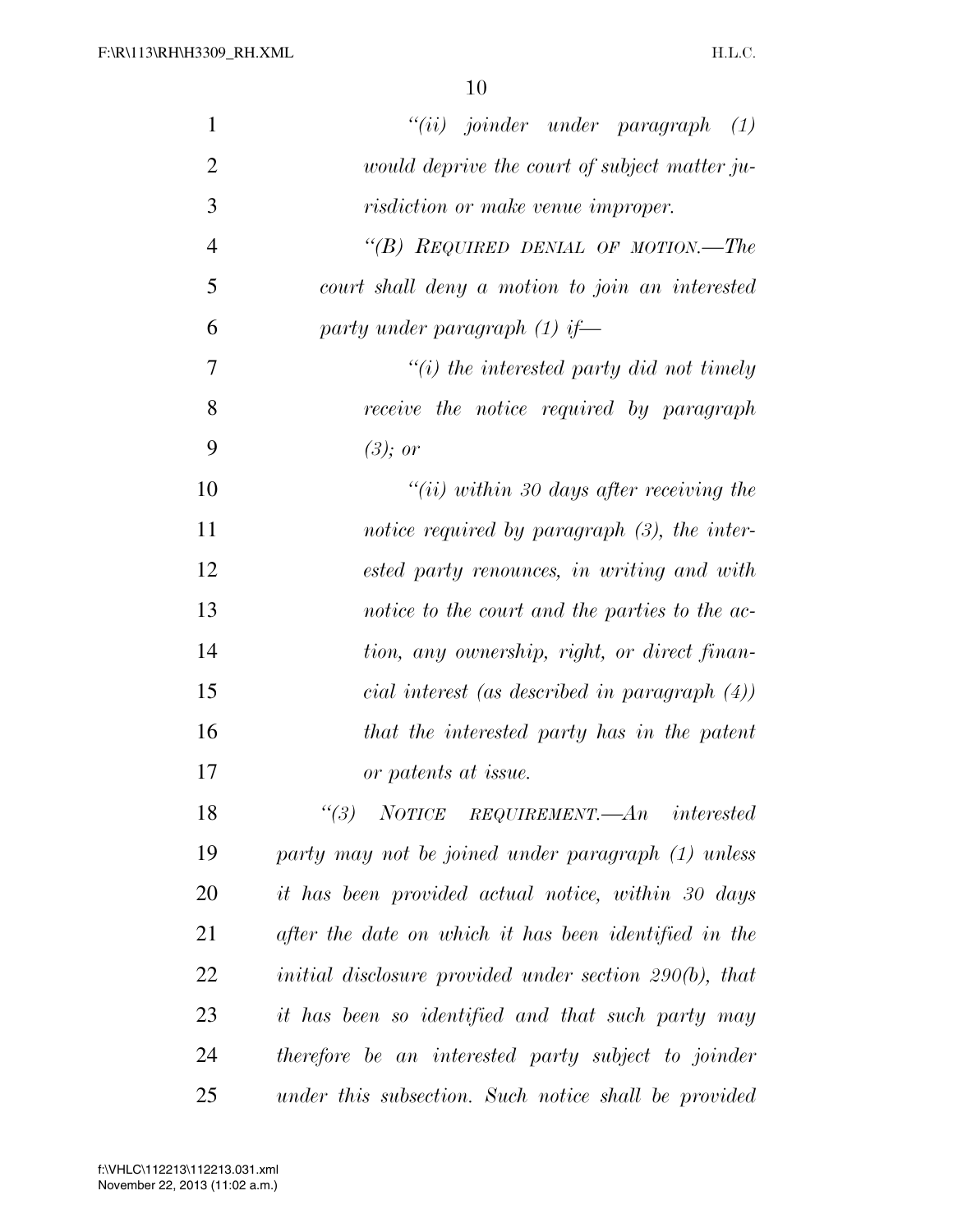*"(ii) joinder under paragraph (1) would deprive the court of subject matter jurisdiction or make venue improper.*

*"(B) REQUIRED DENIAL OF MOTION.—The court shall deny a motion to join an interested party under paragraph (1) if—*

*"(i) the interested party did not timely receive the notice required by paragraph (3); or*

*"(ii) within 30 days after receiving the notice required by paragraph (3), the interested party renounces, in writing and with notice to the court and the parties to the action, any ownership, right, or direct financial interest (as described in paragraph (4)) that the interested party has in the patent or patents at issue.*

*"(3) NOTICE REQUIREMENT.—An interested party may not be joined under paragraph (1) unless it has been provided actual notice, within 30 days after the date on which it has been identified in the initial disclosure provided under section 290(b), that it has been so identified and that such party may therefore be an interested party subject to joinder under this subsection. Such notice shall be provided*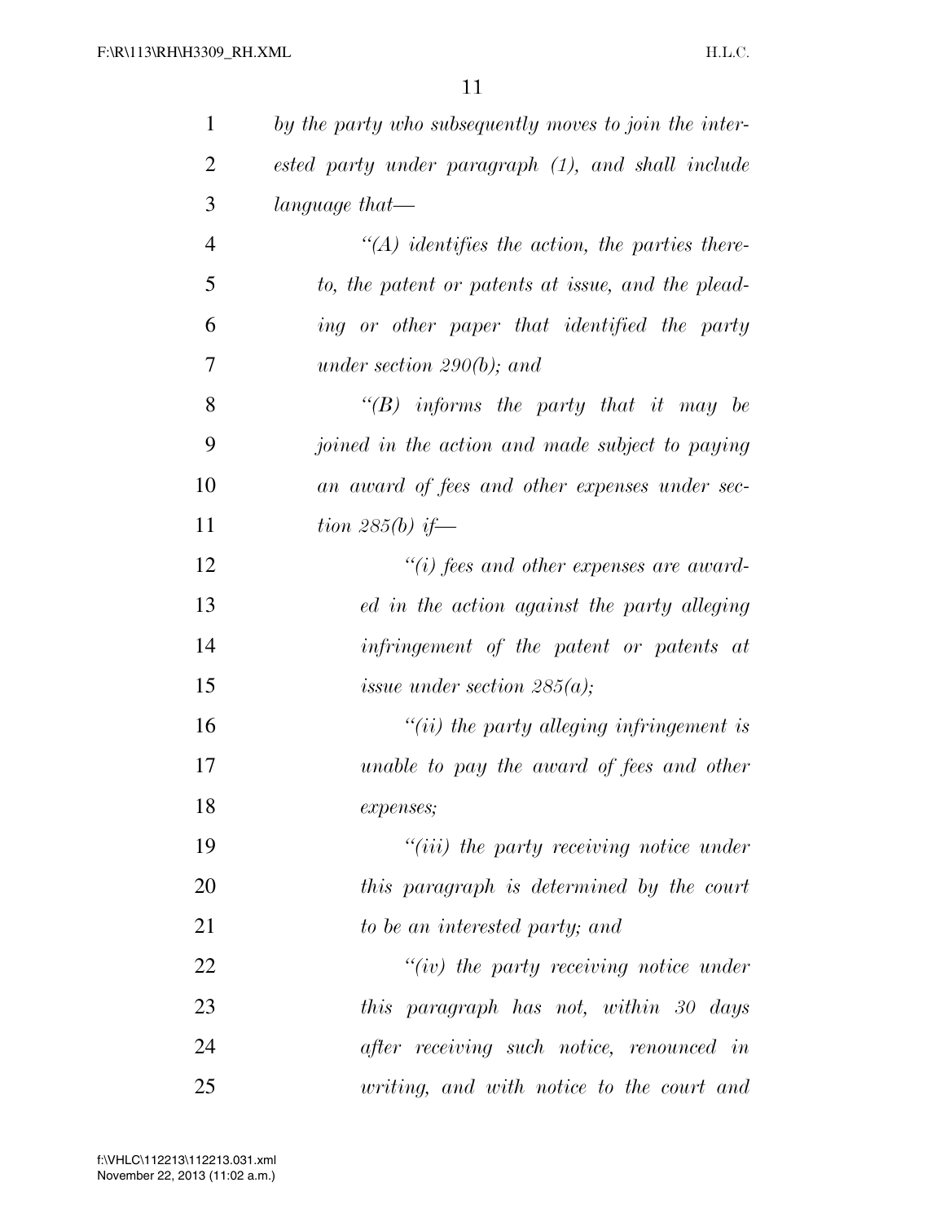*by the party who subsequently moves to join the interested party under paragraph (1), and shall include language that—*

*"(A) identifies the action, the parties thereto, the patent or patents at issue, and the pleading or other paper that identified the party under section 290(b); and*

*"(B) informs the party that it may be joined in the action and made subject to paying an award of fees and other expenses under section 285(b) if—*

*"(i) fees and other expenses are awarded in the action against the party alleging infringement of the patent or patents at issue under section 285(a);*

*"(ii) the party alleging infringement is unable to pay the award of fees and other expenses;*

*"(iii) the party receiving notice under this paragraph is determined by the court to be an interested party; and*

*"(iv) the party receiving notice under this paragraph has not, within 30 days after receiving such notice, renounced in writing, and with notice to the court and*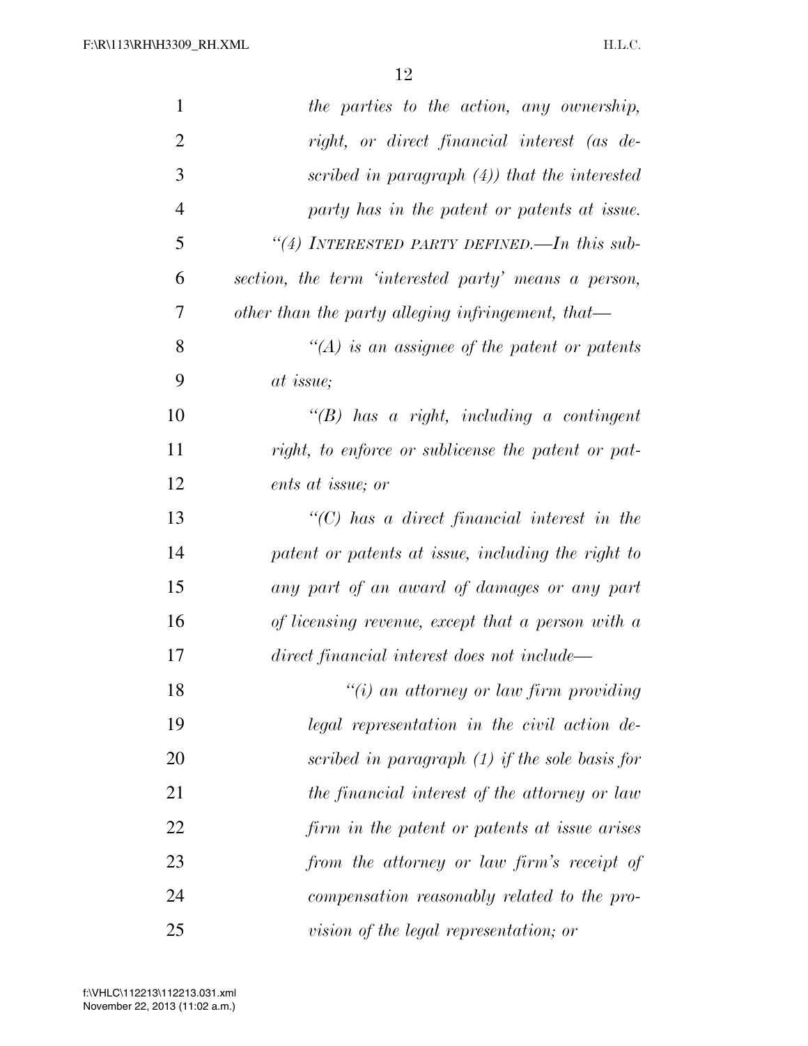*the parties to the action, any ownership, right, or direct financial interest (as described in paragraph (4)) that the interested party has in the patent or patents at issue.*

*"(4) INTERESTED PARTY DEFINED.—In this subsection, the term 'interested party' means a person, other than the party alleging infringement, that—*

*"(A) is an assignee of the patent or patents at issue;*

*"(B) has a right, including a contingent right, to enforce or sublicense the patent or patents at issue; or*

*"(C) has a direct financial interest in the patent or patents at issue, including the right to any part of an award of damages or any part of licensing revenue, except that a person with a direct financial interest does not include—*

*"(i) an attorney or law firm providing legal representation in the civil action described in paragraph (1) if the sole basis for the financial interest of the attorney or law firm in the patent or patents at issue arises from the attorney or law firm's receipt of compensation reasonably related to the provision of the legal representation; or*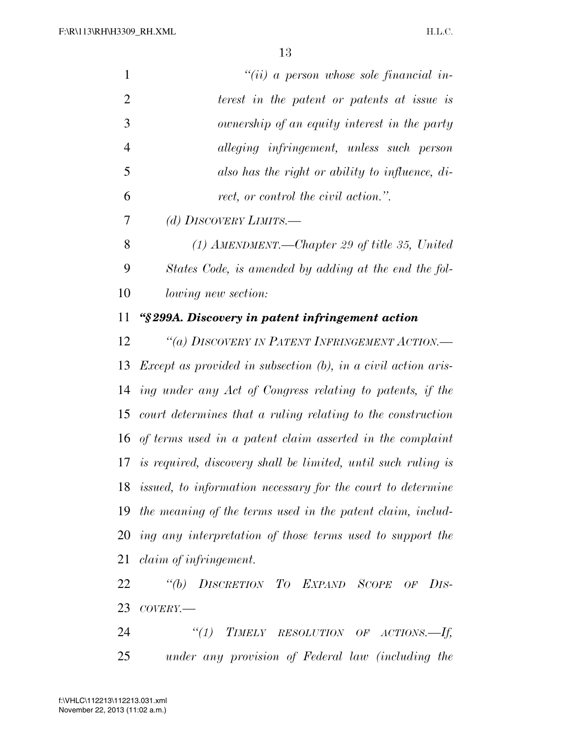*"(ii) a person whose sole financial interest in the patent or patents at issue is ownership of an equity interest in the party alleging infringement, unless such person also has the right or ability to influence, direct, or control the civil action.".*

*(d) DISCOVERY LIMITS.—*

*(1) AMENDMENT.—Chapter 29 of title 35, United States Code, is amended by adding at the end the following new section:*

***"§ 299A. Discovery in patent infringement action***

*"(a) DISCOVERY IN PATENT INFRINGEMENT ACTION.— Except as provided in subsection (b), in a civil action arising under any Act of Congress relating to patents, if the court determines that a ruling relating to the construction of terms used in a patent claim asserted in the complaint is required, discovery shall be limited, until such ruling is issued, to information necessary for the court to determine the meaning of the terms used in the patent claim, including any interpretation of those terms used to support the claim of infringement.*

*"(b) DISCRETION TO EXPAND SCOPE OF DISCOVERY.—*

*"(1) TIMELY RESOLUTION OF ACTIONS.—If, under any provision of Federal law (including the*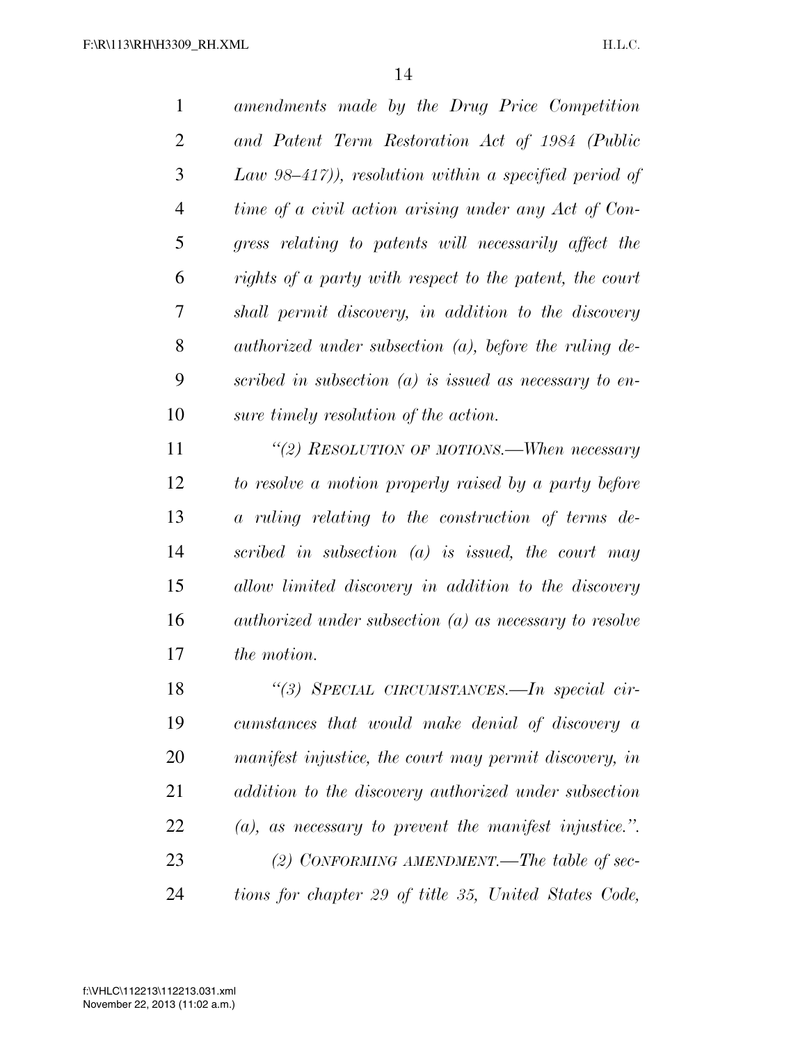*amendments made by the Drug Price Competition and Patent Term Restoration Act of 1984 (Public Law 98–417)), resolution within a specified period of time of a civil action arising under any Act of Congress relating to patents will necessarily affect the rights of a party with respect to the patent, the court shall permit discovery, in addition to the discovery authorized under subsection (a), before the ruling described in subsection (a) is issued as necessary to ensure timely resolution of the action.*

*''(2) RESOLUTION OF MOTIONS.—When necessary to resolve a motion properly raised by a party before a ruling relating to the construction of terms described in subsection (a) is issued, the court may allow limited discovery in addition to the discovery authorized under subsection (a) as necessary to resolve the motion.*

*''(3) SPECIAL CIRCUMSTANCES.—In special circumstances that would make denial of discovery a manifest injustice, the court may permit discovery, in addition to the discovery authorized under subsection (a), as necessary to prevent the manifest injustice.''.*

*(2) CONFORMING AMENDMENT.—The table of sections for chapter 29 of title 35, United States Code,*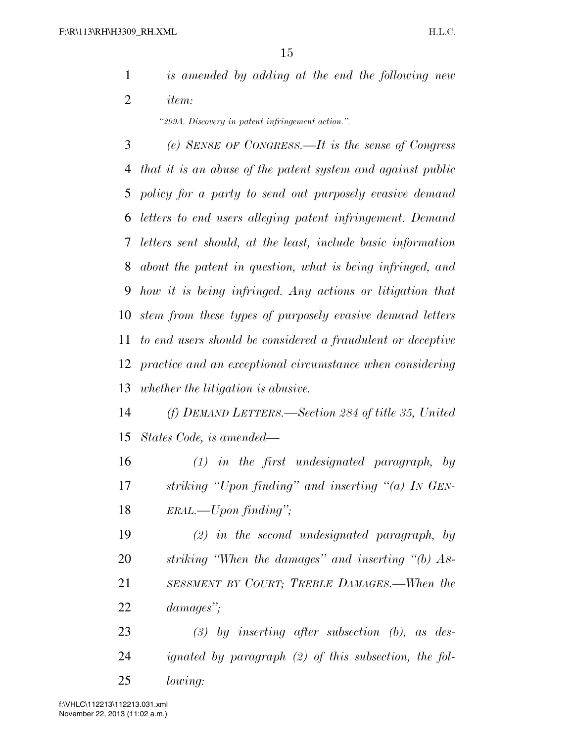*is amended by adding at the end the following new item:*

*"299A. Discovery in patent infringement action.".*

*(e) SENSE OF CONGRESS.—It is the sense of Congress that it is an abuse of the patent system and against public policy for a party to send out purposely evasive demand letters to end users alleging patent infringement. Demand letters sent should, at the least, include basic information about the patent in question, what is being infringed, and how it is being infringed. Any actions or litigation that stem from these types of purposely evasive demand letters to end users should be considered a fraudulent or deceptive practice and an exceptional circumstance when considering whether the litigation is abusive.*

*(f) DEMAND LETTERS.—Section 284 of title 35, United States Code, is amended—*

*(1) in the first undesignated paragraph, by striking "Upon finding" and inserting "(a) IN GENERAL.—Upon finding";*

*(2) in the second undesignated paragraph, by striking "When the damages" and inserting "(b) ASSESSMENT BY COURT; TREBLE DAMAGES.—When the damages";*

*(3) by inserting after subsection (b), as designated by paragraph (2) of this subsection, the following:*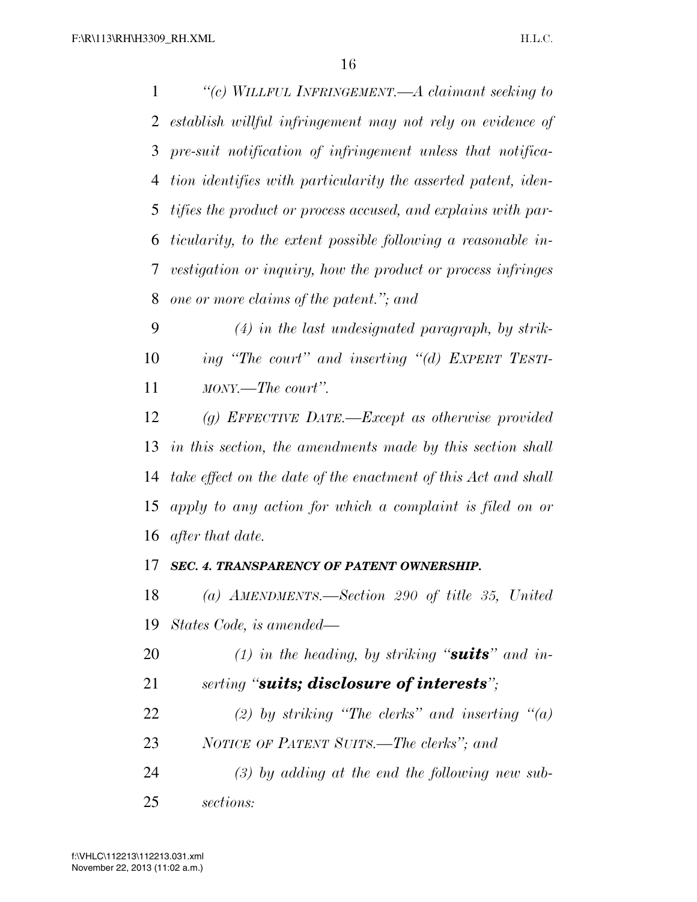*"(c) WILLFUL INFRINGEMENT.—A claimant seeking to establish willful infringement may not rely on evidence of pre-suit notification of infringement unless that notification identifies with particularity the asserted patent, identifies the product or process accused, and explains with particularity, to the extent possible following a reasonable investigation or inquiry, how the product or process infringes one or more claims of the patent."; and*

*(4) in the last undesignated paragraph, by striking "The court" and inserting "(d) EXPERT TESTIMONY.—The court".*

*(g) EFFECTIVE DATE.—Except as otherwise provided in this section, the amendments made by this section shall take effect on the date of the enactment of this Act and shall apply to any action for which a complaint is filed on or after that date.*

***SEC. 4. TRANSPARENCY OF PATENT OWNERSHIP.***

*(a) AMENDMENTS.—Section 290 of title 35, United States Code, is amended—*

*(1) in the heading, by striking "**suits**" and inserting "**suits; disclosure of interests**";*

*(2) by striking "The clerks" and inserting "(a) NOTICE OF PATENT SUITS.—The clerks"; and*

*(3) by adding at the end the following new subsections:*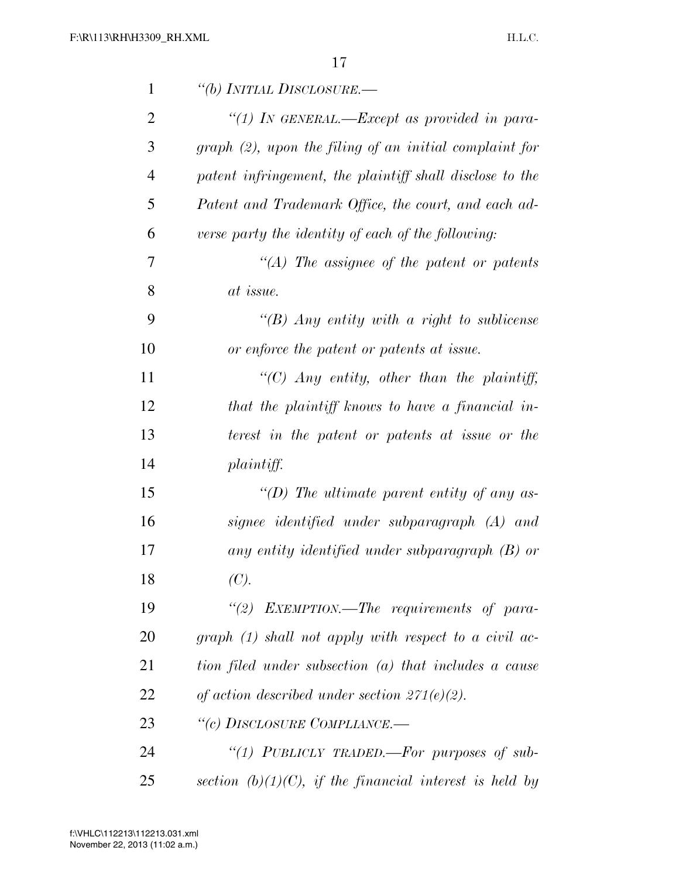*"(b) INITIAL DISCLOSURE.—*

*"(1) IN GENERAL.—Except as provided in paragraph (2), upon the filing of an initial complaint for patent infringement, the plaintiff shall disclose to the Patent and Trademark Office, the court, and each adverse party the identity of each of the following:*

*"(A) The assignee of the patent or patents at issue.*

*"(B) Any entity with a right to sublicense or enforce the patent or patents at issue.*

*"(C) Any entity, other than the plaintiff, that the plaintiff knows to have a financial interest in the patent or patents at issue or the plaintiff.*

*"(D) The ultimate parent entity of any assignee identified under subparagraph (A) and any entity identified under subparagraph (B) or (C).*

*"(2) EXEMPTION.—The requirements of paragraph (1) shall not apply with respect to a civil action filed under subsection (a) that includes a cause of action described under section 271(e)(2).*

*"(c) DISCLOSURE COMPLIANCE.—*

*"(1) PUBLICLY TRADED.—For purposes of subsection (b)(1)(C), if the financial interest is held by*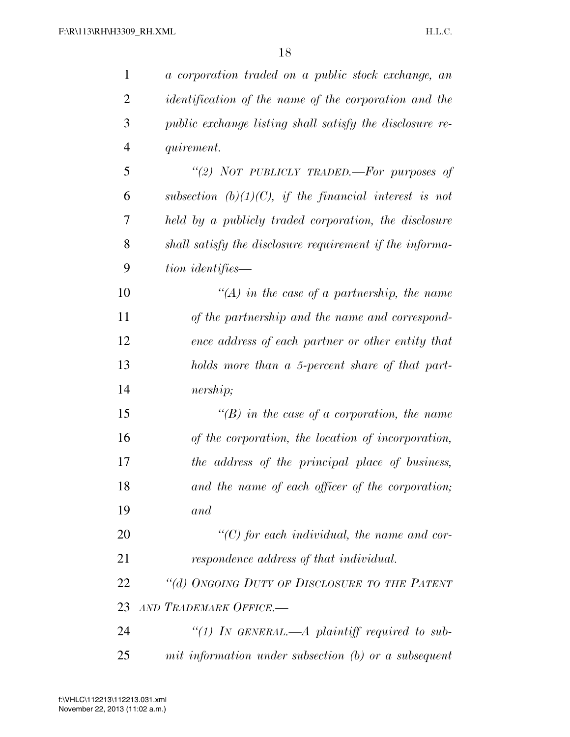*a corporation traded on a public stock exchange, an identification of the name of the corporation and the public exchange listing shall satisfy the disclosure requirement.*

*"(2) NOT PUBLICLY TRADED.—For purposes of subsection (b)(1)(C), if the financial interest is not held by a publicly traded corporation, the disclosure shall satisfy the disclosure requirement if the information identifies—*

*"(A) in the case of a partnership, the name of the partnership and the name and correspondence address of each partner or other entity that holds more than a 5-percent share of that partnership;*

*"(B) in the case of a corporation, the name of the corporation, the location of incorporation, the address of the principal place of business, and the name of each officer of the corporation; and*

*"(C) for each individual, the name and correspondence address of that individual.*

*"(d) ONGOING DUTY OF DISCLOSURE TO THE PATENT AND TRADEMARK OFFICE.—*

*"(1) IN GENERAL.—A plaintiff required to submit information under subsection (b) or a subsequent*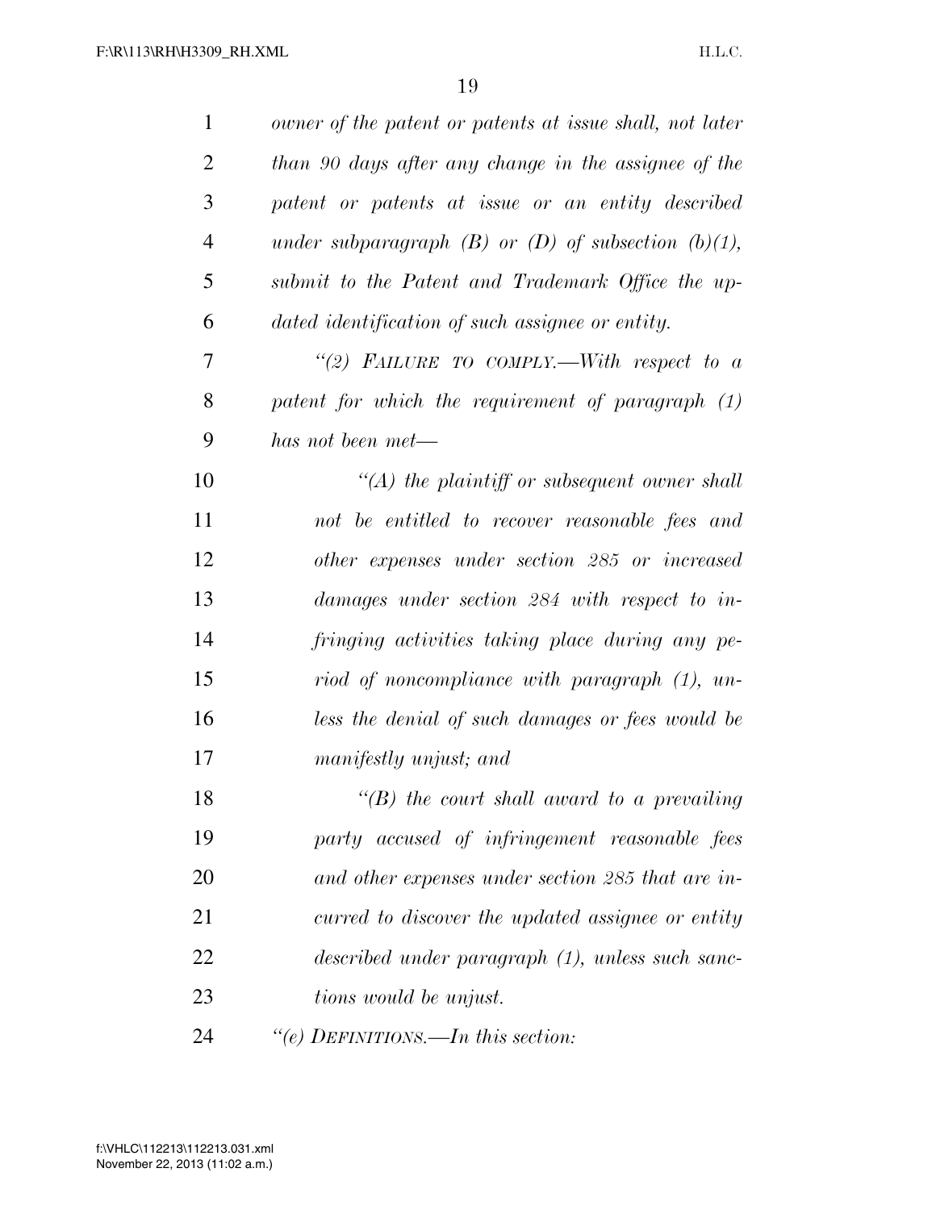*owner of the patent or patents at issue shall, not later than 90 days after any change in the assignee of the patent or patents at issue or an entity described under subparagraph (B) or (D) of subsection (b)(1), submit to the Patent and Trademark Office the updated identification of such assignee or entity.*

*"(2) FAILURE TO COMPLY.—With respect to a patent for which the requirement of paragraph (1) has not been met—*

*"(A) the plaintiff or subsequent owner shall not be entitled to recover reasonable fees and other expenses under section 285 or increased damages under section 284 with respect to infringing activities taking place during any period of noncompliance with paragraph (1), unless the denial of such damages or fees would be manifestly unjust; and*

*"(B) the court shall award to a prevailing party accused of infringement reasonable fees and other expenses under section 285 that are incurred to discover the updated assignee or entity described under paragraph (1), unless such sanctions would be unjust.*

*"(e) DEFINITIONS.—In this section:*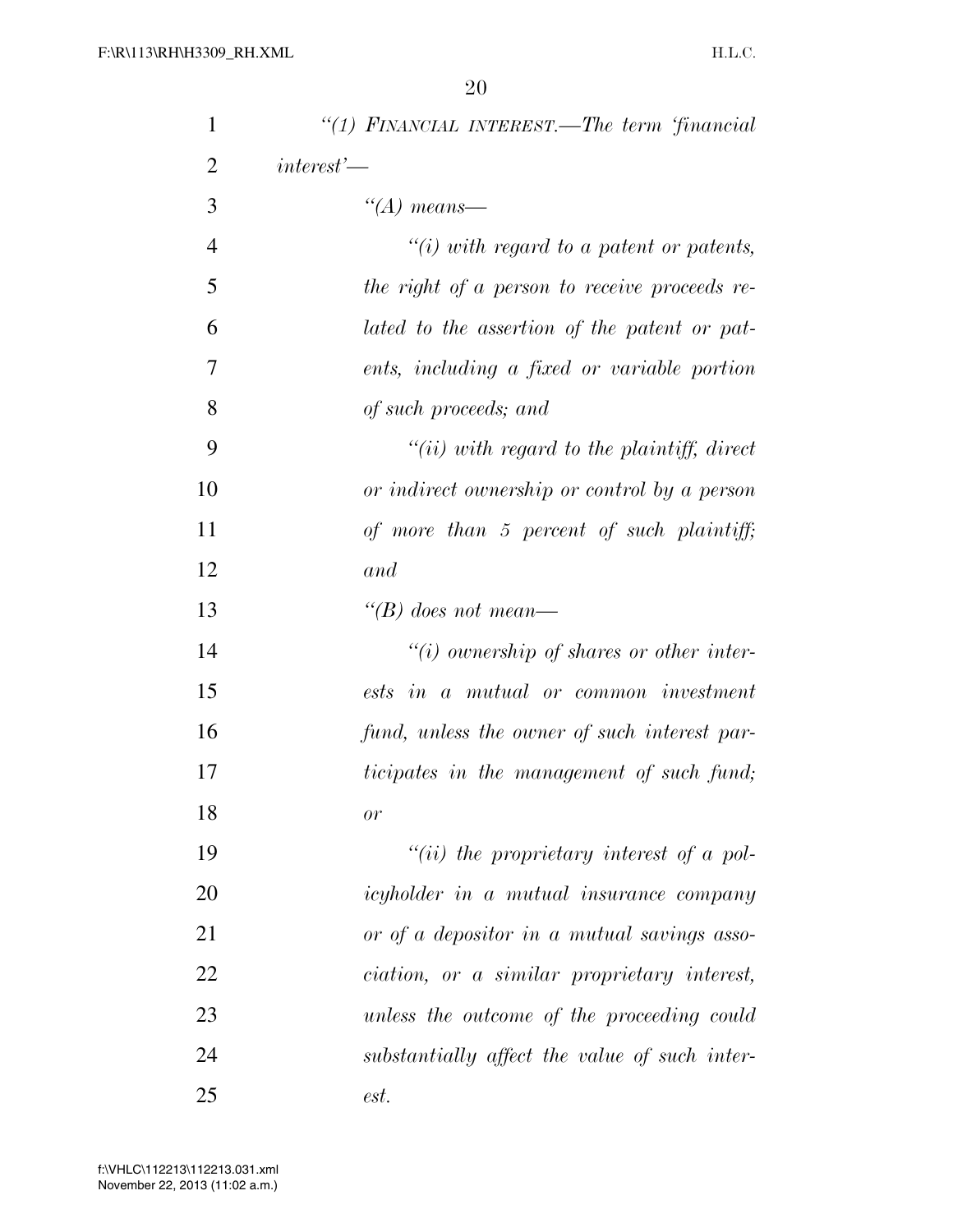*“(1) FINANCIAL INTEREST.—The term ‘financial interest’—*

*“(A) means—*

*“(i) with regard to a patent or patents, the right of a person to receive proceeds related to the assertion of the patent or patents, including a fixed or variable portion of such proceeds; and*

*“(ii) with regard to the plaintiff, direct or indirect ownership or control by a person of more than 5 percent of such plaintiff; and*

*“(B) does not mean—*

*“(i) ownership of shares or other interests in a mutual or common investment fund, unless the owner of such interest participates in the management of such fund; or*

*“(ii) the proprietary interest of a policyholder in a mutual insurance company or of a depositor in a mutual savings association, or a similar proprietary interest, unless the outcome of the proceeding could substantially affect the value of such interest.*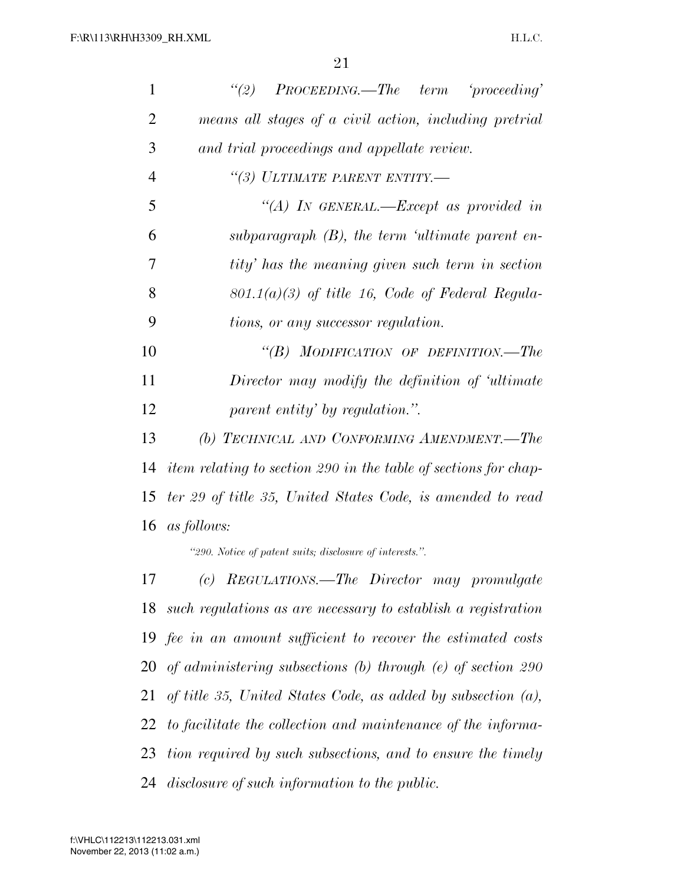*"(2) PROCEEDING.—The term 'proceeding' means all stages of a civil action, including pretrial and trial proceedings and appellate review.*

*"(3) ULTIMATE PARENT ENTITY.—*

*"(A) IN GENERAL.—Except as provided in subparagraph (B), the term 'ultimate parent entity' has the meaning given such term in section 801.1(a)(3) of title 16, Code of Federal Regulations, or any successor regulation.*

*"(B) MODIFICATION OF DEFINITION.—The Director may modify the definition of 'ultimate parent entity' by regulation.".*

*(b) TECHNICAL AND CONFORMING AMENDMENT.—The item relating to section 290 in the table of sections for chapter 29 of title 35, United States Code, is amended to read as follows:*

*"290. Notice of patent suits; disclosure of interests.".*

*(c) REGULATIONS.—The Director may promulgate such regulations as are necessary to establish a registration fee in an amount sufficient to recover the estimated costs of administering subsections (b) through (e) of section 290 of title 35, United States Code, as added by subsection (a), to facilitate the collection and maintenance of the information required by such subsections, and to ensure the timely disclosure of such information to the public.*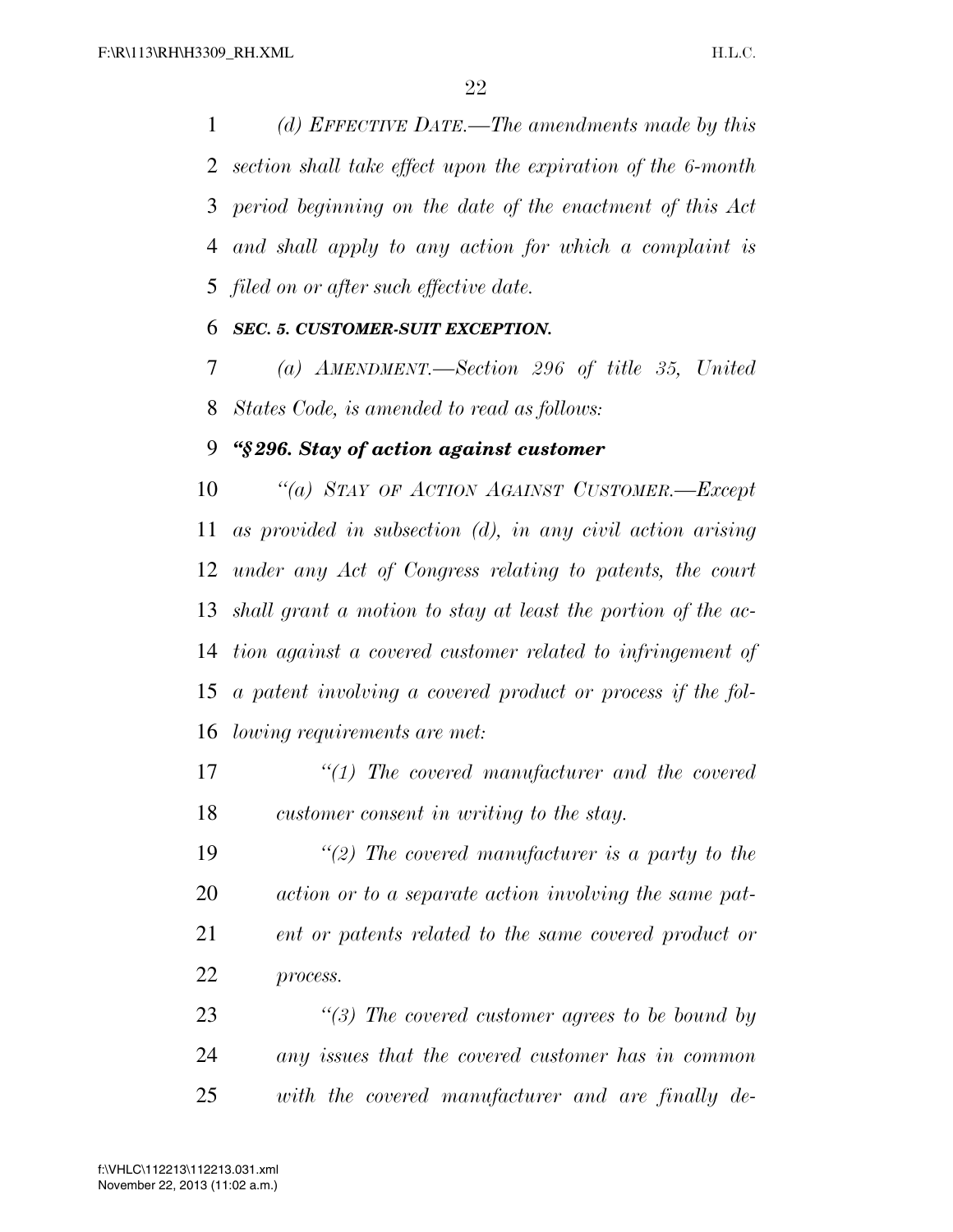*(d) EFFECTIVE DATE.—The amendments made by this section shall take effect upon the expiration of the 6-month period beginning on the date of the enactment of this Act and shall apply to any action for which a complaint is filed on or after such effective date.*

***SEC. 5. CUSTOMER-SUIT EXCEPTION.***

*(a) AMENDMENT.—Section 296 of title 35, United States Code, is amended to read as follows:*

***"§296. Stay of action against customer***

*"(a) STAY OF ACTION AGAINST CUSTOMER.—Except as provided in subsection (d), in any civil action arising under any Act of Congress relating to patents, the court shall grant a motion to stay at least the portion of the action against a covered customer related to infringement of a patent involving a covered product or process if the following requirements are met:*

*"(1) The covered manufacturer and the covered customer consent in writing to the stay.*

*"(2) The covered manufacturer is a party to the action or to a separate action involving the same patent or patents related to the same covered product or process.*

*"(3) The covered customer agrees to be bound by any issues that the covered customer has in common with the covered manufacturer and are finally de-*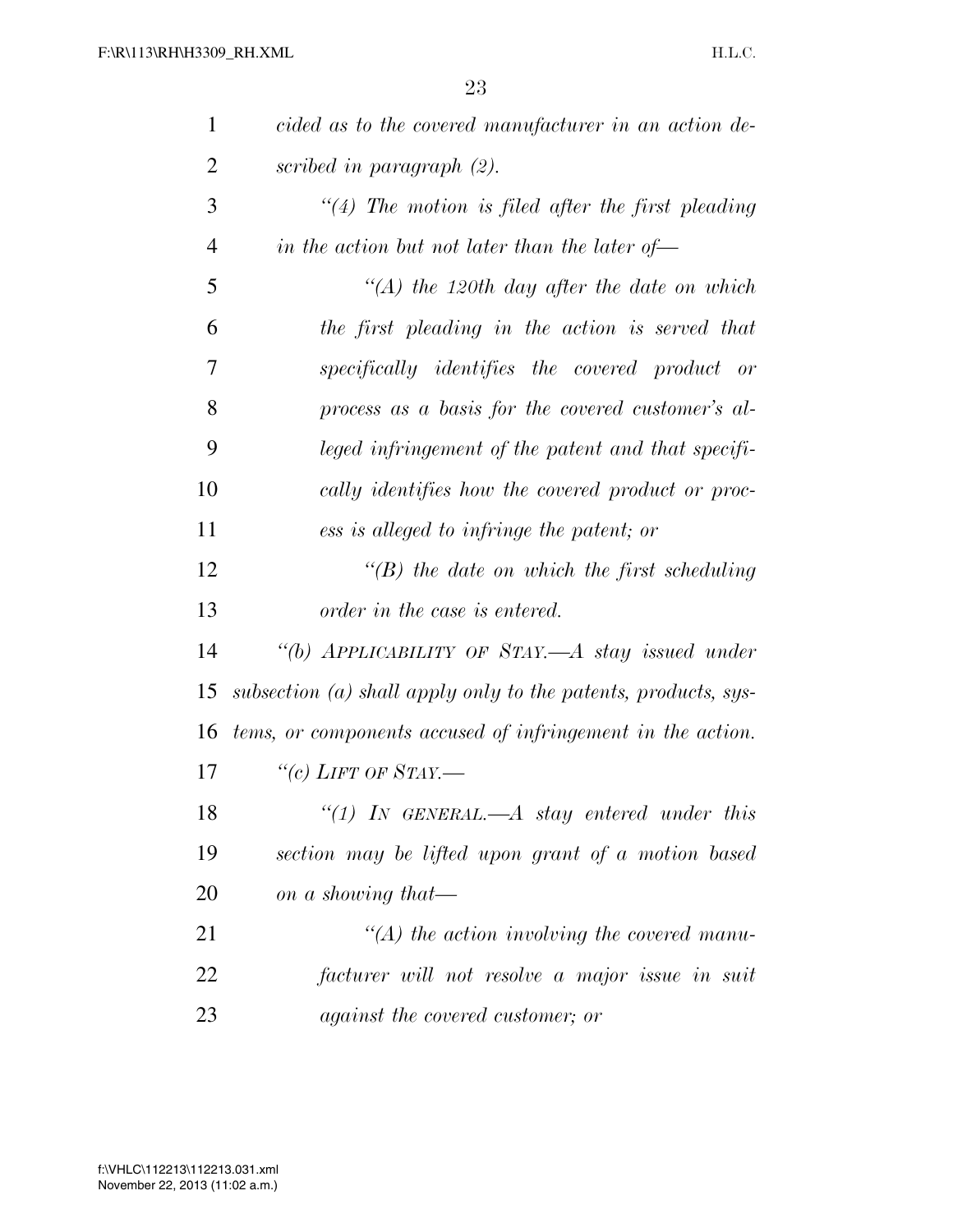*cided as to the covered manufacturer in an action described in paragraph (2).*

*"(4) The motion is filed after the first pleading in the action but not later than the later of—*

*"(A) the 120th day after the date on which the first pleading in the action is served that specifically identifies the covered product or process as a basis for the covered customer's alleged infringement of the patent and that specifically identifies how the covered product or process is alleged to infringe the patent; or*

*"(B) the date on which the first scheduling order in the case is entered.*

*"(b) APPLICABILITY OF STAY.—A stay issued under subsection (a) shall apply only to the patents, products, systems, or components accused of infringement in the action.*

*"(c) LIFT OF STAY.—*

*"(1) IN GENERAL.—A stay entered under this section may be lifted upon grant of a motion based on a showing that—*

*"(A) the action involving the covered manufacturer will not resolve a major issue in suit against the covered customer; or*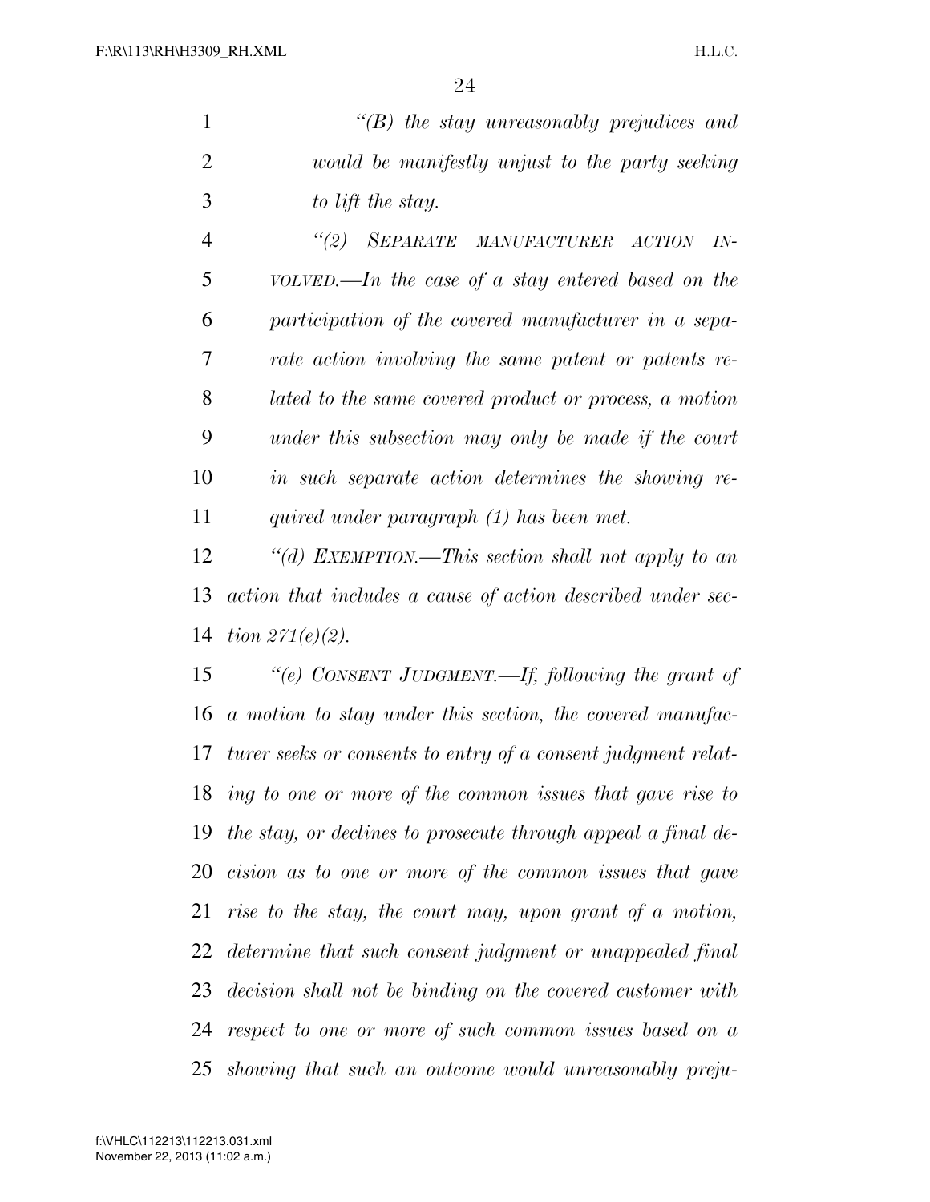*"(B) the stay unreasonably prejudices and would be manifestly unjust to the party seeking to lift the stay.*

*"(2) SEPARATE MANUFACTURER ACTION INVOLVED.—In the case of a stay entered based on the participation of the covered manufacturer in a separate action involving the same patent or patents related to the same covered product or process, a motion under this subsection may only be made if the court in such separate action determines the showing required under paragraph (1) has been met.*

*"(d) EXEMPTION.—This section shall not apply to an action that includes a cause of action described under section 271(e)(2).*

*"(e) CONSENT JUDGMENT.—If, following the grant of a motion to stay under this section, the covered manufacturer seeks or consents to entry of a consent judgment relating to one or more of the common issues that gave rise to the stay, or declines to prosecute through appeal a final decision as to one or more of the common issues that gave rise to the stay, the court may, upon grant of a motion, determine that such consent judgment or unappealed final decision shall not be binding on the covered customer with respect to one or more of such common issues based on a showing that such an outcome would unreasonably preju-*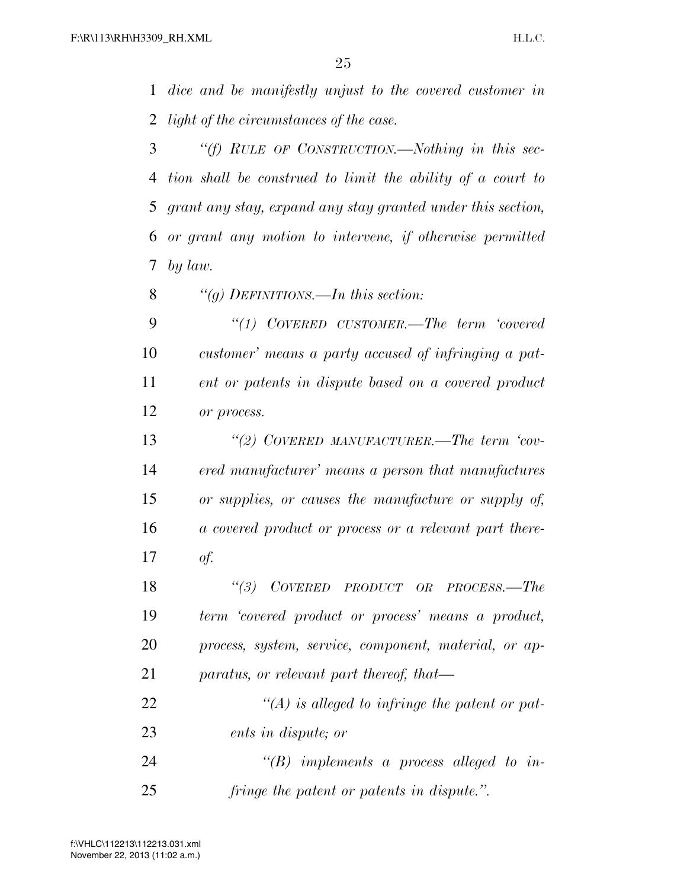*dice and be manifestly unjust to the covered customer in light of the circumstances of the case.*

*"(f) RULE OF CONSTRUCTION.—Nothing in this section shall be construed to limit the ability of a court to grant any stay, expand any stay granted under this section, or grant any motion to intervene, if otherwise permitted by law.*

*"(g) DEFINITIONS.—In this section:*

*"(1) COVERED CUSTOMER.—The term 'covered customer' means a party accused of infringing a patent or patents in dispute based on a covered product or process.*

*"(2) COVERED MANUFACTURER.—The term 'covered manufacturer' means a person that manufactures or supplies, or causes the manufacture or supply of, a covered product or process or a relevant part thereof.*

*"(3) COVERED PRODUCT OR PROCESS.—The term 'covered product or process' means a product, process, system, service, component, material, or apparatus, or relevant part thereof, that—*

*"(A) is alleged to infringe the patent or patents in dispute; or*

*"(B) implements a process alleged to infringe the patent or patents in dispute.".*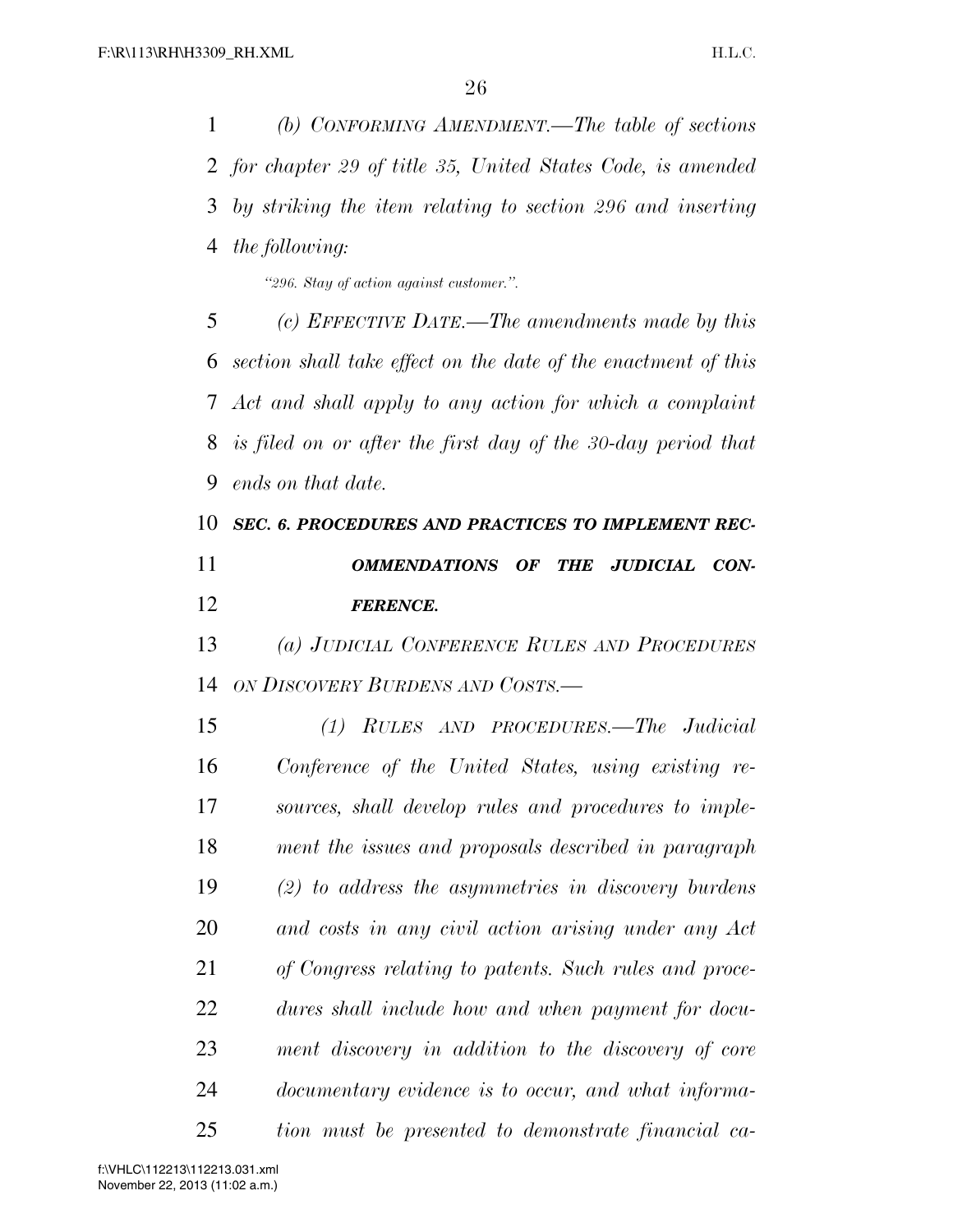*(b) CONFORMING AMENDMENT.—The table of sections for chapter 29 of title 35, United States Code, is amended by striking the item relating to section 296 and inserting the following:*

*"296. Stay of action against customer.".*

*(c) EFFECTIVE DATE.—The amendments made by this section shall take effect on the date of the enactment of this Act and shall apply to any action for which a complaint is filed on or after the first day of the 30-day period that ends on that date.*

***SEC. 6. PROCEDURES AND PRACTICES TO IMPLEMENT RECOMMENDATIONS OF THE JUDICIAL CONFERENCE.***

*(a) JUDICIAL CONFERENCE RULES AND PROCEDURES ON DISCOVERY BURDENS AND COSTS.—*

*(1) RULES AND PROCEDURES.—The Judicial Conference of the United States, using existing resources, shall develop rules and procedures to implement the issues and proposals described in paragraph (2) to address the asymmetries in discovery burdens and costs in any civil action arising under any Act of Congress relating to patents. Such rules and procedures shall include how and when payment for document discovery in addition to the discovery of core documentary evidence is to occur, and what information must be presented to demonstrate financial ca-*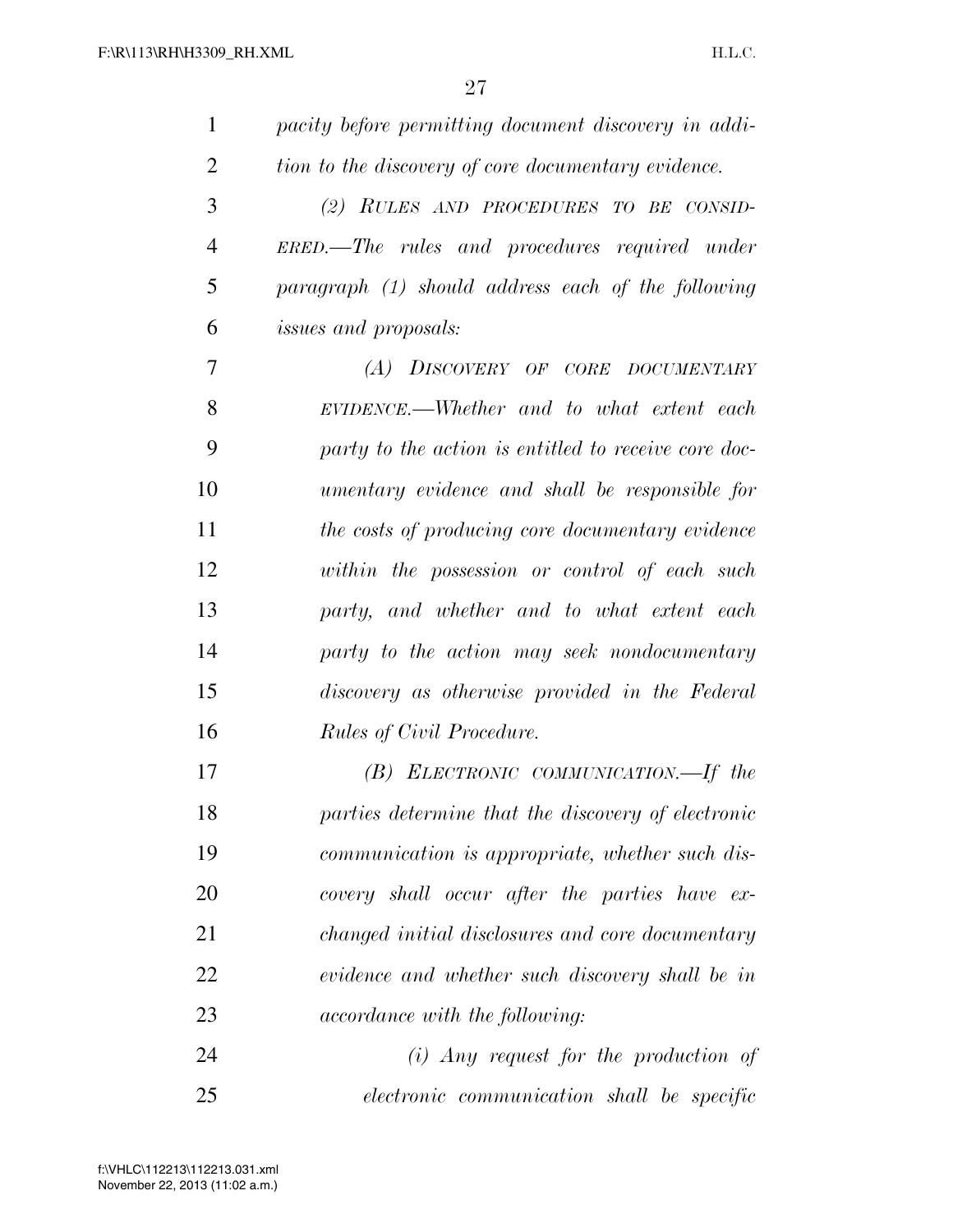*pacity before permitting document discovery in addition to the discovery of core documentary evidence.*

*(2) RULES AND PROCEDURES TO BE CONSIDERED.—The rules and procedures required under paragraph (1) should address each of the following issues and proposals:*

*(A) DISCOVERY OF CORE DOCUMENTARY EVIDENCE.—Whether and to what extent each party to the action is entitled to receive core documentary evidence and shall be responsible for the costs of producing core documentary evidence within the possession or control of each such party, and whether and to what extent each party to the action may seek nondocumentary discovery as otherwise provided in the Federal Rules of Civil Procedure.*

*(B) ELECTRONIC COMMUNICATION.—If the parties determine that the discovery of electronic communication is appropriate, whether such discovery shall occur after the parties have exchanged initial disclosures and core documentary evidence and whether such discovery shall be in accordance with the following:*

*(i) Any request for the production of electronic communication shall be specific*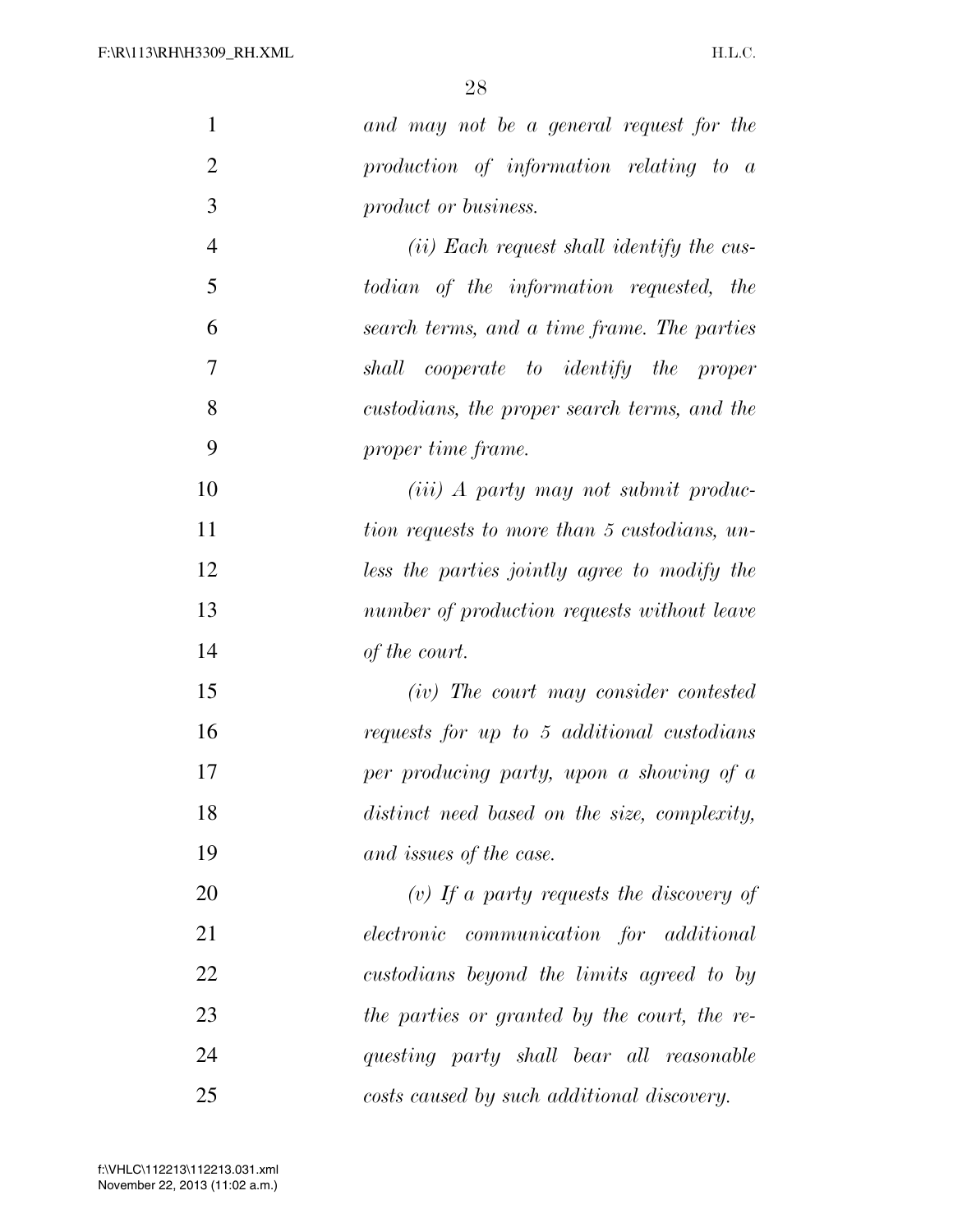*and may not be a general request for the production of information relating to a product or business.*

*(ii) Each request shall identify the custodian of the information requested, the search terms, and a time frame. The parties shall cooperate to identify the proper custodians, the proper search terms, and the proper time frame.*

*(iii) A party may not submit production requests to more than 5 custodians, unless the parties jointly agree to modify the number of production requests without leave of the court.*

*(iv) The court may consider contested requests for up to 5 additional custodians per producing party, upon a showing of a distinct need based on the size, complexity, and issues of the case.*

*(v) If a party requests the discovery of electronic communication for additional custodians beyond the limits agreed to by the parties or granted by the court, the requesting party shall bear all reasonable costs caused by such additional discovery.*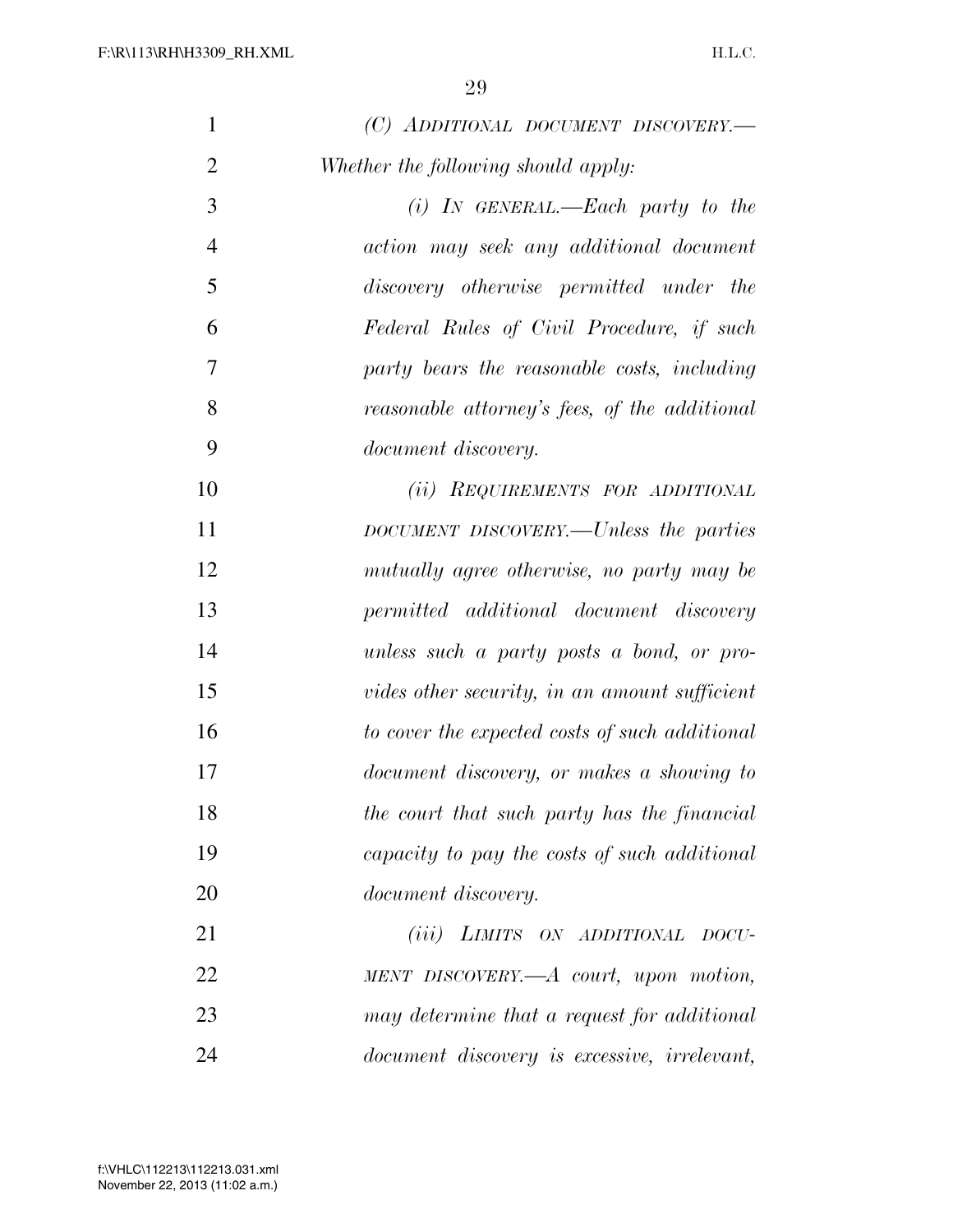*(C) ADDITIONAL DOCUMENT DISCOVERY.—Whether the following should apply:*

*(i) IN GENERAL.—Each party to the action may seek any additional document discovery otherwise permitted under the Federal Rules of Civil Procedure, if such party bears the reasonable costs, including reasonable attorney's fees, of the additional document discovery.*

*(ii) REQUIREMENTS FOR ADDITIONAL DOCUMENT DISCOVERY.—Unless the parties mutually agree otherwise, no party may be permitted additional document discovery unless such a party posts a bond, or provides other security, in an amount sufficient to cover the expected costs of such additional document discovery, or makes a showing to the court that such party has the financial capacity to pay the costs of such additional document discovery.*

*(iii) LIMITS ON ADDITIONAL DOCUMENT DISCOVERY.—A court, upon motion, may determine that a request for additional document discovery is excessive, irrelevant,*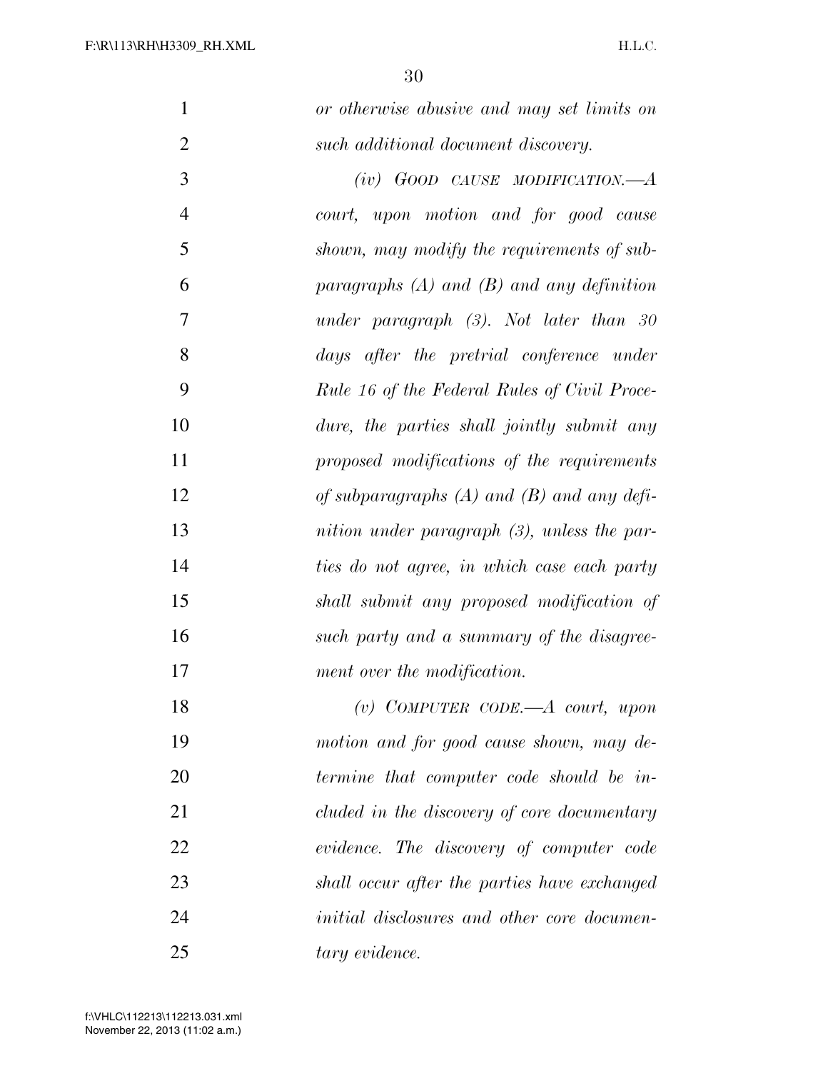*or otherwise abusive and may set limits on such additional document discovery.*

*(iv) GOOD CAUSE MODIFICATION.—A court, upon motion and for good cause shown, may modify the requirements of subparagraphs (A) and (B) and any definition under paragraph (3). Not later than 30 days after the pretrial conference under Rule 16 of the Federal Rules of Civil Procedure, the parties shall jointly submit any proposed modifications of the requirements of subparagraphs (A) and (B) and any definition under paragraph (3), unless the parties do not agree, in which case each party shall submit any proposed modification of such party and a summary of the disagreement over the modification.*

*(v) COMPUTER CODE.—A court, upon motion and for good cause shown, may determine that computer code should be included in the discovery of core documentary evidence. The discovery of computer code shall occur after the parties have exchanged initial disclosures and other core documentary evidence.*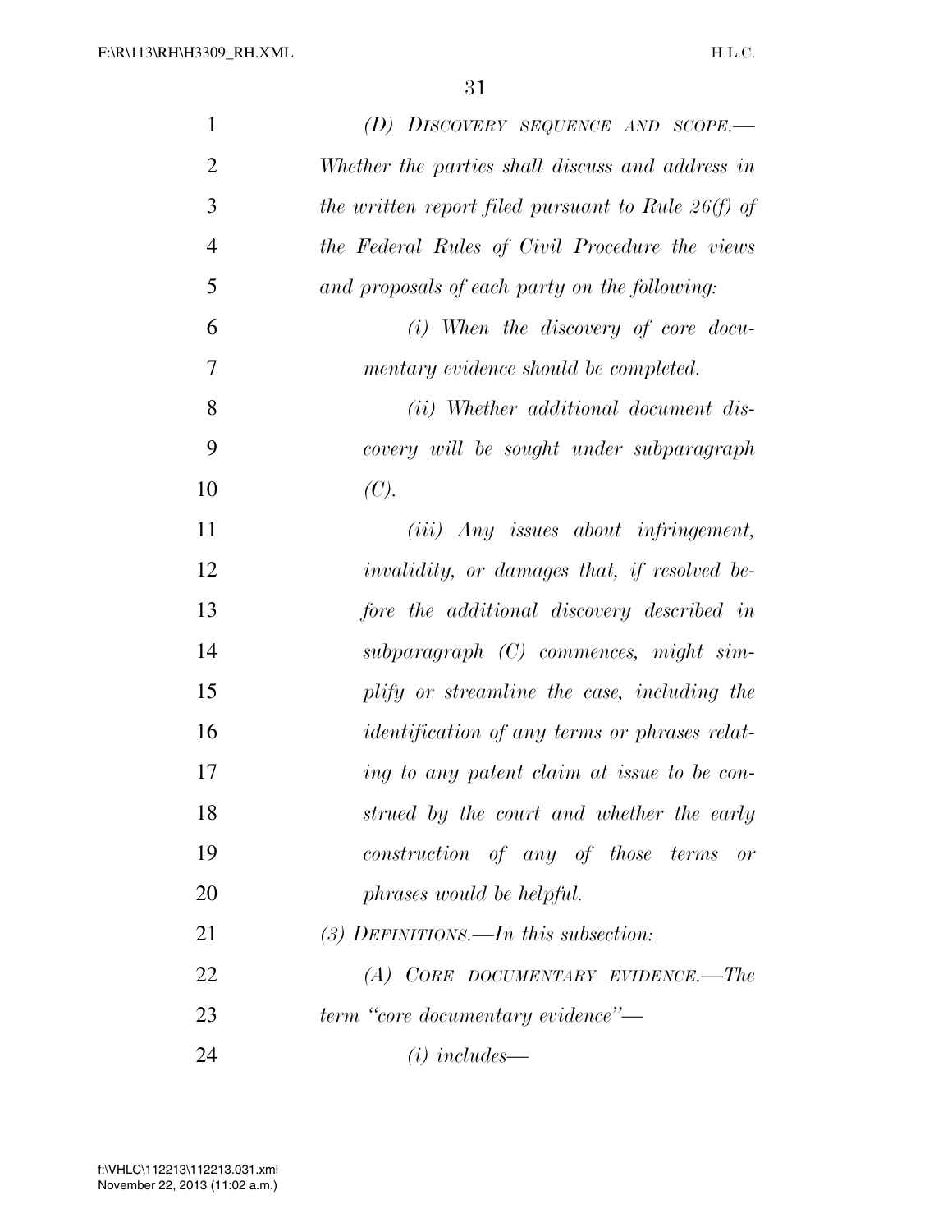*(D) DISCOVERY SEQUENCE AND SCOPE.—Whether the parties shall discuss and address in the written report filed pursuant to Rule 26(f) of the Federal Rules of Civil Procedure the views and proposals of each party on the following:*

*(i) When the discovery of core documentary evidence should be completed.*

*(ii) Whether additional document discovery will be sought under subparagraph (C).*

*(iii) Any issues about infringement, invalidity, or damages that, if resolved before the additional discovery described in subparagraph (C) commences, might simplify or streamline the case, including the identification of any terms or phrases relating to any patent claim at issue to be construed by the court and whether the early construction of any of those terms or phrases would be helpful.*

*(3) DEFINITIONS.—In this subsection:*

*(A) CORE DOCUMENTARY EVIDENCE.—The term "core documentary evidence"—*

*(i) includes—*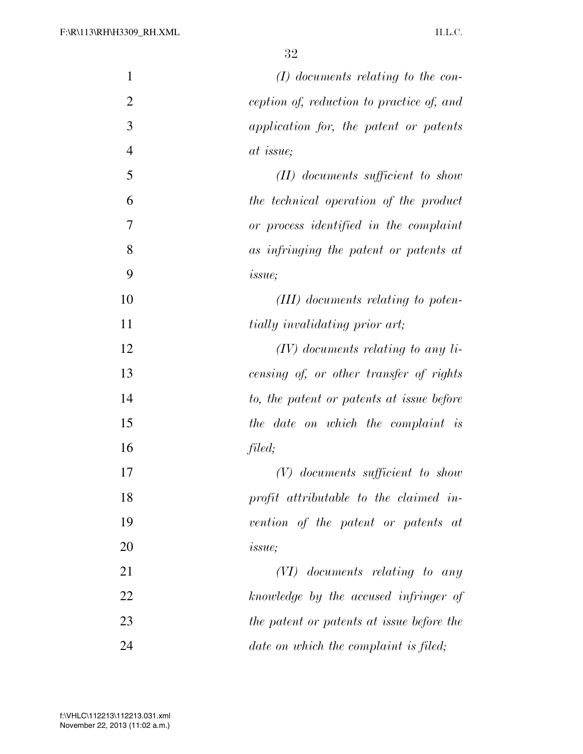*(I) documents relating to the conception of, reduction to practice of, and application for, the patent or patents at issue;*

*(II) documents sufficient to show the technical operation of the product or process identified in the complaint as infringing the patent or patents at issue;*

*(III) documents relating to potentially invalidating prior art;*

*(IV) documents relating to any licensing of, or other transfer of rights to, the patent or patents at issue before the date on which the complaint is filed;*

*(V) documents sufficient to show profit attributable to the claimed invention of the patent or patents at issue;*

*(VI) documents relating to any knowledge by the accused infringer of the patent or patents at issue before the date on which the complaint is filed;*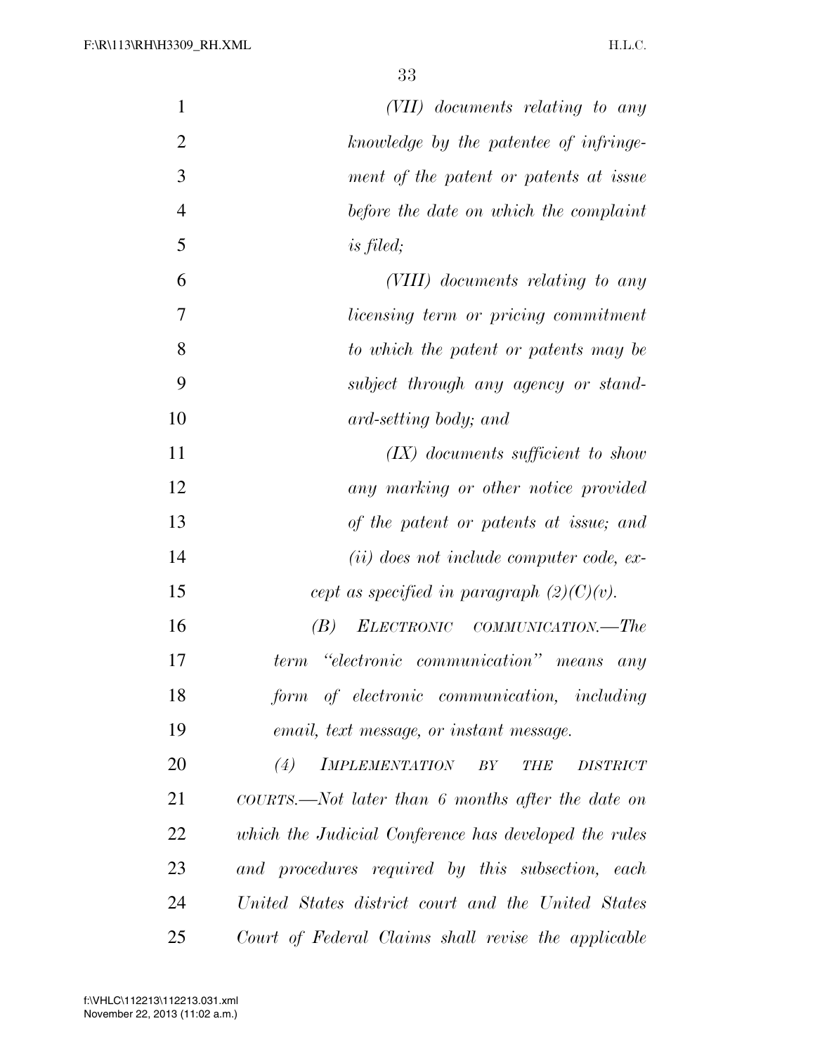*(VII) documents relating to any knowledge by the patentee of infringement of the patent or patents at issue before the date on which the complaint is filed;*

*(VIII) documents relating to any licensing term or pricing commitment to which the patent or patents may be subject through any agency or standard-setting body; and*

*(IX) documents sufficient to show any marking or other notice provided of the patent or patents at issue; and*

*(ii) does not include computer code, except as specified in paragraph (2)(C)(v).*

*(B) ELECTRONIC COMMUNICATION.—The term "electronic communication" means any form of electronic communication, including email, text message, or instant message.*

*(4) IMPLEMENTATION BY THE DISTRICT COURTS.—Not later than 6 months after the date on which the Judicial Conference has developed the rules and procedures required by this subsection, each United States district court and the United States Court of Federal Claims shall revise the applicable*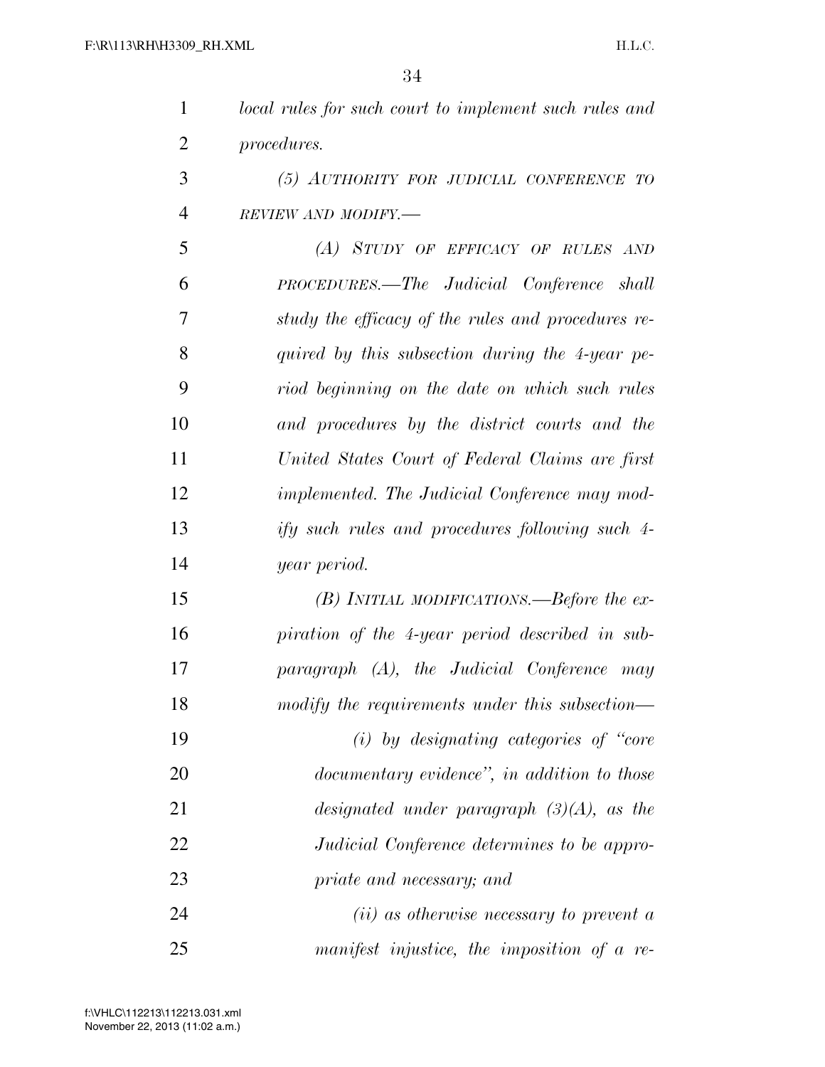*local rules for such court to implement such rules and procedures.*

*(5) AUTHORITY FOR JUDICIAL CONFERENCE TO REVIEW AND MODIFY.—*

*(A) STUDY OF EFFICACY OF RULES AND PROCEDURES.—The Judicial Conference shall study the efficacy of the rules and procedures required by this subsection during the 4-year period beginning on the date on which such rules and procedures by the district courts and the United States Court of Federal Claims are first implemented. The Judicial Conference may modify such rules and procedures following such 4-year period.*

*(B) INITIAL MODIFICATIONS.—Before the expiration of the 4-year period described in subparagraph (A), the Judicial Conference may modify the requirements under this subsection—*

*(i) by designating categories of "core documentary evidence", in addition to those designated under paragraph (3)(A), as the Judicial Conference determines to be appropriate and necessary; and*

*(ii) as otherwise necessary to prevent a manifest injustice, the imposition of a re-*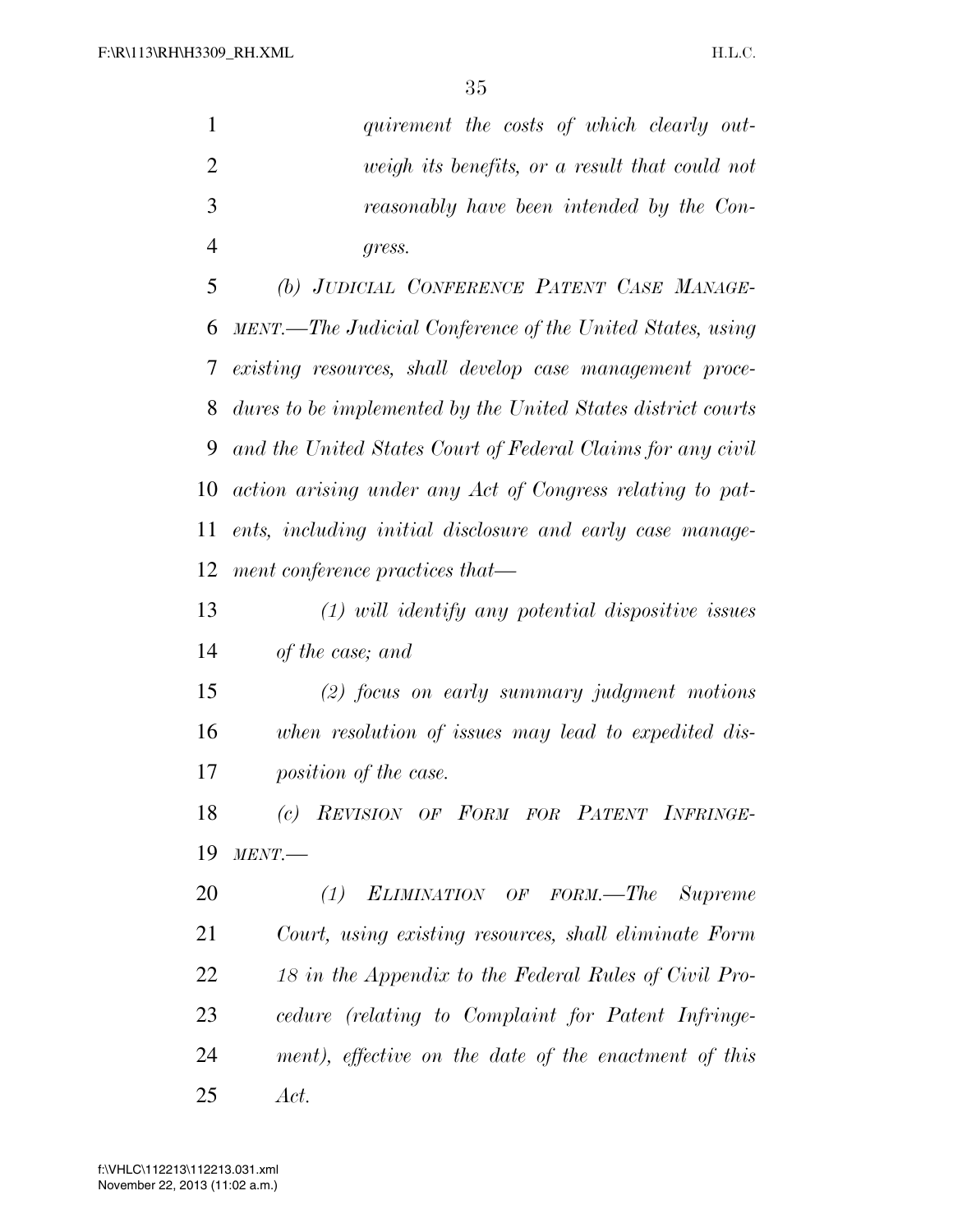*quirement the costs of which clearly outweigh its benefits, or a result that could not reasonably have been intended by the Congress.*

*(b) JUDICIAL CONFERENCE PATENT CASE MANAGEMENT.—The Judicial Conference of the United States, using existing resources, shall develop case management procedures to be implemented by the United States district courts and the United States Court of Federal Claims for any civil action arising under any Act of Congress relating to patents, including initial disclosure and early case management conference practices that—*

*(1) will identify any potential dispositive issues of the case; and*

*(2) focus on early summary judgment motions when resolution of issues may lead to expedited disposition of the case.*

*(c) REVISION OF FORM FOR PATENT INFRINGEMENT.—*

*(1) ELIMINATION OF FORM.—The Supreme Court, using existing resources, shall eliminate Form 18 in the Appendix to the Federal Rules of Civil Procedure (relating to Complaint for Patent Infringement), effective on the date of the enactment of this Act.*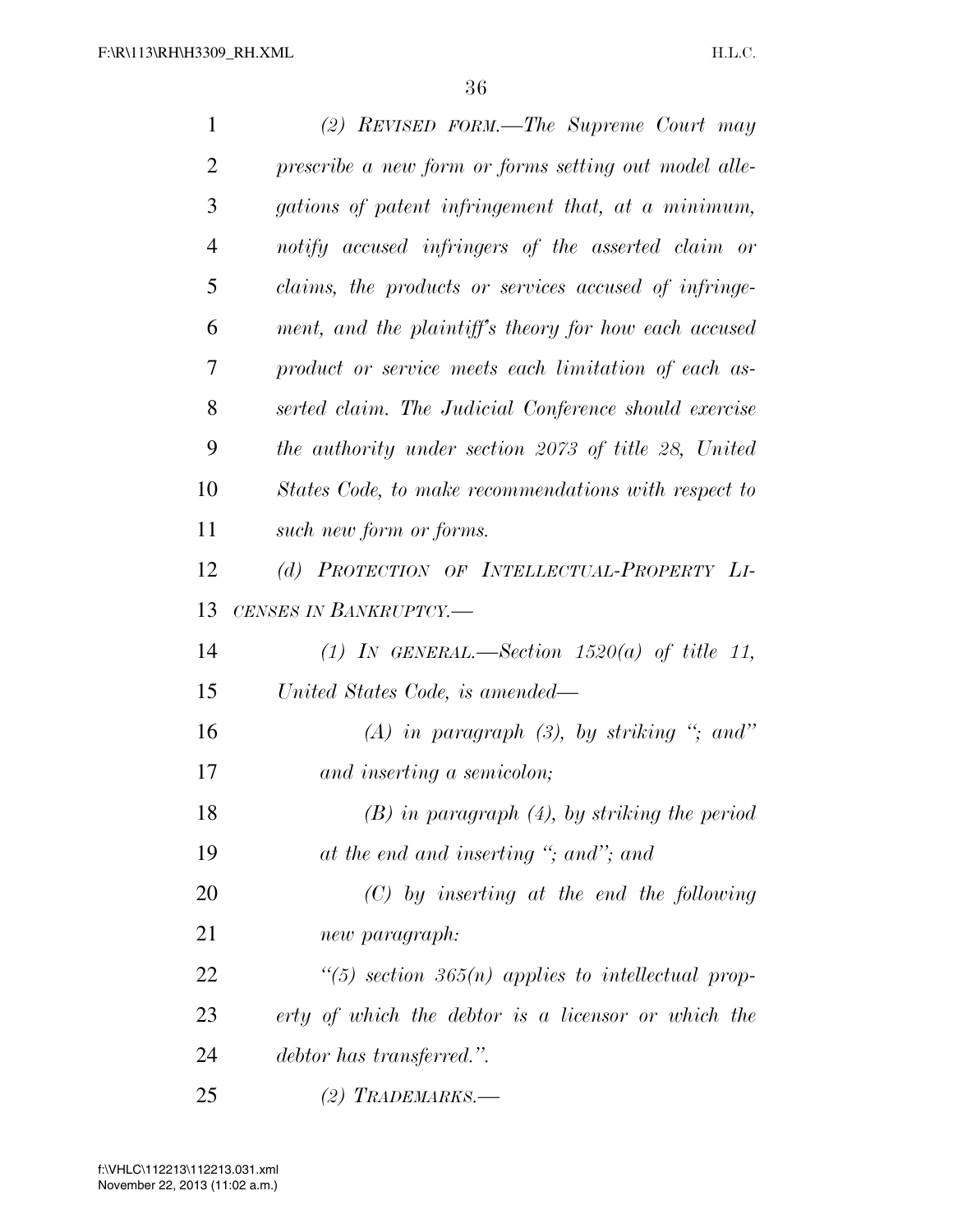*(2) Revised form.—The Supreme Court may prescribe a new form or forms setting out model allegations of patent infringement that, at a minimum, notify accused infringers of the asserted claim or claims, the products or services accused of infringement, and the plaintiff's theory for how each accused product or service meets each limitation of each asserted claim. The Judicial Conference should exercise the authority under section 2073 of title 28, United States Code, to make recommendations with respect to such new form or forms.*

*(d) Protection of Intellectual-Property Licenses in Bankruptcy.—*

*(1) In general.—Section 1520(a) of title 11, United States Code, is amended—*

*(A) in paragraph (3), by striking "; and" and inserting a semicolon;*

*(B) in paragraph (4), by striking the period at the end and inserting "; and"; and*

*(C) by inserting at the end the following new paragraph:*

*"(5) section 365(n) applies to intellectual property of which the debtor is a licensor or which the debtor has transferred.".*

*(2) Trademarks.—*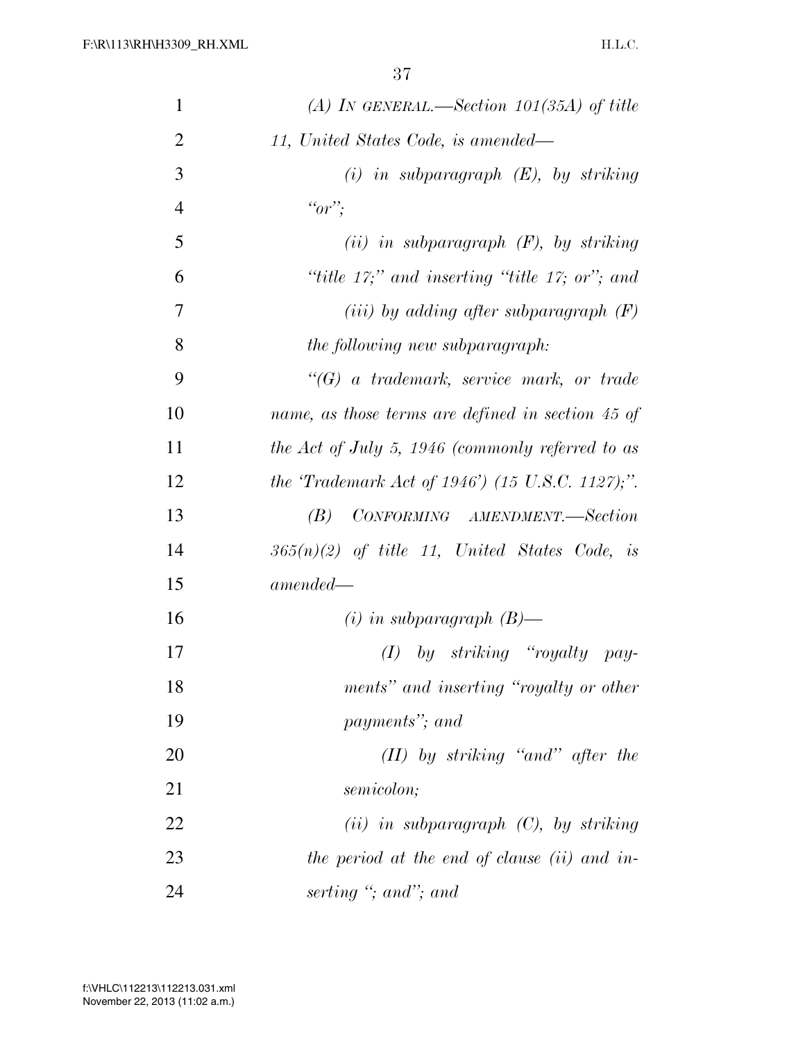*(A) IN GENERAL.—Section 101(35A) of title 11, United States Code, is amended—*

*(i) in subparagraph (E), by striking "or";*

*(ii) in subparagraph (F), by striking "title 17;" and inserting "title 17; or"; and*

*(iii) by adding after subparagraph (F) the following new subparagraph:*

*"(G) a trademark, service mark, or trade name, as those terms are defined in section 45 of the Act of July 5, 1946 (commonly referred to as the 'Trademark Act of 1946') (15 U.S.C. 1127);".*

*(B) CONFORMING AMENDMENT.—Section 365(n)(2) of title 11, United States Code, is amended—*

*(i) in subparagraph (B)—*

*(I) by striking "royalty payments" and inserting "royalty or other payments"; and*

*(II) by striking "and" after the semicolon;*

*(ii) in subparagraph (C), by striking the period at the end of clause (ii) and inserting "; and"; and*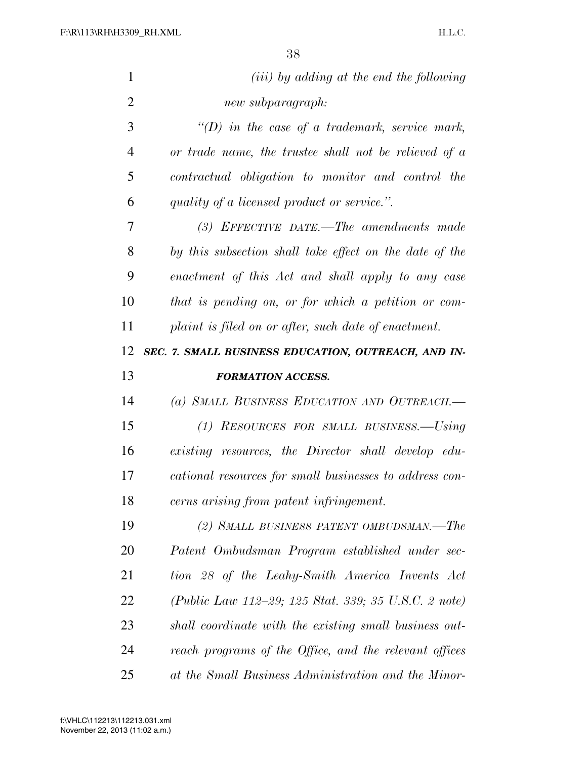*(iii) by adding at the end the following new subparagraph:*

*"(D) in the case of a trademark, service mark, or trade name, the trustee shall not be relieved of a contractual obligation to monitor and control the quality of a licensed product or service.".*

*(3) EFFECTIVE DATE.—The amendments made by this subsection shall take effect on the date of the enactment of this Act and shall apply to any case that is pending on, or for which a petition or complaint is filed on or after, such date of enactment.*

***SEC. 7. SMALL BUSINESS EDUCATION, OUTREACH, AND INFORMATION ACCESS.***

*(a) SMALL BUSINESS EDUCATION AND OUTREACH.—*

*(1) RESOURCES FOR SMALL BUSINESS.—Using existing resources, the Director shall develop educational resources for small businesses to address concerns arising from patent infringement.*

*(2) SMALL BUSINESS PATENT OMBUDSMAN.—The Patent Ombudsman Program established under section 28 of the Leahy-Smith America Invents Act (Public Law 112–29; 125 Stat. 339; 35 U.S.C. 2 note) shall coordinate with the existing small business outreach programs of the Office, and the relevant offices at the Small Business Administration and the Minor-*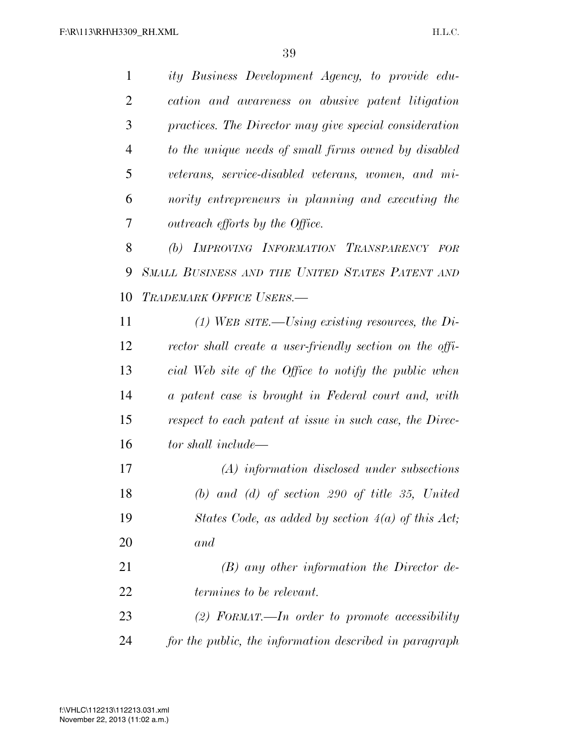*ity Business Development Agency, to provide education and awareness on abusive patent litigation practices. The Director may give special consideration to the unique needs of small firms owned by disabled veterans, service-disabled veterans, women, and minority entrepreneurs in planning and executing the outreach efforts by the Office.*

*(b) IMPROVING INFORMATION TRANSPARENCY FOR SMALL BUSINESS AND THE UNITED STATES PATENT AND TRADEMARK OFFICE USERS.—*

*(1) WEB SITE.—Using existing resources, the Director shall create a user-friendly section on the official Web site of the Office to notify the public when a patent case is brought in Federal court and, with respect to each patent at issue in such case, the Director shall include—*

*(A) information disclosed under subsections (b) and (d) of section 290 of title 35, United States Code, as added by section 4(a) of this Act; and*

*(B) any other information the Director determines to be relevant.*

*(2) FORMAT.—In order to promote accessibility for the public, the information described in paragraph*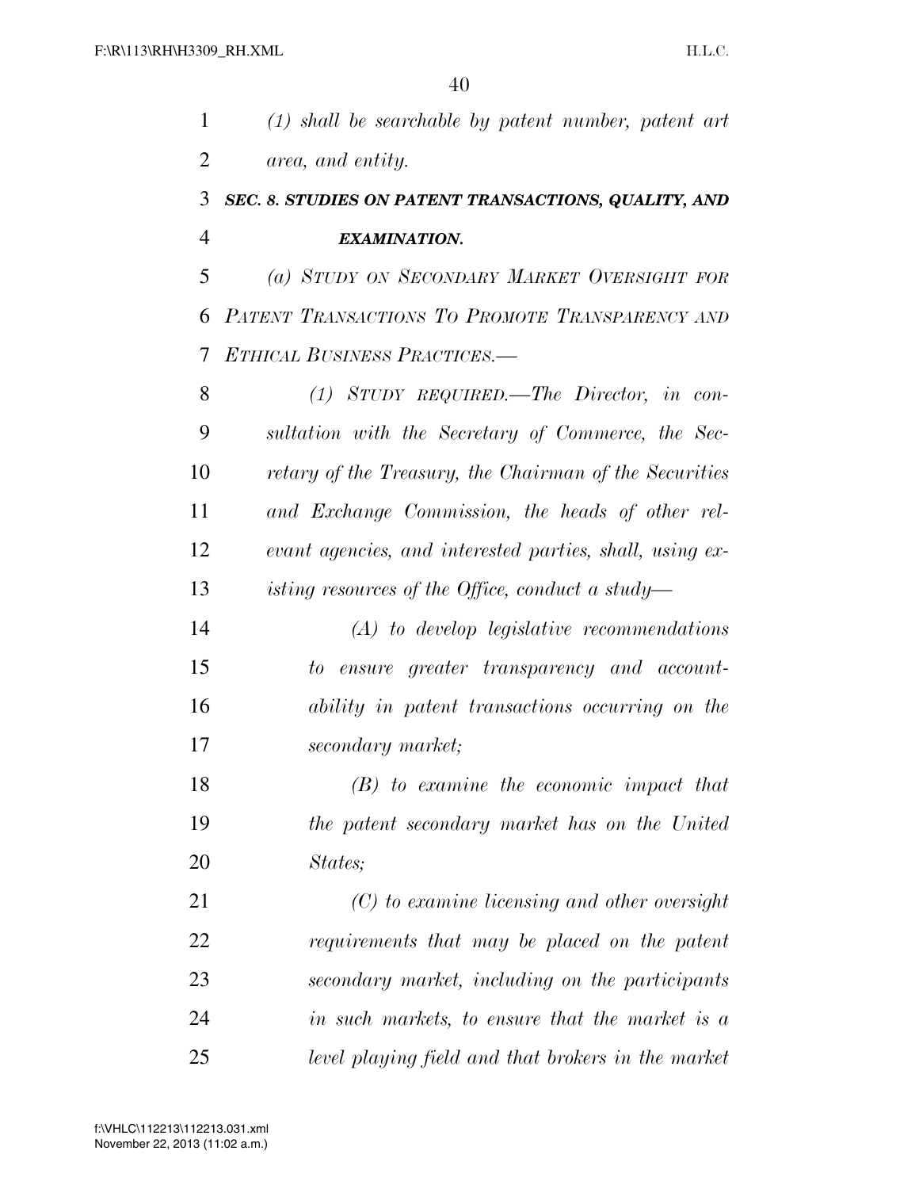*(1) shall be searchable by patent number, patent art area, and entity.*

### *SEC. 8. STUDIES ON PATENT TRANSACTIONS, QUALITY, AND EXAMINATION.*

*(a) STUDY ON SECONDARY MARKET OVERSIGHT FOR PATENT TRANSACTIONS TO PROMOTE TRANSPARENCY AND ETHICAL BUSINESS PRACTICES.—*

*(1) STUDY REQUIRED.—The Director, in consultation with the Secretary of Commerce, the Secretary of the Treasury, the Chairman of the Securities and Exchange Commission, the heads of other relevant agencies, and interested parties, shall, using existing resources of the Office, conduct a study—*

*(A) to develop legislative recommendations to ensure greater transparency and accountability in patent transactions occurring on the secondary market;*

*(B) to examine the economic impact that the patent secondary market has on the United States;*

*(C) to examine licensing and other oversight requirements that may be placed on the patent secondary market, including on the participants in such markets, to ensure that the market is a level playing field and that brokers in the market*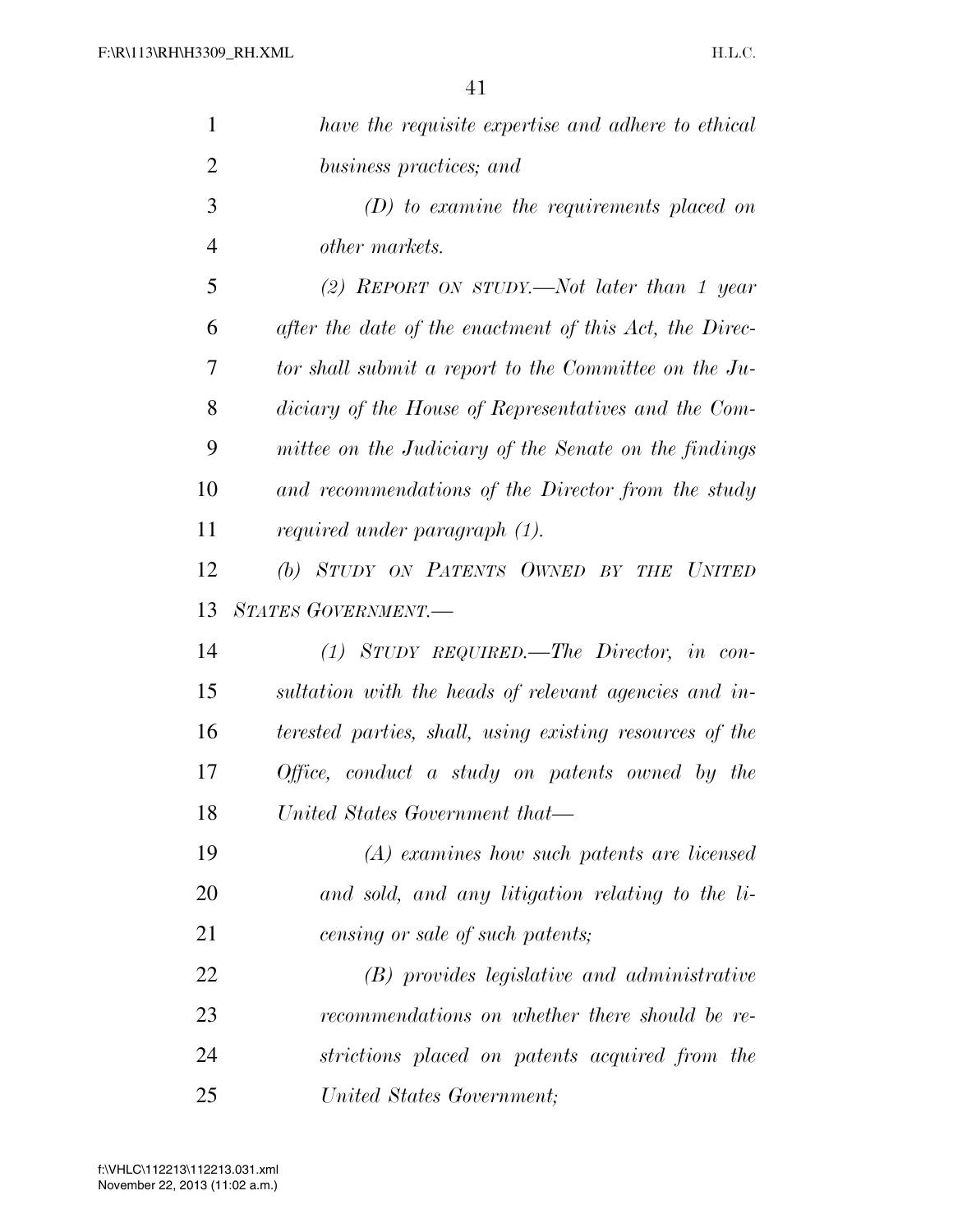*have the requisite expertise and adhere to ethical business practices; and*

*(D) to examine the requirements placed on other markets.*

*(2) REPORT ON STUDY.—Not later than 1 year after the date of the enactment of this Act, the Director shall submit a report to the Committee on the Judiciary of the House of Representatives and the Committee on the Judiciary of the Senate on the findings and recommendations of the Director from the study required under paragraph (1).*

*(b) STUDY ON PATENTS OWNED BY THE UNITED STATES GOVERNMENT.—*

*(1) STUDY REQUIRED.—The Director, in consultation with the heads of relevant agencies and interested parties, shall, using existing resources of the Office, conduct a study on patents owned by the United States Government that—*

*(A) examines how such patents are licensed and sold, and any litigation relating to the licensing or sale of such patents;*

*(B) provides legislative and administrative recommendations on whether there should be restrictions placed on patents acquired from the United States Government;*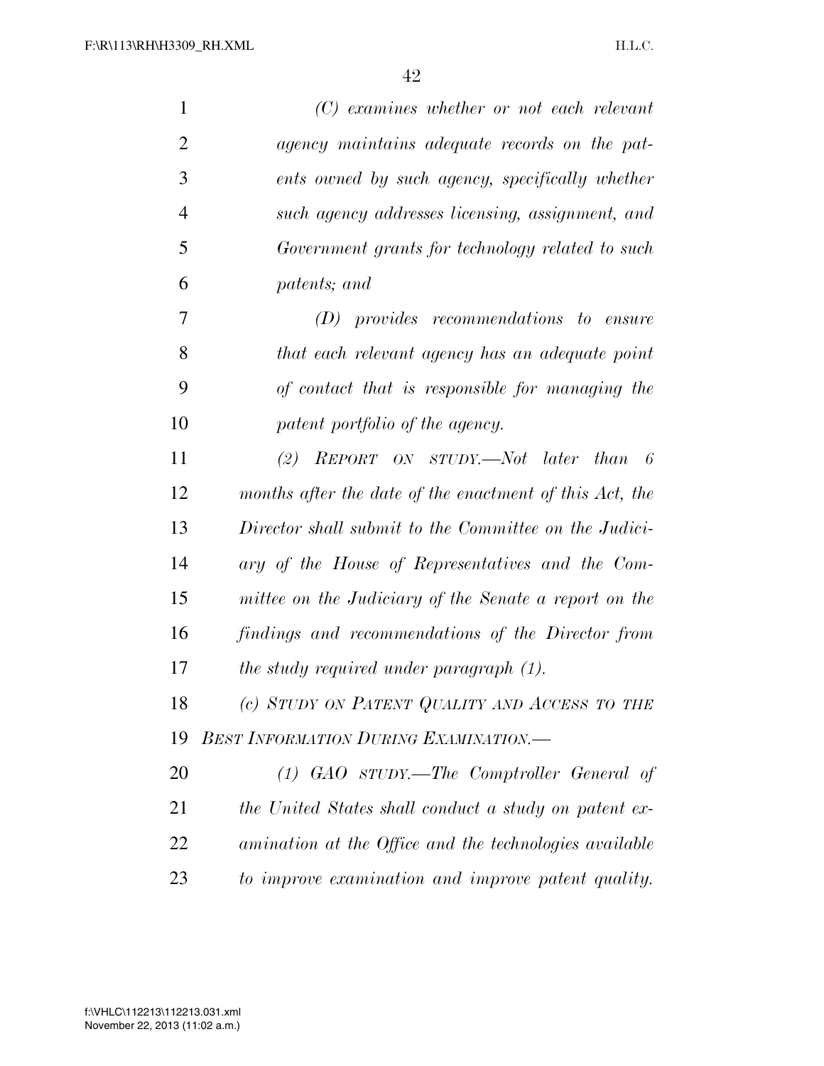*(C) examines whether or not each relevant agency maintains adequate records on the patents owned by such agency, specifically whether such agency addresses licensing, assignment, and Government grants for technology related to such patents; and*

*(D) provides recommendations to ensure that each relevant agency has an adequate point of contact that is responsible for managing the patent portfolio of the agency.*

*(2) REPORT ON STUDY.—Not later than 6 months after the date of the enactment of this Act, the Director shall submit to the Committee on the Judiciary of the House of Representatives and the Committee on the Judiciary of the Senate a report on the findings and recommendations of the Director from the study required under paragraph (1).*

*(c) STUDY ON PATENT QUALITY AND ACCESS TO THE BEST INFORMATION DURING EXAMINATION.—*

*(1) GAO STUDY.—The Comptroller General of the United States shall conduct a study on patent examination at the Office and the technologies available to improve examination and improve patent quality.*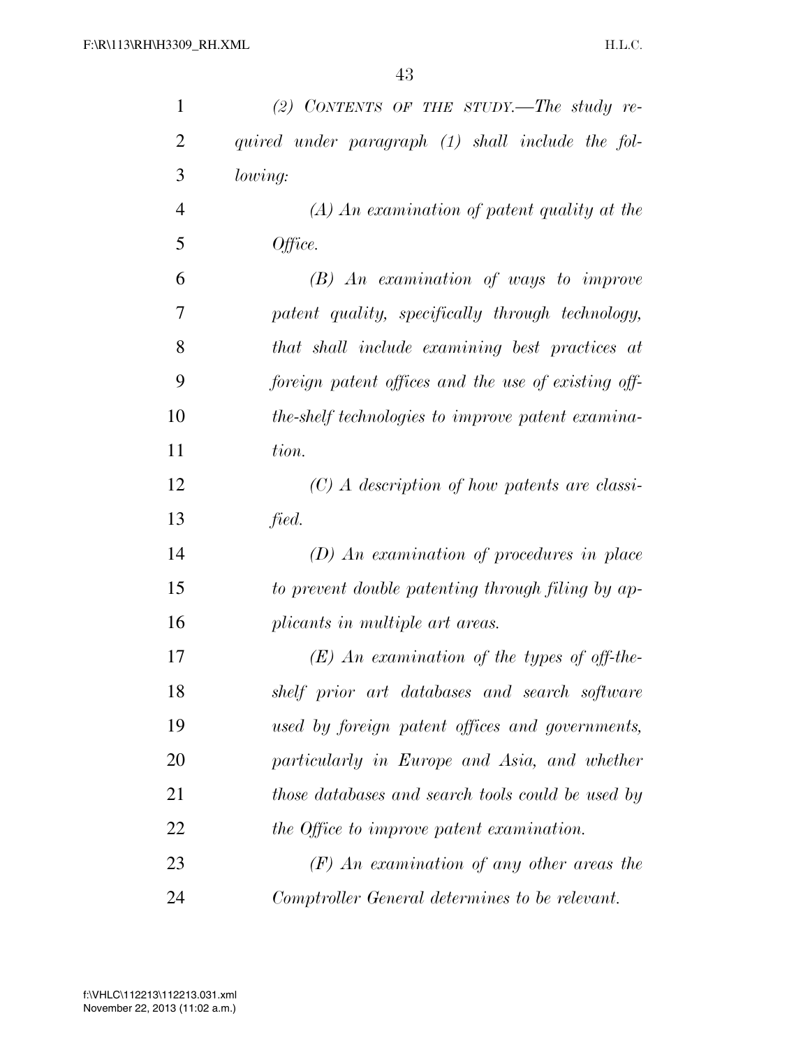*(2) CONTENTS OF THE STUDY.—The study required under paragraph (1) shall include the following:*

*(A) An examination of patent quality at the Office.*

*(B) An examination of ways to improve patent quality, specifically through technology, that shall include examining best practices at foreign patent offices and the use of existing off-the-shelf technologies to improve patent examination.*

*(C) A description of how patents are classified.*

*(D) An examination of procedures in place to prevent double patenting through filing by applicants in multiple art areas.*

*(E) An examination of the types of off-the-shelf prior art databases and search software used by foreign patent offices and governments, particularly in Europe and Asia, and whether those databases and search tools could be used by the Office to improve patent examination.*

*(F) An examination of any other areas the Comptroller General determines to be relevant.*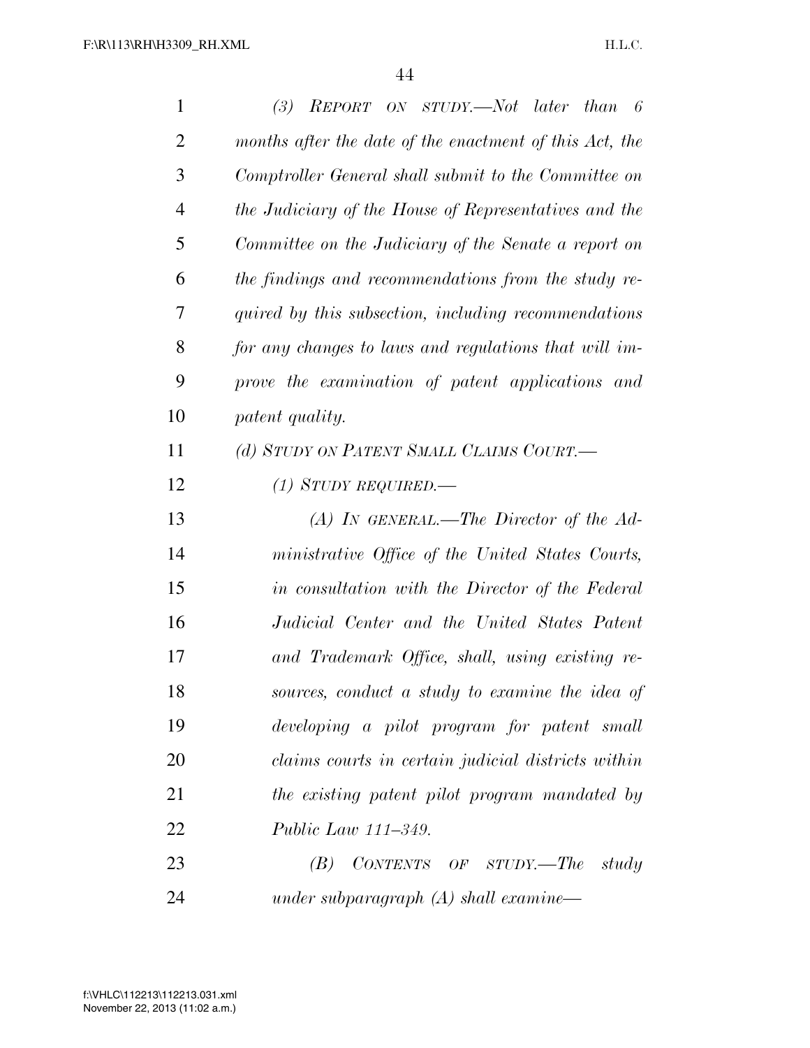*(3) REPORT ON STUDY.—Not later than 6 months after the date of the enactment of this Act, the Comptroller General shall submit to the Committee on the Judiciary of the House of Representatives and the Committee on the Judiciary of the Senate a report on the findings and recommendations from the study required by this subsection, including recommendations for any changes to laws and regulations that will improve the examination of patent applications and patent quality.*

*(d) STUDY ON PATENT SMALL CLAIMS COURT.—*

*(1) STUDY REQUIRED.—*

*(A) IN GENERAL.—The Director of the Administrative Office of the United States Courts, in consultation with the Director of the Federal Judicial Center and the United States Patent and Trademark Office, shall, using existing resources, conduct a study to examine the idea of developing a pilot program for patent small claims courts in certain judicial districts within the existing patent pilot program mandated by Public Law 111–349.*

*(B) CONTENTS OF STUDY.—The study under subparagraph (A) shall examine—*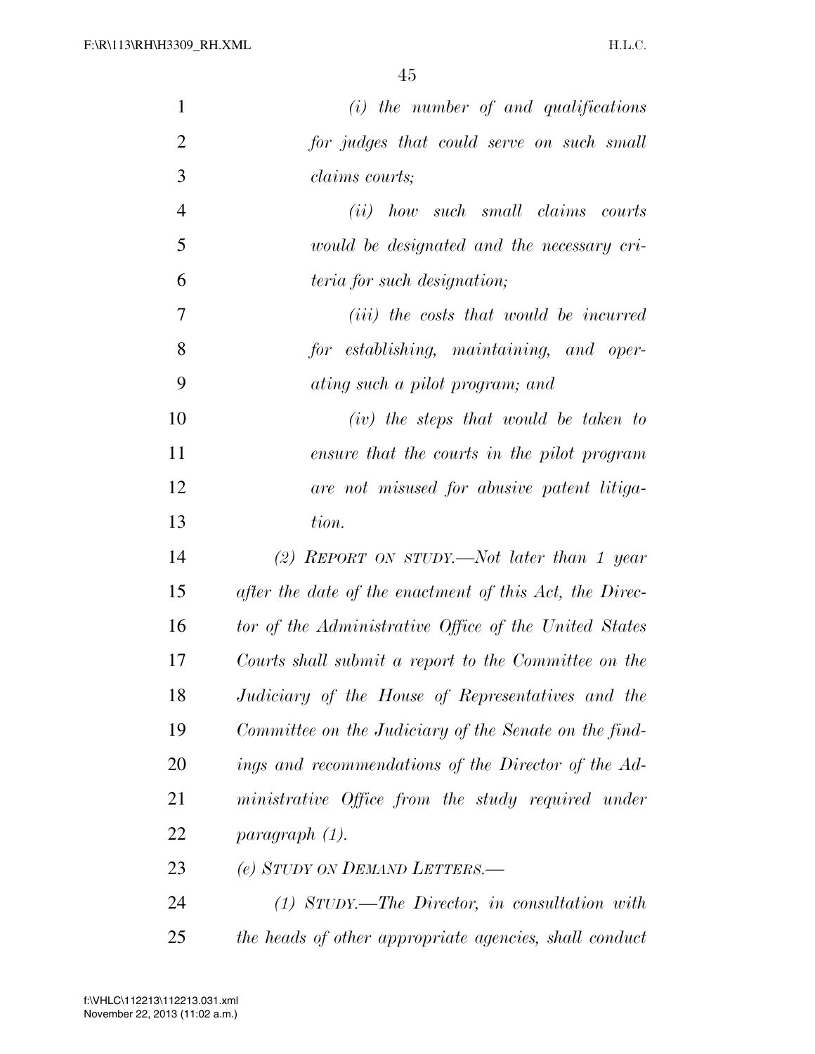*(i) the number of and qualifications for judges that could serve on such small claims courts;*

*(ii) how such small claims courts would be designated and the necessary criteria for such designation;*

*(iii) the costs that would be incurred for establishing, maintaining, and operating such a pilot program; and*

*(iv) the steps that would be taken to ensure that the courts in the pilot program are not misused for abusive patent litigation.*

*(2) REPORT ON STUDY.—Not later than 1 year after the date of the enactment of this Act, the Director of the Administrative Office of the United States Courts shall submit a report to the Committee on the Judiciary of the House of Representatives and the Committee on the Judiciary of the Senate on the findings and recommendations of the Director of the Administrative Office from the study required under paragraph (1).*

*(e) STUDY ON DEMAND LETTERS.—*

*(1) STUDY.—The Director, in consultation with the heads of other appropriate agencies, shall conduct*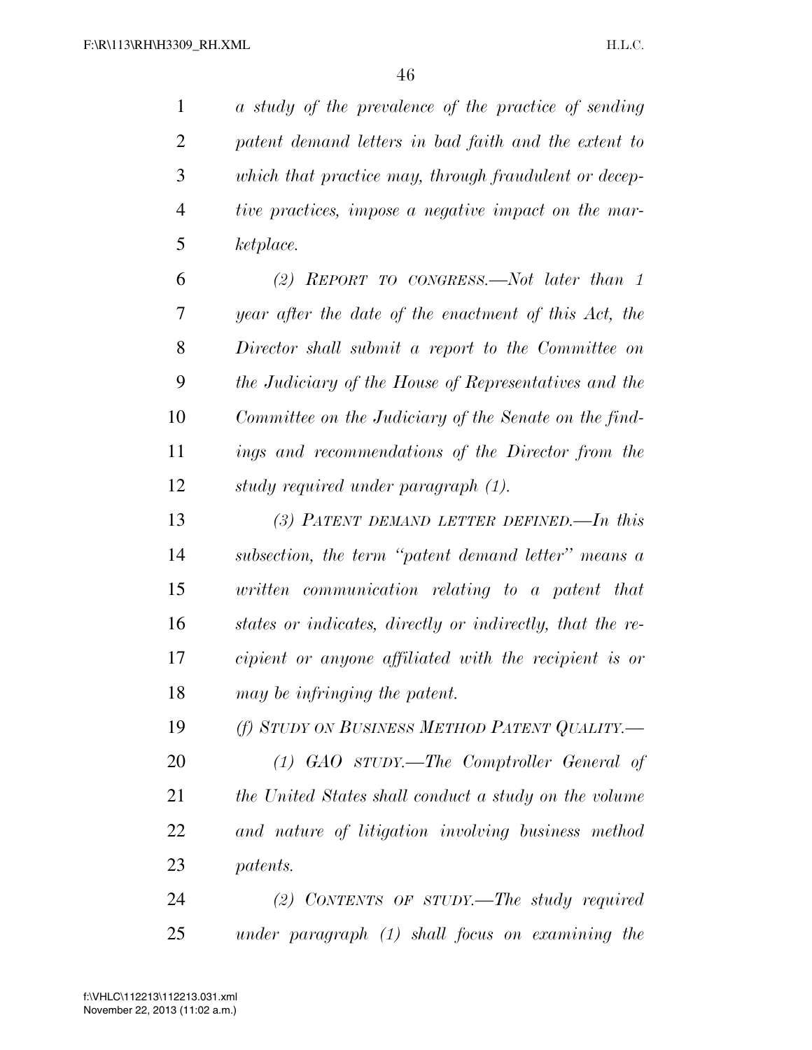*a study of the prevalence of the practice of sending patent demand letters in bad faith and the extent to which that practice may, through fraudulent or deceptive practices, impose a negative impact on the marketplace.*

*(2) REPORT TO CONGRESS.—Not later than 1 year after the date of the enactment of this Act, the Director shall submit a report to the Committee on the Judiciary of the House of Representatives and the Committee on the Judiciary of the Senate on the findings and recommendations of the Director from the study required under paragraph (1).*

*(3) PATENT DEMAND LETTER DEFINED.—In this subsection, the term "patent demand letter" means a written communication relating to a patent that states or indicates, directly or indirectly, that the recipient or anyone affiliated with the recipient is or may be infringing the patent.*

*(f) STUDY ON BUSINESS METHOD PATENT QUALITY.—*

*(1) GAO STUDY.—The Comptroller General of the United States shall conduct a study on the volume and nature of litigation involving business method patents.*

*(2) CONTENTS OF STUDY.—The study required under paragraph (1) shall focus on examining the*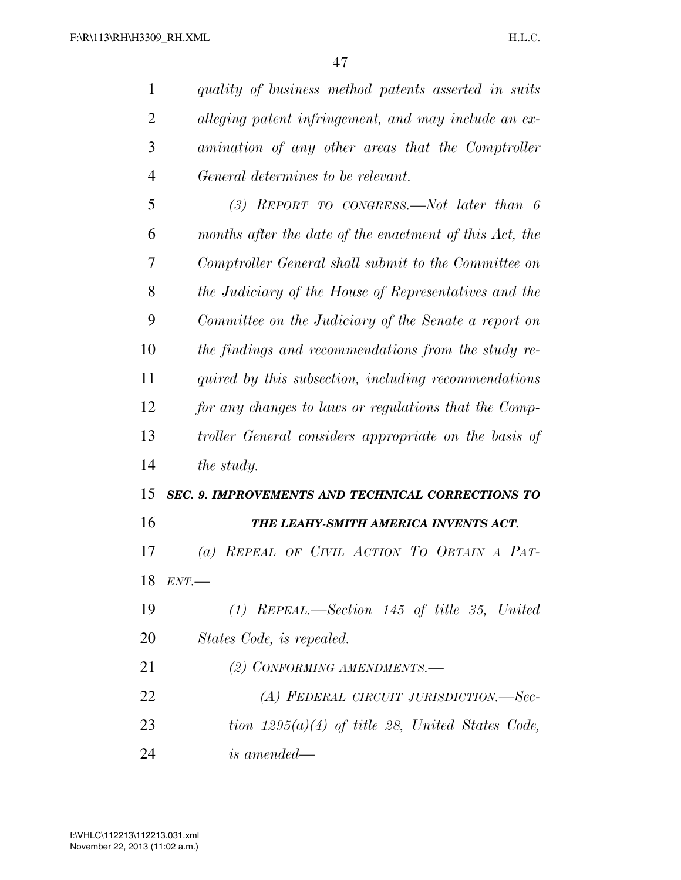*quality of business method patents asserted in suits alleging patent infringement, and may include an examination of any other areas that the Comptroller General determines to be relevant.*

*(3) REPORT TO CONGRESS.—Not later than 6 months after the date of the enactment of this Act, the Comptroller General shall submit to the Committee on the Judiciary of the House of Representatives and the Committee on the Judiciary of the Senate a report on the findings and recommendations from the study required by this subsection, including recommendations for any changes to laws or regulations that the Comptroller General considers appropriate on the basis of the study.*

***SEC. 9. IMPROVEMENTS AND TECHNICAL CORRECTIONS TO THE LEAHY-SMITH AMERICA INVENTS ACT.***

*(a) REPEAL OF CIVIL ACTION TO OBTAIN A PATENT.—*

*(1) REPEAL.—Section 145 of title 35, United States Code, is repealed.*

*(2) CONFORMING AMENDMENTS.—*

*(A) FEDERAL CIRCUIT JURISDICTION.—Section 1295(a)(4) of title 28, United States Code, is amended—*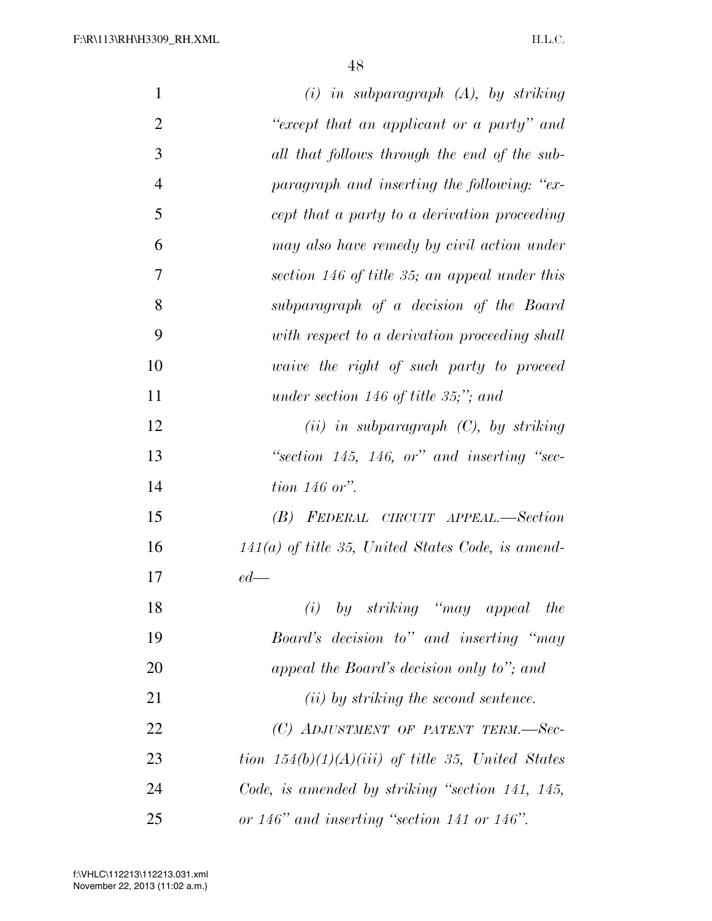*(i) in subparagraph (A), by striking "except that an applicant or a party" and all that follows through the end of the subparagraph and inserting the following: "except that a party to a derivation proceeding may also have remedy by civil action under section 146 of title 35; an appeal under this subparagraph of a decision of the Board with respect to a derivation proceeding shall waive the right of such party to proceed under section 146 of title 35;"; and*

*(ii) in subparagraph (C), by striking "section 145, 146, or" and inserting "section 146 or".*

*(B) FEDERAL CIRCUIT APPEAL.—Section 141(a) of title 35, United States Code, is amended—*

*(i) by striking "may appeal the Board's decision to" and inserting "may appeal the Board's decision only to"; and*

*(ii) by striking the second sentence.*

*(C) ADJUSTMENT OF PATENT TERM.—Section 154(b)(1)(A)(iii) of title 35, United States Code, is amended by striking "section 141, 145, or 146" and inserting "section 141 or 146".*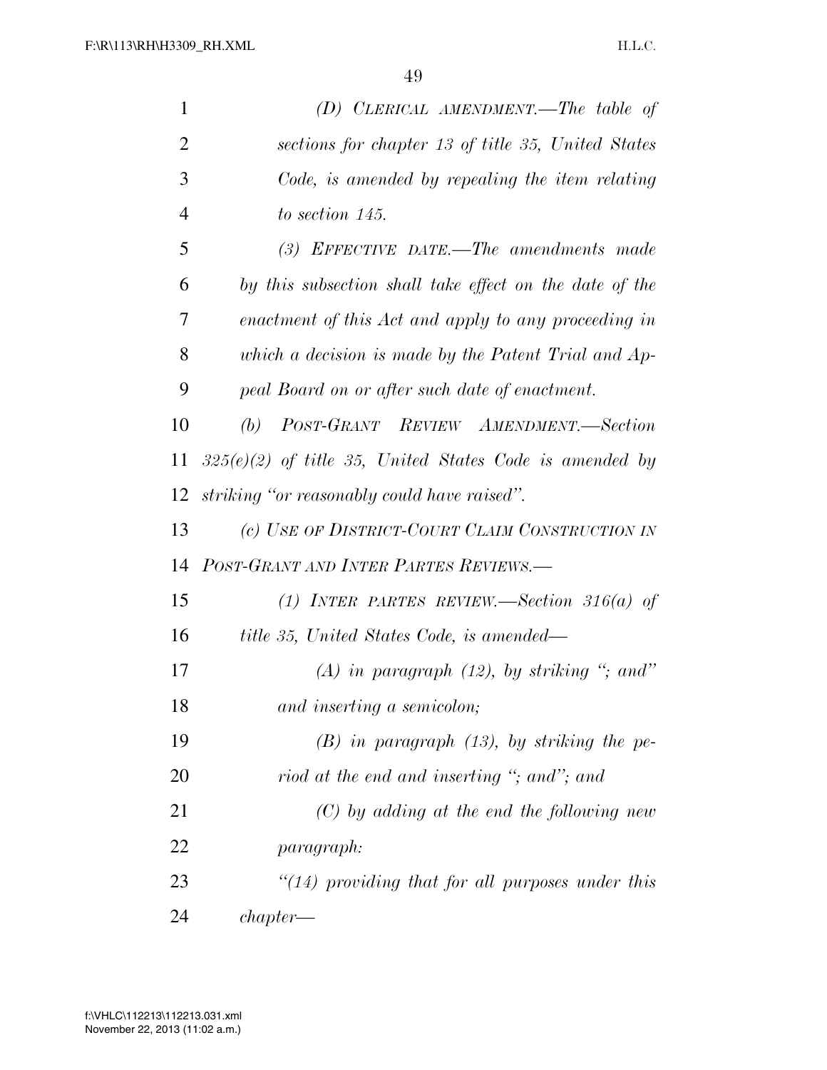*(D) CLERICAL AMENDMENT.—The table of sections for chapter 13 of title 35, United States Code, is amended by repealing the item relating to section 145.*

*(3) EFFECTIVE DATE.—The amendments made by this subsection shall take effect on the date of the enactment of this Act and apply to any proceeding in which a decision is made by the Patent Trial and Appeal Board on or after such date of enactment.*

*(b) POST-GRANT REVIEW AMENDMENT.—Section 325(e)(2) of title 35, United States Code is amended by striking "or reasonably could have raised".*

*(c) USE OF DISTRICT-COURT CLAIM CONSTRUCTION IN POST-GRANT AND INTER PARTES REVIEWS.—*

*(1) INTER PARTES REVIEW.—Section 316(a) of title 35, United States Code, is amended—*

*(A) in paragraph (12), by striking "; and" and inserting a semicolon;*

*(B) in paragraph (13), by striking the period at the end and inserting "; and"; and*

*(C) by adding at the end the following new paragraph:*

*"(14) providing that for all purposes under this chapter—*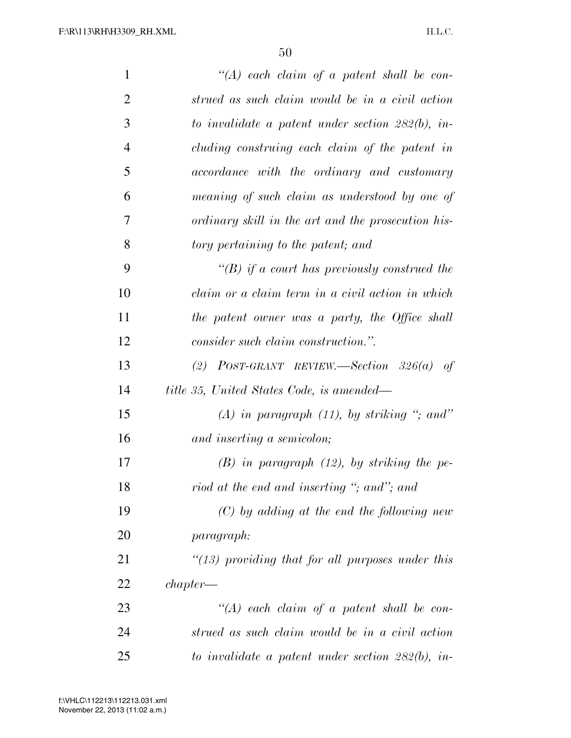*"(A) each claim of a patent shall be construed as such claim would be in a civil action to invalidate a patent under section 282(b), including construing each claim of the patent in accordance with the ordinary and customary meaning of such claim as understood by one of ordinary skill in the art and the prosecution history pertaining to the patent; and*

*"(B) if a court has previously construed the claim or a claim term in a civil action in which the patent owner was a party, the Office shall consider such claim construction.".*

*(2) POST-GRANT REVIEW.—Section 326(a) of title 35, United States Code, is amended—*

*(A) in paragraph (11), by striking "; and" and inserting a semicolon;*

*(B) in paragraph (12), by striking the period at the end and inserting "; and"; and*

*(C) by adding at the end the following new paragraph:*

*"(13) providing that for all purposes under this chapter—*

*"(A) each claim of a patent shall be construed as such claim would be in a civil action to invalidate a patent under section 282(b), in-*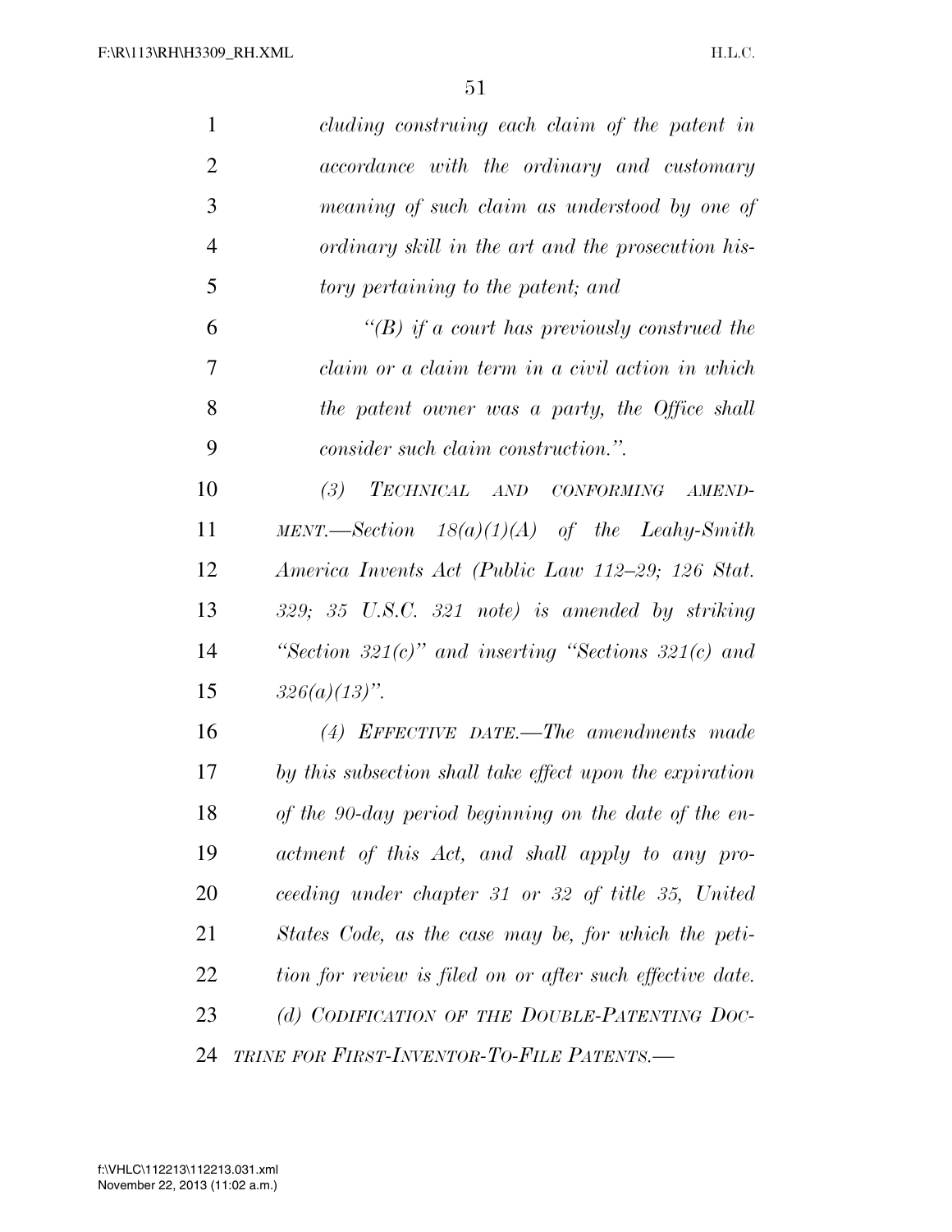*cluding construing each claim of the patent in accordance with the ordinary and customary meaning of such claim as understood by one of ordinary skill in the art and the prosecution history pertaining to the patent; and*

*"(B) if a court has previously construed the claim or a claim term in a civil action in which the patent owner was a party, the Office shall consider such claim construction.".*

*(3) TECHNICAL AND CONFORMING AMENDMENT.—Section 18(a)(1)(A) of the Leahy-Smith America Invents Act (Public Law 112–29; 126 Stat. 329; 35 U.S.C. 321 note) is amended by striking "Section 321(c)" and inserting "Sections 321(c) and 326(a)(13)".*

*(4) EFFECTIVE DATE.—The amendments made by this subsection shall take effect upon the expiration of the 90-day period beginning on the date of the enactment of this Act, and shall apply to any proceeding under chapter 31 or 32 of title 35, United States Code, as the case may be, for which the petition for review is filed on or after such effective date.*

*(d) CODIFICATION OF THE DOUBLE-PATENTING DOCTRINE FOR FIRST-INVENTOR-TO-FILE PATENTS.—*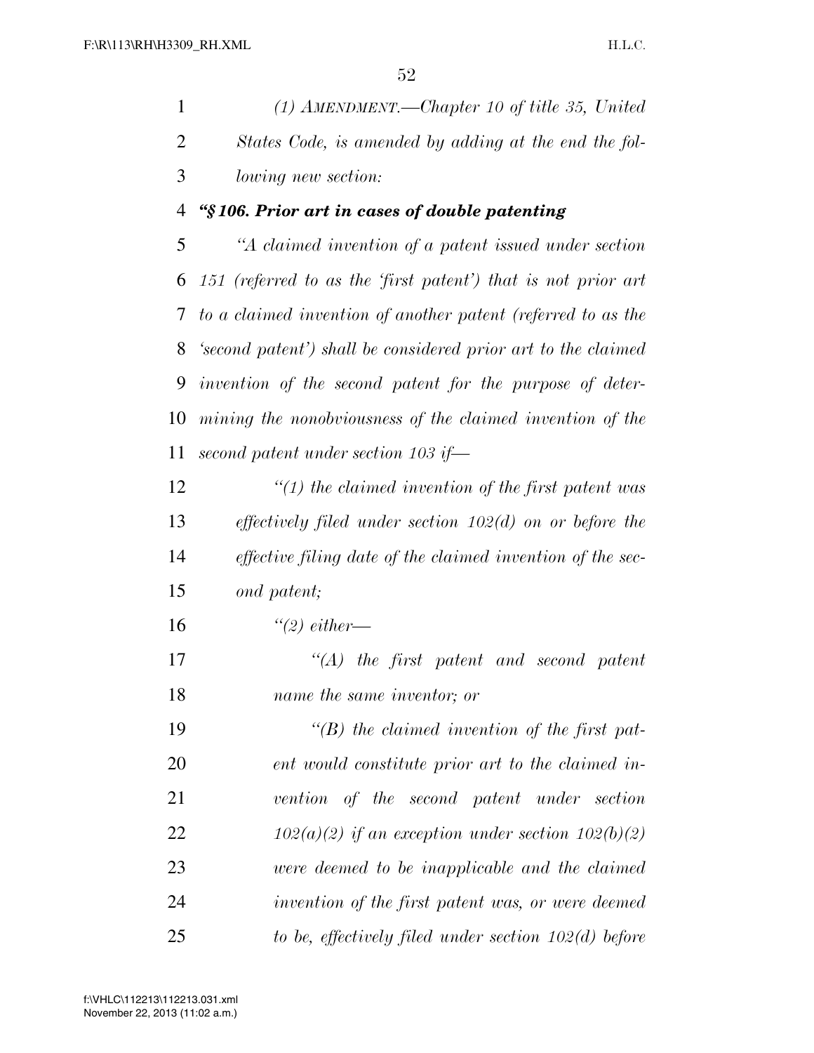*(1) AMENDMENT.—Chapter 10 of title 35, United States Code, is amended by adding at the end the following new section:*

***"§ 106. Prior art in cases of double patenting***

*"A claimed invention of a patent issued under section 151 (referred to as the 'first patent') that is not prior art to a claimed invention of another patent (referred to as the 'second patent') shall be considered prior art to the claimed invention of the second patent for the purpose of determining the nonobviousness of the claimed invention of the second patent under section 103 if—*

*"(1) the claimed invention of the first patent was effectively filed under section 102(d) on or before the effective filing date of the claimed invention of the second patent;*

*"(2) either—*

*"(A) the first patent and second patent name the same inventor; or*

*"(B) the claimed invention of the first patent would constitute prior art to the claimed invention of the second patent under section 102(a)(2) if an exception under section 102(b)(2) were deemed to be inapplicable and the claimed invention of the first patent was, or were deemed to be, effectively filed under section 102(d) before*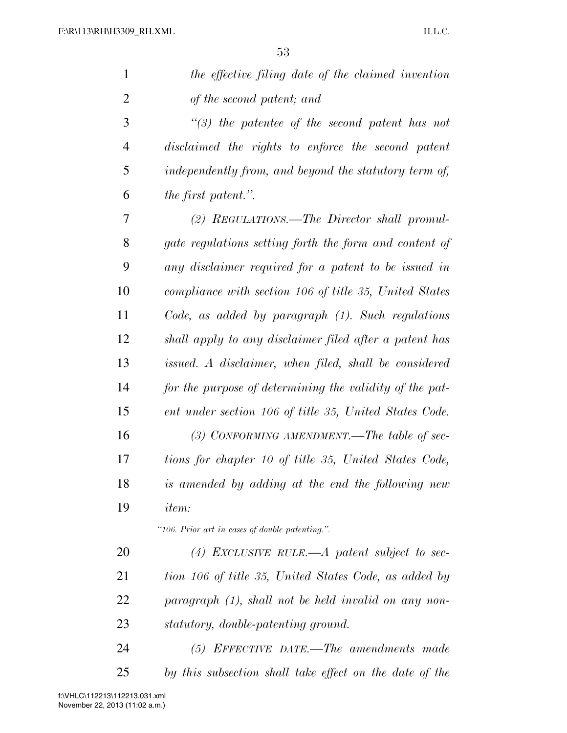*the effective filing date of the claimed invention of the second patent; and*

*"(3) the patentee of the second patent has not disclaimed the rights to enforce the second patent independently from, and beyond the statutory term of, the first patent.".*

*(2) REGULATIONS.—The Director shall promulgate regulations setting forth the form and content of any disclaimer required for a patent to be issued in compliance with section 106 of title 35, United States Code, as added by paragraph (1). Such regulations shall apply to any disclaimer filed after a patent has issued. A disclaimer, when filed, shall be considered for the purpose of determining the validity of the patent under section 106 of title 35, United States Code.*

*(3) CONFORMING AMENDMENT.—The table of sections for chapter 10 of title 35, United States Code, is amended by adding at the end the following new item:*

*"106. Prior art in cases of double patenting.".*

*(4) EXCLUSIVE RULE.—A patent subject to section 106 of title 35, United States Code, as added by paragraph (1), shall not be held invalid on any nonstatutory, double-patenting ground.*

*(5) EFFECTIVE DATE.—The amendments made by this subsection shall take effect on the date of the*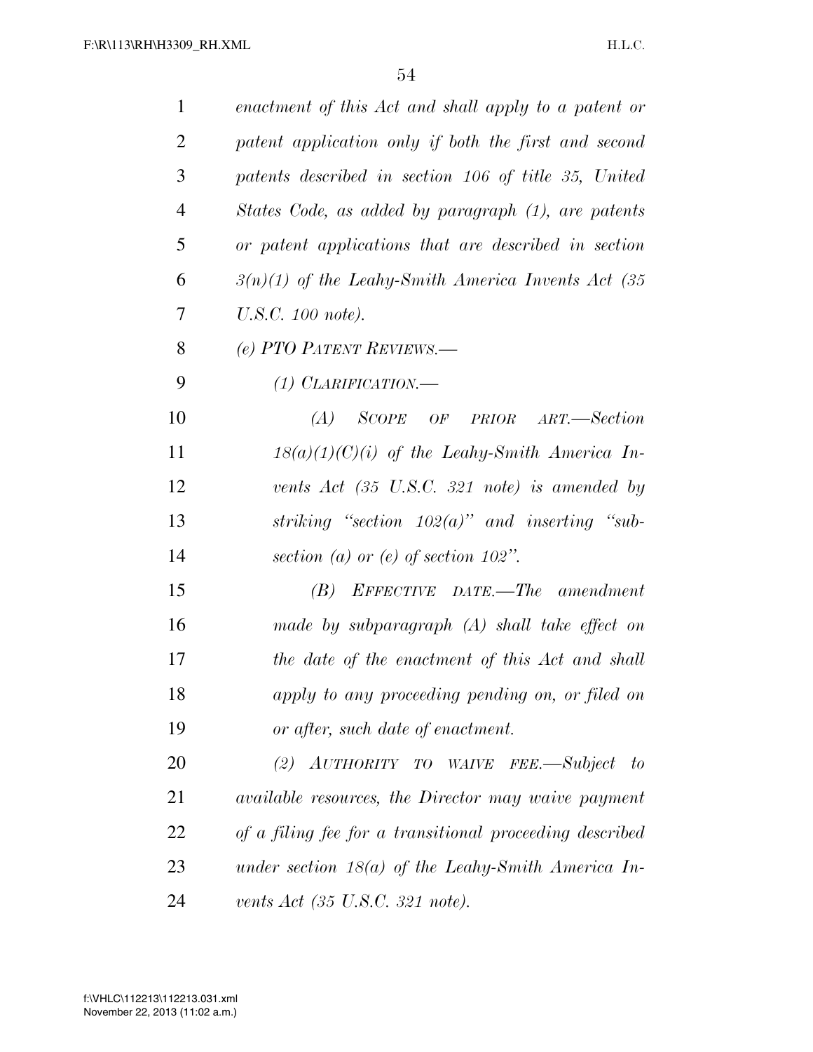*enactment of this Act and shall apply to a patent or patent application only if both the first and second patents described in section 106 of title 35, United States Code, as added by paragraph (1), are patents or patent applications that are described in section 3(n)(1) of the Leahy-Smith America Invents Act (35 U.S.C. 100 note).*

*(e) PTO PATENT REVIEWS.—*

*(1) CLARIFICATION.—*

*(A) SCOPE OF PRIOR ART.—Section 18(a)(1)(C)(i) of the Leahy-Smith America Invents Act (35 U.S.C. 321 note) is amended by striking "section 102(a)" and inserting "subsection (a) or (e) of section 102".*

*(B) EFFECTIVE DATE.—The amendment made by subparagraph (A) shall take effect on the date of the enactment of this Act and shall apply to any proceeding pending on, or filed on or after, such date of enactment.*

*(2) AUTHORITY TO WAIVE FEE.—Subject to available resources, the Director may waive payment of a filing fee for a transitional proceeding described under section 18(a) of the Leahy-Smith America Invents Act (35 U.S.C. 321 note).*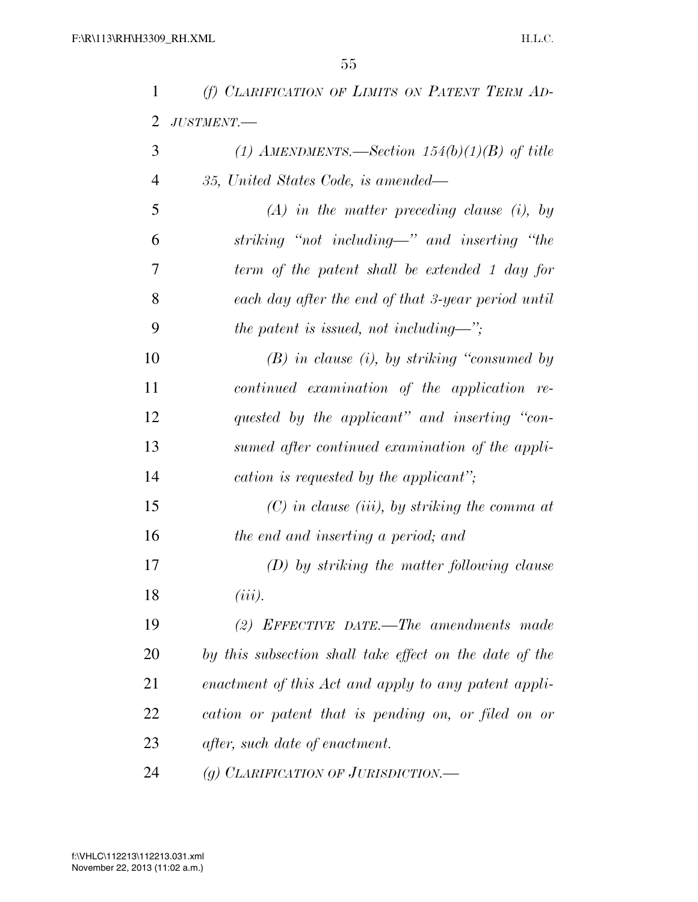*(f) CLARIFICATION OF LIMITS ON PATENT TERM ADJUSTMENT.—*

*(1) AMENDMENTS.—Section 154(b)(1)(B) of title 35, United States Code, is amended—*

*(A) in the matter preceding clause (i), by striking "not including—" and inserting "the term of the patent shall be extended 1 day for each day after the end of that 3-year period until the patent is issued, not including—";*

*(B) in clause (i), by striking "consumed by continued examination of the application requested by the applicant" and inserting "consumed after continued examination of the application is requested by the applicant";*

*(C) in clause (iii), by striking the comma at the end and inserting a period; and*

*(D) by striking the matter following clause (iii).*

*(2) EFFECTIVE DATE.—The amendments made by this subsection shall take effect on the date of the enactment of this Act and apply to any patent application or patent that is pending on, or filed on or after, such date of enactment.*

*(g) CLARIFICATION OF JURISDICTION.—*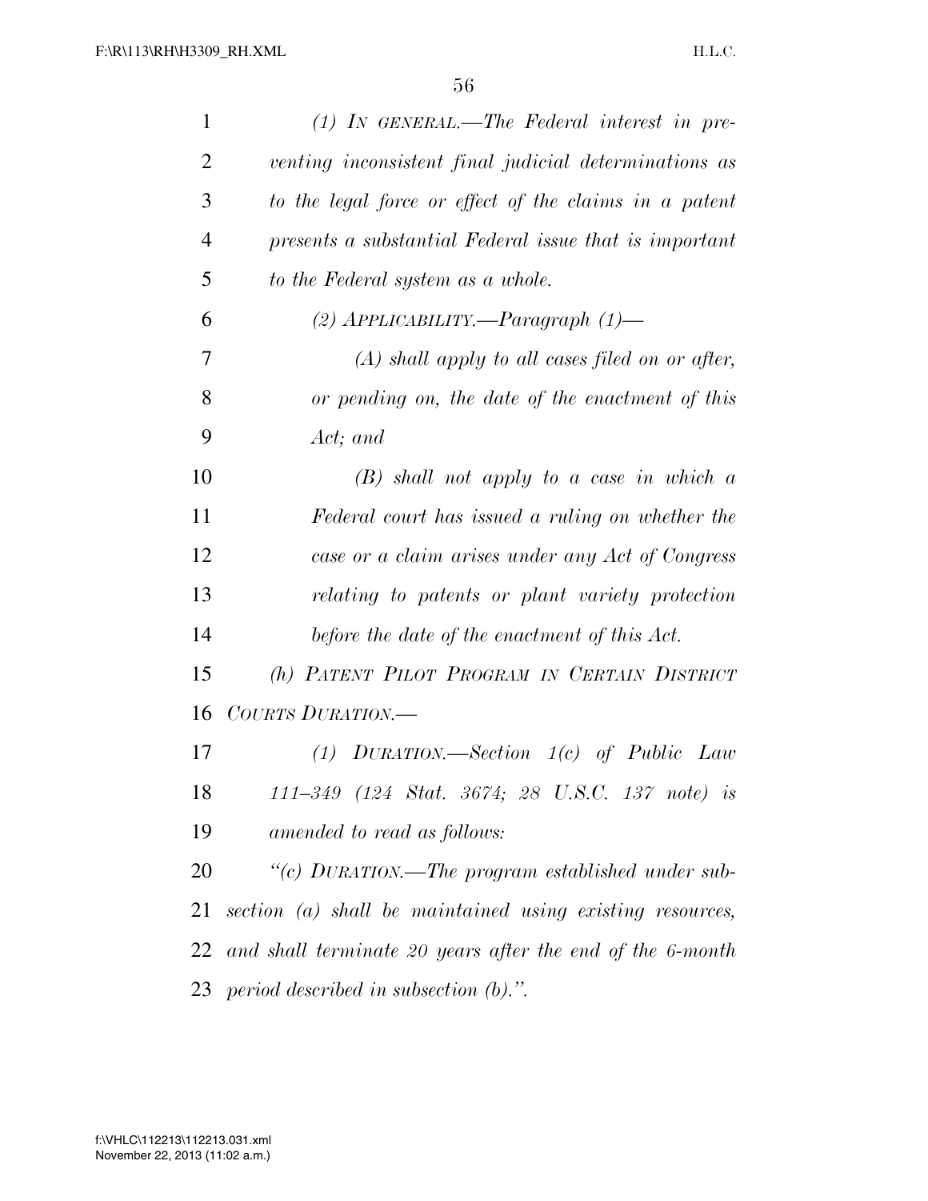*(1) IN GENERAL.—The Federal interest in preventing inconsistent final judicial determinations as to the legal force or effect of the claims in a patent presents a substantial Federal issue that is important to the Federal system as a whole.*

*(2) APPLICABILITY.—Paragraph (1)—*

*(A) shall apply to all cases filed on or after, or pending on, the date of the enactment of this Act; and*

*(B) shall not apply to a case in which a Federal court has issued a ruling on whether the case or a claim arises under any Act of Congress relating to patents or plant variety protection before the date of the enactment of this Act.*

*(h) PATENT PILOT PROGRAM IN CERTAIN DISTRICT COURTS DURATION.—*

*(1) DURATION.—Section 1(c) of Public Law 111–349 (124 Stat. 3674; 28 U.S.C. 137 note) is amended to read as follows:*

*"(c) DURATION.—The program established under subsection (a) shall be maintained using existing resources, and shall terminate 20 years after the end of the 6-month period described in subsection (b).".*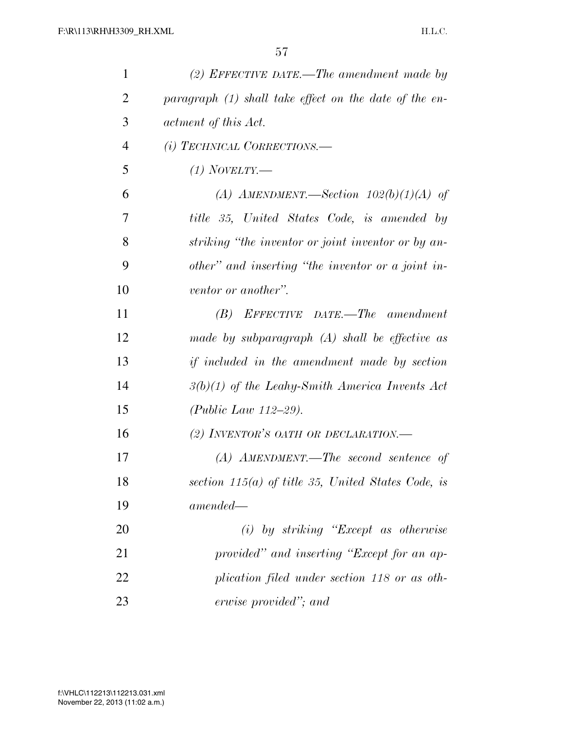*(2) EFFECTIVE DATE.—The amendment made by paragraph (1) shall take effect on the date of the enactment of this Act.*

*(i) TECHNICAL CORRECTIONS.—*

*(1) NOVELTY.—*

*(A) AMENDMENT.—Section 102(b)(1)(A) of title 35, United States Code, is amended by striking "the inventor or joint inventor or by another" and inserting "the inventor or a joint inventor or another".*

*(B) EFFECTIVE DATE.—The amendment made by subparagraph (A) shall be effective as if included in the amendment made by section 3(b)(1) of the Leahy-Smith America Invents Act (Public Law 112–29).*

*(2) INVENTOR'S OATH OR DECLARATION.—*

*(A) AMENDMENT.—The second sentence of section 115(a) of title 35, United States Code, is amended—*

*(i) by striking "Except as otherwise provided" and inserting "Except for an application filed under section 118 or as otherwise provided"; and*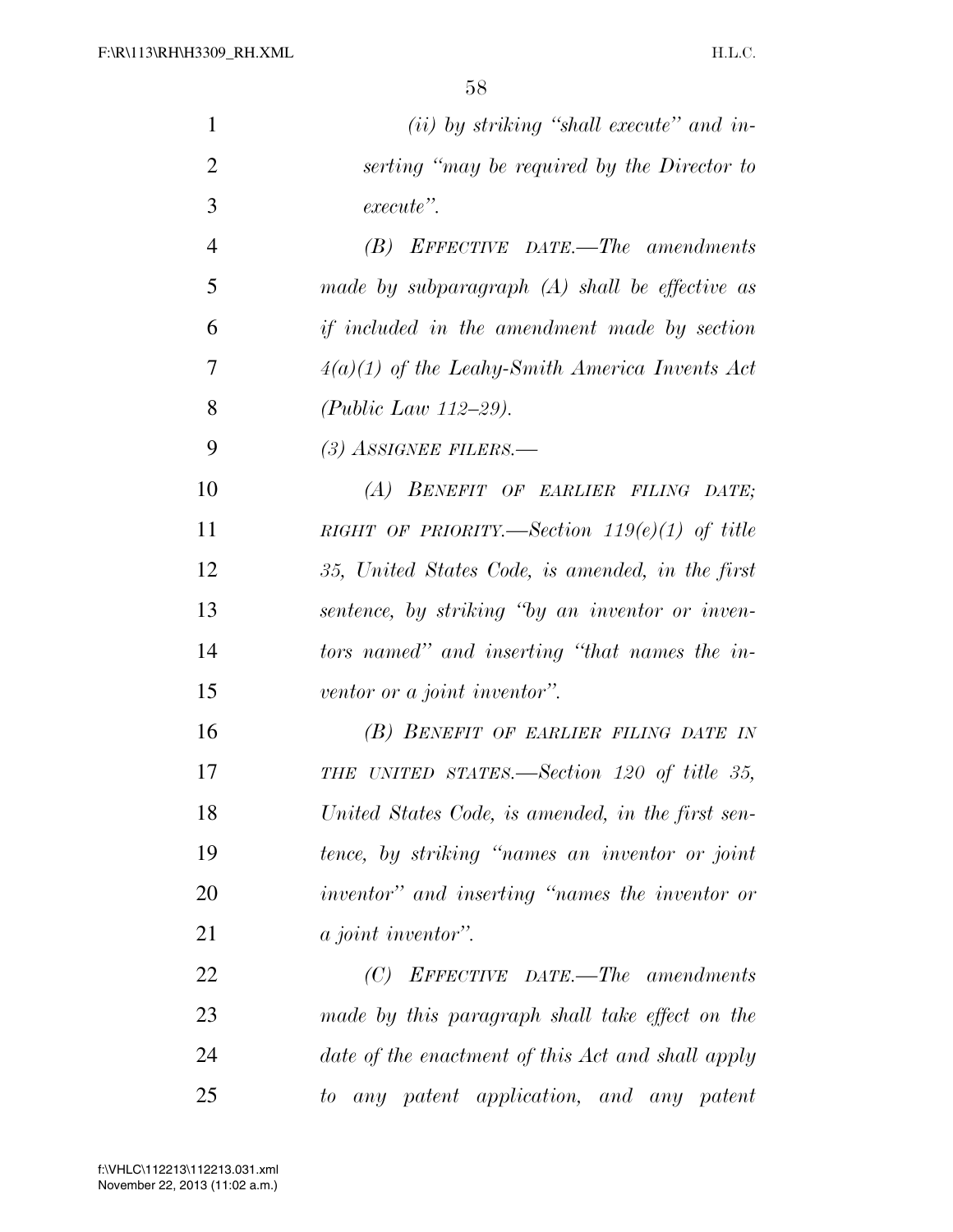*(ii) by striking "shall execute" and inserting "may be required by the Director to execute".*

*(B) EFFECTIVE DATE.—The amendments made by subparagraph (A) shall be effective as if included in the amendment made by section 4(a)(1) of the Leahy-Smith America Invents Act (Public Law 112–29).*

*(3) ASSIGNEE FILERS.—*

*(A) BENEFIT OF EARLIER FILING DATE; RIGHT OF PRIORITY.—Section 119(e)(1) of title 35, United States Code, is amended, in the first sentence, by striking "by an inventor or inventors named" and inserting "that names the inventor or a joint inventor".*

*(B) BENEFIT OF EARLIER FILING DATE IN THE UNITED STATES.—Section 120 of title 35, United States Code, is amended, in the first sentence, by striking "names an inventor or joint inventor" and inserting "names the inventor or a joint inventor".*

*(C) EFFECTIVE DATE.—The amendments made by this paragraph shall take effect on the date of the enactment of this Act and shall apply to any patent application, and any patent*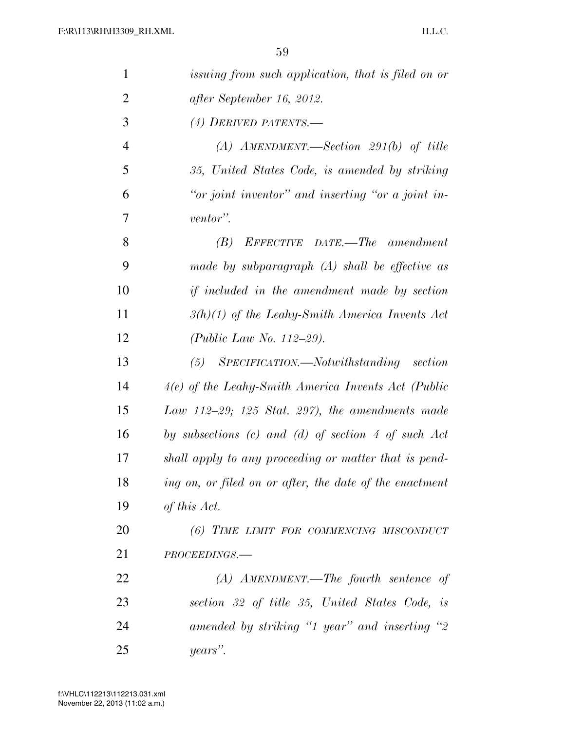*issuing from such application, that is filed on or after September 16, 2012.*

*(4) DERIVED PATENTS.—*

*(A) AMENDMENT.—Section 291(b) of title 35, United States Code, is amended by striking "or joint inventor" and inserting "or a joint inventor".*

*(B) EFFECTIVE DATE.—The amendment made by subparagraph (A) shall be effective as if included in the amendment made by section 3(h)(1) of the Leahy-Smith America Invents Act (Public Law No. 112–29).*

*(5) SPECIFICATION.—Notwithstanding section 4(e) of the Leahy-Smith America Invents Act (Public Law 112–29; 125 Stat. 297), the amendments made by subsections (c) and (d) of section 4 of such Act shall apply to any proceeding or matter that is pending on, or filed on or after, the date of the enactment of this Act.*

*(6) TIME LIMIT FOR COMMENCING MISCONDUCT PROCEEDINGS.—*

*(A) AMENDMENT.—The fourth sentence of section 32 of title 35, United States Code, is amended by striking "1 year" and inserting "2 years".*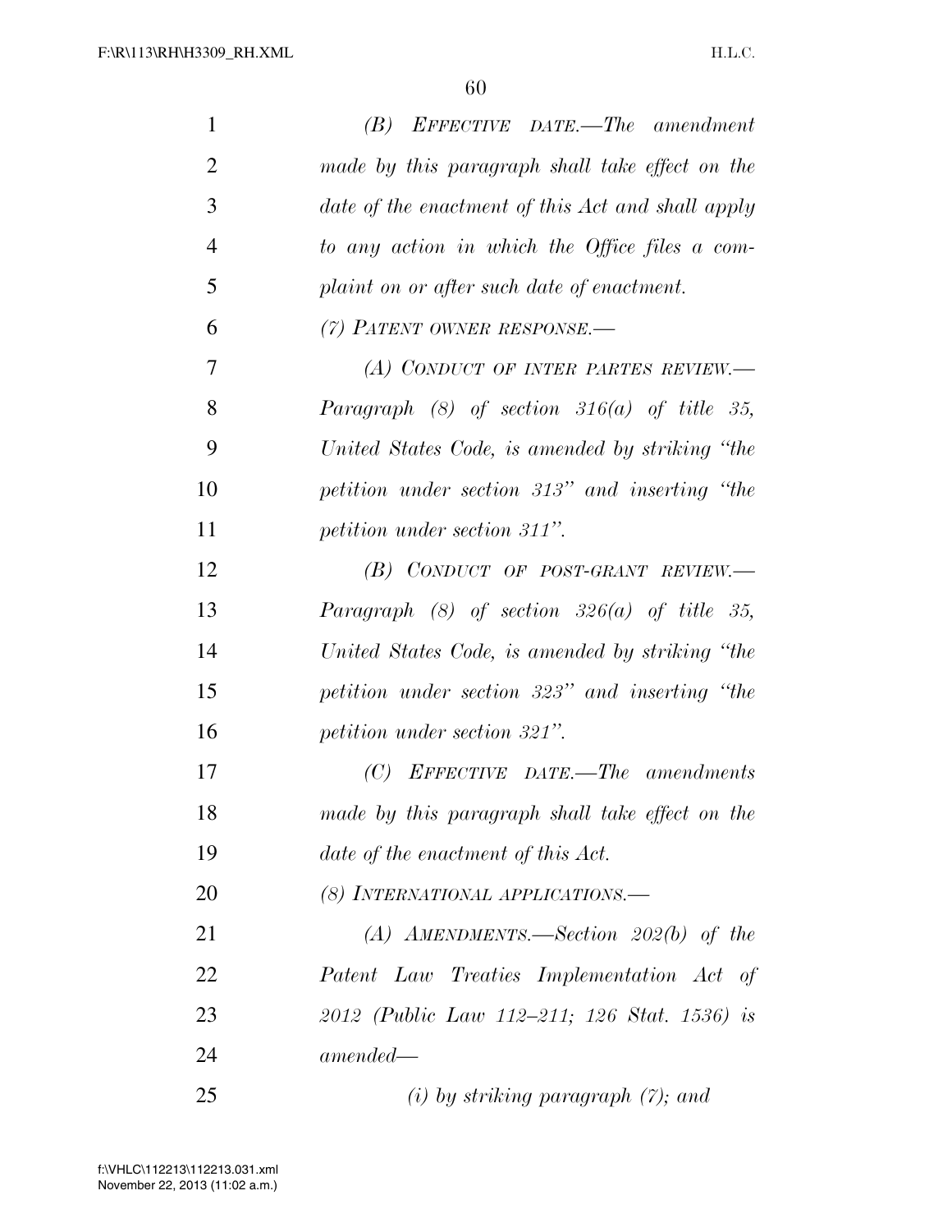*(B) EFFECTIVE DATE.—The amendment made by this paragraph shall take effect on the date of the enactment of this Act and shall apply to any action in which the Office files a complaint on or after such date of enactment.*

*(7) PATENT OWNER RESPONSE.—*

*(A) CONDUCT OF INTER PARTES REVIEW.—Paragraph (8) of section 316(a) of title 35, United States Code, is amended by striking "the petition under section 313" and inserting "the petition under section 311".*

*(B) CONDUCT OF POST-GRANT REVIEW.—Paragraph (8) of section 326(a) of title 35, United States Code, is amended by striking "the petition under section 323" and inserting "the petition under section 321".*

*(C) EFFECTIVE DATE.—The amendments made by this paragraph shall take effect on the date of the enactment of this Act.*

*(8) INTERNATIONAL APPLICATIONS.—*

*(A) AMENDMENTS.—Section 202(b) of the Patent Law Treaties Implementation Act of 2012 (Public Law 112–211; 126 Stat. 1536) is amended—*

*(i) by striking paragraph (7); and*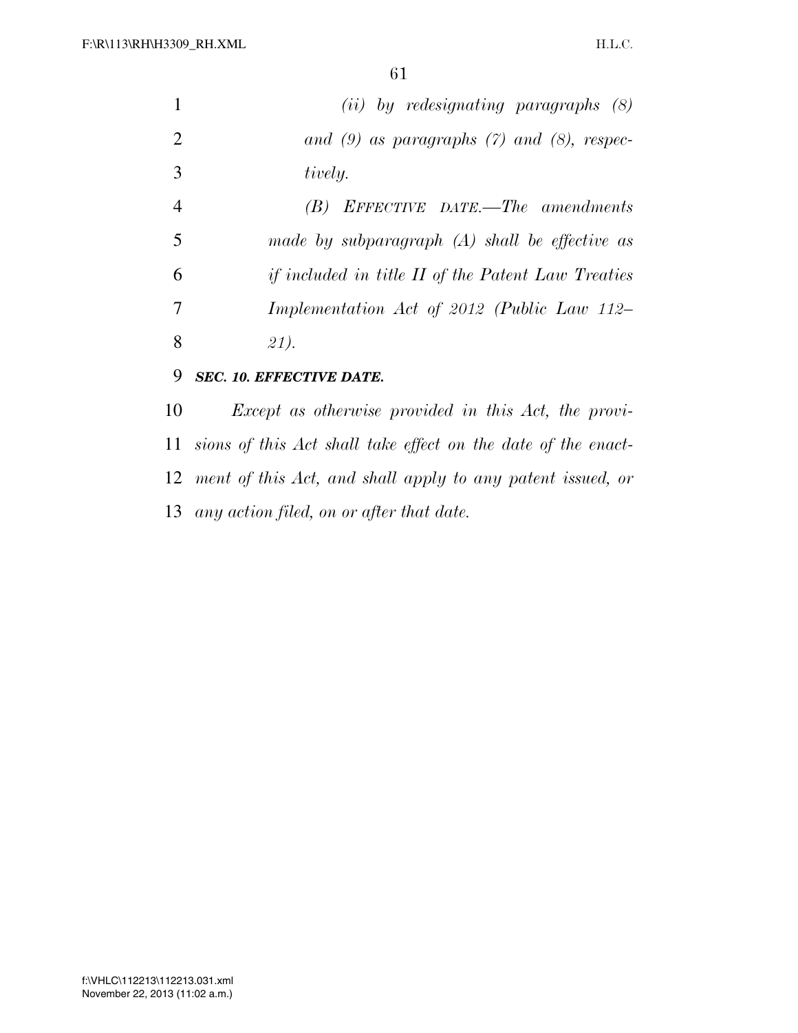*(ii) by redesignating paragraphs (8) and (9) as paragraphs (7) and (8), respectively.*

*(B) EFFECTIVE DATE.—The amendments made by subparagraph (A) shall be effective as if included in title II of the Patent Law Treaties Implementation Act of 2012 (Public Law 112–21).*

### ***SEC. 10. EFFECTIVE DATE.***

*Except as otherwise provided in this Act, the provisions of this Act shall take effect on the date of the enactment of this Act, and shall apply to any patent issued, or any action filed, on or after that date.*